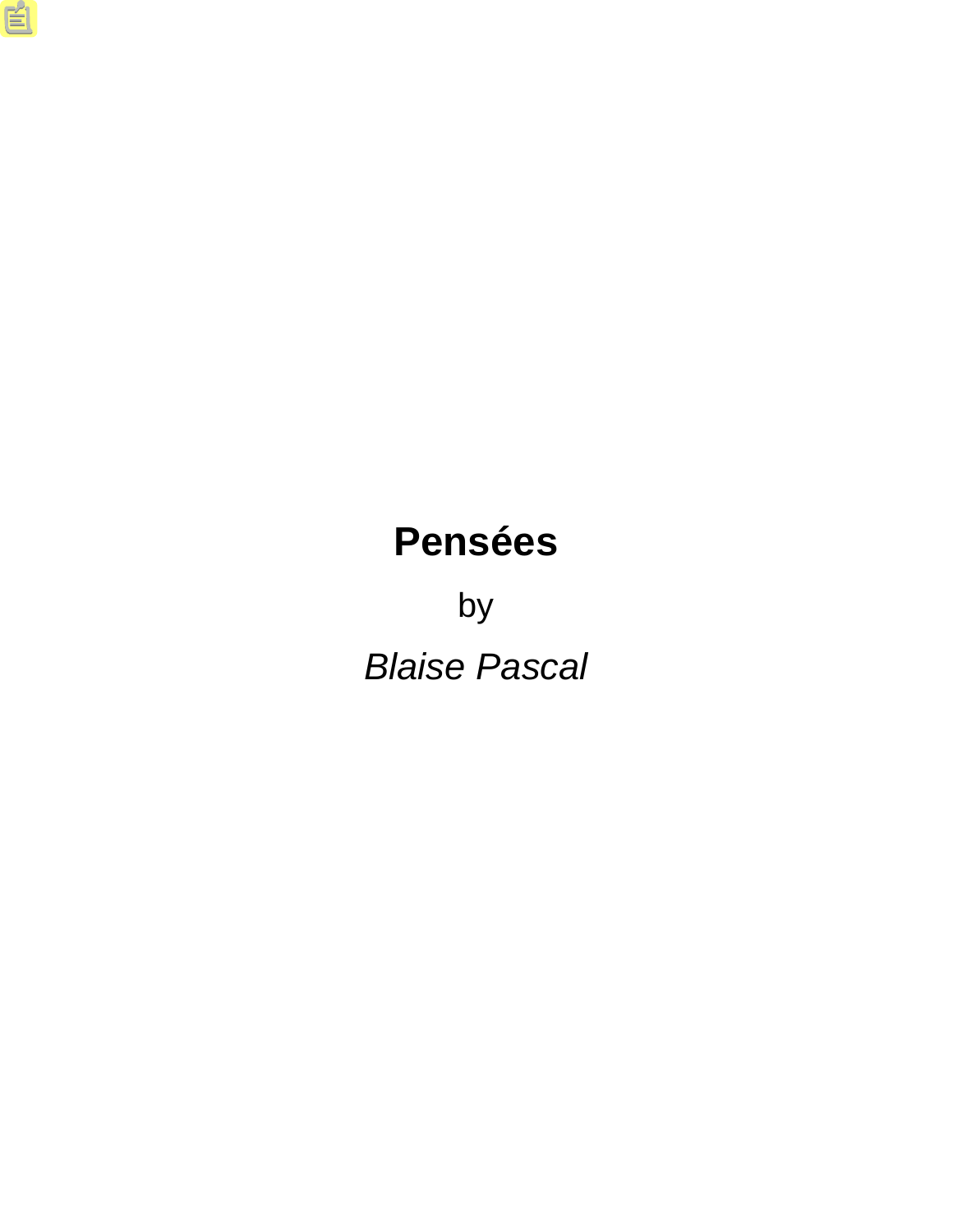# Pensées

by

*Blaise Pascal*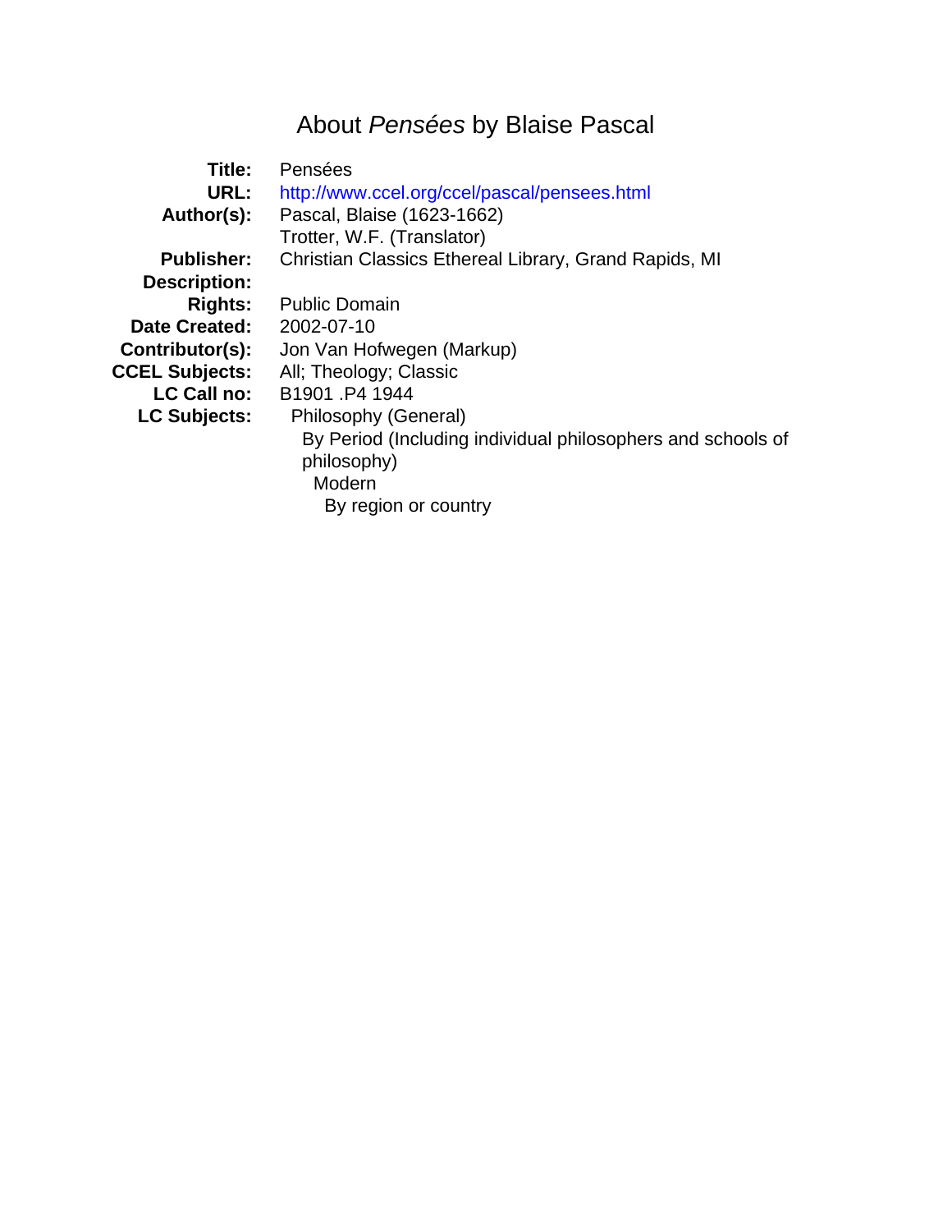# About *Pensées* by Blaise Pascal

| | |
|---|---|
| **Title:** | Pensées |
| **URL:** | http://www.ccel.org/ccel/pascal/pensees.html |
| **Author(s):** | Pascal, Blaise (1623-1662) |
| | Trotter, W.F. (Translator) |
| **Publisher:** | Christian Classics Ethereal Library, Grand Rapids, MI |
| **Description:** | |
| **Rights:** | Public Domain |
| **Date Created:** | 2002-07-10 |
| **Contributor(s):** | Jon Van Hofwegen (Markup) |
| **CCEL Subjects:** | All; Theology; Classic |
| **LC Call no:** | B1901 .P4 1944 |
| **LC Subjects:** | Philosophy (General) |
| | By Period (Including individual philosophers and schools of philosophy) |
| | Modern |
| | By region or country |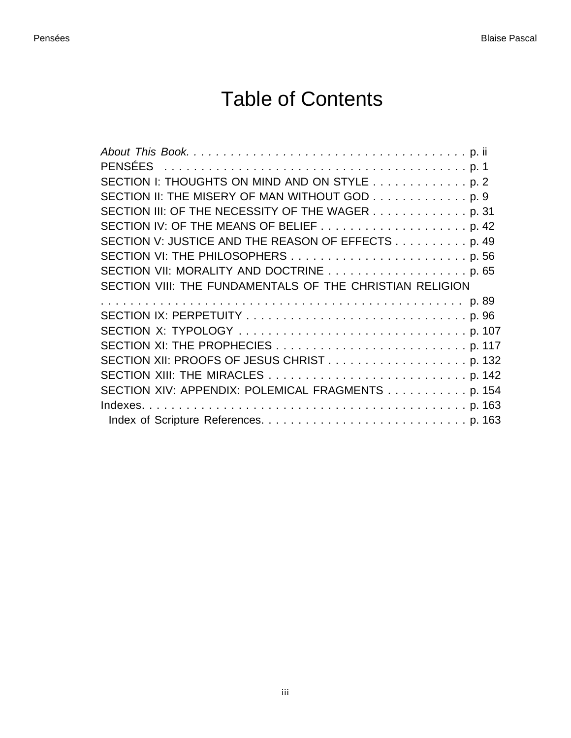# Table of Contents

*About This Book.* . . . . . . . . . . . . . . . . . . . . . . . . . . . . . . . . . . . . . . p. ii
PENSÉES . . . . . . . . . . . . . . . . . . . . . . . . . . . . . . . . . . . . . . . . . p. 1
SECTION I: THOUGHTS ON MIND AND ON STYLE . . . . . . . . . . . . . p. 2
SECTION II: THE MISERY OF MAN WITHOUT GOD . . . . . . . . . . . . . p. 9
SECTION III: OF THE NECESSITY OF THE WAGER . . . . . . . . . . . . . p. 31
SECTION IV: OF THE MEANS OF BELIEF . . . . . . . . . . . . . . . . . . . . p. 42
SECTION V: JUSTICE AND THE REASON OF EFFECTS . . . . . . . . . . p. 49
SECTION VI: THE PHILOSOPHERS . . . . . . . . . . . . . . . . . . . . . . . . p. 56
SECTION VII: MORALITY AND DOCTRINE . . . . . . . . . . . . . . . . . . . p. 65
SECTION VIII: THE FUNDAMENTALS OF THE CHRISTIAN RELIGION . . . . . . . . . . . . . . . . . . . . . . . . . . . . . . . . . . . . . . . . . . . . p. 89
SECTION IX: PERPETUITY . . . . . . . . . . . . . . . . . . . . . . . . . . . . . . p. 96
SECTION X: TYPOLOGY . . . . . . . . . . . . . . . . . . . . . . . . . . . . . . . p. 107
SECTION XI: THE PROPHECIES . . . . . . . . . . . . . . . . . . . . . . . . . . p. 117
SECTION XII: PROOFS OF JESUS CHRIST . . . . . . . . . . . . . . . . . . . p. 132
SECTION XIII: THE MIRACLES . . . . . . . . . . . . . . . . . . . . . . . . . . . p. 142
SECTION XIV: APPENDIX: POLEMICAL FRAGMENTS . . . . . . . . . . . p. 154
Indexes. . . . . . . . . . . . . . . . . . . . . . . . . . . . . . . . . . . . . . . . . . . . p. 163
  Index of Scripture References. . . . . . . . . . . . . . . . . . . . . . . . . . . p. 163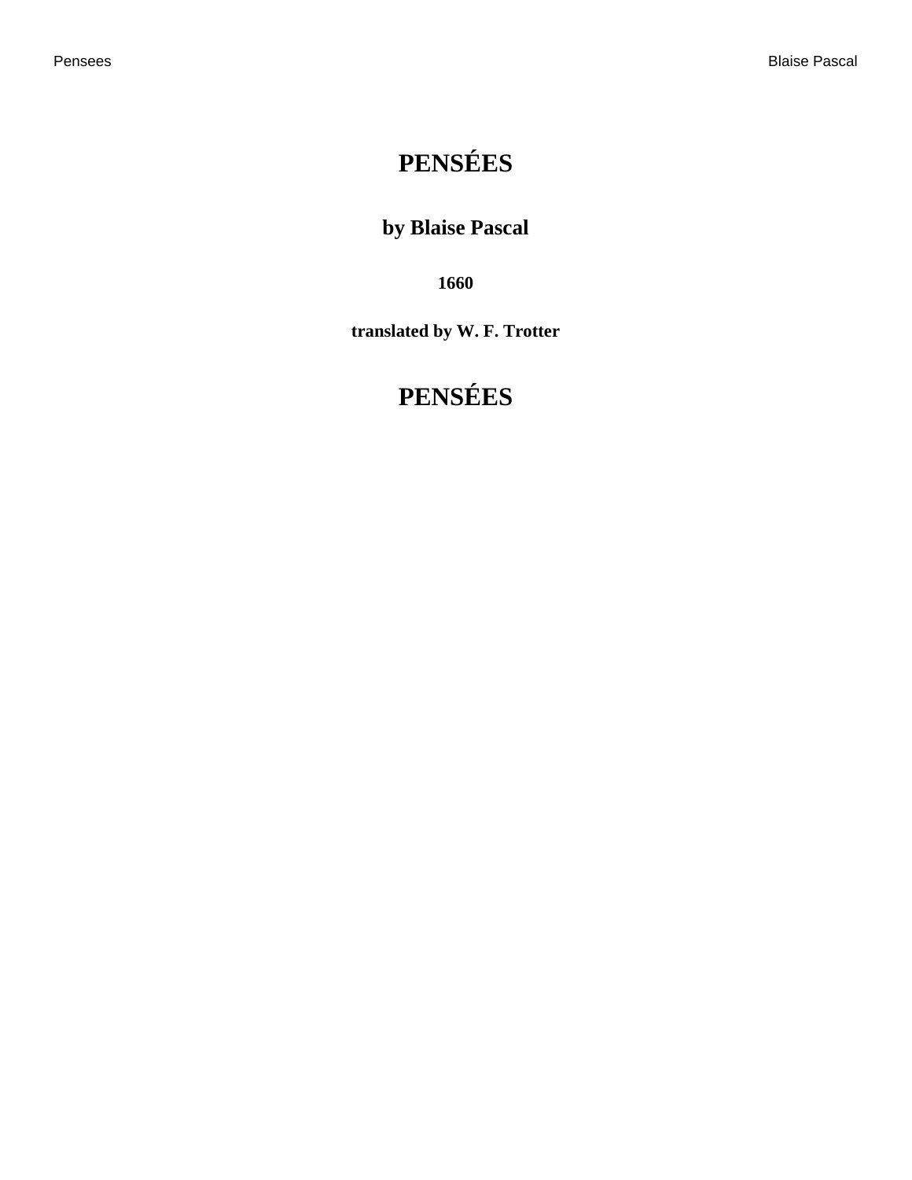# PENSÉES

## by Blaise Pascal

### 1660

### translated by W. F. Trotter

# PENSÉES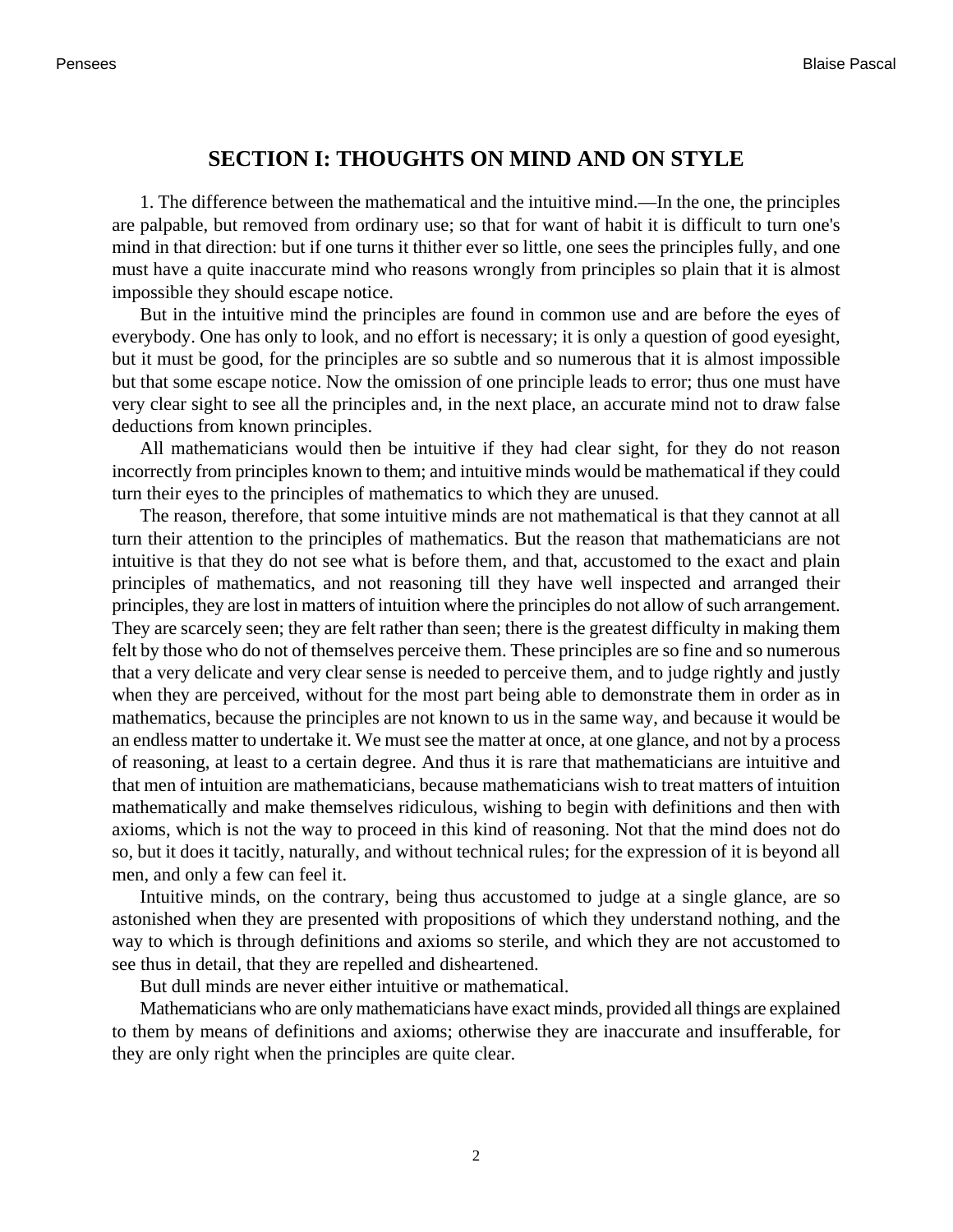## SECTION I: THOUGHTS ON MIND AND ON STYLE

1. The difference between the mathematical and the intuitive mind.—In the one, the principles are palpable, but removed from ordinary use; so that for want of habit it is difficult to turn one's mind in that direction: but if one turns it thither ever so little, one sees the principles fully, and one must have a quite inaccurate mind who reasons wrongly from principles so plain that it is almost impossible they should escape notice.

But in the intuitive mind the principles are found in common use and are before the eyes of everybody. One has only to look, and no effort is necessary; it is only a question of good eyesight, but it must be good, for the principles are so subtle and so numerous that it is almost impossible but that some escape notice. Now the omission of one principle leads to error; thus one must have very clear sight to see all the principles and, in the next place, an accurate mind not to draw false deductions from known principles.

All mathematicians would then be intuitive if they had clear sight, for they do not reason incorrectly from principles known to them; and intuitive minds would be mathematical if they could turn their eyes to the principles of mathematics to which they are unused.

The reason, therefore, that some intuitive minds are not mathematical is that they cannot at all turn their attention to the principles of mathematics. But the reason that mathematicians are not intuitive is that they do not see what is before them, and that, accustomed to the exact and plain principles of mathematics, and not reasoning till they have well inspected and arranged their principles, they are lost in matters of intuition where the principles do not allow of such arrangement. They are scarcely seen; they are felt rather than seen; there is the greatest difficulty in making them felt by those who do not of themselves perceive them. These principles are so fine and so numerous that a very delicate and very clear sense is needed to perceive them, and to judge rightly and justly when they are perceived, without for the most part being able to demonstrate them in order as in mathematics, because the principles are not known to us in the same way, and because it would be an endless matter to undertake it. We must see the matter at once, at one glance, and not by a process of reasoning, at least to a certain degree. And thus it is rare that mathematicians are intuitive and that men of intuition are mathematicians, because mathematicians wish to treat matters of intuition mathematically and make themselves ridiculous, wishing to begin with definitions and then with axioms, which is not the way to proceed in this kind of reasoning. Not that the mind does not do so, but it does it tacitly, naturally, and without technical rules; for the expression of it is beyond all men, and only a few can feel it.

Intuitive minds, on the contrary, being thus accustomed to judge at a single glance, are so astonished when they are presented with propositions of which they understand nothing, and the way to which is through definitions and axioms so sterile, and which they are not accustomed to see thus in detail, that they are repelled and disheartened.

But dull minds are never either intuitive or mathematical.

Mathematicians who are only mathematicians have exact minds, provided all things are explained to them by means of definitions and axioms; otherwise they are inaccurate and insufferable, for they are only right when the principles are quite clear.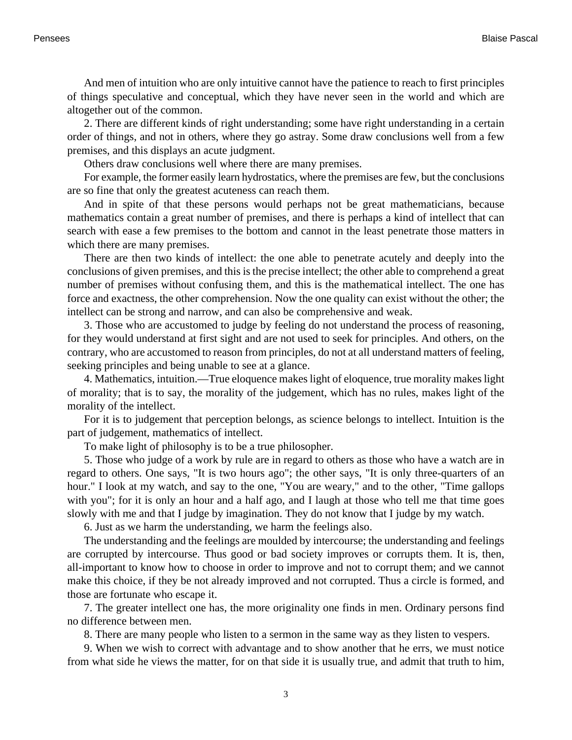And men of intuition who are only intuitive cannot have the patience to reach to first principles of things speculative and conceptual, which they have never seen in the world and which are altogether out of the common.

2. There are different kinds of right understanding; some have right understanding in a certain order of things, and not in others, where they go astray. Some draw conclusions well from a few premises, and this displays an acute judgment.

Others draw conclusions well where there are many premises.

For example, the former easily learn hydrostatics, where the premises are few, but the conclusions are so fine that only the greatest acuteness can reach them.

And in spite of that these persons would perhaps not be great mathematicians, because mathematics contain a great number of premises, and there is perhaps a kind of intellect that can search with ease a few premises to the bottom and cannot in the least penetrate those matters in which there are many premises.

There are then two kinds of intellect: the one able to penetrate acutely and deeply into the conclusions of given premises, and this is the precise intellect; the other able to comprehend a great number of premises without confusing them, and this is the mathematical intellect. The one has force and exactness, the other comprehension. Now the one quality can exist without the other; the intellect can be strong and narrow, and can also be comprehensive and weak.

3. Those who are accustomed to judge by feeling do not understand the process of reasoning, for they would understand at first sight and are not used to seek for principles. And others, on the contrary, who are accustomed to reason from principles, do not at all understand matters of feeling, seeking principles and being unable to see at a glance.

4. Mathematics, intuition.—True eloquence makes light of eloquence, true morality makes light of morality; that is to say, the morality of the judgement, which has no rules, makes light of the morality of the intellect.

For it is to judgement that perception belongs, as science belongs to intellect. Intuition is the part of judgement, mathematics of intellect.

To make light of philosophy is to be a true philosopher.

5. Those who judge of a work by rule are in regard to others as those who have a watch are in regard to others. One says, "It is two hours ago"; the other says, "It is only three-quarters of an hour." I look at my watch, and say to the one, "You are weary," and to the other, "Time gallops with you"; for it is only an hour and a half ago, and I laugh at those who tell me that time goes slowly with me and that I judge by imagination. They do not know that I judge by my watch.

6. Just as we harm the understanding, we harm the feelings also.

The understanding and the feelings are moulded by intercourse; the understanding and feelings are corrupted by intercourse. Thus good or bad society improves or corrupts them. It is, then, all-important to know how to choose in order to improve and not to corrupt them; and we cannot make this choice, if they be not already improved and not corrupted. Thus a circle is formed, and those are fortunate who escape it.

7. The greater intellect one has, the more originality one finds in men. Ordinary persons find no difference between men.

8. There are many people who listen to a sermon in the same way as they listen to vespers.

9. When we wish to correct with advantage and to show another that he errs, we must notice from what side he views the matter, for on that side it is usually true, and admit that truth to him,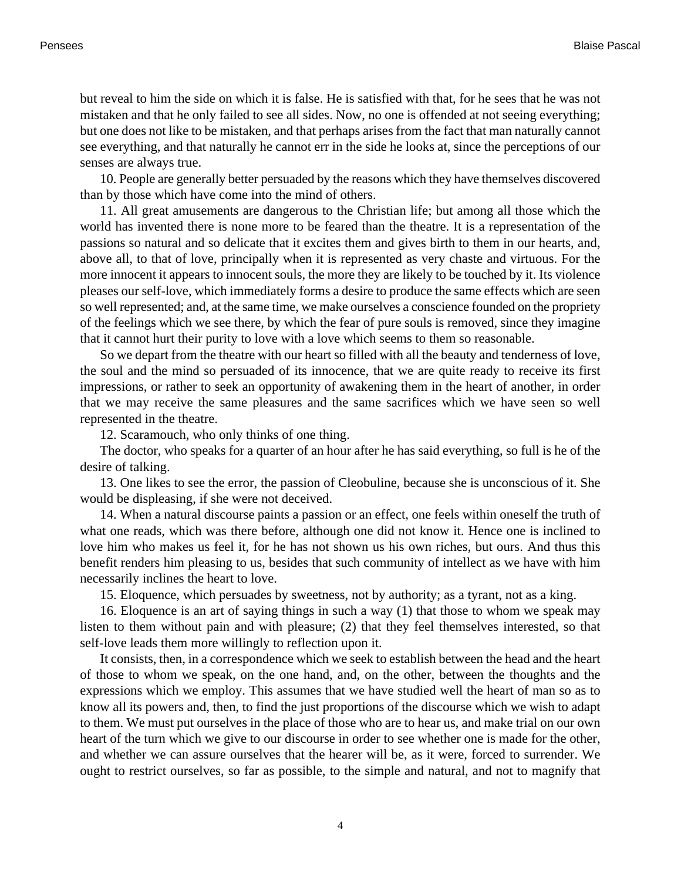but reveal to him the side on which it is false. He is satisfied with that, for he sees that he was not mistaken and that he only failed to see all sides. Now, no one is offended at not seeing everything; but one does not like to be mistaken, and that perhaps arises from the fact that man naturally cannot see everything, and that naturally he cannot err in the side he looks at, since the perceptions of our senses are always true.

10. People are generally better persuaded by the reasons which they have themselves discovered than by those which have come into the mind of others.

11. All great amusements are dangerous to the Christian life; but among all those which the world has invented there is none more to be feared than the theatre. It is a representation of the passions so natural and so delicate that it excites them and gives birth to them in our hearts, and, above all, to that of love, principally when it is represented as very chaste and virtuous. For the more innocent it appears to innocent souls, the more they are likely to be touched by it. Its violence pleases our self-love, which immediately forms a desire to produce the same effects which are seen so well represented; and, at the same time, we make ourselves a conscience founded on the propriety of the feelings which we see there, by which the fear of pure souls is removed, since they imagine that it cannot hurt their purity to love with a love which seems to them so reasonable.

So we depart from the theatre with our heart so filled with all the beauty and tenderness of love, the soul and the mind so persuaded of its innocence, that we are quite ready to receive its first impressions, or rather to seek an opportunity of awakening them in the heart of another, in order that we may receive the same pleasures and the same sacrifices which we have seen so well represented in the theatre.

12. Scaramouch, who only thinks of one thing.

The doctor, who speaks for a quarter of an hour after he has said everything, so full is he of the desire of talking.

13. One likes to see the error, the passion of Cleobuline, because she is unconscious of it. She would be displeasing, if she were not deceived.

14. When a natural discourse paints a passion or an effect, one feels within oneself the truth of what one reads, which was there before, although one did not know it. Hence one is inclined to love him who makes us feel it, for he has not shown us his own riches, but ours. And thus this benefit renders him pleasing to us, besides that such community of intellect as we have with him necessarily inclines the heart to love.

15. Eloquence, which persuades by sweetness, not by authority; as a tyrant, not as a king.

16. Eloquence is an art of saying things in such a way (1) that those to whom we speak may listen to them without pain and with pleasure; (2) that they feel themselves interested, so that self-love leads them more willingly to reflection upon it.

It consists, then, in a correspondence which we seek to establish between the head and the heart of those to whom we speak, on the one hand, and, on the other, between the thoughts and the expressions which we employ. This assumes that we have studied well the heart of man so as to know all its powers and, then, to find the just proportions of the discourse which we wish to adapt to them. We must put ourselves in the place of those who are to hear us, and make trial on our own heart of the turn which we give to our discourse in order to see whether one is made for the other, and whether we can assure ourselves that the hearer will be, as it were, forced to surrender. We ought to restrict ourselves, so far as possible, to the simple and natural, and not to magnify that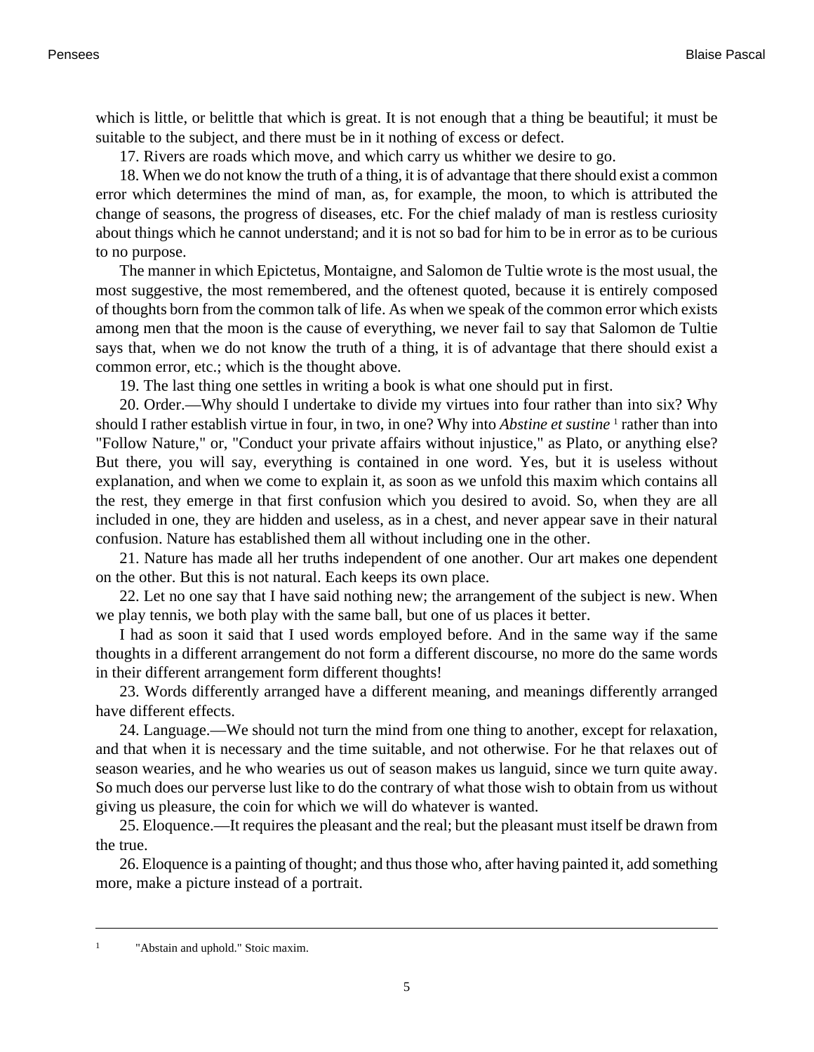which is little, or belittle that which is great. It is not enough that a thing be beautiful; it must be suitable to the subject, and there must be in it nothing of excess or defect.

17. Rivers are roads which move, and which carry us whither we desire to go.

18. When we do not know the truth of a thing, it is of advantage that there should exist a common error which determines the mind of man, as, for example, the moon, to which is attributed the change of seasons, the progress of diseases, etc. For the chief malady of man is restless curiosity about things which he cannot understand; and it is not so bad for him to be in error as to be curious to no purpose.

The manner in which Epictetus, Montaigne, and Salomon de Tultie wrote is the most usual, the most suggestive, the most remembered, and the oftenest quoted, because it is entirely composed of thoughts born from the common talk of life. As when we speak of the common error which exists among men that the moon is the cause of everything, we never fail to say that Salomon de Tultie says that, when we do not know the truth of a thing, it is of advantage that there should exist a common error, etc.; which is the thought above.

19. The last thing one settles in writing a book is what one should put in first.

20. Order.—Why should I undertake to divide my virtues into four rather than into six? Why should I rather establish virtue in four, in two, in one? Why into *Abstine et sustine* [1] rather than into "Follow Nature," or, "Conduct your private affairs without injustice," as Plato, or anything else? But there, you will say, everything is contained in one word. Yes, but it is useless without explanation, and when we come to explain it, as soon as we unfold this maxim which contains all the rest, they emerge in that first confusion which you desired to avoid. So, when they are all included in one, they are hidden and useless, as in a chest, and never appear save in their natural confusion. Nature has established them all without including one in the other.

21. Nature has made all her truths independent of one another. Our art makes one dependent on the other. But this is not natural. Each keeps its own place.

22. Let no one say that I have said nothing new; the arrangement of the subject is new. When we play tennis, we both play with the same ball, but one of us places it better.

I had as soon it said that I used words employed before. And in the same way if the same thoughts in a different arrangement do not form a different discourse, no more do the same words in their different arrangement form different thoughts!

23. Words differently arranged have a different meaning, and meanings differently arranged have different effects.

24. Language.—We should not turn the mind from one thing to another, except for relaxation, and that when it is necessary and the time suitable, and not otherwise. For he that relaxes out of season wearies, and he who wearies us out of season makes us languid, since we turn quite away. So much does our perverse lust like to do the contrary of what those wish to obtain from us without giving us pleasure, the coin for which we will do whatever is wanted.

25. Eloquence.—It requires the pleasant and the real; but the pleasant must itself be drawn from the true.

26. Eloquence is a painting of thought; and thus those who, after having painted it, add something more, make a picture instead of a portrait.

---

[1] "Abstain and uphold." Stoic maxim.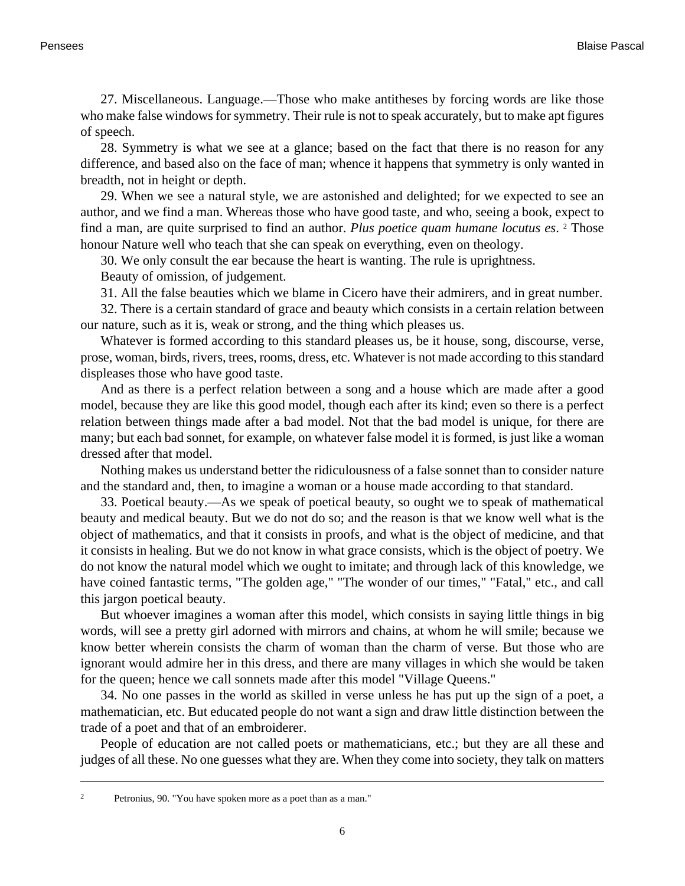27. Miscellaneous. Language.—Those who make antitheses by forcing words are like those who make false windows for symmetry. Their rule is not to speak accurately, but to make apt figures of speech.

28. Symmetry is what we see at a glance; based on the fact that there is no reason for any difference, and based also on the face of man; whence it happens that symmetry is only wanted in breadth, not in height or depth.

29. When we see a natural style, we are astonished and delighted; for we expected to see an author, and we find a man. Whereas those who have good taste, and who, seeing a book, expect to find a man, are quite surprised to find an author. *Plus poetice quam humane locutus es*. [2] Those honour Nature well who teach that she can speak on everything, even on theology.

30. We only consult the ear because the heart is wanting. The rule is uprightness.

Beauty of omission, of judgement.

31. All the false beauties which we blame in Cicero have their admirers, and in great number.

32. There is a certain standard of grace and beauty which consists in a certain relation between our nature, such as it is, weak or strong, and the thing which pleases us.

Whatever is formed according to this standard pleases us, be it house, song, discourse, verse, prose, woman, birds, rivers, trees, rooms, dress, etc. Whatever is not made according to this standard displeases those who have good taste.

And as there is a perfect relation between a song and a house which are made after a good model, because they are like this good model, though each after its kind; even so there is a perfect relation between things made after a bad model. Not that the bad model is unique, for there are many; but each bad sonnet, for example, on whatever false model it is formed, is just like a woman dressed after that model.

Nothing makes us understand better the ridiculousness of a false sonnet than to consider nature and the standard and, then, to imagine a woman or a house made according to that standard.

33. Poetical beauty.—As we speak of poetical beauty, so ought we to speak of mathematical beauty and medical beauty. But we do not do so; and the reason is that we know well what is the object of mathematics, and that it consists in proofs, and what is the object of medicine, and that it consists in healing. But we do not know in what grace consists, which is the object of poetry. We do not know the natural model which we ought to imitate; and through lack of this knowledge, we have coined fantastic terms, "The golden age," "The wonder of our times," "Fatal," etc., and call this jargon poetical beauty.

But whoever imagines a woman after this model, which consists in saying little things in big words, will see a pretty girl adorned with mirrors and chains, at whom he will smile; because we know better wherein consists the charm of woman than the charm of verse. But those who are ignorant would admire her in this dress, and there are many villages in which she would be taken for the queen; hence we call sonnets made after this model "Village Queens."

34. No one passes in the world as skilled in verse unless he has put up the sign of a poet, a mathematician, etc. But educated people do not want a sign and draw little distinction between the trade of a poet and that of an embroiderer.

People of education are not called poets or mathematicians, etc.; but they are all these and judges of all these. No one guesses what they are. When they come into society, they talk on matters

---

[2] Petronius, 90. "You have spoken more as a poet than as a man."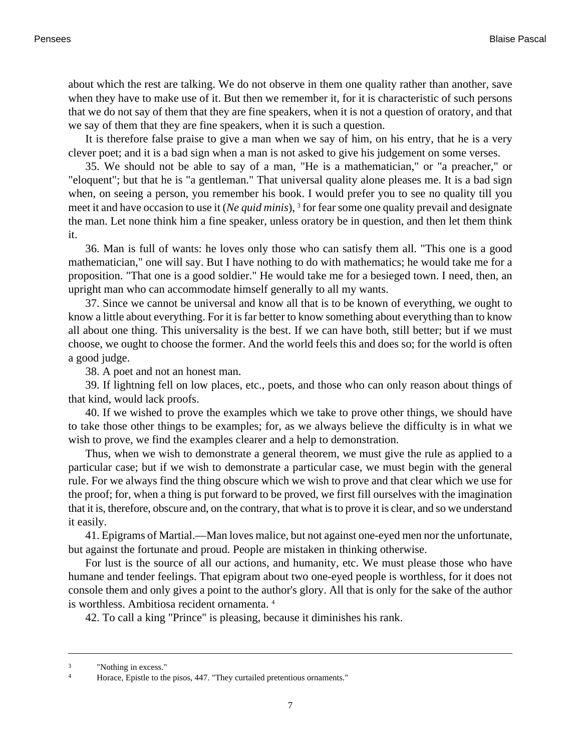about which the rest are talking. We do not observe in them one quality rather than another, save when they have to make use of it. But then we remember it, for it is characteristic of such persons that we do not say of them that they are fine speakers, when it is not a question of oratory, and that we say of them that they are fine speakers, when it is such a question.

It is therefore false praise to give a man when we say of him, on his entry, that he is a very clever poet; and it is a bad sign when a man is not asked to give his judgement on some verses.

35. We should not be able to say of a man, "He is a mathematician," or "a preacher," or "eloquent"; but that he is "a gentleman." That universal quality alone pleases me. It is a bad sign when, on seeing a person, you remember his book. I would prefer you to see no quality till you meet it and have occasion to use it (*Ne quid minis*), [3] for fear some one quality prevail and designate the man. Let none think him a fine speaker, unless oratory be in question, and then let them think it.

36. Man is full of wants: he loves only those who can satisfy them all. "This one is a good mathematician," one will say. But I have nothing to do with mathematics; he would take me for a proposition. "That one is a good soldier." He would take me for a besieged town. I need, then, an upright man who can accommodate himself generally to all my wants.

37. Since we cannot be universal and know all that is to be known of everything, we ought to know a little about everything. For it is far better to know something about everything than to know all about one thing. This universality is the best. If we can have both, still better; but if we must choose, we ought to choose the former. And the world feels this and does so; for the world is often a good judge.

38. A poet and not an honest man.

39. If lightning fell on low places, etc., poets, and those who can only reason about things of that kind, would lack proofs.

40. If we wished to prove the examples which we take to prove other things, we should have to take those other things to be examples; for, as we always believe the difficulty is in what we wish to prove, we find the examples clearer and a help to demonstration.

Thus, when we wish to demonstrate a general theorem, we must give the rule as applied to a particular case; but if we wish to demonstrate a particular case, we must begin with the general rule. For we always find the thing obscure which we wish to prove and that clear which we use for the proof; for, when a thing is put forward to be proved, we first fill ourselves with the imagination that it is, therefore, obscure and, on the contrary, that what is to prove it is clear, and so we understand it easily.

41. Epigrams of Martial.—Man loves malice, but not against one-eyed men nor the unfortunate, but against the fortunate and proud. People are mistaken in thinking otherwise.

For lust is the source of all our actions, and humanity, etc. We must please those who have humane and tender feelings. That epigram about two one-eyed people is worthless, for it does not console them and only gives a point to the author's glory. All that is only for the sake of the author is worthless. Ambitiosa recident ornamenta. [4]

42. To call a king "Prince" is pleasing, because it diminishes his rank.

---

[3] "Nothing in excess."

[4] Horace, Epistle to the pisos, 447. "They curtailed pretentious ornaments."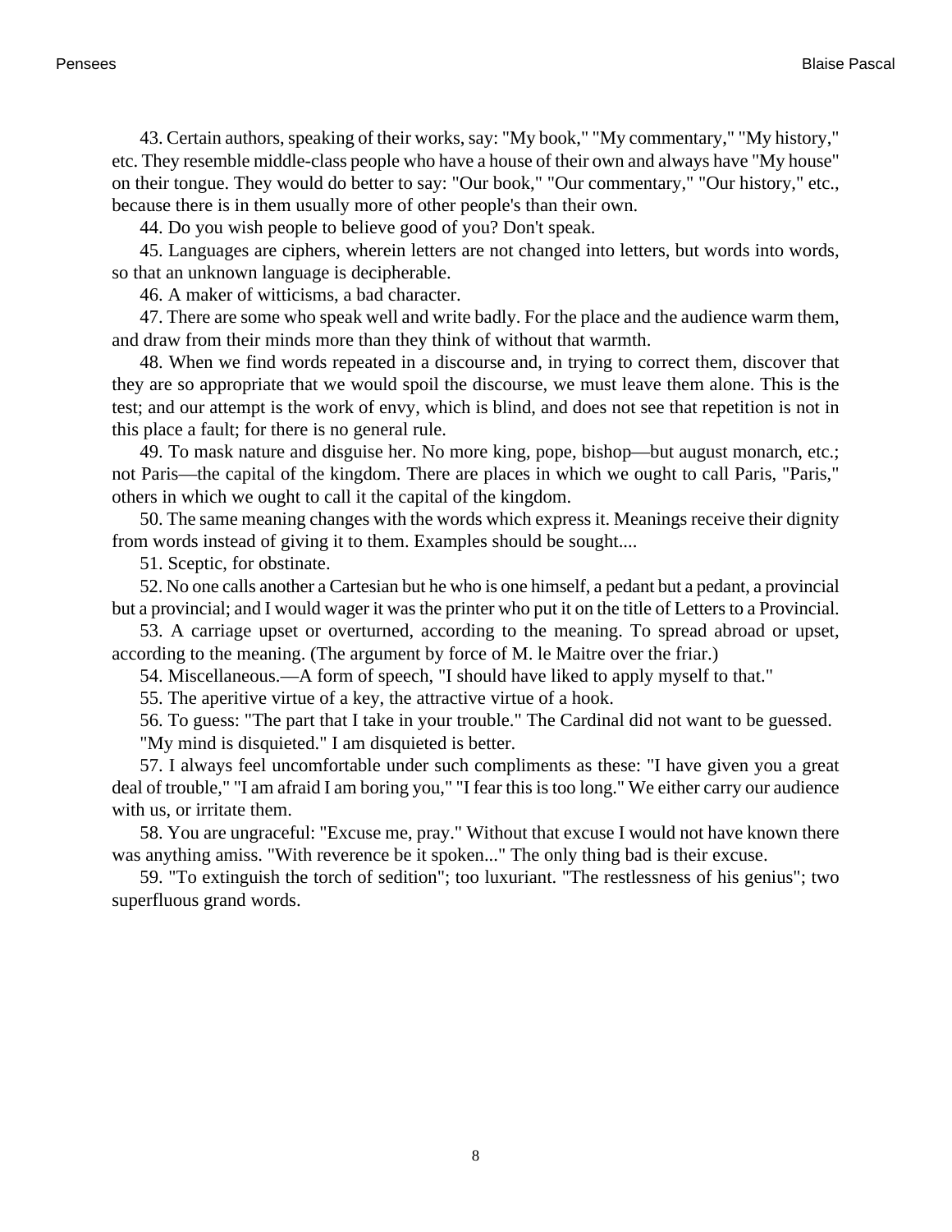43. Certain authors, speaking of their works, say: "My book," "My commentary," "My history," etc. They resemble middle-class people who have a house of their own and always have "My house" on their tongue. They would do better to say: "Our book," "Our commentary," "Our history," etc., because there is in them usually more of other people's than their own.

44. Do you wish people to believe good of you? Don't speak.

45. Languages are ciphers, wherein letters are not changed into letters, but words into words, so that an unknown language is decipherable.

46. A maker of witticisms, a bad character.

47. There are some who speak well and write badly. For the place and the audience warm them, and draw from their minds more than they think of without that warmth.

48. When we find words repeated in a discourse and, in trying to correct them, discover that they are so appropriate that we would spoil the discourse, we must leave them alone. This is the test; and our attempt is the work of envy, which is blind, and does not see that repetition is not in this place a fault; for there is no general rule.

49. To mask nature and disguise her. No more king, pope, bishop—but august monarch, etc.; not Paris—the capital of the kingdom. There are places in which we ought to call Paris, "Paris," others in which we ought to call it the capital of the kingdom.

50. The same meaning changes with the words which express it. Meanings receive their dignity from words instead of giving it to them. Examples should be sought....

51. Sceptic, for obstinate.

52. No one calls another a Cartesian but he who is one himself, a pedant but a pedant, a provincial but a provincial; and I would wager it was the printer who put it on the title of Letters to a Provincial.

53. A carriage upset or overturned, according to the meaning. To spread abroad or upset, according to the meaning. (The argument by force of M. le Maitre over the friar.)

54. Miscellaneous.—A form of speech, "I should have liked to apply myself to that."

55. The aperitive virtue of a key, the attractive virtue of a hook.

56. To guess: "The part that I take in your trouble." The Cardinal did not want to be guessed.

"My mind is disquieted." I am disquieted is better.

57. I always feel uncomfortable under such compliments as these: "I have given you a great deal of trouble," "I am afraid I am boring you," "I fear this is too long." We either carry our audience with us, or irritate them.

58. You are ungraceful: "Excuse me, pray." Without that excuse I would not have known there was anything amiss. "With reverence be it spoken..." The only thing bad is their excuse.

59. "To extinguish the torch of sedition"; too luxuriant. "The restlessness of his genius"; two superfluous grand words.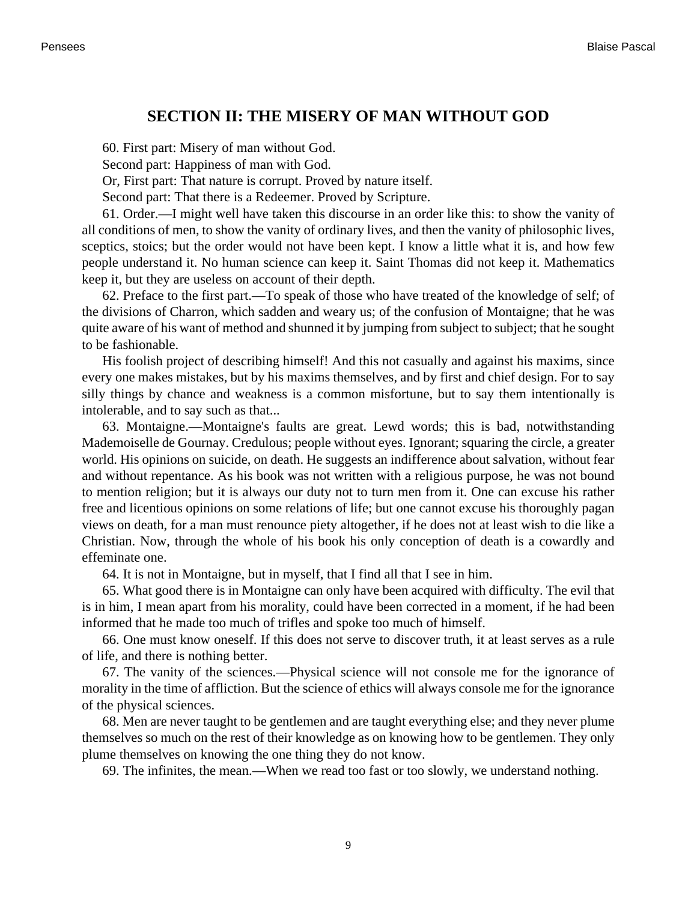## SECTION II: THE MISERY OF MAN WITHOUT GOD

60. First part: Misery of man without God.

Second part: Happiness of man with God.

Or, First part: That nature is corrupt. Proved by nature itself.

Second part: That there is a Redeemer. Proved by Scripture.

61. Order.—I might well have taken this discourse in an order like this: to show the vanity of all conditions of men, to show the vanity of ordinary lives, and then the vanity of philosophic lives, sceptics, stoics; but the order would not have been kept. I know a little what it is, and how few people understand it. No human science can keep it. Saint Thomas did not keep it. Mathematics keep it, but they are useless on account of their depth.

62. Preface to the first part.—To speak of those who have treated of the knowledge of self; of the divisions of Charron, which sadden and weary us; of the confusion of Montaigne; that he was quite aware of his want of method and shunned it by jumping from subject to subject; that he sought to be fashionable.

His foolish project of describing himself! And this not casually and against his maxims, since every one makes mistakes, but by his maxims themselves, and by first and chief design. For to say silly things by chance and weakness is a common misfortune, but to say them intentionally is intolerable, and to say such as that...

63. Montaigne.—Montaigne's faults are great. Lewd words; this is bad, notwithstanding Mademoiselle de Gournay. Credulous; people without eyes. Ignorant; squaring the circle, a greater world. His opinions on suicide, on death. He suggests an indifference about salvation, without fear and without repentance. As his book was not written with a religious purpose, he was not bound to mention religion; but it is always our duty not to turn men from it. One can excuse his rather free and licentious opinions on some relations of life; but one cannot excuse his thoroughly pagan views on death, for a man must renounce piety altogether, if he does not at least wish to die like a Christian. Now, through the whole of his book his only conception of death is a cowardly and effeminate one.

64. It is not in Montaigne, but in myself, that I find all that I see in him.

65. What good there is in Montaigne can only have been acquired with difficulty. The evil that is in him, I mean apart from his morality, could have been corrected in a moment, if he had been informed that he made too much of trifles and spoke too much of himself.

66. One must know oneself. If this does not serve to discover truth, it at least serves as a rule of life, and there is nothing better.

67. The vanity of the sciences.—Physical science will not console me for the ignorance of morality in the time of affliction. But the science of ethics will always console me for the ignorance of the physical sciences.

68. Men are never taught to be gentlemen and are taught everything else; and they never plume themselves so much on the rest of their knowledge as on knowing how to be gentlemen. They only plume themselves on knowing the one thing they do not know.

69. The infinites, the mean.—When we read too fast or too slowly, we understand nothing.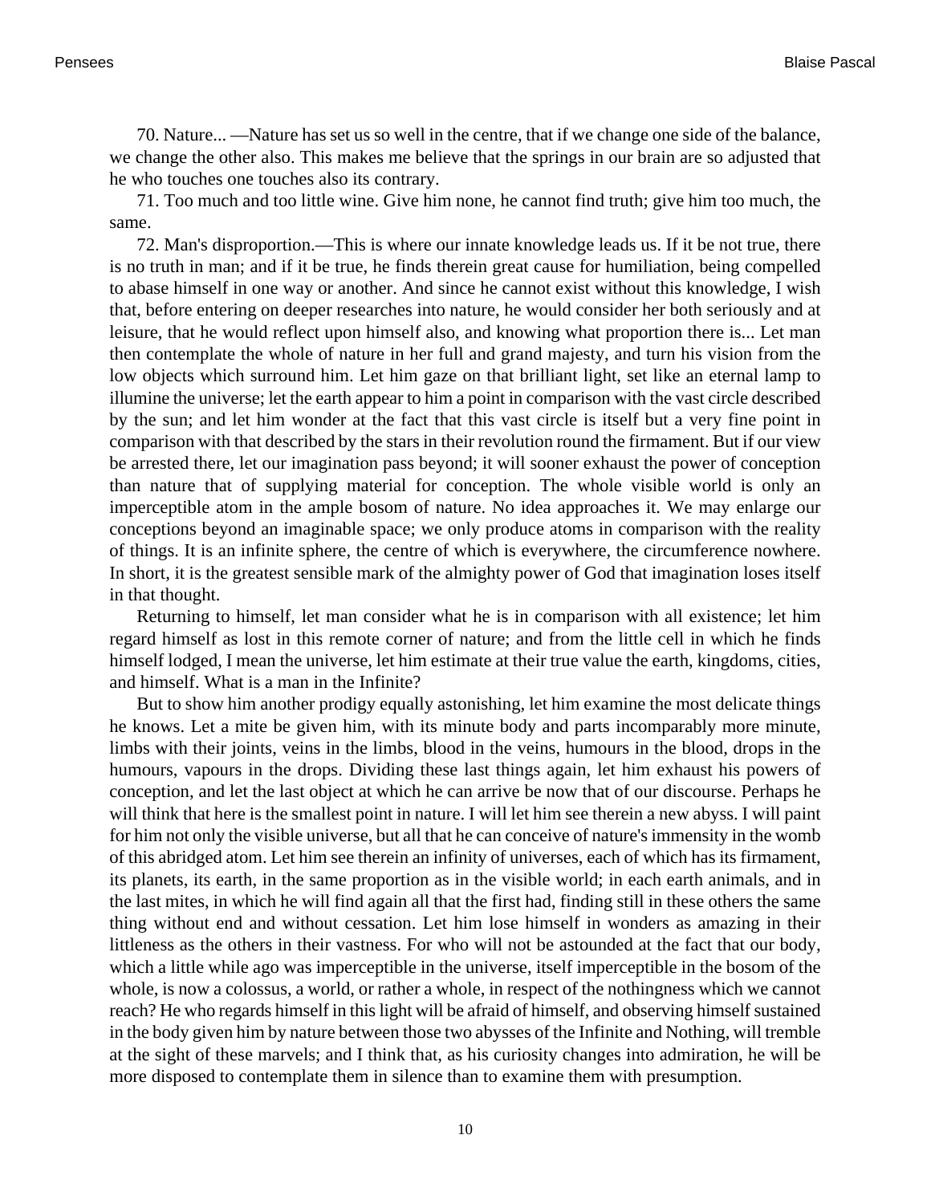70. Nature... —Nature has set us so well in the centre, that if we change one side of the balance, we change the other also. This makes me believe that the springs in our brain are so adjusted that he who touches one touches also its contrary.

71. Too much and too little wine. Give him none, he cannot find truth; give him too much, the same.

72. Man's disproportion.—This is where our innate knowledge leads us. If it be not true, there is no truth in man; and if it be true, he finds therein great cause for humiliation, being compelled to abase himself in one way or another. And since he cannot exist without this knowledge, I wish that, before entering on deeper researches into nature, he would consider her both seriously and at leisure, that he would reflect upon himself also, and knowing what proportion there is... Let man then contemplate the whole of nature in her full and grand majesty, and turn his vision from the low objects which surround him. Let him gaze on that brilliant light, set like an eternal lamp to illumine the universe; let the earth appear to him a point in comparison with the vast circle described by the sun; and let him wonder at the fact that this vast circle is itself but a very fine point in comparison with that described by the stars in their revolution round the firmament. But if our view be arrested there, let our imagination pass beyond; it will sooner exhaust the power of conception than nature that of supplying material for conception. The whole visible world is only an imperceptible atom in the ample bosom of nature. No idea approaches it. We may enlarge our conceptions beyond an imaginable space; we only produce atoms in comparison with the reality of things. It is an infinite sphere, the centre of which is everywhere, the circumference nowhere. In short, it is the greatest sensible mark of the almighty power of God that imagination loses itself in that thought.

Returning to himself, let man consider what he is in comparison with all existence; let him regard himself as lost in this remote corner of nature; and from the little cell in which he finds himself lodged, I mean the universe, let him estimate at their true value the earth, kingdoms, cities, and himself. What is a man in the Infinite?

But to show him another prodigy equally astonishing, let him examine the most delicate things he knows. Let a mite be given him, with its minute body and parts incomparably more minute, limbs with their joints, veins in the limbs, blood in the veins, humours in the blood, drops in the humours, vapours in the drops. Dividing these last things again, let him exhaust his powers of conception, and let the last object at which he can arrive be now that of our discourse. Perhaps he will think that here is the smallest point in nature. I will let him see therein a new abyss. I will paint for him not only the visible universe, but all that he can conceive of nature's immensity in the womb of this abridged atom. Let him see therein an infinity of universes, each of which has its firmament, its planets, its earth, in the same proportion as in the visible world; in each earth animals, and in the last mites, in which he will find again all that the first had, finding still in these others the same thing without end and without cessation. Let him lose himself in wonders as amazing in their littleness as the others in their vastness. For who will not be astounded at the fact that our body, which a little while ago was imperceptible in the universe, itself imperceptible in the bosom of the whole, is now a colossus, a world, or rather a whole, in respect of the nothingness which we cannot reach? He who regards himself in this light will be afraid of himself, and observing himself sustained in the body given him by nature between those two abysses of the Infinite and Nothing, will tremble at the sight of these marvels; and I think that, as his curiosity changes into admiration, he will be more disposed to contemplate them in silence than to examine them with presumption.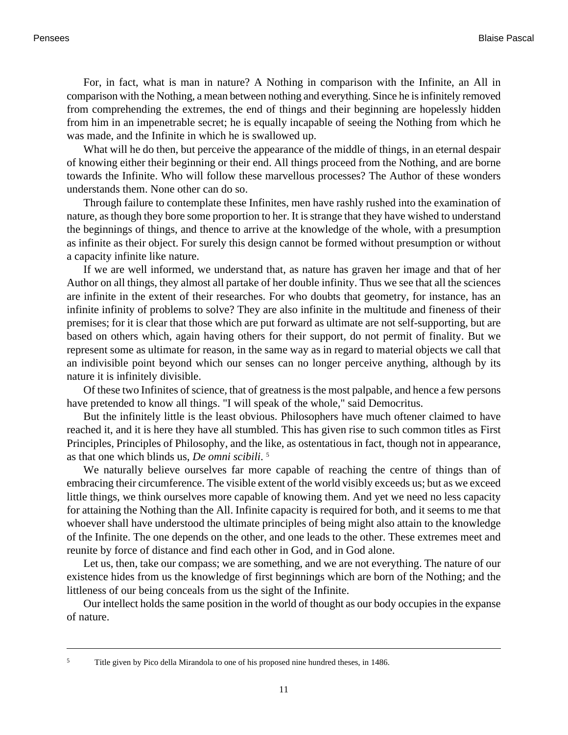For, in fact, what is man in nature? A Nothing in comparison with the Infinite, an All in comparison with the Nothing, a mean between nothing and everything. Since he is infinitely removed from comprehending the extremes, the end of things and their beginning are hopelessly hidden from him in an impenetrable secret; he is equally incapable of seeing the Nothing from which he was made, and the Infinite in which he is swallowed up.

What will he do then, but perceive the appearance of the middle of things, in an eternal despair of knowing either their beginning or their end. All things proceed from the Nothing, and are borne towards the Infinite. Who will follow these marvellous processes? The Author of these wonders understands them. None other can do so.

Through failure to contemplate these Infinites, men have rashly rushed into the examination of nature, as though they bore some proportion to her. It is strange that they have wished to understand the beginnings of things, and thence to arrive at the knowledge of the whole, with a presumption as infinite as their object. For surely this design cannot be formed without presumption or without a capacity infinite like nature.

If we are well informed, we understand that, as nature has graven her image and that of her Author on all things, they almost all partake of her double infinity. Thus we see that all the sciences are infinite in the extent of their researches. For who doubts that geometry, for instance, has an infinite infinity of problems to solve? They are also infinite in the multitude and fineness of their premises; for it is clear that those which are put forward as ultimate are not self-supporting, but are based on others which, again having others for their support, do not permit of finality. But we represent some as ultimate for reason, in the same way as in regard to material objects we call that an indivisible point beyond which our senses can no longer perceive anything, although by its nature it is infinitely divisible.

Of these two Infinites of science, that of greatness is the most palpable, and hence a few persons have pretended to know all things. "I will speak of the whole," said Democritus.

But the infinitely little is the least obvious. Philosophers have much oftener claimed to have reached it, and it is here they have all stumbled. This has given rise to such common titles as First Principles, Principles of Philosophy, and the like, as ostentatious in fact, though not in appearance, as that one which blinds us, *De omni scibili*. [5]

We naturally believe ourselves far more capable of reaching the centre of things than of embracing their circumference. The visible extent of the world visibly exceeds us; but as we exceed little things, we think ourselves more capable of knowing them. And yet we need no less capacity for attaining the Nothing than the All. Infinite capacity is required for both, and it seems to me that whoever shall have understood the ultimate principles of being might also attain to the knowledge of the Infinite. The one depends on the other, and one leads to the other. These extremes meet and reunite by force of distance and find each other in God, and in God alone.

Let us, then, take our compass; we are something, and we are not everything. The nature of our existence hides from us the knowledge of first beginnings which are born of the Nothing; and the littleness of our being conceals from us the sight of the Infinite.

Our intellect holds the same position in the world of thought as our body occupies in the expanse of nature.

---

[5] Title given by Pico della Mirandola to one of his proposed nine hundred theses, in 1486.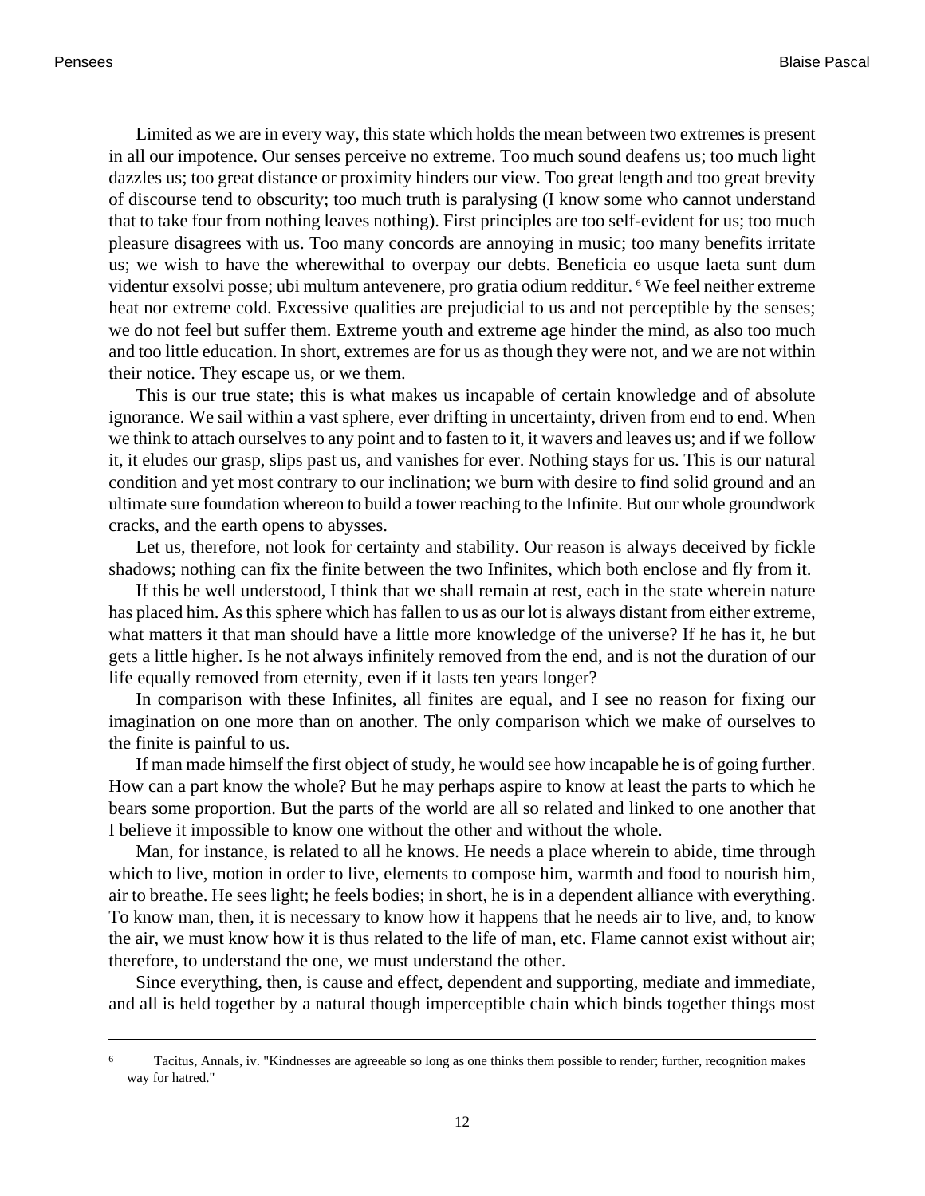Limited as we are in every way, this state which holds the mean between two extremes is present in all our impotence. Our senses perceive no extreme. Too much sound deafens us; too much light dazzles us; too great distance or proximity hinders our view. Too great length and too great brevity of discourse tend to obscurity; too much truth is paralysing (I know some who cannot understand that to take four from nothing leaves nothing). First principles are too self-evident for us; too much pleasure disagrees with us. Too many concords are annoying in music; too many benefits irritate us; we wish to have the wherewithal to overpay our debts. Beneficia eo usque laeta sunt dum videntur exsolvi posse; ubi multum antevenere, pro gratia odium redditur. [6] We feel neither extreme heat nor extreme cold. Excessive qualities are prejudicial to us and not perceptible by the senses; we do not feel but suffer them. Extreme youth and extreme age hinder the mind, as also too much and too little education. In short, extremes are for us as though they were not, and we are not within their notice. They escape us, or we them.

This is our true state; this is what makes us incapable of certain knowledge and of absolute ignorance. We sail within a vast sphere, ever drifting in uncertainty, driven from end to end. When we think to attach ourselves to any point and to fasten to it, it wavers and leaves us; and if we follow it, it eludes our grasp, slips past us, and vanishes for ever. Nothing stays for us. This is our natural condition and yet most contrary to our inclination; we burn with desire to find solid ground and an ultimate sure foundation whereon to build a tower reaching to the Infinite. But our whole groundwork cracks, and the earth opens to abysses.

Let us, therefore, not look for certainty and stability. Our reason is always deceived by fickle shadows; nothing can fix the finite between the two Infinites, which both enclose and fly from it.

If this be well understood, I think that we shall remain at rest, each in the state wherein nature has placed him. As this sphere which has fallen to us as our lot is always distant from either extreme, what matters it that man should have a little more knowledge of the universe? If he has it, he but gets a little higher. Is he not always infinitely removed from the end, and is not the duration of our life equally removed from eternity, even if it lasts ten years longer?

In comparison with these Infinites, all finites are equal, and I see no reason for fixing our imagination on one more than on another. The only comparison which we make of ourselves to the finite is painful to us.

If man made himself the first object of study, he would see how incapable he is of going further. How can a part know the whole? But he may perhaps aspire to know at least the parts to which he bears some proportion. But the parts of the world are all so related and linked to one another that I believe it impossible to know one without the other and without the whole.

Man, for instance, is related to all he knows. He needs a place wherein to abide, time through which to live, motion in order to live, elements to compose him, warmth and food to nourish him, air to breathe. He sees light; he feels bodies; in short, he is in a dependent alliance with everything. To know man, then, it is necessary to know how it happens that he needs air to live, and, to know the air, we must know how it is thus related to the life of man, etc. Flame cannot exist without air; therefore, to understand the one, we must understand the other.

Since everything, then, is cause and effect, dependent and supporting, mediate and immediate, and all is held together by a natural though imperceptible chain which binds together things most

---

[6] Tacitus, Annals, iv. "Kindnesses are agreeable so long as one thinks them possible to render; further, recognition makes way for hatred."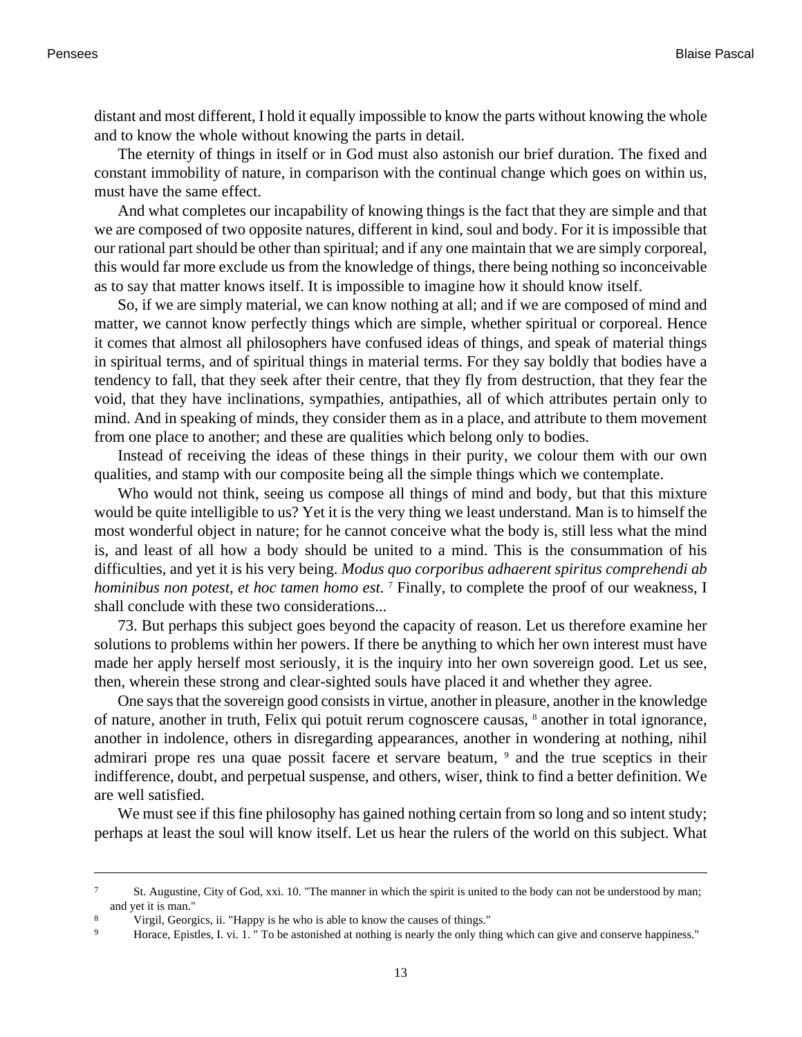distant and most different, I hold it equally impossible to know the parts without knowing the whole and to know the whole without knowing the parts in detail.

The eternity of things in itself or in God must also astonish our brief duration. The fixed and constant immobility of nature, in comparison with the continual change which goes on within us, must have the same effect.

And what completes our incapability of knowing things is the fact that they are simple and that we are composed of two opposite natures, different in kind, soul and body. For it is impossible that our rational part should be other than spiritual; and if any one maintain that we are simply corporeal, this would far more exclude us from the knowledge of things, there being nothing so inconceivable as to say that matter knows itself. It is impossible to imagine how it should know itself.

So, if we are simply material, we can know nothing at all; and if we are composed of mind and matter, we cannot know perfectly things which are simple, whether spiritual or corporeal. Hence it comes that almost all philosophers have confused ideas of things, and speak of material things in spiritual terms, and of spiritual things in material terms. For they say boldly that bodies have a tendency to fall, that they seek after their centre, that they fly from destruction, that they fear the void, that they have inclinations, sympathies, antipathies, all of which attributes pertain only to mind. And in speaking of minds, they consider them as in a place, and attribute to them movement from one place to another; and these are qualities which belong only to bodies.

Instead of receiving the ideas of these things in their purity, we colour them with our own qualities, and stamp with our composite being all the simple things which we contemplate.

Who would not think, seeing us compose all things of mind and body, but that this mixture would be quite intelligible to us? Yet it is the very thing we least understand. Man is to himself the most wonderful object in nature; for he cannot conceive what the body is, still less what the mind is, and least of all how a body should be united to a mind. This is the consummation of his difficulties, and yet it is his very being. *Modus quo corporibus adhaerent spiritus comprehendi ab hominibus non potest, et hoc tamen homo est.* [7] Finally, to complete the proof of our weakness, I shall conclude with these two considerations...

73. But perhaps this subject goes beyond the capacity of reason. Let us therefore examine her solutions to problems within her powers. If there be anything to which her own interest must have made her apply herself most seriously, it is the inquiry into her own sovereign good. Let us see, then, wherein these strong and clear-sighted souls have placed it and whether they agree.

One says that the sovereign good consists in virtue, another in pleasure, another in the knowledge of nature, another in truth, Felix qui potuit rerum cognoscere causas, [8] another in total ignorance, another in indolence, others in disregarding appearances, another in wondering at nothing, nihil admirari prope res una quae possit facere et servare beatum, [9] and the true sceptics in their indifference, doubt, and perpetual suspense, and others, wiser, think to find a better definition. We are well satisfied.

We must see if this fine philosophy has gained nothing certain from so long and so intent study; perhaps at least the soul will know itself. Let us hear the rulers of the world on this subject. What

---

[7] St. Augustine, City of God, xxi. 10. "The manner in which the spirit is united to the body can not be understood by man; and yet it is man."

[8] Virgil, Georgics, ii. "Happy is he who is able to know the causes of things."

[9] Horace, Epistles, I. vi. 1. " To be astonished at nothing is nearly the only thing which can give and conserve happiness."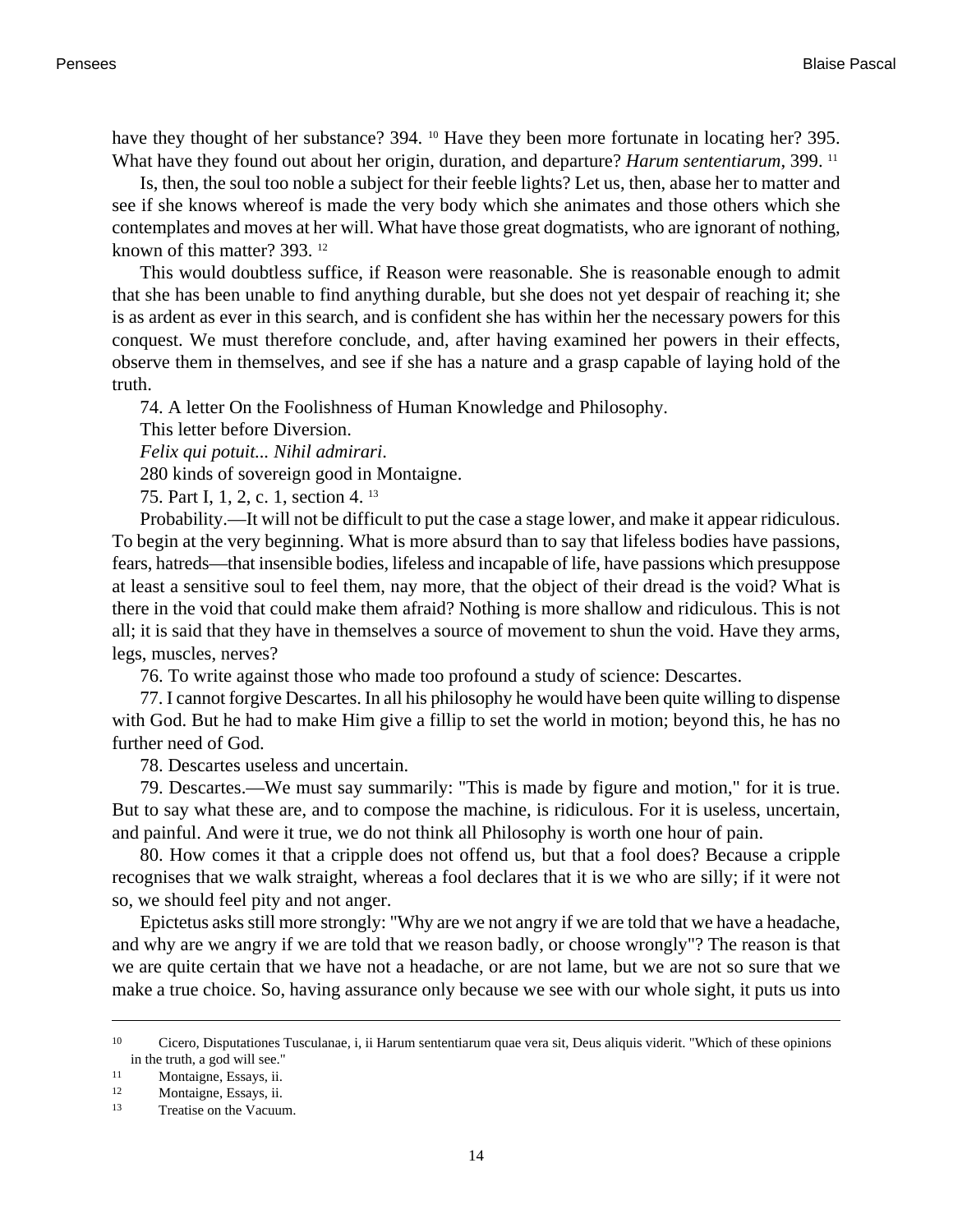have they thought of her substance? 394. [10] Have they been more fortunate in locating her? 395. What have they found out about her origin, duration, and departure? *Harum sententiarum*, 399. [11]

Is, then, the soul too noble a subject for their feeble lights? Let us, then, abase her to matter and see if she knows whereof is made the very body which she animates and those others which she contemplates and moves at her will. What have those great dogmatists, who are ignorant of nothing, known of this matter? 393. [12]

This would doubtless suffice, if Reason were reasonable. She is reasonable enough to admit that she has been unable to find anything durable, but she does not yet despair of reaching it; she is as ardent as ever in this search, and is confident she has within her the necessary powers for this conquest. We must therefore conclude, and, after having examined her powers in their effects, observe them in themselves, and see if she has a nature and a grasp capable of laying hold of the truth.

74. A letter On the Foolishness of Human Knowledge and Philosophy.

This letter before Diversion.

*Felix qui potuit... Nihil admirari*.

280 kinds of sovereign good in Montaigne.

75. Part I, 1, 2, c. 1, section 4. [13]

Probability.—It will not be difficult to put the case a stage lower, and make it appear ridiculous. To begin at the very beginning. What is more absurd than to say that lifeless bodies have passions, fears, hatreds—that insensible bodies, lifeless and incapable of life, have passions which presuppose at least a sensitive soul to feel them, nay more, that the object of their dread is the void? What is there in the void that could make them afraid? Nothing is more shallow and ridiculous. This is not all; it is said that they have in themselves a source of movement to shun the void. Have they arms, legs, muscles, nerves?

76. To write against those who made too profound a study of science: Descartes.

77. I cannot forgive Descartes. In all his philosophy he would have been quite willing to dispense with God. But he had to make Him give a fillip to set the world in motion; beyond this, he has no further need of God.

78. Descartes useless and uncertain.

79. Descartes.—We must say summarily: "This is made by figure and motion," for it is true. But to say what these are, and to compose the machine, is ridiculous. For it is useless, uncertain, and painful. And were it true, we do not think all Philosophy is worth one hour of pain.

80. How comes it that a cripple does not offend us, but that a fool does? Because a cripple recognises that we walk straight, whereas a fool declares that it is we who are silly; if it were not so, we should feel pity and not anger.

Epictetus asks still more strongly: "Why are we not angry if we are told that we have a headache, and why are we angry if we are told that we reason badly, or choose wrongly"? The reason is that we are quite certain that we have not a headache, or are not lame, but we are not so sure that we make a true choice. So, having assurance only because we see with our whole sight, it puts us into

---

[10] Cicero, Disputationes Tusculanae, i, ii Harum sententiarum quae vera sit, Deus aliquis viderit. "Which of these opinions in the truth, a god will see."

[11] Montaigne, Essays, ii.

[12] Montaigne, Essays, ii.

[13] Treatise on the Vacuum.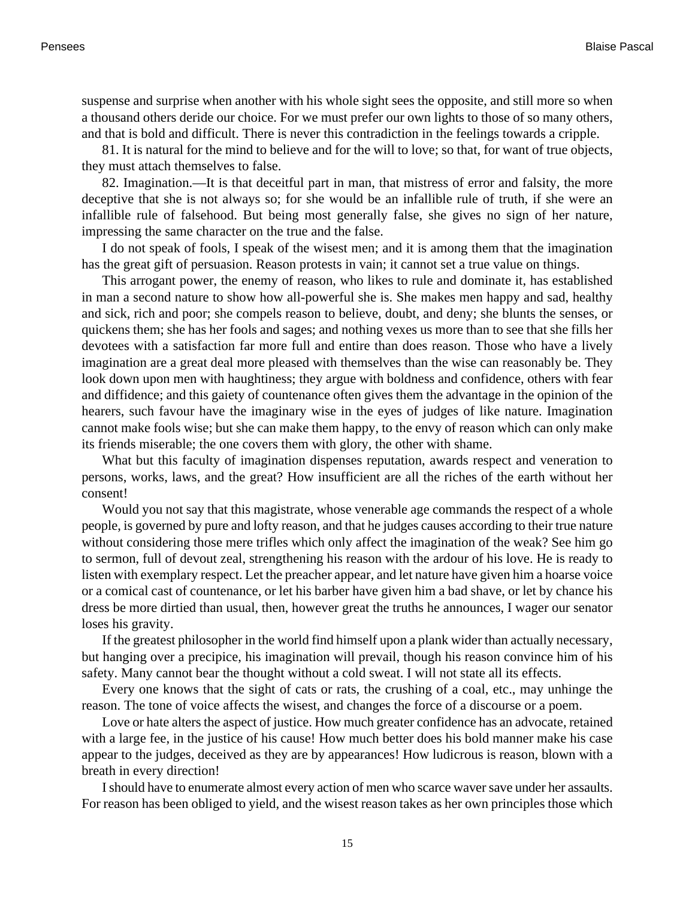suspense and surprise when another with his whole sight sees the opposite, and still more so when a thousand others deride our choice. For we must prefer our own lights to those of so many others, and that is bold and difficult. There is never this contradiction in the feelings towards a cripple.

81. It is natural for the mind to believe and for the will to love; so that, for want of true objects, they must attach themselves to false.

82. Imagination.—It is that deceitful part in man, that mistress of error and falsity, the more deceptive that she is not always so; for she would be an infallible rule of truth, if she were an infallible rule of falsehood. But being most generally false, she gives no sign of her nature, impressing the same character on the true and the false.

I do not speak of fools, I speak of the wisest men; and it is among them that the imagination has the great gift of persuasion. Reason protests in vain; it cannot set a true value on things.

This arrogant power, the enemy of reason, who likes to rule and dominate it, has established in man a second nature to show how all-powerful she is. She makes men happy and sad, healthy and sick, rich and poor; she compels reason to believe, doubt, and deny; she blunts the senses, or quickens them; she has her fools and sages; and nothing vexes us more than to see that she fills her devotees with a satisfaction far more full and entire than does reason. Those who have a lively imagination are a great deal more pleased with themselves than the wise can reasonably be. They look down upon men with haughtiness; they argue with boldness and confidence, others with fear and diffidence; and this gaiety of countenance often gives them the advantage in the opinion of the hearers, such favour have the imaginary wise in the eyes of judges of like nature. Imagination cannot make fools wise; but she can make them happy, to the envy of reason which can only make its friends miserable; the one covers them with glory, the other with shame.

What but this faculty of imagination dispenses reputation, awards respect and veneration to persons, works, laws, and the great? How insufficient are all the riches of the earth without her consent!

Would you not say that this magistrate, whose venerable age commands the respect of a whole people, is governed by pure and lofty reason, and that he judges causes according to their true nature without considering those mere trifles which only affect the imagination of the weak? See him go to sermon, full of devout zeal, strengthening his reason with the ardour of his love. He is ready to listen with exemplary respect. Let the preacher appear, and let nature have given him a hoarse voice or a comical cast of countenance, or let his barber have given him a bad shave, or let by chance his dress be more dirtied than usual, then, however great the truths he announces, I wager our senator loses his gravity.

If the greatest philosopher in the world find himself upon a plank wider than actually necessary, but hanging over a precipice, his imagination will prevail, though his reason convince him of his safety. Many cannot bear the thought without a cold sweat. I will not state all its effects.

Every one knows that the sight of cats or rats, the crushing of a coal, etc., may unhinge the reason. The tone of voice affects the wisest, and changes the force of a discourse or a poem.

Love or hate alters the aspect of justice. How much greater confidence has an advocate, retained with a large fee, in the justice of his cause! How much better does his bold manner make his case appear to the judges, deceived as they are by appearances! How ludicrous is reason, blown with a breath in every direction!

I should have to enumerate almost every action of men who scarce waver save under her assaults. For reason has been obliged to yield, and the wisest reason takes as her own principles those which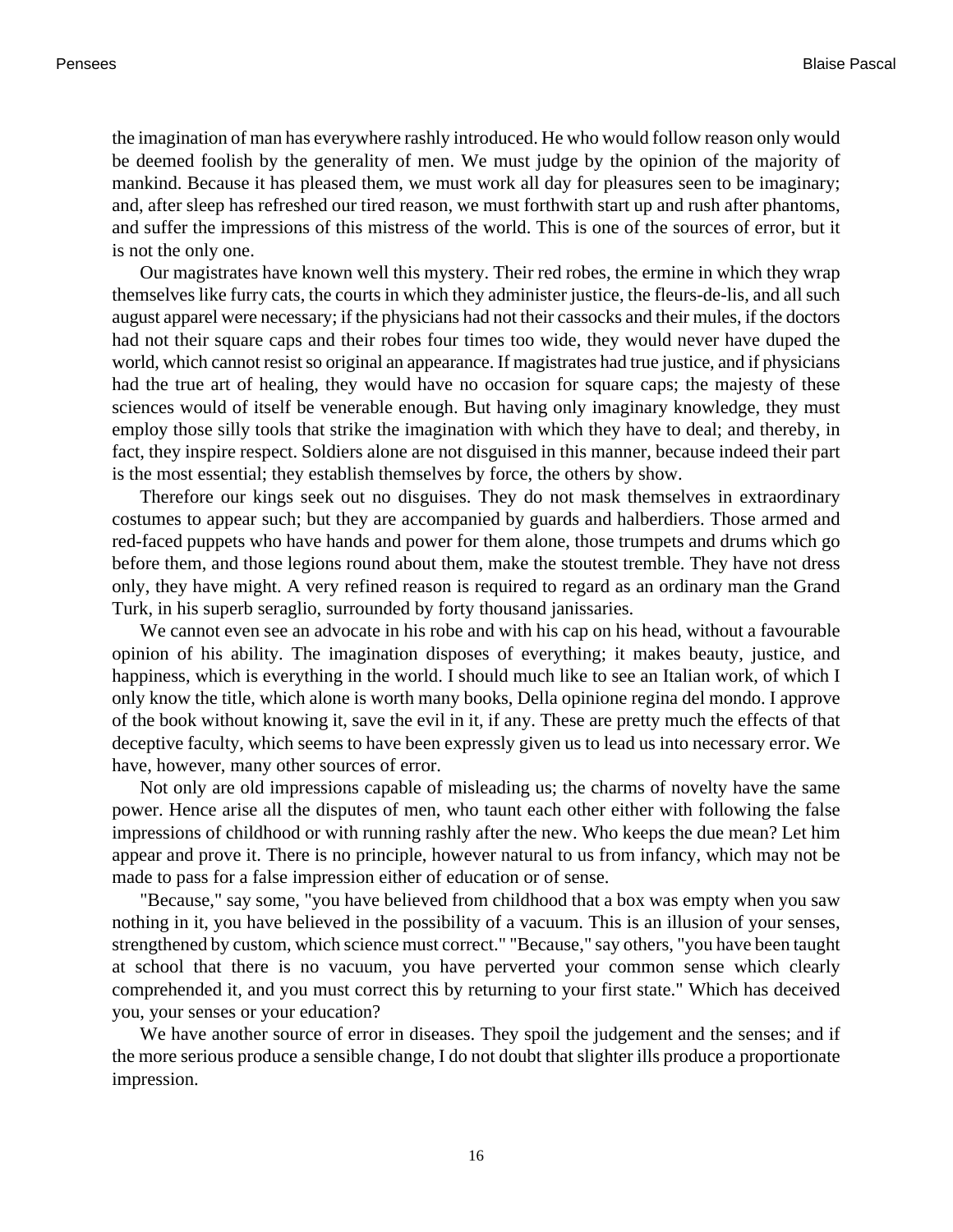the imagination of man has everywhere rashly introduced. He who would follow reason only would be deemed foolish by the generality of men. We must judge by the opinion of the majority of mankind. Because it has pleased them, we must work all day for pleasures seen to be imaginary; and, after sleep has refreshed our tired reason, we must forthwith start up and rush after phantoms, and suffer the impressions of this mistress of the world. This is one of the sources of error, but it is not the only one.

Our magistrates have known well this mystery. Their red robes, the ermine in which they wrap themselves like furry cats, the courts in which they administer justice, the fleurs-de-lis, and all such august apparel were necessary; if the physicians had not their cassocks and their mules, if the doctors had not their square caps and their robes four times too wide, they would never have duped the world, which cannot resist so original an appearance. If magistrates had true justice, and if physicians had the true art of healing, they would have no occasion for square caps; the majesty of these sciences would of itself be venerable enough. But having only imaginary knowledge, they must employ those silly tools that strike the imagination with which they have to deal; and thereby, in fact, they inspire respect. Soldiers alone are not disguised in this manner, because indeed their part is the most essential; they establish themselves by force, the others by show.

Therefore our kings seek out no disguises. They do not mask themselves in extraordinary costumes to appear such; but they are accompanied by guards and halberdiers. Those armed and red-faced puppets who have hands and power for them alone, those trumpets and drums which go before them, and those legions round about them, make the stoutest tremble. They have not dress only, they have might. A very refined reason is required to regard as an ordinary man the Grand Turk, in his superb seraglio, surrounded by forty thousand janissaries.

We cannot even see an advocate in his robe and with his cap on his head, without a favourable opinion of his ability. The imagination disposes of everything; it makes beauty, justice, and happiness, which is everything in the world. I should much like to see an Italian work, of which I only know the title, which alone is worth many books, Della opinione regina del mondo. I approve of the book without knowing it, save the evil in it, if any. These are pretty much the effects of that deceptive faculty, which seems to have been expressly given us to lead us into necessary error. We have, however, many other sources of error.

Not only are old impressions capable of misleading us; the charms of novelty have the same power. Hence arise all the disputes of men, who taunt each other either with following the false impressions of childhood or with running rashly after the new. Who keeps the due mean? Let him appear and prove it. There is no principle, however natural to us from infancy, which may not be made to pass for a false impression either of education or of sense.

"Because," say some, "you have believed from childhood that a box was empty when you saw nothing in it, you have believed in the possibility of a vacuum. This is an illusion of your senses, strengthened by custom, which science must correct." "Because," say others, "you have been taught at school that there is no vacuum, you have perverted your common sense which clearly comprehended it, and you must correct this by returning to your first state." Which has deceived you, your senses or your education?

We have another source of error in diseases. They spoil the judgement and the senses; and if the more serious produce a sensible change, I do not doubt that slighter ills produce a proportionate impression.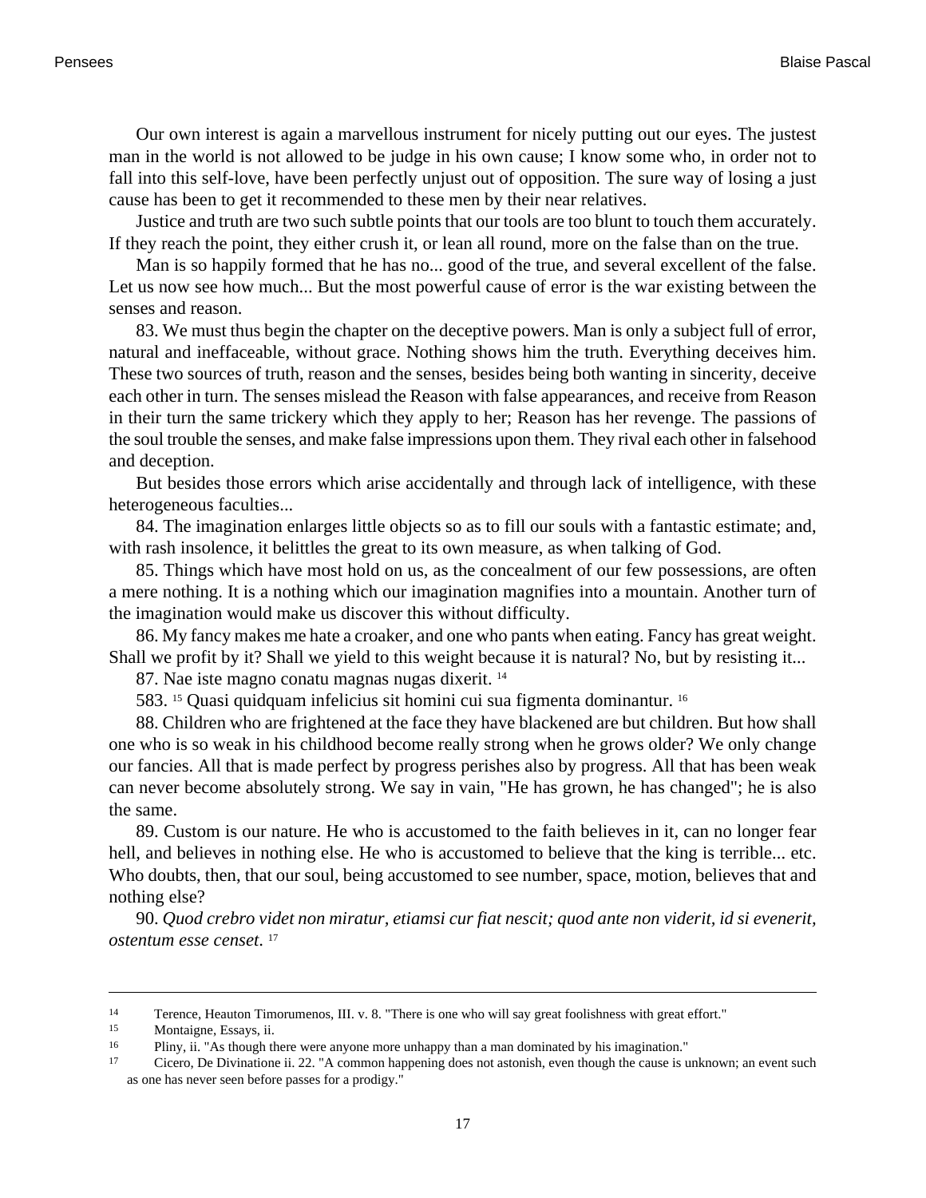Our own interest is again a marvellous instrument for nicely putting out our eyes. The justest man in the world is not allowed to be judge in his own cause; I know some who, in order not to fall into this self-love, have been perfectly unjust out of opposition. The sure way of losing a just cause has been to get it recommended to these men by their near relatives.

Justice and truth are two such subtle points that our tools are too blunt to touch them accurately. If they reach the point, they either crush it, or lean all round, more on the false than on the true.

Man is so happily formed that he has no... good of the true, and several excellent of the false. Let us now see how much... But the most powerful cause of error is the war existing between the senses and reason.

83. We must thus begin the chapter on the deceptive powers. Man is only a subject full of error, natural and ineffaceable, without grace. Nothing shows him the truth. Everything deceives him. These two sources of truth, reason and the senses, besides being both wanting in sincerity, deceive each other in turn. The senses mislead the Reason with false appearances, and receive from Reason in their turn the same trickery which they apply to her; Reason has her revenge. The passions of the soul trouble the senses, and make false impressions upon them. They rival each other in falsehood and deception.

But besides those errors which arise accidentally and through lack of intelligence, with these heterogeneous faculties...

84. The imagination enlarges little objects so as to fill our souls with a fantastic estimate; and, with rash insolence, it belittles the great to its own measure, as when talking of God.

85. Things which have most hold on us, as the concealment of our few possessions, are often a mere nothing. It is a nothing which our imagination magnifies into a mountain. Another turn of the imagination would make us discover this without difficulty.

86. My fancy makes me hate a croaker, and one who pants when eating. Fancy has great weight. Shall we profit by it? Shall we yield to this weight because it is natural? No, but by resisting it...

87. Nae iste magno conatu magnas nugas dixerit. [14]

583. [15] Quasi quidquam infelicius sit homini cui sua figmenta dominantur. [16]

88. Children who are frightened at the face they have blackened are but children. But how shall one who is so weak in his childhood become really strong when he grows older? We only change our fancies. All that is made perfect by progress perishes also by progress. All that has been weak can never become absolutely strong. We say in vain, "He has grown, he has changed"; he is also the same.

89. Custom is our nature. He who is accustomed to the faith believes in it, can no longer fear hell, and believes in nothing else. He who is accustomed to believe that the king is terrible... etc. Who doubts, then, that our soul, being accustomed to see number, space, motion, believes that and nothing else?

90. *Quod crebro videt non miratur, etiamsi cur fiat nescit; quod ante non viderit, id si evenerit, ostentum esse censet.* [17]

---

[14] Terence, Heauton Timorumenos, III. v. 8. "There is one who will say great foolishness with great effort."

[15] Montaigne, Essays, ii.

[16] Pliny, ii. "As though there were anyone more unhappy than a man dominated by his imagination."

[17] Cicero, De Divinatione ii. 22. "A common happening does not astonish, even though the cause is unknown; an event such as one has never seen before passes for a prodigy."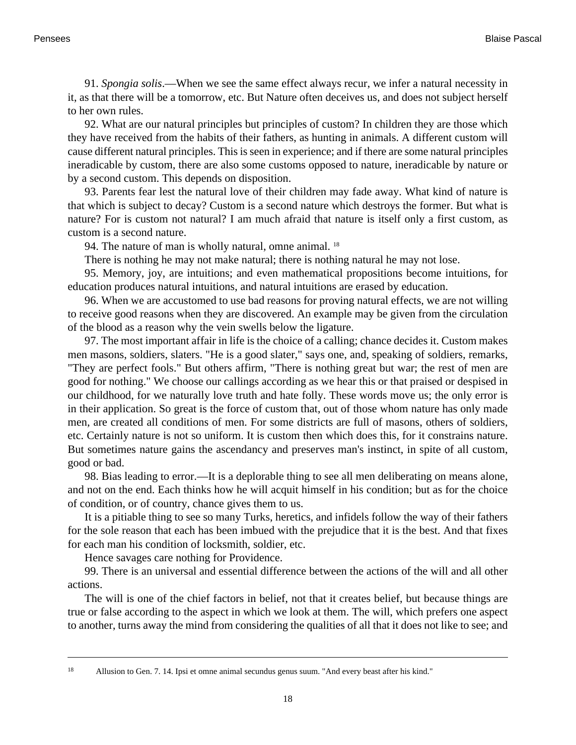91. *Spongia solis*.—When we see the same effect always recur, we infer a natural necessity in it, as that there will be a tomorrow, etc. But Nature often deceives us, and does not subject herself to her own rules.

92. What are our natural principles but principles of custom? In children they are those which they have received from the habits of their fathers, as hunting in animals. A different custom will cause different natural principles. This is seen in experience; and if there are some natural principles ineradicable by custom, there are also some customs opposed to nature, ineradicable by nature or by a second custom. This depends on disposition.

93. Parents fear lest the natural love of their children may fade away. What kind of nature is that which is subject to decay? Custom is a second nature which destroys the former. But what is nature? For is custom not natural? I am much afraid that nature is itself only a first custom, as custom is a second nature.

94. The nature of man is wholly natural, omne animal. [18]

There is nothing he may not make natural; there is nothing natural he may not lose.

95. Memory, joy, are intuitions; and even mathematical propositions become intuitions, for education produces natural intuitions, and natural intuitions are erased by education.

96. When we are accustomed to use bad reasons for proving natural effects, we are not willing to receive good reasons when they are discovered. An example may be given from the circulation of the blood as a reason why the vein swells below the ligature.

97. The most important affair in life is the choice of a calling; chance decides it. Custom makes men masons, soldiers, slaters. "He is a good slater," says one, and, speaking of soldiers, remarks, "They are perfect fools." But others affirm, "There is nothing great but war; the rest of men are good for nothing." We choose our callings according as we hear this or that praised or despised in our childhood, for we naturally love truth and hate folly. These words move us; the only error is in their application. So great is the force of custom that, out of those whom nature has only made men, are created all conditions of men. For some districts are full of masons, others of soldiers, etc. Certainly nature is not so uniform. It is custom then which does this, for it constrains nature. But sometimes nature gains the ascendancy and preserves man's instinct, in spite of all custom, good or bad.

98. Bias leading to error.—It is a deplorable thing to see all men deliberating on means alone, and not on the end. Each thinks how he will acquit himself in his condition; but as for the choice of condition, or of country, chance gives them to us.

It is a pitiable thing to see so many Turks, heretics, and infidels follow the way of their fathers for the sole reason that each has been imbued with the prejudice that it is the best. And that fixes for each man his condition of locksmith, soldier, etc.

Hence savages care nothing for Providence.

99. There is an universal and essential difference between the actions of the will and all other actions.

The will is one of the chief factors in belief, not that it creates belief, but because things are true or false according to the aspect in which we look at them. The will, which prefers one aspect to another, turns away the mind from considering the qualities of all that it does not like to see; and

---

[18] Allusion to Gen. 7. 14. Ipsi et omne animal secundus genus suum. "And every beast after his kind."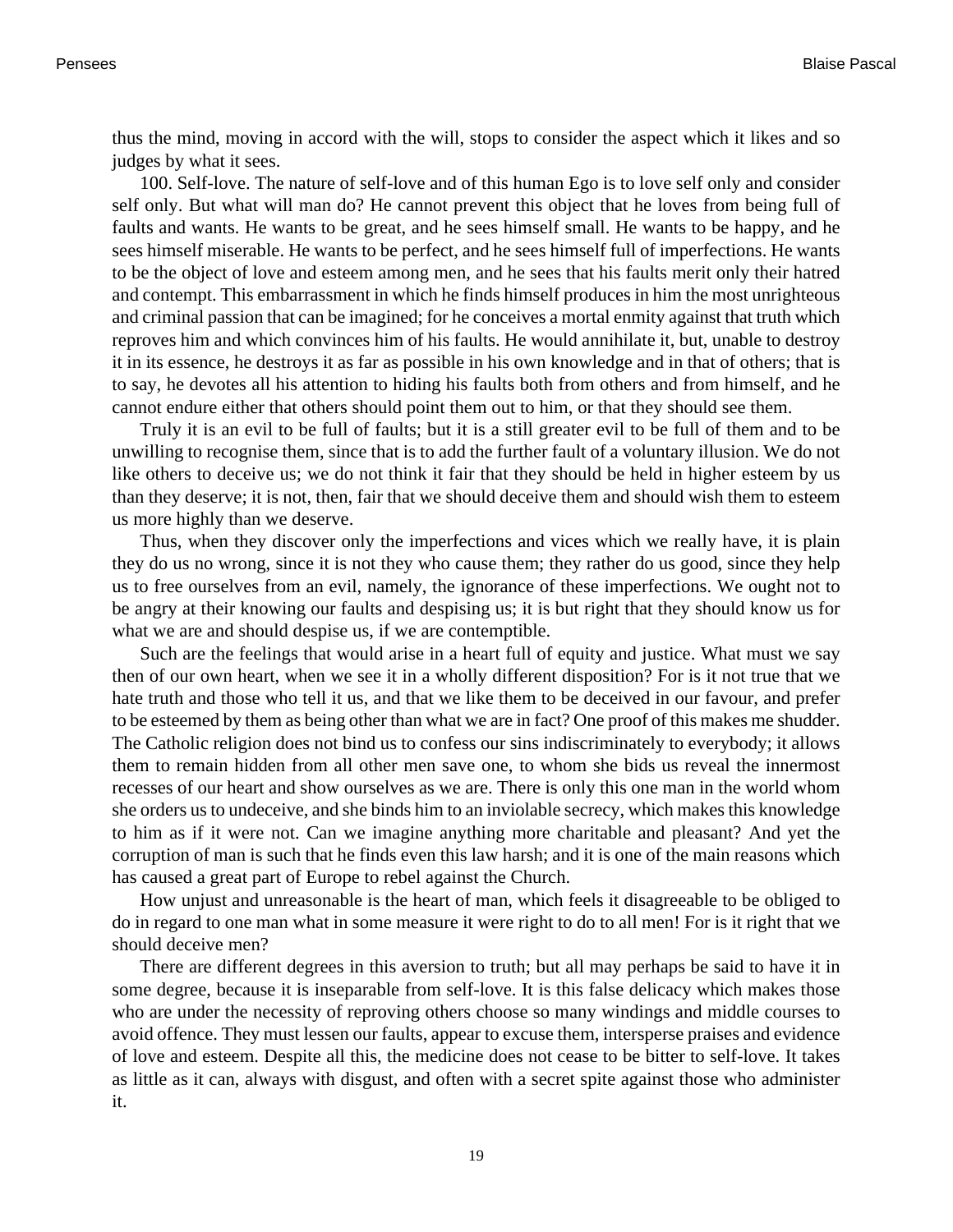thus the mind, moving in accord with the will, stops to consider the aspect which it likes and so judges by what it sees.

100. Self-love. The nature of self-love and of this human Ego is to love self only and consider self only. But what will man do? He cannot prevent this object that he loves from being full of faults and wants. He wants to be great, and he sees himself small. He wants to be happy, and he sees himself miserable. He wants to be perfect, and he sees himself full of imperfections. He wants to be the object of love and esteem among men, and he sees that his faults merit only their hatred and contempt. This embarrassment in which he finds himself produces in him the most unrighteous and criminal passion that can be imagined; for he conceives a mortal enmity against that truth which reproves him and which convinces him of his faults. He would annihilate it, but, unable to destroy it in its essence, he destroys it as far as possible in his own knowledge and in that of others; that is to say, he devotes all his attention to hiding his faults both from others and from himself, and he cannot endure either that others should point them out to him, or that they should see them.

Truly it is an evil to be full of faults; but it is a still greater evil to be full of them and to be unwilling to recognise them, since that is to add the further fault of a voluntary illusion. We do not like others to deceive us; we do not think it fair that they should be held in higher esteem by us than they deserve; it is not, then, fair that we should deceive them and should wish them to esteem us more highly than we deserve.

Thus, when they discover only the imperfections and vices which we really have, it is plain they do us no wrong, since it is not they who cause them; they rather do us good, since they help us to free ourselves from an evil, namely, the ignorance of these imperfections. We ought not to be angry at their knowing our faults and despising us; it is but right that they should know us for what we are and should despise us, if we are contemptible.

Such are the feelings that would arise in a heart full of equity and justice. What must we say then of our own heart, when we see it in a wholly different disposition? For is it not true that we hate truth and those who tell it us, and that we like them to be deceived in our favour, and prefer to be esteemed by them as being other than what we are in fact? One proof of this makes me shudder. The Catholic religion does not bind us to confess our sins indiscriminately to everybody; it allows them to remain hidden from all other men save one, to whom she bids us reveal the innermost recesses of our heart and show ourselves as we are. There is only this one man in the world whom she orders us to undeceive, and she binds him to an inviolable secrecy, which makes this knowledge to him as if it were not. Can we imagine anything more charitable and pleasant? And yet the corruption of man is such that he finds even this law harsh; and it is one of the main reasons which has caused a great part of Europe to rebel against the Church.

How unjust and unreasonable is the heart of man, which feels it disagreeable to be obliged to do in regard to one man what in some measure it were right to do to all men! For is it right that we should deceive men?

There are different degrees in this aversion to truth; but all may perhaps be said to have it in some degree, because it is inseparable from self-love. It is this false delicacy which makes those who are under the necessity of reproving others choose so many windings and middle courses to avoid offence. They must lessen our faults, appear to excuse them, intersperse praises and evidence of love and esteem. Despite all this, the medicine does not cease to be bitter to self-love. It takes as little as it can, always with disgust, and often with a secret spite against those who administer it.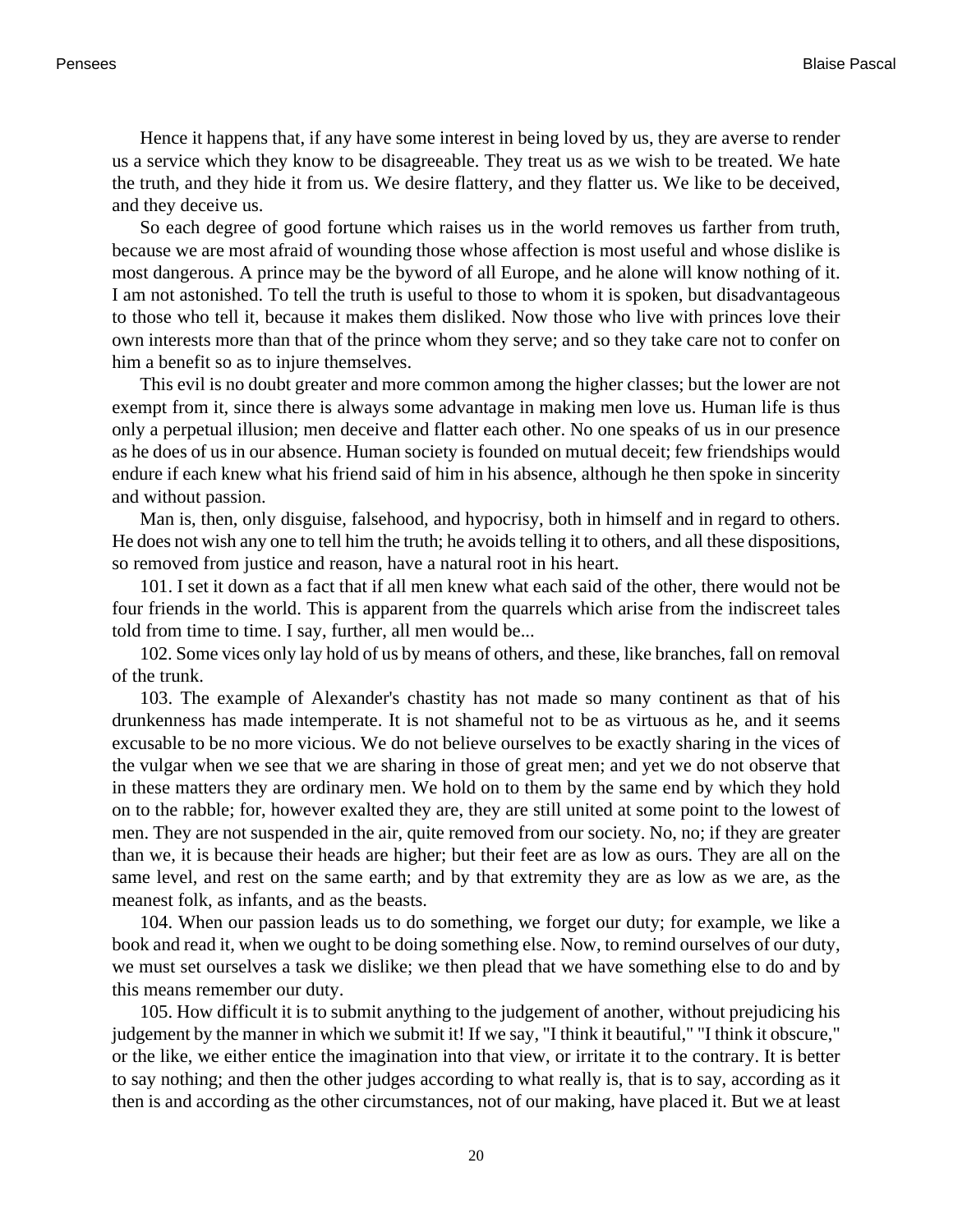Hence it happens that, if any have some interest in being loved by us, they are averse to render us a service which they know to be disagreeable. They treat us as we wish to be treated. We hate the truth, and they hide it from us. We desire flattery, and they flatter us. We like to be deceived, and they deceive us.

So each degree of good fortune which raises us in the world removes us farther from truth, because we are most afraid of wounding those whose affection is most useful and whose dislike is most dangerous. A prince may be the byword of all Europe, and he alone will know nothing of it. I am not astonished. To tell the truth is useful to those to whom it is spoken, but disadvantageous to those who tell it, because it makes them disliked. Now those who live with princes love their own interests more than that of the prince whom they serve; and so they take care not to confer on him a benefit so as to injure themselves.

This evil is no doubt greater and more common among the higher classes; but the lower are not exempt from it, since there is always some advantage in making men love us. Human life is thus only a perpetual illusion; men deceive and flatter each other. No one speaks of us in our presence as he does of us in our absence. Human society is founded on mutual deceit; few friendships would endure if each knew what his friend said of him in his absence, although he then spoke in sincerity and without passion.

Man is, then, only disguise, falsehood, and hypocrisy, both in himself and in regard to others. He does not wish any one to tell him the truth; he avoids telling it to others, and all these dispositions, so removed from justice and reason, have a natural root in his heart.

101. I set it down as a fact that if all men knew what each said of the other, there would not be four friends in the world. This is apparent from the quarrels which arise from the indiscreet tales told from time to time. I say, further, all men would be...

102. Some vices only lay hold of us by means of others, and these, like branches, fall on removal of the trunk.

103. The example of Alexander's chastity has not made so many continent as that of his drunkenness has made intemperate. It is not shameful not to be as virtuous as he, and it seems excusable to be no more vicious. We do not believe ourselves to be exactly sharing in the vices of the vulgar when we see that we are sharing in those of great men; and yet we do not observe that in these matters they are ordinary men. We hold on to them by the same end by which they hold on to the rabble; for, however exalted they are, they are still united at some point to the lowest of men. They are not suspended in the air, quite removed from our society. No, no; if they are greater than we, it is because their heads are higher; but their feet are as low as ours. They are all on the same level, and rest on the same earth; and by that extremity they are as low as we are, as the meanest folk, as infants, and as the beasts.

104. When our passion leads us to do something, we forget our duty; for example, we like a book and read it, when we ought to be doing something else. Now, to remind ourselves of our duty, we must set ourselves a task we dislike; we then plead that we have something else to do and by this means remember our duty.

105. How difficult it is to submit anything to the judgement of another, without prejudicing his judgement by the manner in which we submit it! If we say, "I think it beautiful," "I think it obscure," or the like, we either entice the imagination into that view, or irritate it to the contrary. It is better to say nothing; and then the other judges according to what really is, that is to say, according as it then is and according as the other circumstances, not of our making, have placed it. But we at least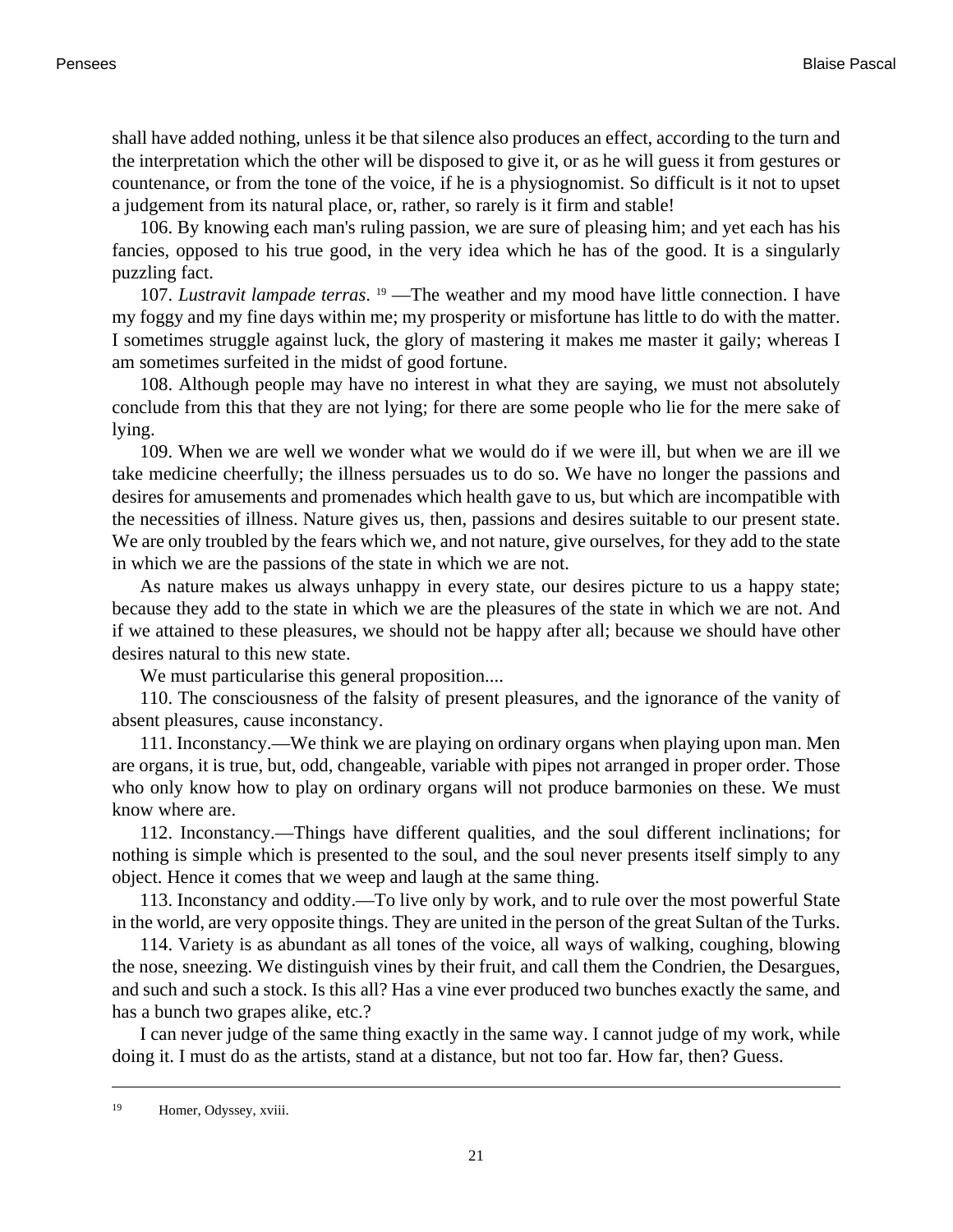shall have added nothing, unless it be that silence also produces an effect, according to the turn and the interpretation which the other will be disposed to give it, or as he will guess it from gestures or countenance, or from the tone of the voice, if he is a physiognomist. So difficult is it not to upset a judgement from its natural place, or, rather, so rarely is it firm and stable!

106. By knowing each man's ruling passion, we are sure of pleasing him; and yet each has his fancies, opposed to his true good, in the very idea which he has of the good. It is a singularly puzzling fact.

107. *Lustravit lampade terras*. [19] —The weather and my mood have little connection. I have my foggy and my fine days within me; my prosperity or misfortune has little to do with the matter. I sometimes struggle against luck, the glory of mastering it makes me master it gaily; whereas I am sometimes surfeited in the midst of good fortune.

108. Although people may have no interest in what they are saying, we must not absolutely conclude from this that they are not lying; for there are some people who lie for the mere sake of lying.

109. When we are well we wonder what we would do if we were ill, but when we are ill we take medicine cheerfully; the illness persuades us to do so. We have no longer the passions and desires for amusements and promenades which health gave to us, but which are incompatible with the necessities of illness. Nature gives us, then, passions and desires suitable to our present state. We are only troubled by the fears which we, and not nature, give ourselves, for they add to the state in which we are the passions of the state in which we are not.

As nature makes us always unhappy in every state, our desires picture to us a happy state; because they add to the state in which we are the pleasures of the state in which we are not. And if we attained to these pleasures, we should not be happy after all; because we should have other desires natural to this new state.

We must particularise this general proposition....

110. The consciousness of the falsity of present pleasures, and the ignorance of the vanity of absent pleasures, cause inconstancy.

111. Inconstancy.—We think we are playing on ordinary organs when playing upon man. Men are organs, it is true, but, odd, changeable, variable with pipes not arranged in proper order. Those who only know how to play on ordinary organs will not produce barmonies on these. We must know where are.

112. Inconstancy.—Things have different qualities, and the soul different inclinations; for nothing is simple which is presented to the soul, and the soul never presents itself simply to any object. Hence it comes that we weep and laugh at the same thing.

113. Inconstancy and oddity.—To live only by work, and to rule over the most powerful State in the world, are very opposite things. They are united in the person of the great Sultan of the Turks.

114. Variety is as abundant as all tones of the voice, all ways of walking, coughing, blowing the nose, sneezing. We distinguish vines by their fruit, and call them the Condrien, the Desargues, and such and such a stock. Is this all? Has a vine ever produced two bunches exactly the same, and has a bunch two grapes alike, etc.?

I can never judge of the same thing exactly in the same way. I cannot judge of my work, while doing it. I must do as the artists, stand at a distance, but not too far. How far, then? Guess.

---

[19] Homer, Odyssey, xviii.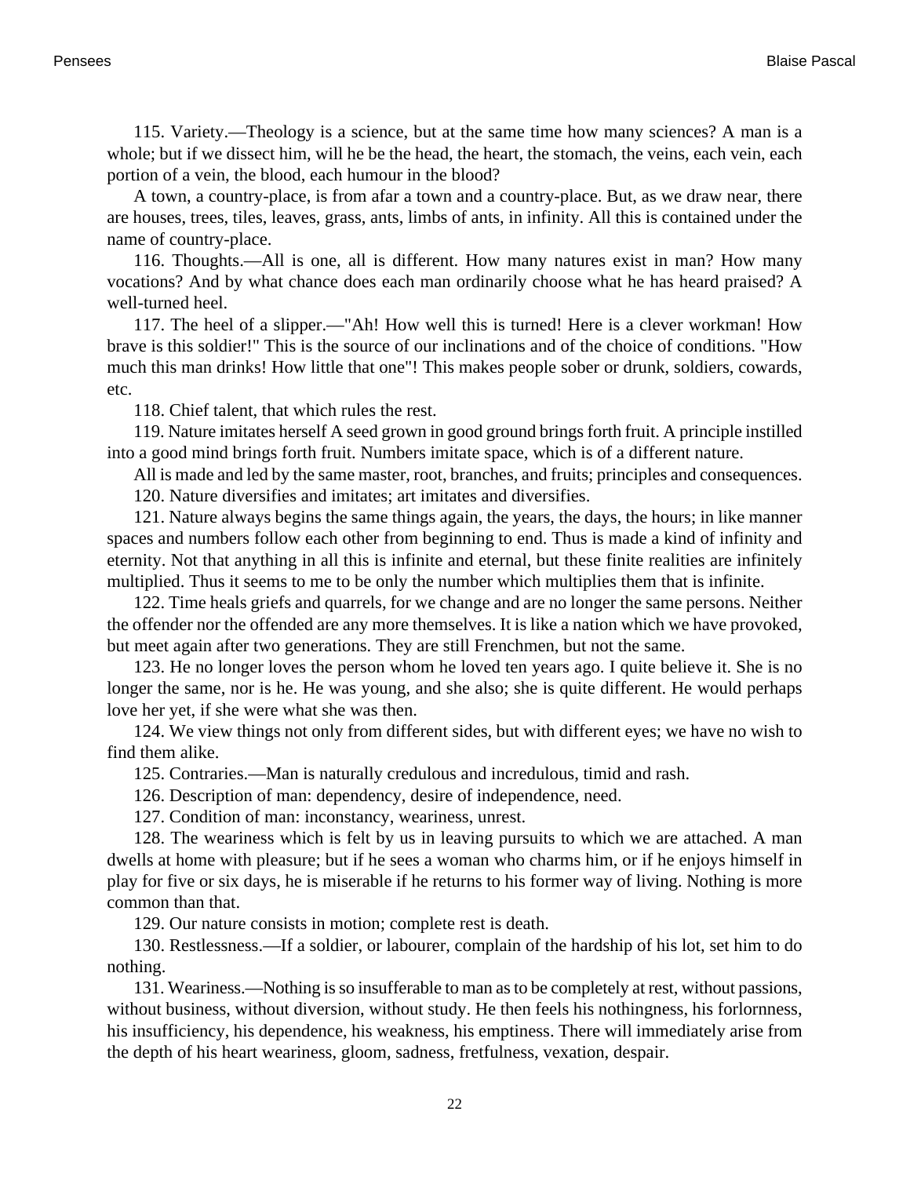115. Variety.—Theology is a science, but at the same time how many sciences? A man is a whole; but if we dissect him, will he be the head, the heart, the stomach, the veins, each vein, each portion of a vein, the blood, each humour in the blood?

A town, a country-place, is from afar a town and a country-place. But, as we draw near, there are houses, trees, tiles, leaves, grass, ants, limbs of ants, in infinity. All this is contained under the name of country-place.

116. Thoughts.—All is one, all is different. How many natures exist in man? How many vocations? And by what chance does each man ordinarily choose what he has heard praised? A well-turned heel.

117. The heel of a slipper.—"Ah! How well this is turned! Here is a clever workman! How brave is this soldier!" This is the source of our inclinations and of the choice of conditions. "How much this man drinks! How little that one"! This makes people sober or drunk, soldiers, cowards, etc.

118. Chief talent, that which rules the rest.

119. Nature imitates herself A seed grown in good ground brings forth fruit. A principle instilled into a good mind brings forth fruit. Numbers imitate space, which is of a different nature.

All is made and led by the same master, root, branches, and fruits; principles and consequences.

120. Nature diversifies and imitates; art imitates and diversifies.

121. Nature always begins the same things again, the years, the days, the hours; in like manner spaces and numbers follow each other from beginning to end. Thus is made a kind of infinity and eternity. Not that anything in all this is infinite and eternal, but these finite realities are infinitely multiplied. Thus it seems to me to be only the number which multiplies them that is infinite.

122. Time heals griefs and quarrels, for we change and are no longer the same persons. Neither the offender nor the offended are any more themselves. It is like a nation which we have provoked, but meet again after two generations. They are still Frenchmen, but not the same.

123. He no longer loves the person whom he loved ten years ago. I quite believe it. She is no longer the same, nor is he. He was young, and she also; she is quite different. He would perhaps love her yet, if she were what she was then.

124. We view things not only from different sides, but with different eyes; we have no wish to find them alike.

125. Contraries.—Man is naturally credulous and incredulous, timid and rash.

126. Description of man: dependency, desire of independence, need.

127. Condition of man: inconstancy, weariness, unrest.

128. The weariness which is felt by us in leaving pursuits to which we are attached. A man dwells at home with pleasure; but if he sees a woman who charms him, or if he enjoys himself in play for five or six days, he is miserable if he returns to his former way of living. Nothing is more common than that.

129. Our nature consists in motion; complete rest is death.

130. Restlessness.—If a soldier, or labourer, complain of the hardship of his lot, set him to do nothing.

131. Weariness.—Nothing is so insufferable to man as to be completely at rest, without passions, without business, without diversion, without study. He then feels his nothingness, his forlornness, his insufficiency, his dependence, his weakness, his emptiness. There will immediately arise from the depth of his heart weariness, gloom, sadness, fretfulness, vexation, despair.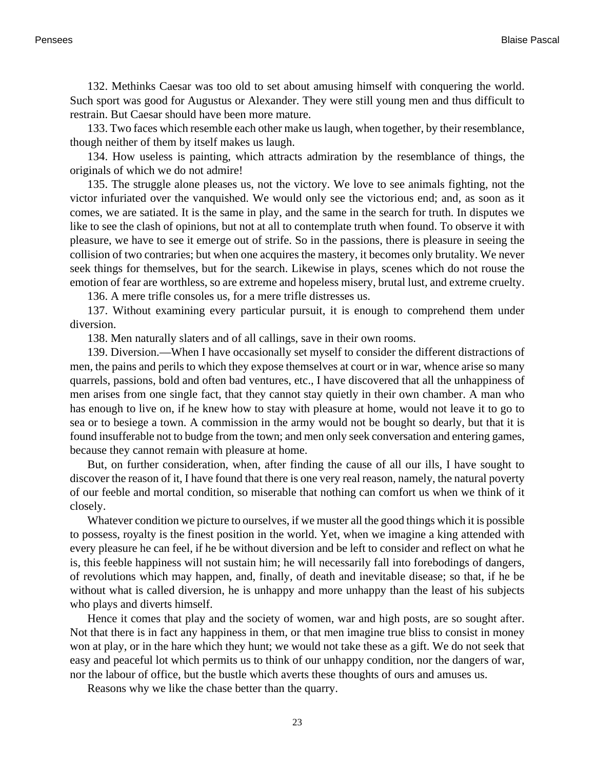132. Methinks Caesar was too old to set about amusing himself with conquering the world. Such sport was good for Augustus or Alexander. They were still young men and thus difficult to restrain. But Caesar should have been more mature.

133. Two faces which resemble each other make us laugh, when together, by their resemblance, though neither of them by itself makes us laugh.

134. How useless is painting, which attracts admiration by the resemblance of things, the originals of which we do not admire!

135. The struggle alone pleases us, not the victory. We love to see animals fighting, not the victor infuriated over the vanquished. We would only see the victorious end; and, as soon as it comes, we are satiated. It is the same in play, and the same in the search for truth. In disputes we like to see the clash of opinions, but not at all to contemplate truth when found. To observe it with pleasure, we have to see it emerge out of strife. So in the passions, there is pleasure in seeing the collision of two contraries; but when one acquires the mastery, it becomes only brutality. We never seek things for themselves, but for the search. Likewise in plays, scenes which do not rouse the emotion of fear are worthless, so are extreme and hopeless misery, brutal lust, and extreme cruelty.

136. A mere trifle consoles us, for a mere trifle distresses us.

137. Without examining every particular pursuit, it is enough to comprehend them under diversion.

138. Men naturally slaters and of all callings, save in their own rooms.

139. Diversion.—When I have occasionally set myself to consider the different distractions of men, the pains and perils to which they expose themselves at court or in war, whence arise so many quarrels, passions, bold and often bad ventures, etc., I have discovered that all the unhappiness of men arises from one single fact, that they cannot stay quietly in their own chamber. A man who has enough to live on, if he knew how to stay with pleasure at home, would not leave it to go to sea or to besiege a town. A commission in the army would not be bought so dearly, but that it is found insufferable not to budge from the town; and men only seek conversation and entering games, because they cannot remain with pleasure at home.

But, on further consideration, when, after finding the cause of all our ills, I have sought to discover the reason of it, I have found that there is one very real reason, namely, the natural poverty of our feeble and mortal condition, so miserable that nothing can comfort us when we think of it closely.

Whatever condition we picture to ourselves, if we muster all the good things which it is possible to possess, royalty is the finest position in the world. Yet, when we imagine a king attended with every pleasure he can feel, if he be without diversion and be left to consider and reflect on what he is, this feeble happiness will not sustain him; he will necessarily fall into forebodings of dangers, of revolutions which may happen, and, finally, of death and inevitable disease; so that, if he be without what is called diversion, he is unhappy and more unhappy than the least of his subjects who plays and diverts himself.

Hence it comes that play and the society of women, war and high posts, are so sought after. Not that there is in fact any happiness in them, or that men imagine true bliss to consist in money won at play, or in the hare which they hunt; we would not take these as a gift. We do not seek that easy and peaceful lot which permits us to think of our unhappy condition, nor the dangers of war, nor the labour of office, but the bustle which averts these thoughts of ours and amuses us.

Reasons why we like the chase better than the quarry.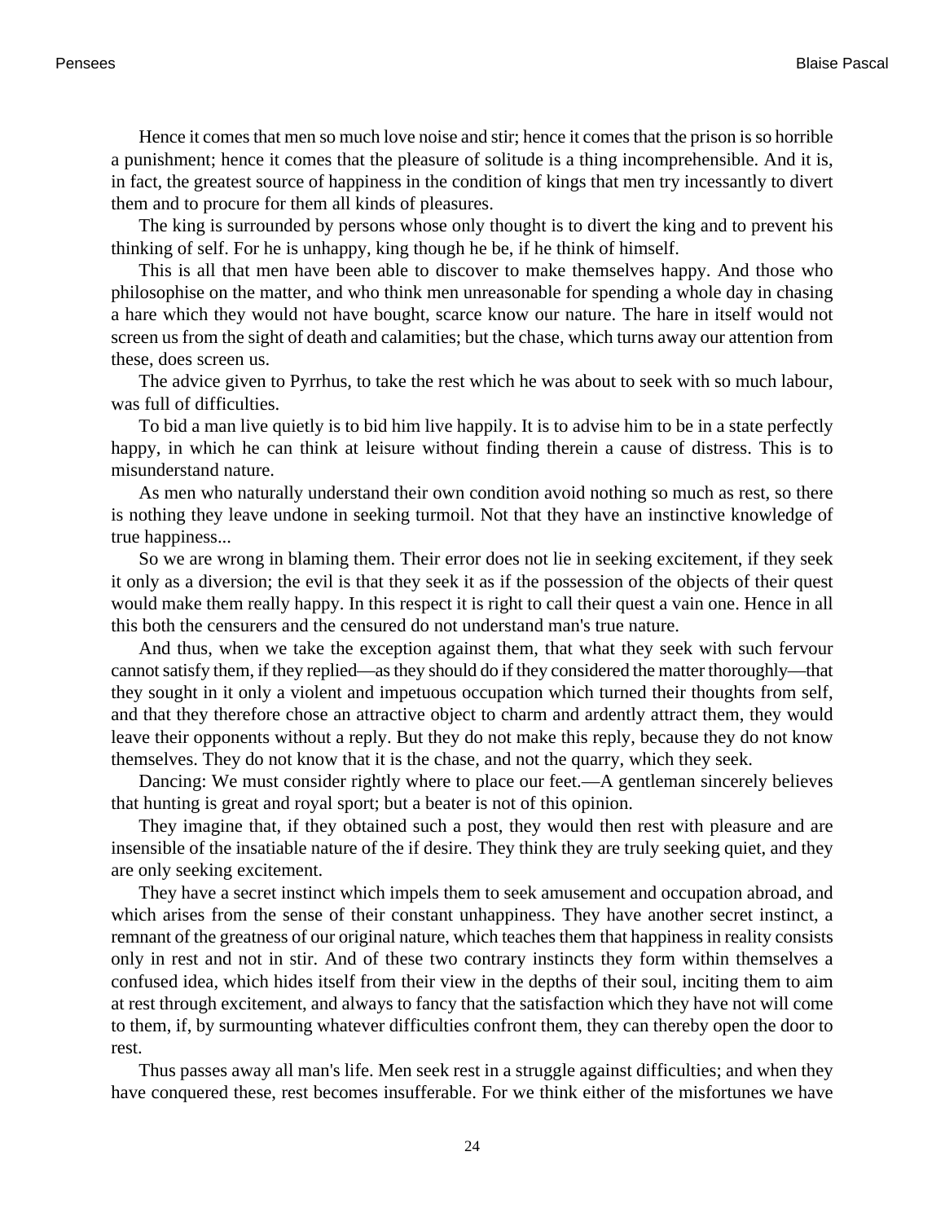Hence it comes that men so much love noise and stir; hence it comes that the prison is so horrible a punishment; hence it comes that the pleasure of solitude is a thing incomprehensible. And it is, in fact, the greatest source of happiness in the condition of kings that men try incessantly to divert them and to procure for them all kinds of pleasures.

The king is surrounded by persons whose only thought is to divert the king and to prevent his thinking of self. For he is unhappy, king though he be, if he think of himself.

This is all that men have been able to discover to make themselves happy. And those who philosophise on the matter, and who think men unreasonable for spending a whole day in chasing a hare which they would not have bought, scarce know our nature. The hare in itself would not screen us from the sight of death and calamities; but the chase, which turns away our attention from these, does screen us.

The advice given to Pyrrhus, to take the rest which he was about to seek with so much labour, was full of difficulties.

To bid a man live quietly is to bid him live happily. It is to advise him to be in a state perfectly happy, in which he can think at leisure without finding therein a cause of distress. This is to misunderstand nature.

As men who naturally understand their own condition avoid nothing so much as rest, so there is nothing they leave undone in seeking turmoil. Not that they have an instinctive knowledge of true happiness...

So we are wrong in blaming them. Their error does not lie in seeking excitement, if they seek it only as a diversion; the evil is that they seek it as if the possession of the objects of their quest would make them really happy. In this respect it is right to call their quest a vain one. Hence in all this both the censurers and the censured do not understand man's true nature.

And thus, when we take the exception against them, that what they seek with such fervour cannot satisfy them, if they replied—as they should do if they considered the matter thoroughly—that they sought in it only a violent and impetuous occupation which turned their thoughts from self, and that they therefore chose an attractive object to charm and ardently attract them, they would leave their opponents without a reply. But they do not make this reply, because they do not know themselves. They do not know that it is the chase, and not the quarry, which they seek.

Dancing: We must consider rightly where to place our feet.—A gentleman sincerely believes that hunting is great and royal sport; but a beater is not of this opinion.

They imagine that, if they obtained such a post, they would then rest with pleasure and are insensible of the insatiable nature of the if desire. They think they are truly seeking quiet, and they are only seeking excitement.

They have a secret instinct which impels them to seek amusement and occupation abroad, and which arises from the sense of their constant unhappiness. They have another secret instinct, a remnant of the greatness of our original nature, which teaches them that happiness in reality consists only in rest and not in stir. And of these two contrary instincts they form within themselves a confused idea, which hides itself from their view in the depths of their soul, inciting them to aim at rest through excitement, and always to fancy that the satisfaction which they have not will come to them, if, by surmounting whatever difficulties confront them, they can thereby open the door to rest.

Thus passes away all man's life. Men seek rest in a struggle against difficulties; and when they have conquered these, rest becomes insufferable. For we think either of the misfortunes we have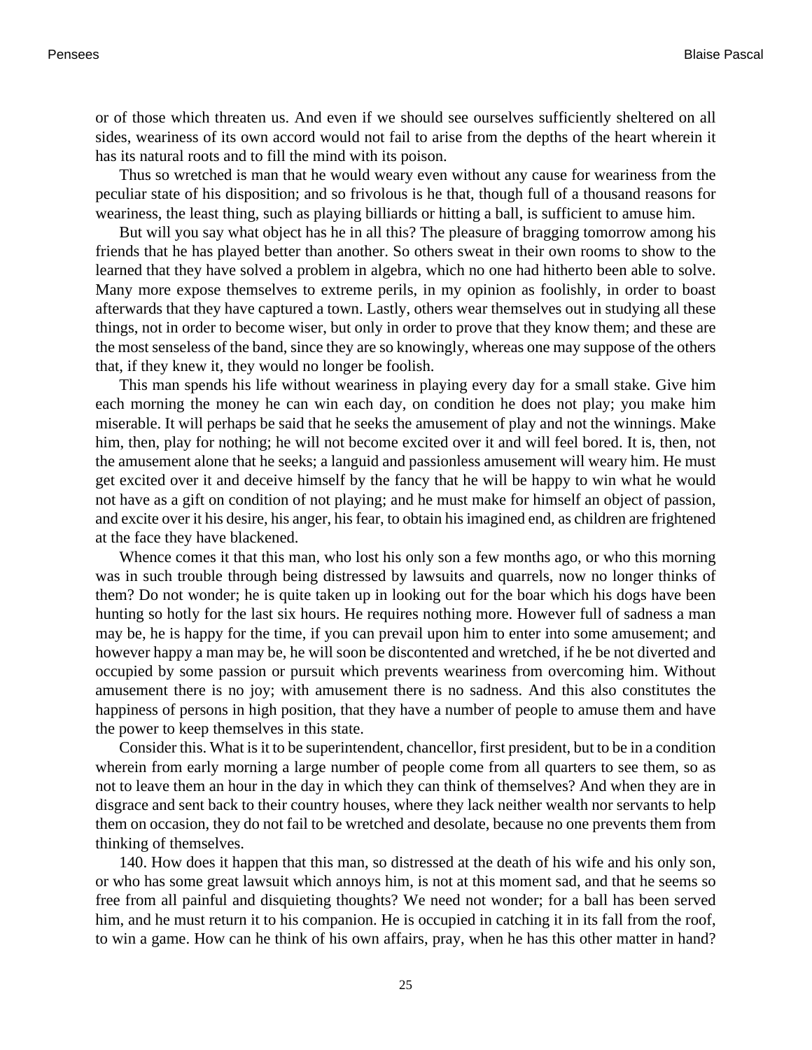or of those which threaten us. And even if we should see ourselves sufficiently sheltered on all sides, weariness of its own accord would not fail to arise from the depths of the heart wherein it has its natural roots and to fill the mind with its poison.

Thus so wretched is man that he would weary even without any cause for weariness from the peculiar state of his disposition; and so frivolous is he that, though full of a thousand reasons for weariness, the least thing, such as playing billiards or hitting a ball, is sufficient to amuse him.

But will you say what object has he in all this? The pleasure of bragging tomorrow among his friends that he has played better than another. So others sweat in their own rooms to show to the learned that they have solved a problem in algebra, which no one had hitherto been able to solve. Many more expose themselves to extreme perils, in my opinion as foolishly, in order to boast afterwards that they have captured a town. Lastly, others wear themselves out in studying all these things, not in order to become wiser, but only in order to prove that they know them; and these are the most senseless of the band, since they are so knowingly, whereas one may suppose of the others that, if they knew it, they would no longer be foolish.

This man spends his life without weariness in playing every day for a small stake. Give him each morning the money he can win each day, on condition he does not play; you make him miserable. It will perhaps be said that he seeks the amusement of play and not the winnings. Make him, then, play for nothing; he will not become excited over it and will feel bored. It is, then, not the amusement alone that he seeks; a languid and passionless amusement will weary him. He must get excited over it and deceive himself by the fancy that he will be happy to win what he would not have as a gift on condition of not playing; and he must make for himself an object of passion, and excite over it his desire, his anger, his fear, to obtain his imagined end, as children are frightened at the face they have blackened.

Whence comes it that this man, who lost his only son a few months ago, or who this morning was in such trouble through being distressed by lawsuits and quarrels, now no longer thinks of them? Do not wonder; he is quite taken up in looking out for the boar which his dogs have been hunting so hotly for the last six hours. He requires nothing more. However full of sadness a man may be, he is happy for the time, if you can prevail upon him to enter into some amusement; and however happy a man may be, he will soon be discontented and wretched, if he be not diverted and occupied by some passion or pursuit which prevents weariness from overcoming him. Without amusement there is no joy; with amusement there is no sadness. And this also constitutes the happiness of persons in high position, that they have a number of people to amuse them and have the power to keep themselves in this state.

Consider this. What is it to be superintendent, chancellor, first president, but to be in a condition wherein from early morning a large number of people come from all quarters to see them, so as not to leave them an hour in the day in which they can think of themselves? And when they are in disgrace and sent back to their country houses, where they lack neither wealth nor servants to help them on occasion, they do not fail to be wretched and desolate, because no one prevents them from thinking of themselves.

140. How does it happen that this man, so distressed at the death of his wife and his only son, or who has some great lawsuit which annoys him, is not at this moment sad, and that he seems so free from all painful and disquieting thoughts? We need not wonder; for a ball has been served him, and he must return it to his companion. He is occupied in catching it in its fall from the roof, to win a game. How can he think of his own affairs, pray, when he has this other matter in hand?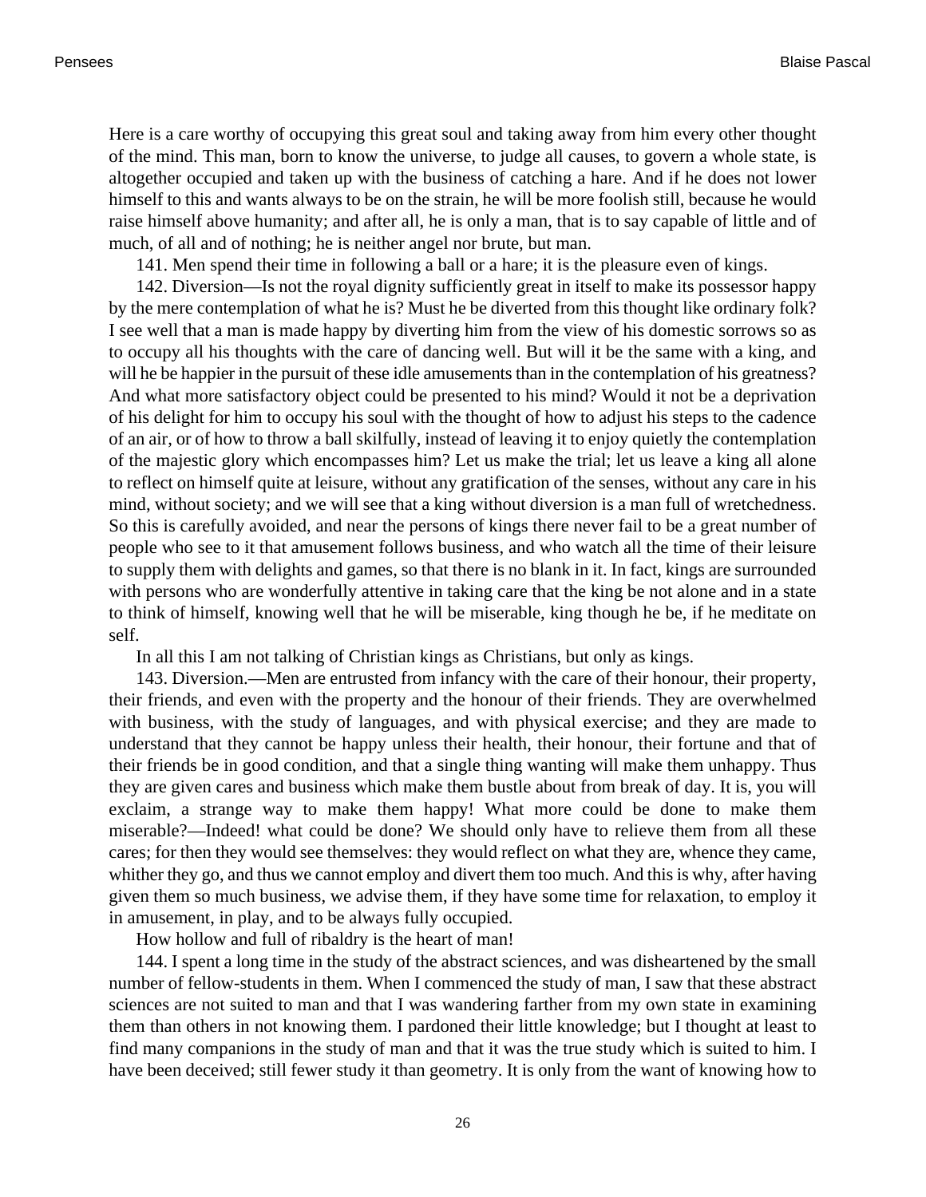Here is a care worthy of occupying this great soul and taking away from him every other thought of the mind. This man, born to know the universe, to judge all causes, to govern a whole state, is altogether occupied and taken up with the business of catching a hare. And if he does not lower himself to this and wants always to be on the strain, he will be more foolish still, because he would raise himself above humanity; and after all, he is only a man, that is to say capable of little and of much, of all and of nothing; he is neither angel nor brute, but man.

141. Men spend their time in following a ball or a hare; it is the pleasure even of kings.

142. Diversion—Is not the royal dignity sufficiently great in itself to make its possessor happy by the mere contemplation of what he is? Must he be diverted from this thought like ordinary folk? I see well that a man is made happy by diverting him from the view of his domestic sorrows so as to occupy all his thoughts with the care of dancing well. But will it be the same with a king, and will he be happier in the pursuit of these idle amusements than in the contemplation of his greatness? And what more satisfactory object could be presented to his mind? Would it not be a deprivation of his delight for him to occupy his soul with the thought of how to adjust his steps to the cadence of an air, or of how to throw a ball skilfully, instead of leaving it to enjoy quietly the contemplation of the majestic glory which encompasses him? Let us make the trial; let us leave a king all alone to reflect on himself quite at leisure, without any gratification of the senses, without any care in his mind, without society; and we will see that a king without diversion is a man full of wretchedness. So this is carefully avoided, and near the persons of kings there never fail to be a great number of people who see to it that amusement follows business, and who watch all the time of their leisure to supply them with delights and games, so that there is no blank in it. In fact, kings are surrounded with persons who are wonderfully attentive in taking care that the king be not alone and in a state to think of himself, knowing well that he will be miserable, king though he be, if he meditate on self.

In all this I am not talking of Christian kings as Christians, but only as kings.

143. Diversion.—Men are entrusted from infancy with the care of their honour, their property, their friends, and even with the property and the honour of their friends. They are overwhelmed with business, with the study of languages, and with physical exercise; and they are made to understand that they cannot be happy unless their health, their honour, their fortune and that of their friends be in good condition, and that a single thing wanting will make them unhappy. Thus they are given cares and business which make them bustle about from break of day. It is, you will exclaim, a strange way to make them happy! What more could be done to make them miserable?—Indeed! what could be done? We should only have to relieve them from all these cares; for then they would see themselves: they would reflect on what they are, whence they came, whither they go, and thus we cannot employ and divert them too much. And this is why, after having given them so much business, we advise them, if they have some time for relaxation, to employ it in amusement, in play, and to be always fully occupied.

How hollow and full of ribaldry is the heart of man!

144. I spent a long time in the study of the abstract sciences, and was disheartened by the small number of fellow-students in them. When I commenced the study of man, I saw that these abstract sciences are not suited to man and that I was wandering farther from my own state in examining them than others in not knowing them. I pardoned their little knowledge; but I thought at least to find many companions in the study of man and that it was the true study which is suited to him. I have been deceived; still fewer study it than geometry. It is only from the want of knowing how to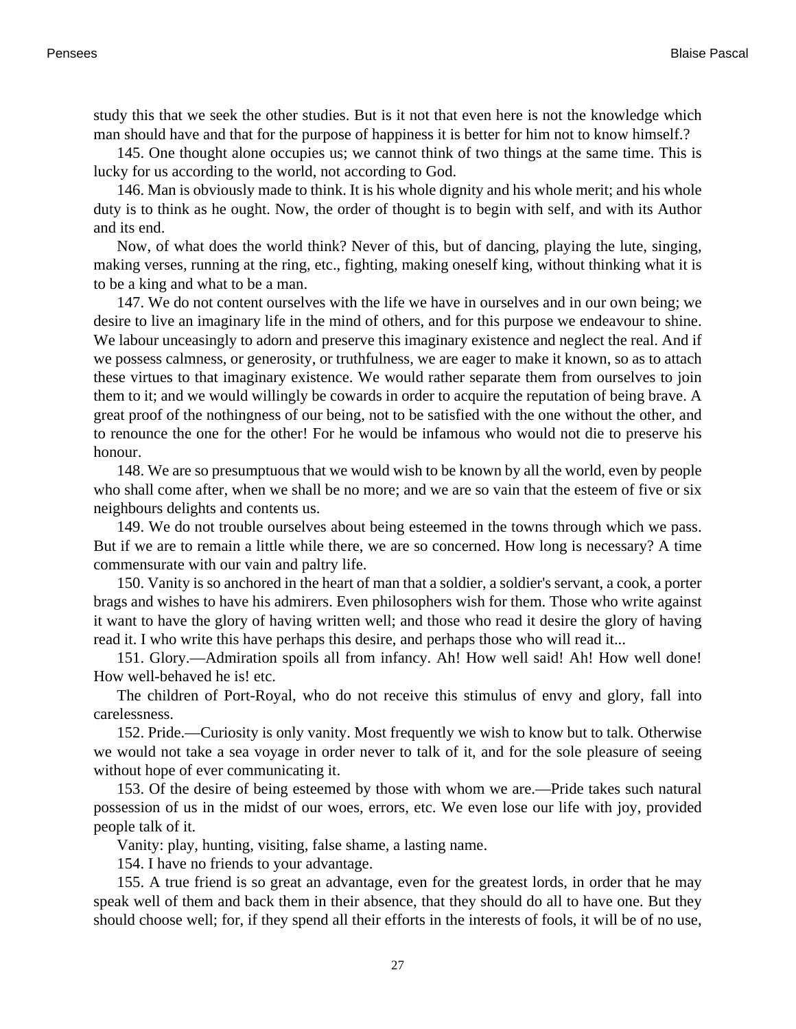study this that we seek the other studies. But is it not that even here is not the knowledge which man should have and that for the purpose of happiness it is better for him not to know himself.?

145. One thought alone occupies us; we cannot think of two things at the same time. This is lucky for us according to the world, not according to God.

146. Man is obviously made to think. It is his whole dignity and his whole merit; and his whole duty is to think as he ought. Now, the order of thought is to begin with self, and with its Author and its end.

Now, of what does the world think? Never of this, but of dancing, playing the lute, singing, making verses, running at the ring, etc., fighting, making oneself king, without thinking what it is to be a king and what to be a man.

147. We do not content ourselves with the life we have in ourselves and in our own being; we desire to live an imaginary life in the mind of others, and for this purpose we endeavour to shine. We labour unceasingly to adorn and preserve this imaginary existence and neglect the real. And if we possess calmness, or generosity, or truthfulness, we are eager to make it known, so as to attach these virtues to that imaginary existence. We would rather separate them from ourselves to join them to it; and we would willingly be cowards in order to acquire the reputation of being brave. A great proof of the nothingness of our being, not to be satisfied with the one without the other, and to renounce the one for the other! For he would be infamous who would not die to preserve his honour.

148. We are so presumptuous that we would wish to be known by all the world, even by people who shall come after, when we shall be no more; and we are so vain that the esteem of five or six neighbours delights and contents us.

149. We do not trouble ourselves about being esteemed in the towns through which we pass. But if we are to remain a little while there, we are so concerned. How long is necessary? A time commensurate with our vain and paltry life.

150. Vanity is so anchored in the heart of man that a soldier, a soldier's servant, a cook, a porter brags and wishes to have his admirers. Even philosophers wish for them. Those who write against it want to have the glory of having written well; and those who read it desire the glory of having read it. I who write this have perhaps this desire, and perhaps those who will read it...

151. Glory.—Admiration spoils all from infancy. Ah! How well said! Ah! How well done! How well-behaved he is! etc.

The children of Port-Royal, who do not receive this stimulus of envy and glory, fall into carelessness.

152. Pride.—Curiosity is only vanity. Most frequently we wish to know but to talk. Otherwise we would not take a sea voyage in order never to talk of it, and for the sole pleasure of seeing without hope of ever communicating it.

153. Of the desire of being esteemed by those with whom we are.—Pride takes such natural possession of us in the midst of our woes, errors, etc. We even lose our life with joy, provided people talk of it.

Vanity: play, hunting, visiting, false shame, a lasting name.

154. I have no friends to your advantage.

155. A true friend is so great an advantage, even for the greatest lords, in order that he may speak well of them and back them in their absence, that they should do all to have one. But they should choose well; for, if they spend all their efforts in the interests of fools, it will be of no use,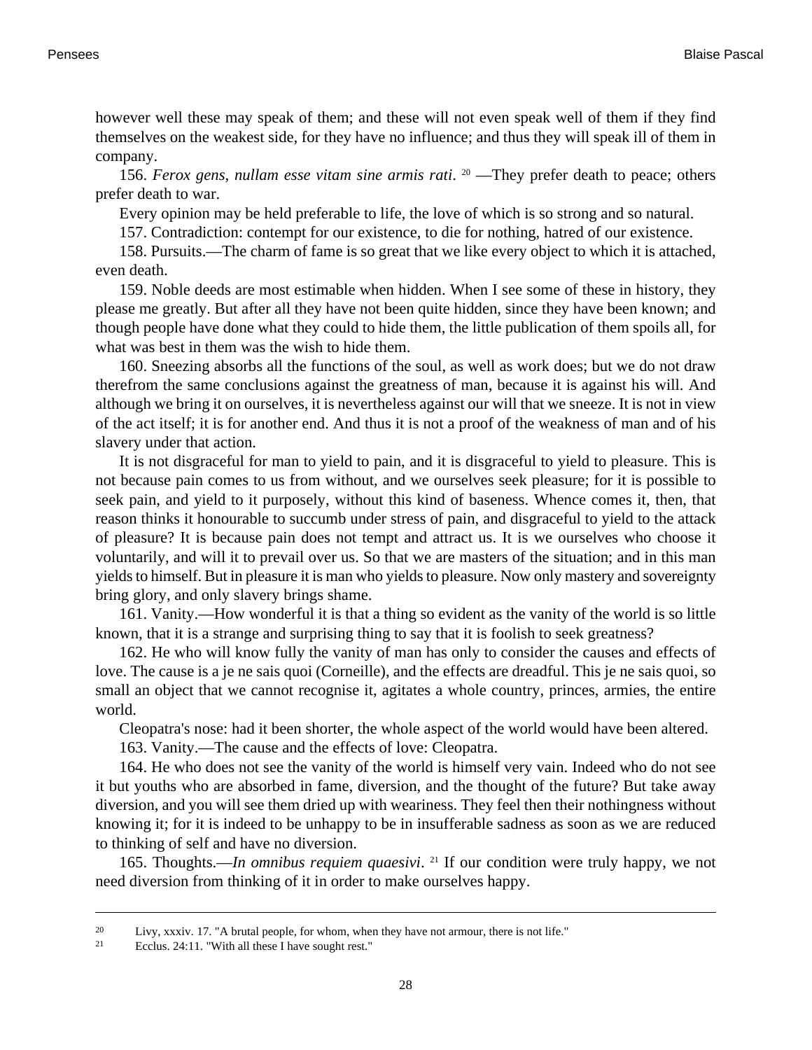however well these may speak of them; and these will not even speak well of them if they find themselves on the weakest side, for they have no influence; and thus they will speak ill of them in company.

156. *Ferox gens, nullam esse vitam sine armis rati.* [20] —They prefer death to peace; others prefer death to war.

Every opinion may be held preferable to life, the love of which is so strong and so natural.

157. Contradiction: contempt for our existence, to die for nothing, hatred of our existence.

158. Pursuits.—The charm of fame is so great that we like every object to which it is attached, even death.

159. Noble deeds are most estimable when hidden. When I see some of these in history, they please me greatly. But after all they have not been quite hidden, since they have been known; and though people have done what they could to hide them, the little publication of them spoils all, for what was best in them was the wish to hide them.

160. Sneezing absorbs all the functions of the soul, as well as work does; but we do not draw therefrom the same conclusions against the greatness of man, because it is against his will. And although we bring it on ourselves, it is nevertheless against our will that we sneeze. It is not in view of the act itself; it is for another end. And thus it is not a proof of the weakness of man and of his slavery under that action.

It is not disgraceful for man to yield to pain, and it is disgraceful to yield to pleasure. This is not because pain comes to us from without, and we ourselves seek pleasure; for it is possible to seek pain, and yield to it purposely, without this kind of baseness. Whence comes it, then, that reason thinks it honourable to succumb under stress of pain, and disgraceful to yield to the attack of pleasure? It is because pain does not tempt and attract us. It is we ourselves who choose it voluntarily, and will it to prevail over us. So that we are masters of the situation; and in this man yields to himself. But in pleasure it is man who yields to pleasure. Now only mastery and sovereignty bring glory, and only slavery brings shame.

161. Vanity.—How wonderful it is that a thing so evident as the vanity of the world is so little known, that it is a strange and surprising thing to say that it is foolish to seek greatness?

162. He who will know fully the vanity of man has only to consider the causes and effects of love. The cause is a je ne sais quoi (Corneille), and the effects are dreadful. This je ne sais quoi, so small an object that we cannot recognise it, agitates a whole country, princes, armies, the entire world.

Cleopatra's nose: had it been shorter, the whole aspect of the world would have been altered.

163. Vanity.—The cause and the effects of love: Cleopatra.

164. He who does not see the vanity of the world is himself very vain. Indeed who do not see it but youths who are absorbed in fame, diversion, and the thought of the future? But take away diversion, and you will see them dried up with weariness. They feel then their nothingness without knowing it; for it is indeed to be unhappy to be in insufferable sadness as soon as we are reduced to thinking of self and have no diversion.

165. Thoughts.—*In omnibus requiem quaesivi.* [21] If our condition were truly happy, we not need diversion from thinking of it in order to make ourselves happy.

---

[20] Livy, xxxiv. 17. "A brutal people, for whom, when they have not armour, there is not life."

[21] Ecclus. 24:11. "With all these I have sought rest."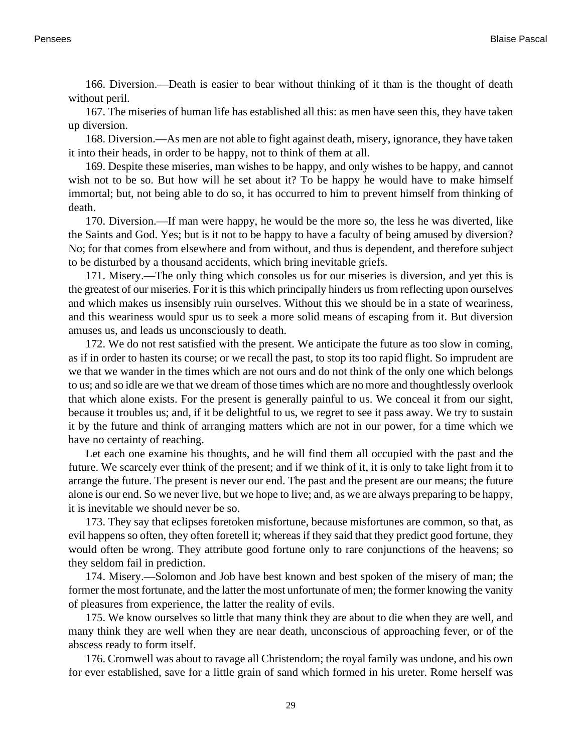166. Diversion.—Death is easier to bear without thinking of it than is the thought of death without peril.

167. The miseries of human life has established all this: as men have seen this, they have taken up diversion.

168. Diversion.—As men are not able to fight against death, misery, ignorance, they have taken it into their heads, in order to be happy, not to think of them at all.

169. Despite these miseries, man wishes to be happy, and only wishes to be happy, and cannot wish not to be so. But how will he set about it? To be happy he would have to make himself immortal; but, not being able to do so, it has occurred to him to prevent himself from thinking of death.

170. Diversion.—If man were happy, he would be the more so, the less he was diverted, like the Saints and God. Yes; but is it not to be happy to have a faculty of being amused by diversion? No; for that comes from elsewhere and from without, and thus is dependent, and therefore subject to be disturbed by a thousand accidents, which bring inevitable griefs.

171. Misery.—The only thing which consoles us for our miseries is diversion, and yet this is the greatest of our miseries. For it is this which principally hinders us from reflecting upon ourselves and which makes us insensibly ruin ourselves. Without this we should be in a state of weariness, and this weariness would spur us to seek a more solid means of escaping from it. But diversion amuses us, and leads us unconsciously to death.

172. We do not rest satisfied with the present. We anticipate the future as too slow in coming, as if in order to hasten its course; or we recall the past, to stop its too rapid flight. So imprudent are we that we wander in the times which are not ours and do not think of the only one which belongs to us; and so idle are we that we dream of those times which are no more and thoughtlessly overlook that which alone exists. For the present is generally painful to us. We conceal it from our sight, because it troubles us; and, if it be delightful to us, we regret to see it pass away. We try to sustain it by the future and think of arranging matters which are not in our power, for a time which we have no certainty of reaching.

Let each one examine his thoughts, and he will find them all occupied with the past and the future. We scarcely ever think of the present; and if we think of it, it is only to take light from it to arrange the future. The present is never our end. The past and the present are our means; the future alone is our end. So we never live, but we hope to live; and, as we are always preparing to be happy, it is inevitable we should never be so.

173. They say that eclipses foretoken misfortune, because misfortunes are common, so that, as evil happens so often, they often foretell it; whereas if they said that they predict good fortune, they would often be wrong. They attribute good fortune only to rare conjunctions of the heavens; so they seldom fail in prediction.

174. Misery.—Solomon and Job have best known and best spoken of the misery of man; the former the most fortunate, and the latter the most unfortunate of men; the former knowing the vanity of pleasures from experience, the latter the reality of evils.

175. We know ourselves so little that many think they are about to die when they are well, and many think they are well when they are near death, unconscious of approaching fever, or of the abscess ready to form itself.

176. Cromwell was about to ravage all Christendom; the royal family was undone, and his own for ever established, save for a little grain of sand which formed in his ureter. Rome herself was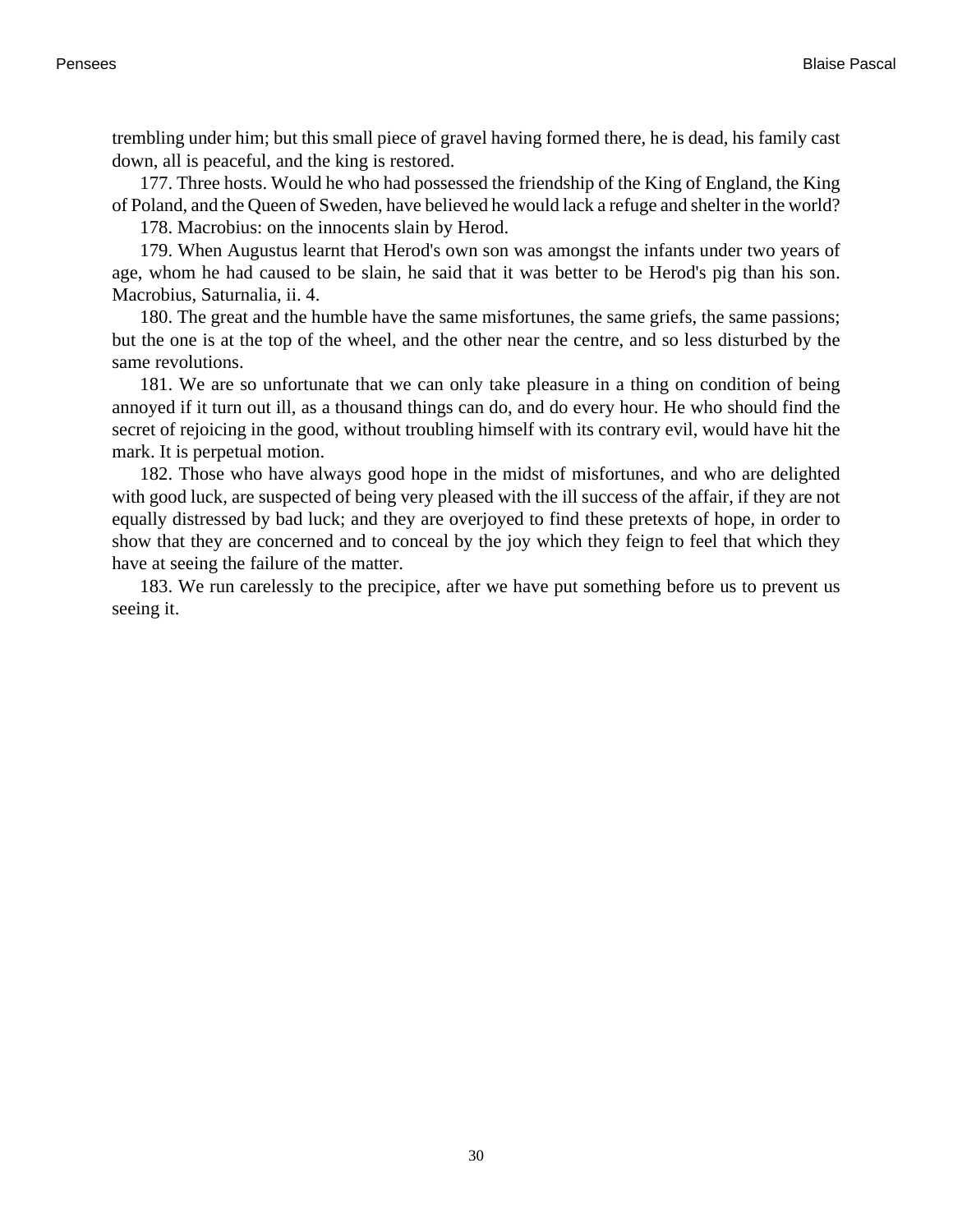trembling under him; but this small piece of gravel having formed there, he is dead, his family cast down, all is peaceful, and the king is restored.

177. Three hosts. Would he who had possessed the friendship of the King of England, the King of Poland, and the Queen of Sweden, have believed he would lack a refuge and shelter in the world?

178. Macrobius: on the innocents slain by Herod.

179. When Augustus learnt that Herod's own son was amongst the infants under two years of age, whom he had caused to be slain, he said that it was better to be Herod's pig than his son. Macrobius, Saturnalia, ii. 4.

180. The great and the humble have the same misfortunes, the same griefs, the same passions; but the one is at the top of the wheel, and the other near the centre, and so less disturbed by the same revolutions.

181. We are so unfortunate that we can only take pleasure in a thing on condition of being annoyed if it turn out ill, as a thousand things can do, and do every hour. He who should find the secret of rejoicing in the good, without troubling himself with its contrary evil, would have hit the mark. It is perpetual motion.

182. Those who have always good hope in the midst of misfortunes, and who are delighted with good luck, are suspected of being very pleased with the ill success of the affair, if they are not equally distressed by bad luck; and they are overjoyed to find these pretexts of hope, in order to show that they are concerned and to conceal by the joy which they feign to feel that which they have at seeing the failure of the matter.

183. We run carelessly to the precipice, after we have put something before us to prevent us seeing it.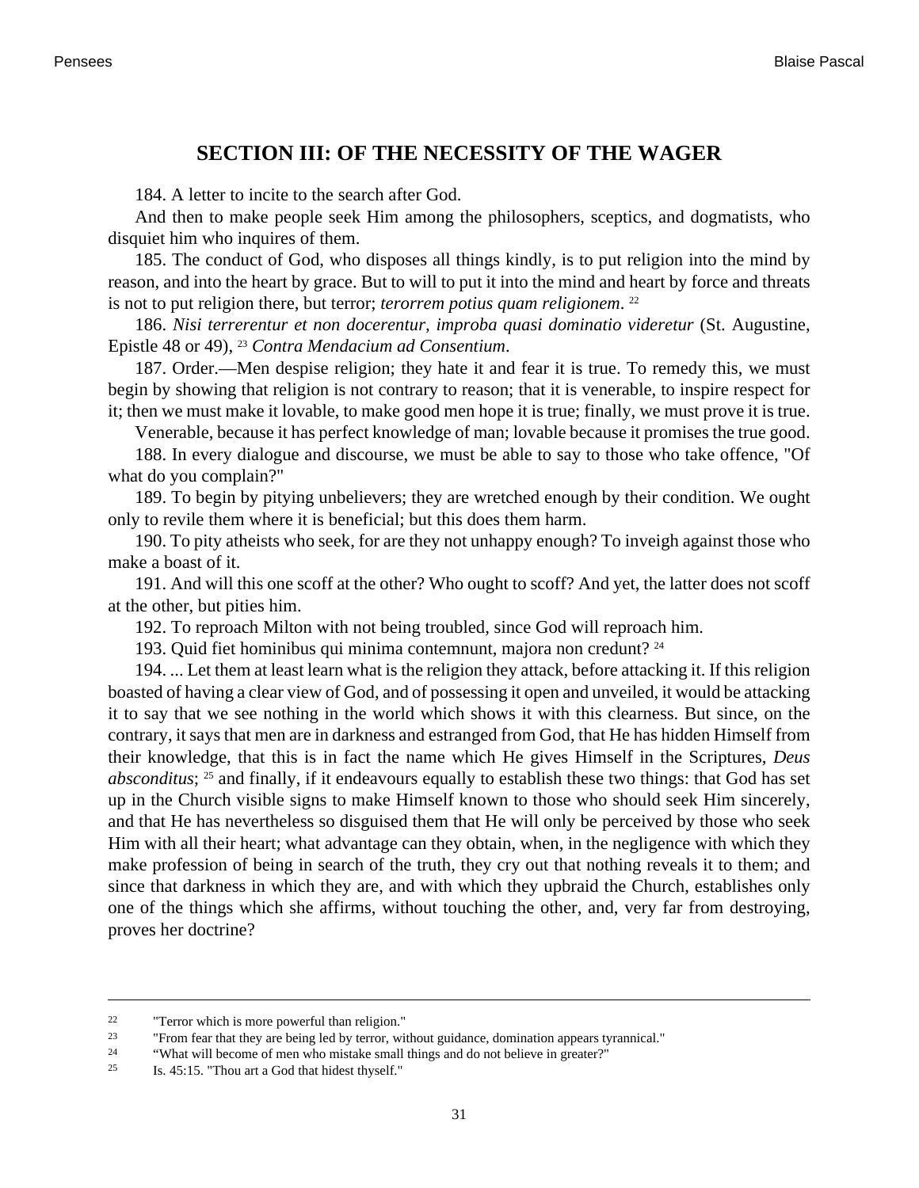## SECTION III: OF THE NECESSITY OF THE WAGER

184. A letter to incite to the search after God.

And then to make people seek Him among the philosophers, sceptics, and dogmatists, who disquiet him who inquires of them.

185. The conduct of God, who disposes all things kindly, is to put religion into the mind by reason, and into the heart by grace. But to will to put it into the mind and heart by force and threats is not to put religion there, but terror; *terorrem potius quam religionem*. [22]

186. *Nisi terrerentur et non docerentur, improba quasi dominatio videretur* (St. Augustine, Epistle 48 or 49), [23] *Contra Mendacium ad Consentium*.

187. Order.—Men despise religion; they hate it and fear it is true. To remedy this, we must begin by showing that religion is not contrary to reason; that it is venerable, to inspire respect for it; then we must make it lovable, to make good men hope it is true; finally, we must prove it is true.

Venerable, because it has perfect knowledge of man; lovable because it promises the true good.

188. In every dialogue and discourse, we must be able to say to those who take offence, "Of what do you complain?"

189. To begin by pitying unbelievers; they are wretched enough by their condition. We ought only to revile them where it is beneficial; but this does them harm.

190. To pity atheists who seek, for are they not unhappy enough? To inveigh against those who make a boast of it.

191. And will this one scoff at the other? Who ought to scoff? And yet, the latter does not scoff at the other, but pities him.

192. To reproach Milton with not being troubled, since God will reproach him.

193. Quid fiet hominibus qui minima contemnunt, majora non credunt? [24]

194. ... Let them at least learn what is the religion they attack, before attacking it. If this religion boasted of having a clear view of God, and of possessing it open and unveiled, it would be attacking it to say that we see nothing in the world which shows it with this clearness. But since, on the contrary, it says that men are in darkness and estranged from God, that He has hidden Himself from their knowledge, that this is in fact the name which He gives Himself in the Scriptures, *Deus absconditus*; [25] and finally, if it endeavours equally to establish these two things: that God has set up in the Church visible signs to make Himself known to those who should seek Him sincerely, and that He has nevertheless so disguised them that He will only be perceived by those who seek Him with all their heart; what advantage can they obtain, when, in the negligence with which they make profession of being in search of the truth, they cry out that nothing reveals it to them; and since that darkness in which they are, and with which they upbraid the Church, establishes only one of the things which she affirms, without touching the other, and, very far from destroying, proves her doctrine?

---

[22] "Terror which is more powerful than religion."

[23] "From fear that they are being led by terror, without guidance, domination appears tyrannical."

[24] "What will become of men who mistake small things and do not believe in greater?"

[25] Is. 45:15. "Thou art a God that hidest thyself."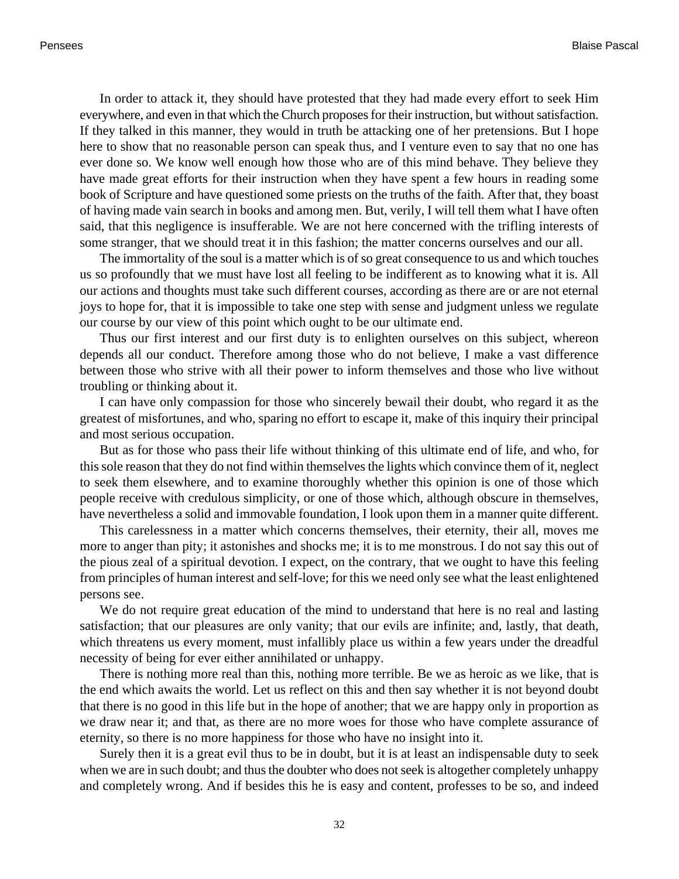In order to attack it, they should have protested that they had made every effort to seek Him everywhere, and even in that which the Church proposes for their instruction, but without satisfaction. If they talked in this manner, they would in truth be attacking one of her pretensions. But I hope here to show that no reasonable person can speak thus, and I venture even to say that no one has ever done so. We know well enough how those who are of this mind behave. They believe they have made great efforts for their instruction when they have spent a few hours in reading some book of Scripture and have questioned some priests on the truths of the faith. After that, they boast of having made vain search in books and among men. But, verily, I will tell them what I have often said, that this negligence is insufferable. We are not here concerned with the trifling interests of some stranger, that we should treat it in this fashion; the matter concerns ourselves and our all.

The immortality of the soul is a matter which is of so great consequence to us and which touches us so profoundly that we must have lost all feeling to be indifferent as to knowing what it is. All our actions and thoughts must take such different courses, according as there are or are not eternal joys to hope for, that it is impossible to take one step with sense and judgment unless we regulate our course by our view of this point which ought to be our ultimate end.

Thus our first interest and our first duty is to enlighten ourselves on this subject, whereon depends all our conduct. Therefore among those who do not believe, I make a vast difference between those who strive with all their power to inform themselves and those who live without troubling or thinking about it.

I can have only compassion for those who sincerely bewail their doubt, who regard it as the greatest of misfortunes, and who, sparing no effort to escape it, make of this inquiry their principal and most serious occupation.

But as for those who pass their life without thinking of this ultimate end of life, and who, for this sole reason that they do not find within themselves the lights which convince them of it, neglect to seek them elsewhere, and to examine thoroughly whether this opinion is one of those which people receive with credulous simplicity, or one of those which, although obscure in themselves, have nevertheless a solid and immovable foundation, I look upon them in a manner quite different.

This carelessness in a matter which concerns themselves, their eternity, their all, moves me more to anger than pity; it astonishes and shocks me; it is to me monstrous. I do not say this out of the pious zeal of a spiritual devotion. I expect, on the contrary, that we ought to have this feeling from principles of human interest and self-love; for this we need only see what the least enlightened persons see.

We do not require great education of the mind to understand that here is no real and lasting satisfaction; that our pleasures are only vanity; that our evils are infinite; and, lastly, that death, which threatens us every moment, must infallibly place us within a few years under the dreadful necessity of being for ever either annihilated or unhappy.

There is nothing more real than this, nothing more terrible. Be we as heroic as we like, that is the end which awaits the world. Let us reflect on this and then say whether it is not beyond doubt that there is no good in this life but in the hope of another; that we are happy only in proportion as we draw near it; and that, as there are no more woes for those who have complete assurance of eternity, so there is no more happiness for those who have no insight into it.

Surely then it is a great evil thus to be in doubt, but it is at least an indispensable duty to seek when we are in such doubt; and thus the doubter who does not seek is altogether completely unhappy and completely wrong. And if besides this he is easy and content, professes to be so, and indeed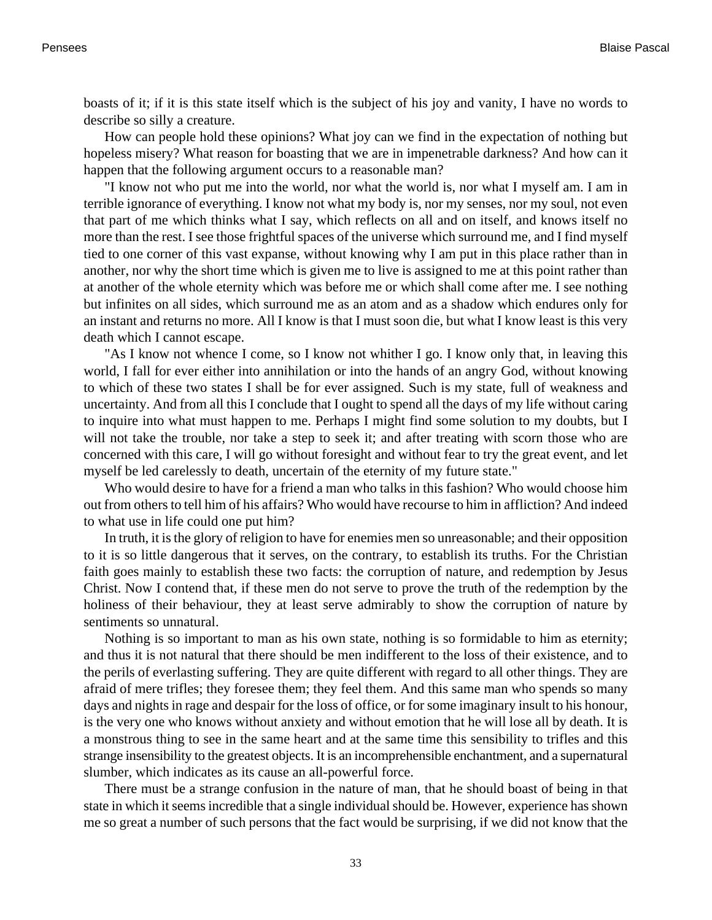boasts of it; if it is this state itself which is the subject of his joy and vanity, I have no words to describe so silly a creature.

How can people hold these opinions? What joy can we find in the expectation of nothing but hopeless misery? What reason for boasting that we are in impenetrable darkness? And how can it happen that the following argument occurs to a reasonable man?

"I know not who put me into the world, nor what the world is, nor what I myself am. I am in terrible ignorance of everything. I know not what my body is, nor my senses, nor my soul, not even that part of me which thinks what I say, which reflects on all and on itself, and knows itself no more than the rest. I see those frightful spaces of the universe which surround me, and I find myself tied to one corner of this vast expanse, without knowing why I am put in this place rather than in another, nor why the short time which is given me to live is assigned to me at this point rather than at another of the whole eternity which was before me or which shall come after me. I see nothing but infinites on all sides, which surround me as an atom and as a shadow which endures only for an instant and returns no more. All I know is that I must soon die, but what I know least is this very death which I cannot escape.

"As I know not whence I come, so I know not whither I go. I know only that, in leaving this world, I fall for ever either into annihilation or into the hands of an angry God, without knowing to which of these two states I shall be for ever assigned. Such is my state, full of weakness and uncertainty. And from all this I conclude that I ought to spend all the days of my life without caring to inquire into what must happen to me. Perhaps I might find some solution to my doubts, but I will not take the trouble, nor take a step to seek it; and after treating with scorn those who are concerned with this care, I will go without foresight and without fear to try the great event, and let myself be led carelessly to death, uncertain of the eternity of my future state."

Who would desire to have for a friend a man who talks in this fashion? Who would choose him out from others to tell him of his affairs? Who would have recourse to him in affliction? And indeed to what use in life could one put him?

In truth, it is the glory of religion to have for enemies men so unreasonable; and their opposition to it is so little dangerous that it serves, on the contrary, to establish its truths. For the Christian faith goes mainly to establish these two facts: the corruption of nature, and redemption by Jesus Christ. Now I contend that, if these men do not serve to prove the truth of the redemption by the holiness of their behaviour, they at least serve admirably to show the corruption of nature by sentiments so unnatural.

Nothing is so important to man as his own state, nothing is so formidable to him as eternity; and thus it is not natural that there should be men indifferent to the loss of their existence, and to the perils of everlasting suffering. They are quite different with regard to all other things. They are afraid of mere trifles; they foresee them; they feel them. And this same man who spends so many days and nights in rage and despair for the loss of office, or for some imaginary insult to his honour, is the very one who knows without anxiety and without emotion that he will lose all by death. It is a monstrous thing to see in the same heart and at the same time this sensibility to trifles and this strange insensibility to the greatest objects. It is an incomprehensible enchantment, and a supernatural slumber, which indicates as its cause an all-powerful force.

There must be a strange confusion in the nature of man, that he should boast of being in that state in which it seems incredible that a single individual should be. However, experience has shown me so great a number of such persons that the fact would be surprising, if we did not know that the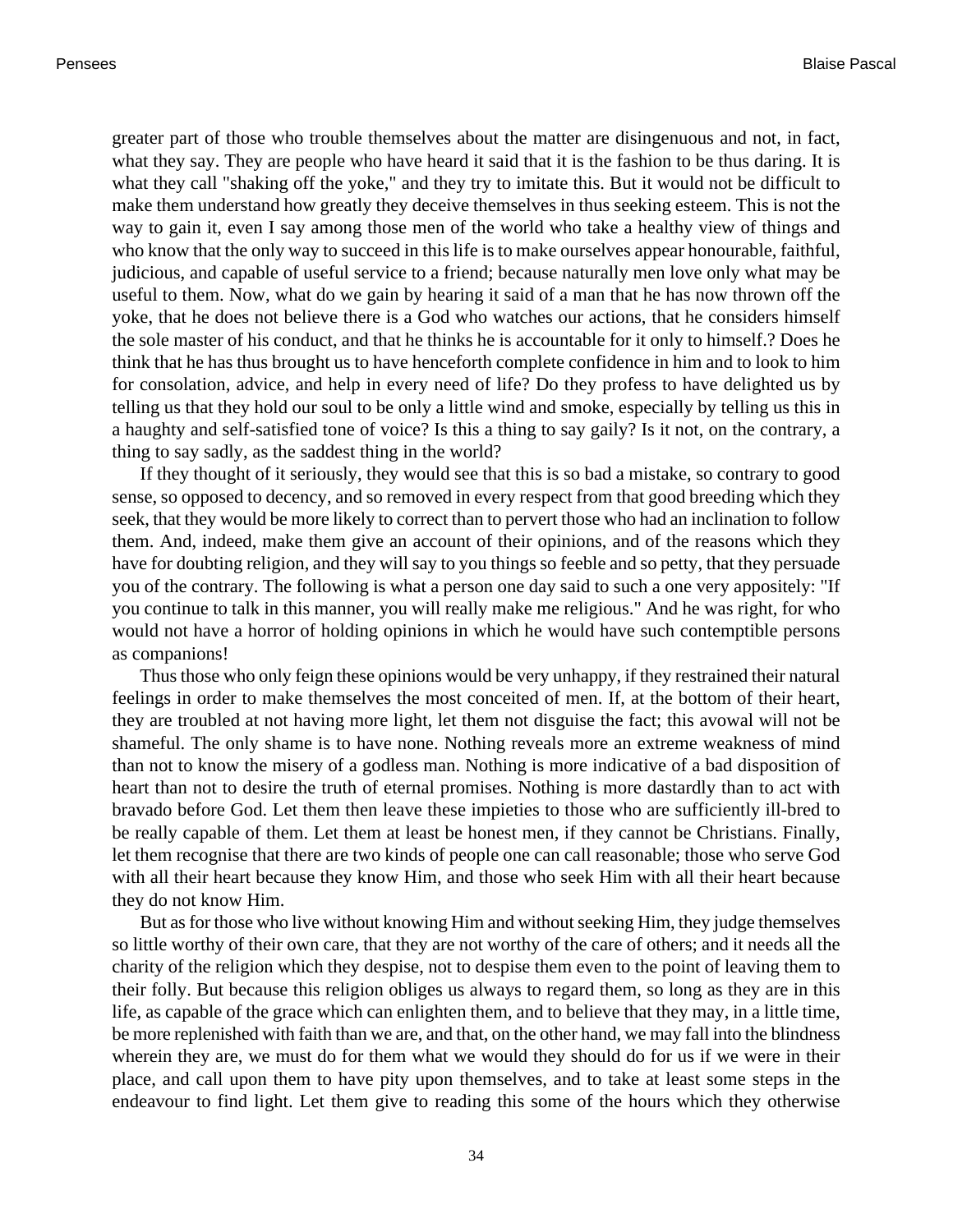greater part of those who trouble themselves about the matter are disingenuous and not, in fact, what they say. They are people who have heard it said that it is the fashion to be thus daring. It is what they call "shaking off the yoke," and they try to imitate this. But it would not be difficult to make them understand how greatly they deceive themselves in thus seeking esteem. This is not the way to gain it, even I say among those men of the world who take a healthy view of things and who know that the only way to succeed in this life is to make ourselves appear honourable, faithful, judicious, and capable of useful service to a friend; because naturally men love only what may be useful to them. Now, what do we gain by hearing it said of a man that he has now thrown off the yoke, that he does not believe there is a God who watches our actions, that he considers himself the sole master of his conduct, and that he thinks he is accountable for it only to himself.? Does he think that he has thus brought us to have henceforth complete confidence in him and to look to him for consolation, advice, and help in every need of life? Do they profess to have delighted us by telling us that they hold our soul to be only a little wind and smoke, especially by telling us this in a haughty and self-satisfied tone of voice? Is this a thing to say gaily? Is it not, on the contrary, a thing to say sadly, as the saddest thing in the world?

If they thought of it seriously, they would see that this is so bad a mistake, so contrary to good sense, so opposed to decency, and so removed in every respect from that good breeding which they seek, that they would be more likely to correct than to pervert those who had an inclination to follow them. And, indeed, make them give an account of their opinions, and of the reasons which they have for doubting religion, and they will say to you things so feeble and so petty, that they persuade you of the contrary. The following is what a person one day said to such a one very appositely: "If you continue to talk in this manner, you will really make me religious." And he was right, for who would not have a horror of holding opinions in which he would have such contemptible persons as companions!

Thus those who only feign these opinions would be very unhappy, if they restrained their natural feelings in order to make themselves the most conceited of men. If, at the bottom of their heart, they are troubled at not having more light, let them not disguise the fact; this avowal will not be shameful. The only shame is to have none. Nothing reveals more an extreme weakness of mind than not to know the misery of a godless man. Nothing is more indicative of a bad disposition of heart than not to desire the truth of eternal promises. Nothing is more dastardly than to act with bravado before God. Let them then leave these impieties to those who are sufficiently ill-bred to be really capable of them. Let them at least be honest men, if they cannot be Christians. Finally, let them recognise that there are two kinds of people one can call reasonable; those who serve God with all their heart because they know Him, and those who seek Him with all their heart because they do not know Him.

But as for those who live without knowing Him and without seeking Him, they judge themselves so little worthy of their own care, that they are not worthy of the care of others; and it needs all the charity of the religion which they despise, not to despise them even to the point of leaving them to their folly. But because this religion obliges us always to regard them, so long as they are in this life, as capable of the grace which can enlighten them, and to believe that they may, in a little time, be more replenished with faith than we are, and that, on the other hand, we may fall into the blindness wherein they are, we must do for them what we would they should do for us if we were in their place, and call upon them to have pity upon themselves, and to take at least some steps in the endeavour to find light. Let them give to reading this some of the hours which they otherwise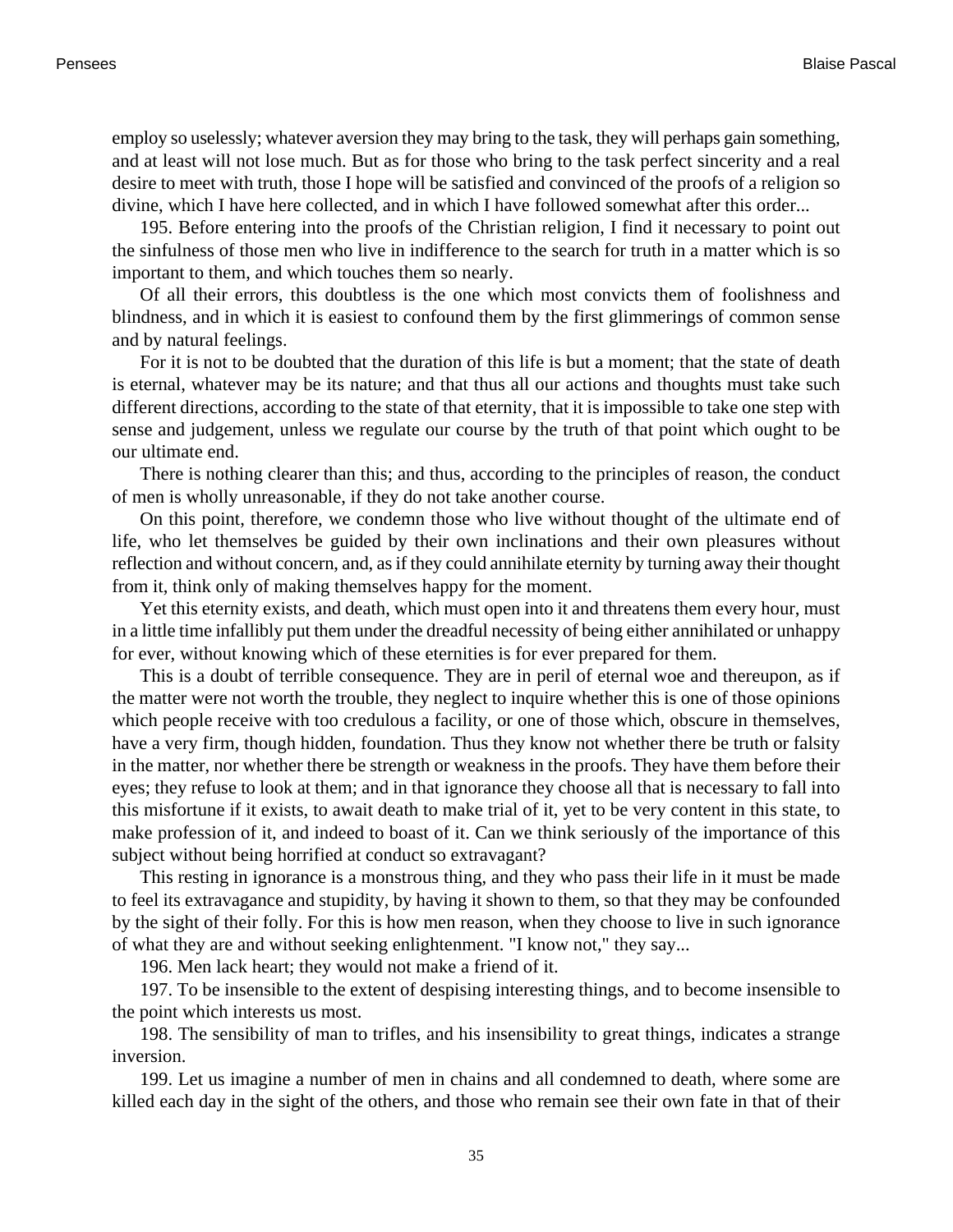employ so uselessly; whatever aversion they may bring to the task, they will perhaps gain something, and at least will not lose much. But as for those who bring to the task perfect sincerity and a real desire to meet with truth, those I hope will be satisfied and convinced of the proofs of a religion so divine, which I have here collected, and in which I have followed somewhat after this order...

195. Before entering into the proofs of the Christian religion, I find it necessary to point out the sinfulness of those men who live in indifference to the search for truth in a matter which is so important to them, and which touches them so nearly.

Of all their errors, this doubtless is the one which most convicts them of foolishness and blindness, and in which it is easiest to confound them by the first glimmerings of common sense and by natural feelings.

For it is not to be doubted that the duration of this life is but a moment; that the state of death is eternal, whatever may be its nature; and that thus all our actions and thoughts must take such different directions, according to the state of that eternity, that it is impossible to take one step with sense and judgement, unless we regulate our course by the truth of that point which ought to be our ultimate end.

There is nothing clearer than this; and thus, according to the principles of reason, the conduct of men is wholly unreasonable, if they do not take another course.

On this point, therefore, we condemn those who live without thought of the ultimate end of life, who let themselves be guided by their own inclinations and their own pleasures without reflection and without concern, and, as if they could annihilate eternity by turning away their thought from it, think only of making themselves happy for the moment.

Yet this eternity exists, and death, which must open into it and threatens them every hour, must in a little time infallibly put them under the dreadful necessity of being either annihilated or unhappy for ever, without knowing which of these eternities is for ever prepared for them.

This is a doubt of terrible consequence. They are in peril of eternal woe and thereupon, as if the matter were not worth the trouble, they neglect to inquire whether this is one of those opinions which people receive with too credulous a facility, or one of those which, obscure in themselves, have a very firm, though hidden, foundation. Thus they know not whether there be truth or falsity in the matter, nor whether there be strength or weakness in the proofs. They have them before their eyes; they refuse to look at them; and in that ignorance they choose all that is necessary to fall into this misfortune if it exists, to await death to make trial of it, yet to be very content in this state, to make profession of it, and indeed to boast of it. Can we think seriously of the importance of this subject without being horrified at conduct so extravagant?

This resting in ignorance is a monstrous thing, and they who pass their life in it must be made to feel its extravagance and stupidity, by having it shown to them, so that they may be confounded by the sight of their folly. For this is how men reason, when they choose to live in such ignorance of what they are and without seeking enlightenment. "I know not," they say...

196. Men lack heart; they would not make a friend of it.

197. To be insensible to the extent of despising interesting things, and to become insensible to the point which interests us most.

198. The sensibility of man to trifles, and his insensibility to great things, indicates a strange inversion.

199. Let us imagine a number of men in chains and all condemned to death, where some are killed each day in the sight of the others, and those who remain see their own fate in that of their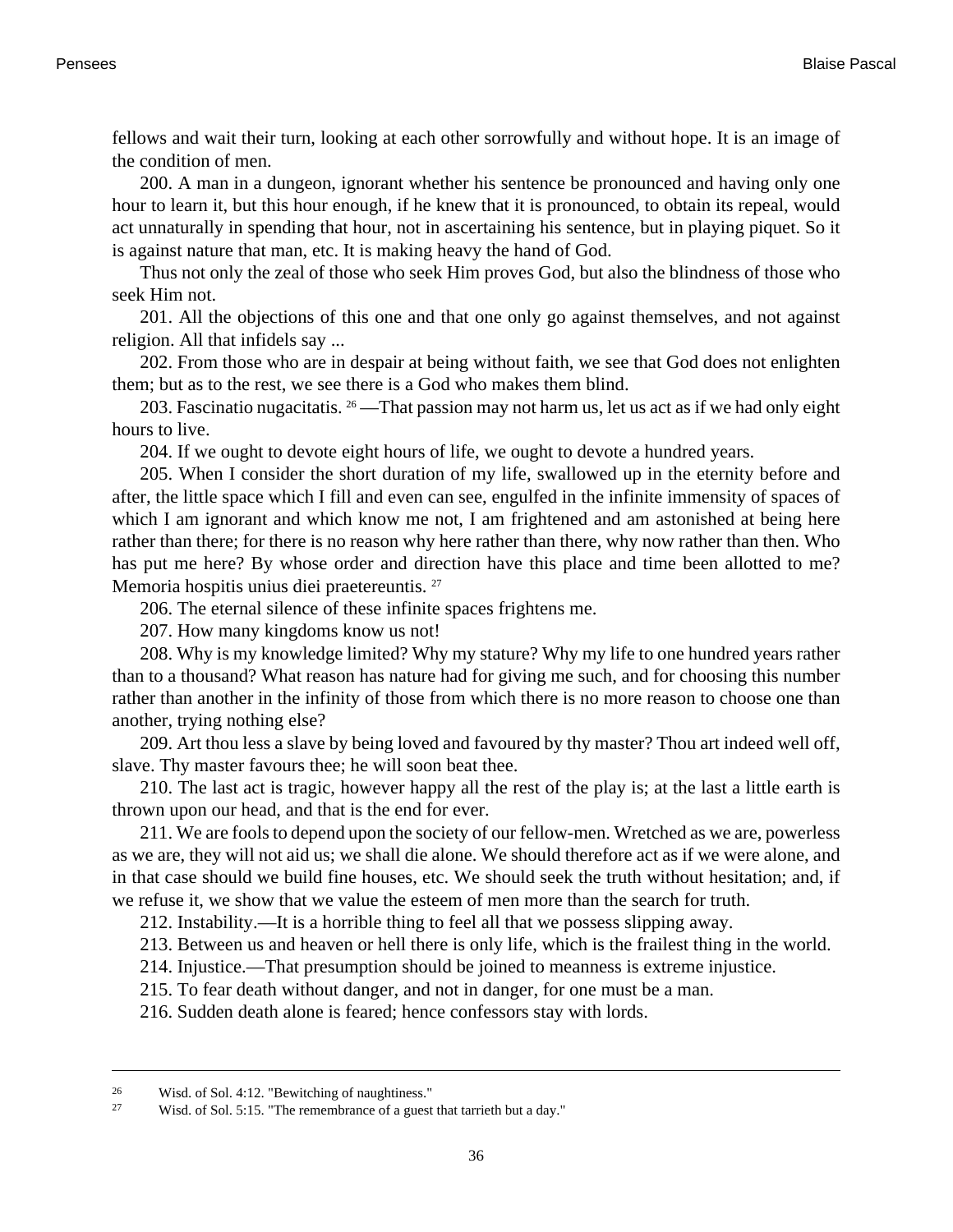fellows and wait their turn, looking at each other sorrowfully and without hope. It is an image of the condition of men.

200. A man in a dungeon, ignorant whether his sentence be pronounced and having only one hour to learn it, but this hour enough, if he knew that it is pronounced, to obtain its repeal, would act unnaturally in spending that hour, not in ascertaining his sentence, but in playing piquet. So it is against nature that man, etc. It is making heavy the hand of God.

Thus not only the zeal of those who seek Him proves God, but also the blindness of those who seek Him not.

201. All the objections of this one and that one only go against themselves, and not against religion. All that infidels say ...

202. From those who are in despair at being without faith, we see that God does not enlighten them; but as to the rest, we see there is a God who makes them blind.

203. Fascinatio nugacitatis. [26] —That passion may not harm us, let us act as if we had only eight hours to live.

204. If we ought to devote eight hours of life, we ought to devote a hundred years.

205. When I consider the short duration of my life, swallowed up in the eternity before and after, the little space which I fill and even can see, engulfed in the infinite immensity of spaces of which I am ignorant and which know me not, I am frightened and am astonished at being here rather than there; for there is no reason why here rather than there, why now rather than then. Who has put me here? By whose order and direction have this place and time been allotted to me? Memoria hospitis unius diei praetereuntis. [27]

206. The eternal silence of these infinite spaces frightens me.

207. How many kingdoms know us not!

208. Why is my knowledge limited? Why my stature? Why my life to one hundred years rather than to a thousand? What reason has nature had for giving me such, and for choosing this number rather than another in the infinity of those from which there is no more reason to choose one than another, trying nothing else?

209. Art thou less a slave by being loved and favoured by thy master? Thou art indeed well off, slave. Thy master favours thee; he will soon beat thee.

210. The last act is tragic, however happy all the rest of the play is; at the last a little earth is thrown upon our head, and that is the end for ever.

211. We are fools to depend upon the society of our fellow-men. Wretched as we are, powerless as we are, they will not aid us; we shall die alone. We should therefore act as if we were alone, and in that case should we build fine houses, etc. We should seek the truth without hesitation; and, if we refuse it, we show that we value the esteem of men more than the search for truth.

212. Instability.—It is a horrible thing to feel all that we possess slipping away.

213. Between us and heaven or hell there is only life, which is the frailest thing in the world.

214. Injustice.—That presumption should be joined to meanness is extreme injustice.

215. To fear death without danger, and not in danger, for one must be a man.

216. Sudden death alone is feared; hence confessors stay with lords.

---

[26] Wisd. of Sol. 4:12. "Bewitching of naughtiness."

[27] Wisd. of Sol. 5:15. "The remembrance of a guest that tarrieth but a day."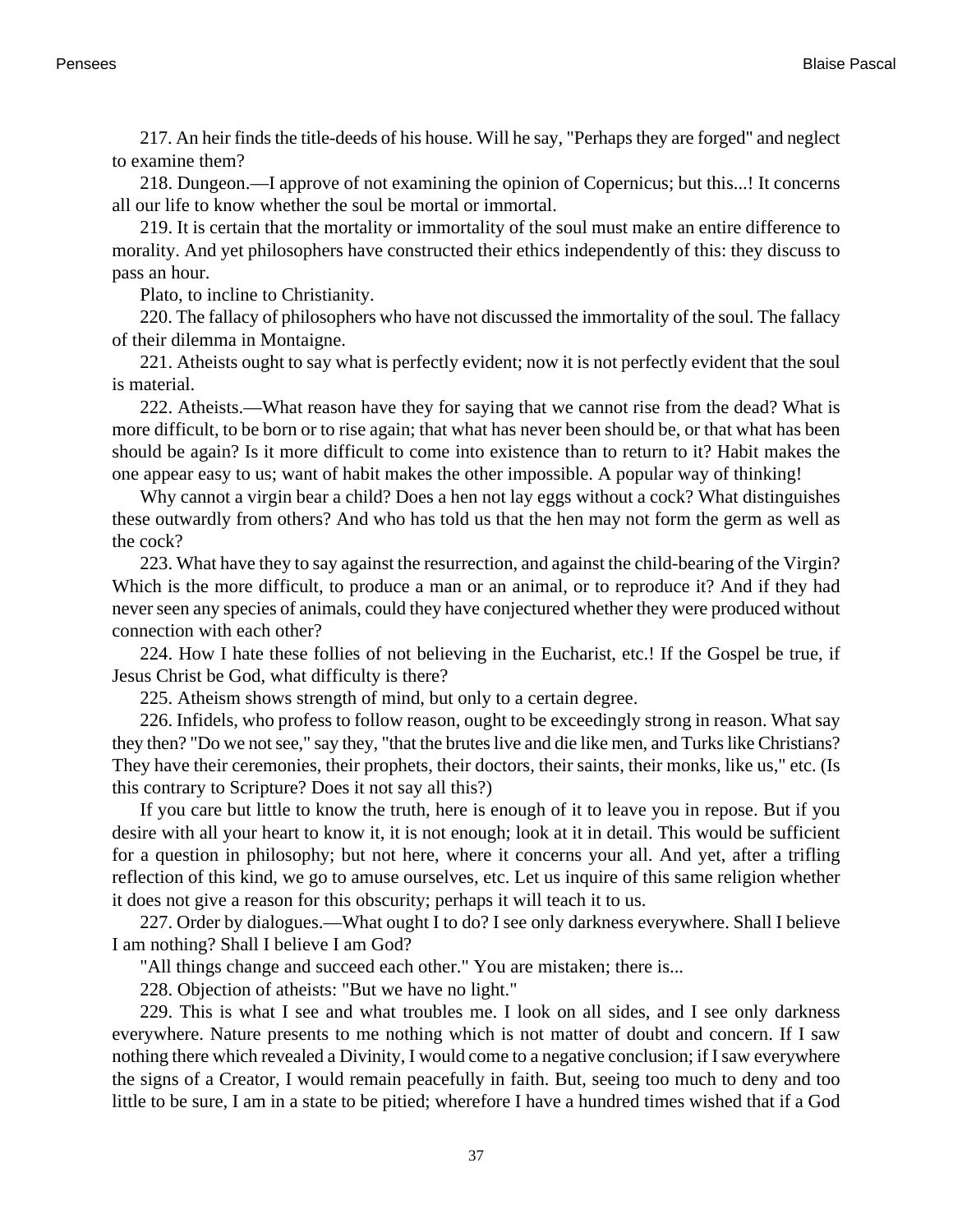217. An heir finds the title-deeds of his house. Will he say, "Perhaps they are forged" and neglect to examine them?

218. Dungeon.—I approve of not examining the opinion of Copernicus; but this...! It concerns all our life to know whether the soul be mortal or immortal.

219. It is certain that the mortality or immortality of the soul must make an entire difference to morality. And yet philosophers have constructed their ethics independently of this: they discuss to pass an hour.

Plato, to incline to Christianity.

220. The fallacy of philosophers who have not discussed the immortality of the soul. The fallacy of their dilemma in Montaigne.

221. Atheists ought to say what is perfectly evident; now it is not perfectly evident that the soul is material.

222. Atheists.—What reason have they for saying that we cannot rise from the dead? What is more difficult, to be born or to rise again; that what has never been should be, or that what has been should be again? Is it more difficult to come into existence than to return to it? Habit makes the one appear easy to us; want of habit makes the other impossible. A popular way of thinking!

Why cannot a virgin bear a child? Does a hen not lay eggs without a cock? What distinguishes these outwardly from others? And who has told us that the hen may not form the germ as well as the cock?

223. What have they to say against the resurrection, and against the child-bearing of the Virgin? Which is the more difficult, to produce a man or an animal, or to reproduce it? And if they had never seen any species of animals, could they have conjectured whether they were produced without connection with each other?

224. How I hate these follies of not believing in the Eucharist, etc.! If the Gospel be true, if Jesus Christ be God, what difficulty is there?

225. Atheism shows strength of mind, but only to a certain degree.

226. Infidels, who profess to follow reason, ought to be exceedingly strong in reason. What say they then? "Do we not see," say they, "that the brutes live and die like men, and Turks like Christians? They have their ceremonies, their prophets, their doctors, their saints, their monks, like us," etc. (Is this contrary to Scripture? Does it not say all this?)

If you care but little to know the truth, here is enough of it to leave you in repose. But if you desire with all your heart to know it, it is not enough; look at it in detail. This would be sufficient for a question in philosophy; but not here, where it concerns your all. And yet, after a trifling reflection of this kind, we go to amuse ourselves, etc. Let us inquire of this same religion whether it does not give a reason for this obscurity; perhaps it will teach it to us.

227. Order by dialogues.—What ought I to do? I see only darkness everywhere. Shall I believe I am nothing? Shall I believe I am God?

"All things change and succeed each other." You are mistaken; there is...

228. Objection of atheists: "But we have no light."

229. This is what I see and what troubles me. I look on all sides, and I see only darkness everywhere. Nature presents to me nothing which is not matter of doubt and concern. If I saw nothing there which revealed a Divinity, I would come to a negative conclusion; if I saw everywhere the signs of a Creator, I would remain peacefully in faith. But, seeing too much to deny and too little to be sure, I am in a state to be pitied; wherefore I have a hundred times wished that if a God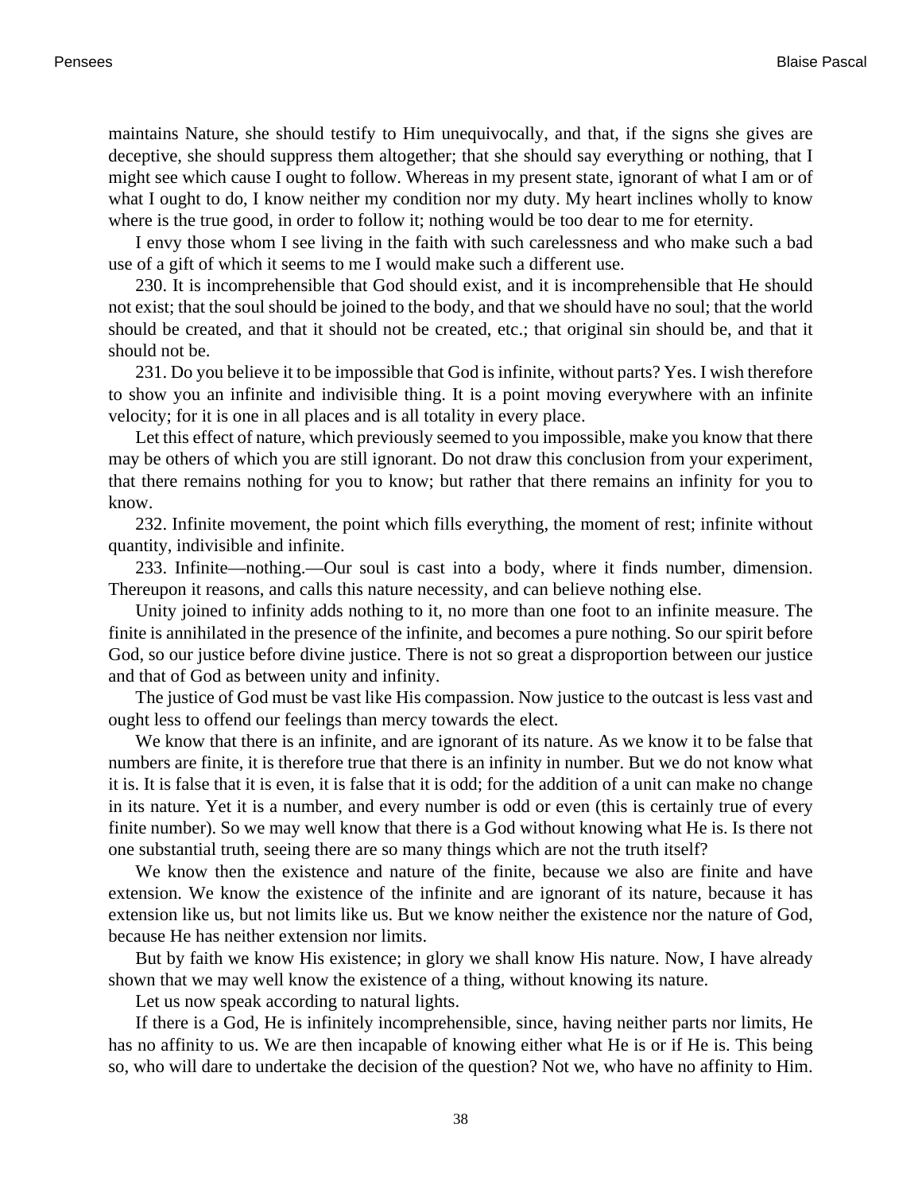maintains Nature, she should testify to Him unequivocally, and that, if the signs she gives are deceptive, she should suppress them altogether; that she should say everything or nothing, that I might see which cause I ought to follow. Whereas in my present state, ignorant of what I am or of what I ought to do, I know neither my condition nor my duty. My heart inclines wholly to know where is the true good, in order to follow it; nothing would be too dear to me for eternity.

I envy those whom I see living in the faith with such carelessness and who make such a bad use of a gift of which it seems to me I would make such a different use.

230. It is incomprehensible that God should exist, and it is incomprehensible that He should not exist; that the soul should be joined to the body, and that we should have no soul; that the world should be created, and that it should not be created, etc.; that original sin should be, and that it should not be.

231. Do you believe it to be impossible that God is infinite, without parts? Yes. I wish therefore to show you an infinite and indivisible thing. It is a point moving everywhere with an infinite velocity; for it is one in all places and is all totality in every place.

Let this effect of nature, which previously seemed to you impossible, make you know that there may be others of which you are still ignorant. Do not draw this conclusion from your experiment, that there remains nothing for you to know; but rather that there remains an infinity for you to know.

232. Infinite movement, the point which fills everything, the moment of rest; infinite without quantity, indivisible and infinite.

233. Infinite—nothing.—Our soul is cast into a body, where it finds number, dimension. Thereupon it reasons, and calls this nature necessity, and can believe nothing else.

Unity joined to infinity adds nothing to it, no more than one foot to an infinite measure. The finite is annihilated in the presence of the infinite, and becomes a pure nothing. So our spirit before God, so our justice before divine justice. There is not so great a disproportion between our justice and that of God as between unity and infinity.

The justice of God must be vast like His compassion. Now justice to the outcast is less vast and ought less to offend our feelings than mercy towards the elect.

We know that there is an infinite, and are ignorant of its nature. As we know it to be false that numbers are finite, it is therefore true that there is an infinity in number. But we do not know what it is. It is false that it is even, it is false that it is odd; for the addition of a unit can make no change in its nature. Yet it is a number, and every number is odd or even (this is certainly true of every finite number). So we may well know that there is a God without knowing what He is. Is there not one substantial truth, seeing there are so many things which are not the truth itself?

We know then the existence and nature of the finite, because we also are finite and have extension. We know the existence of the infinite and are ignorant of its nature, because it has extension like us, but not limits like us. But we know neither the existence nor the nature of God, because He has neither extension nor limits.

But by faith we know His existence; in glory we shall know His nature. Now, I have already shown that we may well know the existence of a thing, without knowing its nature.

Let us now speak according to natural lights.

If there is a God, He is infinitely incomprehensible, since, having neither parts nor limits, He has no affinity to us. We are then incapable of knowing either what He is or if He is. This being so, who will dare to undertake the decision of the question? Not we, who have no affinity to Him.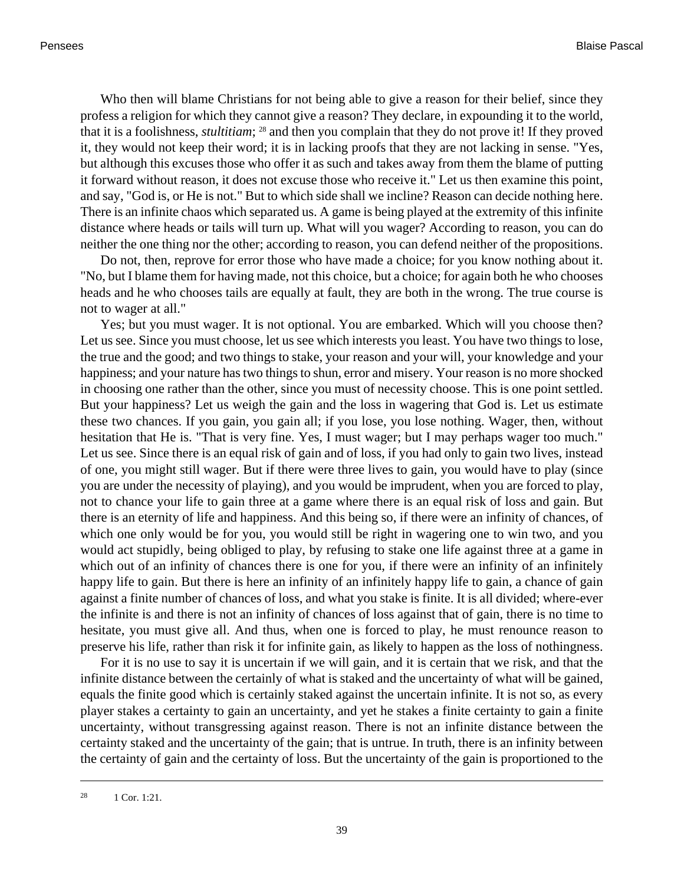Who then will blame Christians for not being able to give a reason for their belief, since they profess a religion for which they cannot give a reason? They declare, in expounding it to the world, that it is a foolishness, *stultitiam*; [28] and then you complain that they do not prove it! If they proved it, they would not keep their word; it is in lacking proofs that they are not lacking in sense. "Yes, but although this excuses those who offer it as such and takes away from them the blame of putting it forward without reason, it does not excuse those who receive it." Let us then examine this point, and say, "God is, or He is not." But to which side shall we incline? Reason can decide nothing here. There is an infinite chaos which separated us. A game is being played at the extremity of this infinite distance where heads or tails will turn up. What will you wager? According to reason, you can do neither the one thing nor the other; according to reason, you can defend neither of the propositions.

Do not, then, reprove for error those who have made a choice; for you know nothing about it. "No, but I blame them for having made, not this choice, but a choice; for again both he who chooses heads and he who chooses tails are equally at fault, they are both in the wrong. The true course is not to wager at all."

Yes; but you must wager. It is not optional. You are embarked. Which will you choose then? Let us see. Since you must choose, let us see which interests you least. You have two things to lose, the true and the good; and two things to stake, your reason and your will, your knowledge and your happiness; and your nature has two things to shun, error and misery. Your reason is no more shocked in choosing one rather than the other, since you must of necessity choose. This is one point settled. But your happiness? Let us weigh the gain and the loss in wagering that God is. Let us estimate these two chances. If you gain, you gain all; if you lose, you lose nothing. Wager, then, without hesitation that He is. "That is very fine. Yes, I must wager; but I may perhaps wager too much." Let us see. Since there is an equal risk of gain and of loss, if you had only to gain two lives, instead of one, you might still wager. But if there were three lives to gain, you would have to play (since you are under the necessity of playing), and you would be imprudent, when you are forced to play, not to chance your life to gain three at a game where there is an equal risk of loss and gain. But there is an eternity of life and happiness. And this being so, if there were an infinity of chances, of which one only would be for you, you would still be right in wagering one to win two, and you would act stupidly, being obliged to play, by refusing to stake one life against three at a game in which out of an infinity of chances there is one for you, if there were an infinity of an infinitely happy life to gain. But there is here an infinity of an infinitely happy life to gain, a chance of gain against a finite number of chances of loss, and what you stake is finite. It is all divided; where-ever the infinite is and there is not an infinity of chances of loss against that of gain, there is no time to hesitate, you must give all. And thus, when one is forced to play, he must renounce reason to preserve his life, rather than risk it for infinite gain, as likely to happen as the loss of nothingness.

For it is no use to say it is uncertain if we will gain, and it is certain that we risk, and that the infinite distance between the certainly of what is staked and the uncertainty of what will be gained, equals the finite good which is certainly staked against the uncertain infinite. It is not so, as every player stakes a certainty to gain an uncertainty, and yet he stakes a finite certainty to gain a finite uncertainty, without transgressing against reason. There is not an infinite distance between the certainty staked and the uncertainty of the gain; that is untrue. In truth, there is an infinity between the certainty of gain and the certainty of loss. But the uncertainty of the gain is proportioned to the

---

[28] 1 Cor. 1:21.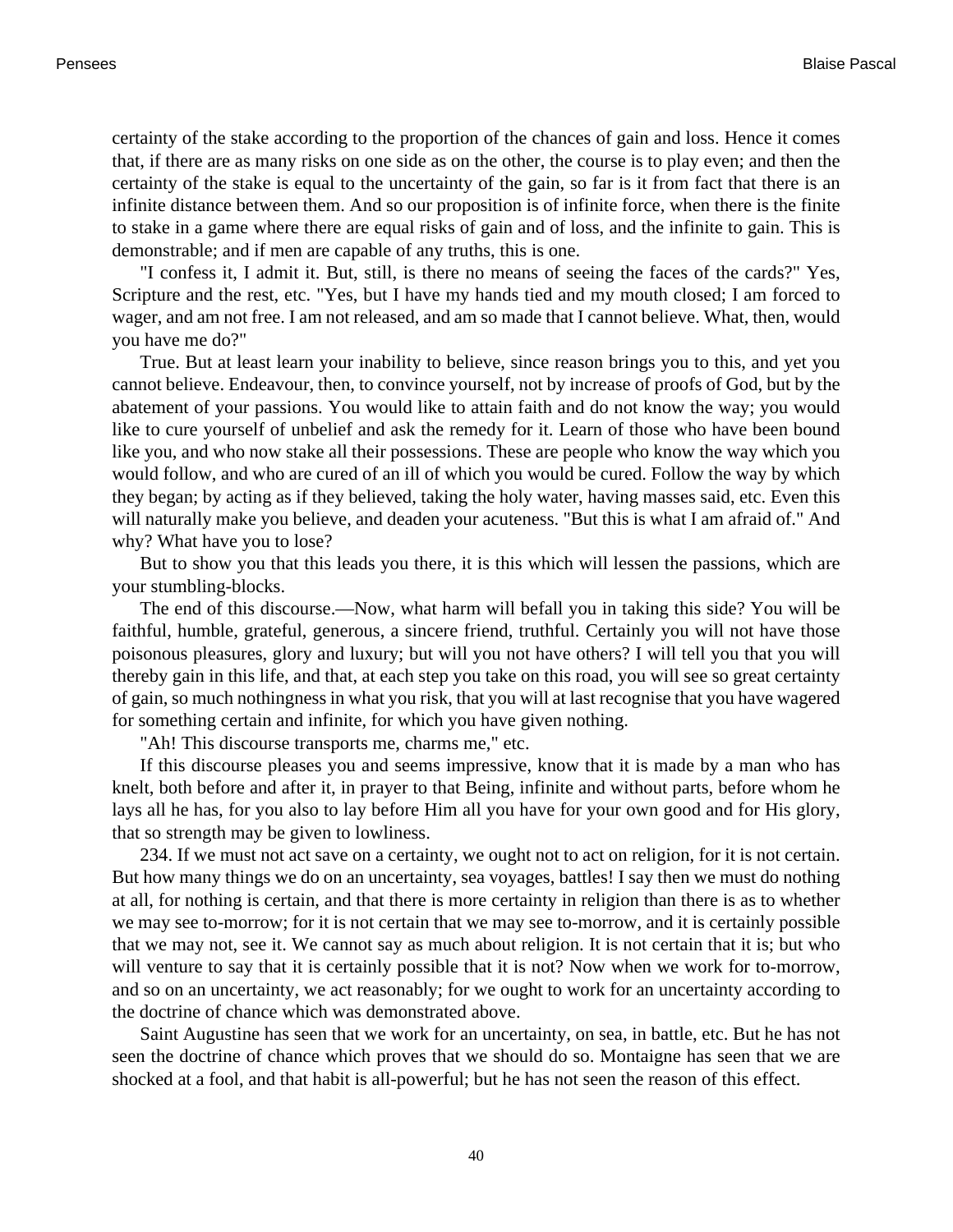certainty of the stake according to the proportion of the chances of gain and loss. Hence it comes that, if there are as many risks on one side as on the other, the course is to play even; and then the certainty of the stake is equal to the uncertainty of the gain, so far is it from fact that there is an infinite distance between them. And so our proposition is of infinite force, when there is the finite to stake in a game where there are equal risks of gain and of loss, and the infinite to gain. This is demonstrable; and if men are capable of any truths, this is one.

"I confess it, I admit it. But, still, is there no means of seeing the faces of the cards?" Yes, Scripture and the rest, etc. "Yes, but I have my hands tied and my mouth closed; I am forced to wager, and am not free. I am not released, and am so made that I cannot believe. What, then, would you have me do?"

True. But at least learn your inability to believe, since reason brings you to this, and yet you cannot believe. Endeavour, then, to convince yourself, not by increase of proofs of God, but by the abatement of your passions. You would like to attain faith and do not know the way; you would like to cure yourself of unbelief and ask the remedy for it. Learn of those who have been bound like you, and who now stake all their possessions. These are people who know the way which you would follow, and who are cured of an ill of which you would be cured. Follow the way by which they began; by acting as if they believed, taking the holy water, having masses said, etc. Even this will naturally make you believe, and deaden your acuteness. "But this is what I am afraid of." And why? What have you to lose?

But to show you that this leads you there, it is this which will lessen the passions, which are your stumbling-blocks.

The end of this discourse.—Now, what harm will befall you in taking this side? You will be faithful, humble, grateful, generous, a sincere friend, truthful. Certainly you will not have those poisonous pleasures, glory and luxury; but will you not have others? I will tell you that you will thereby gain in this life, and that, at each step you take on this road, you will see so great certainty of gain, so much nothingness in what you risk, that you will at last recognise that you have wagered for something certain and infinite, for which you have given nothing.

"Ah! This discourse transports me, charms me," etc.

If this discourse pleases you and seems impressive, know that it is made by a man who has knelt, both before and after it, in prayer to that Being, infinite and without parts, before whom he lays all he has, for you also to lay before Him all you have for your own good and for His glory, that so strength may be given to lowliness.

234. If we must not act save on a certainty, we ought not to act on religion, for it is not certain. But how many things we do on an uncertainty, sea voyages, battles! I say then we must do nothing at all, for nothing is certain, and that there is more certainty in religion than there is as to whether we may see to-morrow; for it is not certain that we may see to-morrow, and it is certainly possible that we may not, see it. We cannot say as much about religion. It is not certain that it is; but who will venture to say that it is certainly possible that it is not? Now when we work for to-morrow, and so on an uncertainty, we act reasonably; for we ought to work for an uncertainty according to the doctrine of chance which was demonstrated above.

Saint Augustine has seen that we work for an uncertainty, on sea, in battle, etc. But he has not seen the doctrine of chance which proves that we should do so. Montaigne has seen that we are shocked at a fool, and that habit is all-powerful; but he has not seen the reason of this effect.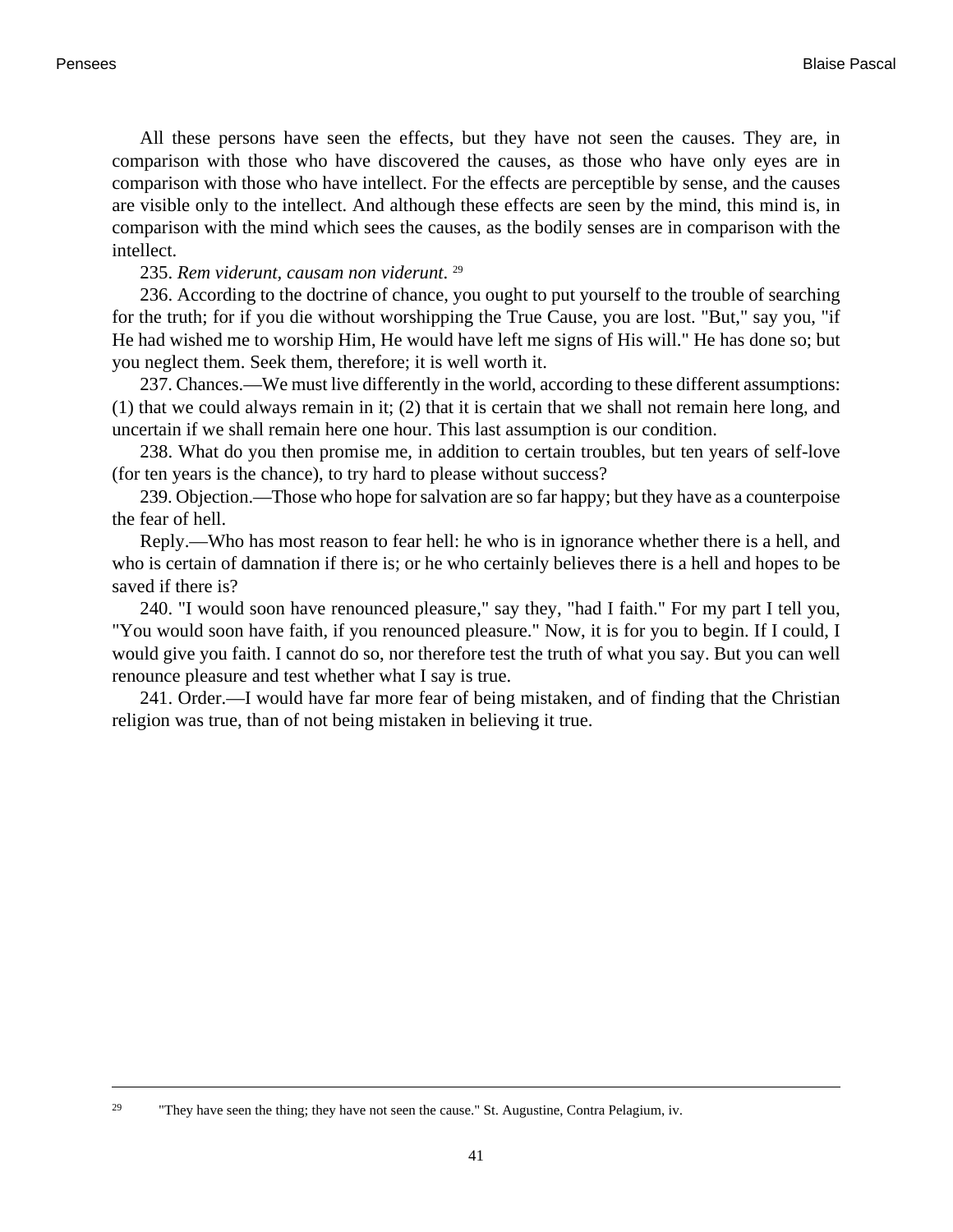All these persons have seen the effects, but they have not seen the causes. They are, in comparison with those who have discovered the causes, as those who have only eyes are in comparison with those who have intellect. For the effects are perceptible by sense, and the causes are visible only to the intellect. And although these effects are seen by the mind, this mind is, in comparison with the mind which sees the causes, as the bodily senses are in comparison with the intellect.

235. *Rem viderunt, causam non viderunt*. [29]

236. According to the doctrine of chance, you ought to put yourself to the trouble of searching for the truth; for if you die without worshipping the True Cause, you are lost. "But," say you, "if He had wished me to worship Him, He would have left me signs of His will." He has done so; but you neglect them. Seek them, therefore; it is well worth it.

237. Chances.—We must live differently in the world, according to these different assumptions: (1) that we could always remain in it; (2) that it is certain that we shall not remain here long, and uncertain if we shall remain here one hour. This last assumption is our condition.

238. What do you then promise me, in addition to certain troubles, but ten years of self-love (for ten years is the chance), to try hard to please without success?

239. Objection.—Those who hope for salvation are so far happy; but they have as a counterpoise the fear of hell.

Reply.—Who has most reason to fear hell: he who is in ignorance whether there is a hell, and who is certain of damnation if there is; or he who certainly believes there is a hell and hopes to be saved if there is?

240. "I would soon have renounced pleasure," say they, "had I faith." For my part I tell you, "You would soon have faith, if you renounced pleasure." Now, it is for you to begin. If I could, I would give you faith. I cannot do so, nor therefore test the truth of what you say. But you can well renounce pleasure and test whether what I say is true.

241. Order.—I would have far more fear of being mistaken, and of finding that the Christian religion was true, than of not being mistaken in believing it true.

---

[29] "They have seen the thing; they have not seen the cause." St. Augustine, Contra Pelagium, iv.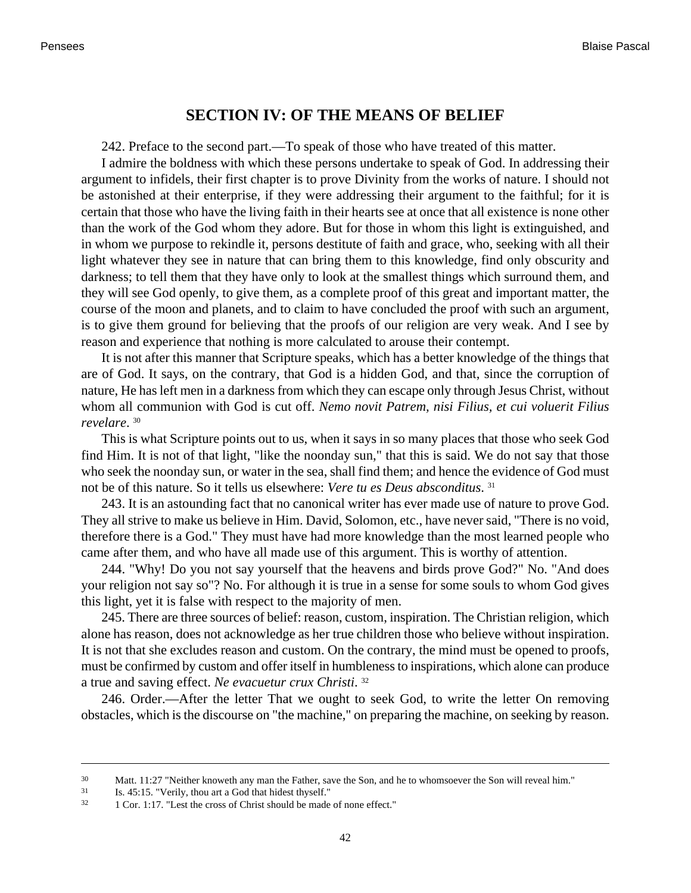## SECTION IV: OF THE MEANS OF BELIEF

242. Preface to the second part.—To speak of those who have treated of this matter.

I admire the boldness with which these persons undertake to speak of God. In addressing their argument to infidels, their first chapter is to prove Divinity from the works of nature. I should not be astonished at their enterprise, if they were addressing their argument to the faithful; for it is certain that those who have the living faith in their hearts see at once that all existence is none other than the work of the God whom they adore. But for those in whom this light is extinguished, and in whom we purpose to rekindle it, persons destitute of faith and grace, who, seeking with all their light whatever they see in nature that can bring them to this knowledge, find only obscurity and darkness; to tell them that they have only to look at the smallest things which surround them, and they will see God openly, to give them, as a complete proof of this great and important matter, the course of the moon and planets, and to claim to have concluded the proof with such an argument, is to give them ground for believing that the proofs of our religion are very weak. And I see by reason and experience that nothing is more calculated to arouse their contempt.

It is not after this manner that Scripture speaks, which has a better knowledge of the things that are of God. It says, on the contrary, that God is a hidden God, and that, since the corruption of nature, He has left men in a darkness from which they can escape only through Jesus Christ, without whom all communion with God is cut off. *Nemo novit Patrem, nisi Filius, et cui voluerit Filius revelare*. [30]

This is what Scripture points out to us, when it says in so many places that those who seek God find Him. It is not of that light, "like the noonday sun," that this is said. We do not say that those who seek the noonday sun, or water in the sea, shall find them; and hence the evidence of God must not be of this nature. So it tells us elsewhere: *Vere tu es Deus absconditus*. [31]

243. It is an astounding fact that no canonical writer has ever made use of nature to prove God. They all strive to make us believe in Him. David, Solomon, etc., have never said, "There is no void, therefore there is a God." They must have had more knowledge than the most learned people who came after them, and who have all made use of this argument. This is worthy of attention.

244. "Why! Do you not say yourself that the heavens and birds prove God?" No. "And does your religion not say so"? No. For although it is true in a sense for some souls to whom God gives this light, yet it is false with respect to the majority of men.

245. There are three sources of belief: reason, custom, inspiration. The Christian religion, which alone has reason, does not acknowledge as her true children those who believe without inspiration. It is not that she excludes reason and custom. On the contrary, the mind must be opened to proofs, must be confirmed by custom and offer itself in humbleness to inspirations, which alone can produce a true and saving effect. *Ne evacuetur crux Christi*. [32]

246. Order.—After the letter That we ought to seek God, to write the letter On removing obstacles, which is the discourse on "the machine," on preparing the machine, on seeking by reason.

---

[30] Matt. 11:27 "Neither knoweth any man the Father, save the Son, and he to whomsoever the Son will reveal him."

[31] Is. 45:15. "Verily, thou art a God that hidest thyself."

[32] 1 Cor. 1:17. "Lest the cross of Christ should be made of none effect."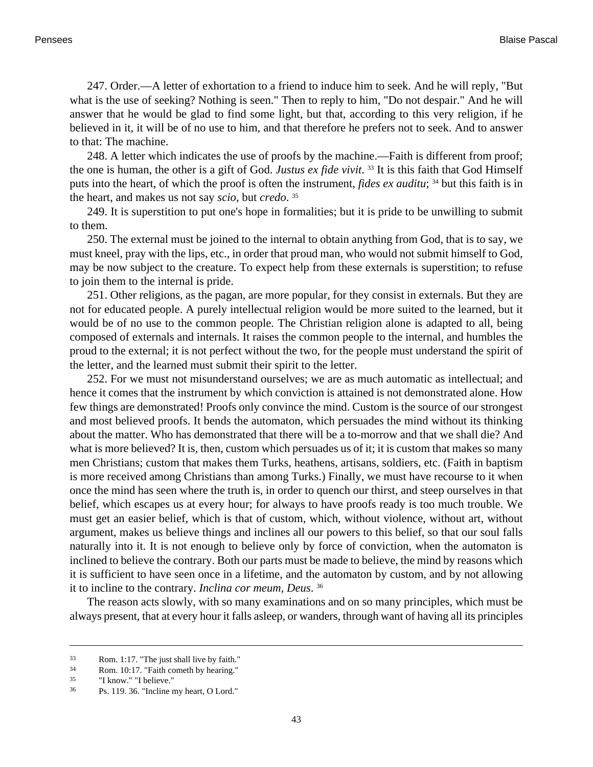247. Order.—A letter of exhortation to a friend to induce him to seek. And he will reply, "But what is the use of seeking? Nothing is seen." Then to reply to him, "Do not despair." And he will answer that he would be glad to find some light, but that, according to this very religion, if he believed in it, it will be of no use to him, and that therefore he prefers not to seek. And to answer to that: The machine.

248. A letter which indicates the use of proofs by the machine.—Faith is different from proof; the one is human, the other is a gift of God. *Justus ex fide vivit*. [33] It is this faith that God Himself puts into the heart, of which the proof is often the instrument, *fides ex auditu*; [34] but this faith is in the heart, and makes us not say *scio*, but *credo*. [35]

249. It is superstition to put one's hope in formalities; but it is pride to be unwilling to submit to them.

250. The external must be joined to the internal to obtain anything from God, that is to say, we must kneel, pray with the lips, etc., in order that proud man, who would not submit himself to God, may be now subject to the creature. To expect help from these externals is superstition; to refuse to join them to the internal is pride.

251. Other religions, as the pagan, are more popular, for they consist in externals. But they are not for educated people. A purely intellectual religion would be more suited to the learned, but it would be of no use to the common people. The Christian religion alone is adapted to all, being composed of externals and internals. It raises the common people to the internal, and humbles the proud to the external; it is not perfect without the two, for the people must understand the spirit of the letter, and the learned must submit their spirit to the letter.

252. For we must not misunderstand ourselves; we are as much automatic as intellectual; and hence it comes that the instrument by which conviction is attained is not demonstrated alone. How few things are demonstrated! Proofs only convince the mind. Custom is the source of our strongest and most believed proofs. It bends the automaton, which persuades the mind without its thinking about the matter. Who has demonstrated that there will be a to-morrow and that we shall die? And what is more believed? It is, then, custom which persuades us of it; it is custom that makes so many men Christians; custom that makes them Turks, heathens, artisans, soldiers, etc. (Faith in baptism is more received among Christians than among Turks.) Finally, we must have recourse to it when once the mind has seen where the truth is, in order to quench our thirst, and steep ourselves in that belief, which escapes us at every hour; for always to have proofs ready is too much trouble. We must get an easier belief, which is that of custom, which, without violence, without art, without argument, makes us believe things and inclines all our powers to this belief, so that our soul falls naturally into it. It is not enough to believe only by force of conviction, when the automaton is inclined to believe the contrary. Both our parts must be made to believe, the mind by reasons which it is sufficient to have seen once in a lifetime, and the automaton by custom, and by not allowing it to incline to the contrary. *Inclina cor meum, Deus*. [36]

The reason acts slowly, with so many examinations and on so many principles, which must be always present, that at every hour it falls asleep, or wanders, through want of having all its principles

---

[33] Rom. 1:17. "The just shall live by faith."

[34] Rom. 10:17. "Faith cometh by hearing."

[35] "I know." "I believe."

[36] Ps. 119. 36. "Incline my heart, O Lord."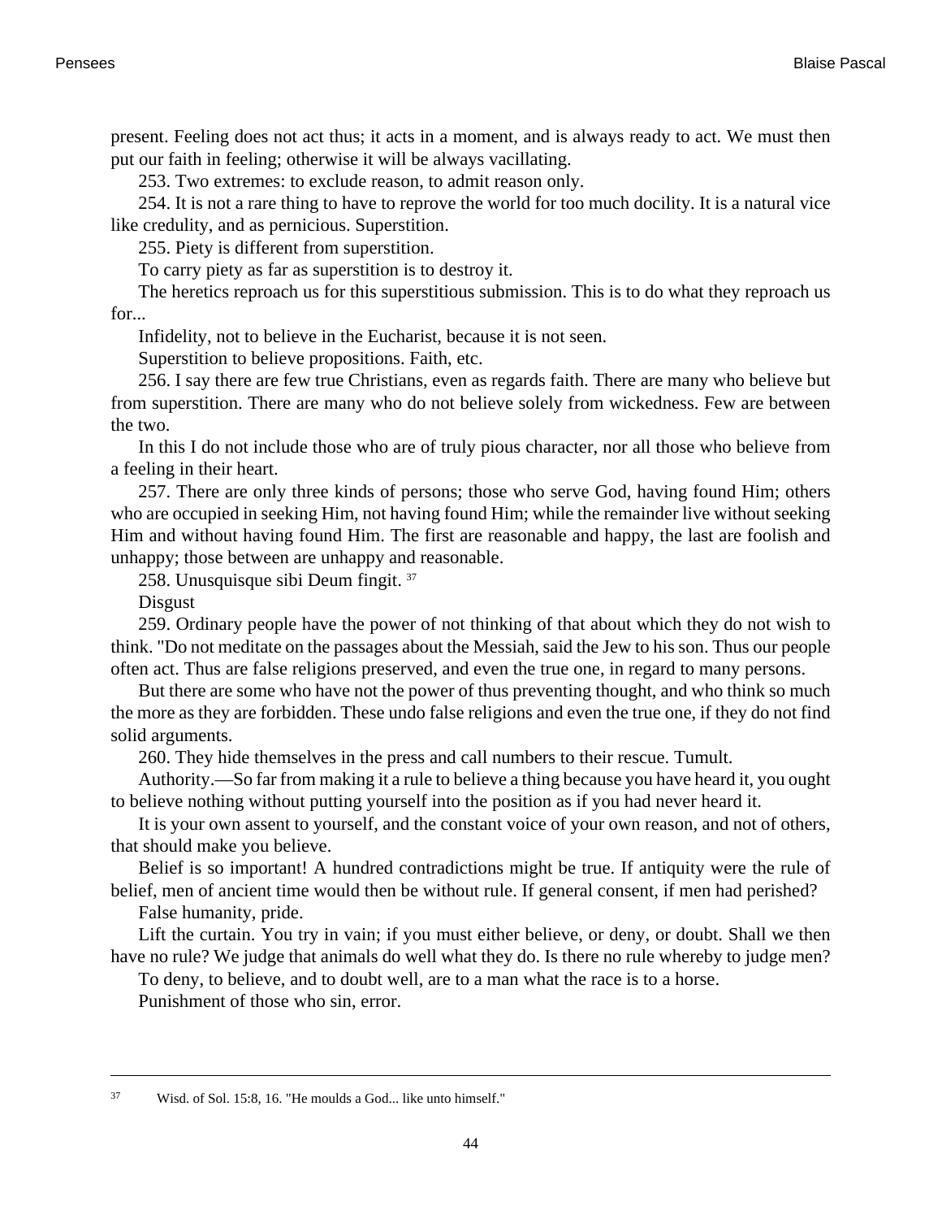present. Feeling does not act thus; it acts in a moment, and is always ready to act. We must then put our faith in feeling; otherwise it will be always vacillating.

253. Two extremes: to exclude reason, to admit reason only.

254. It is not a rare thing to have to reprove the world for too much docility. It is a natural vice like credulity, and as pernicious. Superstition.

255. Piety is different from superstition.

To carry piety as far as superstition is to destroy it.

The heretics reproach us for this superstitious submission. This is to do what they reproach us for...

Infidelity, not to believe in the Eucharist, because it is not seen.

Superstition to believe propositions. Faith, etc.

256. I say there are few true Christians, even as regards faith. There are many who believe but from superstition. There are many who do not believe solely from wickedness. Few are between the two.

In this I do not include those who are of truly pious character, nor all those who believe from a feeling in their heart.

257. There are only three kinds of persons; those who serve God, having found Him; others who are occupied in seeking Him, not having found Him; while the remainder live without seeking Him and without having found Him. The first are reasonable and happy, the last are foolish and unhappy; those between are unhappy and reasonable.

258. Unusquisque sibi Deum fingit. [37]

Disgust

259. Ordinary people have the power of not thinking of that about which they do not wish to think. "Do not meditate on the passages about the Messiah, said the Jew to his son. Thus our people often act. Thus are false religions preserved, and even the true one, in regard to many persons.

But there are some who have not the power of thus preventing thought, and who think so much the more as they are forbidden. These undo false religions and even the true one, if they do not find solid arguments.

260. They hide themselves in the press and call numbers to their rescue. Tumult.

Authority.—So far from making it a rule to believe a thing because you have heard it, you ought to believe nothing without putting yourself into the position as if you had never heard it.

It is your own assent to yourself, and the constant voice of your own reason, and not of others, that should make you believe.

Belief is so important! A hundred contradictions might be true. If antiquity were the rule of belief, men of ancient time would then be without rule. If general consent, if men had perished?

False humanity, pride.

Lift the curtain. You try in vain; if you must either believe, or deny, or doubt. Shall we then have no rule? We judge that animals do well what they do. Is there no rule whereby to judge men?

To deny, to believe, and to doubt well, are to a man what the race is to a horse.

Punishment of those who sin, error.

---

[37] Wisd. of Sol. 15:8, 16. "He moulds a God... like unto himself."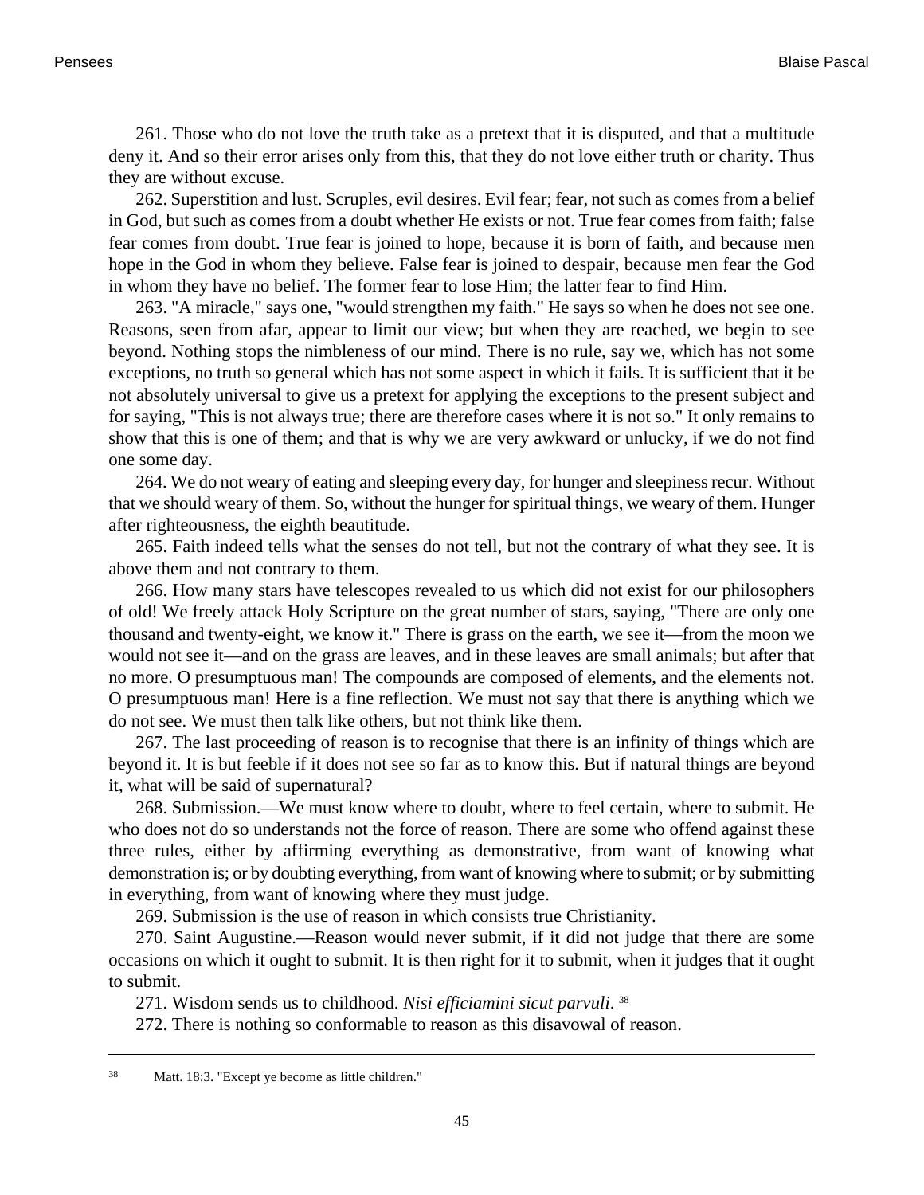261. Those who do not love the truth take as a pretext that it is disputed, and that a multitude deny it. And so their error arises only from this, that they do not love either truth or charity. Thus they are without excuse.

262. Superstition and lust. Scruples, evil desires. Evil fear; fear, not such as comes from a belief in God, but such as comes from a doubt whether He exists or not. True fear comes from faith; false fear comes from doubt. True fear is joined to hope, because it is born of faith, and because men hope in the God in whom they believe. False fear is joined to despair, because men fear the God in whom they have no belief. The former fear to lose Him; the latter fear to find Him.

263. "A miracle," says one, "would strengthen my faith." He says so when he does not see one. Reasons, seen from afar, appear to limit our view; but when they are reached, we begin to see beyond. Nothing stops the nimbleness of our mind. There is no rule, say we, which has not some exceptions, no truth so general which has not some aspect in which it fails. It is sufficient that it be not absolutely universal to give us a pretext for applying the exceptions to the present subject and for saying, "This is not always true; there are therefore cases where it is not so." It only remains to show that this is one of them; and that is why we are very awkward or unlucky, if we do not find one some day.

264. We do not weary of eating and sleeping every day, for hunger and sleepiness recur. Without that we should weary of them. So, without the hunger for spiritual things, we weary of them. Hunger after righteousness, the eighth beautitude.

265. Faith indeed tells what the senses do not tell, but not the contrary of what they see. It is above them and not contrary to them.

266. How many stars have telescopes revealed to us which did not exist for our philosophers of old! We freely attack Holy Scripture on the great number of stars, saying, "There are only one thousand and twenty-eight, we know it." There is grass on the earth, we see it—from the moon we would not see it—and on the grass are leaves, and in these leaves are small animals; but after that no more. O presumptuous man! The compounds are composed of elements, and the elements not. O presumptuous man! Here is a fine reflection. We must not say that there is anything which we do not see. We must then talk like others, but not think like them.

267. The last proceeding of reason is to recognise that there is an infinity of things which are beyond it. It is but feeble if it does not see so far as to know this. But if natural things are beyond it, what will be said of supernatural?

268. Submission.—We must know where to doubt, where to feel certain, where to submit. He who does not do so understands not the force of reason. There are some who offend against these three rules, either by affirming everything as demonstrative, from want of knowing what demonstration is; or by doubting everything, from want of knowing where to submit; or by submitting in everything, from want of knowing where they must judge.

269. Submission is the use of reason in which consists true Christianity.

270. Saint Augustine.—Reason would never submit, if it did not judge that there are some occasions on which it ought to submit. It is then right for it to submit, when it judges that it ought to submit.

271. Wisdom sends us to childhood. *Nisi efficiamini sicut parvuli*. [38]

272. There is nothing so conformable to reason as this disavowal of reason.

---

[38] Matt. 18:3. "Except ye become as little children."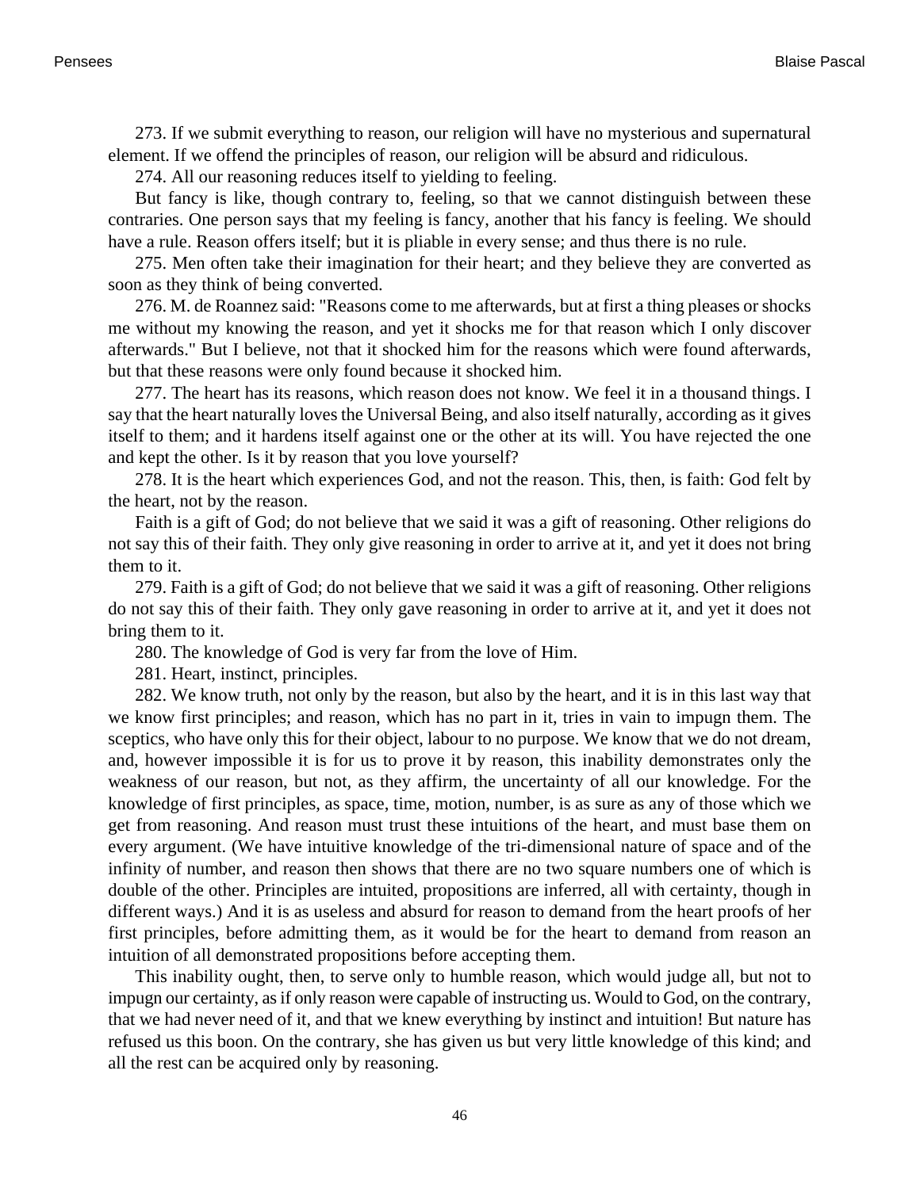273. If we submit everything to reason, our religion will have no mysterious and supernatural element. If we offend the principles of reason, our religion will be absurd and ridiculous.

274. All our reasoning reduces itself to yielding to feeling.

But fancy is like, though contrary to, feeling, so that we cannot distinguish between these contraries. One person says that my feeling is fancy, another that his fancy is feeling. We should have a rule. Reason offers itself; but it is pliable in every sense; and thus there is no rule.

275. Men often take their imagination for their heart; and they believe they are converted as soon as they think of being converted.

276. M. de Roannez said: "Reasons come to me afterwards, but at first a thing pleases or shocks me without my knowing the reason, and yet it shocks me for that reason which I only discover afterwards." But I believe, not that it shocked him for the reasons which were found afterwards, but that these reasons were only found because it shocked him.

277. The heart has its reasons, which reason does not know. We feel it in a thousand things. I say that the heart naturally loves the Universal Being, and also itself naturally, according as it gives itself to them; and it hardens itself against one or the other at its will. You have rejected the one and kept the other. Is it by reason that you love yourself?

278. It is the heart which experiences God, and not the reason. This, then, is faith: God felt by the heart, not by the reason.

Faith is a gift of God; do not believe that we said it was a gift of reasoning. Other religions do not say this of their faith. They only give reasoning in order to arrive at it, and yet it does not bring them to it.

279. Faith is a gift of God; do not believe that we said it was a gift of reasoning. Other religions do not say this of their faith. They only gave reasoning in order to arrive at it, and yet it does not bring them to it.

280. The knowledge of God is very far from the love of Him.

281. Heart, instinct, principles.

282. We know truth, not only by the reason, but also by the heart, and it is in this last way that we know first principles; and reason, which has no part in it, tries in vain to impugn them. The sceptics, who have only this for their object, labour to no purpose. We know that we do not dream, and, however impossible it is for us to prove it by reason, this inability demonstrates only the weakness of our reason, but not, as they affirm, the uncertainty of all our knowledge. For the knowledge of first principles, as space, time, motion, number, is as sure as any of those which we get from reasoning. And reason must trust these intuitions of the heart, and must base them on every argument. (We have intuitive knowledge of the tri-dimensional nature of space and of the infinity of number, and reason then shows that there are no two square numbers one of which is double of the other. Principles are intuited, propositions are inferred, all with certainty, though in different ways.) And it is as useless and absurd for reason to demand from the heart proofs of her first principles, before admitting them, as it would be for the heart to demand from reason an intuition of all demonstrated propositions before accepting them.

This inability ought, then, to serve only to humble reason, which would judge all, but not to impugn our certainty, as if only reason were capable of instructing us. Would to God, on the contrary, that we had never need of it, and that we knew everything by instinct and intuition! But nature has refused us this boon. On the contrary, she has given us but very little knowledge of this kind; and all the rest can be acquired only by reasoning.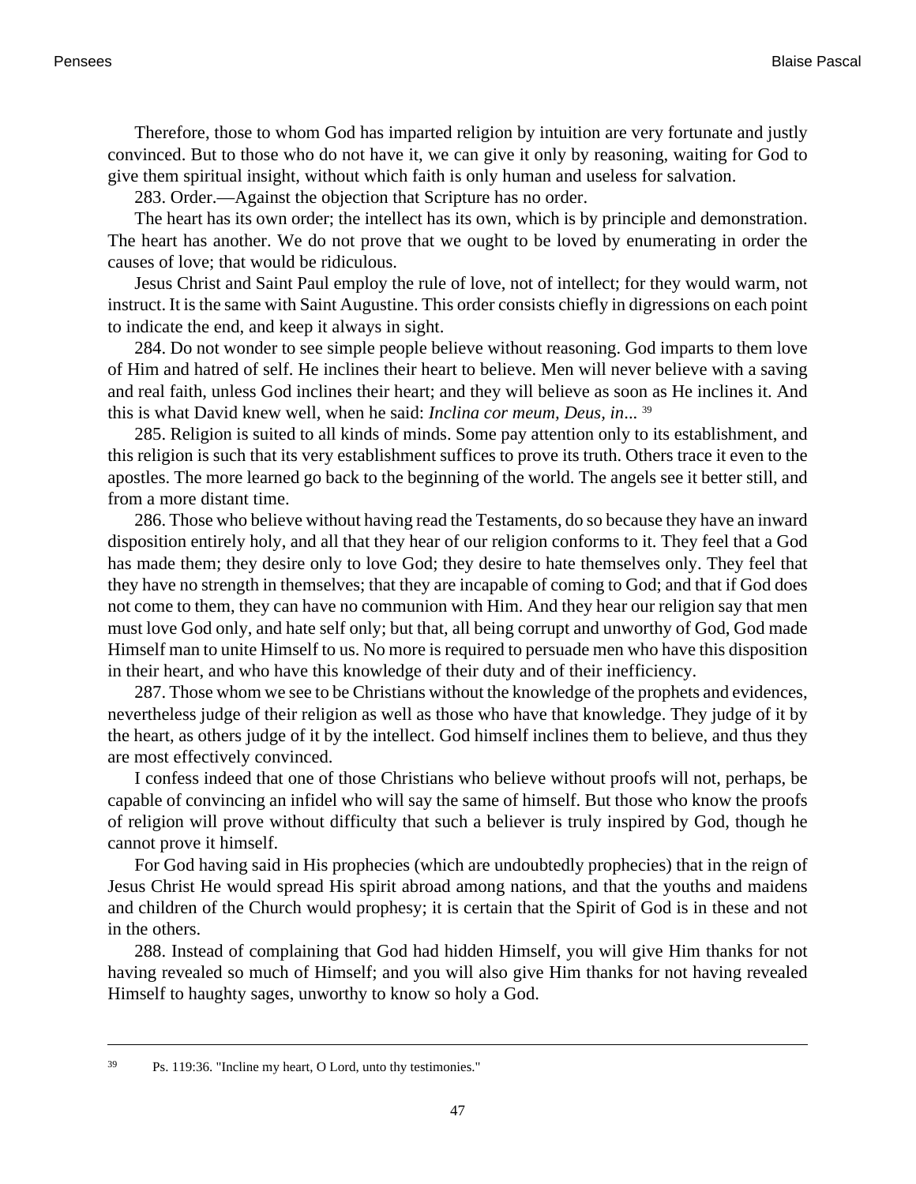Therefore, those to whom God has imparted religion by intuition are very fortunate and justly convinced. But to those who do not have it, we can give it only by reasoning, waiting for God to give them spiritual insight, without which faith is only human and useless for salvation.

283. Order.—Against the objection that Scripture has no order.

The heart has its own order; the intellect has its own, which is by principle and demonstration. The heart has another. We do not prove that we ought to be loved by enumerating in order the causes of love; that would be ridiculous.

Jesus Christ and Saint Paul employ the rule of love, not of intellect; for they would warm, not instruct. It is the same with Saint Augustine. This order consists chiefly in digressions on each point to indicate the end, and keep it always in sight.

284. Do not wonder to see simple people believe without reasoning. God imparts to them love of Him and hatred of self. He inclines their heart to believe. Men will never believe with a saving and real faith, unless God inclines their heart; and they will believe as soon as He inclines it. And this is what David knew well, when he said: *Inclina cor meum, Deus, in*...[39]

285. Religion is suited to all kinds of minds. Some pay attention only to its establishment, and this religion is such that its very establishment suffices to prove its truth. Others trace it even to the apostles. The more learned go back to the beginning of the world. The angels see it better still, and from a more distant time.

286. Those who believe without having read the Testaments, do so because they have an inward disposition entirely holy, and all that they hear of our religion conforms to it. They feel that a God has made them; they desire only to love God; they desire to hate themselves only. They feel that they have no strength in themselves; that they are incapable of coming to God; and that if God does not come to them, they can have no communion with Him. And they hear our religion say that men must love God only, and hate self only; but that, all being corrupt and unworthy of God, God made Himself man to unite Himself to us. No more is required to persuade men who have this disposition in their heart, and who have this knowledge of their duty and of their inefficiency.

287. Those whom we see to be Christians without the knowledge of the prophets and evidences, nevertheless judge of their religion as well as those who have that knowledge. They judge of it by the heart, as others judge of it by the intellect. God himself inclines them to believe, and thus they are most effectively convinced.

I confess indeed that one of those Christians who believe without proofs will not, perhaps, be capable of convincing an infidel who will say the same of himself. But those who know the proofs of religion will prove without difficulty that such a believer is truly inspired by God, though he cannot prove it himself.

For God having said in His prophecies (which are undoubtedly prophecies) that in the reign of Jesus Christ He would spread His spirit abroad among nations, and that the youths and maidens and children of the Church would prophesy; it is certain that the Spirit of God is in these and not in the others.

288. Instead of complaining that God had hidden Himself, you will give Him thanks for not having revealed so much of Himself; and you will also give Him thanks for not having revealed Himself to haughty sages, unworthy to know so holy a God.

---

[39] Ps. 119:36. "Incline my heart, O Lord, unto thy testimonies."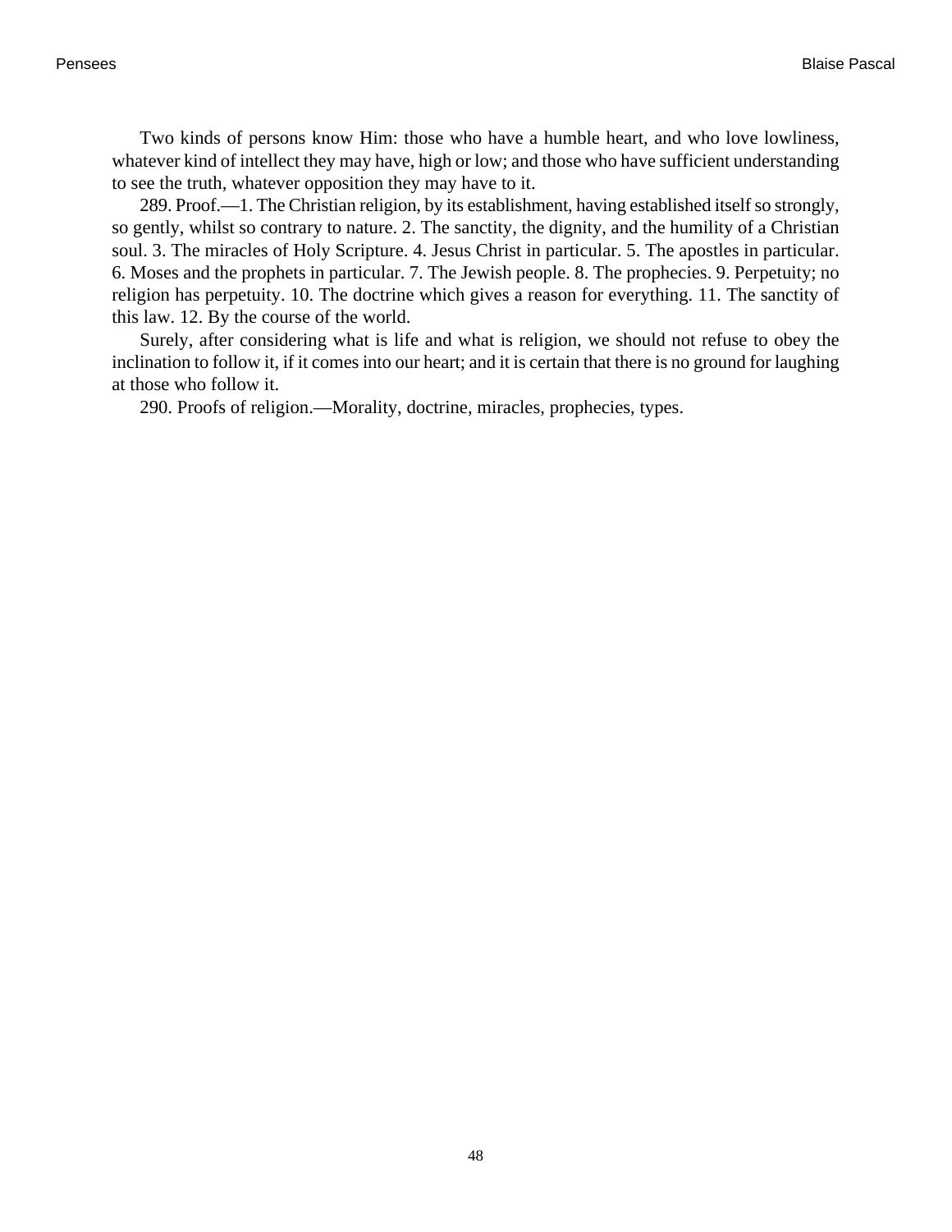Two kinds of persons know Him: those who have a humble heart, and who love lowliness, whatever kind of intellect they may have, high or low; and those who have sufficient understanding to see the truth, whatever opposition they may have to it.

289. Proof.—1. The Christian religion, by its establishment, having established itself so strongly, so gently, whilst so contrary to nature. 2. The sanctity, the dignity, and the humility of a Christian soul. 3. The miracles of Holy Scripture. 4. Jesus Christ in particular. 5. The apostles in particular. 6. Moses and the prophets in particular. 7. The Jewish people. 8. The prophecies. 9. Perpetuity; no religion has perpetuity. 10. The doctrine which gives a reason for everything. 11. The sanctity of this law. 12. By the course of the world.

Surely, after considering what is life and what is religion, we should not refuse to obey the inclination to follow it, if it comes into our heart; and it is certain that there is no ground for laughing at those who follow it.

290. Proofs of religion.—Morality, doctrine, miracles, prophecies, types.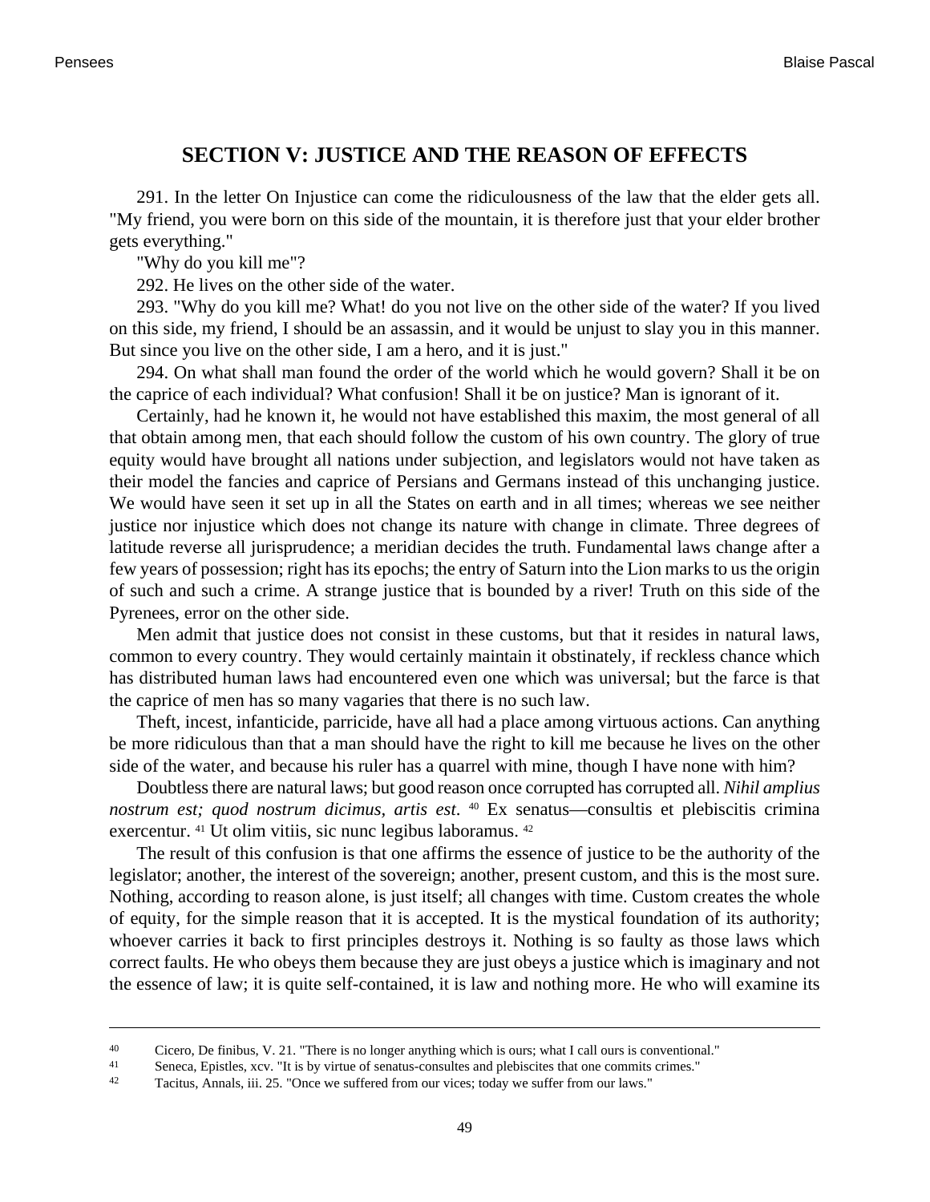## SECTION V: JUSTICE AND THE REASON OF EFFECTS

291. In the letter On Injustice can come the ridiculousness of the law that the elder gets all. "My friend, you were born on this side of the mountain, it is therefore just that your elder brother gets everything."

"Why do you kill me"?

292. He lives on the other side of the water.

293. "Why do you kill me? What! do you not live on the other side of the water? If you lived on this side, my friend, I should be an assassin, and it would be unjust to slay you in this manner. But since you live on the other side, I am a hero, and it is just."

294. On what shall man found the order of the world which he would govern? Shall it be on the caprice of each individual? What confusion! Shall it be on justice? Man is ignorant of it.

Certainly, had he known it, he would not have established this maxim, the most general of all that obtain among men, that each should follow the custom of his own country. The glory of true equity would have brought all nations under subjection, and legislators would not have taken as their model the fancies and caprice of Persians and Germans instead of this unchanging justice. We would have seen it set up in all the States on earth and in all times; whereas we see neither justice nor injustice which does not change its nature with change in climate. Three degrees of latitude reverse all jurisprudence; a meridian decides the truth. Fundamental laws change after a few years of possession; right has its epochs; the entry of Saturn into the Lion marks to us the origin of such and such a crime. A strange justice that is bounded by a river! Truth on this side of the Pyrenees, error on the other side.

Men admit that justice does not consist in these customs, but that it resides in natural laws, common to every country. They would certainly maintain it obstinately, if reckless chance which has distributed human laws had encountered even one which was universal; but the farce is that the caprice of men has so many vagaries that there is no such law.

Theft, incest, infanticide, parricide, have all had a place among virtuous actions. Can anything be more ridiculous than that a man should have the right to kill me because he lives on the other side of the water, and because his ruler has a quarrel with mine, though I have none with him?

Doubtless there are natural laws; but good reason once corrupted has corrupted all. *Nihil amplius nostrum est; quod nostrum dicimus, artis est*. [40] Ex senatus—consultis et plebiscitis crimina exercentur. [41] Ut olim vitiis, sic nunc legibus laboramus. [42]

The result of this confusion is that one affirms the essence of justice to be the authority of the legislator; another, the interest of the sovereign; another, present custom, and this is the most sure. Nothing, according to reason alone, is just itself; all changes with time. Custom creates the whole of equity, for the simple reason that it is accepted. It is the mystical foundation of its authority; whoever carries it back to first principles destroys it. Nothing is so faulty as those laws which correct faults. He who obeys them because they are just obeys a justice which is imaginary and not the essence of law; it is quite self-contained, it is law and nothing more. He who will examine its

---

[40] Cicero, De finibus, V. 21. "There is no longer anything which is ours; what I call ours is conventional."

[41] Seneca, Epistles, xcv. "It is by virtue of senatus-consultes and plebiscites that one commits crimes."

[42] Tacitus, Annals, iii. 25. "Once we suffered from our vices; today we suffer from our laws."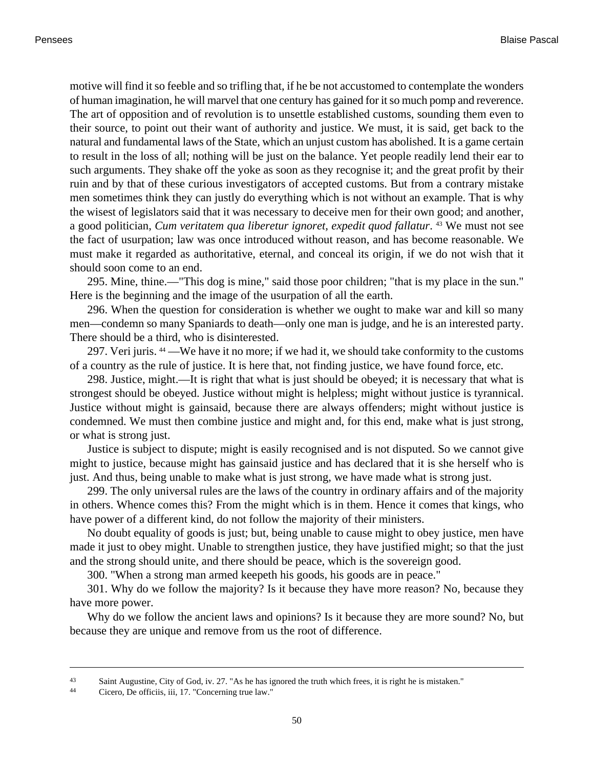motive will find it so feeble and so trifling that, if he be not accustomed to contemplate the wonders of human imagination, he will marvel that one century has gained for it so much pomp and reverence. The art of opposition and of revolution is to unsettle established customs, sounding them even to their source, to point out their want of authority and justice. We must, it is said, get back to the natural and fundamental laws of the State, which an unjust custom has abolished. It is a game certain to result in the loss of all; nothing will be just on the balance. Yet people readily lend their ear to such arguments. They shake off the yoke as soon as they recognise it; and the great profit by their ruin and by that of these curious investigators of accepted customs. But from a contrary mistake men sometimes think they can justly do everything which is not without an example. That is why the wisest of legislators said that it was necessary to deceive men for their own good; and another, a good politician, *Cum veritatem qua liberetur ignoret, expedit quod fallatur*. [43] We must not see the fact of usurpation; law was once introduced without reason, and has become reasonable. We must make it regarded as authoritative, eternal, and conceal its origin, if we do not wish that it should soon come to an end.

295. Mine, thine.—"This dog is mine," said those poor children; "that is my place in the sun." Here is the beginning and the image of the usurpation of all the earth.

296. When the question for consideration is whether we ought to make war and kill so many men—condemn so many Spaniards to death—only one man is judge, and he is an interested party. There should be a third, who is disinterested.

297. Veri juris. [44] —We have it no more; if we had it, we should take conformity to the customs of a country as the rule of justice. It is here that, not finding justice, we have found force, etc.

298. Justice, might.—It is right that what is just should be obeyed; it is necessary that what is strongest should be obeyed. Justice without might is helpless; might without justice is tyrannical. Justice without might is gainsaid, because there are always offenders; might without justice is condemned. We must then combine justice and might and, for this end, make what is just strong, or what is strong just.

Justice is subject to dispute; might is easily recognised and is not disputed. So we cannot give might to justice, because might has gainsaid justice and has declared that it is she herself who is just. And thus, being unable to make what is just strong, we have made what is strong just.

299. The only universal rules are the laws of the country in ordinary affairs and of the majority in others. Whence comes this? From the might which is in them. Hence it comes that kings, who have power of a different kind, do not follow the majority of their ministers.

No doubt equality of goods is just; but, being unable to cause might to obey justice, men have made it just to obey might. Unable to strengthen justice, they have justified might; so that the just and the strong should unite, and there should be peace, which is the sovereign good.

300. "When a strong man armed keepeth his goods, his goods are in peace."

301. Why do we follow the majority? Is it because they have more reason? No, because they have more power.

Why do we follow the ancient laws and opinions? Is it because they are more sound? No, but because they are unique and remove from us the root of difference.

---

[43] Saint Augustine, City of God, iv. 27. "As he has ignored the truth which frees, it is right he is mistaken."

[44] Cicero, De officiis, iii, 17. "Concerning true law."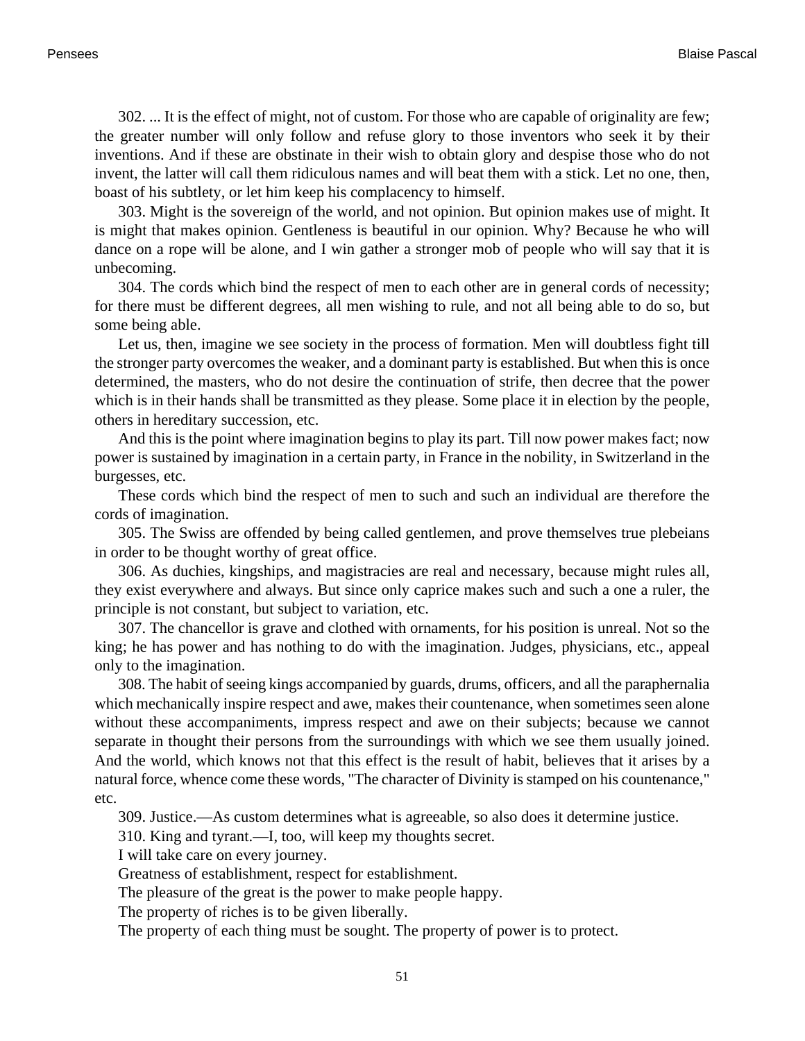302. ... It is the effect of might, not of custom. For those who are capable of originality are few; the greater number will only follow and refuse glory to those inventors who seek it by their inventions. And if these are obstinate in their wish to obtain glory and despise those who do not invent, the latter will call them ridiculous names and will beat them with a stick. Let no one, then, boast of his subtlety, or let him keep his complacency to himself.

303. Might is the sovereign of the world, and not opinion. But opinion makes use of might. It is might that makes opinion. Gentleness is beautiful in our opinion. Why? Because he who will dance on a rope will be alone, and I win gather a stronger mob of people who will say that it is unbecoming.

304. The cords which bind the respect of men to each other are in general cords of necessity; for there must be different degrees, all men wishing to rule, and not all being able to do so, but some being able.

Let us, then, imagine we see society in the process of formation. Men will doubtless fight till the stronger party overcomes the weaker, and a dominant party is established. But when this is once determined, the masters, who do not desire the continuation of strife, then decree that the power which is in their hands shall be transmitted as they please. Some place it in election by the people, others in hereditary succession, etc.

And this is the point where imagination begins to play its part. Till now power makes fact; now power is sustained by imagination in a certain party, in France in the nobility, in Switzerland in the burgesses, etc.

These cords which bind the respect of men to such and such an individual are therefore the cords of imagination.

305. The Swiss are offended by being called gentlemen, and prove themselves true plebeians in order to be thought worthy of great office.

306. As duchies, kingships, and magistracies are real and necessary, because might rules all, they exist everywhere and always. But since only caprice makes such and such a one a ruler, the principle is not constant, but subject to variation, etc.

307. The chancellor is grave and clothed with ornaments, for his position is unreal. Not so the king; he has power and has nothing to do with the imagination. Judges, physicians, etc., appeal only to the imagination.

308. The habit of seeing kings accompanied by guards, drums, officers, and all the paraphernalia which mechanically inspire respect and awe, makes their countenance, when sometimes seen alone without these accompaniments, impress respect and awe on their subjects; because we cannot separate in thought their persons from the surroundings with which we see them usually joined. And the world, which knows not that this effect is the result of habit, believes that it arises by a natural force, whence come these words, "The character of Divinity is stamped on his countenance," etc.

309. Justice.—As custom determines what is agreeable, so also does it determine justice.

310. King and tyrant.—I, too, will keep my thoughts secret.

I will take care on every journey.

Greatness of establishment, respect for establishment.

The pleasure of the great is the power to make people happy.

The property of riches is to be given liberally.

The property of each thing must be sought. The property of power is to protect.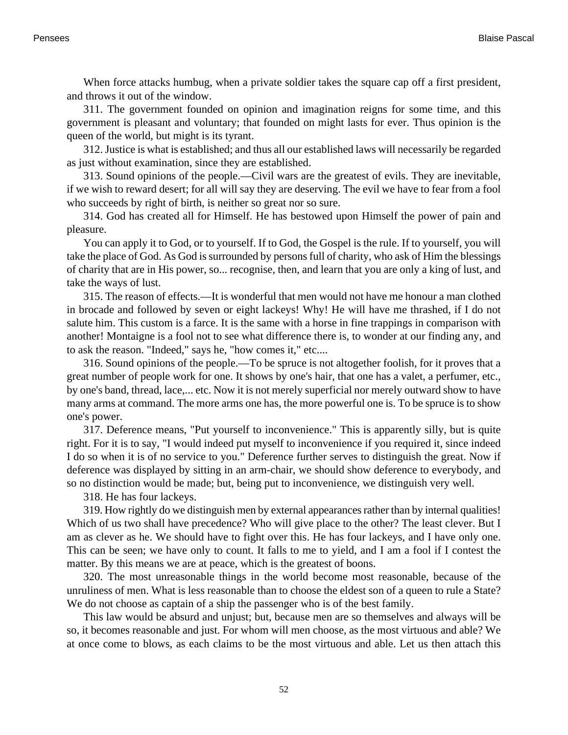When force attacks humbug, when a private soldier takes the square cap off a first president, and throws it out of the window.

311. The government founded on opinion and imagination reigns for some time, and this government is pleasant and voluntary; that founded on might lasts for ever. Thus opinion is the queen of the world, but might is its tyrant.

312. Justice is what is established; and thus all our established laws will necessarily be regarded as just without examination, since they are established.

313. Sound opinions of the people.—Civil wars are the greatest of evils. They are inevitable, if we wish to reward desert; for all will say they are deserving. The evil we have to fear from a fool who succeeds by right of birth, is neither so great nor so sure.

314. God has created all for Himself. He has bestowed upon Himself the power of pain and pleasure.

You can apply it to God, or to yourself. If to God, the Gospel is the rule. If to yourself, you will take the place of God. As God is surrounded by persons full of charity, who ask of Him the blessings of charity that are in His power, so... recognise, then, and learn that you are only a king of lust, and take the ways of lust.

315. The reason of effects.—It is wonderful that men would not have me honour a man clothed in brocade and followed by seven or eight lackeys! Why! He will have me thrashed, if I do not salute him. This custom is a farce. It is the same with a horse in fine trappings in comparison with another! Montaigne is a fool not to see what difference there is, to wonder at our finding any, and to ask the reason. "Indeed," says he, "how comes it," etc....

316. Sound opinions of the people.—To be spruce is not altogether foolish, for it proves that a great number of people work for one. It shows by one's hair, that one has a valet, a perfumer, etc., by one's band, thread, lace,... etc. Now it is not merely superficial nor merely outward show to have many arms at command. The more arms one has, the more powerful one is. To be spruce is to show one's power.

317. Deference means, "Put yourself to inconvenience." This is apparently silly, but is quite right. For it is to say, "I would indeed put myself to inconvenience if you required it, since indeed I do so when it is of no service to you." Deference further serves to distinguish the great. Now if deference was displayed by sitting in an arm-chair, we should show deference to everybody, and so no distinction would be made; but, being put to inconvenience, we distinguish very well.

318. He has four lackeys.

319. How rightly do we distinguish men by external appearances rather than by internal qualities! Which of us two shall have precedence? Who will give place to the other? The least clever. But I am as clever as he. We should have to fight over this. He has four lackeys, and I have only one. This can be seen; we have only to count. It falls to me to yield, and I am a fool if I contest the matter. By this means we are at peace, which is the greatest of boons.

320. The most unreasonable things in the world become most reasonable, because of the unruliness of men. What is less reasonable than to choose the eldest son of a queen to rule a State? We do not choose as captain of a ship the passenger who is of the best family.

This law would be absurd and unjust; but, because men are so themselves and always will be so, it becomes reasonable and just. For whom will men choose, as the most virtuous and able? We at once come to blows, as each claims to be the most virtuous and able. Let us then attach this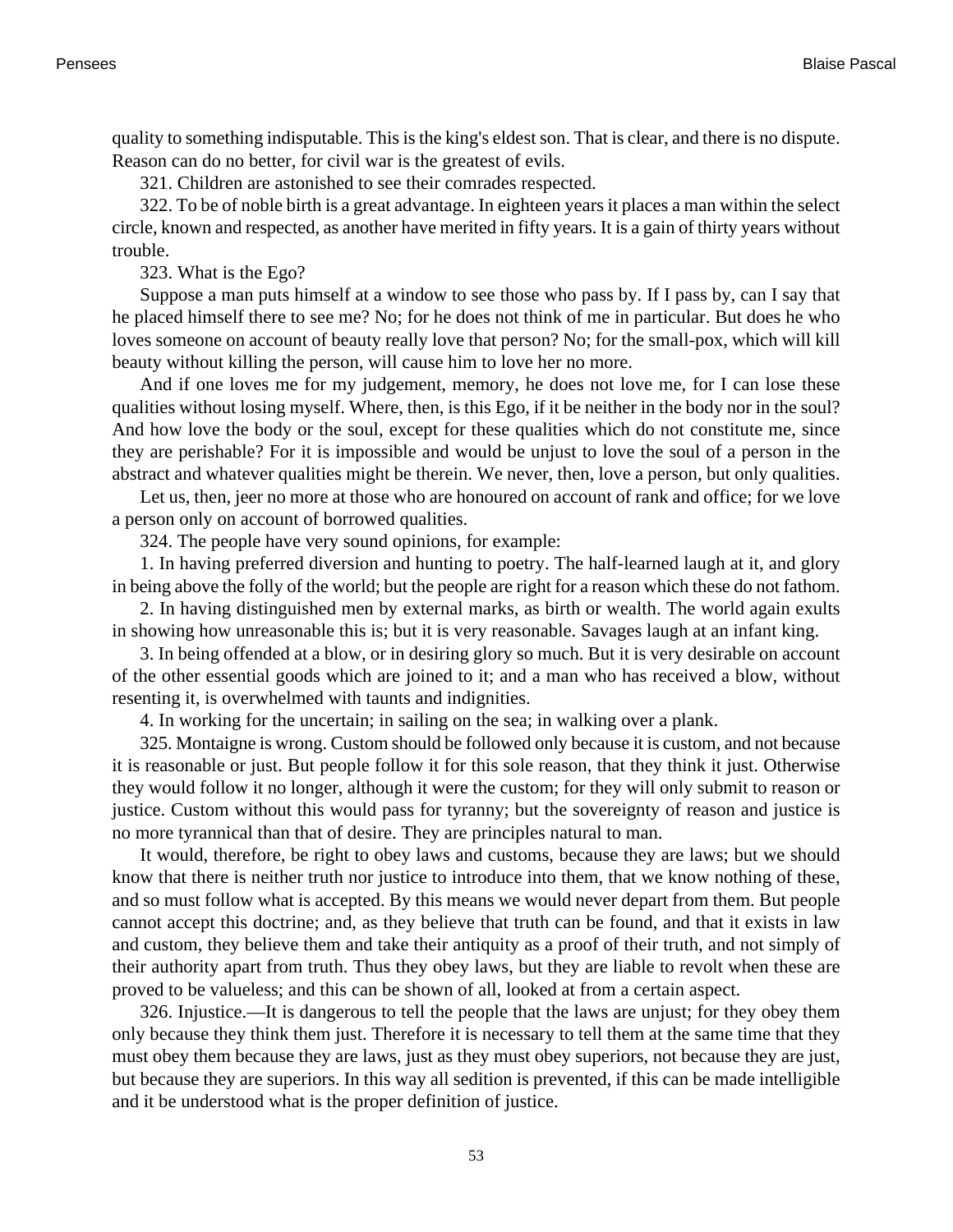quality to something indisputable. This is the king's eldest son. That is clear, and there is no dispute. Reason can do no better, for civil war is the greatest of evils.

321. Children are astonished to see their comrades respected.

322. To be of noble birth is a great advantage. In eighteen years it places a man within the select circle, known and respected, as another have merited in fifty years. It is a gain of thirty years without trouble.

323. What is the Ego?

Suppose a man puts himself at a window to see those who pass by. If I pass by, can I say that he placed himself there to see me? No; for he does not think of me in particular. But does he who loves someone on account of beauty really love that person? No; for the small-pox, which will kill beauty without killing the person, will cause him to love her no more.

And if one loves me for my judgement, memory, he does not love me, for I can lose these qualities without losing myself. Where, then, is this Ego, if it be neither in the body nor in the soul? And how love the body or the soul, except for these qualities which do not constitute me, since they are perishable? For it is impossible and would be unjust to love the soul of a person in the abstract and whatever qualities might be therein. We never, then, love a person, but only qualities.

Let us, then, jeer no more at those who are honoured on account of rank and office; for we love a person only on account of borrowed qualities.

324. The people have very sound opinions, for example:

1. In having preferred diversion and hunting to poetry. The half-learned laugh at it, and glory in being above the folly of the world; but the people are right for a reason which these do not fathom.

2. In having distinguished men by external marks, as birth or wealth. The world again exults in showing how unreasonable this is; but it is very reasonable. Savages laugh at an infant king.

3. In being offended at a blow, or in desiring glory so much. But it is very desirable on account of the other essential goods which are joined to it; and a man who has received a blow, without resenting it, is overwhelmed with taunts and indignities.

4. In working for the uncertain; in sailing on the sea; in walking over a plank.

325. Montaigne is wrong. Custom should be followed only because it is custom, and not because it is reasonable or just. But people follow it for this sole reason, that they think it just. Otherwise they would follow it no longer, although it were the custom; for they will only submit to reason or justice. Custom without this would pass for tyranny; but the sovereignty of reason and justice is no more tyrannical than that of desire. They are principles natural to man.

It would, therefore, be right to obey laws and customs, because they are laws; but we should know that there is neither truth nor justice to introduce into them, that we know nothing of these, and so must follow what is accepted. By this means we would never depart from them. But people cannot accept this doctrine; and, as they believe that truth can be found, and that it exists in law and custom, they believe them and take their antiquity as a proof of their truth, and not simply of their authority apart from truth. Thus they obey laws, but they are liable to revolt when these are proved to be valueless; and this can be shown of all, looked at from a certain aspect.

326. Injustice.—It is dangerous to tell the people that the laws are unjust; for they obey them only because they think them just. Therefore it is necessary to tell them at the same time that they must obey them because they are laws, just as they must obey superiors, not because they are just, but because they are superiors. In this way all sedition is prevented, if this can be made intelligible and it be understood what is the proper definition of justice.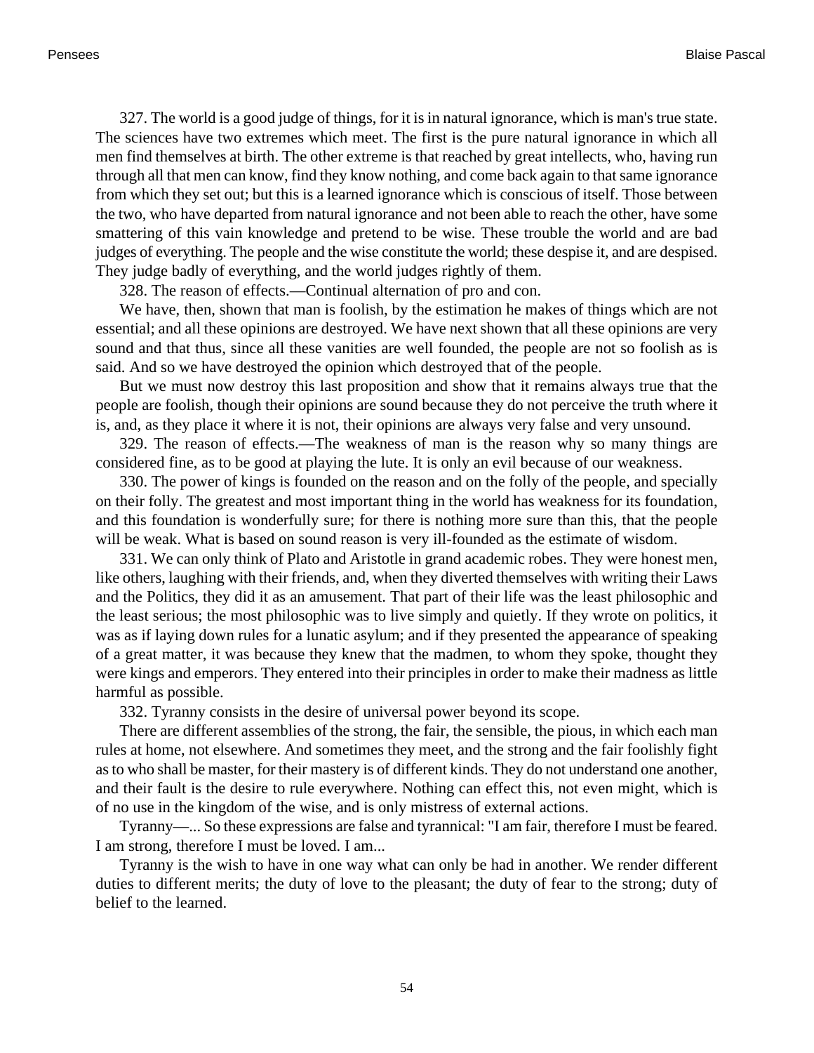327. The world is a good judge of things, for it is in natural ignorance, which is man's true state. The sciences have two extremes which meet. The first is the pure natural ignorance in which all men find themselves at birth. The other extreme is that reached by great intellects, who, having run through all that men can know, find they know nothing, and come back again to that same ignorance from which they set out; but this is a learned ignorance which is conscious of itself. Those between the two, who have departed from natural ignorance and not been able to reach the other, have some smattering of this vain knowledge and pretend to be wise. These trouble the world and are bad judges of everything. The people and the wise constitute the world; these despise it, and are despised. They judge badly of everything, and the world judges rightly of them.

328. The reason of effects.—Continual alternation of pro and con.

We have, then, shown that man is foolish, by the estimation he makes of things which are not essential; and all these opinions are destroyed. We have next shown that all these opinions are very sound and that thus, since all these vanities are well founded, the people are not so foolish as is said. And so we have destroyed the opinion which destroyed that of the people.

But we must now destroy this last proposition and show that it remains always true that the people are foolish, though their opinions are sound because they do not perceive the truth where it is, and, as they place it where it is not, their opinions are always very false and very unsound.

329. The reason of effects.—The weakness of man is the reason why so many things are considered fine, as to be good at playing the lute. It is only an evil because of our weakness.

330. The power of kings is founded on the reason and on the folly of the people, and specially on their folly. The greatest and most important thing in the world has weakness for its foundation, and this foundation is wonderfully sure; for there is nothing more sure than this, that the people will be weak. What is based on sound reason is very ill-founded as the estimate of wisdom.

331. We can only think of Plato and Aristotle in grand academic robes. They were honest men, like others, laughing with their friends, and, when they diverted themselves with writing their Laws and the Politics, they did it as an amusement. That part of their life was the least philosophic and the least serious; the most philosophic was to live simply and quietly. If they wrote on politics, it was as if laying down rules for a lunatic asylum; and if they presented the appearance of speaking of a great matter, it was because they knew that the madmen, to whom they spoke, thought they were kings and emperors. They entered into their principles in order to make their madness as little harmful as possible.

332. Tyranny consists in the desire of universal power beyond its scope.

There are different assemblies of the strong, the fair, the sensible, the pious, in which each man rules at home, not elsewhere. And sometimes they meet, and the strong and the fair foolishly fight as to who shall be master, for their mastery is of different kinds. They do not understand one another, and their fault is the desire to rule everywhere. Nothing can effect this, not even might, which is of no use in the kingdom of the wise, and is only mistress of external actions.

Tyranny—... So these expressions are false and tyrannical: "I am fair, therefore I must be feared. I am strong, therefore I must be loved. I am...

Tyranny is the wish to have in one way what can only be had in another. We render different duties to different merits; the duty of love to the pleasant; the duty of fear to the strong; duty of belief to the learned.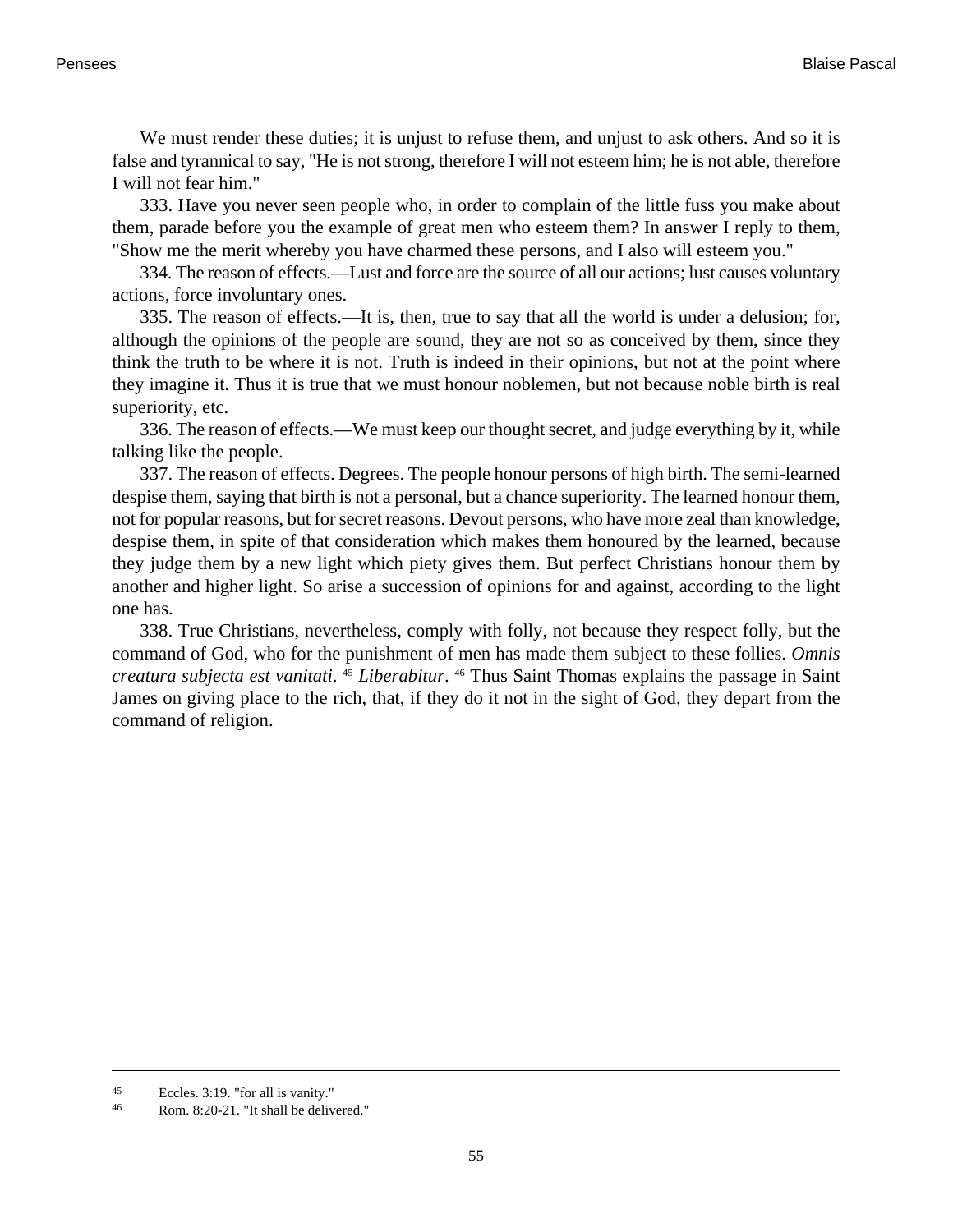We must render these duties; it is unjust to refuse them, and unjust to ask others. And so it is false and tyrannical to say, "He is not strong, therefore I will not esteem him; he is not able, therefore I will not fear him."

333. Have you never seen people who, in order to complain of the little fuss you make about them, parade before you the example of great men who esteem them? In answer I reply to them, "Show me the merit whereby you have charmed these persons, and I also will esteem you."

334. The reason of effects.—Lust and force are the source of all our actions; lust causes voluntary actions, force involuntary ones.

335. The reason of effects.—It is, then, true to say that all the world is under a delusion; for, although the opinions of the people are sound, they are not so as conceived by them, since they think the truth to be where it is not. Truth is indeed in their opinions, but not at the point where they imagine it. Thus it is true that we must honour noblemen, but not because noble birth is real superiority, etc.

336. The reason of effects.—We must keep our thought secret, and judge everything by it, while talking like the people.

337. The reason of effects. Degrees. The people honour persons of high birth. The semi-learned despise them, saying that birth is not a personal, but a chance superiority. The learned honour them, not for popular reasons, but for secret reasons. Devout persons, who have more zeal than knowledge, despise them, in spite of that consideration which makes them honoured by the learned, because they judge them by a new light which piety gives them. But perfect Christians honour them by another and higher light. So arise a succession of opinions for and against, according to the light one has.

338. True Christians, nevertheless, comply with folly, not because they respect folly, but the command of God, who for the punishment of men has made them subject to these follies. *Omnis creatura subjecta est vanitati*. [45] *Liberabitur*. [46] Thus Saint Thomas explains the passage in Saint James on giving place to the rich, that, if they do it not in the sight of God, they depart from the command of religion.

---

[45] Eccles. 3:19. "for all is vanity."

[46] Rom. 8:20-21. "It shall be delivered."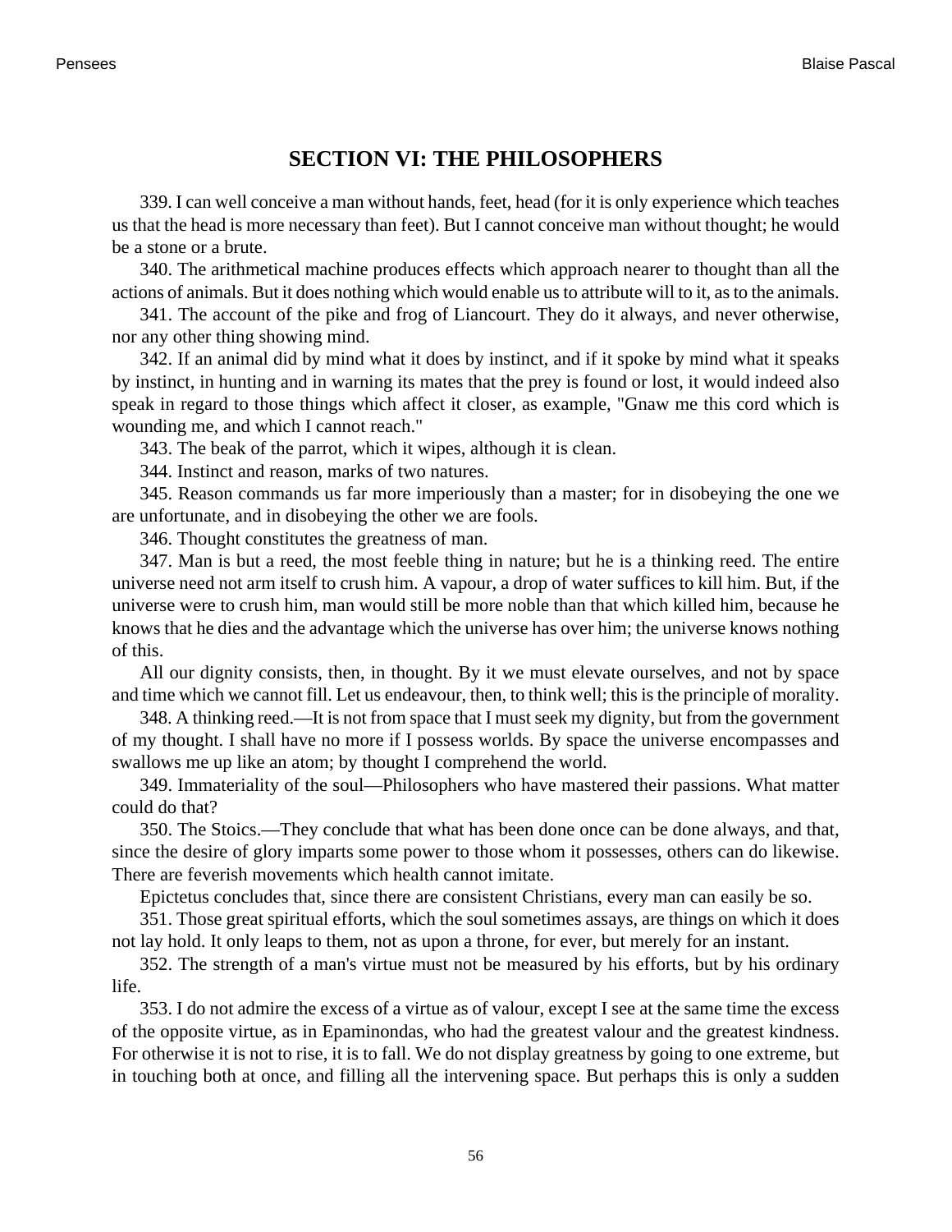## SECTION VI: THE PHILOSOPHERS

339. I can well conceive a man without hands, feet, head (for it is only experience which teaches us that the head is more necessary than feet). But I cannot conceive man without thought; he would be a stone or a brute.

340. The arithmetical machine produces effects which approach nearer to thought than all the actions of animals. But it does nothing which would enable us to attribute will to it, as to the animals.

341. The account of the pike and frog of Liancourt. They do it always, and never otherwise, nor any other thing showing mind.

342. If an animal did by mind what it does by instinct, and if it spoke by mind what it speaks by instinct, in hunting and in warning its mates that the prey is found or lost, it would indeed also speak in regard to those things which affect it closer, as example, "Gnaw me this cord which is wounding me, and which I cannot reach."

343. The beak of the parrot, which it wipes, although it is clean.

344. Instinct and reason, marks of two natures.

345. Reason commands us far more imperiously than a master; for in disobeying the one we are unfortunate, and in disobeying the other we are fools.

346. Thought constitutes the greatness of man.

347. Man is but a reed, the most feeble thing in nature; but he is a thinking reed. The entire universe need not arm itself to crush him. A vapour, a drop of water suffices to kill him. But, if the universe were to crush him, man would still be more noble than that which killed him, because he knows that he dies and the advantage which the universe has over him; the universe knows nothing of this.

All our dignity consists, then, in thought. By it we must elevate ourselves, and not by space and time which we cannot fill. Let us endeavour, then, to think well; this is the principle of morality.

348. A thinking reed.—It is not from space that I must seek my dignity, but from the government of my thought. I shall have no more if I possess worlds. By space the universe encompasses and swallows me up like an atom; by thought I comprehend the world.

349. Immateriality of the soul—Philosophers who have mastered their passions. What matter could do that?

350. The Stoics.—They conclude that what has been done once can be done always, and that, since the desire of glory imparts some power to those whom it possesses, others can do likewise. There are feverish movements which health cannot imitate.

Epictetus concludes that, since there are consistent Christians, every man can easily be so.

351. Those great spiritual efforts, which the soul sometimes assays, are things on which it does not lay hold. It only leaps to them, not as upon a throne, for ever, but merely for an instant.

352. The strength of a man's virtue must not be measured by his efforts, but by his ordinary life.

353. I do not admire the excess of a virtue as of valour, except I see at the same time the excess of the opposite virtue, as in Epaminondas, who had the greatest valour and the greatest kindness. For otherwise it is not to rise, it is to fall. We do not display greatness by going to one extreme, but in touching both at once, and filling all the intervening space. But perhaps this is only a sudden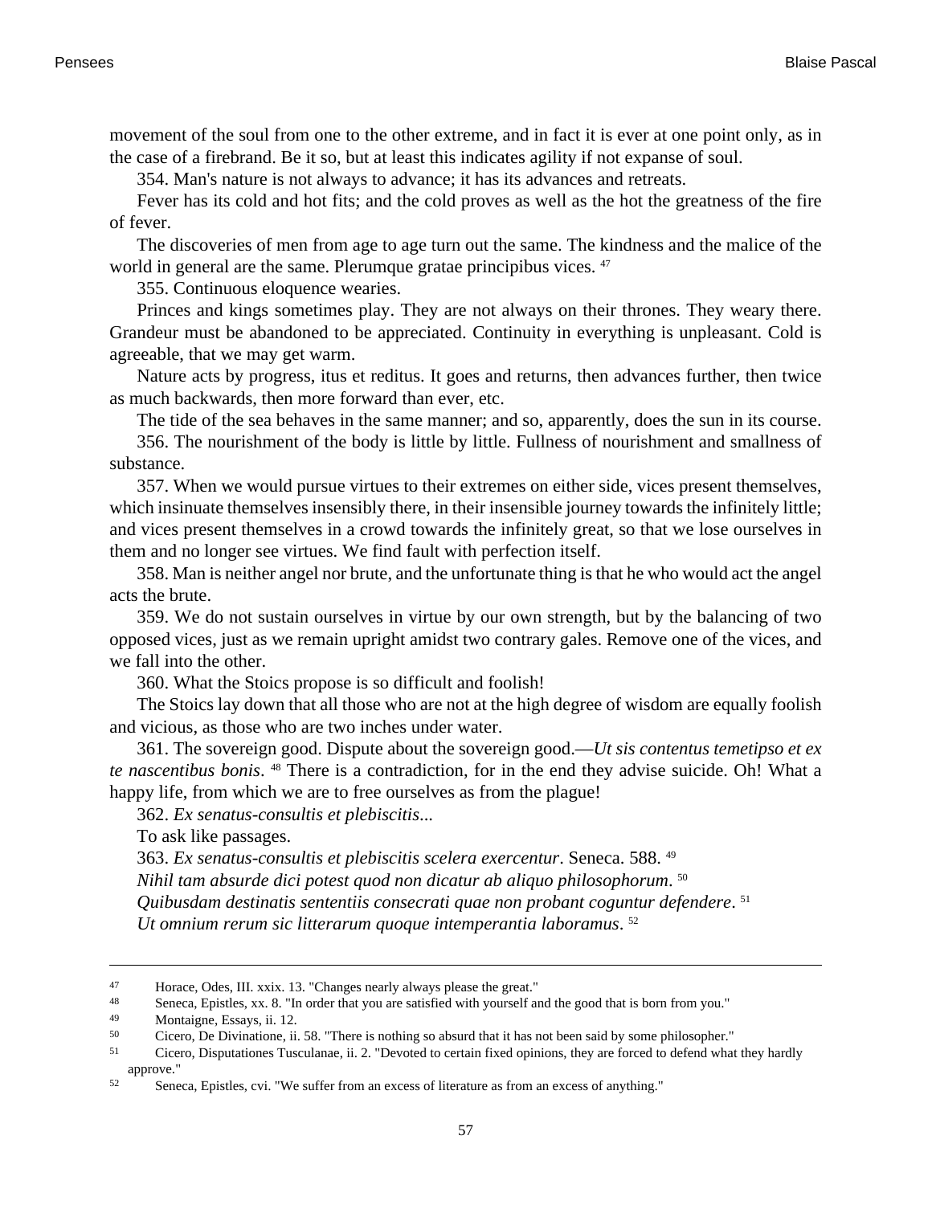movement of the soul from one to the other extreme, and in fact it is ever at one point only, as in the case of a firebrand. Be it so, but at least this indicates agility if not expanse of soul.

354. Man's nature is not always to advance; it has its advances and retreats.

Fever has its cold and hot fits; and the cold proves as well as the hot the greatness of the fire of fever.

The discoveries of men from age to age turn out the same. The kindness and the malice of the world in general are the same. Plerumque gratae principibus vices. [47]

355. Continuous eloquence wearies.

Princes and kings sometimes play. They are not always on their thrones. They weary there. Grandeur must be abandoned to be appreciated. Continuity in everything is unpleasant. Cold is agreeable, that we may get warm.

Nature acts by progress, itus et reditus. It goes and returns, then advances further, then twice as much backwards, then more forward than ever, etc.

The tide of the sea behaves in the same manner; and so, apparently, does the sun in its course.

356. The nourishment of the body is little by little. Fullness of nourishment and smallness of substance.

357. When we would pursue virtues to their extremes on either side, vices present themselves, which insinuate themselves insensibly there, in their insensible journey towards the infinitely little; and vices present themselves in a crowd towards the infinitely great, so that we lose ourselves in them and no longer see virtues. We find fault with perfection itself.

358. Man is neither angel nor brute, and the unfortunate thing is that he who would act the angel acts the brute.

359. We do not sustain ourselves in virtue by our own strength, but by the balancing of two opposed vices, just as we remain upright amidst two contrary gales. Remove one of the vices, and we fall into the other.

360. What the Stoics propose is so difficult and foolish!

The Stoics lay down that all those who are not at the high degree of wisdom are equally foolish and vicious, as those who are two inches under water.

361. The sovereign good. Dispute about the sovereign good.—*Ut sis contentus temetipso et ex te nascentibus bonis*. [48] There is a contradiction, for in the end they advise suicide. Oh! What a happy life, from which we are to free ourselves as from the plague!

362. *Ex senatus-consultis et plebiscitis*...

To ask like passages.

363. *Ex senatus-consultis et plebiscitis scelera exercentur*. Seneca. 588. [49]

*Nihil tam absurde dici potest quod non dicatur ab aliquo philosophorum*. [50]

*Quibusdam destinatis sententiis consecrati quae non probant coguntur defendere*. [51]

*Ut omnium rerum sic litterarum quoque intemperantia laboramus*. [52]

---

[47] Horace, Odes, III. xxix. 13. "Changes nearly always please the great."

[48] Seneca, Epistles, xx. 8. "In order that you are satisfied with yourself and the good that is born from you."

[49] Montaigne, Essays, ii. 12.

[50] Cicero, De Divinatione, ii. 58. "There is nothing so absurd that it has not been said by some philosopher."

[51] Cicero, Disputationes Tusculanae, ii. 2. "Devoted to certain fixed opinions, they are forced to defend what they hardly approve."

[52] Seneca, Epistles, cvi. "We suffer from an excess of literature as from an excess of anything."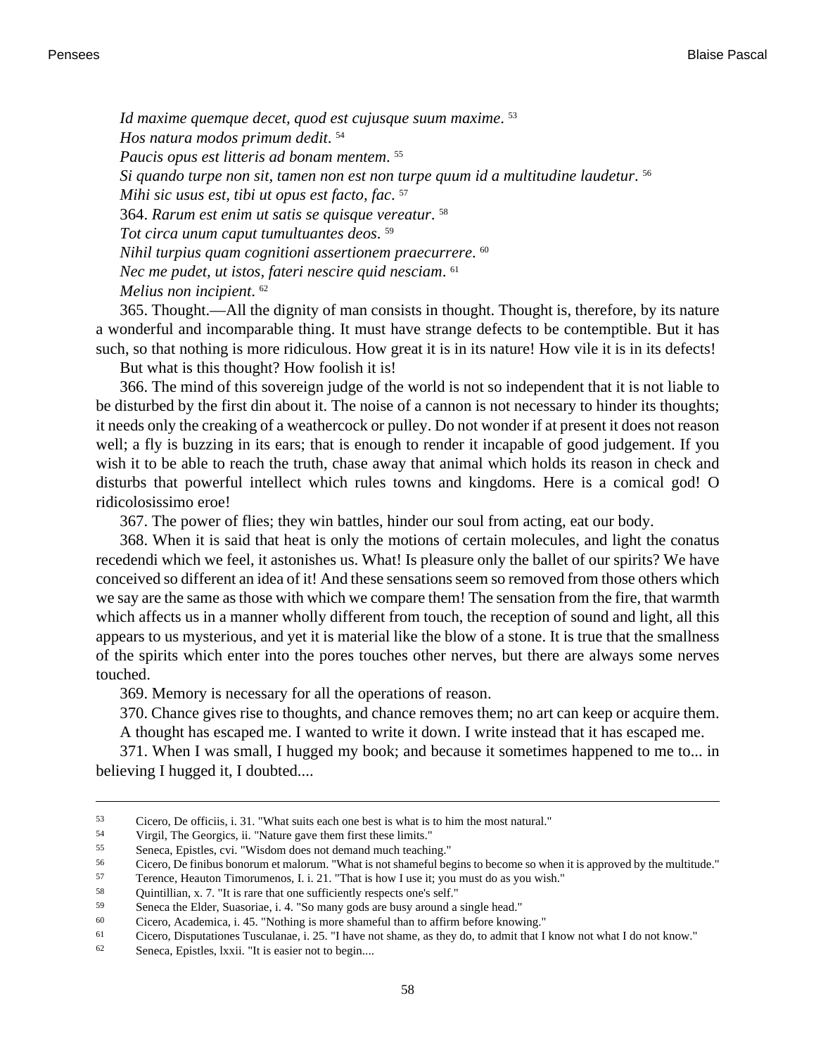*Id maxime quemque decet, quod est cujusque suum maxime*. [53]

*Hos natura modos primum dedit*. [54]

*Paucis opus est litteris ad bonam mentem*. [55]

*Si quando turpe non sit, tamen non est non turpe quum id a multitudine laudetur*. [56]

*Mihi sic usus est, tibi ut opus est facto, fac*. [57]

364. *Rarum est enim ut satis se quisque vereatur*. [58]

*Tot circa unum caput tumultuantes deos*. [59]

*Nihil turpius quam cognitioni assertionem praecurrere*. [60]

*Nec me pudet, ut istos, fateri nescire quid nesciam*. [61]

*Melius non incipient*. [62]

365. Thought.—All the dignity of man consists in thought. Thought is, therefore, by its nature a wonderful and incomparable thing. It must have strange defects to be contemptible. But it has such, so that nothing is more ridiculous. How great it is in its nature! How vile it is in its defects!

But what is this thought? How foolish it is!

366. The mind of this sovereign judge of the world is not so independent that it is not liable to be disturbed by the first din about it. The noise of a cannon is not necessary to hinder its thoughts; it needs only the creaking of a weathercock or pulley. Do not wonder if at present it does not reason well; a fly is buzzing in its ears; that is enough to render it incapable of good judgement. If you wish it to be able to reach the truth, chase away that animal which holds its reason in check and disturbs that powerful intellect which rules towns and kingdoms. Here is a comical god! O ridicolosissimo eroe!

367. The power of flies; they win battles, hinder our soul from acting, eat our body.

368. When it is said that heat is only the motions of certain molecules, and light the conatus recedendi which we feel, it astonishes us. What! Is pleasure only the ballet of our spirits? We have conceived so different an idea of it! And these sensations seem so removed from those others which we say are the same as those with which we compare them! The sensation from the fire, that warmth which affects us in a manner wholly different from touch, the reception of sound and light, all this appears to us mysterious, and yet it is material like the blow of a stone. It is true that the smallness of the spirits which enter into the pores touches other nerves, but there are always some nerves touched.

369. Memory is necessary for all the operations of reason.

370. Chance gives rise to thoughts, and chance removes them; no art can keep or acquire them.

A thought has escaped me. I wanted to write it down. I write instead that it has escaped me.

371. When I was small, I hugged my book; and because it sometimes happened to me to... in believing I hugged it, I doubted....

---

[53] Cicero, De officiis, i. 31. "What suits each one best is what is to him the most natural."

[54] Virgil, The Georgics, ii. "Nature gave them first these limits."

[55] Seneca, Epistles, cvi. "Wisdom does not demand much teaching."

[56] Cicero, De finibus bonorum et malorum. "What is not shameful begins to become so when it is approved by the multitude."

[57] Terence, Heauton Timorumenos, I. i. 21. "That is how I use it; you must do as you wish."

[58] Quintillian, x. 7. "It is rare that one sufficiently respects one's self."

[59] Seneca the Elder, Suasoriae, i. 4. "So many gods are busy around a single head."

[60] Cicero, Academica, i. 45. "Nothing is more shameful than to affirm before knowing."

[61] Cicero, Disputationes Tusculanae, i. 25. "I have not shame, as they do, to admit that I know not what I do not know."

[62] Seneca, Epistles, lxxii. "It is easier not to begin....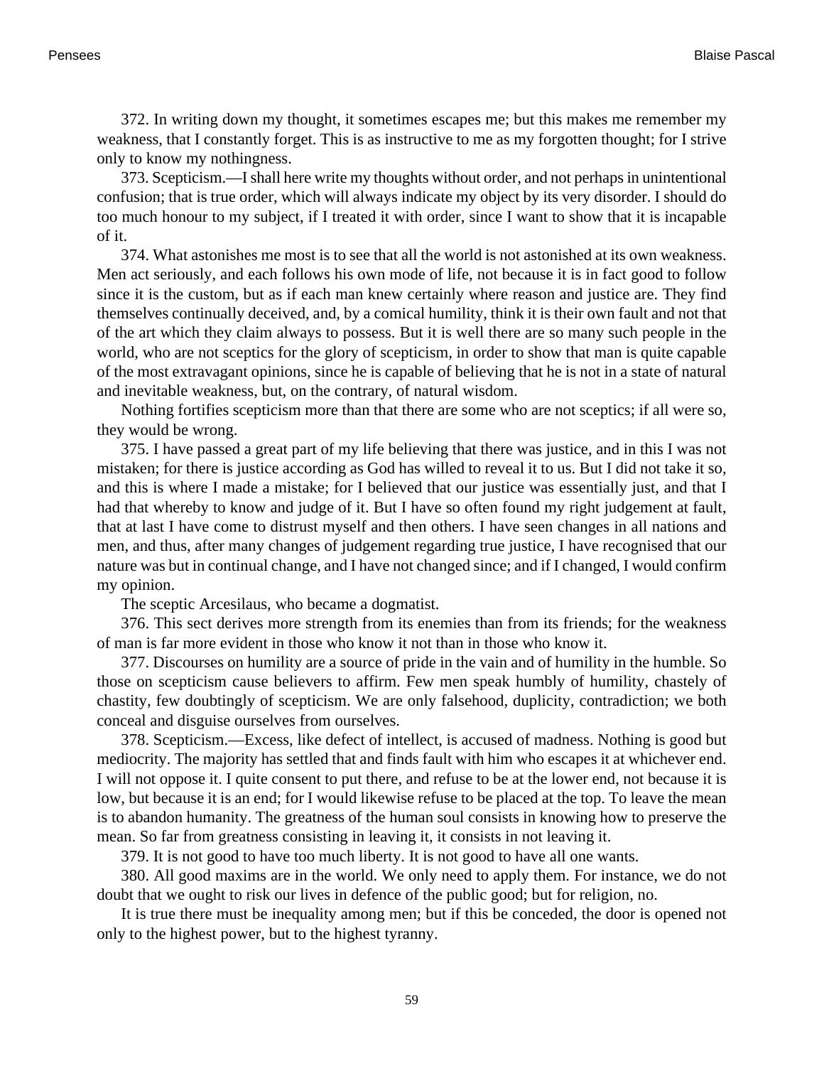372. In writing down my thought, it sometimes escapes me; but this makes me remember my weakness, that I constantly forget. This is as instructive to me as my forgotten thought; for I strive only to know my nothingness.

373. Scepticism.—I shall here write my thoughts without order, and not perhaps in unintentional confusion; that is true order, which will always indicate my object by its very disorder. I should do too much honour to my subject, if I treated it with order, since I want to show that it is incapable of it.

374. What astonishes me most is to see that all the world is not astonished at its own weakness. Men act seriously, and each follows his own mode of life, not because it is in fact good to follow since it is the custom, but as if each man knew certainly where reason and justice are. They find themselves continually deceived, and, by a comical humility, think it is their own fault and not that of the art which they claim always to possess. But it is well there are so many such people in the world, who are not sceptics for the glory of scepticism, in order to show that man is quite capable of the most extravagant opinions, since he is capable of believing that he is not in a state of natural and inevitable weakness, but, on the contrary, of natural wisdom.

Nothing fortifies scepticism more than that there are some who are not sceptics; if all were so, they would be wrong.

375. I have passed a great part of my life believing that there was justice, and in this I was not mistaken; for there is justice according as God has willed to reveal it to us. But I did not take it so, and this is where I made a mistake; for I believed that our justice was essentially just, and that I had that whereby to know and judge of it. But I have so often found my right judgement at fault, that at last I have come to distrust myself and then others. I have seen changes in all nations and men, and thus, after many changes of judgement regarding true justice, I have recognised that our nature was but in continual change, and I have not changed since; and if I changed, I would confirm my opinion.

The sceptic Arcesilaus, who became a dogmatist.

376. This sect derives more strength from its enemies than from its friends; for the weakness of man is far more evident in those who know it not than in those who know it.

377. Discourses on humility are a source of pride in the vain and of humility in the humble. So those on scepticism cause believers to affirm. Few men speak humbly of humility, chastely of chastity, few doubtingly of scepticism. We are only falsehood, duplicity, contradiction; we both conceal and disguise ourselves from ourselves.

378. Scepticism.—Excess, like defect of intellect, is accused of madness. Nothing is good but mediocrity. The majority has settled that and finds fault with him who escapes it at whichever end. I will not oppose it. I quite consent to put there, and refuse to be at the lower end, not because it is low, but because it is an end; for I would likewise refuse to be placed at the top. To leave the mean is to abandon humanity. The greatness of the human soul consists in knowing how to preserve the mean. So far from greatness consisting in leaving it, it consists in not leaving it.

379. It is not good to have too much liberty. It is not good to have all one wants.

380. All good maxims are in the world. We only need to apply them. For instance, we do not doubt that we ought to risk our lives in defence of the public good; but for religion, no.

It is true there must be inequality among men; but if this be conceded, the door is opened not only to the highest power, but to the highest tyranny.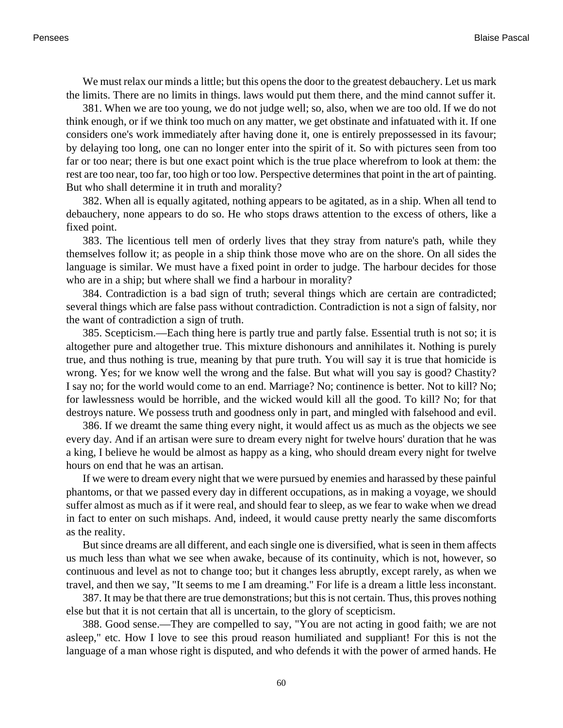We must relax our minds a little; but this opens the door to the greatest debauchery. Let us mark the limits. There are no limits in things. laws would put them there, and the mind cannot suffer it.

381. When we are too young, we do not judge well; so, also, when we are too old. If we do not think enough, or if we think too much on any matter, we get obstinate and infatuated with it. If one considers one's work immediately after having done it, one is entirely prepossessed in its favour; by delaying too long, one can no longer enter into the spirit of it. So with pictures seen from too far or too near; there is but one exact point which is the true place wherefrom to look at them: the rest are too near, too far, too high or too low. Perspective determines that point in the art of painting. But who shall determine it in truth and morality?

382. When all is equally agitated, nothing appears to be agitated, as in a ship. When all tend to debauchery, none appears to do so. He who stops draws attention to the excess of others, like a fixed point.

383. The licentious tell men of orderly lives that they stray from nature's path, while they themselves follow it; as people in a ship think those move who are on the shore. On all sides the language is similar. We must have a fixed point in order to judge. The harbour decides for those who are in a ship; but where shall we find a harbour in morality?

384. Contradiction is a bad sign of truth; several things which are certain are contradicted; several things which are false pass without contradiction. Contradiction is not a sign of falsity, nor the want of contradiction a sign of truth.

385. Scepticism.—Each thing here is partly true and partly false. Essential truth is not so; it is altogether pure and altogether true. This mixture dishonours and annihilates it. Nothing is purely true, and thus nothing is true, meaning by that pure truth. You will say it is true that homicide is wrong. Yes; for we know well the wrong and the false. But what will you say is good? Chastity? I say no; for the world would come to an end. Marriage? No; continence is better. Not to kill? No; for lawlessness would be horrible, and the wicked would kill all the good. To kill? No; for that destroys nature. We possess truth and goodness only in part, and mingled with falsehood and evil.

386. If we dreamt the same thing every night, it would affect us as much as the objects we see every day. And if an artisan were sure to dream every night for twelve hours' duration that he was a king, I believe he would be almost as happy as a king, who should dream every night for twelve hours on end that he was an artisan.

If we were to dream every night that we were pursued by enemies and harassed by these painful phantoms, or that we passed every day in different occupations, as in making a voyage, we should suffer almost as much as if it were real, and should fear to sleep, as we fear to wake when we dread in fact to enter on such mishaps. And, indeed, it would cause pretty nearly the same discomforts as the reality.

But since dreams are all different, and each single one is diversified, what is seen in them affects us much less than what we see when awake, because of its continuity, which is not, however, so continuous and level as not to change too; but it changes less abruptly, except rarely, as when we travel, and then we say, "It seems to me I am dreaming." For life is a dream a little less inconstant.

387. It may be that there are true demonstrations; but this is not certain. Thus, this proves nothing else but that it is not certain that all is uncertain, to the glory of scepticism.

388. Good sense.—They are compelled to say, "You are not acting in good faith; we are not asleep," etc. How I love to see this proud reason humiliated and suppliant! For this is not the language of a man whose right is disputed, and who defends it with the power of armed hands. He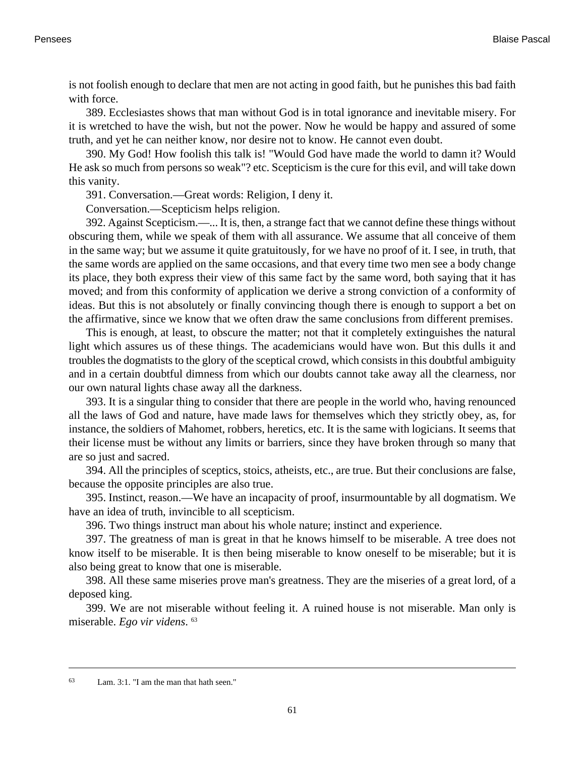is not foolish enough to declare that men are not acting in good faith, but he punishes this bad faith with force.

389. Ecclesiastes shows that man without God is in total ignorance and inevitable misery. For it is wretched to have the wish, but not the power. Now he would be happy and assured of some truth, and yet he can neither know, nor desire not to know. He cannot even doubt.

390. My God! How foolish this talk is! "Would God have made the world to damn it? Would He ask so much from persons so weak"? etc. Scepticism is the cure for this evil, and will take down this vanity.

391. Conversation.—Great words: Religion, I deny it.

Conversation.—Scepticism helps religion.

392. Against Scepticism.—... It is, then, a strange fact that we cannot define these things without obscuring them, while we speak of them with all assurance. We assume that all conceive of them in the same way; but we assume it quite gratuitously, for we have no proof of it. I see, in truth, that the same words are applied on the same occasions, and that every time two men see a body change its place, they both express their view of this same fact by the same word, both saying that it has moved; and from this conformity of application we derive a strong conviction of a conformity of ideas. But this is not absolutely or finally convincing though there is enough to support a bet on the affirmative, since we know that we often draw the same conclusions from different premises.

This is enough, at least, to obscure the matter; not that it completely extinguishes the natural light which assures us of these things. The academicians would have won. But this dulls it and troubles the dogmatists to the glory of the sceptical crowd, which consists in this doubtful ambiguity and in a certain doubtful dimness from which our doubts cannot take away all the clearness, nor our own natural lights chase away all the darkness.

393. It is a singular thing to consider that there are people in the world who, having renounced all the laws of God and nature, have made laws for themselves which they strictly obey, as, for instance, the soldiers of Mahomet, robbers, heretics, etc. It is the same with logicians. It seems that their license must be without any limits or barriers, since they have broken through so many that are so just and sacred.

394. All the principles of sceptics, stoics, atheists, etc., are true. But their conclusions are false, because the opposite principles are also true.

395. Instinct, reason.—We have an incapacity of proof, insurmountable by all dogmatism. We have an idea of truth, invincible to all scepticism.

396. Two things instruct man about his whole nature; instinct and experience.

397. The greatness of man is great in that he knows himself to be miserable. A tree does not know itself to be miserable. It is then being miserable to know oneself to be miserable; but it is also being great to know that one is miserable.

398. All these same miseries prove man's greatness. They are the miseries of a great lord, of a deposed king.

399. We are not miserable without feeling it. A ruined house is not miserable. Man only is miserable. *Ego vir videns*. [63]

---

[63] Lam. 3:1. "I am the man that hath seen."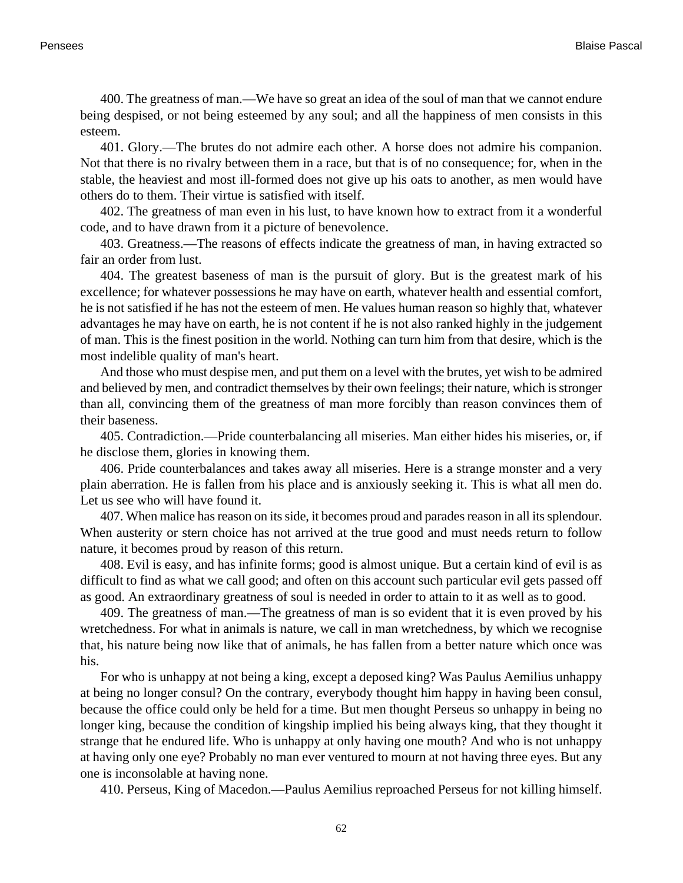400. The greatness of man.—We have so great an idea of the soul of man that we cannot endure being despised, or not being esteemed by any soul; and all the happiness of men consists in this esteem.

401. Glory.—The brutes do not admire each other. A horse does not admire his companion. Not that there is no rivalry between them in a race, but that is of no consequence; for, when in the stable, the heaviest and most ill-formed does not give up his oats to another, as men would have others do to them. Their virtue is satisfied with itself.

402. The greatness of man even in his lust, to have known how to extract from it a wonderful code, and to have drawn from it a picture of benevolence.

403. Greatness.—The reasons of effects indicate the greatness of man, in having extracted so fair an order from lust.

404. The greatest baseness of man is the pursuit of glory. But is the greatest mark of his excellence; for whatever possessions he may have on earth, whatever health and essential comfort, he is not satisfied if he has not the esteem of men. He values human reason so highly that, whatever advantages he may have on earth, he is not content if he is not also ranked highly in the judgement of man. This is the finest position in the world. Nothing can turn him from that desire, which is the most indelible quality of man's heart.

And those who must despise men, and put them on a level with the brutes, yet wish to be admired and believed by men, and contradict themselves by their own feelings; their nature, which is stronger than all, convincing them of the greatness of man more forcibly than reason convinces them of their baseness.

405. Contradiction.—Pride counterbalancing all miseries. Man either hides his miseries, or, if he disclose them, glories in knowing them.

406. Pride counterbalances and takes away all miseries. Here is a strange monster and a very plain aberration. He is fallen from his place and is anxiously seeking it. This is what all men do. Let us see who will have found it.

407. When malice has reason on its side, it becomes proud and parades reason in all its splendour. When austerity or stern choice has not arrived at the true good and must needs return to follow nature, it becomes proud by reason of this return.

408. Evil is easy, and has infinite forms; good is almost unique. But a certain kind of evil is as difficult to find as what we call good; and often on this account such particular evil gets passed off as good. An extraordinary greatness of soul is needed in order to attain to it as well as to good.

409. The greatness of man.—The greatness of man is so evident that it is even proved by his wretchedness. For what in animals is nature, we call in man wretchedness, by which we recognise that, his nature being now like that of animals, he has fallen from a better nature which once was his.

For who is unhappy at not being a king, except a deposed king? Was Paulus Aemilius unhappy at being no longer consul? On the contrary, everybody thought him happy in having been consul, because the office could only be held for a time. But men thought Perseus so unhappy in being no longer king, because the condition of kingship implied his being always king, that they thought it strange that he endured life. Who is unhappy at only having one mouth? And who is not unhappy at having only one eye? Probably no man ever ventured to mourn at not having three eyes. But any one is inconsolable at having none.

410. Perseus, King of Macedon.—Paulus Aemilius reproached Perseus for not killing himself.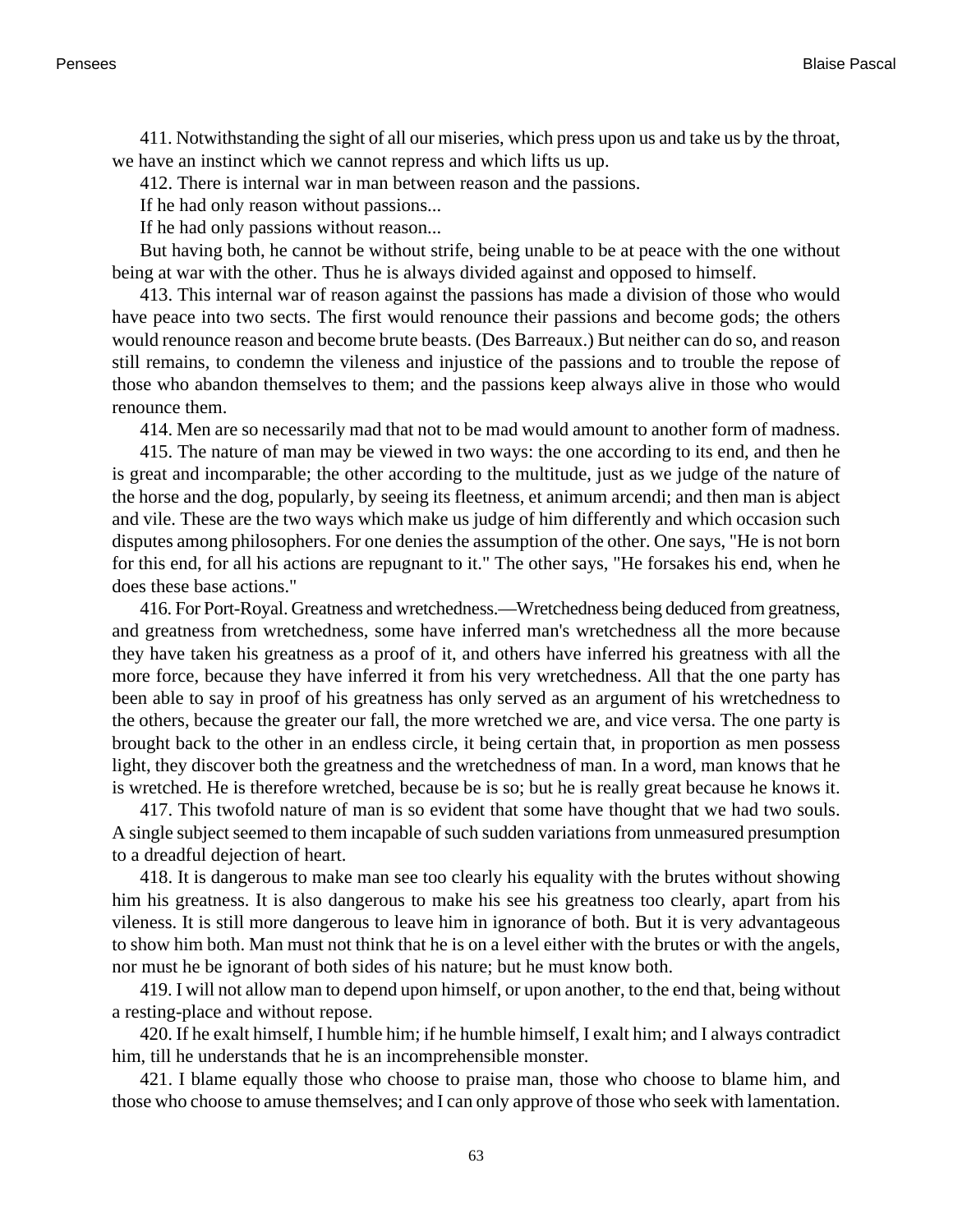411. Notwithstanding the sight of all our miseries, which press upon us and take us by the throat, we have an instinct which we cannot repress and which lifts us up.

412. There is internal war in man between reason and the passions.

If he had only reason without passions...

If he had only passions without reason...

But having both, he cannot be without strife, being unable to be at peace with the one without being at war with the other. Thus he is always divided against and opposed to himself.

413. This internal war of reason against the passions has made a division of those who would have peace into two sects. The first would renounce their passions and become gods; the others would renounce reason and become brute beasts. (Des Barreaux.) But neither can do so, and reason still remains, to condemn the vileness and injustice of the passions and to trouble the repose of those who abandon themselves to them; and the passions keep always alive in those who would renounce them.

414. Men are so necessarily mad that not to be mad would amount to another form of madness.

415. The nature of man may be viewed in two ways: the one according to its end, and then he is great and incomparable; the other according to the multitude, just as we judge of the nature of the horse and the dog, popularly, by seeing its fleetness, et animum arcendi; and then man is abject and vile. These are the two ways which make us judge of him differently and which occasion such disputes among philosophers. For one denies the assumption of the other. One says, "He is not born for this end, for all his actions are repugnant to it." The other says, "He forsakes his end, when he does these base actions."

416. For Port-Royal. Greatness and wretchedness.—Wretchedness being deduced from greatness, and greatness from wretchedness, some have inferred man's wretchedness all the more because they have taken his greatness as a proof of it, and others have inferred his greatness with all the more force, because they have inferred it from his very wretchedness. All that the one party has been able to say in proof of his greatness has only served as an argument of his wretchedness to the others, because the greater our fall, the more wretched we are, and vice versa. The one party is brought back to the other in an endless circle, it being certain that, in proportion as men possess light, they discover both the greatness and the wretchedness of man. In a word, man knows that he is wretched. He is therefore wretched, because be is so; but he is really great because he knows it.

417. This twofold nature of man is so evident that some have thought that we had two souls. A single subject seemed to them incapable of such sudden variations from unmeasured presumption to a dreadful dejection of heart.

418. It is dangerous to make man see too clearly his equality with the brutes without showing him his greatness. It is also dangerous to make his see his greatness too clearly, apart from his vileness. It is still more dangerous to leave him in ignorance of both. But it is very advantageous to show him both. Man must not think that he is on a level either with the brutes or with the angels, nor must he be ignorant of both sides of his nature; but he must know both.

419. I will not allow man to depend upon himself, or upon another, to the end that, being without a resting-place and without repose.

420. If he exalt himself, I humble him; if he humble himself, I exalt him; and I always contradict him, till he understands that he is an incomprehensible monster.

421. I blame equally those who choose to praise man, those who choose to blame him, and those who choose to amuse themselves; and I can only approve of those who seek with lamentation.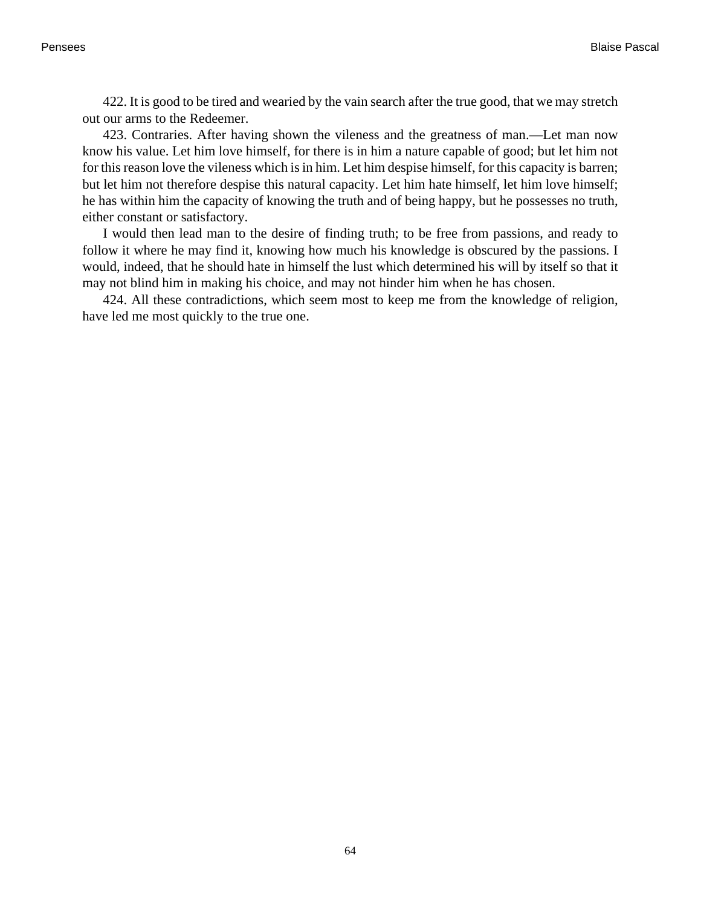422. It is good to be tired and wearied by the vain search after the true good, that we may stretch out our arms to the Redeemer.

423. Contraries. After having shown the vileness and the greatness of man.—Let man now know his value. Let him love himself, for there is in him a nature capable of good; but let him not for this reason love the vileness which is in him. Let him despise himself, for this capacity is barren; but let him not therefore despise this natural capacity. Let him hate himself, let him love himself; he has within him the capacity of knowing the truth and of being happy, but he possesses no truth, either constant or satisfactory.

I would then lead man to the desire of finding truth; to be free from passions, and ready to follow it where he may find it, knowing how much his knowledge is obscured by the passions. I would, indeed, that he should hate in himself the lust which determined his will by itself so that it may not blind him in making his choice, and may not hinder him when he has chosen.

424. All these contradictions, which seem most to keep me from the knowledge of religion, have led me most quickly to the true one.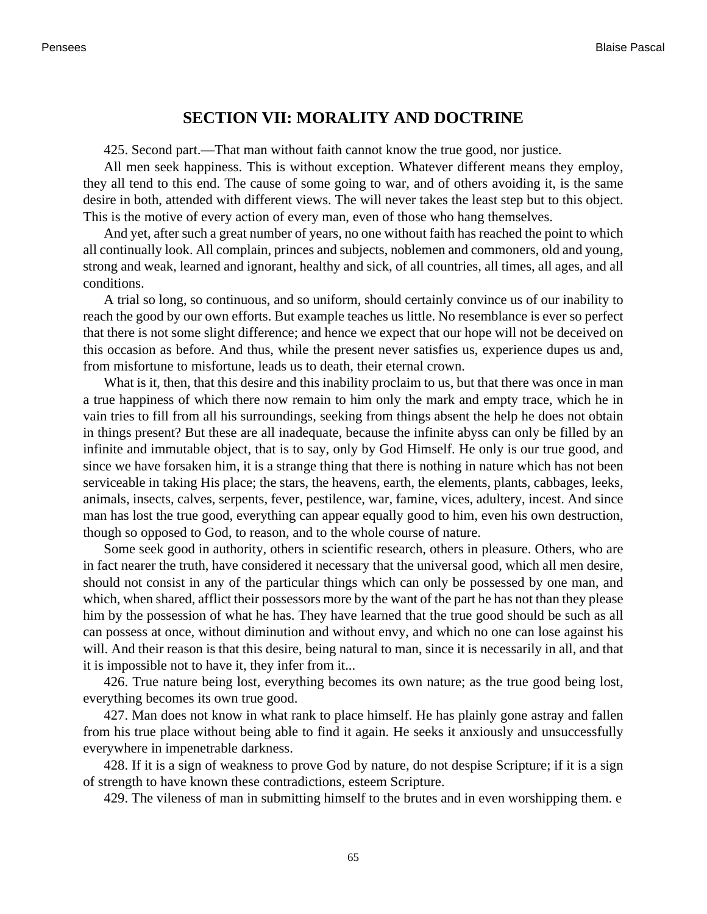## SECTION VII: MORALITY AND DOCTRINE

425. Second part.—That man without faith cannot know the true good, nor justice.

All men seek happiness. This is without exception. Whatever different means they employ, they all tend to this end. The cause of some going to war, and of others avoiding it, is the same desire in both, attended with different views. The will never takes the least step but to this object. This is the motive of every action of every man, even of those who hang themselves.

And yet, after such a great number of years, no one without faith has reached the point to which all continually look. All complain, princes and subjects, noblemen and commoners, old and young, strong and weak, learned and ignorant, healthy and sick, of all countries, all times, all ages, and all conditions.

A trial so long, so continuous, and so uniform, should certainly convince us of our inability to reach the good by our own efforts. But example teaches us little. No resemblance is ever so perfect that there is not some slight difference; and hence we expect that our hope will not be deceived on this occasion as before. And thus, while the present never satisfies us, experience dupes us and, from misfortune to misfortune, leads us to death, their eternal crown.

What is it, then, that this desire and this inability proclaim to us, but that there was once in man a true happiness of which there now remain to him only the mark and empty trace, which he in vain tries to fill from all his surroundings, seeking from things absent the help he does not obtain in things present? But these are all inadequate, because the infinite abyss can only be filled by an infinite and immutable object, that is to say, only by God Himself. He only is our true good, and since we have forsaken him, it is a strange thing that there is nothing in nature which has not been serviceable in taking His place; the stars, the heavens, earth, the elements, plants, cabbages, leeks, animals, insects, calves, serpents, fever, pestilence, war, famine, vices, adultery, incest. And since man has lost the true good, everything can appear equally good to him, even his own destruction, though so opposed to God, to reason, and to the whole course of nature.

Some seek good in authority, others in scientific research, others in pleasure. Others, who are in fact nearer the truth, have considered it necessary that the universal good, which all men desire, should not consist in any of the particular things which can only be possessed by one man, and which, when shared, afflict their possessors more by the want of the part he has not than they please him by the possession of what he has. They have learned that the true good should be such as all can possess at once, without diminution and without envy, and which no one can lose against his will. And their reason is that this desire, being natural to man, since it is necessarily in all, and that it is impossible not to have it, they infer from it...

426. True nature being lost, everything becomes its own nature; as the true good being lost, everything becomes its own true good.

427. Man does not know in what rank to place himself. He has plainly gone astray and fallen from his true place without being able to find it again. He seeks it anxiously and unsuccessfully everywhere in impenetrable darkness.

428. If it is a sign of weakness to prove God by nature, do not despise Scripture; if it is a sign of strength to have known these contradictions, esteem Scripture.

429. The vileness of man in submitting himself to the brutes and in even worshipping them. e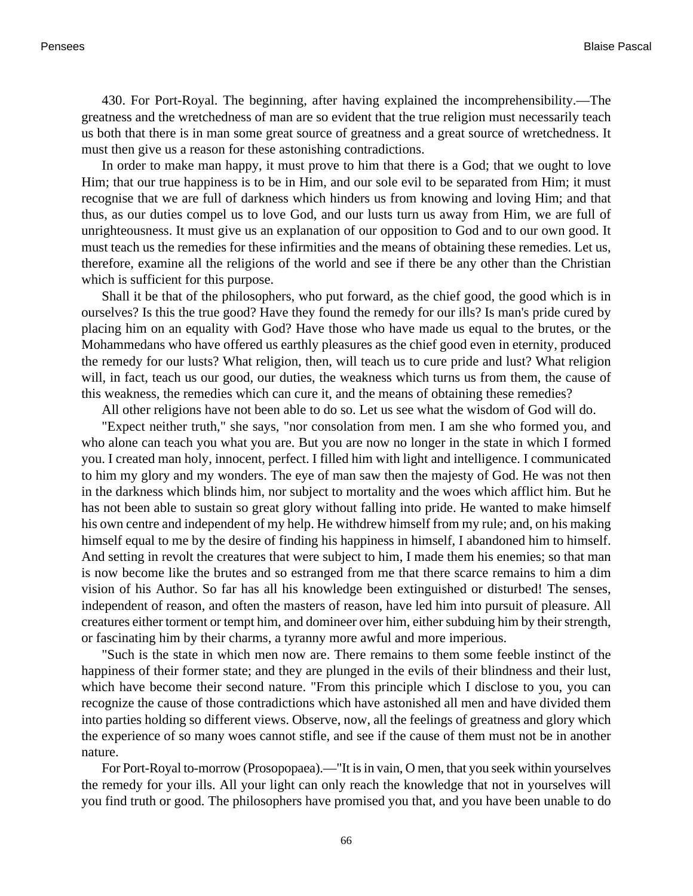430. For Port-Royal. The beginning, after having explained the incomprehensibility.—The greatness and the wretchedness of man are so evident that the true religion must necessarily teach us both that there is in man some great source of greatness and a great source of wretchedness. It must then give us a reason for these astonishing contradictions.

In order to make man happy, it must prove to him that there is a God; that we ought to love Him; that our true happiness is to be in Him, and our sole evil to be separated from Him; it must recognise that we are full of darkness which hinders us from knowing and loving Him; and that thus, as our duties compel us to love God, and our lusts turn us away from Him, we are full of unrighteousness. It must give us an explanation of our opposition to God and to our own good. It must teach us the remedies for these infirmities and the means of obtaining these remedies. Let us, therefore, examine all the religions of the world and see if there be any other than the Christian which is sufficient for this purpose.

Shall it be that of the philosophers, who put forward, as the chief good, the good which is in ourselves? Is this the true good? Have they found the remedy for our ills? Is man's pride cured by placing him on an equality with God? Have those who have made us equal to the brutes, or the Mohammedans who have offered us earthly pleasures as the chief good even in eternity, produced the remedy for our lusts? What religion, then, will teach us to cure pride and lust? What religion will, in fact, teach us our good, our duties, the weakness which turns us from them, the cause of this weakness, the remedies which can cure it, and the means of obtaining these remedies?

All other religions have not been able to do so. Let us see what the wisdom of God will do.

"Expect neither truth," she says, "nor consolation from men. I am she who formed you, and who alone can teach you what you are. But you are now no longer in the state in which I formed you. I created man holy, innocent, perfect. I filled him with light and intelligence. I communicated to him my glory and my wonders. The eye of man saw then the majesty of God. He was not then in the darkness which blinds him, nor subject to mortality and the woes which afflict him. But he has not been able to sustain so great glory without falling into pride. He wanted to make himself his own centre and independent of my help. He withdrew himself from my rule; and, on his making himself equal to me by the desire of finding his happiness in himself, I abandoned him to himself. And setting in revolt the creatures that were subject to him, I made them his enemies; so that man is now become like the brutes and so estranged from me that there scarce remains to him a dim vision of his Author. So far has all his knowledge been extinguished or disturbed! The senses, independent of reason, and often the masters of reason, have led him into pursuit of pleasure. All creatures either torment or tempt him, and domineer over him, either subduing him by their strength, or fascinating him by their charms, a tyranny more awful and more imperious.

"Such is the state in which men now are. There remains to them some feeble instinct of the happiness of their former state; and they are plunged in the evils of their blindness and their lust, which have become their second nature. "From this principle which I disclose to you, you can recognize the cause of those contradictions which have astonished all men and have divided them into parties holding so different views. Observe, now, all the feelings of greatness and glory which the experience of so many woes cannot stifle, and see if the cause of them must not be in another nature.

For Port-Royal to-morrow (Prosopopaea).—"It is in vain, O men, that you seek within yourselves the remedy for your ills. All your light can only reach the knowledge that not in yourselves will you find truth or good. The philosophers have promised you that, and you have been unable to do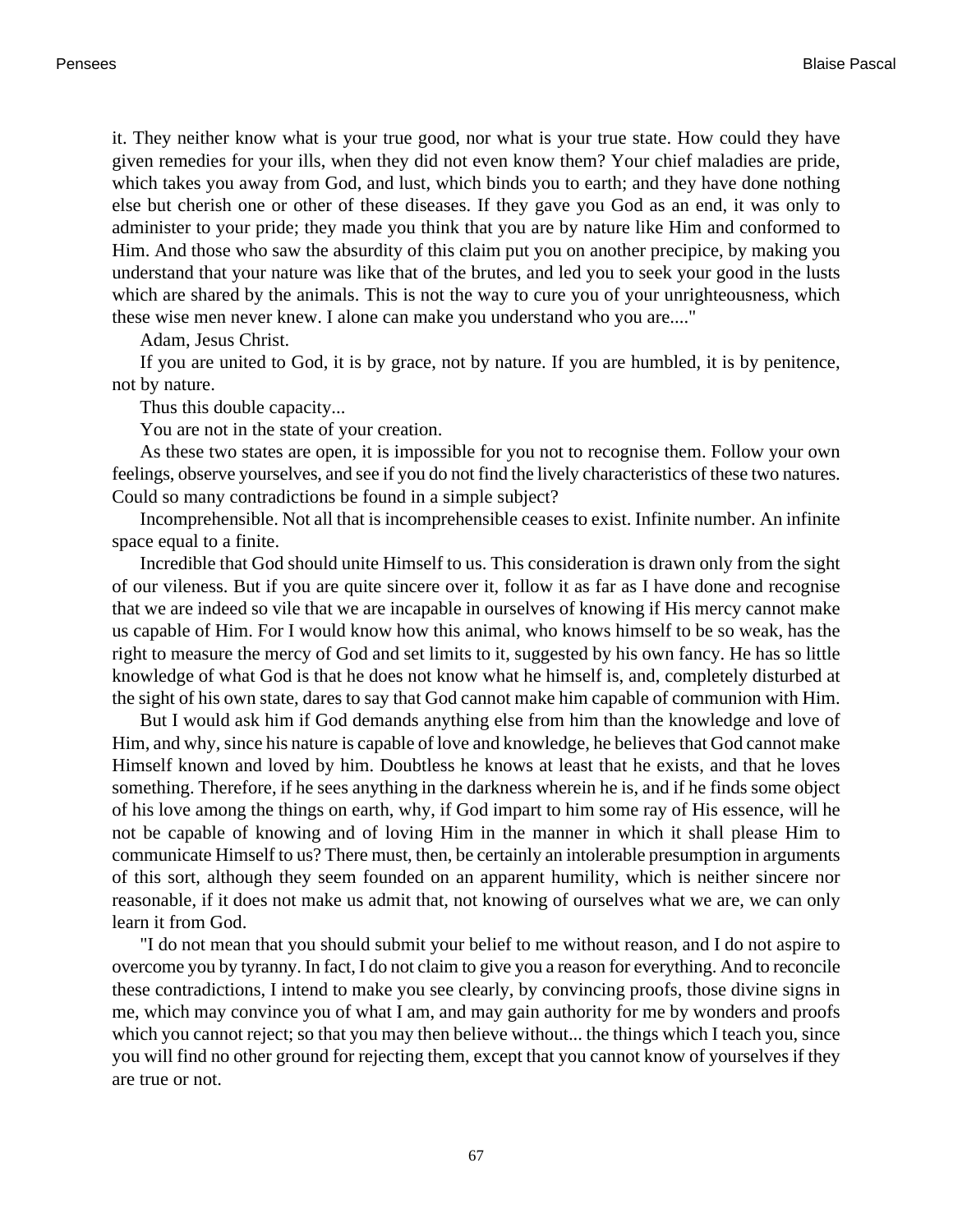it. They neither know what is your true good, nor what is your true state. How could they have given remedies for your ills, when they did not even know them? Your chief maladies are pride, which takes you away from God, and lust, which binds you to earth; and they have done nothing else but cherish one or other of these diseases. If they gave you God as an end, it was only to administer to your pride; they made you think that you are by nature like Him and conformed to Him. And those who saw the absurdity of this claim put you on another precipice, by making you understand that your nature was like that of the brutes, and led you to seek your good in the lusts which are shared by the animals. This is not the way to cure you of your unrighteousness, which these wise men never knew. I alone can make you understand who you are...."

Adam, Jesus Christ.

If you are united to God, it is by grace, not by nature. If you are humbled, it is by penitence, not by nature.

Thus this double capacity...

You are not in the state of your creation.

As these two states are open, it is impossible for you not to recognise them. Follow your own feelings, observe yourselves, and see if you do not find the lively characteristics of these two natures. Could so many contradictions be found in a simple subject?

Incomprehensible. Not all that is incomprehensible ceases to exist. Infinite number. An infinite space equal to a finite.

Incredible that God should unite Himself to us. This consideration is drawn only from the sight of our vileness. But if you are quite sincere over it, follow it as far as I have done and recognise that we are indeed so vile that we are incapable in ourselves of knowing if His mercy cannot make us capable of Him. For I would know how this animal, who knows himself to be so weak, has the right to measure the mercy of God and set limits to it, suggested by his own fancy. He has so little knowledge of what God is that he does not know what he himself is, and, completely disturbed at the sight of his own state, dares to say that God cannot make him capable of communion with Him.

But I would ask him if God demands anything else from him than the knowledge and love of Him, and why, since his nature is capable of love and knowledge, he believes that God cannot make Himself known and loved by him. Doubtless he knows at least that he exists, and that he loves something. Therefore, if he sees anything in the darkness wherein he is, and if he finds some object of his love among the things on earth, why, if God impart to him some ray of His essence, will he not be capable of knowing and of loving Him in the manner in which it shall please Him to communicate Himself to us? There must, then, be certainly an intolerable presumption in arguments of this sort, although they seem founded on an apparent humility, which is neither sincere nor reasonable, if it does not make us admit that, not knowing of ourselves what we are, we can only learn it from God.

"I do not mean that you should submit your belief to me without reason, and I do not aspire to overcome you by tyranny. In fact, I do not claim to give you a reason for everything. And to reconcile these contradictions, I intend to make you see clearly, by convincing proofs, those divine signs in me, which may convince you of what I am, and may gain authority for me by wonders and proofs which you cannot reject; so that you may then believe without... the things which I teach you, since you will find no other ground for rejecting them, except that you cannot know of yourselves if they are true or not.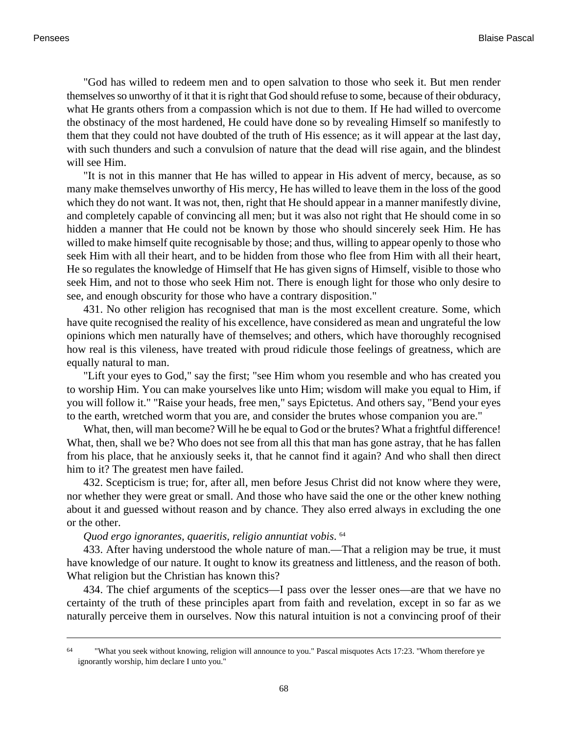"God has willed to redeem men and to open salvation to those who seek it. But men render themselves so unworthy of it that it is right that God should refuse to some, because of their obduracy, what He grants others from a compassion which is not due to them. If He had willed to overcome the obstinacy of the most hardened, He could have done so by revealing Himself so manifestly to them that they could not have doubted of the truth of His essence; as it will appear at the last day, with such thunders and such a convulsion of nature that the dead will rise again, and the blindest will see Him.

"It is not in this manner that He has willed to appear in His advent of mercy, because, as so many make themselves unworthy of His mercy, He has willed to leave them in the loss of the good which they do not want. It was not, then, right that He should appear in a manner manifestly divine, and completely capable of convincing all men; but it was also not right that He should come in so hidden a manner that He could not be known by those who should sincerely seek Him. He has willed to make himself quite recognisable by those; and thus, willing to appear openly to those who seek Him with all their heart, and to be hidden from those who flee from Him with all their heart, He so regulates the knowledge of Himself that He has given signs of Himself, visible to those who seek Him, and not to those who seek Him not. There is enough light for those who only desire to see, and enough obscurity for those who have a contrary disposition."

431. No other religion has recognised that man is the most excellent creature. Some, which have quite recognised the reality of his excellence, have considered as mean and ungrateful the low opinions which men naturally have of themselves; and others, which have thoroughly recognised how real is this vileness, have treated with proud ridicule those feelings of greatness, which are equally natural to man.

"Lift your eyes to God," say the first; "see Him whom you resemble and who has created you to worship Him. You can make yourselves like unto Him; wisdom will make you equal to Him, if you will follow it." "Raise your heads, free men," says Epictetus. And others say, "Bend your eyes to the earth, wretched worm that you are, and consider the brutes whose companion you are."

What, then, will man become? Will he be equal to God or the brutes? What a frightful difference! What, then, shall we be? Who does not see from all this that man has gone astray, that he has fallen from his place, that he anxiously seeks it, that he cannot find it again? And who shall then direct him to it? The greatest men have failed.

432. Scepticism is true; for, after all, men before Jesus Christ did not know where they were, nor whether they were great or small. And those who have said the one or the other knew nothing about it and guessed without reason and by chance. They also erred always in excluding the one or the other.

*Quod ergo ignorantes, quaeritis, religio annuntiat vobis*. [64]

433. After having understood the whole nature of man.—That a religion may be true, it must have knowledge of our nature. It ought to know its greatness and littleness, and the reason of both. What religion but the Christian has known this?

434. The chief arguments of the sceptics—I pass over the lesser ones—are that we have no certainty of the truth of these principles apart from faith and revelation, except in so far as we naturally perceive them in ourselves. Now this natural intuition is not a convincing proof of their

---

[64] "What you seek without knowing, religion will announce to you." Pascal misquotes Acts 17:23. "Whom therefore ye ignorantly worship, him declare I unto you."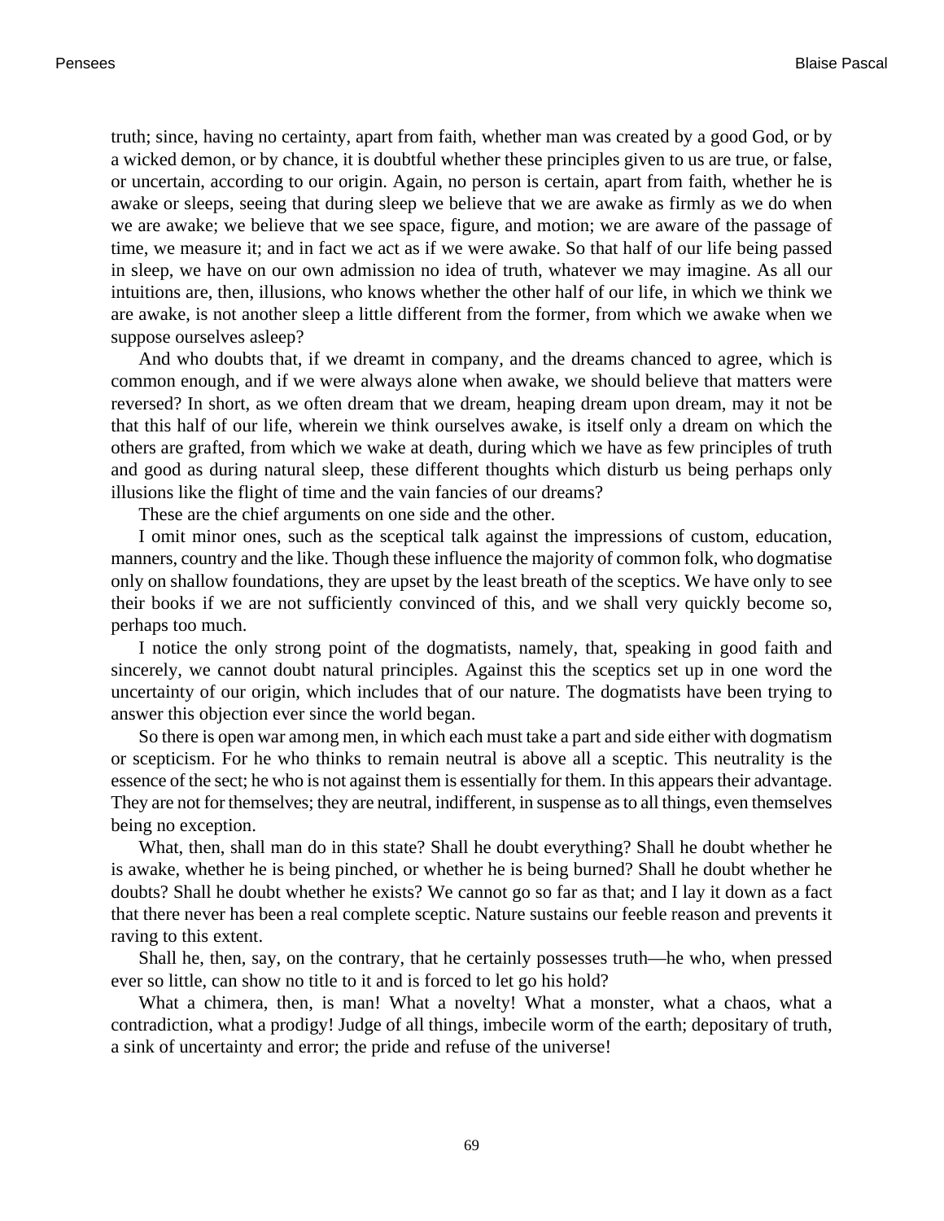truth; since, having no certainty, apart from faith, whether man was created by a good God, or by a wicked demon, or by chance, it is doubtful whether these principles given to us are true, or false, or uncertain, according to our origin. Again, no person is certain, apart from faith, whether he is awake or sleeps, seeing that during sleep we believe that we are awake as firmly as we do when we are awake; we believe that we see space, figure, and motion; we are aware of the passage of time, we measure it; and in fact we act as if we were awake. So that half of our life being passed in sleep, we have on our own admission no idea of truth, whatever we may imagine. As all our intuitions are, then, illusions, who knows whether the other half of our life, in which we think we are awake, is not another sleep a little different from the former, from which we awake when we suppose ourselves asleep?

And who doubts that, if we dreamt in company, and the dreams chanced to agree, which is common enough, and if we were always alone when awake, we should believe that matters were reversed? In short, as we often dream that we dream, heaping dream upon dream, may it not be that this half of our life, wherein we think ourselves awake, is itself only a dream on which the others are grafted, from which we wake at death, during which we have as few principles of truth and good as during natural sleep, these different thoughts which disturb us being perhaps only illusions like the flight of time and the vain fancies of our dreams?

These are the chief arguments on one side and the other.

I omit minor ones, such as the sceptical talk against the impressions of custom, education, manners, country and the like. Though these influence the majority of common folk, who dogmatise only on shallow foundations, they are upset by the least breath of the sceptics. We have only to see their books if we are not sufficiently convinced of this, and we shall very quickly become so, perhaps too much.

I notice the only strong point of the dogmatists, namely, that, speaking in good faith and sincerely, we cannot doubt natural principles. Against this the sceptics set up in one word the uncertainty of our origin, which includes that of our nature. The dogmatists have been trying to answer this objection ever since the world began.

So there is open war among men, in which each must take a part and side either with dogmatism or scepticism. For he who thinks to remain neutral is above all a sceptic. This neutrality is the essence of the sect; he who is not against them is essentially for them. In this appears their advantage. They are not for themselves; they are neutral, indifferent, in suspense as to all things, even themselves being no exception.

What, then, shall man do in this state? Shall he doubt everything? Shall he doubt whether he is awake, whether he is being pinched, or whether he is being burned? Shall he doubt whether he doubts? Shall he doubt whether he exists? We cannot go so far as that; and I lay it down as a fact that there never has been a real complete sceptic. Nature sustains our feeble reason and prevents it raving to this extent.

Shall he, then, say, on the contrary, that he certainly possesses truth—he who, when pressed ever so little, can show no title to it and is forced to let go his hold?

What a chimera, then, is man! What a novelty! What a monster, what a chaos, what a contradiction, what a prodigy! Judge of all things, imbecile worm of the earth; depositary of truth, a sink of uncertainty and error; the pride and refuse of the universe!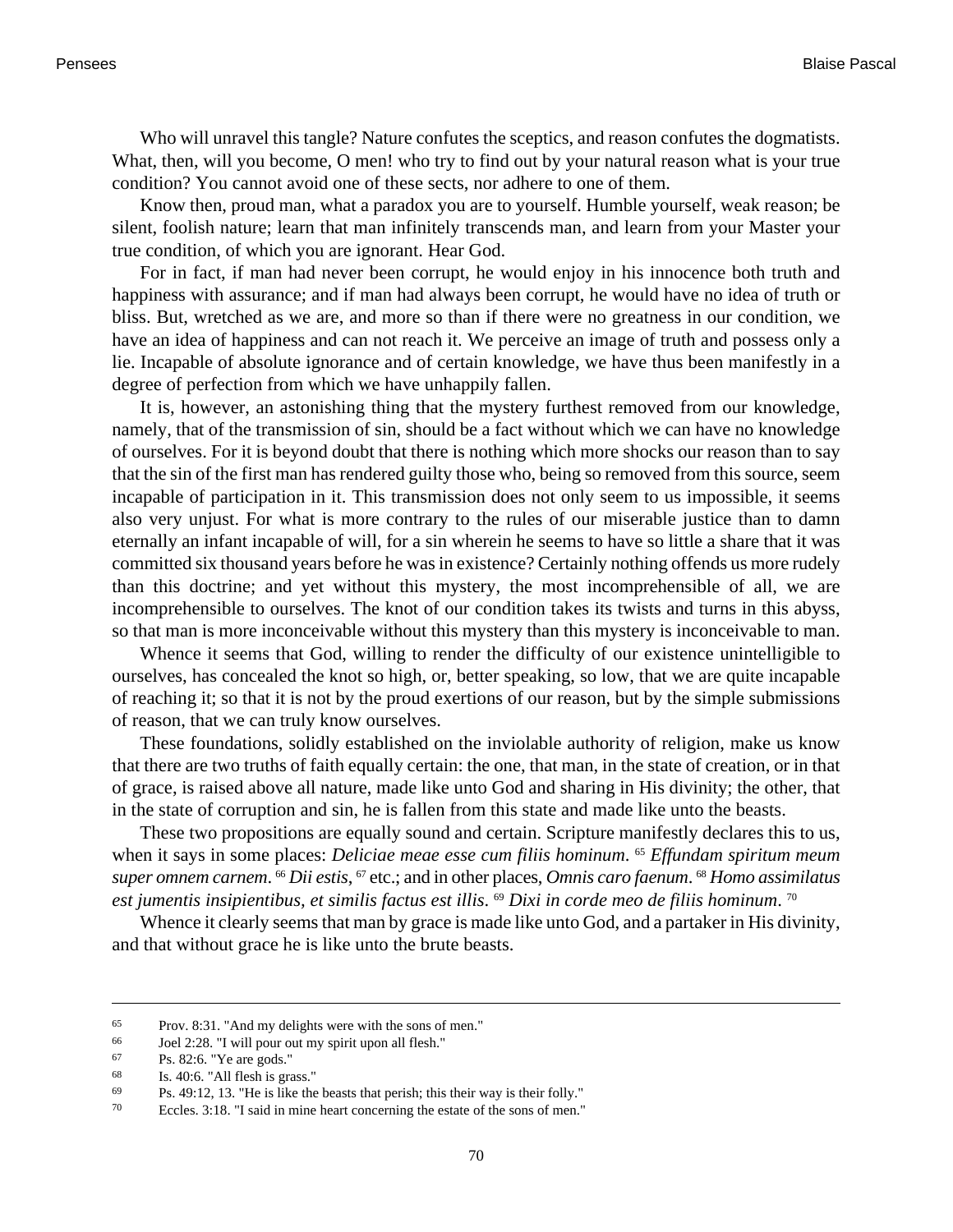Who will unravel this tangle? Nature confutes the sceptics, and reason confutes the dogmatists. What, then, will you become, O men! who try to find out by your natural reason what is your true condition? You cannot avoid one of these sects, nor adhere to one of them.

Know then, proud man, what a paradox you are to yourself. Humble yourself, weak reason; be silent, foolish nature; learn that man infinitely transcends man, and learn from your Master your true condition, of which you are ignorant. Hear God.

For in fact, if man had never been corrupt, he would enjoy in his innocence both truth and happiness with assurance; and if man had always been corrupt, he would have no idea of truth or bliss. But, wretched as we are, and more so than if there were no greatness in our condition, we have an idea of happiness and can not reach it. We perceive an image of truth and possess only a lie. Incapable of absolute ignorance and of certain knowledge, we have thus been manifestly in a degree of perfection from which we have unhappily fallen.

It is, however, an astonishing thing that the mystery furthest removed from our knowledge, namely, that of the transmission of sin, should be a fact without which we can have no knowledge of ourselves. For it is beyond doubt that there is nothing which more shocks our reason than to say that the sin of the first man has rendered guilty those who, being so removed from this source, seem incapable of participation in it. This transmission does not only seem to us impossible, it seems also very unjust. For what is more contrary to the rules of our miserable justice than to damn eternally an infant incapable of will, for a sin wherein he seems to have so little a share that it was committed six thousand years before he was in existence? Certainly nothing offends us more rudely than this doctrine; and yet without this mystery, the most incomprehensible of all, we are incomprehensible to ourselves. The knot of our condition takes its twists and turns in this abyss, so that man is more inconceivable without this mystery than this mystery is inconceivable to man.

Whence it seems that God, willing to render the difficulty of our existence unintelligible to ourselves, has concealed the knot so high, or, better speaking, so low, that we are quite incapable of reaching it; so that it is not by the proud exertions of our reason, but by the simple submissions of reason, that we can truly know ourselves.

These foundations, solidly established on the inviolable authority of religion, make us know that there are two truths of faith equally certain: the one, that man, in the state of creation, or in that of grace, is raised above all nature, made like unto God and sharing in His divinity; the other, that in the state of corruption and sin, he is fallen from this state and made like unto the beasts.

These two propositions are equally sound and certain. Scripture manifestly declares this to us, when it says in some places: *Deliciae meae esse cum filiis hominum*. [65] *Effundam spiritum meum super omnem carnem*. [66] *Dii estis*, [67] etc.; and in other places, *Omnis caro faenum*. [68] *Homo assimilatus est jumentis insipientibus, et similis factus est illis*. [69] *Dixi in corde meo de filiis hominum*. [70]

Whence it clearly seems that man by grace is made like unto God, and a partaker in His divinity, and that without grace he is like unto the brute beasts.

---

[65] Prov. 8:31. "And my delights were with the sons of men."

[66] Joel 2:28. "I will pour out my spirit upon all flesh."

[67] Ps. 82:6. "Ye are gods."

[68] Is. 40:6. "All flesh is grass."

[69] Ps. 49:12, 13. "He is like the beasts that perish; this their way is their folly."

[70] Eccles. 3:18. "I said in mine heart concerning the estate of the sons of men."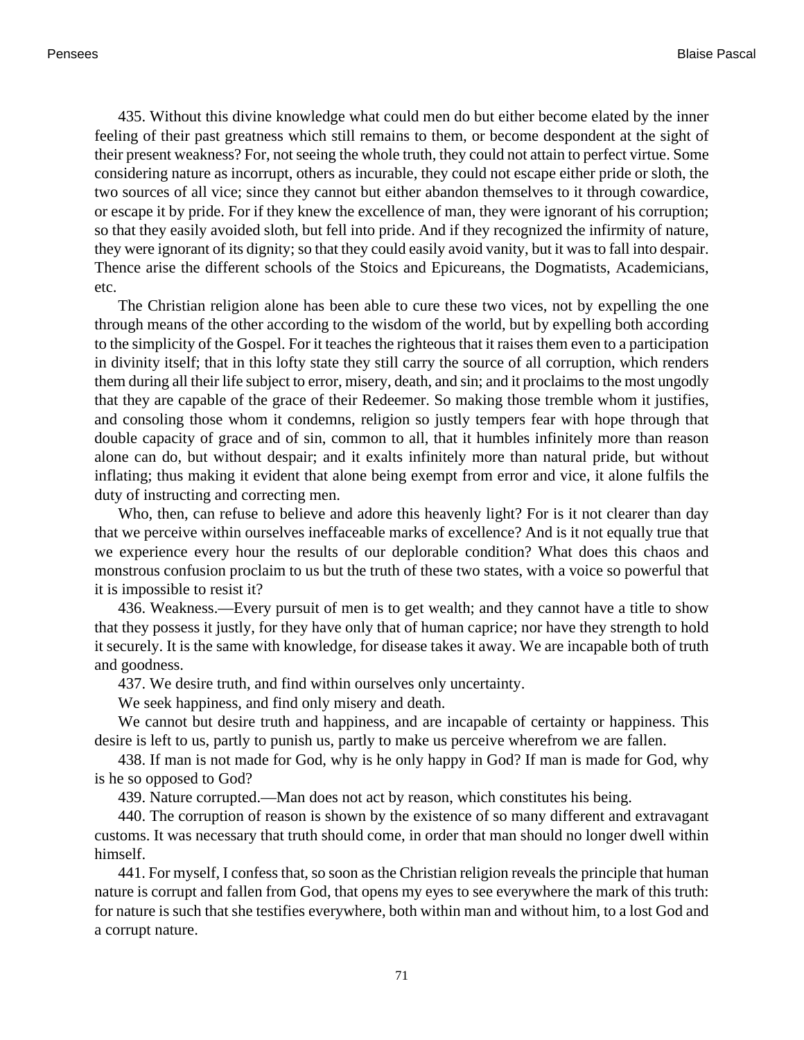435. Without this divine knowledge what could men do but either become elated by the inner feeling of their past greatness which still remains to them, or become despondent at the sight of their present weakness? For, not seeing the whole truth, they could not attain to perfect virtue. Some considering nature as incorrupt, others as incurable, they could not escape either pride or sloth, the two sources of all vice; since they cannot but either abandon themselves to it through cowardice, or escape it by pride. For if they knew the excellence of man, they were ignorant of his corruption; so that they easily avoided sloth, but fell into pride. And if they recognized the infirmity of nature, they were ignorant of its dignity; so that they could easily avoid vanity, but it was to fall into despair. Thence arise the different schools of the Stoics and Epicureans, the Dogmatists, Academicians, etc.

The Christian religion alone has been able to cure these two vices, not by expelling the one through means of the other according to the wisdom of the world, but by expelling both according to the simplicity of the Gospel. For it teaches the righteous that it raises them even to a participation in divinity itself; that in this lofty state they still carry the source of all corruption, which renders them during all their life subject to error, misery, death, and sin; and it proclaims to the most ungodly that they are capable of the grace of their Redeemer. So making those tremble whom it justifies, and consoling those whom it condemns, religion so justly tempers fear with hope through that double capacity of grace and of sin, common to all, that it humbles infinitely more than reason alone can do, but without despair; and it exalts infinitely more than natural pride, but without inflating; thus making it evident that alone being exempt from error and vice, it alone fulfils the duty of instructing and correcting men.

Who, then, can refuse to believe and adore this heavenly light? For is it not clearer than day that we perceive within ourselves ineffaceable marks of excellence? And is it not equally true that we experience every hour the results of our deplorable condition? What does this chaos and monstrous confusion proclaim to us but the truth of these two states, with a voice so powerful that it is impossible to resist it?

436. Weakness.—Every pursuit of men is to get wealth; and they cannot have a title to show that they possess it justly, for they have only that of human caprice; nor have they strength to hold it securely. It is the same with knowledge, for disease takes it away. We are incapable both of truth and goodness.

437. We desire truth, and find within ourselves only uncertainty.

We seek happiness, and find only misery and death.

We cannot but desire truth and happiness, and are incapable of certainty or happiness. This desire is left to us, partly to punish us, partly to make us perceive wherefrom we are fallen.

438. If man is not made for God, why is he only happy in God? If man is made for God, why is he so opposed to God?

439. Nature corrupted.—Man does not act by reason, which constitutes his being.

440. The corruption of reason is shown by the existence of so many different and extravagant customs. It was necessary that truth should come, in order that man should no longer dwell within himself.

441. For myself, I confess that, so soon as the Christian religion reveals the principle that human nature is corrupt and fallen from God, that opens my eyes to see everywhere the mark of this truth: for nature is such that she testifies everywhere, both within man and without him, to a lost God and a corrupt nature.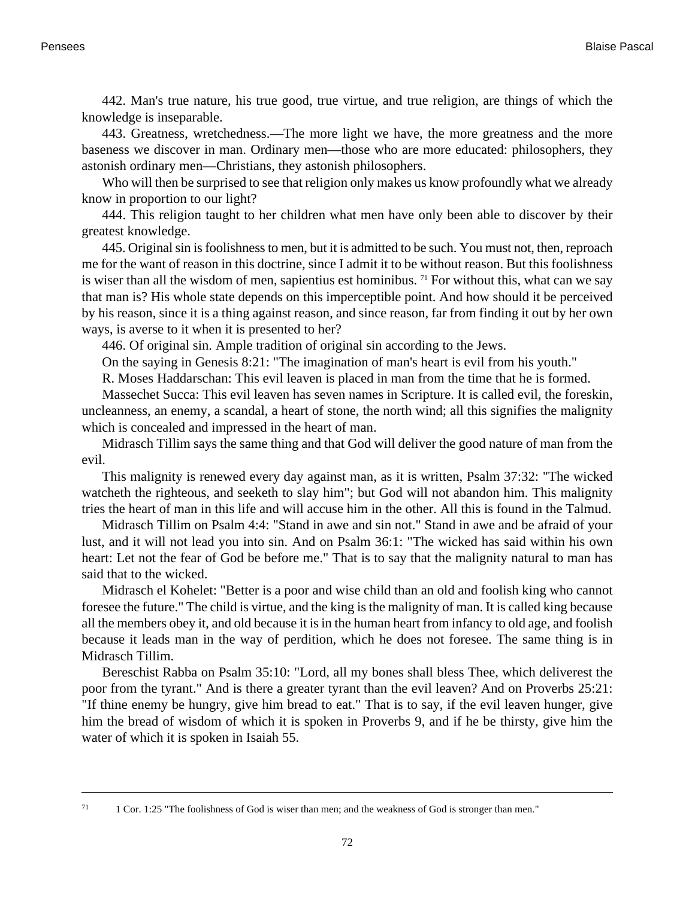442. Man's true nature, his true good, true virtue, and true religion, are things of which the knowledge is inseparable.

443. Greatness, wretchedness.—The more light we have, the more greatness and the more baseness we discover in man. Ordinary men—those who are more educated: philosophers, they astonish ordinary men—Christians, they astonish philosophers.

Who will then be surprised to see that religion only makes us know profoundly what we already know in proportion to our light?

444. This religion taught to her children what men have only been able to discover by their greatest knowledge.

445. Original sin is foolishness to men, but it is admitted to be such. You must not, then, reproach me for the want of reason in this doctrine, since I admit it to be without reason. But this foolishness is wiser than all the wisdom of men, sapientius est hominibus. [71] For without this, what can we say that man is? His whole state depends on this imperceptible point. And how should it be perceived by his reason, since it is a thing against reason, and since reason, far from finding it out by her own ways, is averse to it when it is presented to her?

446. Of original sin. Ample tradition of original sin according to the Jews.

On the saying in Genesis 8:21: "The imagination of man's heart is evil from his youth."

R. Moses Haddarschan: This evil leaven is placed in man from the time that he is formed.

Massechet Succa: This evil leaven has seven names in Scripture. It is called evil, the foreskin, uncleanness, an enemy, a scandal, a heart of stone, the north wind; all this signifies the malignity which is concealed and impressed in the heart of man.

Midrasch Tillim says the same thing and that God will deliver the good nature of man from the evil.

This malignity is renewed every day against man, as it is written, Psalm 37:32: "The wicked watcheth the righteous, and seeketh to slay him"; but God will not abandon him. This malignity tries the heart of man in this life and will accuse him in the other. All this is found in the Talmud.

Midrasch Tillim on Psalm 4:4: "Stand in awe and sin not." Stand in awe and be afraid of your lust, and it will not lead you into sin. And on Psalm 36:1: "The wicked has said within his own heart: Let not the fear of God be before me." That is to say that the malignity natural to man has said that to the wicked.

Midrasch el Kohelet: "Better is a poor and wise child than an old and foolish king who cannot foresee the future." The child is virtue, and the king is the malignity of man. It is called king because all the members obey it, and old because it is in the human heart from infancy to old age, and foolish because it leads man in the way of perdition, which he does not foresee. The same thing is in Midrasch Tillim.

Bereschist Rabba on Psalm 35:10: "Lord, all my bones shall bless Thee, which deliverest the poor from the tyrant." And is there a greater tyrant than the evil leaven? And on Proverbs 25:21: "If thine enemy be hungry, give him bread to eat." That is to say, if the evil leaven hunger, give him the bread of wisdom of which it is spoken in Proverbs 9, and if he be thirsty, give him the water of which it is spoken in Isaiah 55.

---

[71] 1 Cor. 1:25 "The foolishness of God is wiser than men; and the weakness of God is stronger than men."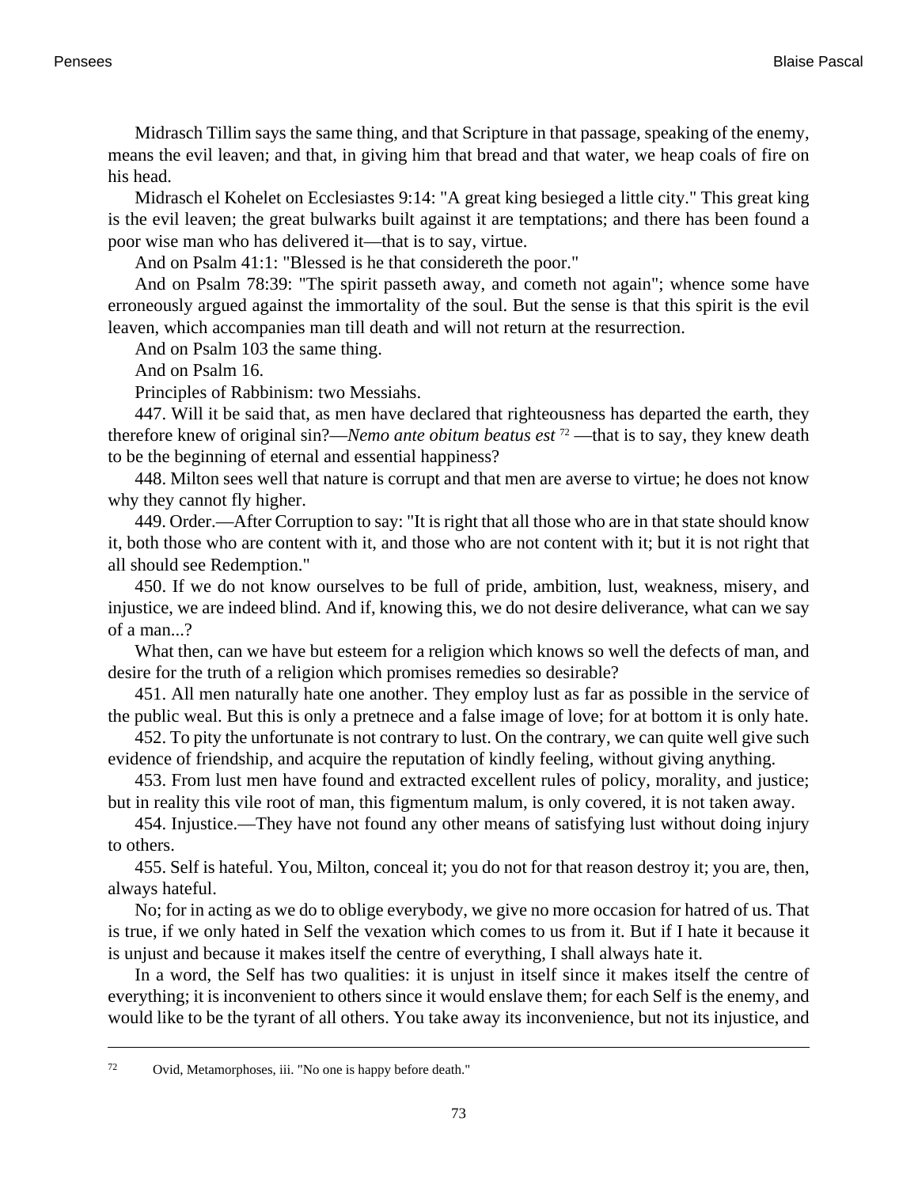Midrasch Tillim says the same thing, and that Scripture in that passage, speaking of the enemy, means the evil leaven; and that, in giving him that bread and that water, we heap coals of fire on his head.

Midrasch el Kohelet on Ecclesiastes 9:14: "A great king besieged a little city." This great king is the evil leaven; the great bulwarks built against it are temptations; and there has been found a poor wise man who has delivered it—that is to say, virtue.

And on Psalm 41:1: "Blessed is he that considereth the poor."

And on Psalm 78:39: "The spirit passeth away, and cometh not again"; whence some have erroneously argued against the immortality of the soul. But the sense is that this spirit is the evil leaven, which accompanies man till death and will not return at the resurrection.

And on Psalm 103 the same thing.

And on Psalm 16.

Principles of Rabbinism: two Messiahs.

447. Will it be said that, as men have declared that righteousness has departed the earth, they therefore knew of original sin?—*Nemo ante obitum beatus est* [72] —that is to say, they knew death to be the beginning of eternal and essential happiness?

448. Milton sees well that nature is corrupt and that men are averse to virtue; he does not know why they cannot fly higher.

449. Order.—After Corruption to say: "It is right that all those who are in that state should know it, both those who are content with it, and those who are not content with it; but it is not right that all should see Redemption."

450. If we do not know ourselves to be full of pride, ambition, lust, weakness, misery, and injustice, we are indeed blind. And if, knowing this, we do not desire deliverance, what can we say of a man...?

What then, can we have but esteem for a religion which knows so well the defects of man, and desire for the truth of a religion which promises remedies so desirable?

451. All men naturally hate one another. They employ lust as far as possible in the service of the public weal. But this is only a pretnece and a false image of love; for at bottom it is only hate.

452. To pity the unfortunate is not contrary to lust. On the contrary, we can quite well give such evidence of friendship, and acquire the reputation of kindly feeling, without giving anything.

453. From lust men have found and extracted excellent rules of policy, morality, and justice; but in reality this vile root of man, this figmentum malum, is only covered, it is not taken away.

454. Injustice.—They have not found any other means of satisfying lust without doing injury to others.

455. Self is hateful. You, Milton, conceal it; you do not for that reason destroy it; you are, then, always hateful.

No; for in acting as we do to oblige everybody, we give no more occasion for hatred of us. That is true, if we only hated in Self the vexation which comes to us from it. But if I hate it because it is unjust and because it makes itself the centre of everything, I shall always hate it.

In a word, the Self has two qualities: it is unjust in itself since it makes itself the centre of everything; it is inconvenient to others since it would enslave them; for each Self is the enemy, and would like to be the tyrant of all others. You take away its inconvenience, but not its injustice, and

---

72 Ovid, Metamorphoses, iii. "No one is happy before death."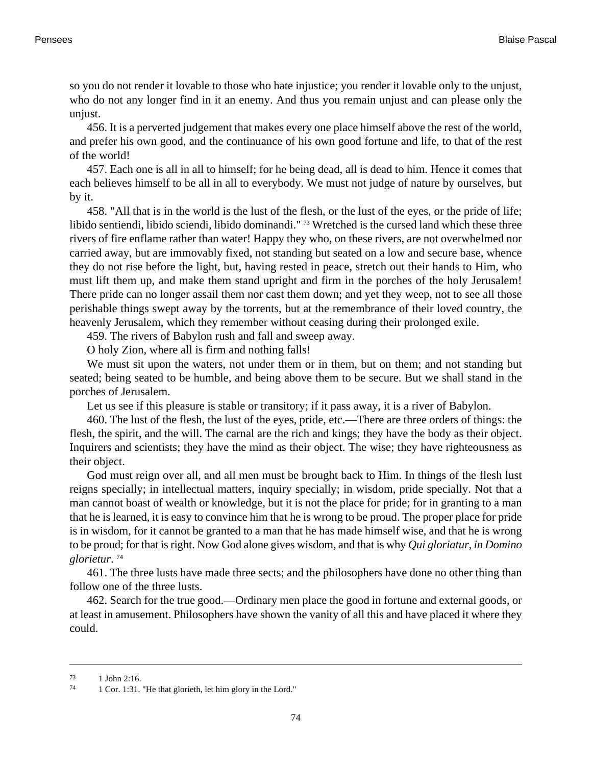so you do not render it lovable to those who hate injustice; you render it lovable only to the unjust, who do not any longer find in it an enemy. And thus you remain unjust and can please only the unjust.

456. It is a perverted judgement that makes every one place himself above the rest of the world, and prefer his own good, and the continuance of his own good fortune and life, to that of the rest of the world!

457. Each one is all in all to himself; for he being dead, all is dead to him. Hence it comes that each believes himself to be all in all to everybody. We must not judge of nature by ourselves, but by it.

458. "All that is in the world is the lust of the flesh, or the lust of the eyes, or the pride of life; libido sentiendi, libido sciendi, libido dominandi." [73] Wretched is the cursed land which these three rivers of fire enflame rather than water! Happy they who, on these rivers, are not overwhelmed nor carried away, but are immovably fixed, not standing but seated on a low and secure base, whence they do not rise before the light, but, having rested in peace, stretch out their hands to Him, who must lift them up, and make them stand upright and firm in the porches of the holy Jerusalem! There pride can no longer assail them nor cast them down; and yet they weep, not to see all those perishable things swept away by the torrents, but at the remembrance of their loved country, the heavenly Jerusalem, which they remember without ceasing during their prolonged exile.

459. The rivers of Babylon rush and fall and sweep away.

O holy Zion, where all is firm and nothing falls!

We must sit upon the waters, not under them or in them, but on them; and not standing but seated; being seated to be humble, and being above them to be secure. But we shall stand in the porches of Jerusalem.

Let us see if this pleasure is stable or transitory; if it pass away, it is a river of Babylon.

460. The lust of the flesh, the lust of the eyes, pride, etc.—There are three orders of things: the flesh, the spirit, and the will. The carnal are the rich and kings; they have the body as their object. Inquirers and scientists; they have the mind as their object. The wise; they have righteousness as their object.

God must reign over all, and all men must be brought back to Him. In things of the flesh lust reigns specially; in intellectual matters, inquiry specially; in wisdom, pride specially. Not that a man cannot boast of wealth or knowledge, but it is not the place for pride; for in granting to a man that he is learned, it is easy to convince him that he is wrong to be proud. The proper place for pride is in wisdom, for it cannot be granted to a man that he has made himself wise, and that he is wrong to be proud; for that is right. Now God alone gives wisdom, and that is why *Qui gloriatur, in Domino glorietur*. [74]

461. The three lusts have made three sects; and the philosophers have done no other thing than follow one of the three lusts.

462. Search for the true good.—Ordinary men place the good in fortune and external goods, or at least in amusement. Philosophers have shown the vanity of all this and have placed it where they could.

---

[73] 1 John 2:16.

[74] 1 Cor. 1:31. "He that glorieth, let him glory in the Lord."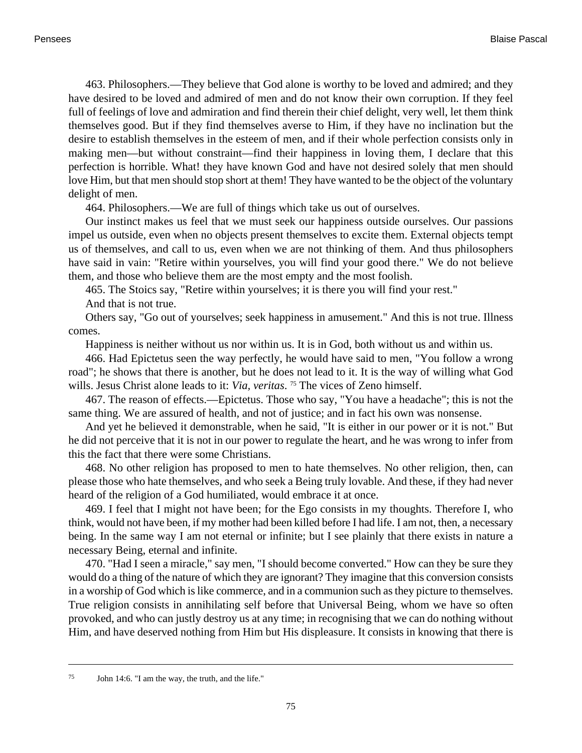463. Philosophers.—They believe that God alone is worthy to be loved and admired; and they have desired to be loved and admired of men and do not know their own corruption. If they feel full of feelings of love and admiration and find therein their chief delight, very well, let them think themselves good. But if they find themselves averse to Him, if they have no inclination but the desire to establish themselves in the esteem of men, and if their whole perfection consists only in making men—but without constraint—find their happiness in loving them, I declare that this perfection is horrible. What! they have known God and have not desired solely that men should love Him, but that men should stop short at them! They have wanted to be the object of the voluntary delight of men.

464. Philosophers.—We are full of things which take us out of ourselves.

Our instinct makes us feel that we must seek our happiness outside ourselves. Our passions impel us outside, even when no objects present themselves to excite them. External objects tempt us of themselves, and call to us, even when we are not thinking of them. And thus philosophers have said in vain: "Retire within yourselves, you will find your good there." We do not believe them, and those who believe them are the most empty and the most foolish.

465. The Stoics say, "Retire within yourselves; it is there you will find your rest."

And that is not true.

Others say, "Go out of yourselves; seek happiness in amusement." And this is not true. Illness comes.

Happiness is neither without us nor within us. It is in God, both without us and within us.

466. Had Epictetus seen the way perfectly, he would have said to men, "You follow a wrong road"; he shows that there is another, but he does not lead to it. It is the way of willing what God wills. Jesus Christ alone leads to it: *Via, veritas*. [75] The vices of Zeno himself.

467. The reason of effects.—Epictetus. Those who say, "You have a headache"; this is not the same thing. We are assured of health, and not of justice; and in fact his own was nonsense.

And yet he believed it demonstrable, when he said, "It is either in our power or it is not." But he did not perceive that it is not in our power to regulate the heart, and he was wrong to infer from this the fact that there were some Christians.

468. No other religion has proposed to men to hate themselves. No other religion, then, can please those who hate themselves, and who seek a Being truly lovable. And these, if they had never heard of the religion of a God humiliated, would embrace it at once.

469. I feel that I might not have been; for the Ego consists in my thoughts. Therefore I, who think, would not have been, if my mother had been killed before I had life. I am not, then, a necessary being. In the same way I am not eternal or infinite; but I see plainly that there exists in nature a necessary Being, eternal and infinite.

470. "Had I seen a miracle," say men, "I should become converted." How can they be sure they would do a thing of the nature of which they are ignorant? They imagine that this conversion consists in a worship of God which is like commerce, and in a communion such as they picture to themselves. True religion consists in annihilating self before that Universal Being, whom we have so often provoked, and who can justly destroy us at any time; in recognising that we can do nothing without Him, and have deserved nothing from Him but His displeasure. It consists in knowing that there is

---

[75] John 14:6. "I am the way, the truth, and the life."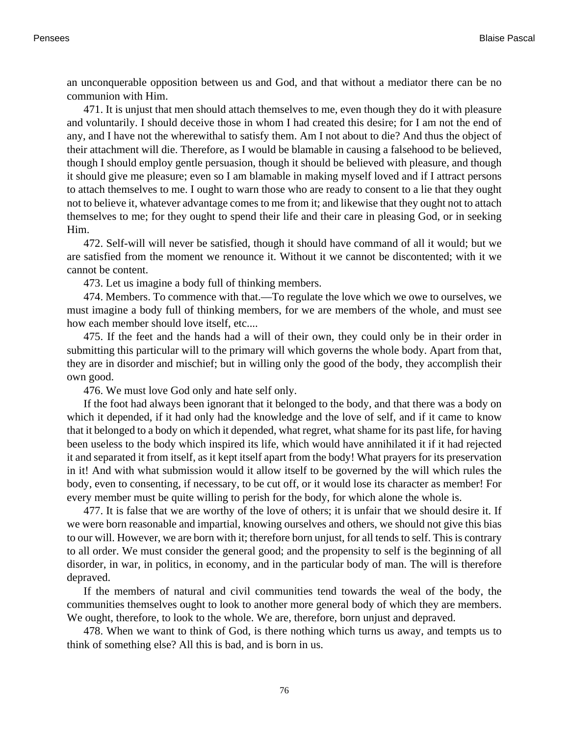an unconquerable opposition between us and God, and that without a mediator there can be no communion with Him.

471. It is unjust that men should attach themselves to me, even though they do it with pleasure and voluntarily. I should deceive those in whom I had created this desire; for I am not the end of any, and I have not the wherewithal to satisfy them. Am I not about to die? And thus the object of their attachment will die. Therefore, as I would be blamable in causing a falsehood to be believed, though I should employ gentle persuasion, though it should be believed with pleasure, and though it should give me pleasure; even so I am blamable in making myself loved and if I attract persons to attach themselves to me. I ought to warn those who are ready to consent to a lie that they ought not to believe it, whatever advantage comes to me from it; and likewise that they ought not to attach themselves to me; for they ought to spend their life and their care in pleasing God, or in seeking Him.

472. Self-will will never be satisfied, though it should have command of all it would; but we are satisfied from the moment we renounce it. Without it we cannot be discontented; with it we cannot be content.

473. Let us imagine a body full of thinking members.

474. Members. To commence with that.—To regulate the love which we owe to ourselves, we must imagine a body full of thinking members, for we are members of the whole, and must see how each member should love itself, etc....

475. If the feet and the hands had a will of their own, they could only be in their order in submitting this particular will to the primary will which governs the whole body. Apart from that, they are in disorder and mischief; but in willing only the good of the body, they accomplish their own good.

476. We must love God only and hate self only.

If the foot had always been ignorant that it belonged to the body, and that there was a body on which it depended, if it had only had the knowledge and the love of self, and if it came to know that it belonged to a body on which it depended, what regret, what shame for its past life, for having been useless to the body which inspired its life, which would have annihilated it if it had rejected it and separated it from itself, as it kept itself apart from the body! What prayers for its preservation in it! And with what submission would it allow itself to be governed by the will which rules the body, even to consenting, if necessary, to be cut off, or it would lose its character as member! For every member must be quite willing to perish for the body, for which alone the whole is.

477. It is false that we are worthy of the love of others; it is unfair that we should desire it. If we were born reasonable and impartial, knowing ourselves and others, we should not give this bias to our will. However, we are born with it; therefore born unjust, for all tends to self. This is contrary to all order. We must consider the general good; and the propensity to self is the beginning of all disorder, in war, in politics, in economy, and in the particular body of man. The will is therefore depraved.

If the members of natural and civil communities tend towards the weal of the body, the communities themselves ought to look to another more general body of which they are members. We ought, therefore, to look to the whole. We are, therefore, born unjust and depraved.

478. When we want to think of God, is there nothing which turns us away, and tempts us to think of something else? All this is bad, and is born in us.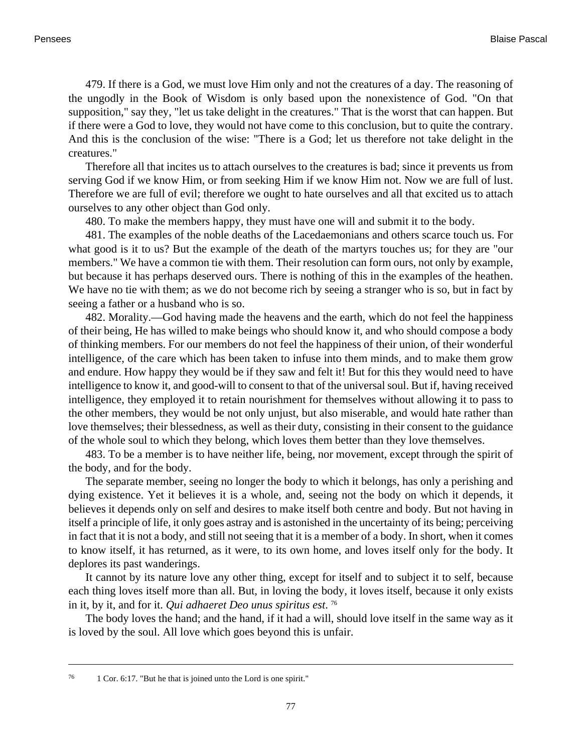479. If there is a God, we must love Him only and not the creatures of a day. The reasoning of the ungodly in the Book of Wisdom is only based upon the nonexistence of God. "On that supposition," say they, "let us take delight in the creatures." That is the worst that can happen. But if there were a God to love, they would not have come to this conclusion, but to quite the contrary. And this is the conclusion of the wise: "There is a God; let us therefore not take delight in the creatures."

Therefore all that incites us to attach ourselves to the creatures is bad; since it prevents us from serving God if we know Him, or from seeking Him if we know Him not. Now we are full of lust. Therefore we are full of evil; therefore we ought to hate ourselves and all that excited us to attach ourselves to any other object than God only.

480. To make the members happy, they must have one will and submit it to the body.

481. The examples of the noble deaths of the Lacedaemonians and others scarce touch us. For what good is it to us? But the example of the death of the martyrs touches us; for they are "our members." We have a common tie with them. Their resolution can form ours, not only by example, but because it has perhaps deserved ours. There is nothing of this in the examples of the heathen. We have no tie with them; as we do not become rich by seeing a stranger who is so, but in fact by seeing a father or a husband who is so.

482. Morality.—God having made the heavens and the earth, which do not feel the happiness of their being, He has willed to make beings who should know it, and who should compose a body of thinking members. For our members do not feel the happiness of their union, of their wonderful intelligence, of the care which has been taken to infuse into them minds, and to make them grow and endure. How happy they would be if they saw and felt it! But for this they would need to have intelligence to know it, and good-will to consent to that of the universal soul. But if, having received intelligence, they employed it to retain nourishment for themselves without allowing it to pass to the other members, they would be not only unjust, but also miserable, and would hate rather than love themselves; their blessedness, as well as their duty, consisting in their consent to the guidance of the whole soul to which they belong, which loves them better than they love themselves.

483. To be a member is to have neither life, being, nor movement, except through the spirit of the body, and for the body.

The separate member, seeing no longer the body to which it belongs, has only a perishing and dying existence. Yet it believes it is a whole, and, seeing not the body on which it depends, it believes it depends only on self and desires to make itself both centre and body. But not having in itself a principle of life, it only goes astray and is astonished in the uncertainty of its being; perceiving in fact that it is not a body, and still not seeing that it is a member of a body. In short, when it comes to know itself, it has returned, as it were, to its own home, and loves itself only for the body. It deplores its past wanderings.

It cannot by its nature love any other thing, except for itself and to subject it to self, because each thing loves itself more than all. But, in loving the body, it loves itself, because it only exists in it, by it, and for it. *Qui adhaeret Deo unus spiritus est.* [76]

The body loves the hand; and the hand, if it had a will, should love itself in the same way as it is loved by the soul. All love which goes beyond this is unfair.

---

[76] 1 Cor. 6:17. "But he that is joined unto the Lord is one spirit."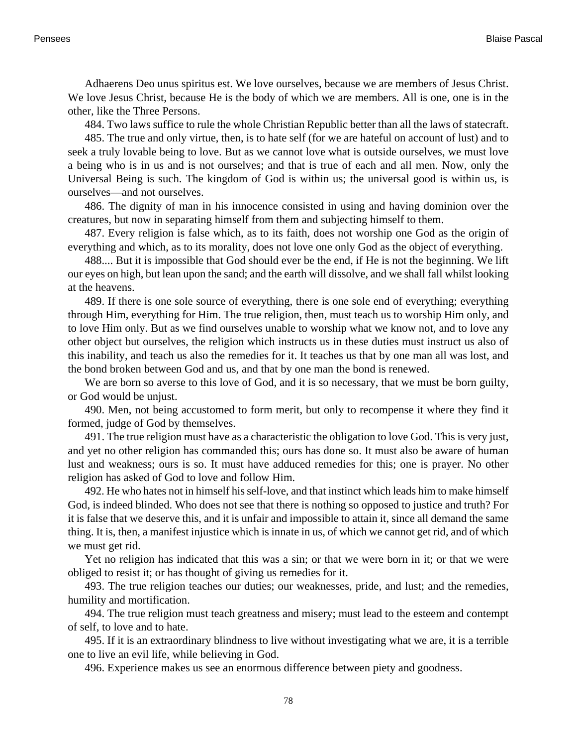Adhaerens Deo unus spiritus est. We love ourselves, because we are members of Jesus Christ. We love Jesus Christ, because He is the body of which we are members. All is one, one is in the other, like the Three Persons.

484. Two laws suffice to rule the whole Christian Republic better than all the laws of statecraft.

485. The true and only virtue, then, is to hate self (for we are hateful on account of lust) and to seek a truly lovable being to love. But as we cannot love what is outside ourselves, we must love a being who is in us and is not ourselves; and that is true of each and all men. Now, only the Universal Being is such. The kingdom of God is within us; the universal good is within us, is ourselves—and not ourselves.

486. The dignity of man in his innocence consisted in using and having dominion over the creatures, but now in separating himself from them and subjecting himself to them.

487. Every religion is false which, as to its faith, does not worship one God as the origin of everything and which, as to its morality, does not love one only God as the object of everything.

488.... But it is impossible that God should ever be the end, if He is not the beginning. We lift our eyes on high, but lean upon the sand; and the earth will dissolve, and we shall fall whilst looking at the heavens.

489. If there is one sole source of everything, there is one sole end of everything; everything through Him, everything for Him. The true religion, then, must teach us to worship Him only, and to love Him only. But as we find ourselves unable to worship what we know not, and to love any other object but ourselves, the religion which instructs us in these duties must instruct us also of this inability, and teach us also the remedies for it. It teaches us that by one man all was lost, and the bond broken between God and us, and that by one man the bond is renewed.

We are born so averse to this love of God, and it is so necessary, that we must be born guilty, or God would be unjust.

490. Men, not being accustomed to form merit, but only to recompense it where they find it formed, judge of God by themselves.

491. The true religion must have as a characteristic the obligation to love God. This is very just, and yet no other religion has commanded this; ours has done so. It must also be aware of human lust and weakness; ours is so. It must have adduced remedies for this; one is prayer. No other religion has asked of God to love and follow Him.

492. He who hates not in himself his self-love, and that instinct which leads him to make himself God, is indeed blinded. Who does not see that there is nothing so opposed to justice and truth? For it is false that we deserve this, and it is unfair and impossible to attain it, since all demand the same thing. It is, then, a manifest injustice which is innate in us, of which we cannot get rid, and of which we must get rid.

Yet no religion has indicated that this was a sin; or that we were born in it; or that we were obliged to resist it; or has thought of giving us remedies for it.

493. The true religion teaches our duties; our weaknesses, pride, and lust; and the remedies, humility and mortification.

494. The true religion must teach greatness and misery; must lead to the esteem and contempt of self, to love and to hate.

495. If it is an extraordinary blindness to live without investigating what we are, it is a terrible one to live an evil life, while believing in God.

496. Experience makes us see an enormous difference between piety and goodness.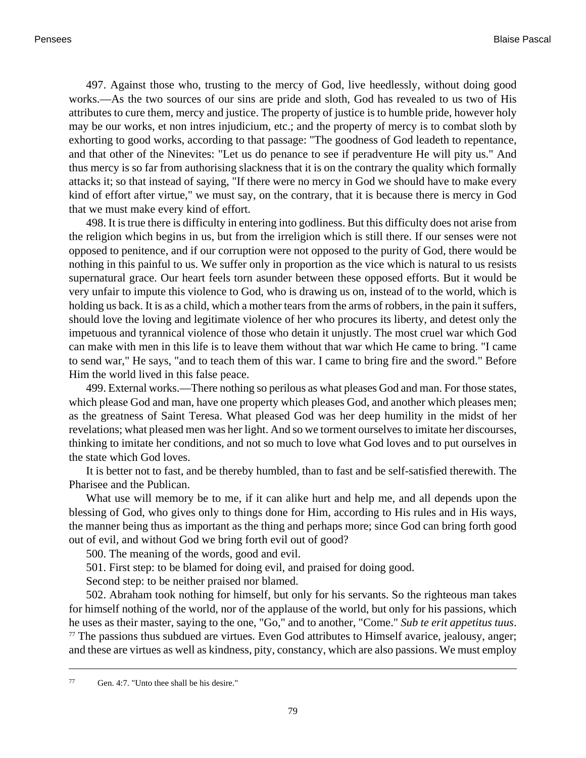497. Against those who, trusting to the mercy of God, live heedlessly, without doing good works.—As the two sources of our sins are pride and sloth, God has revealed to us two of His attributes to cure them, mercy and justice. The property of justice is to humble pride, however holy may be our works, et non intres injudicium, etc.; and the property of mercy is to combat sloth by exhorting to good works, according to that passage: "The goodness of God leadeth to repentance, and that other of the Ninevites: "Let us do penance to see if peradventure He will pity us." And thus mercy is so far from authorising slackness that it is on the contrary the quality which formally attacks it; so that instead of saying, "If there were no mercy in God we should have to make every kind of effort after virtue," we must say, on the contrary, that it is because there is mercy in God that we must make every kind of effort.

498. It is true there is difficulty in entering into godliness. But this difficulty does not arise from the religion which begins in us, but from the irreligion which is still there. If our senses were not opposed to penitence, and if our corruption were not opposed to the purity of God, there would be nothing in this painful to us. We suffer only in proportion as the vice which is natural to us resists supernatural grace. Our heart feels torn asunder between these opposed efforts. But it would be very unfair to impute this violence to God, who is drawing us on, instead of to the world, which is holding us back. It is as a child, which a mother tears from the arms of robbers, in the pain it suffers, should love the loving and legitimate violence of her who procures its liberty, and detest only the impetuous and tyrannical violence of those who detain it unjustly. The most cruel war which God can make with men in this life is to leave them without that war which He came to bring. "I came to send war," He says, "and to teach them of this war. I came to bring fire and the sword." Before Him the world lived in this false peace.

499. External works.—There nothing so perilous as what pleases God and man. For those states, which please God and man, have one property which pleases God, and another which pleases men; as the greatness of Saint Teresa. What pleased God was her deep humility in the midst of her revelations; what pleased men was her light. And so we torment ourselves to imitate her discourses, thinking to imitate her conditions, and not so much to love what God loves and to put ourselves in the state which God loves.

It is better not to fast, and be thereby humbled, than to fast and be self-satisfied therewith. The Pharisee and the Publican.

What use will memory be to me, if it can alike hurt and help me, and all depends upon the blessing of God, who gives only to things done for Him, according to His rules and in His ways, the manner being thus as important as the thing and perhaps more; since God can bring forth good out of evil, and without God we bring forth evil out of good?

500. The meaning of the words, good and evil.

501. First step: to be blamed for doing evil, and praised for doing good.

Second step: to be neither praised nor blamed.

502. Abraham took nothing for himself, but only for his servants. So the righteous man takes for himself nothing of the world, nor of the applause of the world, but only for his passions, which he uses as their master, saying to the one, "Go," and to another, "Come." *Sub te erit appetitus tuus*.[77] The passions thus subdued are virtues. Even God attributes to Himself avarice, jealousy, anger; and these are virtues as well as kindness, pity, constancy, which are also passions. We must employ

[77] Gen. 4:7. "Unto thee shall be his desire."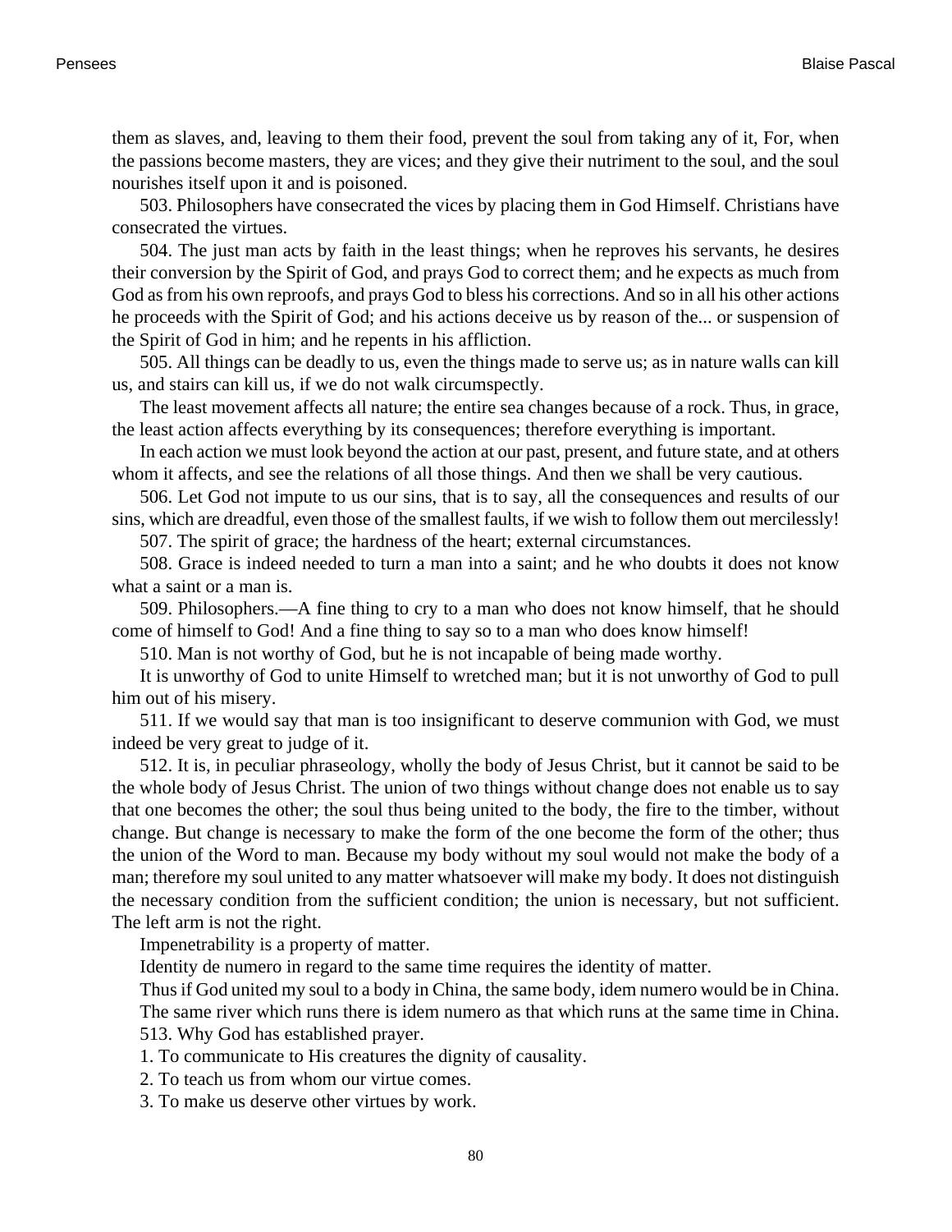them as slaves, and, leaving to them their food, prevent the soul from taking any of it, For, when the passions become masters, they are vices; and they give their nutriment to the soul, and the soul nourishes itself upon it and is poisoned.

503. Philosophers have consecrated the vices by placing them in God Himself. Christians have consecrated the virtues.

504. The just man acts by faith in the least things; when he reproves his servants, he desires their conversion by the Spirit of God, and prays God to correct them; and he expects as much from God as from his own reproofs, and prays God to bless his corrections. And so in all his other actions he proceeds with the Spirit of God; and his actions deceive us by reason of the... or suspension of the Spirit of God in him; and he repents in his affliction.

505. All things can be deadly to us, even the things made to serve us; as in nature walls can kill us, and stairs can kill us, if we do not walk circumspectly.

The least movement affects all nature; the entire sea changes because of a rock. Thus, in grace, the least action affects everything by its consequences; therefore everything is important.

In each action we must look beyond the action at our past, present, and future state, and at others whom it affects, and see the relations of all those things. And then we shall be very cautious.

506. Let God not impute to us our sins, that is to say, all the consequences and results of our sins, which are dreadful, even those of the smallest faults, if we wish to follow them out mercilessly!

507. The spirit of grace; the hardness of the heart; external circumstances.

508. Grace is indeed needed to turn a man into a saint; and he who doubts it does not know what a saint or a man is.

509. Philosophers.—A fine thing to cry to a man who does not know himself, that he should come of himself to God! And a fine thing to say so to a man who does know himself!

510. Man is not worthy of God, but he is not incapable of being made worthy.

It is unworthy of God to unite Himself to wretched man; but it is not unworthy of God to pull him out of his misery.

511. If we would say that man is too insignificant to deserve communion with God, we must indeed be very great to judge of it.

512. It is, in peculiar phraseology, wholly the body of Jesus Christ, but it cannot be said to be the whole body of Jesus Christ. The union of two things without change does not enable us to say that one becomes the other; the soul thus being united to the body, the fire to the timber, without change. But change is necessary to make the form of the one become the form of the other; thus the union of the Word to man. Because my body without my soul would not make the body of a man; therefore my soul united to any matter whatsoever will make my body. It does not distinguish the necessary condition from the sufficient condition; the union is necessary, but not sufficient. The left arm is not the right.

Impenetrability is a property of matter.

Identity de numero in regard to the same time requires the identity of matter.

Thus if God united my soul to a body in China, the same body, idem numero would be in China.

The same river which runs there is idem numero as that which runs at the same time in China.

513. Why God has established prayer.

1. To communicate to His creatures the dignity of causality.
2. To teach us from whom our virtue comes.
3. To make us deserve other virtues by work.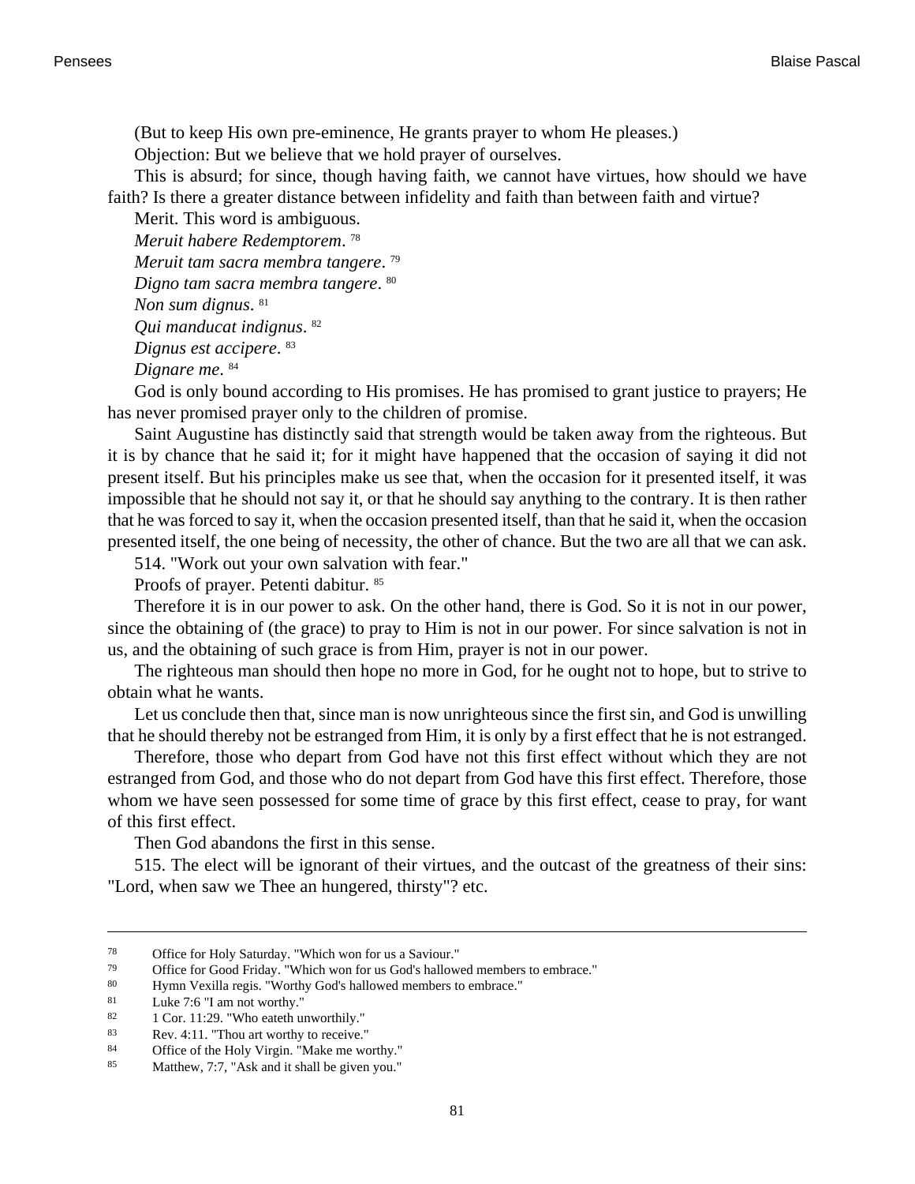(But to keep His own pre-eminence, He grants prayer to whom He pleases.)

Objection: But we believe that we hold prayer of ourselves.

This is absurd; for since, though having faith, we cannot have virtues, how should we have faith? Is there a greater distance between infidelity and faith than between faith and virtue?

Merit. This word is ambiguous.

*Meruit habere Redemptorem*. [78]

*Meruit tam sacra membra tangere*. [79]

*Digno tam sacra membra tangere*. [80]

*Non sum dignus*. [81]

*Qui manducat indignus*. [82]

*Dignus est accipere*. [83]

*Dignare me*. [84]

God is only bound according to His promises. He has promised to grant justice to prayers; He has never promised prayer only to the children of promise.

Saint Augustine has distinctly said that strength would be taken away from the righteous. But it is by chance that he said it; for it might have happened that the occasion of saying it did not present itself. But his principles make us see that, when the occasion for it presented itself, it was impossible that he should not say it, or that he should say anything to the contrary. It is then rather that he was forced to say it, when the occasion presented itself, than that he said it, when the occasion presented itself, the one being of necessity, the other of chance. But the two are all that we can ask.

514. "Work out your own salvation with fear."

Proofs of prayer. Petenti dabitur. [85]

Therefore it is in our power to ask. On the other hand, there is God. So it is not in our power, since the obtaining of (the grace) to pray to Him is not in our power. For since salvation is not in us, and the obtaining of such grace is from Him, prayer is not in our power.

The righteous man should then hope no more in God, for he ought not to hope, but to strive to obtain what he wants.

Let us conclude then that, since man is now unrighteous since the first sin, and God is unwilling that he should thereby not be estranged from Him, it is only by a first effect that he is not estranged.

Therefore, those who depart from God have not this first effect without which they are not estranged from God, and those who do not depart from God have this first effect. Therefore, those whom we have seen possessed for some time of grace by this first effect, cease to pray, for want of this first effect.

Then God abandons the first in this sense.

515. The elect will be ignorant of their virtues, and the outcast of the greatness of their sins: "Lord, when saw we Thee an hungered, thirsty"? etc.

---

[78] Office for Holy Saturday. "Which won for us a Saviour."

[79] Office for Good Friday. "Which won for us God's hallowed members to embrace."

[80] Hymn Vexilla regis. "Worthy God's hallowed members to embrace."

[81] Luke 7:6 "I am not worthy."

[82] 1 Cor. 11:29. "Who eateth unworthily."

[83] Rev. 4:11. "Thou art worthy to receive."

[84] Office of the Holy Virgin. "Make me worthy."

[85] Matthew, 7:7, "Ask and it shall be given you."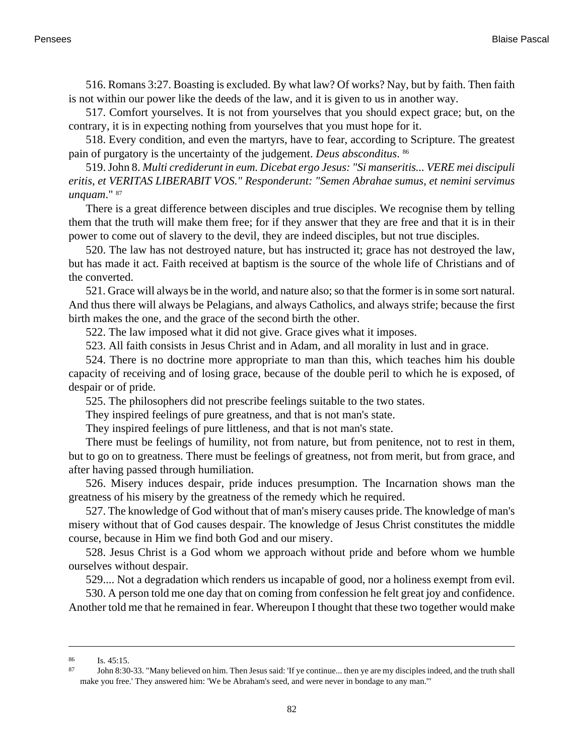516. Romans 3:27. Boasting is excluded. By what law? Of works? Nay, but by faith. Then faith is not within our power like the deeds of the law, and it is given to us in another way.

517. Comfort yourselves. It is not from yourselves that you should expect grace; but, on the contrary, it is in expecting nothing from yourselves that you must hope for it.

518. Every condition, and even the martyrs, have to fear, according to Scripture. The greatest pain of purgatory is the uncertainty of the judgement. *Deus absconditus*. [86]

519. John 8. *Multi crediderunt in eum. Dicebat ergo Jesus: "Si manseritis... VERE mei discipuli eritis, et VERITAS LIBERABIT VOS." Responderunt: "Semen Abrahae sumus, et nemini servimus unquam*." [87]

There is a great difference between disciples and true disciples. We recognise them by telling them that the truth will make them free; for if they answer that they are free and that it is in their power to come out of slavery to the devil, they are indeed disciples, but not true disciples.

520. The law has not destroyed nature, but has instructed it; grace has not destroyed the law, but has made it act. Faith received at baptism is the source of the whole life of Christians and of the converted.

521. Grace will always be in the world, and nature also; so that the former is in some sort natural. And thus there will always be Pelagians, and always Catholics, and always strife; because the first birth makes the one, and the grace of the second birth the other.

522. The law imposed what it did not give. Grace gives what it imposes.

523. All faith consists in Jesus Christ and in Adam, and all morality in lust and in grace.

524. There is no doctrine more appropriate to man than this, which teaches him his double capacity of receiving and of losing grace, because of the double peril to which he is exposed, of despair or of pride.

525. The philosophers did not prescribe feelings suitable to the two states.

They inspired feelings of pure greatness, and that is not man's state.

They inspired feelings of pure littleness, and that is not man's state.

There must be feelings of humility, not from nature, but from penitence, not to rest in them, but to go on to greatness. There must be feelings of greatness, not from merit, but from grace, and after having passed through humiliation.

526. Misery induces despair, pride induces presumption. The Incarnation shows man the greatness of his misery by the greatness of the remedy which he required.

527. The knowledge of God without that of man's misery causes pride. The knowledge of man's misery without that of God causes despair. The knowledge of Jesus Christ constitutes the middle course, because in Him we find both God and our misery.

528. Jesus Christ is a God whom we approach without pride and before whom we humble ourselves without despair.

529.... Not a degradation which renders us incapable of good, nor a holiness exempt from evil.

530. A person told me one day that on coming from confession he felt great joy and confidence. Another told me that he remained in fear. Whereupon I thought that these two together would make

---

[86] Is. 45:15.

[87] John 8:30-33. "Many believed on him. Then Jesus said: 'If ye continue... then ye are my disciples indeed, and the truth shall make you free.' They answered him: 'We be Abraham's seed, and were never in bondage to any man.'"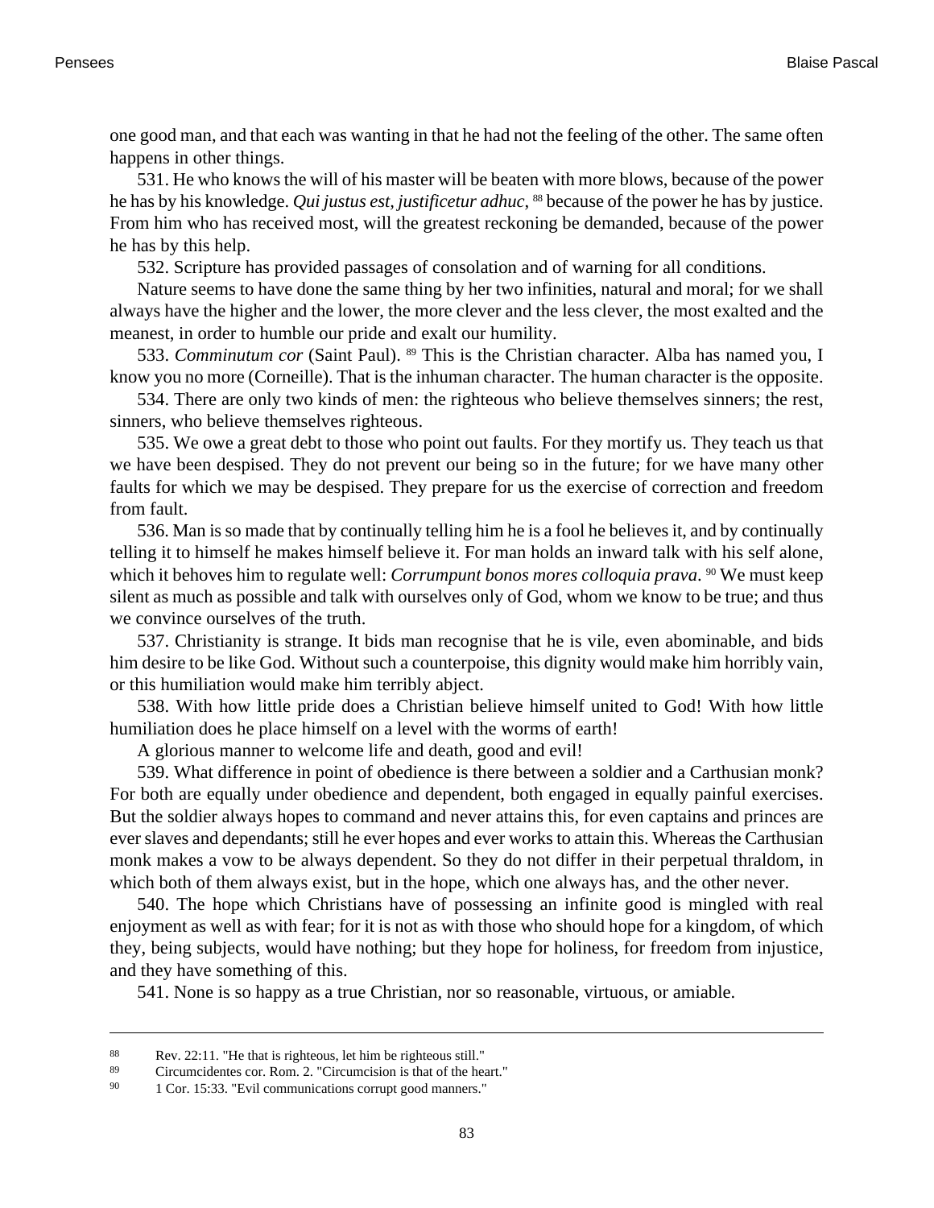one good man, and that each was wanting in that he had not the feeling of the other. The same often happens in other things.

531. He who knows the will of his master will be beaten with more blows, because of the power he has by his knowledge. *Qui justus est, justificetur adhuc*, [88] because of the power he has by justice. From him who has received most, will the greatest reckoning be demanded, because of the power he has by this help.

532. Scripture has provided passages of consolation and of warning for all conditions.

Nature seems to have done the same thing by her two infinities, natural and moral; for we shall always have the higher and the lower, the more clever and the less clever, the most exalted and the meanest, in order to humble our pride and exalt our humility.

533. *Comminutum cor* (Saint Paul). [89] This is the Christian character. Alba has named you, I know you no more (Corneille). That is the inhuman character. The human character is the opposite.

534. There are only two kinds of men: the righteous who believe themselves sinners; the rest, sinners, who believe themselves righteous.

535. We owe a great debt to those who point out faults. For they mortify us. They teach us that we have been despised. They do not prevent our being so in the future; for we have many other faults for which we may be despised. They prepare for us the exercise of correction and freedom from fault.

536. Man is so made that by continually telling him he is a fool he believes it, and by continually telling it to himself he makes himself believe it. For man holds an inward talk with his self alone, which it behoves him to regulate well: *Corrumpunt bonos mores colloquia prava*. [90] We must keep silent as much as possible and talk with ourselves only of God, whom we know to be true; and thus we convince ourselves of the truth.

537. Christianity is strange. It bids man recognise that he is vile, even abominable, and bids him desire to be like God. Without such a counterpoise, this dignity would make him horribly vain, or this humiliation would make him terribly abject.

538. With how little pride does a Christian believe himself united to God! With how little humiliation does he place himself on a level with the worms of earth!

A glorious manner to welcome life and death, good and evil!

539. What difference in point of obedience is there between a soldier and a Carthusian monk? For both are equally under obedience and dependent, both engaged in equally painful exercises. But the soldier always hopes to command and never attains this, for even captains and princes are ever slaves and dependants; still he ever hopes and ever works to attain this. Whereas the Carthusian monk makes a vow to be always dependent. So they do not differ in their perpetual thraldom, in which both of them always exist, but in the hope, which one always has, and the other never.

540. The hope which Christians have of possessing an infinite good is mingled with real enjoyment as well as with fear; for it is not as with those who should hope for a kingdom, of which they, being subjects, would have nothing; but they hope for holiness, for freedom from injustice, and they have something of this.

541. None is so happy as a true Christian, nor so reasonable, virtuous, or amiable.

---

[88] Rev. 22:11. "He that is righteous, let him be righteous still."

[89] Circumcidentes cor. Rom. 2. "Circumcision is that of the heart."

[90] 1 Cor. 15:33. "Evil communications corrupt good manners."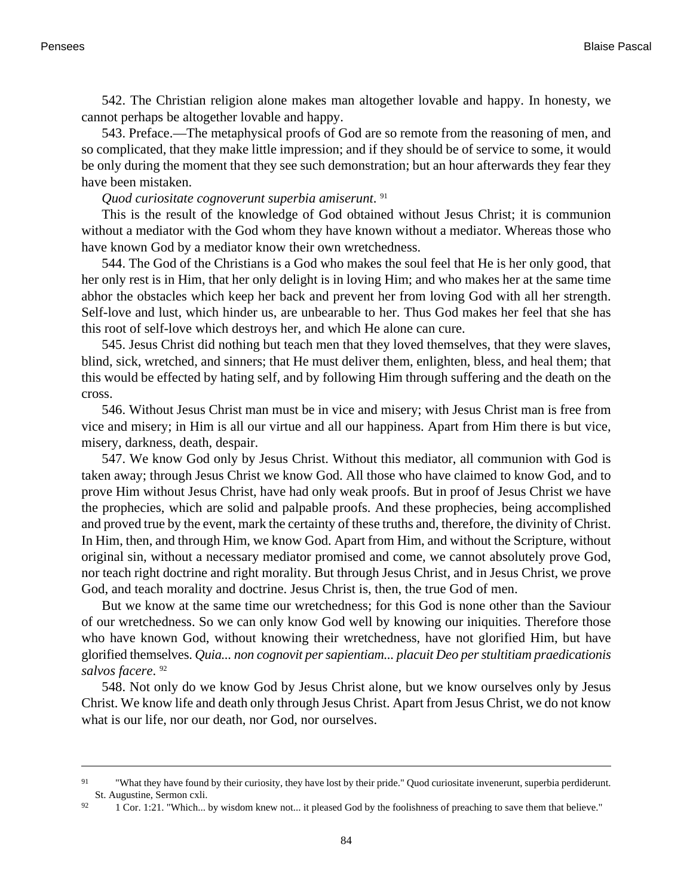542. The Christian religion alone makes man altogether lovable and happy. In honesty, we cannot perhaps be altogether lovable and happy.

543. Preface.—The metaphysical proofs of God are so remote from the reasoning of men, and so complicated, that they make little impression; and if they should be of service to some, it would be only during the moment that they see such demonstration; but an hour afterwards they fear they have been mistaken.

*Quod curiositate cognoverunt superbia amiserunt*. [91]

This is the result of the knowledge of God obtained without Jesus Christ; it is communion without a mediator with the God whom they have known without a mediator. Whereas those who have known God by a mediator know their own wretchedness.

544. The God of the Christians is a God who makes the soul feel that He is her only good, that her only rest is in Him, that her only delight is in loving Him; and who makes her at the same time abhor the obstacles which keep her back and prevent her from loving God with all her strength. Self-love and lust, which hinder us, are unbearable to her. Thus God makes her feel that she has this root of self-love which destroys her, and which He alone can cure.

545. Jesus Christ did nothing but teach men that they loved themselves, that they were slaves, blind, sick, wretched, and sinners; that He must deliver them, enlighten, bless, and heal them; that this would be effected by hating self, and by following Him through suffering and the death on the cross.

546. Without Jesus Christ man must be in vice and misery; with Jesus Christ man is free from vice and misery; in Him is all our virtue and all our happiness. Apart from Him there is but vice, misery, darkness, death, despair.

547. We know God only by Jesus Christ. Without this mediator, all communion with God is taken away; through Jesus Christ we know God. All those who have claimed to know God, and to prove Him without Jesus Christ, have had only weak proofs. But in proof of Jesus Christ we have the prophecies, which are solid and palpable proofs. And these prophecies, being accomplished and proved true by the event, mark the certainty of these truths and, therefore, the divinity of Christ. In Him, then, and through Him, we know God. Apart from Him, and without the Scripture, without original sin, without a necessary mediator promised and come, we cannot absolutely prove God, nor teach right doctrine and right morality. But through Jesus Christ, and in Jesus Christ, we prove God, and teach morality and doctrine. Jesus Christ is, then, the true God of men.

But we know at the same time our wretchedness; for this God is none other than the Saviour of our wretchedness. So we can only know God well by knowing our iniquities. Therefore those who have known God, without knowing their wretchedness, have not glorified Him, but have glorified themselves. *Quia... non cognovit per sapientiam... placuit Deo per stultitiam praedicationis salvos facere*. [92]

548. Not only do we know God by Jesus Christ alone, but we know ourselves only by Jesus Christ. We know life and death only through Jesus Christ. Apart from Jesus Christ, we do not know what is our life, nor our death, nor God, nor ourselves.

---

[91] "What they have found by their curiosity, they have lost by their pride." Quod curiositate invenerunt, superbia perdiderunt. St. Augustine, Sermon cxli.

[92] 1 Cor. 1:21. "Which... by wisdom knew not... it pleased God by the foolishness of preaching to save them that believe."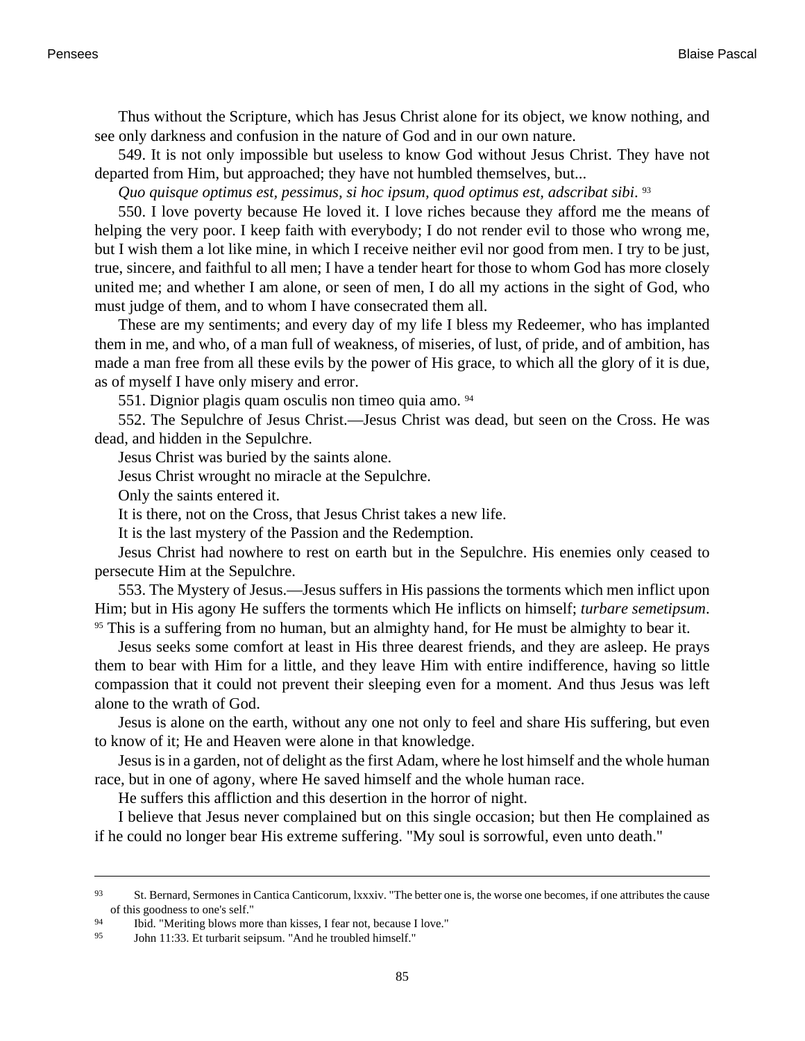Thus without the Scripture, which has Jesus Christ alone for its object, we know nothing, and see only darkness and confusion in the nature of God and in our own nature.

549. It is not only impossible but useless to know God without Jesus Christ. They have not departed from Him, but approached; they have not humbled themselves, but...

*Quo quisque optimus est, pessimus, si hoc ipsum, quod optimus est, adscribat sibi*. [93]

550. I love poverty because He loved it. I love riches because they afford me the means of helping the very poor. I keep faith with everybody; I do not render evil to those who wrong me, but I wish them a lot like mine, in which I receive neither evil nor good from men. I try to be just, true, sincere, and faithful to all men; I have a tender heart for those to whom God has more closely united me; and whether I am alone, or seen of men, I do all my actions in the sight of God, who must judge of them, and to whom I have consecrated them all.

These are my sentiments; and every day of my life I bless my Redeemer, who has implanted them in me, and who, of a man full of weakness, of miseries, of lust, of pride, and of ambition, has made a man free from all these evils by the power of His grace, to which all the glory of it is due, as of myself I have only misery and error.

551. Dignior plagis quam osculis non timeo quia amo. [94]

552. The Sepulchre of Jesus Christ.—Jesus Christ was dead, but seen on the Cross. He was dead, and hidden in the Sepulchre.

Jesus Christ was buried by the saints alone.

Jesus Christ wrought no miracle at the Sepulchre.

Only the saints entered it.

It is there, not on the Cross, that Jesus Christ takes a new life.

It is the last mystery of the Passion and the Redemption.

Jesus Christ had nowhere to rest on earth but in the Sepulchre. His enemies only ceased to persecute Him at the Sepulchre.

553. The Mystery of Jesus.—Jesus suffers in His passions the torments which men inflict upon Him; but in His agony He suffers the torments which He inflicts on himself; *turbare semetipsum*. [95] This is a suffering from no human, but an almighty hand, for He must be almighty to bear it.

Jesus seeks some comfort at least in His three dearest friends, and they are asleep. He prays them to bear with Him for a little, and they leave Him with entire indifference, having so little compassion that it could not prevent their sleeping even for a moment. And thus Jesus was left alone to the wrath of God.

Jesus is alone on the earth, without any one not only to feel and share His suffering, but even to know of it; He and Heaven were alone in that knowledge.

Jesus is in a garden, not of delight as the first Adam, where he lost himself and the whole human race, but in one of agony, where He saved himself and the whole human race.

He suffers this affliction and this desertion in the horror of night.

I believe that Jesus never complained but on this single occasion; but then He complained as if he could no longer bear His extreme suffering. "My soul is sorrowful, even unto death."

---

[93] St. Bernard, Sermones in Cantica Canticorum, lxxxiv. "The better one is, the worse one becomes, if one attributes the cause of this goodness to one's self."

[94] Ibid. "Meriting blows more than kisses, I fear not, because I love."

[95] John 11:33. Et turbarit seipsum. "And he troubled himself."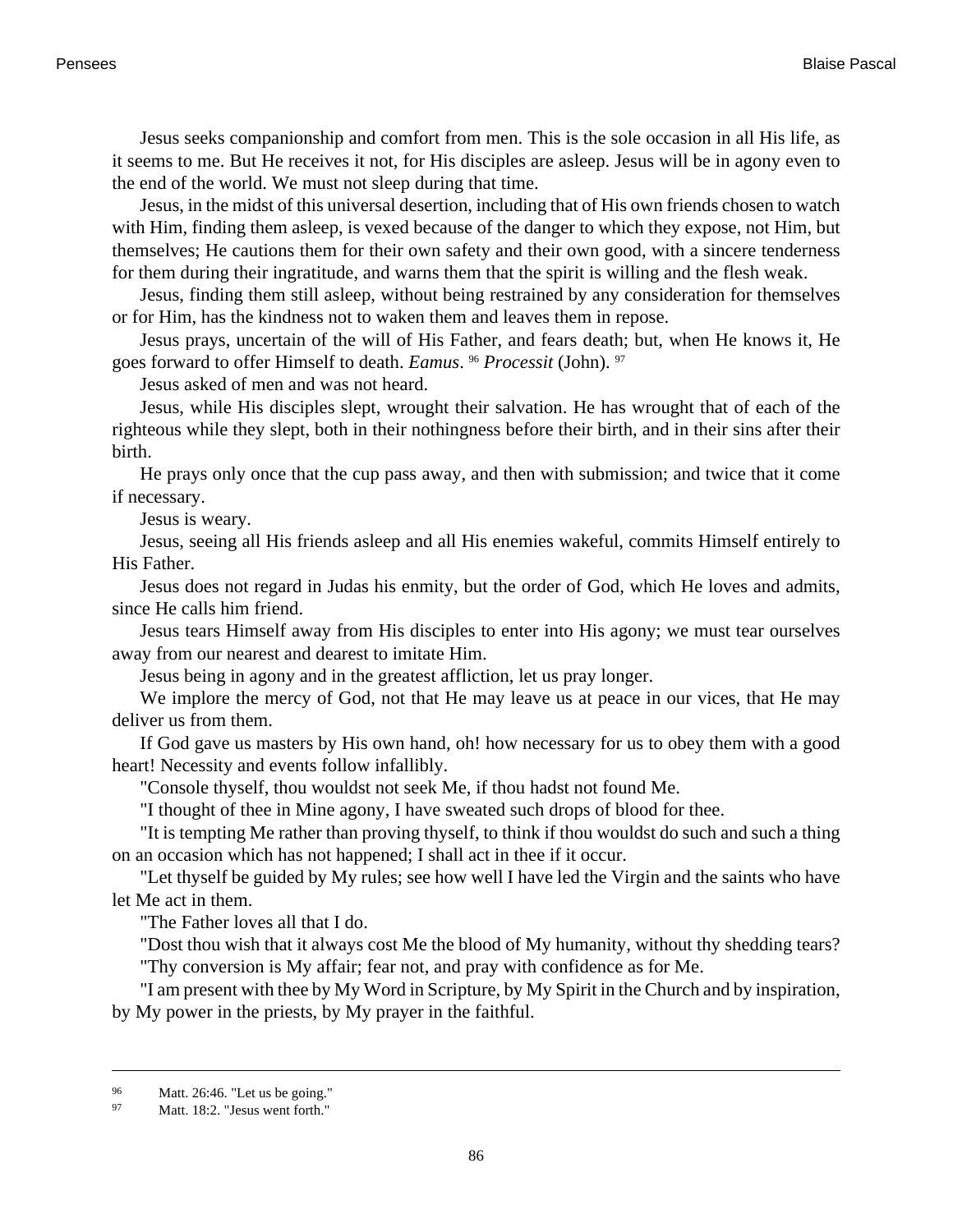Jesus seeks companionship and comfort from men. This is the sole occasion in all His life, as it seems to me. But He receives it not, for His disciples are asleep. Jesus will be in agony even to the end of the world. We must not sleep during that time.

Jesus, in the midst of this universal desertion, including that of His own friends chosen to watch with Him, finding them asleep, is vexed because of the danger to which they expose, not Him, but themselves; He cautions them for their own safety and their own good, with a sincere tenderness for them during their ingratitude, and warns them that the spirit is willing and the flesh weak.

Jesus, finding them still asleep, without being restrained by any consideration for themselves or for Him, has the kindness not to waken them and leaves them in repose.

Jesus prays, uncertain of the will of His Father, and fears death; but, when He knows it, He goes forward to offer Himself to death. *Eamus*. [96] *Processit* (John). [97]

Jesus asked of men and was not heard.

Jesus, while His disciples slept, wrought their salvation. He has wrought that of each of the righteous while they slept, both in their nothingness before their birth, and in their sins after their birth.

He prays only once that the cup pass away, and then with submission; and twice that it come if necessary.

Jesus is weary.

Jesus, seeing all His friends asleep and all His enemies wakeful, commits Himself entirely to His Father.

Jesus does not regard in Judas his enmity, but the order of God, which He loves and admits, since He calls him friend.

Jesus tears Himself away from His disciples to enter into His agony; we must tear ourselves away from our nearest and dearest to imitate Him.

Jesus being in agony and in the greatest affliction, let us pray longer.

We implore the mercy of God, not that He may leave us at peace in our vices, that He may deliver us from them.

If God gave us masters by His own hand, oh! how necessary for us to obey them with a good heart! Necessity and events follow infallibly.

"Console thyself, thou wouldst not seek Me, if thou hadst not found Me.

"I thought of thee in Mine agony, I have sweated such drops of blood for thee.

"It is tempting Me rather than proving thyself, to think if thou wouldst do such and such a thing on an occasion which has not happened; I shall act in thee if it occur.

"Let thyself be guided by My rules; see how well I have led the Virgin and the saints who have let Me act in them.

"The Father loves all that I do.

"Dost thou wish that it always cost Me the blood of My humanity, without thy shedding tears?

"Thy conversion is My affair; fear not, and pray with confidence as for Me.

"I am present with thee by My Word in Scripture, by My Spirit in the Church and by inspiration, by My power in the priests, by My prayer in the faithful.

---

[96] Matt. 26:46. "Let us be going."

[97] Matt. 18:2. "Jesus went forth."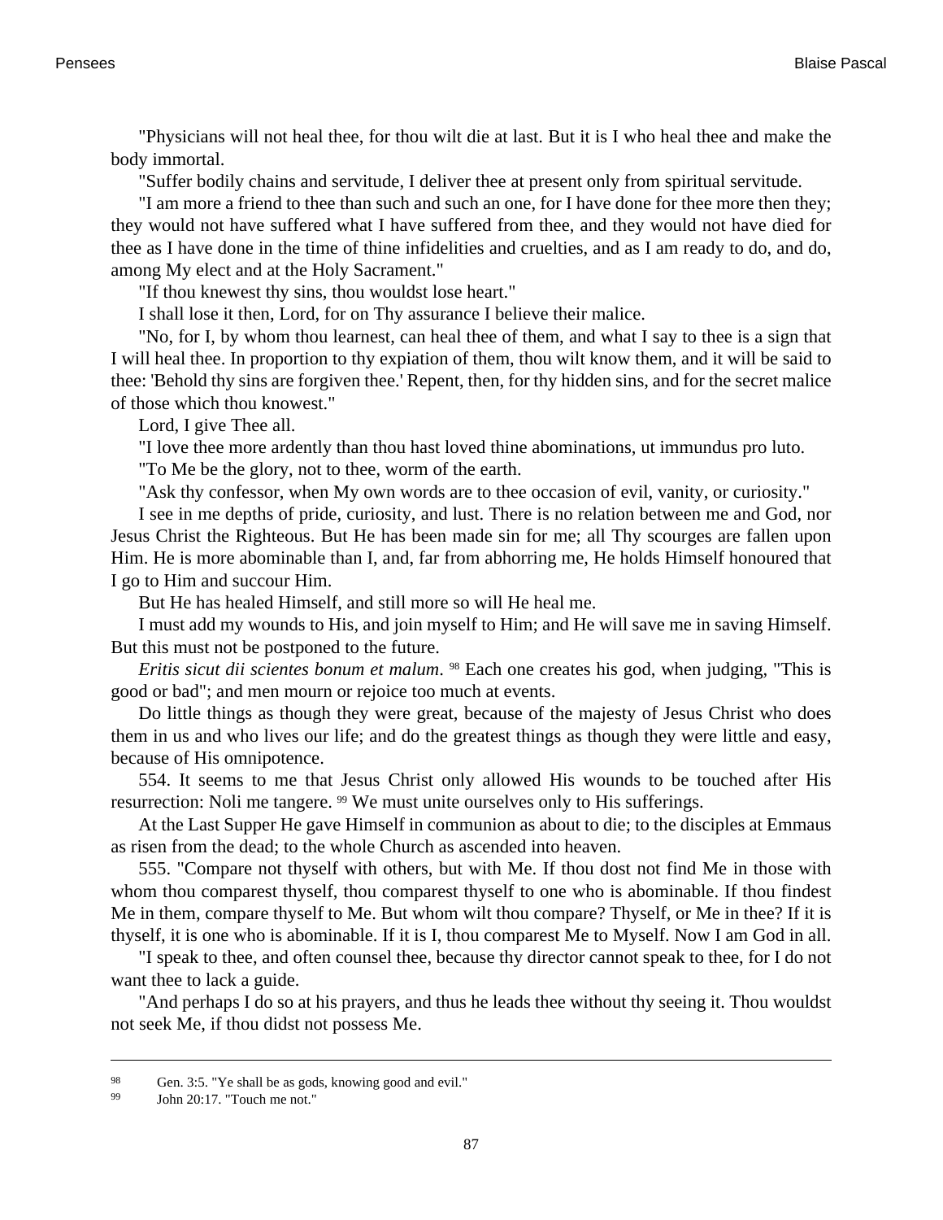"Physicians will not heal thee, for thou wilt die at last. But it is I who heal thee and make the body immortal.

"Suffer bodily chains and servitude, I deliver thee at present only from spiritual servitude.

"I am more a friend to thee than such and such an one, for I have done for thee more then they; they would not have suffered what I have suffered from thee, and they would not have died for thee as I have done in the time of thine infidelities and cruelties, and as I am ready to do, and do, among My elect and at the Holy Sacrament."

"If thou knewest thy sins, thou wouldst lose heart."

I shall lose it then, Lord, for on Thy assurance I believe their malice.

"No, for I, by whom thou learnest, can heal thee of them, and what I say to thee is a sign that I will heal thee. In proportion to thy expiation of them, thou wilt know them, and it will be said to thee: 'Behold thy sins are forgiven thee.' Repent, then, for thy hidden sins, and for the secret malice of those which thou knowest."

Lord, I give Thee all.

"I love thee more ardently than thou hast loved thine abominations, ut immundus pro luto.

"To Me be the glory, not to thee, worm of the earth.

"Ask thy confessor, when My own words are to thee occasion of evil, vanity, or curiosity."

I see in me depths of pride, curiosity, and lust. There is no relation between me and God, nor Jesus Christ the Righteous. But He has been made sin for me; all Thy scourges are fallen upon Him. He is more abominable than I, and, far from abhorring me, He holds Himself honoured that I go to Him and succour Him.

But He has healed Himself, and still more so will He heal me.

I must add my wounds to His, and join myself to Him; and He will save me in saving Himself. But this must not be postponed to the future.

*Eritis sicut dii scientes bonum et malum*.[98] Each one creates his god, when judging, "This is good or bad"; and men mourn or rejoice too much at events.

Do little things as though they were great, because of the majesty of Jesus Christ who does them in us and who lives our life; and do the greatest things as though they were little and easy, because of His omnipotence.

554. It seems to me that Jesus Christ only allowed His wounds to be touched after His resurrection: Noli me tangere.[99] We must unite ourselves only to His sufferings.

At the Last Supper He gave Himself in communion as about to die; to the disciples at Emmaus as risen from the dead; to the whole Church as ascended into heaven.

555. "Compare not thyself with others, but with Me. If thou dost not find Me in those with whom thou comparest thyself, thou comparest thyself to one who is abominable. If thou findest Me in them, compare thyself to Me. But whom wilt thou compare? Thyself, or Me in thee? If it is thyself, it is one who is abominable. If it is I, thou comparest Me to Myself. Now I am God in all.

"I speak to thee, and often counsel thee, because thy director cannot speak to thee, for I do not want thee to lack a guide.

"And perhaps I do so at his prayers, and thus he leads thee without thy seeing it. Thou wouldst not seek Me, if thou didst not possess Me.

---

98 Gen. 3:5. "Ye shall be as gods, knowing good and evil."

99 John 20:17. "Touch me not."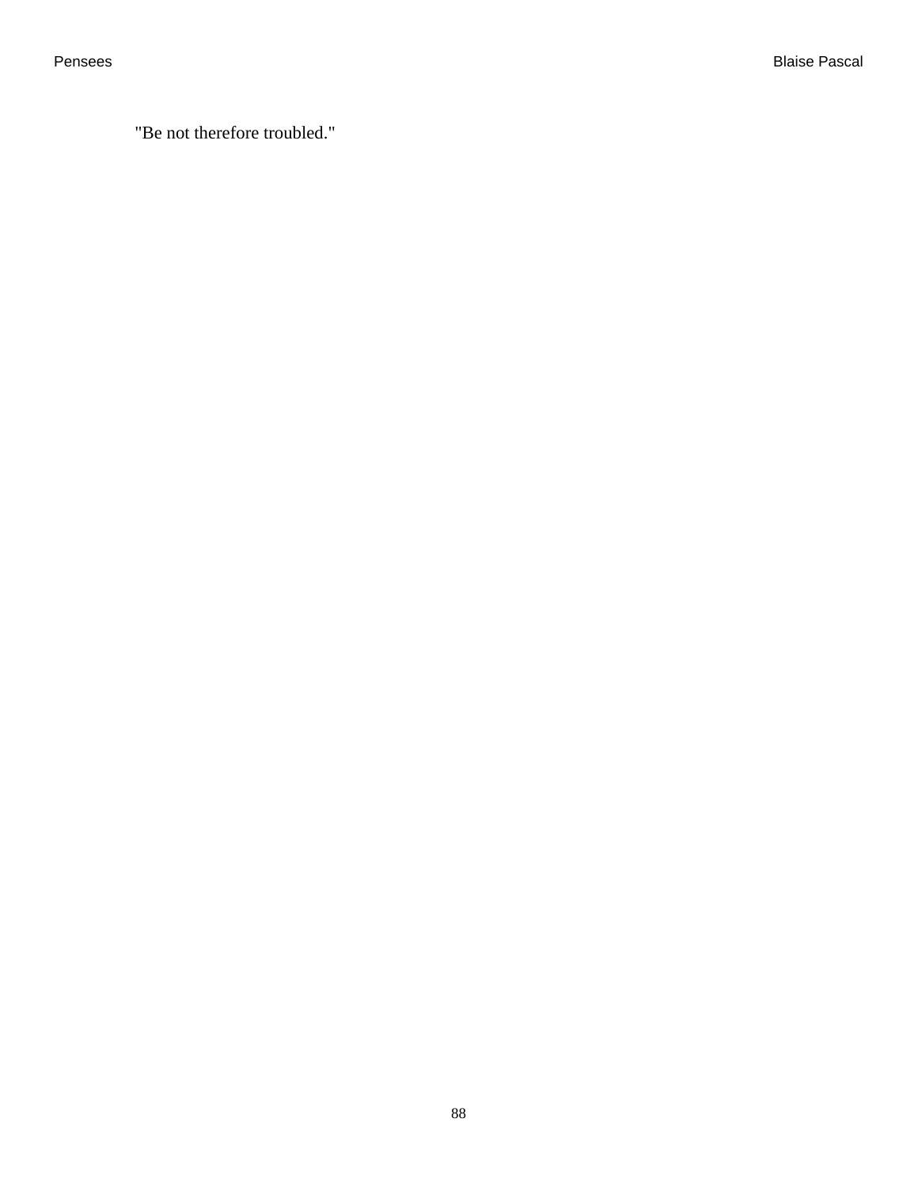"Be not therefore troubled."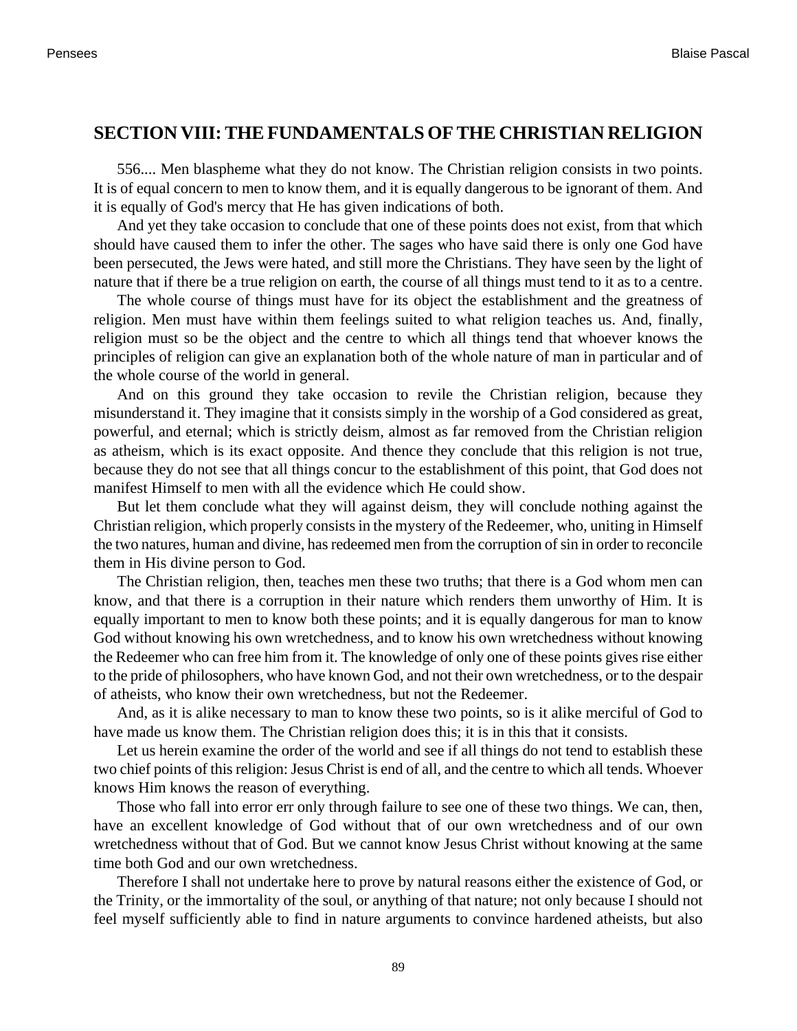## SECTION VIII: THE FUNDAMENTALS OF THE CHRISTIAN RELIGION

556.... Men blaspheme what they do not know. The Christian religion consists in two points. It is of equal concern to men to know them, and it is equally dangerous to be ignorant of them. And it is equally of God's mercy that He has given indications of both.

And yet they take occasion to conclude that one of these points does not exist, from that which should have caused them to infer the other. The sages who have said there is only one God have been persecuted, the Jews were hated, and still more the Christians. They have seen by the light of nature that if there be a true religion on earth, the course of all things must tend to it as to a centre.

The whole course of things must have for its object the establishment and the greatness of religion. Men must have within them feelings suited to what religion teaches us. And, finally, religion must so be the object and the centre to which all things tend that whoever knows the principles of religion can give an explanation both of the whole nature of man in particular and of the whole course of the world in general.

And on this ground they take occasion to revile the Christian religion, because they misunderstand it. They imagine that it consists simply in the worship of a God considered as great, powerful, and eternal; which is strictly deism, almost as far removed from the Christian religion as atheism, which is its exact opposite. And thence they conclude that this religion is not true, because they do not see that all things concur to the establishment of this point, that God does not manifest Himself to men with all the evidence which He could show.

But let them conclude what they will against deism, they will conclude nothing against the Christian religion, which properly consists in the mystery of the Redeemer, who, uniting in Himself the two natures, human and divine, has redeemed men from the corruption of sin in order to reconcile them in His divine person to God.

The Christian religion, then, teaches men these two truths; that there is a God whom men can know, and that there is a corruption in their nature which renders them unworthy of Him. It is equally important to men to know both these points; and it is equally dangerous for man to know God without knowing his own wretchedness, and to know his own wretchedness without knowing the Redeemer who can free him from it. The knowledge of only one of these points gives rise either to the pride of philosophers, who have known God, and not their own wretchedness, or to the despair of atheists, who know their own wretchedness, but not the Redeemer.

And, as it is alike necessary to man to know these two points, so is it alike merciful of God to have made us know them. The Christian religion does this; it is in this that it consists.

Let us herein examine the order of the world and see if all things do not tend to establish these two chief points of this religion: Jesus Christ is end of all, and the centre to which all tends. Whoever knows Him knows the reason of everything.

Those who fall into error err only through failure to see one of these two things. We can, then, have an excellent knowledge of God without that of our own wretchedness and of our own wretchedness without that of God. But we cannot know Jesus Christ without knowing at the same time both God and our own wretchedness.

Therefore I shall not undertake here to prove by natural reasons either the existence of God, or the Trinity, or the immortality of the soul, or anything of that nature; not only because I should not feel myself sufficiently able to find in nature arguments to convince hardened atheists, but also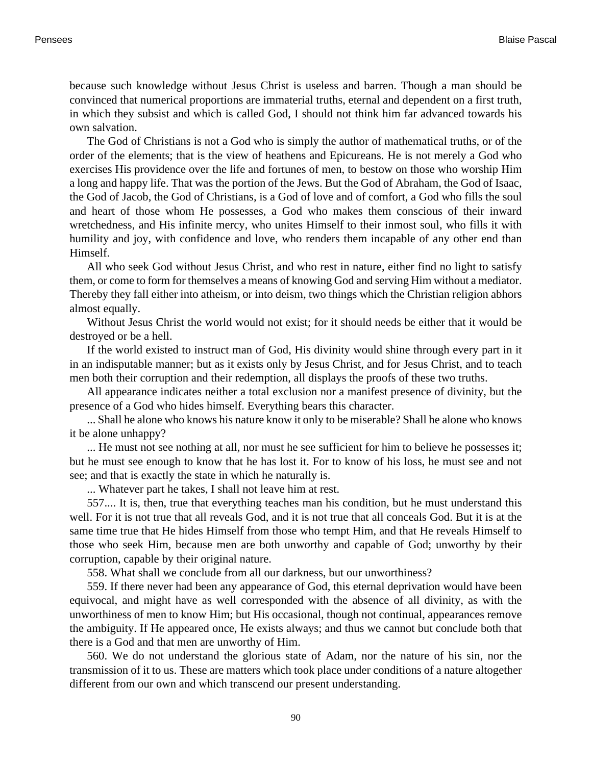because such knowledge without Jesus Christ is useless and barren. Though a man should be convinced that numerical proportions are immaterial truths, eternal and dependent on a first truth, in which they subsist and which is called God, I should not think him far advanced towards his own salvation.

The God of Christians is not a God who is simply the author of mathematical truths, or of the order of the elements; that is the view of heathens and Epicureans. He is not merely a God who exercises His providence over the life and fortunes of men, to bestow on those who worship Him a long and happy life. That was the portion of the Jews. But the God of Abraham, the God of Isaac, the God of Jacob, the God of Christians, is a God of love and of comfort, a God who fills the soul and heart of those whom He possesses, a God who makes them conscious of their inward wretchedness, and His infinite mercy, who unites Himself to their inmost soul, who fills it with humility and joy, with confidence and love, who renders them incapable of any other end than Himself.

All who seek God without Jesus Christ, and who rest in nature, either find no light to satisfy them, or come to form for themselves a means of knowing God and serving Him without a mediator. Thereby they fall either into atheism, or into deism, two things which the Christian religion abhors almost equally.

Without Jesus Christ the world would not exist; for it should needs be either that it would be destroyed or be a hell.

If the world existed to instruct man of God, His divinity would shine through every part in it in an indisputable manner; but as it exists only by Jesus Christ, and for Jesus Christ, and to teach men both their corruption and their redemption, all displays the proofs of these two truths.

All appearance indicates neither a total exclusion nor a manifest presence of divinity, but the presence of a God who hides himself. Everything bears this character.

... Shall he alone who knows his nature know it only to be miserable? Shall he alone who knows it be alone unhappy?

... He must not see nothing at all, nor must he see sufficient for him to believe he possesses it; but he must see enough to know that he has lost it. For to know of his loss, he must see and not see; and that is exactly the state in which he naturally is.

... Whatever part he takes, I shall not leave him at rest.

557.... It is, then, true that everything teaches man his condition, but he must understand this well. For it is not true that all reveals God, and it is not true that all conceals God. But it is at the same time true that He hides Himself from those who tempt Him, and that He reveals Himself to those who seek Him, because men are both unworthy and capable of God; unworthy by their corruption, capable by their original nature.

558. What shall we conclude from all our darkness, but our unworthiness?

559. If there never had been any appearance of God, this eternal deprivation would have been equivocal, and might have as well corresponded with the absence of all divinity, as with the unworthiness of men to know Him; but His occasional, though not continual, appearances remove the ambiguity. If He appeared once, He exists always; and thus we cannot but conclude both that there is a God and that men are unworthy of Him.

560. We do not understand the glorious state of Adam, nor the nature of his sin, nor the transmission of it to us. These are matters which took place under conditions of a nature altogether different from our own and which transcend our present understanding.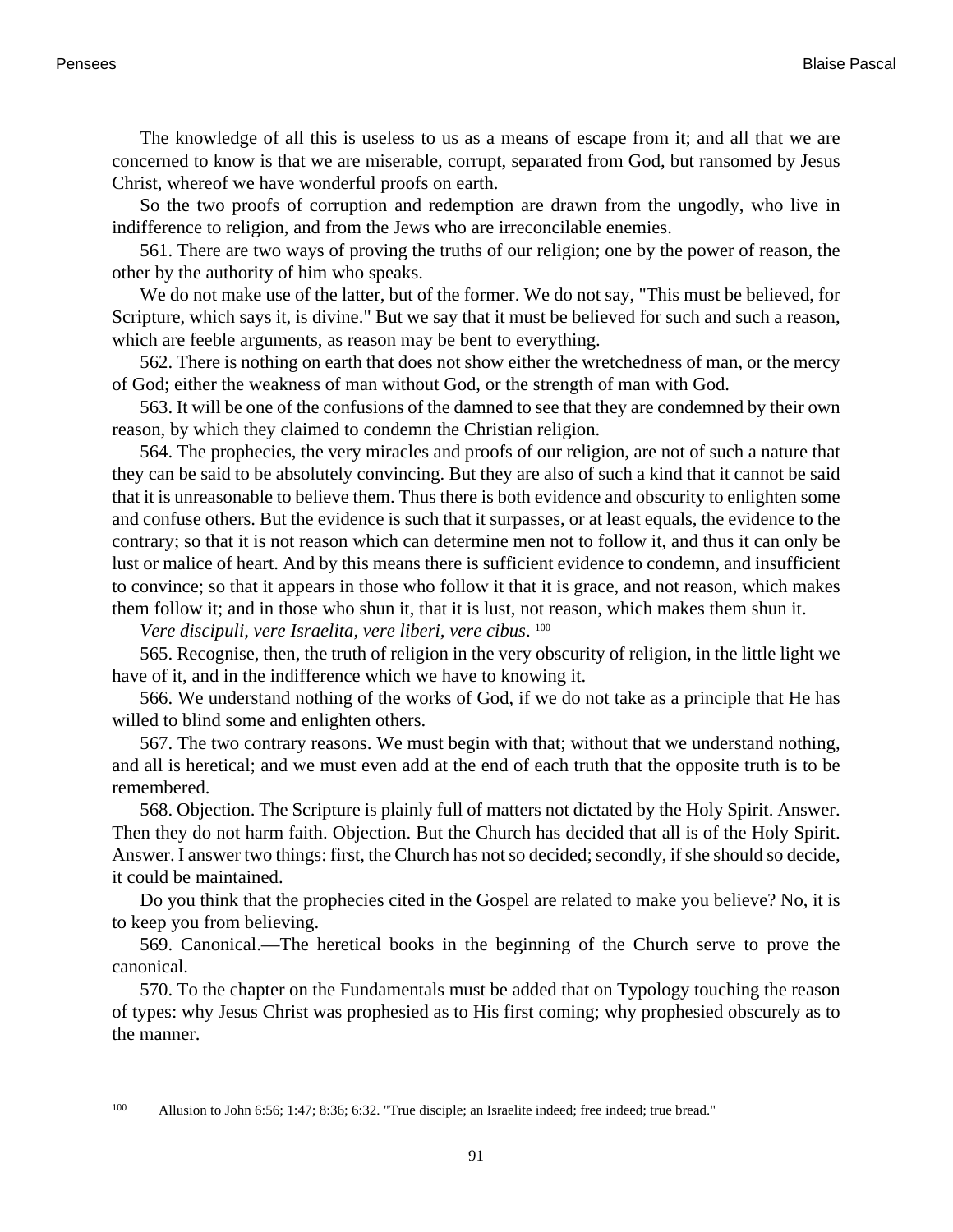The knowledge of all this is useless to us as a means of escape from it; and all that we are concerned to know is that we are miserable, corrupt, separated from God, but ransomed by Jesus Christ, whereof we have wonderful proofs on earth.

So the two proofs of corruption and redemption are drawn from the ungodly, who live in indifference to religion, and from the Jews who are irreconcilable enemies.

561. There are two ways of proving the truths of our religion; one by the power of reason, the other by the authority of him who speaks.

We do not make use of the latter, but of the former. We do not say, "This must be believed, for Scripture, which says it, is divine." But we say that it must be believed for such and such a reason, which are feeble arguments, as reason may be bent to everything.

562. There is nothing on earth that does not show either the wretchedness of man, or the mercy of God; either the weakness of man without God, or the strength of man with God.

563. It will be one of the confusions of the damned to see that they are condemned by their own reason, by which they claimed to condemn the Christian religion.

564. The prophecies, the very miracles and proofs of our religion, are not of such a nature that they can be said to be absolutely convincing. But they are also of such a kind that it cannot be said that it is unreasonable to believe them. Thus there is both evidence and obscurity to enlighten some and confuse others. But the evidence is such that it surpasses, or at least equals, the evidence to the contrary; so that it is not reason which can determine men not to follow it, and thus it can only be lust or malice of heart. And by this means there is sufficient evidence to condemn, and insufficient to convince; so that it appears in those who follow it that it is grace, and not reason, which makes them follow it; and in those who shun it, that it is lust, not reason, which makes them shun it.

*Vere discipuli, vere Israelita, vere liberi, vere cibus*. [100]

565. Recognise, then, the truth of religion in the very obscurity of religion, in the little light we have of it, and in the indifference which we have to knowing it.

566. We understand nothing of the works of God, if we do not take as a principle that He has willed to blind some and enlighten others.

567. The two contrary reasons. We must begin with that; without that we understand nothing, and all is heretical; and we must even add at the end of each truth that the opposite truth is to be remembered.

568. Objection. The Scripture is plainly full of matters not dictated by the Holy Spirit. Answer. Then they do not harm faith. Objection. But the Church has decided that all is of the Holy Spirit. Answer. I answer two things: first, the Church has not so decided; secondly, if she should so decide, it could be maintained.

Do you think that the prophecies cited in the Gospel are related to make you believe? No, it is to keep you from believing.

569. Canonical.—The heretical books in the beginning of the Church serve to prove the canonical.

570. To the chapter on the Fundamentals must be added that on Typology touching the reason of types: why Jesus Christ was prophesied as to His first coming; why prophesied obscurely as to the manner.

---

[100] Allusion to John 6:56; 1:47; 8:36; 6:32. "True disciple; an Israelite indeed; free indeed; true bread."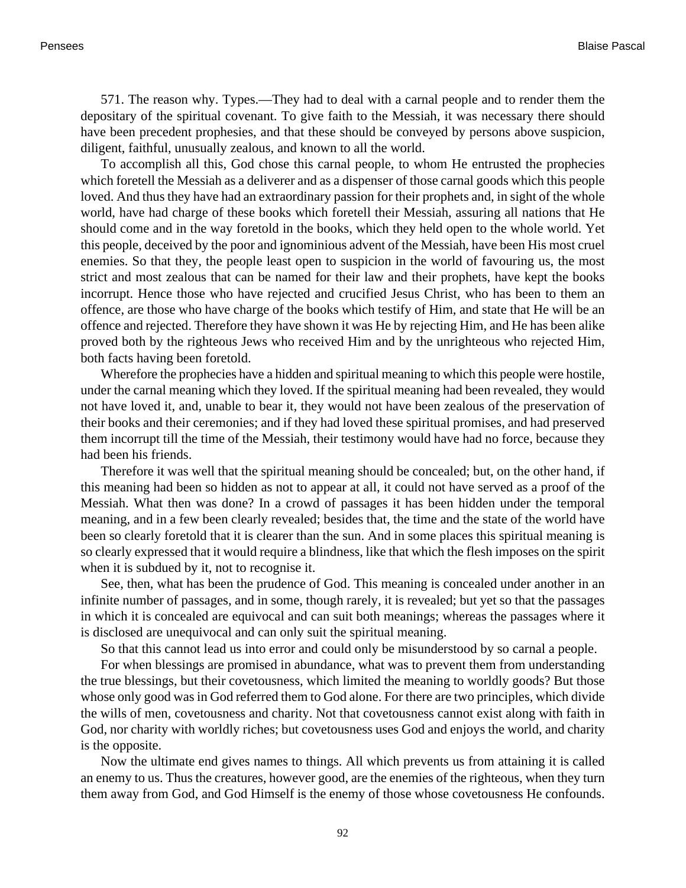571. The reason why. Types.—They had to deal with a carnal people and to render them the depositary of the spiritual covenant. To give faith to the Messiah, it was necessary there should have been precedent prophesies, and that these should be conveyed by persons above suspicion, diligent, faithful, unusually zealous, and known to all the world.

To accomplish all this, God chose this carnal people, to whom He entrusted the prophecies which foretell the Messiah as a deliverer and as a dispenser of those carnal goods which this people loved. And thus they have had an extraordinary passion for their prophets and, in sight of the whole world, have had charge of these books which foretell their Messiah, assuring all nations that He should come and in the way foretold in the books, which they held open to the whole world. Yet this people, deceived by the poor and ignominious advent of the Messiah, have been His most cruel enemies. So that they, the people least open to suspicion in the world of favouring us, the most strict and most zealous that can be named for their law and their prophets, have kept the books incorrupt. Hence those who have rejected and crucified Jesus Christ, who has been to them an offence, are those who have charge of the books which testify of Him, and state that He will be an offence and rejected. Therefore they have shown it was He by rejecting Him, and He has been alike proved both by the righteous Jews who received Him and by the unrighteous who rejected Him, both facts having been foretold.

Wherefore the prophecies have a hidden and spiritual meaning to which this people were hostile, under the carnal meaning which they loved. If the spiritual meaning had been revealed, they would not have loved it, and, unable to bear it, they would not have been zealous of the preservation of their books and their ceremonies; and if they had loved these spiritual promises, and had preserved them incorrupt till the time of the Messiah, their testimony would have had no force, because they had been his friends.

Therefore it was well that the spiritual meaning should be concealed; but, on the other hand, if this meaning had been so hidden as not to appear at all, it could not have served as a proof of the Messiah. What then was done? In a crowd of passages it has been hidden under the temporal meaning, and in a few been clearly revealed; besides that, the time and the state of the world have been so clearly foretold that it is clearer than the sun. And in some places this spiritual meaning is so clearly expressed that it would require a blindness, like that which the flesh imposes on the spirit when it is subdued by it, not to recognise it.

See, then, what has been the prudence of God. This meaning is concealed under another in an infinite number of passages, and in some, though rarely, it is revealed; but yet so that the passages in which it is concealed are equivocal and can suit both meanings; whereas the passages where it is disclosed are unequivocal and can only suit the spiritual meaning.

So that this cannot lead us into error and could only be misunderstood by so carnal a people.

For when blessings are promised in abundance, what was to prevent them from understanding the true blessings, but their covetousness, which limited the meaning to worldly goods? But those whose only good was in God referred them to God alone. For there are two principles, which divide the wills of men, covetousness and charity. Not that covetousness cannot exist along with faith in God, nor charity with worldly riches; but covetousness uses God and enjoys the world, and charity is the opposite.

Now the ultimate end gives names to things. All which prevents us from attaining it is called an enemy to us. Thus the creatures, however good, are the enemies of the righteous, when they turn them away from God, and God Himself is the enemy of those whose covetousness He confounds.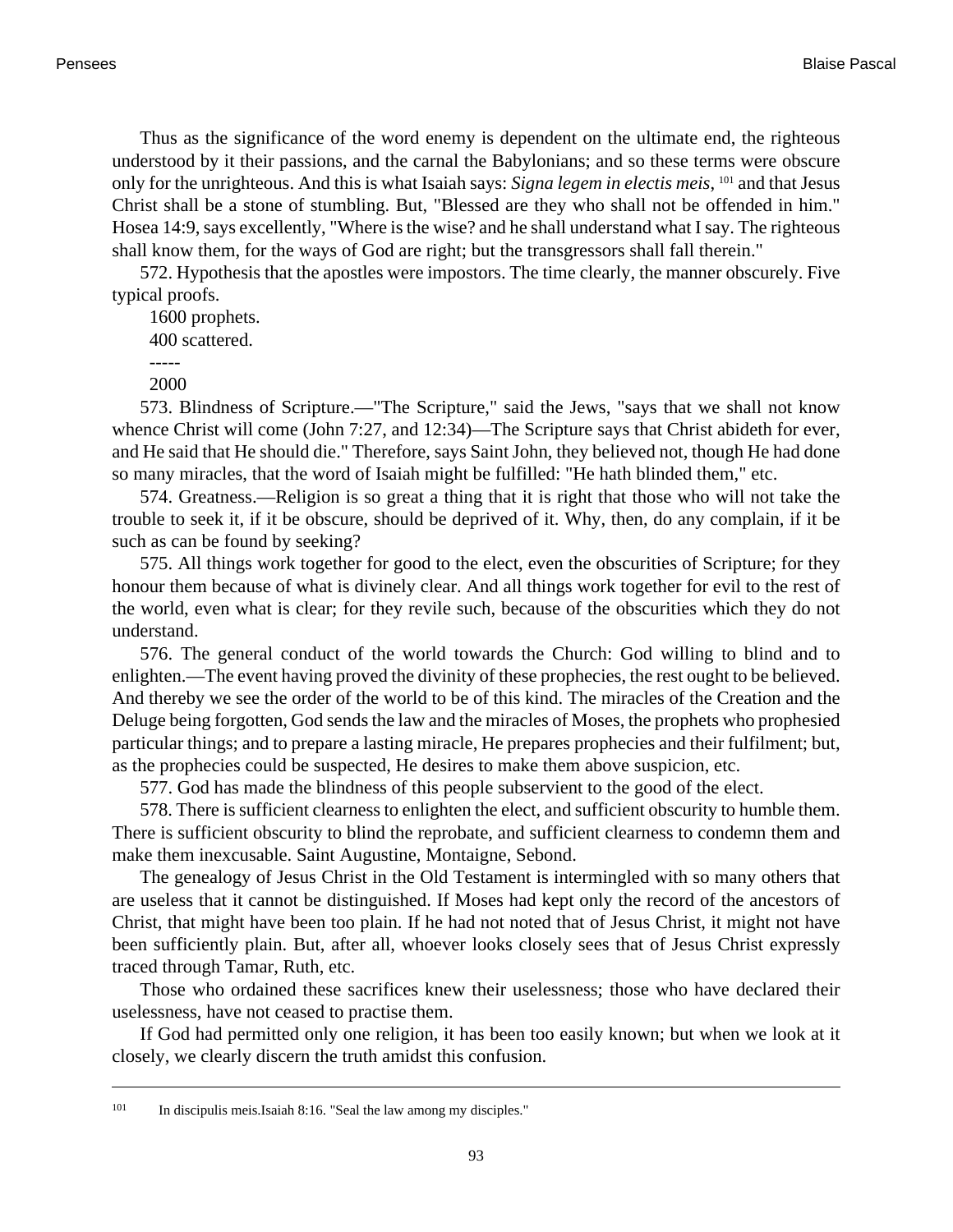Thus as the significance of the word enemy is dependent on the ultimate end, the righteous understood by it their passions, and the carnal the Babylonians; and so these terms were obscure only for the unrighteous. And this is what Isaiah says: *Signa legem in electis meis*, [101] and that Jesus Christ shall be a stone of stumbling. But, "Blessed are they who shall not be offended in him." Hosea 14:9, says excellently, "Where is the wise? and he shall understand what I say. The righteous shall know them, for the ways of God are right; but the transgressors shall fall therein."

572. Hypothesis that the apostles were impostors. The time clearly, the manner obscurely. Five typical proofs.

1600 prophets.  
400 scattered.  
-----  
2000

573. Blindness of Scripture.—"The Scripture," said the Jews, "says that we shall not know whence Christ will come (John 7:27, and 12:34)—The Scripture says that Christ abideth for ever, and He said that He should die." Therefore, says Saint John, they believed not, though He had done so many miracles, that the word of Isaiah might be fulfilled: "He hath blinded them," etc.

574. Greatness.—Religion is so great a thing that it is right that those who will not take the trouble to seek it, if it be obscure, should be deprived of it. Why, then, do any complain, if it be such as can be found by seeking?

575. All things work together for good to the elect, even the obscurities of Scripture; for they honour them because of what is divinely clear. And all things work together for evil to the rest of the world, even what is clear; for they revile such, because of the obscurities which they do not understand.

576. The general conduct of the world towards the Church: God willing to blind and to enlighten.—The event having proved the divinity of these prophecies, the rest ought to be believed. And thereby we see the order of the world to be of this kind. The miracles of the Creation and the Deluge being forgotten, God sends the law and the miracles of Moses, the prophets who prophesied particular things; and to prepare a lasting miracle, He prepares prophecies and their fulfilment; but, as the prophecies could be suspected, He desires to make them above suspicion, etc.

577. God has made the blindness of this people subservient to the good of the elect.

578. There is sufficient clearness to enlighten the elect, and sufficient obscurity to humble them. There is sufficient obscurity to blind the reprobate, and sufficient clearness to condemn them and make them inexcusable. Saint Augustine, Montaigne, Sebond.

The genealogy of Jesus Christ in the Old Testament is intermingled with so many others that are useless that it cannot be distinguished. If Moses had kept only the record of the ancestors of Christ, that might have been too plain. If he had not noted that of Jesus Christ, it might not have been sufficiently plain. But, after all, whoever looks closely sees that of Jesus Christ expressly traced through Tamar, Ruth, etc.

Those who ordained these sacrifices knew their uselessness; those who have declared their uselessness, have not ceased to practise them.

If God had permitted only one religion, it has been too easily known; but when we look at it closely, we clearly discern the truth amidst this confusion.

---

[101] In discipulis meis.Isaiah 8:16. "Seal the law among my disciples."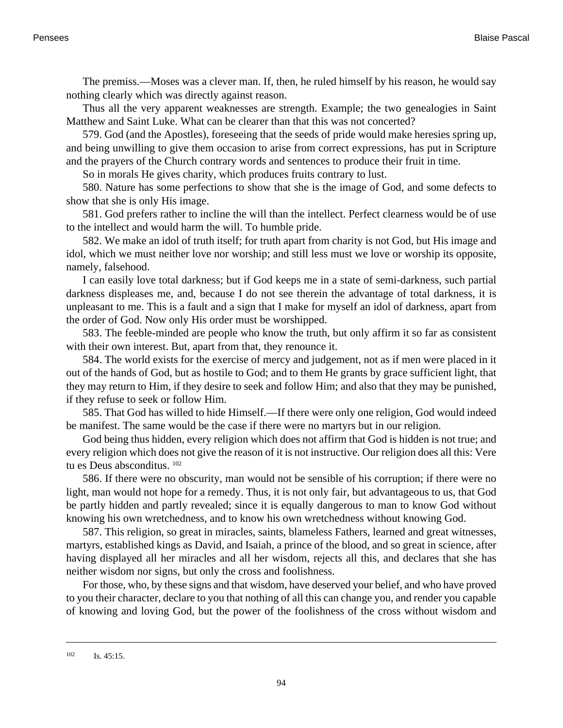The premiss.—Moses was a clever man. If, then, he ruled himself by his reason, he would say nothing clearly which was directly against reason.

Thus all the very apparent weaknesses are strength. Example; the two genealogies in Saint Matthew and Saint Luke. What can be clearer than that this was not concerted?

579. God (and the Apostles), foreseeing that the seeds of pride would make heresies spring up, and being unwilling to give them occasion to arise from correct expressions, has put in Scripture and the prayers of the Church contrary words and sentences to produce their fruit in time.

So in morals He gives charity, which produces fruits contrary to lust.

580. Nature has some perfections to show that she is the image of God, and some defects to show that she is only His image.

581. God prefers rather to incline the will than the intellect. Perfect clearness would be of use to the intellect and would harm the will. To humble pride.

582. We make an idol of truth itself; for truth apart from charity is not God, but His image and idol, which we must neither love nor worship; and still less must we love or worship its opposite, namely, falsehood.

I can easily love total darkness; but if God keeps me in a state of semi-darkness, such partial darkness displeases me, and, because I do not see therein the advantage of total darkness, it is unpleasant to me. This is a fault and a sign that I make for myself an idol of darkness, apart from the order of God. Now only His order must be worshipped.

583. The feeble-minded are people who know the truth, but only affirm it so far as consistent with their own interest. But, apart from that, they renounce it.

584. The world exists for the exercise of mercy and judgement, not as if men were placed in it out of the hands of God, but as hostile to God; and to them He grants by grace sufficient light, that they may return to Him, if they desire to seek and follow Him; and also that they may be punished, if they refuse to seek or follow Him.

585. That God has willed to hide Himself.—If there were only one religion, God would indeed be manifest. The same would be the case if there were no martyrs but in our religion.

God being thus hidden, every religion which does not affirm that God is hidden is not true; and every religion which does not give the reason of it is not instructive. Our religion does all this: Vere tu es Deus absconditus. [102]

586. If there were no obscurity, man would not be sensible of his corruption; if there were no light, man would not hope for a remedy. Thus, it is not only fair, but advantageous to us, that God be partly hidden and partly revealed; since it is equally dangerous to man to know God without knowing his own wretchedness, and to know his own wretchedness without knowing God.

587. This religion, so great in miracles, saints, blameless Fathers, learned and great witnesses, martyrs, established kings as David, and Isaiah, a prince of the blood, and so great in science, after having displayed all her miracles and all her wisdom, rejects all this, and declares that she has neither wisdom nor signs, but only the cross and foolishness.

For those, who, by these signs and that wisdom, have deserved your belief, and who have proved to you their character, declare to you that nothing of all this can change you, and render you capable of knowing and loving God, but the power of the foolishness of the cross without wisdom and

---

[102] Is. 45:15.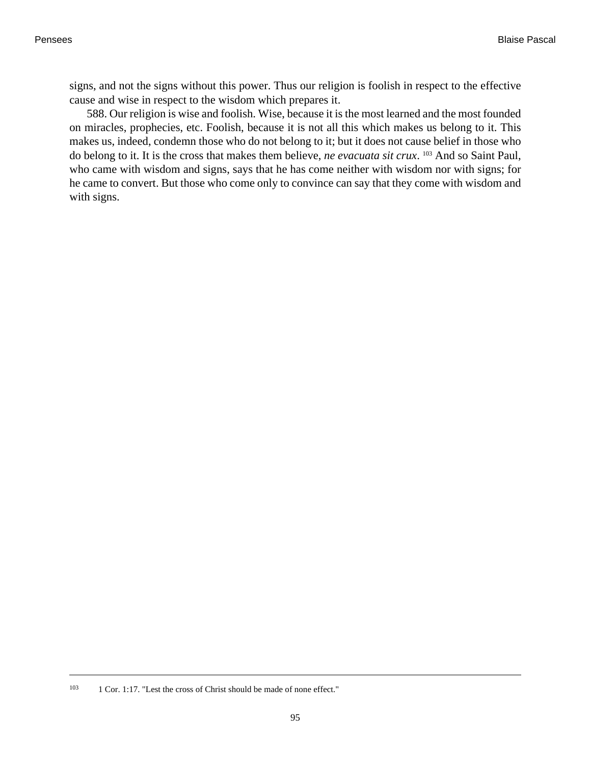signs, and not the signs without this power. Thus our religion is foolish in respect to the effective cause and wise in respect to the wisdom which prepares it.

588. Our religion is wise and foolish. Wise, because it is the most learned and the most founded on miracles, prophecies, etc. Foolish, because it is not all this which makes us belong to it. This makes us, indeed, condemn those who do not belong to it; but it does not cause belief in those who do belong to it. It is the cross that makes them believe, *ne evacuata sit crux*.[103] And so Saint Paul, who came with wisdom and signs, says that he has come neither with wisdom nor with signs; for he came to convert. But those who come only to convince can say that they come with wisdom and with signs.

---

[103] 1 Cor. 1:17. "Lest the cross of Christ should be made of none effect."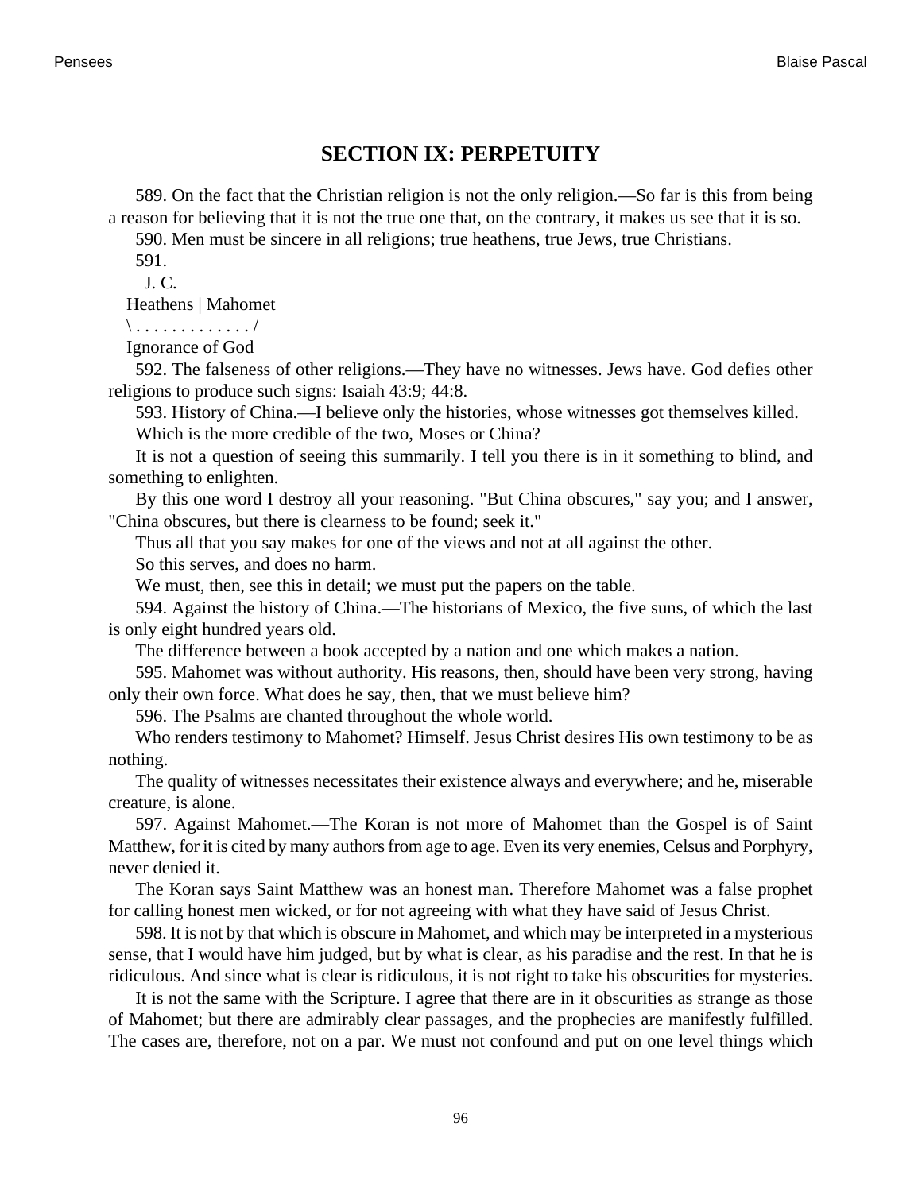## SECTION IX: PERPETUITY

589. On the fact that the Christian religion is not the only religion.—So far is this from being a reason for believing that it is not the true one that, on the contrary, it makes us see that it is so.

590. Men must be sincere in all religions; true heathens, true Jews, true Christians.

591.

J. C.

Heathens | Mahomet

\ . . . . . . . . . . . . . /

Ignorance of God

592. The falseness of other religions.—They have no witnesses. Jews have. God defies other religions to produce such signs: Isaiah 43:9; 44:8.

593. History of China.—I believe only the histories, whose witnesses got themselves killed.

Which is the more credible of the two, Moses or China?

It is not a question of seeing this summarily. I tell you there is in it something to blind, and something to enlighten.

By this one word I destroy all your reasoning. "But China obscures," say you; and I answer, "China obscures, but there is clearness to be found; seek it."

Thus all that you say makes for one of the views and not at all against the other.

So this serves, and does no harm.

We must, then, see this in detail; we must put the papers on the table.

594. Against the history of China.—The historians of Mexico, the five suns, of which the last is only eight hundred years old.

The difference between a book accepted by a nation and one which makes a nation.

595. Mahomet was without authority. His reasons, then, should have been very strong, having only their own force. What does he say, then, that we must believe him?

596. The Psalms are chanted throughout the whole world.

Who renders testimony to Mahomet? Himself. Jesus Christ desires His own testimony to be as nothing.

The quality of witnesses necessitates their existence always and everywhere; and he, miserable creature, is alone.

597. Against Mahomet.—The Koran is not more of Mahomet than the Gospel is of Saint Matthew, for it is cited by many authors from age to age. Even its very enemies, Celsus and Porphyry, never denied it.

The Koran says Saint Matthew was an honest man. Therefore Mahomet was a false prophet for calling honest men wicked, or for not agreeing with what they have said of Jesus Christ.

598. It is not by that which is obscure in Mahomet, and which may be interpreted in a mysterious sense, that I would have him judged, but by what is clear, as his paradise and the rest. In that he is ridiculous. And since what is clear is ridiculous, it is not right to take his obscurities for mysteries.

It is not the same with the Scripture. I agree that there are in it obscurities as strange as those of Mahomet; but there are admirably clear passages, and the prophecies are manifestly fulfilled. The cases are, therefore, not on a par. We must not confound and put on one level things which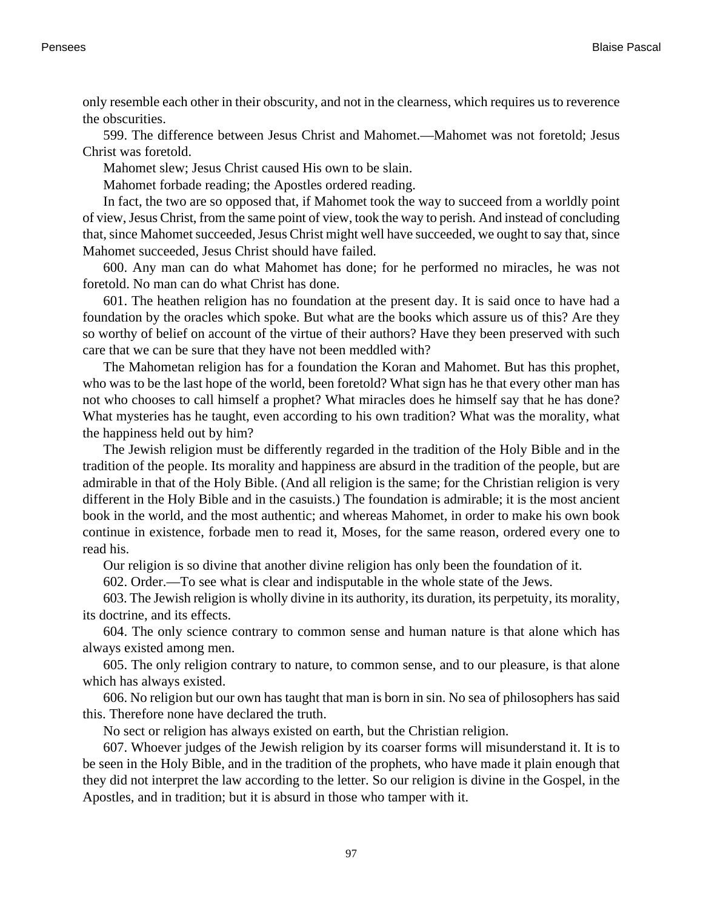only resemble each other in their obscurity, and not in the clearness, which requires us to reverence the obscurities.

599. The difference between Jesus Christ and Mahomet.—Mahomet was not foretold; Jesus Christ was foretold.

Mahomet slew; Jesus Christ caused His own to be slain.

Mahomet forbade reading; the Apostles ordered reading.

In fact, the two are so opposed that, if Mahomet took the way to succeed from a worldly point of view, Jesus Christ, from the same point of view, took the way to perish. And instead of concluding that, since Mahomet succeeded, Jesus Christ might well have succeeded, we ought to say that, since Mahomet succeeded, Jesus Christ should have failed.

600. Any man can do what Mahomet has done; for he performed no miracles, he was not foretold. No man can do what Christ has done.

601. The heathen religion has no foundation at the present day. It is said once to have had a foundation by the oracles which spoke. But what are the books which assure us of this? Are they so worthy of belief on account of the virtue of their authors? Have they been preserved with such care that we can be sure that they have not been meddled with?

The Mahometan religion has for a foundation the Koran and Mahomet. But has this prophet, who was to be the last hope of the world, been foretold? What sign has he that every other man has not who chooses to call himself a prophet? What miracles does he himself say that he has done? What mysteries has he taught, even according to his own tradition? What was the morality, what the happiness held out by him?

The Jewish religion must be differently regarded in the tradition of the Holy Bible and in the tradition of the people. Its morality and happiness are absurd in the tradition of the people, but are admirable in that of the Holy Bible. (And all religion is the same; for the Christian religion is very different in the Holy Bible and in the casuists.) The foundation is admirable; it is the most ancient book in the world, and the most authentic; and whereas Mahomet, in order to make his own book continue in existence, forbade men to read it, Moses, for the same reason, ordered every one to read his.

Our religion is so divine that another divine religion has only been the foundation of it.

602. Order.—To see what is clear and indisputable in the whole state of the Jews.

603. The Jewish religion is wholly divine in its authority, its duration, its perpetuity, its morality, its doctrine, and its effects.

604. The only science contrary to common sense and human nature is that alone which has always existed among men.

605. The only religion contrary to nature, to common sense, and to our pleasure, is that alone which has always existed.

606. No religion but our own has taught that man is born in sin. No sea of philosophers has said this. Therefore none have declared the truth.

No sect or religion has always existed on earth, but the Christian religion.

607. Whoever judges of the Jewish religion by its coarser forms will misunderstand it. It is to be seen in the Holy Bible, and in the tradition of the prophets, who have made it plain enough that they did not interpret the law according to the letter. So our religion is divine in the Gospel, in the Apostles, and in tradition; but it is absurd in those who tamper with it.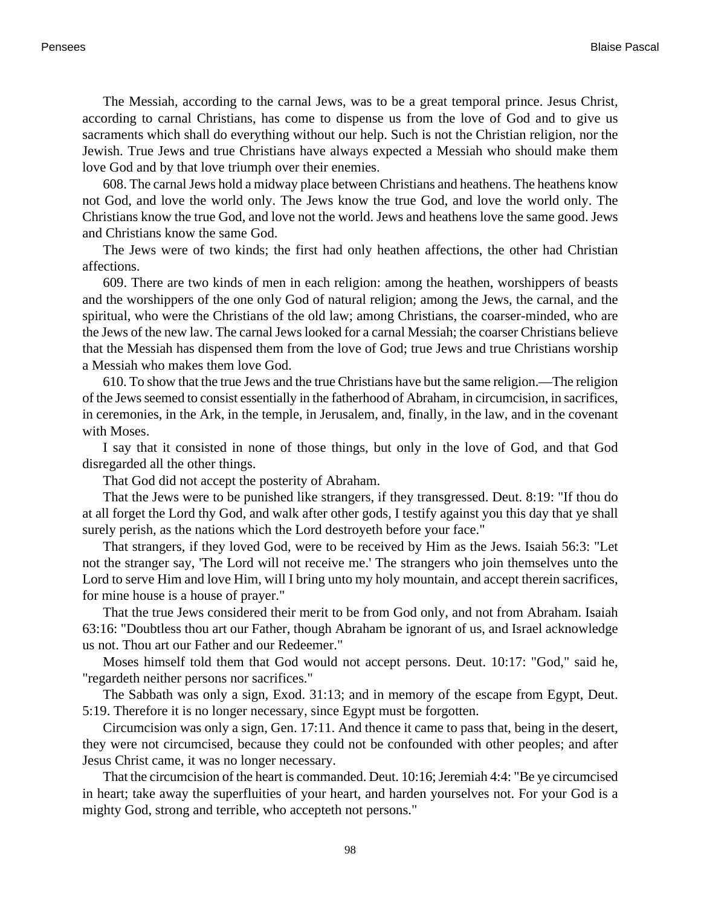The Messiah, according to the carnal Jews, was to be a great temporal prince. Jesus Christ, according to carnal Christians, has come to dispense us from the love of God and to give us sacraments which shall do everything without our help. Such is not the Christian religion, nor the Jewish. True Jews and true Christians have always expected a Messiah who should make them love God and by that love triumph over their enemies.

608. The carnal Jews hold a midway place between Christians and heathens. The heathens know not God, and love the world only. The Jews know the true God, and love the world only. The Christians know the true God, and love not the world. Jews and heathens love the same good. Jews and Christians know the same God.

The Jews were of two kinds; the first had only heathen affections, the other had Christian affections.

609. There are two kinds of men in each religion: among the heathen, worshippers of beasts and the worshippers of the one only God of natural religion; among the Jews, the carnal, and the spiritual, who were the Christians of the old law; among Christians, the coarser-minded, who are the Jews of the new law. The carnal Jews looked for a carnal Messiah; the coarser Christians believe that the Messiah has dispensed them from the love of God; true Jews and true Christians worship a Messiah who makes them love God.

610. To show that the true Jews and the true Christians have but the same religion.—The religion of the Jews seemed to consist essentially in the fatherhood of Abraham, in circumcision, in sacrifices, in ceremonies, in the Ark, in the temple, in Jerusalem, and, finally, in the law, and in the covenant with Moses.

I say that it consisted in none of those things, but only in the love of God, and that God disregarded all the other things.

That God did not accept the posterity of Abraham.

That the Jews were to be punished like strangers, if they transgressed. Deut. 8:19: "If thou do at all forget the Lord thy God, and walk after other gods, I testify against you this day that ye shall surely perish, as the nations which the Lord destroyeth before your face."

That strangers, if they loved God, were to be received by Him as the Jews. Isaiah 56:3: "Let not the stranger say, 'The Lord will not receive me.' The strangers who join themselves unto the Lord to serve Him and love Him, will I bring unto my holy mountain, and accept therein sacrifices, for mine house is a house of prayer."

That the true Jews considered their merit to be from God only, and not from Abraham. Isaiah 63:16: "Doubtless thou art our Father, though Abraham be ignorant of us, and Israel acknowledge us not. Thou art our Father and our Redeemer."

Moses himself told them that God would not accept persons. Deut. 10:17: "God," said he, "regardeth neither persons nor sacrifices."

The Sabbath was only a sign, Exod. 31:13; and in memory of the escape from Egypt, Deut. 5:19. Therefore it is no longer necessary, since Egypt must be forgotten.

Circumcision was only a sign, Gen. 17:11. And thence it came to pass that, being in the desert, they were not circumcised, because they could not be confounded with other peoples; and after Jesus Christ came, it was no longer necessary.

That the circumcision of the heart is commanded. Deut. 10:16; Jeremiah 4:4: "Be ye circumcised in heart; take away the superfluities of your heart, and harden yourselves not. For your God is a mighty God, strong and terrible, who accepteth not persons."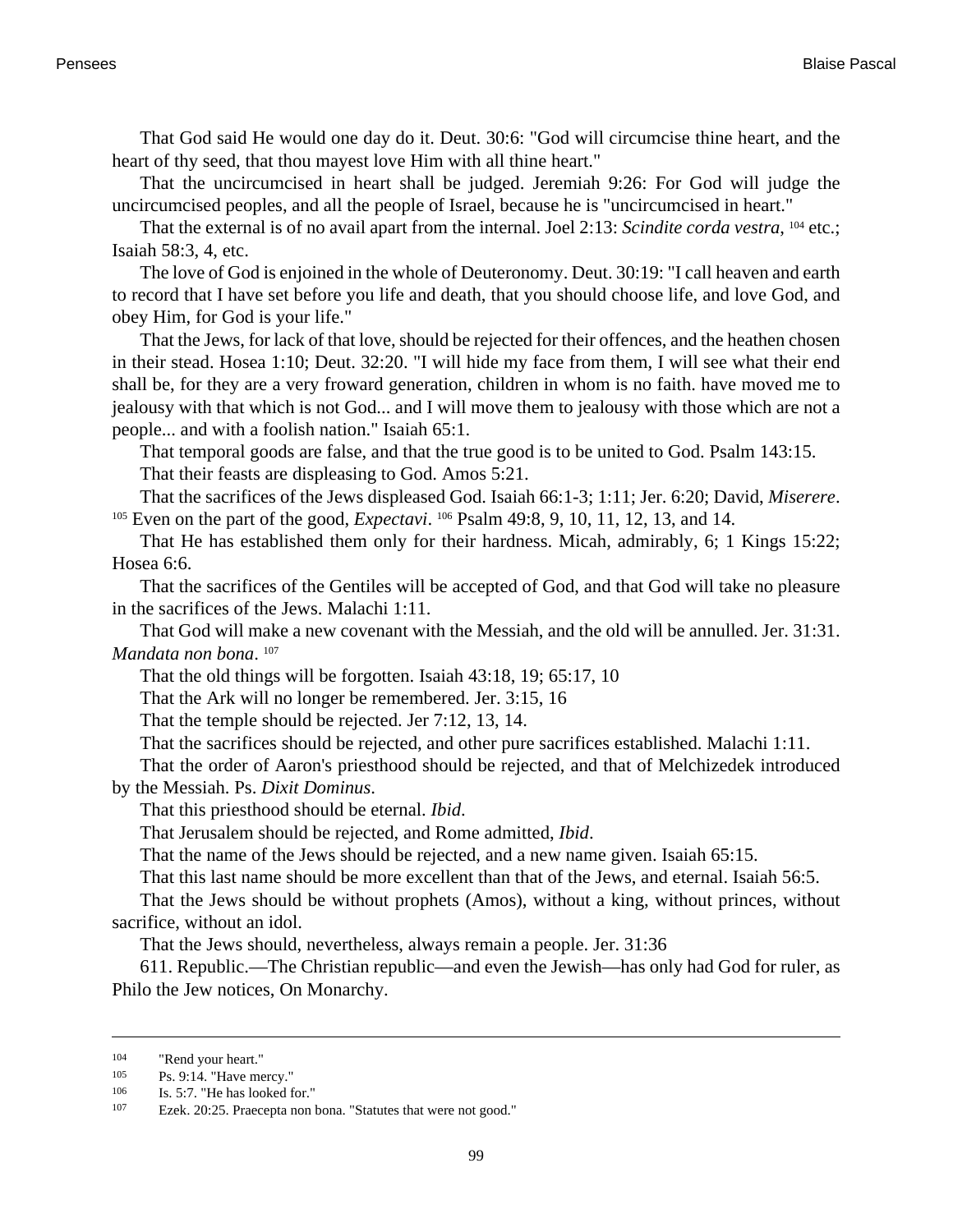That God said He would one day do it. Deut. 30:6: "God will circumcise thine heart, and the heart of thy seed, that thou mayest love Him with all thine heart."

That the uncircumcised in heart shall be judged. Jeremiah 9:26: For God will judge the uncircumcised peoples, and all the people of Israel, because he is "uncircumcised in heart."

That the external is of no avail apart from the internal. Joel 2:13: *Scindite corda vestra*, [104] etc.; Isaiah 58:3, 4, etc.

The love of God is enjoined in the whole of Deuteronomy. Deut. 30:19: "I call heaven and earth to record that I have set before you life and death, that you should choose life, and love God, and obey Him, for God is your life."

That the Jews, for lack of that love, should be rejected for their offences, and the heathen chosen in their stead. Hosea 1:10; Deut. 32:20. "I will hide my face from them, I will see what their end shall be, for they are a very froward generation, children in whom is no faith. have moved me to jealousy with that which is not God... and I will move them to jealousy with those which are not a people... and with a foolish nation." Isaiah 65:1.

That temporal goods are false, and that the true good is to be united to God. Psalm 143:15.

That their feasts are displeasing to God. Amos 5:21.

That the sacrifices of the Jews displeased God. Isaiah 66:1-3; 1:11; Jer. 6:20; David, *Miserere*. [105] Even on the part of the good, *Expectavi*. [106] Psalm 49:8, 9, 10, 11, 12, 13, and 14.

That He has established them only for their hardness. Micah, admirably, 6; 1 Kings 15:22; Hosea 6:6.

That the sacrifices of the Gentiles will be accepted of God, and that God will take no pleasure in the sacrifices of the Jews. Malachi 1:11.

That God will make a new covenant with the Messiah, and the old will be annulled. Jer. 31:31. *Mandata non bona*. [107]

That the old things will be forgotten. Isaiah 43:18, 19; 65:17, 10

That the Ark will no longer be remembered. Jer. 3:15, 16

That the temple should be rejected. Jer 7:12, 13, 14.

That the sacrifices should be rejected, and other pure sacrifices established. Malachi 1:11.

That the order of Aaron's priesthood should be rejected, and that of Melchizedek introduced by the Messiah. Ps. *Dixit Dominus*.

That this priesthood should be eternal. *Ibid*.

That Jerusalem should be rejected, and Rome admitted, *Ibid*.

That the name of the Jews should be rejected, and a new name given. Isaiah 65:15.

That this last name should be more excellent than that of the Jews, and eternal. Isaiah 56:5.

That the Jews should be without prophets (Amos), without a king, without princes, without sacrifice, without an idol.

That the Jews should, nevertheless, always remain a people. Jer. 31:36

611. Republic.—The Christian republic—and even the Jewish—has only had God for ruler, as Philo the Jew notices, On Monarchy.

---

[104] "Rend your heart."

[105] Ps. 9:14. "Have mercy."

[106] Is. 5:7. "He has looked for."

[107] Ezek. 20:25. Praecepta non bona. "Statutes that were not good."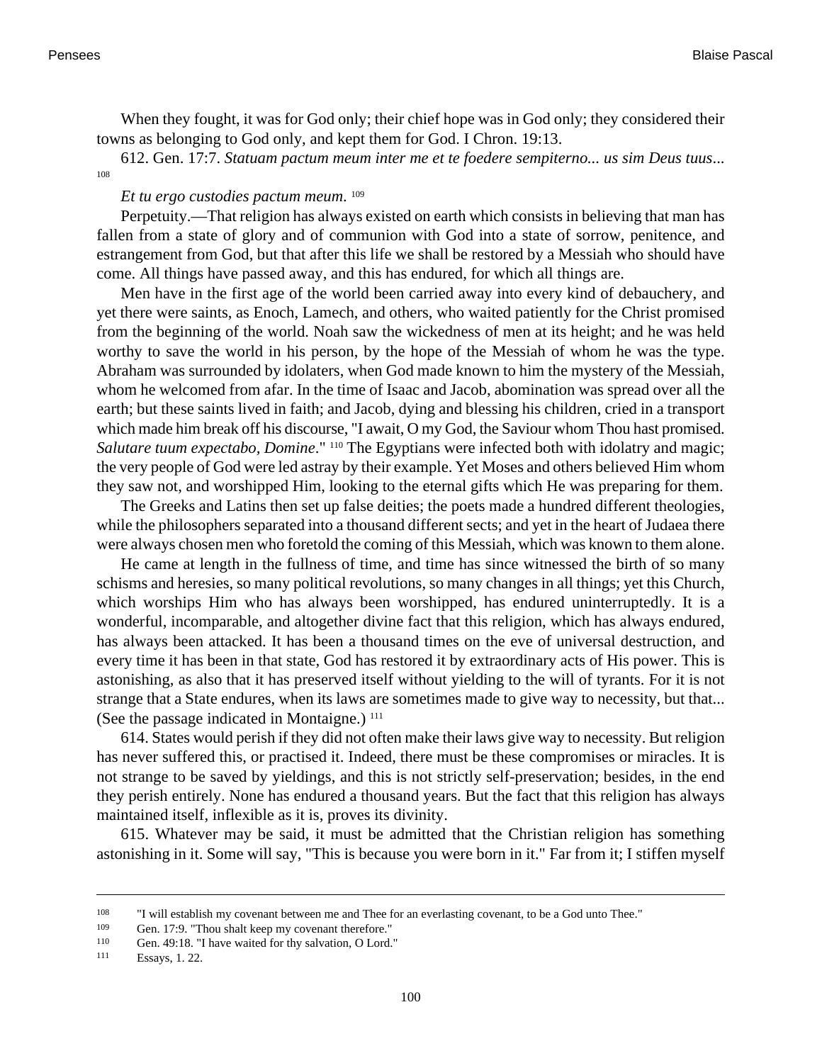When they fought, it was for God only; their chief hope was in God only; they considered their towns as belonging to God only, and kept them for God. I Chron. 19:13.

612. Gen. 17:7. *Statuam pactum meum inter me et te foedere sempiterno... us sim Deus tuus...* [108]

*Et tu ergo custodies pactum meum.* [109]

Perpetuity.—That religion has always existed on earth which consists in believing that man has fallen from a state of glory and of communion with God into a state of sorrow, penitence, and estrangement from God, but that after this life we shall be restored by a Messiah who should have come. All things have passed away, and this has endured, for which all things are.

Men have in the first age of the world been carried away into every kind of debauchery, and yet there were saints, as Enoch, Lamech, and others, who waited patiently for the Christ promised from the beginning of the world. Noah saw the wickedness of men at its height; and he was held worthy to save the world in his person, by the hope of the Messiah of whom he was the type. Abraham was surrounded by idolaters, when God made known to him the mystery of the Messiah, whom he welcomed from afar. In the time of Isaac and Jacob, abomination was spread over all the earth; but these saints lived in faith; and Jacob, dying and blessing his children, cried in a transport which made him break off his discourse, "I await, O my God, the Saviour whom Thou hast promised. *Salutare tuum expectabo, Domine*." [110] The Egyptians were infected both with idolatry and magic; the very people of God were led astray by their example. Yet Moses and others believed Him whom they saw not, and worshipped Him, looking to the eternal gifts which He was preparing for them.

The Greeks and Latins then set up false deities; the poets made a hundred different theologies, while the philosophers separated into a thousand different sects; and yet in the heart of Judaea there were always chosen men who foretold the coming of this Messiah, which was known to them alone.

He came at length in the fullness of time, and time has since witnessed the birth of so many schisms and heresies, so many political revolutions, so many changes in all things; yet this Church, which worships Him who has always been worshipped, has endured uninterruptedly. It is a wonderful, incomparable, and altogether divine fact that this religion, which has always endured, has always been attacked. It has been a thousand times on the eve of universal destruction, and every time it has been in that state, God has restored it by extraordinary acts of His power. This is astonishing, as also that it has preserved itself without yielding to the will of tyrants. For it is not strange that a State endures, when its laws are sometimes made to give way to necessity, but that... (See the passage indicated in Montaigne.) [111]

614. States would perish if they did not often make their laws give way to necessity. But religion has never suffered this, or practised it. Indeed, there must be these compromises or miracles. It is not strange to be saved by yieldings, and this is not strictly self-preservation; besides, in the end they perish entirely. None has endured a thousand years. But the fact that this religion has always maintained itself, inflexible as it is, proves its divinity.

615. Whatever may be said, it must be admitted that the Christian religion has something astonishing in it. Some will say, "This is because you were born in it." Far from it; I stiffen myself

---

[108] "I will establish my covenant between me and Thee for an everlasting covenant, to be a God unto Thee."

[109] Gen. 17:9. "Thou shalt keep my covenant therefore."

[110] Gen. 49:18. "I have waited for thy salvation, O Lord."

[111] Essays, 1. 22.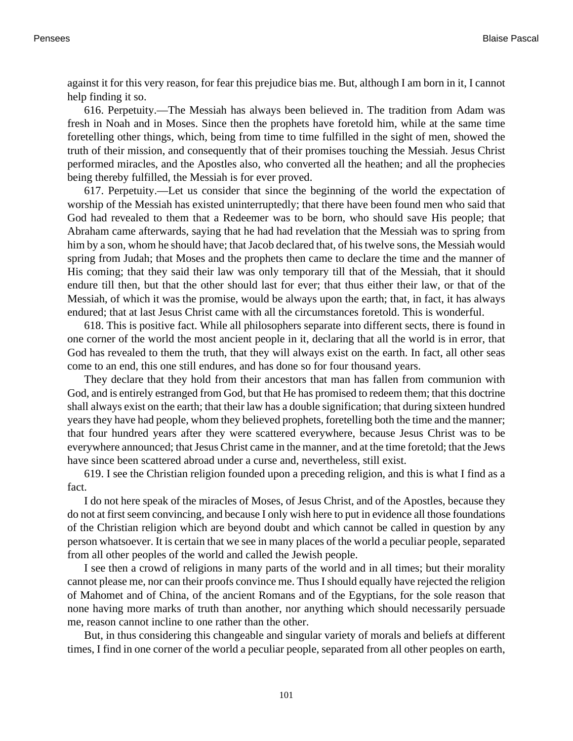against it for this very reason, for fear this prejudice bias me. But, although I am born in it, I cannot help finding it so.

616. Perpetuity.—The Messiah has always been believed in. The tradition from Adam was fresh in Noah and in Moses. Since then the prophets have foretold him, while at the same time foretelling other things, which, being from time to time fulfilled in the sight of men, showed the truth of their mission, and consequently that of their promises touching the Messiah. Jesus Christ performed miracles, and the Apostles also, who converted all the heathen; and all the prophecies being thereby fulfilled, the Messiah is for ever proved.

617. Perpetuity.—Let us consider that since the beginning of the world the expectation of worship of the Messiah has existed uninterruptedly; that there have been found men who said that God had revealed to them that a Redeemer was to be born, who should save His people; that Abraham came afterwards, saying that he had had revelation that the Messiah was to spring from him by a son, whom he should have; that Jacob declared that, of his twelve sons, the Messiah would spring from Judah; that Moses and the prophets then came to declare the time and the manner of His coming; that they said their law was only temporary till that of the Messiah, that it should endure till then, but that the other should last for ever; that thus either their law, or that of the Messiah, of which it was the promise, would be always upon the earth; that, in fact, it has always endured; that at last Jesus Christ came with all the circumstances foretold. This is wonderful.

618. This is positive fact. While all philosophers separate into different sects, there is found in one corner of the world the most ancient people in it, declaring that all the world is in error, that God has revealed to them the truth, that they will always exist on the earth. In fact, all other seas come to an end, this one still endures, and has done so for four thousand years.

They declare that they hold from their ancestors that man has fallen from communion with God, and is entirely estranged from God, but that He has promised to redeem them; that this doctrine shall always exist on the earth; that their law has a double signification; that during sixteen hundred years they have had people, whom they believed prophets, foretelling both the time and the manner; that four hundred years after they were scattered everywhere, because Jesus Christ was to be everywhere announced; that Jesus Christ came in the manner, and at the time foretold; that the Jews have since been scattered abroad under a curse and, nevertheless, still exist.

619. I see the Christian religion founded upon a preceding religion, and this is what I find as a fact.

I do not here speak of the miracles of Moses, of Jesus Christ, and of the Apostles, because they do not at first seem convincing, and because I only wish here to put in evidence all those foundations of the Christian religion which are beyond doubt and which cannot be called in question by any person whatsoever. It is certain that we see in many places of the world a peculiar people, separated from all other peoples of the world and called the Jewish people.

I see then a crowd of religions in many parts of the world and in all times; but their morality cannot please me, nor can their proofs convince me. Thus I should equally have rejected the religion of Mahomet and of China, of the ancient Romans and of the Egyptians, for the sole reason that none having more marks of truth than another, nor anything which should necessarily persuade me, reason cannot incline to one rather than the other.

But, in thus considering this changeable and singular variety of morals and beliefs at different times, I find in one corner of the world a peculiar people, separated from all other peoples on earth,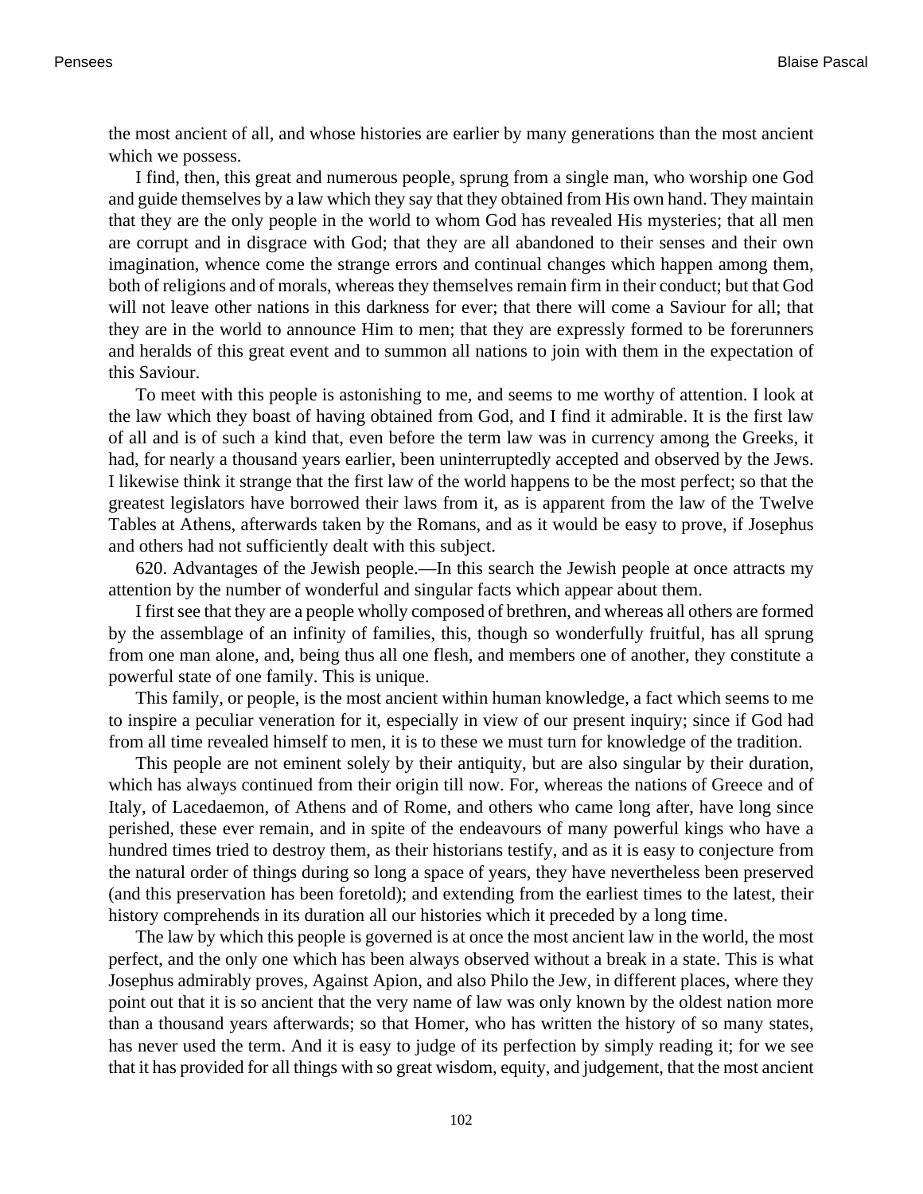the most ancient of all, and whose histories are earlier by many generations than the most ancient which we possess.

I find, then, this great and numerous people, sprung from a single man, who worship one God and guide themselves by a law which they say that they obtained from His own hand. They maintain that they are the only people in the world to whom God has revealed His mysteries; that all men are corrupt and in disgrace with God; that they are all abandoned to their senses and their own imagination, whence come the strange errors and continual changes which happen among them, both of religions and of morals, whereas they themselves remain firm in their conduct; but that God will not leave other nations in this darkness for ever; that there will come a Saviour for all; that they are in the world to announce Him to men; that they are expressly formed to be forerunners and heralds of this great event and to summon all nations to join with them in the expectation of this Saviour.

To meet with this people is astonishing to me, and seems to me worthy of attention. I look at the law which they boast of having obtained from God, and I find it admirable. It is the first law of all and is of such a kind that, even before the term law was in currency among the Greeks, it had, for nearly a thousand years earlier, been uninterruptedly accepted and observed by the Jews. I likewise think it strange that the first law of the world happens to be the most perfect; so that the greatest legislators have borrowed their laws from it, as is apparent from the law of the Twelve Tables at Athens, afterwards taken by the Romans, and as it would be easy to prove, if Josephus and others had not sufficiently dealt with this subject.

620. Advantages of the Jewish people.—In this search the Jewish people at once attracts my attention by the number of wonderful and singular facts which appear about them.

I first see that they are a people wholly composed of brethren, and whereas all others are formed by the assemblage of an infinity of families, this, though so wonderfully fruitful, has all sprung from one man alone, and, being thus all one flesh, and members one of another, they constitute a powerful state of one family. This is unique.

This family, or people, is the most ancient within human knowledge, a fact which seems to me to inspire a peculiar veneration for it, especially in view of our present inquiry; since if God had from all time revealed himself to men, it is to these we must turn for knowledge of the tradition.

This people are not eminent solely by their antiquity, but are also singular by their duration, which has always continued from their origin till now. For, whereas the nations of Greece and of Italy, of Lacedaemon, of Athens and of Rome, and others who came long after, have long since perished, these ever remain, and in spite of the endeavours of many powerful kings who have a hundred times tried to destroy them, as their historians testify, and as it is easy to conjecture from the natural order of things during so long a space of years, they have nevertheless been preserved (and this preservation has been foretold); and extending from the earliest times to the latest, their history comprehends in its duration all our histories which it preceded by a long time.

The law by which this people is governed is at once the most ancient law in the world, the most perfect, and the only one which has been always observed without a break in a state. This is what Josephus admirably proves, Against Apion, and also Philo the Jew, in different places, where they point out that it is so ancient that the very name of law was only known by the oldest nation more than a thousand years afterwards; so that Homer, who has written the history of so many states, has never used the term. And it is easy to judge of its perfection by simply reading it; for we see that it has provided for all things with so great wisdom, equity, and judgement, that the most ancient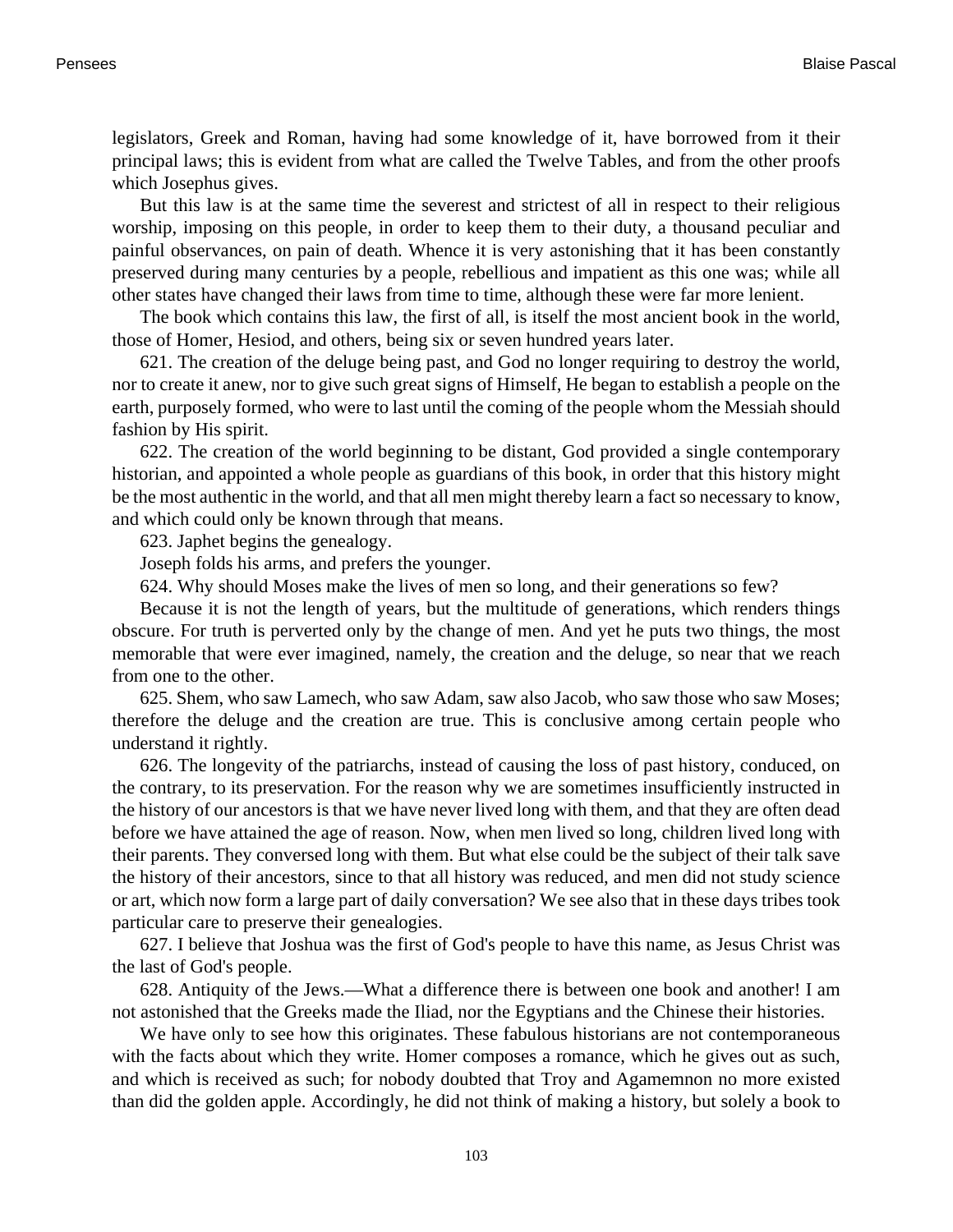legislators, Greek and Roman, having had some knowledge of it, have borrowed from it their principal laws; this is evident from what are called the Twelve Tables, and from the other proofs which Josephus gives.

But this law is at the same time the severest and strictest of all in respect to their religious worship, imposing on this people, in order to keep them to their duty, a thousand peculiar and painful observances, on pain of death. Whence it is very astonishing that it has been constantly preserved during many centuries by a people, rebellious and impatient as this one was; while all other states have changed their laws from time to time, although these were far more lenient.

The book which contains this law, the first of all, is itself the most ancient book in the world, those of Homer, Hesiod, and others, being six or seven hundred years later.

621. The creation of the deluge being past, and God no longer requiring to destroy the world, nor to create it anew, nor to give such great signs of Himself, He began to establish a people on the earth, purposely formed, who were to last until the coming of the people whom the Messiah should fashion by His spirit.

622. The creation of the world beginning to be distant, God provided a single contemporary historian, and appointed a whole people as guardians of this book, in order that this history might be the most authentic in the world, and that all men might thereby learn a fact so necessary to know, and which could only be known through that means.

623. Japhet begins the genealogy.

Joseph folds his arms, and prefers the younger.

624. Why should Moses make the lives of men so long, and their generations so few?

Because it is not the length of years, but the multitude of generations, which renders things obscure. For truth is perverted only by the change of men. And yet he puts two things, the most memorable that were ever imagined, namely, the creation and the deluge, so near that we reach from one to the other.

625. Shem, who saw Lamech, who saw Adam, saw also Jacob, who saw those who saw Moses; therefore the deluge and the creation are true. This is conclusive among certain people who understand it rightly.

626. The longevity of the patriarchs, instead of causing the loss of past history, conduced, on the contrary, to its preservation. For the reason why we are sometimes insufficiently instructed in the history of our ancestors is that we have never lived long with them, and that they are often dead before we have attained the age of reason. Now, when men lived so long, children lived long with their parents. They conversed long with them. But what else could be the subject of their talk save the history of their ancestors, since to that all history was reduced, and men did not study science or art, which now form a large part of daily conversation? We see also that in these days tribes took particular care to preserve their genealogies.

627. I believe that Joshua was the first of God's people to have this name, as Jesus Christ was the last of God's people.

628. Antiquity of the Jews.—What a difference there is between one book and another! I am not astonished that the Greeks made the Iliad, nor the Egyptians and the Chinese their histories.

We have only to see how this originates. These fabulous historians are not contemporaneous with the facts about which they write. Homer composes a romance, which he gives out as such, and which is received as such; for nobody doubted that Troy and Agamemnon no more existed than did the golden apple. Accordingly, he did not think of making a history, but solely a book to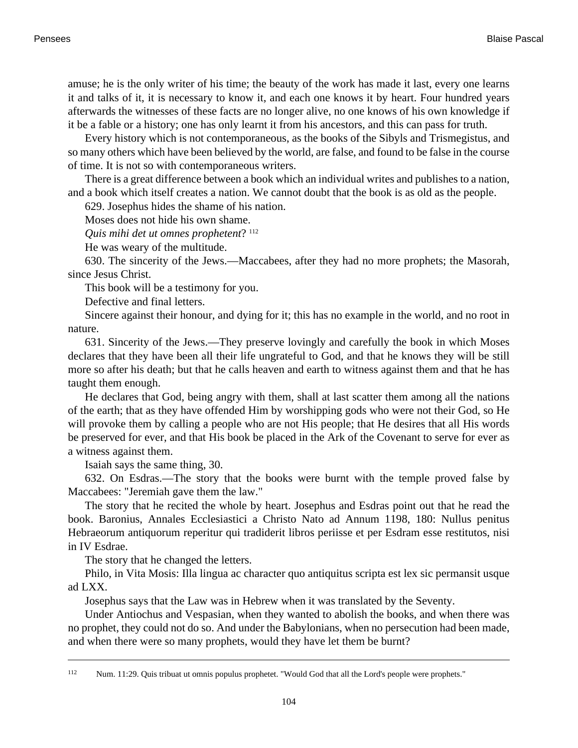amuse; he is the only writer of his time; the beauty of the work has made it last, every one learns it and talks of it, it is necessary to know it, and each one knows it by heart. Four hundred years afterwards the witnesses of these facts are no longer alive, no one knows of his own knowledge if it be a fable or a history; one has only learnt it from his ancestors, and this can pass for truth.

Every history which is not contemporaneous, as the books of the Sibyls and Trismegistus, and so many others which have been believed by the world, are false, and found to be false in the course of time. It is not so with contemporaneous writers.

There is a great difference between a book which an individual writes and publishes to a nation, and a book which itself creates a nation. We cannot doubt that the book is as old as the people.

629. Josephus hides the shame of his nation.

Moses does not hide his own shame.

*Quis mihi det ut omnes prophetent*? [112]

He was weary of the multitude.

630. The sincerity of the Jews.—Maccabees, after they had no more prophets; the Masorah, since Jesus Christ.

This book will be a testimony for you.

Defective and final letters.

Sincere against their honour, and dying for it; this has no example in the world, and no root in nature.

631. Sincerity of the Jews.—They preserve lovingly and carefully the book in which Moses declares that they have been all their life ungrateful to God, and that he knows they will be still more so after his death; but that he calls heaven and earth to witness against them and that he has taught them enough.

He declares that God, being angry with them, shall at last scatter them among all the nations of the earth; that as they have offended Him by worshipping gods who were not their God, so He will provoke them by calling a people who are not His people; that He desires that all His words be preserved for ever, and that His book be placed in the Ark of the Covenant to serve for ever as a witness against them.

Isaiah says the same thing, 30.

632. On Esdras.—The story that the books were burnt with the temple proved false by Maccabees: "Jeremiah gave them the law."

The story that he recited the whole by heart. Josephus and Esdras point out that he read the book. Baronius, Annales Ecclesiastici a Christo Nato ad Annum 1198, 180: Nullus penitus Hebraeorum antiquorum reperitur qui tradiderit libros periisse et per Esdram esse restitutos, nisi in IV Esdrae.

The story that he changed the letters.

Philo, in Vita Mosis: Illa lingua ac character quo antiquitus scripta est lex sic permansit usque ad LXX.

Josephus says that the Law was in Hebrew when it was translated by the Seventy.

Under Antiochus and Vespasian, when they wanted to abolish the books, and when there was no prophet, they could not do so. And under the Babylonians, when no persecution had been made, and when there were so many prophets, would they have let them be burnt?

---

[112] Num. 11:29. Quis tribuat ut omnis populus prophetet. "Would God that all the Lord's people were prophets."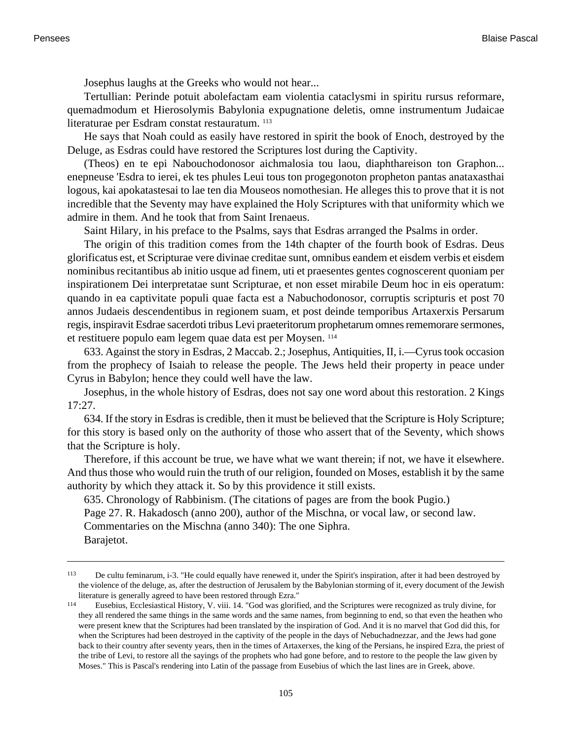Josephus laughs at the Greeks who would not hear...

Tertullian: Perinde potuit abolefactam eam violentia cataclysmi in spiritu rursus reformare, quemadmodum et Hierosolymis Babylonia expugnatione deletis, omne instrumentum Judaicae literaturae per Esdram constat restauratum. [113]

He says that Noah could as easily have restored in spirit the book of Enoch, destroyed by the Deluge, as Esdras could have restored the Scriptures lost during the Captivity.

(Theos) en te epi Nabouchodonosor aichmalosia tou laou, diaphthareison ton Graphon... enepneuse 'Esdra to ierei, ek tes phules Leui tous ton progegonoton propheton pantas anataxasthai logous, kai apokatastesai to lae ten dia Mouseos nomothesian. He alleges this to prove that it is not incredible that the Seventy may have explained the Holy Scriptures with that uniformity which we admire in them. And he took that from Saint Irenaeus.

Saint Hilary, in his preface to the Psalms, says that Esdras arranged the Psalms in order.

The origin of this tradition comes from the 14th chapter of the fourth book of Esdras. Deus glorificatus est, et Scripturae vere divinae creditae sunt, omnibus eandem et eisdem verbis et eisdem nominibus recitantibus ab initio usque ad finem, uti et praesentes gentes cognoscerent quoniam per inspirationem Dei interpretatae sunt Scripturae, et non esset mirabile Deum hoc in eis operatum: quando in ea captivitate populi quae facta est a Nabuchodonosor, corruptis scripturis et post 70 annos Judaeis descendentibus in regionem suam, et post deinde temporibus Artaxerxis Persarum regis, inspiravit Esdrae sacerdoti tribus Levi praeteritorum prophetarum omnes rememorare sermones, et restituere populo eam legem quae data est per Moysen. [114]

633. Against the story in Esdras, 2 Maccab. 2.; Josephus, Antiquities, II, i.—Cyrus took occasion from the prophecy of Isaiah to release the people. The Jews held their property in peace under Cyrus in Babylon; hence they could well have the law.

Josephus, in the whole history of Esdras, does not say one word about this restoration. 2 Kings 17:27.

634. If the story in Esdras is credible, then it must be believed that the Scripture is Holy Scripture; for this story is based only on the authority of those who assert that of the Seventy, which shows that the Scripture is holy.

Therefore, if this account be true, we have what we want therein; if not, we have it elsewhere. And thus those who would ruin the truth of our religion, founded on Moses, establish it by the same authority by which they attack it. So by this providence it still exists.

635. Chronology of Rabbinism. (The citations of pages are from the book Pugio.)

Page 27. R. Hakadosch (anno 200), author of the Mischna, or vocal law, or second law.

Commentaries on the Mischna (anno 340): The one Siphra.

Barajetot.

---

[113] De cultu feminarum, i-3. "He could equally have renewed it, under the Spirit's inspiration, after it had been destroyed by the violence of the deluge, as, after the destruction of Jerusalem by the Babylonian storming of it, every document of the Jewish literature is generally agreed to have been restored through Ezra."

[114] Eusebius, Ecclesiastical History, V. viii. 14. "God was glorified, and the Scriptures were recognized as truly divine, for they all rendered the same things in the same words and the same names, from beginning to end, so that even the heathen who were present knew that the Scriptures had been translated by the inspiration of God. And it is no marvel that God did this, for when the Scriptures had been destroyed in the captivity of the people in the days of Nebuchadnezzar, and the Jews had gone back to their country after seventy years, then in the times of Artaxerxes, the king of the Persians, he inspired Ezra, the priest of the tribe of Levi, to restore all the sayings of the prophets who had gone before, and to restore to the people the law given by Moses." This is Pascal's rendering into Latin of the passage from Eusebius of which the last lines are in Greek, above.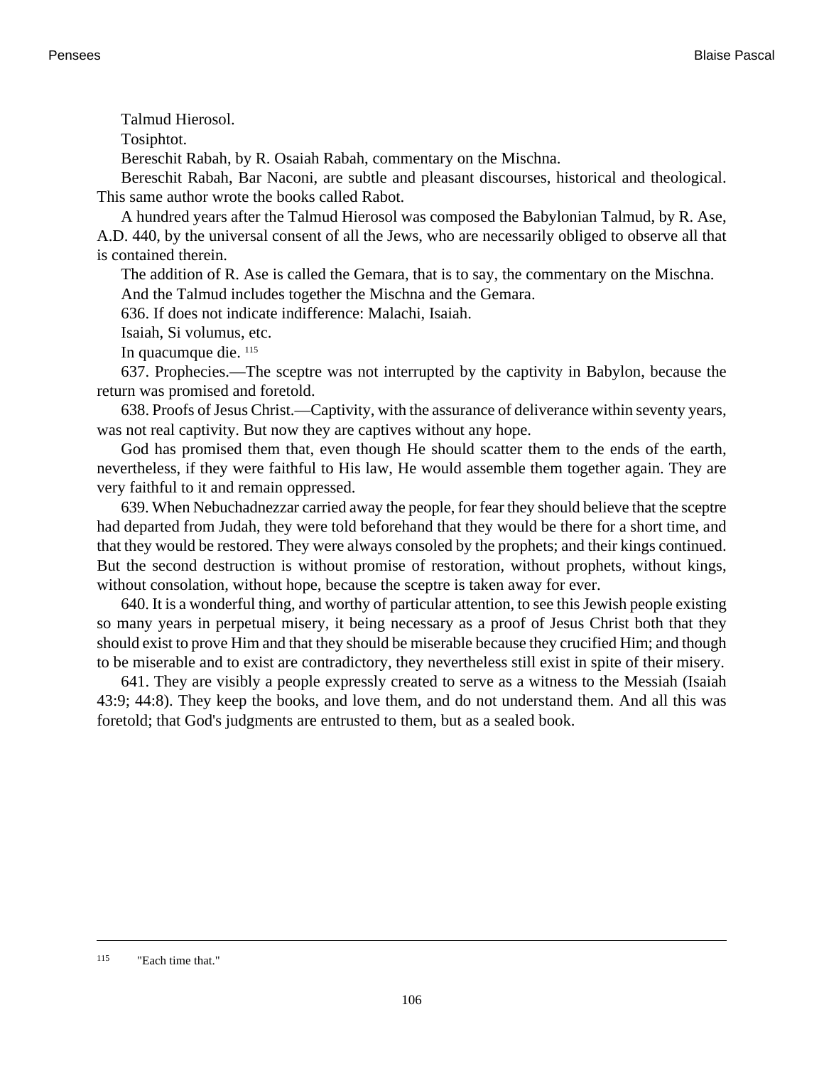Talmud Hierosol.

Tosiphtot.

Bereschit Rabah, by R. Osaiah Rabah, commentary on the Mischna.

Bereschit Rabah, Bar Naconi, are subtle and pleasant discourses, historical and theological. This same author wrote the books called Rabot.

A hundred years after the Talmud Hierosol was composed the Babylonian Talmud, by R. Ase, A.D. 440, by the universal consent of all the Jews, who are necessarily obliged to observe all that is contained therein.

The addition of R. Ase is called the Gemara, that is to say, the commentary on the Mischna.

And the Talmud includes together the Mischna and the Gemara.

636. If does not indicate indifference: Malachi, Isaiah.

Isaiah, Si volumus, etc.

In quacumque die. [115]

637. Prophecies.—The sceptre was not interrupted by the captivity in Babylon, because the return was promised and foretold.

638. Proofs of Jesus Christ.—Captivity, with the assurance of deliverance within seventy years, was not real captivity. But now they are captives without any hope.

God has promised them that, even though He should scatter them to the ends of the earth, nevertheless, if they were faithful to His law, He would assemble them together again. They are very faithful to it and remain oppressed.

639. When Nebuchadnezzar carried away the people, for fear they should believe that the sceptre had departed from Judah, they were told beforehand that they would be there for a short time, and that they would be restored. They were always consoled by the prophets; and their kings continued. But the second destruction is without promise of restoration, without prophets, without kings, without consolation, without hope, because the sceptre is taken away for ever.

640. It is a wonderful thing, and worthy of particular attention, to see this Jewish people existing so many years in perpetual misery, it being necessary as a proof of Jesus Christ both that they should exist to prove Him and that they should be miserable because they crucified Him; and though to be miserable and to exist are contradictory, they nevertheless still exist in spite of their misery.

641. They are visibly a people expressly created to serve as a witness to the Messiah (Isaiah 43:9; 44:8). They keep the books, and love them, and do not understand them. And all this was foretold; that God's judgments are entrusted to them, but as a sealed book.

---

[115] "Each time that."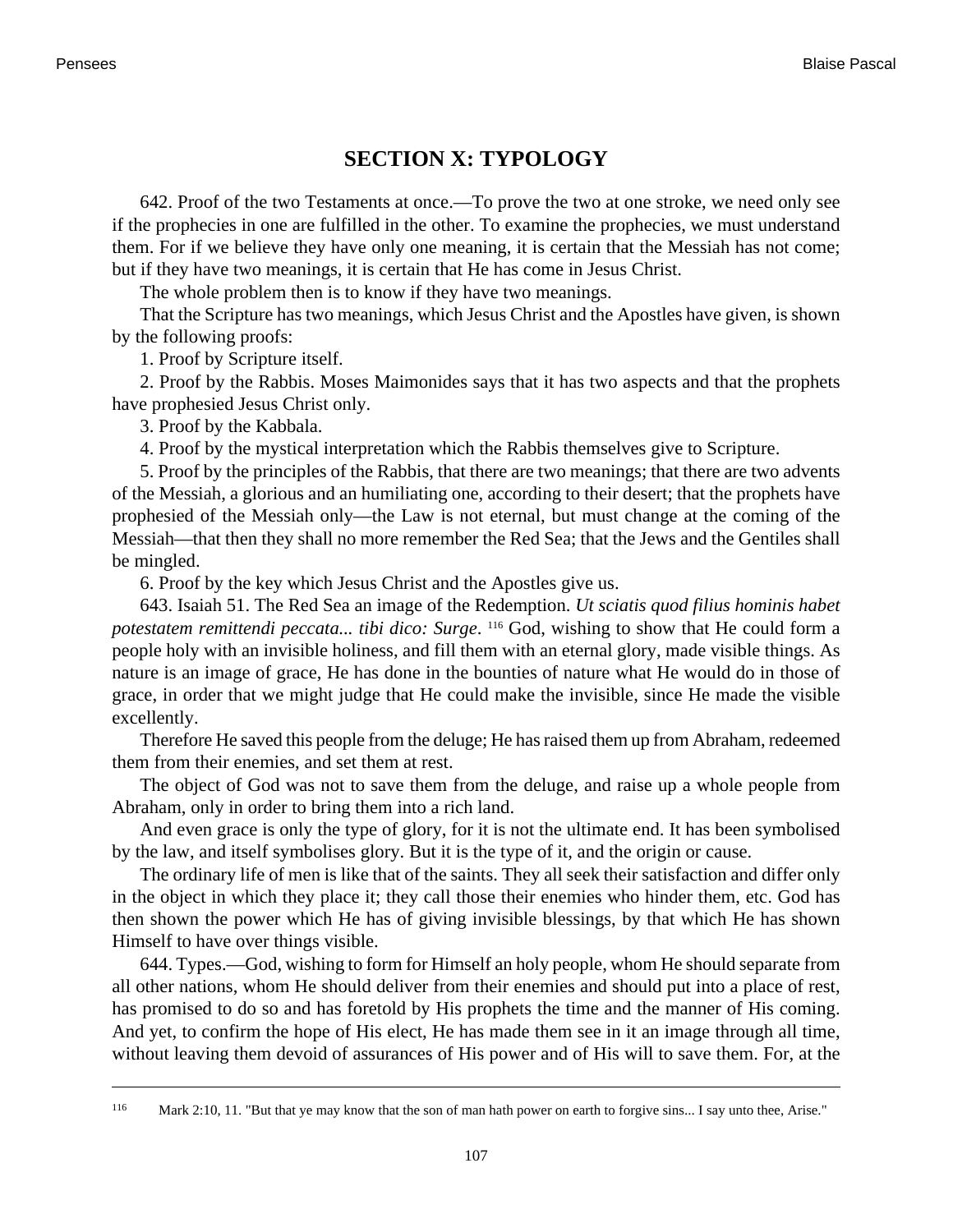## SECTION X: TYPOLOGY

642. Proof of the two Testaments at once.—To prove the two at one stroke, we need only see if the prophecies in one are fulfilled in the other. To examine the prophecies, we must understand them. For if we believe they have only one meaning, it is certain that the Messiah has not come; but if they have two meanings, it is certain that He has come in Jesus Christ.

The whole problem then is to know if they have two meanings.

That the Scripture has two meanings, which Jesus Christ and the Apostles have given, is shown by the following proofs:

1. Proof by Scripture itself.

2. Proof by the Rabbis. Moses Maimonides says that it has two aspects and that the prophets have prophesied Jesus Christ only.

3. Proof by the Kabbala.

4. Proof by the mystical interpretation which the Rabbis themselves give to Scripture.

5. Proof by the principles of the Rabbis, that there are two meanings; that there are two advents of the Messiah, a glorious and an humiliating one, according to their desert; that the prophets have prophesied of the Messiah only—the Law is not eternal, but must change at the coming of the Messiah—that then they shall no more remember the Red Sea; that the Jews and the Gentiles shall be mingled.

6. Proof by the key which Jesus Christ and the Apostles give us.

643. Isaiah 51. The Red Sea an image of the Redemption. *Ut sciatis quod filius hominis habet potestatem remittendi peccata... tibi dico: Surge*. [116] God, wishing to show that He could form a people holy with an invisible holiness, and fill them with an eternal glory, made visible things. As nature is an image of grace, He has done in the bounties of nature what He would do in those of grace, in order that we might judge that He could make the invisible, since He made the visible excellently.

Therefore He saved this people from the deluge; He has raised them up from Abraham, redeemed them from their enemies, and set them at rest.

The object of God was not to save them from the deluge, and raise up a whole people from Abraham, only in order to bring them into a rich land.

And even grace is only the type of glory, for it is not the ultimate end. It has been symbolised by the law, and itself symbolises glory. But it is the type of it, and the origin or cause.

The ordinary life of men is like that of the saints. They all seek their satisfaction and differ only in the object in which they place it; they call those their enemies who hinder them, etc. God has then shown the power which He has of giving invisible blessings, by that which He has shown Himself to have over things visible.

644. Types.—God, wishing to form for Himself an holy people, whom He should separate from all other nations, whom He should deliver from their enemies and should put into a place of rest, has promised to do so and has foretold by His prophets the time and the manner of His coming. And yet, to confirm the hope of His elect, He has made them see in it an image through all time, without leaving them devoid of assurances of His power and of His will to save them. For, at the

---

[116] Mark 2:10, 11. "But that ye may know that the son of man hath power on earth to forgive sins... I say unto thee, Arise."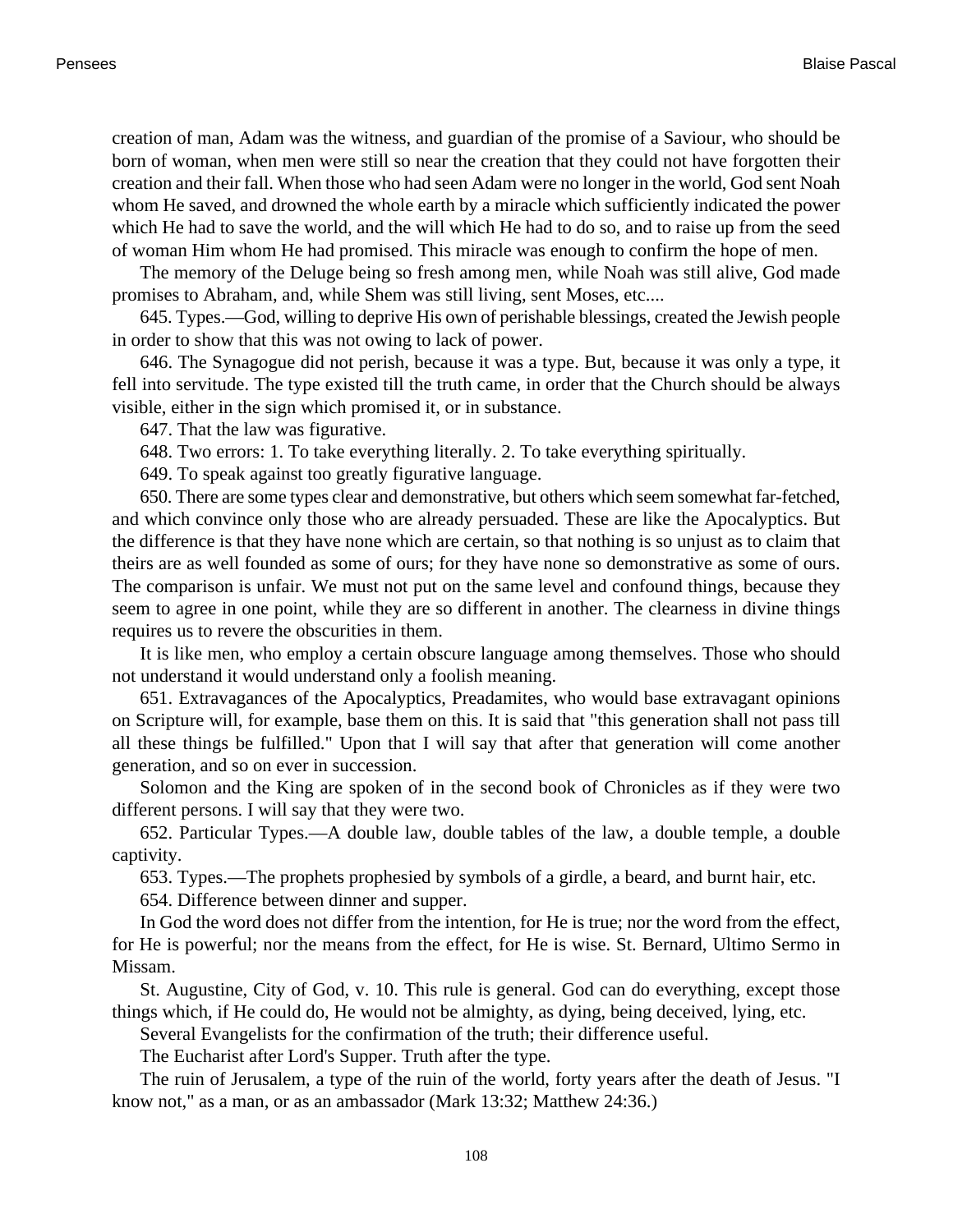creation of man, Adam was the witness, and guardian of the promise of a Saviour, who should be born of woman, when men were still so near the creation that they could not have forgotten their creation and their fall. When those who had seen Adam were no longer in the world, God sent Noah whom He saved, and drowned the whole earth by a miracle which sufficiently indicated the power which He had to save the world, and the will which He had to do so, and to raise up from the seed of woman Him whom He had promised. This miracle was enough to confirm the hope of men.

The memory of the Deluge being so fresh among men, while Noah was still alive, God made promises to Abraham, and, while Shem was still living, sent Moses, etc....

645. Types.—God, willing to deprive His own of perishable blessings, created the Jewish people in order to show that this was not owing to lack of power.

646. The Synagogue did not perish, because it was a type. But, because it was only a type, it fell into servitude. The type existed till the truth came, in order that the Church should be always visible, either in the sign which promised it, or in substance.

647. That the law was figurative.

648. Two errors: 1. To take everything literally. 2. To take everything spiritually.

649. To speak against too greatly figurative language.

650. There are some types clear and demonstrative, but others which seem somewhat far-fetched, and which convince only those who are already persuaded. These are like the Apocalyptics. But the difference is that they have none which are certain, so that nothing is so unjust as to claim that theirs are as well founded as some of ours; for they have none so demonstrative as some of ours. The comparison is unfair. We must not put on the same level and confound things, because they seem to agree in one point, while they are so different in another. The clearness in divine things requires us to revere the obscurities in them.

It is like men, who employ a certain obscure language among themselves. Those who should not understand it would understand only a foolish meaning.

651. Extravagances of the Apocalyptics, Preadamites, who would base extravagant opinions on Scripture will, for example, base them on this. It is said that "this generation shall not pass till all these things be fulfilled." Upon that I will say that after that generation will come another generation, and so on ever in succession.

Solomon and the King are spoken of in the second book of Chronicles as if they were two different persons. I will say that they were two.

652. Particular Types.—A double law, double tables of the law, a double temple, a double captivity.

653. Types.—The prophets prophesied by symbols of a girdle, a beard, and burnt hair, etc.

654. Difference between dinner and supper.

In God the word does not differ from the intention, for He is true; nor the word from the effect, for He is powerful; nor the means from the effect, for He is wise. St. Bernard, Ultimo Sermo in Missam.

St. Augustine, City of God, v. 10. This rule is general. God can do everything, except those things which, if He could do, He would not be almighty, as dying, being deceived, lying, etc.

Several Evangelists for the confirmation of the truth; their difference useful.

The Eucharist after Lord's Supper. Truth after the type.

The ruin of Jerusalem, a type of the ruin of the world, forty years after the death of Jesus. "I know not," as a man, or as an ambassador (Mark 13:32; Matthew 24:36.)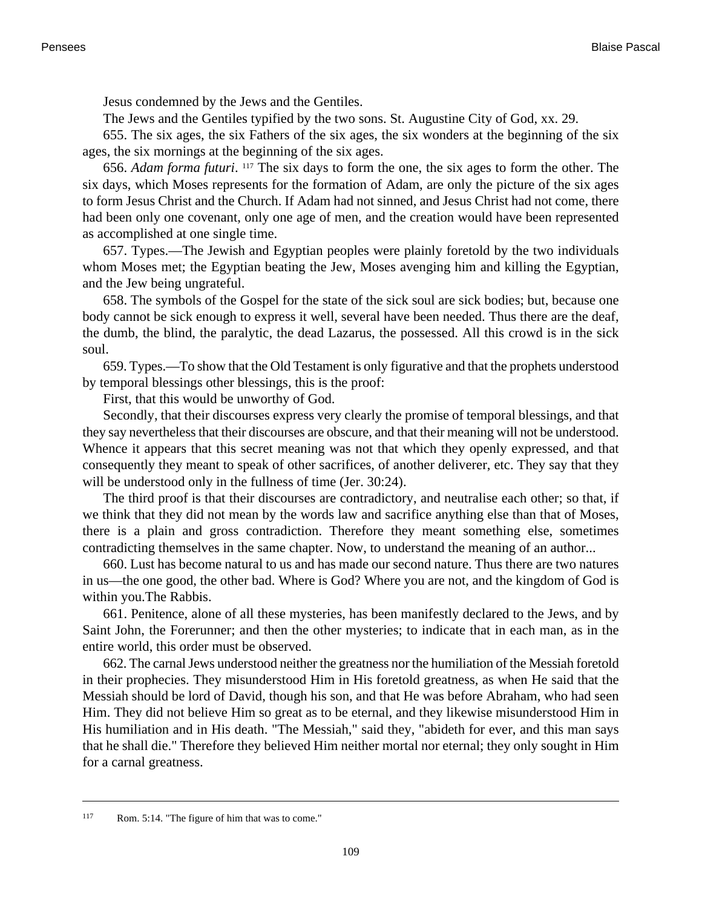Jesus condemned by the Jews and the Gentiles.

The Jews and the Gentiles typified by the two sons. St. Augustine City of God, xx. 29.

655. The six ages, the six Fathers of the six ages, the six wonders at the beginning of the six ages, the six mornings at the beginning of the six ages.

656. *Adam forma futuri*. [117] The six days to form the one, the six ages to form the other. The six days, which Moses represents for the formation of Adam, are only the picture of the six ages to form Jesus Christ and the Church. If Adam had not sinned, and Jesus Christ had not come, there had been only one covenant, only one age of men, and the creation would have been represented as accomplished at one single time.

657. Types.—The Jewish and Egyptian peoples were plainly foretold by the two individuals whom Moses met; the Egyptian beating the Jew, Moses avenging him and killing the Egyptian, and the Jew being ungrateful.

658. The symbols of the Gospel for the state of the sick soul are sick bodies; but, because one body cannot be sick enough to express it well, several have been needed. Thus there are the deaf, the dumb, the blind, the paralytic, the dead Lazarus, the possessed. All this crowd is in the sick soul.

659. Types.—To show that the Old Testament is only figurative and that the prophets understood by temporal blessings other blessings, this is the proof:

First, that this would be unworthy of God.

Secondly, that their discourses express very clearly the promise of temporal blessings, and that they say nevertheless that their discourses are obscure, and that their meaning will not be understood. Whence it appears that this secret meaning was not that which they openly expressed, and that consequently they meant to speak of other sacrifices, of another deliverer, etc. They say that they will be understood only in the fullness of time (Jer. 30:24).

The third proof is that their discourses are contradictory, and neutralise each other; so that, if we think that they did not mean by the words law and sacrifice anything else than that of Moses, there is a plain and gross contradiction. Therefore they meant something else, sometimes contradicting themselves in the same chapter. Now, to understand the meaning of an author...

660. Lust has become natural to us and has made our second nature. Thus there are two natures in us—the one good, the other bad. Where is God? Where you are not, and the kingdom of God is within you.The Rabbis.

661. Penitence, alone of all these mysteries, has been manifestly declared to the Jews, and by Saint John, the Forerunner; and then the other mysteries; to indicate that in each man, as in the entire world, this order must be observed.

662. The carnal Jews understood neither the greatness nor the humiliation of the Messiah foretold in their prophecies. They misunderstood Him in His foretold greatness, as when He said that the Messiah should be lord of David, though his son, and that He was before Abraham, who had seen Him. They did not believe Him so great as to be eternal, and they likewise misunderstood Him in His humiliation and in His death. "The Messiah," said they, "abideth for ever, and this man says that he shall die." Therefore they believed Him neither mortal nor eternal; they only sought in Him for a carnal greatness.

---

[117] Rom. 5:14. "The figure of him that was to come."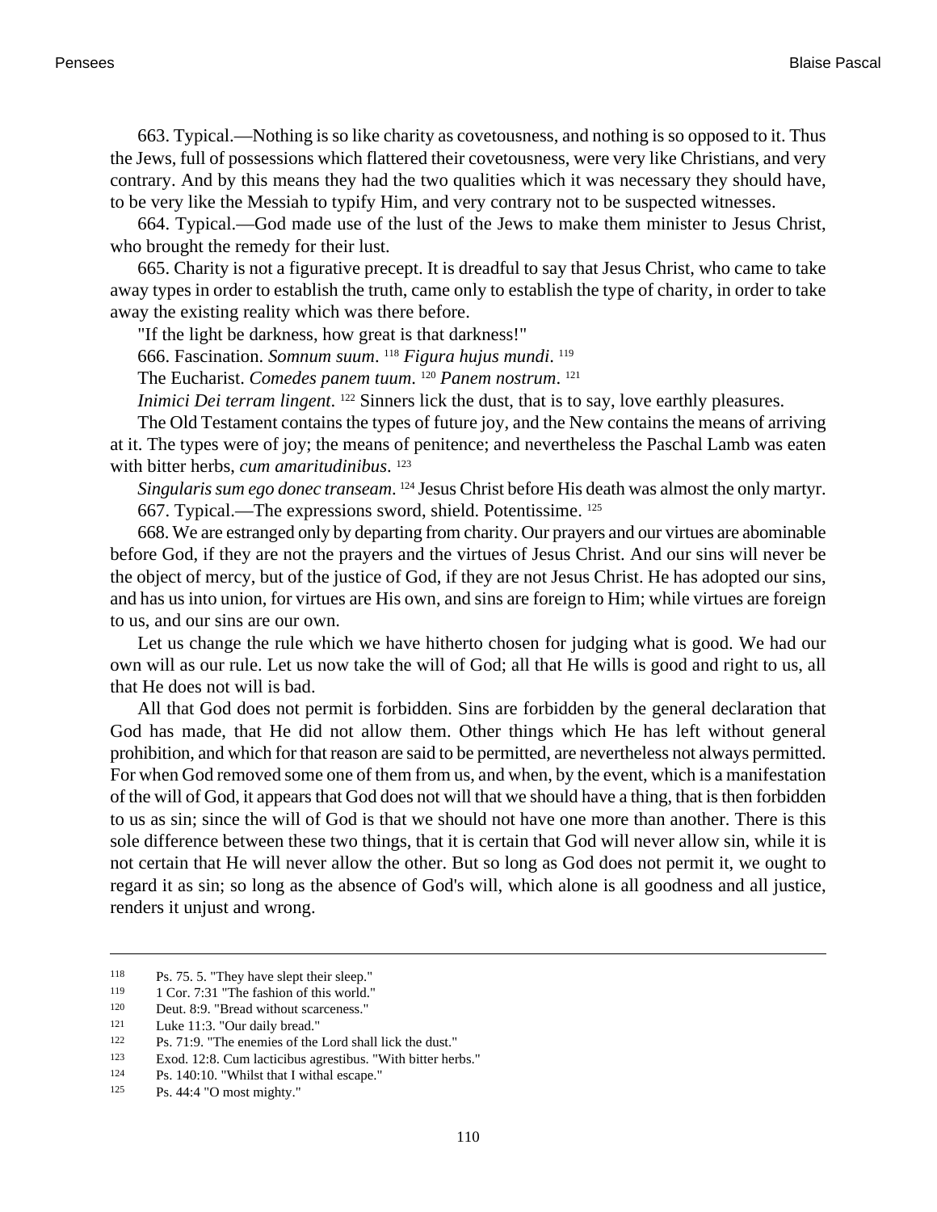663. Typical.—Nothing is so like charity as covetousness, and nothing is so opposed to it. Thus the Jews, full of possessions which flattered their covetousness, were very like Christians, and very contrary. And by this means they had the two qualities which it was necessary they should have, to be very like the Messiah to typify Him, and very contrary not to be suspected witnesses.

664. Typical.—God made use of the lust of the Jews to make them minister to Jesus Christ, who brought the remedy for their lust.

665. Charity is not a figurative precept. It is dreadful to say that Jesus Christ, who came to take away types in order to establish the truth, came only to establish the type of charity, in order to take away the existing reality which was there before.

"If the light be darkness, how great is that darkness!"

666. Fascination. *Somnum suum*. [118] *Figura hujus mundi*. [119]

The Eucharist. *Comedes panem tuum*. [120] *Panem nostrum*. [121]

*Inimici Dei terram lingent*. [122] Sinners lick the dust, that is to say, love earthly pleasures.

The Old Testament contains the types of future joy, and the New contains the means of arriving at it. The types were of joy; the means of penitence; and nevertheless the Paschal Lamb was eaten with bitter herbs, *cum amaritudinibus*. [123]

*Singularis sum ego donec transeam*. [124] Jesus Christ before His death was almost the only martyr.

667. Typical.—The expressions sword, shield. Potentissime. [125]

668. We are estranged only by departing from charity. Our prayers and our virtues are abominable before God, if they are not the prayers and the virtues of Jesus Christ. And our sins will never be the object of mercy, but of the justice of God, if they are not Jesus Christ. He has adopted our sins, and has us into union, for virtues are His own, and sins are foreign to Him; while virtues are foreign to us, and our sins are our own.

Let us change the rule which we have hitherto chosen for judging what is good. We had our own will as our rule. Let us now take the will of God; all that He wills is good and right to us, all that He does not will is bad.

All that God does not permit is forbidden. Sins are forbidden by the general declaration that God has made, that He did not allow them. Other things which He has left without general prohibition, and which for that reason are said to be permitted, are nevertheless not always permitted. For when God removed some one of them from us, and when, by the event, which is a manifestation of the will of God, it appears that God does not will that we should have a thing, that is then forbidden to us as sin; since the will of God is that we should not have one more than another. There is this sole difference between these two things, that it is certain that God will never allow sin, while it is not certain that He will never allow the other. But so long as God does not permit it, we ought to regard it as sin; so long as the absence of God's will, which alone is all goodness and all justice, renders it unjust and wrong.

---

118 Ps. 75. 5. "They have slept their sleep."

119 1 Cor. 7:31 "The fashion of this world."

120 Deut. 8:9. "Bread without scarceness."

121 Luke 11:3. "Our daily bread."

122 Ps. 71:9. "The enemies of the Lord shall lick the dust."

123 Exod. 12:8. Cum lacticibus agrestibus. "With bitter herbs."

124 Ps. 140:10. "Whilst that I withal escape."

125 Ps. 44:4 "O most mighty."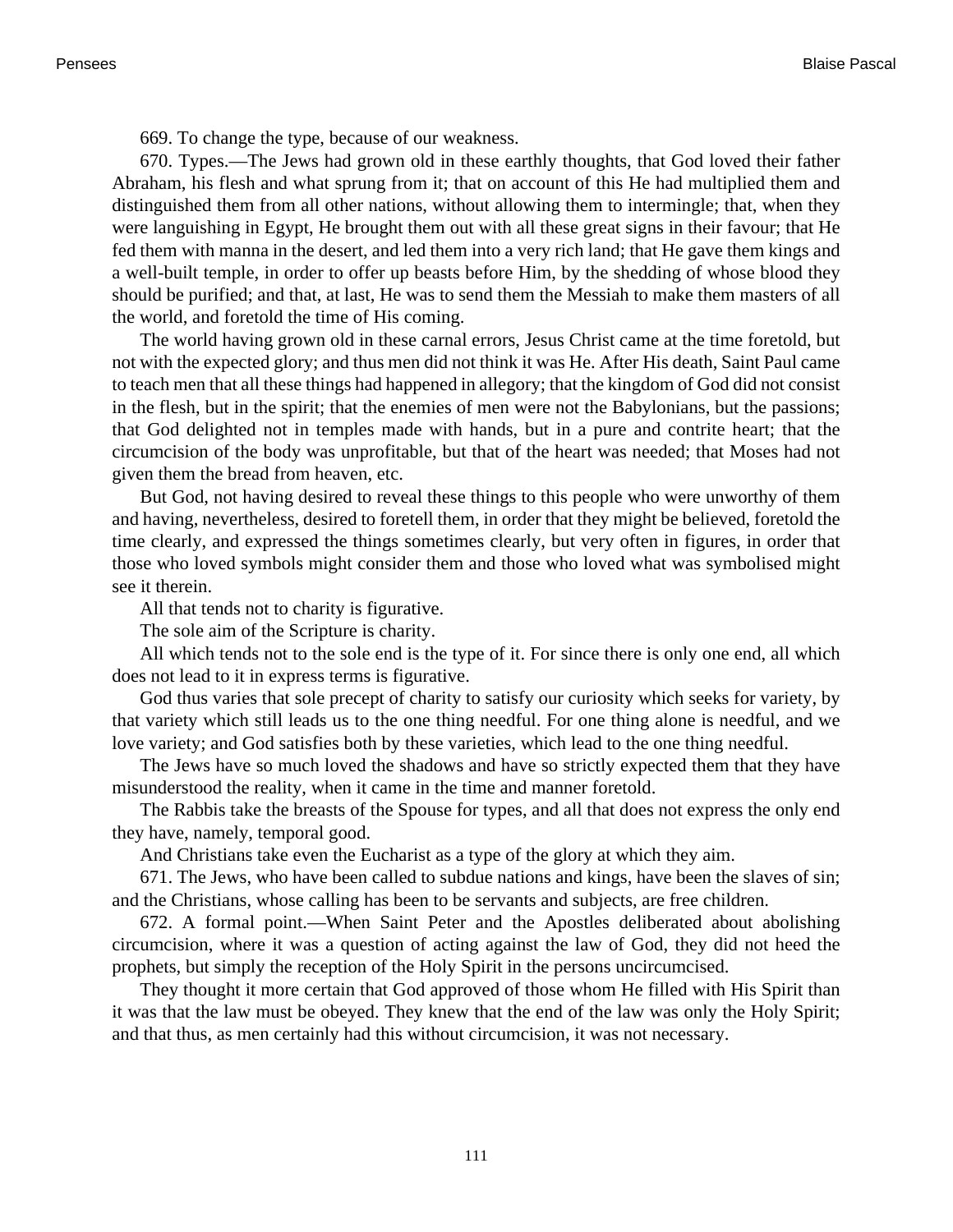669. To change the type, because of our weakness.

670. Types.—The Jews had grown old in these earthly thoughts, that God loved their father Abraham, his flesh and what sprung from it; that on account of this He had multiplied them and distinguished them from all other nations, without allowing them to intermingle; that, when they were languishing in Egypt, He brought them out with all these great signs in their favour; that He fed them with manna in the desert, and led them into a very rich land; that He gave them kings and a well-built temple, in order to offer up beasts before Him, by the shedding of whose blood they should be purified; and that, at last, He was to send them the Messiah to make them masters of all the world, and foretold the time of His coming.

The world having grown old in these carnal errors, Jesus Christ came at the time foretold, but not with the expected glory; and thus men did not think it was He. After His death, Saint Paul came to teach men that all these things had happened in allegory; that the kingdom of God did not consist in the flesh, but in the spirit; that the enemies of men were not the Babylonians, but the passions; that God delighted not in temples made with hands, but in a pure and contrite heart; that the circumcision of the body was unprofitable, but that of the heart was needed; that Moses had not given them the bread from heaven, etc.

But God, not having desired to reveal these things to this people who were unworthy of them and having, nevertheless, desired to foretell them, in order that they might be believed, foretold the time clearly, and expressed the things sometimes clearly, but very often in figures, in order that those who loved symbols might consider them and those who loved what was symbolised might see it therein.

All that tends not to charity is figurative.

The sole aim of the Scripture is charity.

All which tends not to the sole end is the type of it. For since there is only one end, all which does not lead to it in express terms is figurative.

God thus varies that sole precept of charity to satisfy our curiosity which seeks for variety, by that variety which still leads us to the one thing needful. For one thing alone is needful, and we love variety; and God satisfies both by these varieties, which lead to the one thing needful.

The Jews have so much loved the shadows and have so strictly expected them that they have misunderstood the reality, when it came in the time and manner foretold.

The Rabbis take the breasts of the Spouse for types, and all that does not express the only end they have, namely, temporal good.

And Christians take even the Eucharist as a type of the glory at which they aim.

671. The Jews, who have been called to subdue nations and kings, have been the slaves of sin; and the Christians, whose calling has been to be servants and subjects, are free children.

672. A formal point.—When Saint Peter and the Apostles deliberated about abolishing circumcision, where it was a question of acting against the law of God, they did not heed the prophets, but simply the reception of the Holy Spirit in the persons uncircumcised.

They thought it more certain that God approved of those whom He filled with His Spirit than it was that the law must be obeyed. They knew that the end of the law was only the Holy Spirit; and that thus, as men certainly had this without circumcision, it was not necessary.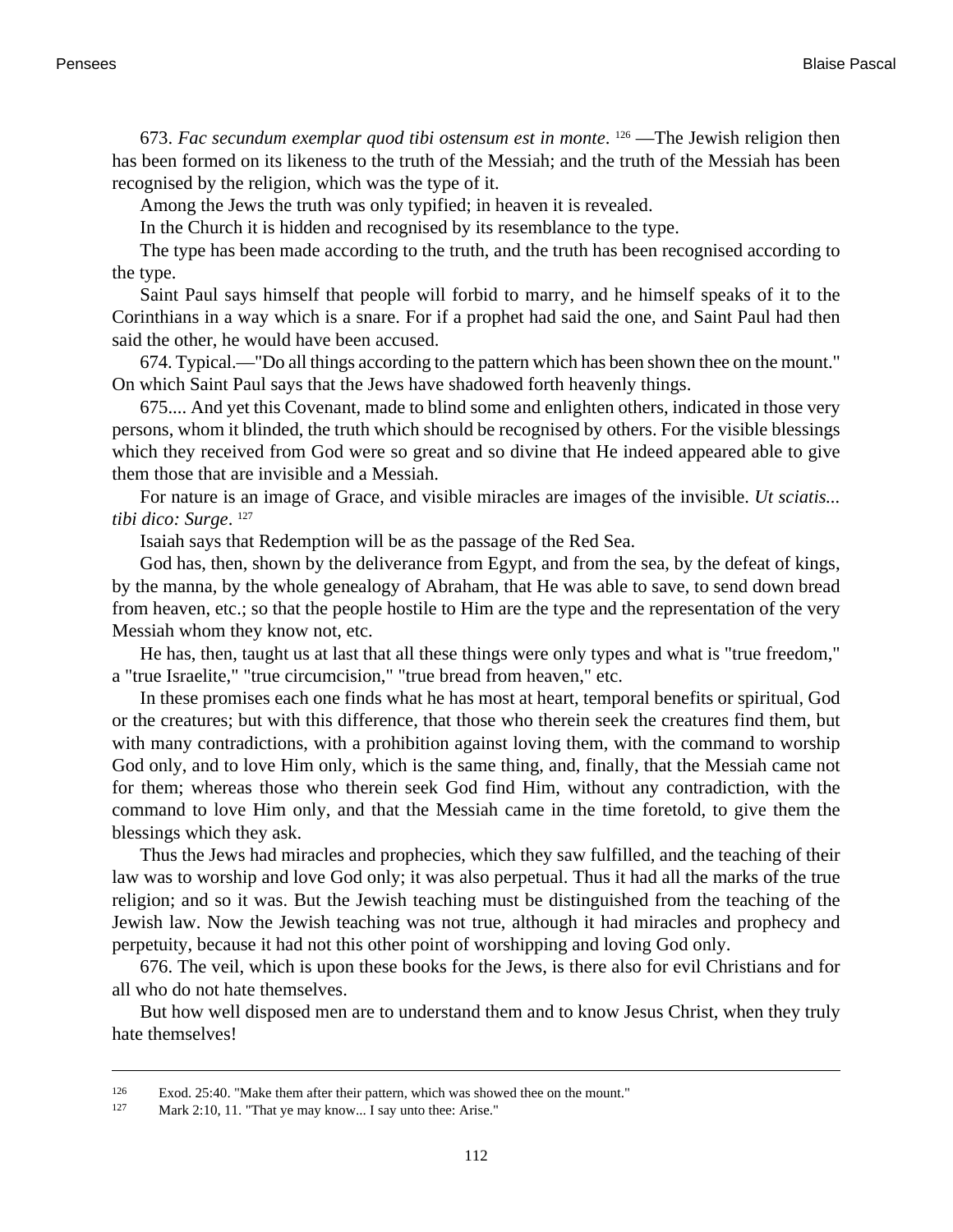673. *Fac secundum exemplar quod tibi ostensum est in monte*. [126] —The Jewish religion then has been formed on its likeness to the truth of the Messiah; and the truth of the Messiah has been recognised by the religion, which was the type of it.

Among the Jews the truth was only typified; in heaven it is revealed.

In the Church it is hidden and recognised by its resemblance to the type.

The type has been made according to the truth, and the truth has been recognised according to the type.

Saint Paul says himself that people will forbid to marry, and he himself speaks of it to the Corinthians in a way which is a snare. For if a prophet had said the one, and Saint Paul had then said the other, he would have been accused.

674. Typical.—"Do all things according to the pattern which has been shown thee on the mount." On which Saint Paul says that the Jews have shadowed forth heavenly things.

675.... And yet this Covenant, made to blind some and enlighten others, indicated in those very persons, whom it blinded, the truth which should be recognised by others. For the visible blessings which they received from God were so great and so divine that He indeed appeared able to give them those that are invisible and a Messiah.

For nature is an image of Grace, and visible miracles are images of the invisible. *Ut sciatis... tibi dico: Surge*. [127]

Isaiah says that Redemption will be as the passage of the Red Sea.

God has, then, shown by the deliverance from Egypt, and from the sea, by the defeat of kings, by the manna, by the whole genealogy of Abraham, that He was able to save, to send down bread from heaven, etc.; so that the people hostile to Him are the type and the representation of the very Messiah whom they know not, etc.

He has, then, taught us at last that all these things were only types and what is "true freedom," a "true Israelite," "true circumcision," "true bread from heaven," etc.

In these promises each one finds what he has most at heart, temporal benefits or spiritual, God or the creatures; but with this difference, that those who therein seek the creatures find them, but with many contradictions, with a prohibition against loving them, with the command to worship God only, and to love Him only, which is the same thing, and, finally, that the Messiah came not for them; whereas those who therein seek God find Him, without any contradiction, with the command to love Him only, and that the Messiah came in the time foretold, to give them the blessings which they ask.

Thus the Jews had miracles and prophecies, which they saw fulfilled, and the teaching of their law was to worship and love God only; it was also perpetual. Thus it had all the marks of the true religion; and so it was. But the Jewish teaching must be distinguished from the teaching of the Jewish law. Now the Jewish teaching was not true, although it had miracles and prophecy and perpetuity, because it had not this other point of worshipping and loving God only.

676. The veil, which is upon these books for the Jews, is there also for evil Christians and for all who do not hate themselves.

But how well disposed men are to understand them and to know Jesus Christ, when they truly hate themselves!

---

[126] Exod. 25:40. "Make them after their pattern, which was showed thee on the mount."

[127] Mark 2:10, 11. "That ye may know... I say unto thee: Arise."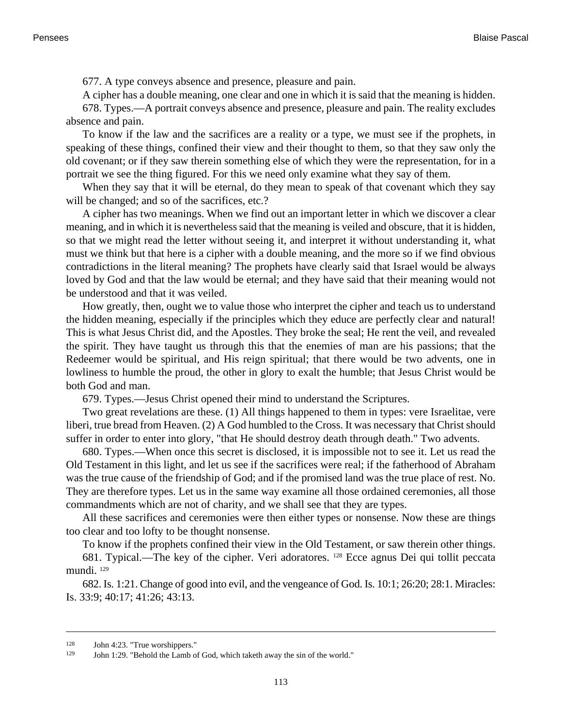677. A type conveys absence and presence, pleasure and pain.

A cipher has a double meaning, one clear and one in which it is said that the meaning is hidden.

678. Types.—A portrait conveys absence and presence, pleasure and pain. The reality excludes absence and pain.

To know if the law and the sacrifices are a reality or a type, we must see if the prophets, in speaking of these things, confined their view and their thought to them, so that they saw only the old covenant; or if they saw therein something else of which they were the representation, for in a portrait we see the thing figured. For this we need only examine what they say of them.

When they say that it will be eternal, do they mean to speak of that covenant which they say will be changed; and so of the sacrifices, etc.?

A cipher has two meanings. When we find out an important letter in which we discover a clear meaning, and in which it is nevertheless said that the meaning is veiled and obscure, that it is hidden, so that we might read the letter without seeing it, and interpret it without understanding it, what must we think but that here is a cipher with a double meaning, and the more so if we find obvious contradictions in the literal meaning? The prophets have clearly said that Israel would be always loved by God and that the law would be eternal; and they have said that their meaning would not be understood and that it was veiled.

How greatly, then, ought we to value those who interpret the cipher and teach us to understand the hidden meaning, especially if the principles which they educe are perfectly clear and natural! This is what Jesus Christ did, and the Apostles. They broke the seal; He rent the veil, and revealed the spirit. They have taught us through this that the enemies of man are his passions; that the Redeemer would be spiritual, and His reign spiritual; that there would be two advents, one in lowliness to humble the proud, the other in glory to exalt the humble; that Jesus Christ would be both God and man.

679. Types.—Jesus Christ opened their mind to understand the Scriptures.

Two great revelations are these. (1) All things happened to them in types: vere Israelitae, vere liberi, true bread from Heaven. (2) A God humbled to the Cross. It was necessary that Christ should suffer in order to enter into glory, "that He should destroy death through death." Two advents.

680. Types.—When once this secret is disclosed, it is impossible not to see it. Let us read the Old Testament in this light, and let us see if the sacrifices were real; if the fatherhood of Abraham was the true cause of the friendship of God; and if the promised land was the true place of rest. No. They are therefore types. Let us in the same way examine all those ordained ceremonies, all those commandments which are not of charity, and we shall see that they are types.

All these sacrifices and ceremonies were then either types or nonsense. Now these are things too clear and too lofty to be thought nonsense.

To know if the prophets confined their view in the Old Testament, or saw therein other things.

681. Typical.—The key of the cipher. Veri adoratores. [128] Ecce agnus Dei qui tollit peccata mundi. [129]

682. Is. 1:21. Change of good into evil, and the vengeance of God. Is. 10:1; 26:20; 28:1. Miracles: Is. 33:9; 40:17; 41:26; 43:13.

---

[128] John 4:23. "True worshippers."

[129] John 1:29. "Behold the Lamb of God, which taketh away the sin of the world."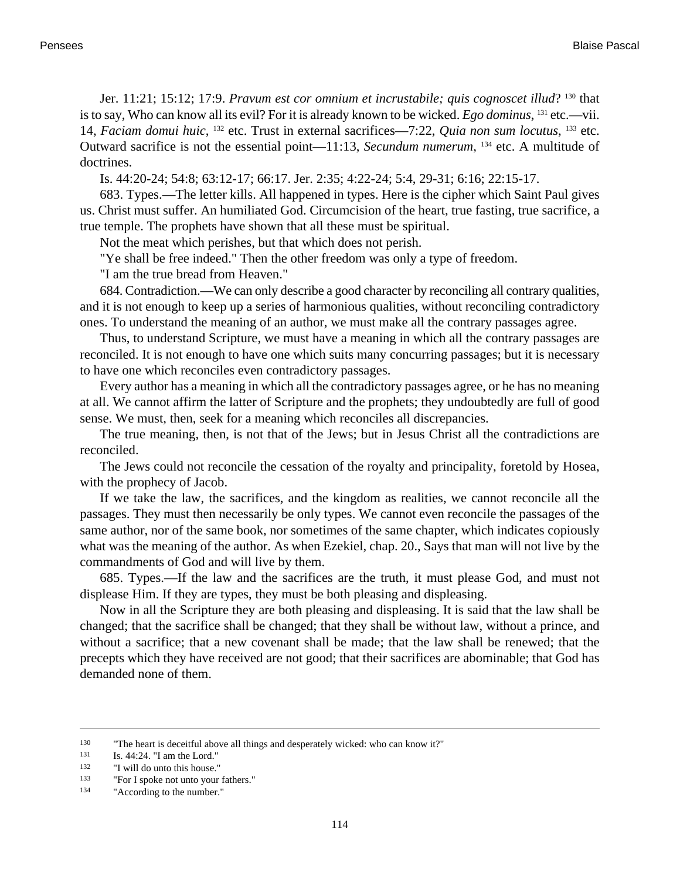Jer. 11:21; 15:12; 17:9. *Pravum est cor omnium et incrustabile; quis cognoscet illud*? [130] that is to say, Who can know all its evil? For it is already known to be wicked. *Ego dominus*, [131] etc.—vii. 14, *Faciam domui huic*, [132] etc. Trust in external sacrifices—7:22, *Quia non sum locutus*, [133] etc. Outward sacrifice is not the essential point—11:13, *Secundum numerum*, [134] etc. A multitude of doctrines.

Is. 44:20-24; 54:8; 63:12-17; 66:17. Jer. 2:35; 4:22-24; 5:4, 29-31; 6:16; 22:15-17.

683. Types.—The letter kills. All happened in types. Here is the cipher which Saint Paul gives us. Christ must suffer. An humiliated God. Circumcision of the heart, true fasting, true sacrifice, a true temple. The prophets have shown that all these must be spiritual.

Not the meat which perishes, but that which does not perish.

"Ye shall be free indeed." Then the other freedom was only a type of freedom.

"I am the true bread from Heaven."

684. Contradiction.—We can only describe a good character by reconciling all contrary qualities, and it is not enough to keep up a series of harmonious qualities, without reconciling contradictory ones. To understand the meaning of an author, we must make all the contrary passages agree.

Thus, to understand Scripture, we must have a meaning in which all the contrary passages are reconciled. It is not enough to have one which suits many concurring passages; but it is necessary to have one which reconciles even contradictory passages.

Every author has a meaning in which all the contradictory passages agree, or he has no meaning at all. We cannot affirm the latter of Scripture and the prophets; they undoubtedly are full of good sense. We must, then, seek for a meaning which reconciles all discrepancies.

The true meaning, then, is not that of the Jews; but in Jesus Christ all the contradictions are reconciled.

The Jews could not reconcile the cessation of the royalty and principality, foretold by Hosea, with the prophecy of Jacob.

If we take the law, the sacrifices, and the kingdom as realities, we cannot reconcile all the passages. They must then necessarily be only types. We cannot even reconcile the passages of the same author, nor of the same book, nor sometimes of the same chapter, which indicates copiously what was the meaning of the author. As when Ezekiel, chap. 20., Says that man will not live by the commandments of God and will live by them.

685. Types.—If the law and the sacrifices are the truth, it must please God, and must not displease Him. If they are types, they must be both pleasing and displeasing.

Now in all the Scripture they are both pleasing and displeasing. It is said that the law shall be changed; that the sacrifice shall be changed; that they shall be without law, without a prince, and without a sacrifice; that a new covenant shall be made; that the law shall be renewed; that the precepts which they have received are not good; that their sacrifices are abominable; that God has demanded none of them.

---

[130] "The heart is deceitful above all things and desperately wicked: who can know it?"

[131] Is. 44:24. "I am the Lord."

[132] "I will do unto this house."

[133] "For I spoke not unto your fathers."

[134] "According to the number."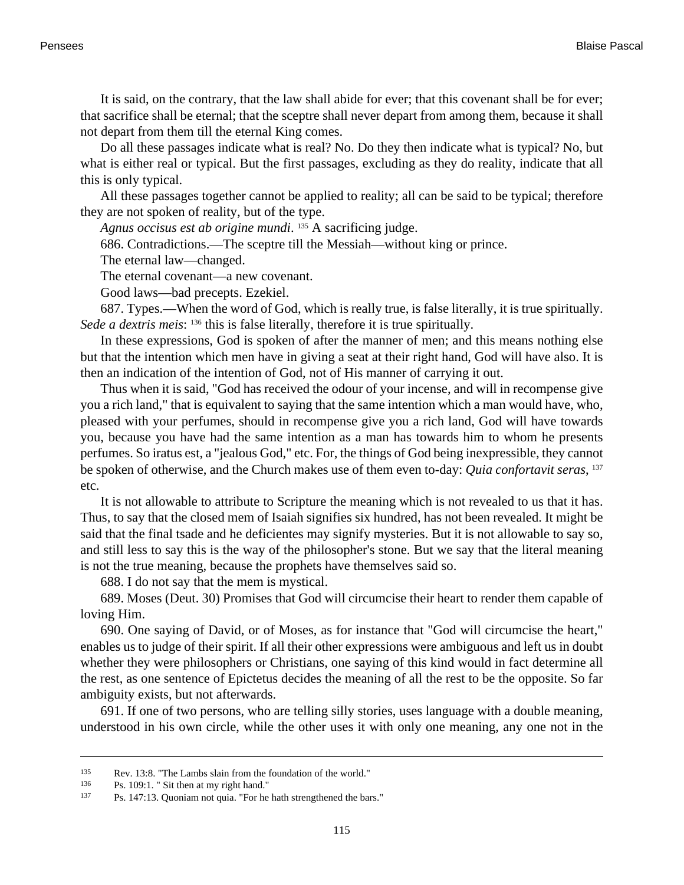It is said, on the contrary, that the law shall abide for ever; that this covenant shall be for ever; that sacrifice shall be eternal; that the sceptre shall never depart from among them, because it shall not depart from them till the eternal King comes.

Do all these passages indicate what is real? No. Do they then indicate what is typical? No, but what is either real or typical. But the first passages, excluding as they do reality, indicate that all this is only typical.

All these passages together cannot be applied to reality; all can be said to be typical; therefore they are not spoken of reality, but of the type.

*Agnus occisus est ab origine mundi*. [135] A sacrificing judge.

686. Contradictions.—The sceptre till the Messiah—without king or prince.

The eternal law—changed.

The eternal covenant—a new covenant.

Good laws—bad precepts. Ezekiel.

687. Types.—When the word of God, which is really true, is false literally, it is true spiritually. *Sede a dextris meis*: [136] this is false literally, therefore it is true spiritually.

In these expressions, God is spoken of after the manner of men; and this means nothing else but that the intention which men have in giving a seat at their right hand, God will have also. It is then an indication of the intention of God, not of His manner of carrying it out.

Thus when it is said, "God has received the odour of your incense, and will in recompense give you a rich land," that is equivalent to saying that the same intention which a man would have, who, pleased with your perfumes, should in recompense give you a rich land, God will have towards you, because you have had the same intention as a man has towards him to whom he presents perfumes. So iratus est, a "jealous God," etc. For, the things of God being inexpressible, they cannot be spoken of otherwise, and the Church makes use of them even to-day: *Quia confortavit seras*, [137] etc.

It is not allowable to attribute to Scripture the meaning which is not revealed to us that it has. Thus, to say that the closed mem of Isaiah signifies six hundred, has not been revealed. It might be said that the final tsade and he deficientes may signify mysteries. But it is not allowable to say so, and still less to say this is the way of the philosopher's stone. But we say that the literal meaning is not the true meaning, because the prophets have themselves said so.

688. I do not say that the mem is mystical.

689. Moses (Deut. 30) Promises that God will circumcise their heart to render them capable of loving Him.

690. One saying of David, or of Moses, as for instance that "God will circumcise the heart," enables us to judge of their spirit. If all their other expressions were ambiguous and left us in doubt whether they were philosophers or Christians, one saying of this kind would in fact determine all the rest, as one sentence of Epictetus decides the meaning of all the rest to be the opposite. So far ambiguity exists, but not afterwards.

691. If one of two persons, who are telling silly stories, uses language with a double meaning, understood in his own circle, while the other uses it with only one meaning, any one not in the

---

[135] Rev. 13:8. "The Lambs slain from the foundation of the world."

[136] Ps. 109:1. " Sit then at my right hand."

[137] Ps. 147:13. Quoniam not quia. "For he hath strengthened the bars."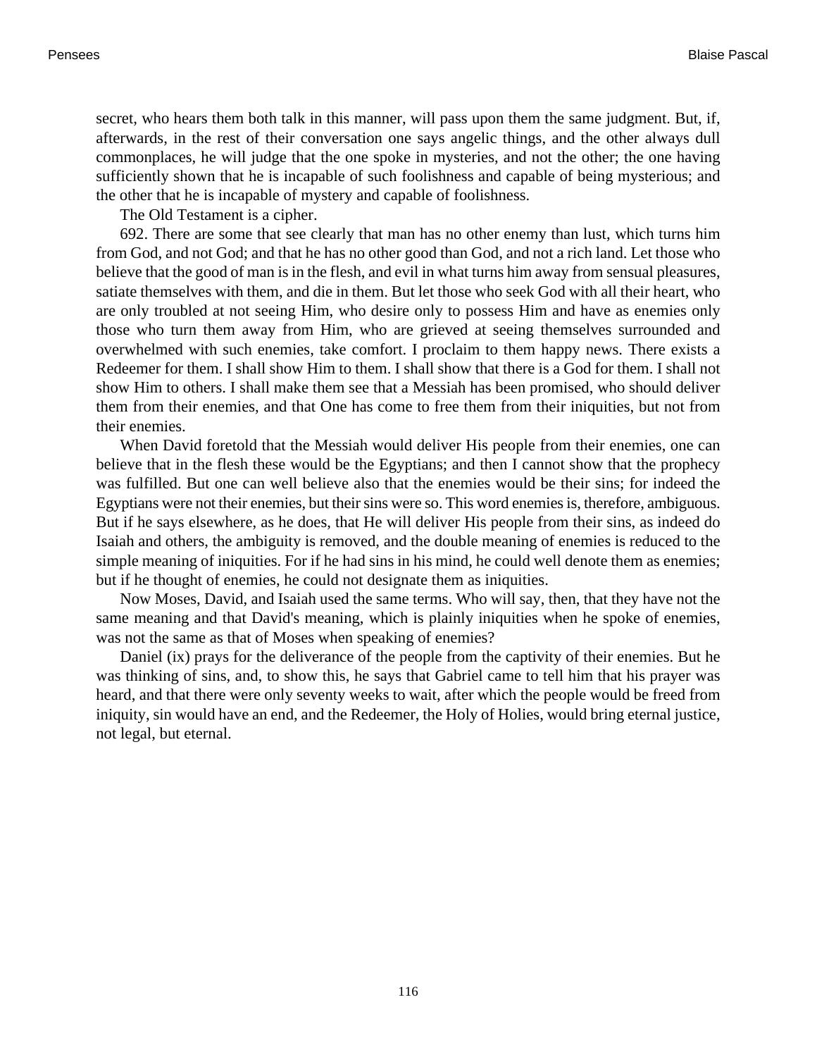secret, who hears them both talk in this manner, will pass upon them the same judgment. But, if, afterwards, in the rest of their conversation one says angelic things, and the other always dull commonplaces, he will judge that the one spoke in mysteries, and not the other; the one having sufficiently shown that he is incapable of such foolishness and capable of being mysterious; and the other that he is incapable of mystery and capable of foolishness.

The Old Testament is a cipher.

692. There are some that see clearly that man has no other enemy than lust, which turns him from God, and not God; and that he has no other good than God, and not a rich land. Let those who believe that the good of man is in the flesh, and evil in what turns him away from sensual pleasures, satiate themselves with them, and die in them. But let those who seek God with all their heart, who are only troubled at not seeing Him, who desire only to possess Him and have as enemies only those who turn them away from Him, who are grieved at seeing themselves surrounded and overwhelmed with such enemies, take comfort. I proclaim to them happy news. There exists a Redeemer for them. I shall show Him to them. I shall show that there is a God for them. I shall not show Him to others. I shall make them see that a Messiah has been promised, who should deliver them from their enemies, and that One has come to free them from their iniquities, but not from their enemies.

When David foretold that the Messiah would deliver His people from their enemies, one can believe that in the flesh these would be the Egyptians; and then I cannot show that the prophecy was fulfilled. But one can well believe also that the enemies would be their sins; for indeed the Egyptians were not their enemies, but their sins were so. This word enemies is, therefore, ambiguous. But if he says elsewhere, as he does, that He will deliver His people from their sins, as indeed do Isaiah and others, the ambiguity is removed, and the double meaning of enemies is reduced to the simple meaning of iniquities. For if he had sins in his mind, he could well denote them as enemies; but if he thought of enemies, he could not designate them as iniquities.

Now Moses, David, and Isaiah used the same terms. Who will say, then, that they have not the same meaning and that David's meaning, which is plainly iniquities when he spoke of enemies, was not the same as that of Moses when speaking of enemies?

Daniel (ix) prays for the deliverance of the people from the captivity of their enemies. But he was thinking of sins, and, to show this, he says that Gabriel came to tell him that his prayer was heard, and that there were only seventy weeks to wait, after which the people would be freed from iniquity, sin would have an end, and the Redeemer, the Holy of Holies, would bring eternal justice, not legal, but eternal.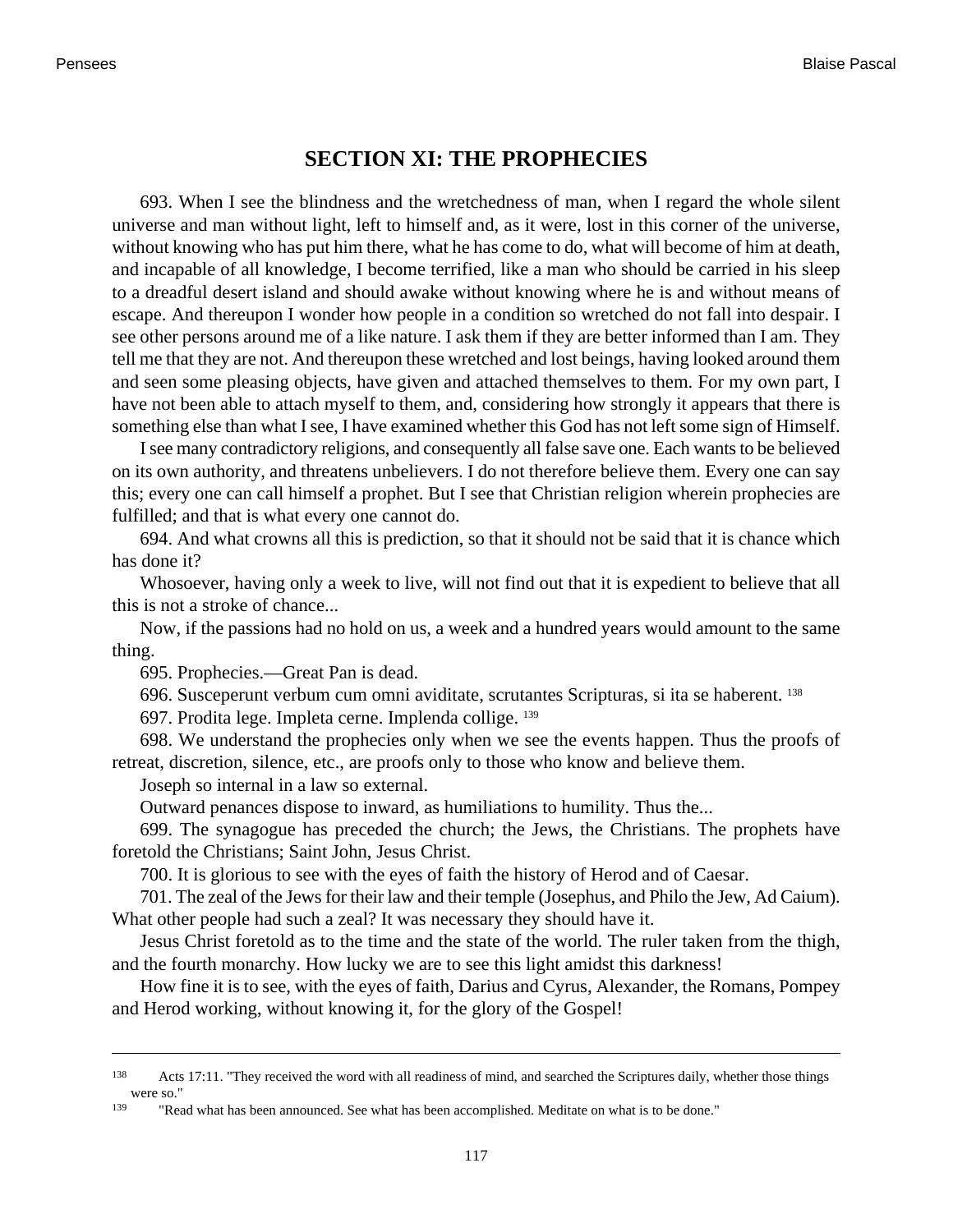## SECTION XI: THE PROPHECIES

693. When I see the blindness and the wretchedness of man, when I regard the whole silent universe and man without light, left to himself and, as it were, lost in this corner of the universe, without knowing who has put him there, what he has come to do, what will become of him at death, and incapable of all knowledge, I become terrified, like a man who should be carried in his sleep to a dreadful desert island and should awake without knowing where he is and without means of escape. And thereupon I wonder how people in a condition so wretched do not fall into despair. I see other persons around me of a like nature. I ask them if they are better informed than I am. They tell me that they are not. And thereupon these wretched and lost beings, having looked around them and seen some pleasing objects, have given and attached themselves to them. For my own part, I have not been able to attach myself to them, and, considering how strongly it appears that there is something else than what I see, I have examined whether this God has not left some sign of Himself.

I see many contradictory religions, and consequently all false save one. Each wants to be believed on its own authority, and threatens unbelievers. I do not therefore believe them. Every one can say this; every one can call himself a prophet. But I see that Christian religion wherein prophecies are fulfilled; and that is what every one cannot do.

694. And what crowns all this is prediction, so that it should not be said that it is chance which has done it?

Whosoever, having only a week to live, will not find out that it is expedient to believe that all this is not a stroke of chance...

Now, if the passions had no hold on us, a week and a hundred years would amount to the same thing.

695. Prophecies.—Great Pan is dead.

696. Susceperunt verbum cum omni aviditate, scrutantes Scripturas, si ita se haberent. [138]

697. Prodita lege. Impleta cerne. Implenda collige. [139]

698. We understand the prophecies only when we see the events happen. Thus the proofs of retreat, discretion, silence, etc., are proofs only to those who know and believe them.

Joseph so internal in a law so external.

Outward penances dispose to inward, as humiliations to humility. Thus the...

699. The synagogue has preceded the church; the Jews, the Christians. The prophets have foretold the Christians; Saint John, Jesus Christ.

700. It is glorious to see with the eyes of faith the history of Herod and of Caesar.

701. The zeal of the Jews for their law and their temple (Josephus, and Philo the Jew, Ad Caium). What other people had such a zeal? It was necessary they should have it.

Jesus Christ foretold as to the time and the state of the world. The ruler taken from the thigh, and the fourth monarchy. How lucky we are to see this light amidst this darkness!

How fine it is to see, with the eyes of faith, Darius and Cyrus, Alexander, the Romans, Pompey and Herod working, without knowing it, for the glory of the Gospel!

---

[138] Acts 17:11. "They received the word with all readiness of mind, and searched the Scriptures daily, whether those things were so."

[139] "Read what has been announced. See what has been accomplished. Meditate on what is to be done."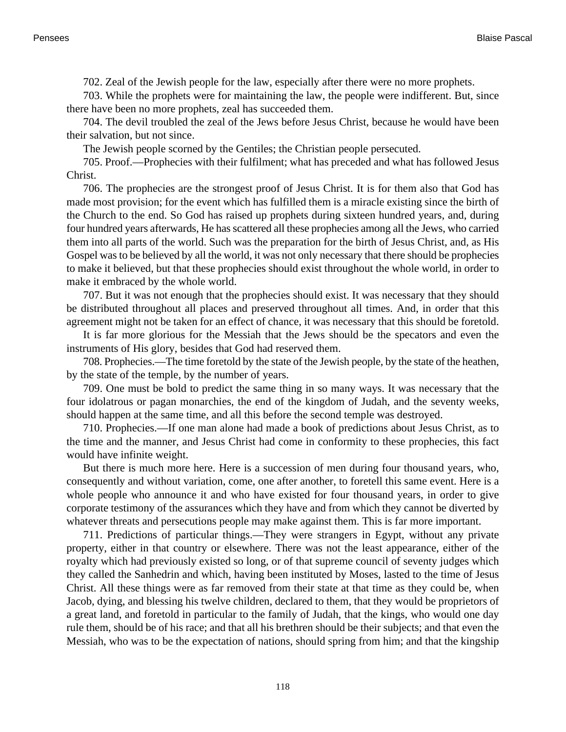702. Zeal of the Jewish people for the law, especially after there were no more prophets.

703. While the prophets were for maintaining the law, the people were indifferent. But, since there have been no more prophets, zeal has succeeded them.

704. The devil troubled the zeal of the Jews before Jesus Christ, because he would have been their salvation, but not since.

The Jewish people scorned by the Gentiles; the Christian people persecuted.

705. Proof.—Prophecies with their fulfilment; what has preceded and what has followed Jesus Christ.

706. The prophecies are the strongest proof of Jesus Christ. It is for them also that God has made most provision; for the event which has fulfilled them is a miracle existing since the birth of the Church to the end. So God has raised up prophets during sixteen hundred years, and, during four hundred years afterwards, He has scattered all these prophecies among all the Jews, who carried them into all parts of the world. Such was the preparation for the birth of Jesus Christ, and, as His Gospel was to be believed by all the world, it was not only necessary that there should be prophecies to make it believed, but that these prophecies should exist throughout the whole world, in order to make it embraced by the whole world.

707. But it was not enough that the prophecies should exist. It was necessary that they should be distributed throughout all places and preserved throughout all times. And, in order that this agreement might not be taken for an effect of chance, it was necessary that this should be foretold.

It is far more glorious for the Messiah that the Jews should be the specators and even the instruments of His glory, besides that God had reserved them.

708. Prophecies.—The time foretold by the state of the Jewish people, by the state of the heathen, by the state of the temple, by the number of years.

709. One must be bold to predict the same thing in so many ways. It was necessary that the four idolatrous or pagan monarchies, the end of the kingdom of Judah, and the seventy weeks, should happen at the same time, and all this before the second temple was destroyed.

710. Prophecies.—If one man alone had made a book of predictions about Jesus Christ, as to the time and the manner, and Jesus Christ had come in conformity to these prophecies, this fact would have infinite weight.

But there is much more here. Here is a succession of men during four thousand years, who, consequently and without variation, come, one after another, to foretell this same event. Here is a whole people who announce it and who have existed for four thousand years, in order to give corporate testimony of the assurances which they have and from which they cannot be diverted by whatever threats and persecutions people may make against them. This is far more important.

711. Predictions of particular things.—They were strangers in Egypt, without any private property, either in that country or elsewhere. There was not the least appearance, either of the royalty which had previously existed so long, or of that supreme council of seventy judges which they called the Sanhedrin and which, having been instituted by Moses, lasted to the time of Jesus Christ. All these things were as far removed from their state at that time as they could be, when Jacob, dying, and blessing his twelve children, declared to them, that they would be proprietors of a great land, and foretold in particular to the family of Judah, that the kings, who would one day rule them, should be of his race; and that all his brethren should be their subjects; and that even the Messiah, who was to be the expectation of nations, should spring from him; and that the kingship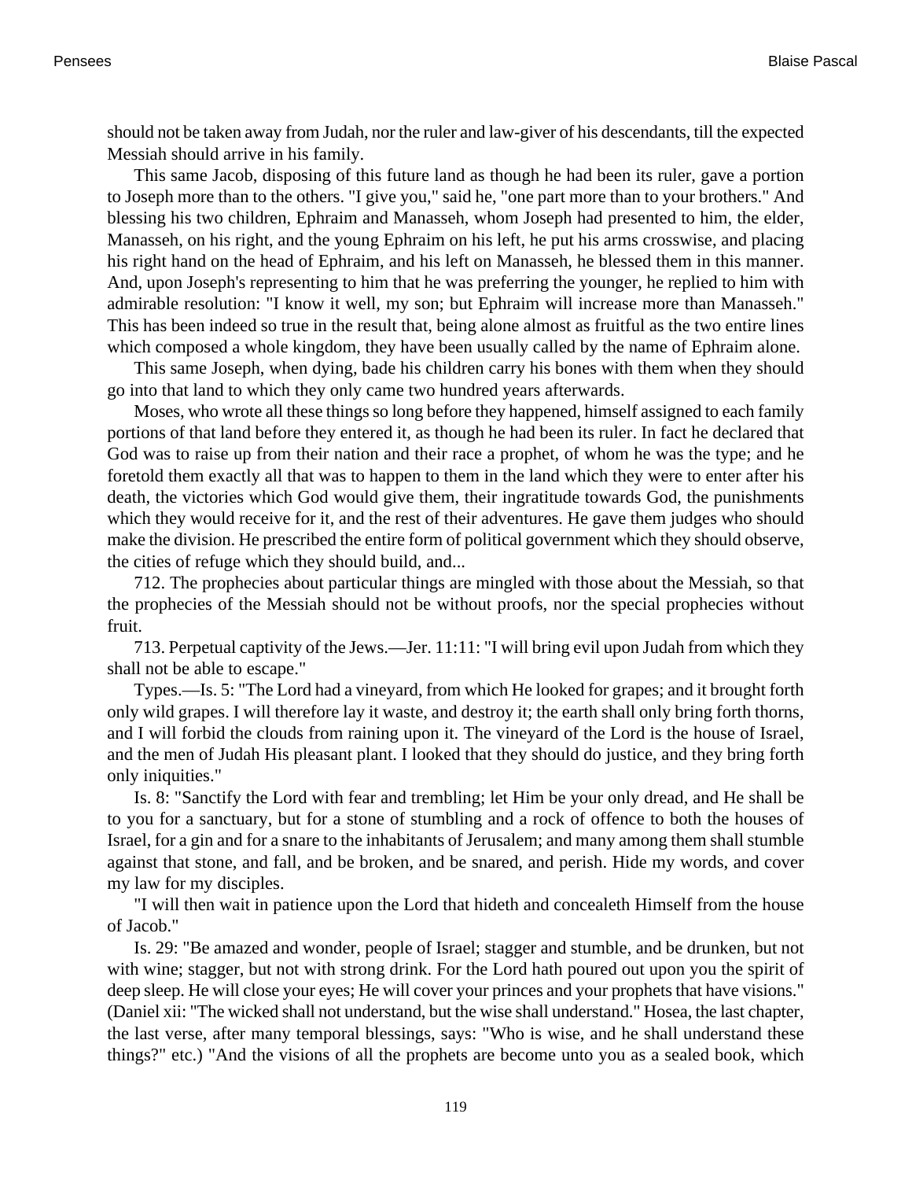should not be taken away from Judah, nor the ruler and law-giver of his descendants, till the expected Messiah should arrive in his family.

This same Jacob, disposing of this future land as though he had been its ruler, gave a portion to Joseph more than to the others. "I give you," said he, "one part more than to your brothers." And blessing his two children, Ephraim and Manasseh, whom Joseph had presented to him, the elder, Manasseh, on his right, and the young Ephraim on his left, he put his arms crosswise, and placing his right hand on the head of Ephraim, and his left on Manasseh, he blessed them in this manner. And, upon Joseph's representing to him that he was preferring the younger, he replied to him with admirable resolution: "I know it well, my son; but Ephraim will increase more than Manasseh." This has been indeed so true in the result that, being alone almost as fruitful as the two entire lines which composed a whole kingdom, they have been usually called by the name of Ephraim alone.

This same Joseph, when dying, bade his children carry his bones with them when they should go into that land to which they only came two hundred years afterwards.

Moses, who wrote all these things so long before they happened, himself assigned to each family portions of that land before they entered it, as though he had been its ruler. In fact he declared that God was to raise up from their nation and their race a prophet, of whom he was the type; and he foretold them exactly all that was to happen to them in the land which they were to enter after his death, the victories which God would give them, their ingratitude towards God, the punishments which they would receive for it, and the rest of their adventures. He gave them judges who should make the division. He prescribed the entire form of political government which they should observe, the cities of refuge which they should build, and...

712. The prophecies about particular things are mingled with those about the Messiah, so that the prophecies of the Messiah should not be without proofs, nor the special prophecies without fruit.

713. Perpetual captivity of the Jews.—Jer. 11:11: "I will bring evil upon Judah from which they shall not be able to escape."

Types.—Is. 5: "The Lord had a vineyard, from which He looked for grapes; and it brought forth only wild grapes. I will therefore lay it waste, and destroy it; the earth shall only bring forth thorns, and I will forbid the clouds from raining upon it. The vineyard of the Lord is the house of Israel, and the men of Judah His pleasant plant. I looked that they should do justice, and they bring forth only iniquities."

Is. 8: "Sanctify the Lord with fear and trembling; let Him be your only dread, and He shall be to you for a sanctuary, but for a stone of stumbling and a rock of offence to both the houses of Israel, for a gin and for a snare to the inhabitants of Jerusalem; and many among them shall stumble against that stone, and fall, and be broken, and be snared, and perish. Hide my words, and cover my law for my disciples.

"I will then wait in patience upon the Lord that hideth and concealeth Himself from the house of Jacob."

Is. 29: "Be amazed and wonder, people of Israel; stagger and stumble, and be drunken, but not with wine; stagger, but not with strong drink. For the Lord hath poured out upon you the spirit of deep sleep. He will close your eyes; He will cover your princes and your prophets that have visions." (Daniel xii: "The wicked shall not understand, but the wise shall understand." Hosea, the last chapter, the last verse, after many temporal blessings, says: "Who is wise, and he shall understand these things?" etc.) "And the visions of all the prophets are become unto you as a sealed book, which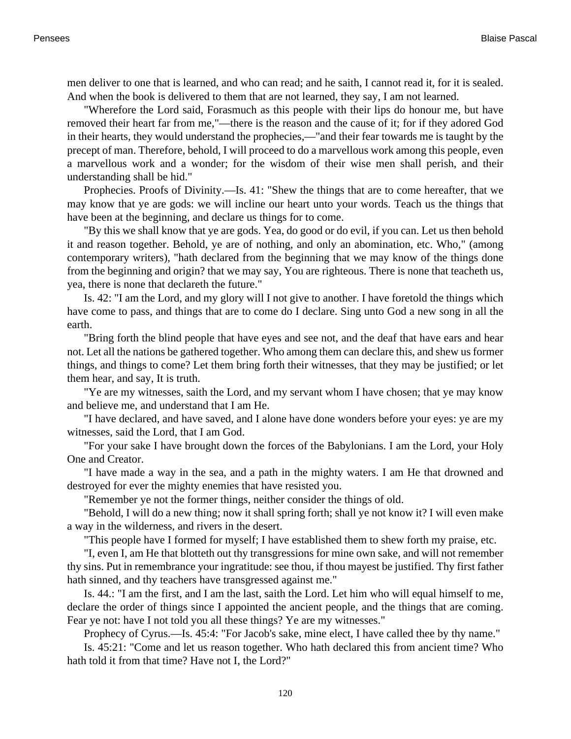men deliver to one that is learned, and who can read; and he saith, I cannot read it, for it is sealed. And when the book is delivered to them that are not learned, they say, I am not learned.

"Wherefore the Lord said, Forasmuch as this people with their lips do honour me, but have removed their heart far from me,"—there is the reason and the cause of it; for if they adored God in their hearts, they would understand the prophecies,—"and their fear towards me is taught by the precept of man. Therefore, behold, I will proceed to do a marvellous work among this people, even a marvellous work and a wonder; for the wisdom of their wise men shall perish, and their understanding shall be hid."

Prophecies. Proofs of Divinity.—Is. 41: "Shew the things that are to come hereafter, that we may know that ye are gods: we will incline our heart unto your words. Teach us the things that have been at the beginning, and declare us things for to come.

"By this we shall know that ye are gods. Yea, do good or do evil, if you can. Let us then behold it and reason together. Behold, ye are of nothing, and only an abomination, etc. Who," (among contemporary writers), "hath declared from the beginning that we may know of the things done from the beginning and origin? that we may say, You are righteous. There is none that teacheth us, yea, there is none that declareth the future."

Is. 42: "I am the Lord, and my glory will I not give to another. I have foretold the things which have come to pass, and things that are to come do I declare. Sing unto God a new song in all the earth.

"Bring forth the blind people that have eyes and see not, and the deaf that have ears and hear not. Let all the nations be gathered together. Who among them can declare this, and shew us former things, and things to come? Let them bring forth their witnesses, that they may be justified; or let them hear, and say, It is truth.

"Ye are my witnesses, saith the Lord, and my servant whom I have chosen; that ye may know and believe me, and understand that I am He.

"I have declared, and have saved, and I alone have done wonders before your eyes: ye are my witnesses, said the Lord, that I am God.

"For your sake I have brought down the forces of the Babylonians. I am the Lord, your Holy One and Creator.

"I have made a way in the sea, and a path in the mighty waters. I am He that drowned and destroyed for ever the mighty enemies that have resisted you.

"Remember ye not the former things, neither consider the things of old.

"Behold, I will do a new thing; now it shall spring forth; shall ye not know it? I will even make a way in the wilderness, and rivers in the desert.

"This people have I formed for myself; I have established them to shew forth my praise, etc.

"I, even I, am He that blotteth out thy transgressions for mine own sake, and will not remember thy sins. Put in remembrance your ingratitude: see thou, if thou mayest be justified. Thy first father hath sinned, and thy teachers have transgressed against me."

Is. 44.: "I am the first, and I am the last, saith the Lord. Let him who will equal himself to me, declare the order of things since I appointed the ancient people, and the things that are coming. Fear ye not: have I not told you all these things? Ye are my witnesses."

Prophecy of Cyrus.—Is. 45:4: "For Jacob's sake, mine elect, I have called thee by thy name."

Is. 45:21: "Come and let us reason together. Who hath declared this from ancient time? Who hath told it from that time? Have not I, the Lord?"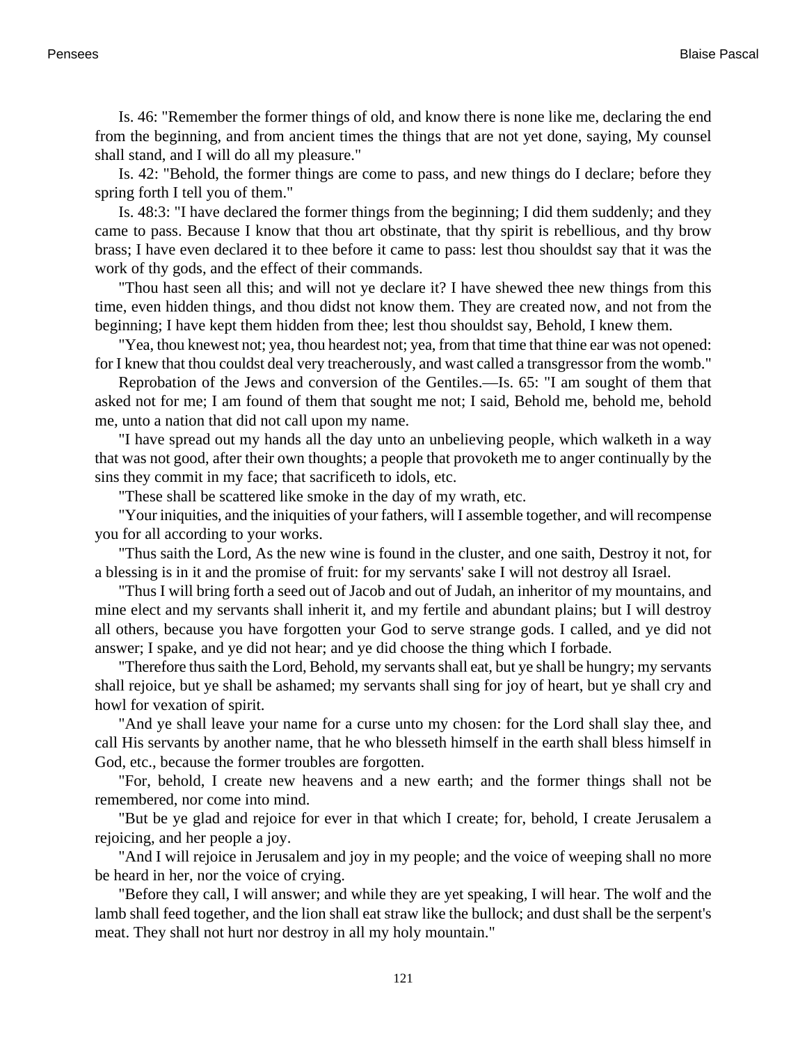Is. 46: "Remember the former things of old, and know there is none like me, declaring the end from the beginning, and from ancient times the things that are not yet done, saying, My counsel shall stand, and I will do all my pleasure."

Is. 42: "Behold, the former things are come to pass, and new things do I declare; before they spring forth I tell you of them."

Is. 48:3: "I have declared the former things from the beginning; I did them suddenly; and they came to pass. Because I know that thou art obstinate, that thy spirit is rebellious, and thy brow brass; I have even declared it to thee before it came to pass: lest thou shouldst say that it was the work of thy gods, and the effect of their commands.

"Thou hast seen all this; and will not ye declare it? I have shewed thee new things from this time, even hidden things, and thou didst not know them. They are created now, and not from the beginning; I have kept them hidden from thee; lest thou shouldst say, Behold, I knew them.

"Yea, thou knewest not; yea, thou heardest not; yea, from that time that thine ear was not opened: for I knew that thou couldst deal very treacherously, and wast called a transgressor from the womb."

Reprobation of the Jews and conversion of the Gentiles.—Is. 65: "I am sought of them that asked not for me; I am found of them that sought me not; I said, Behold me, behold me, behold me, unto a nation that did not call upon my name.

"I have spread out my hands all the day unto an unbelieving people, which walketh in a way that was not good, after their own thoughts; a people that provoketh me to anger continually by the sins they commit in my face; that sacrificeth to idols, etc.

"These shall be scattered like smoke in the day of my wrath, etc.

"Your iniquities, and the iniquities of your fathers, will I assemble together, and will recompense you for all according to your works.

"Thus saith the Lord, As the new wine is found in the cluster, and one saith, Destroy it not, for a blessing is in it and the promise of fruit: for my servants' sake I will not destroy all Israel.

"Thus I will bring forth a seed out of Jacob and out of Judah, an inheritor of my mountains, and mine elect and my servants shall inherit it, and my fertile and abundant plains; but I will destroy all others, because you have forgotten your God to serve strange gods. I called, and ye did not answer; I spake, and ye did not hear; and ye did choose the thing which I forbade.

"Therefore thus saith the Lord, Behold, my servants shall eat, but ye shall be hungry; my servants shall rejoice, but ye shall be ashamed; my servants shall sing for joy of heart, but ye shall cry and howl for vexation of spirit.

"And ye shall leave your name for a curse unto my chosen: for the Lord shall slay thee, and call His servants by another name, that he who blesseth himself in the earth shall bless himself in God, etc., because the former troubles are forgotten.

"For, behold, I create new heavens and a new earth; and the former things shall not be remembered, nor come into mind.

"But be ye glad and rejoice for ever in that which I create; for, behold, I create Jerusalem a rejoicing, and her people a joy.

"And I will rejoice in Jerusalem and joy in my people; and the voice of weeping shall no more be heard in her, nor the voice of crying.

"Before they call, I will answer; and while they are yet speaking, I will hear. The wolf and the lamb shall feed together, and the lion shall eat straw like the bullock; and dust shall be the serpent's meat. They shall not hurt nor destroy in all my holy mountain."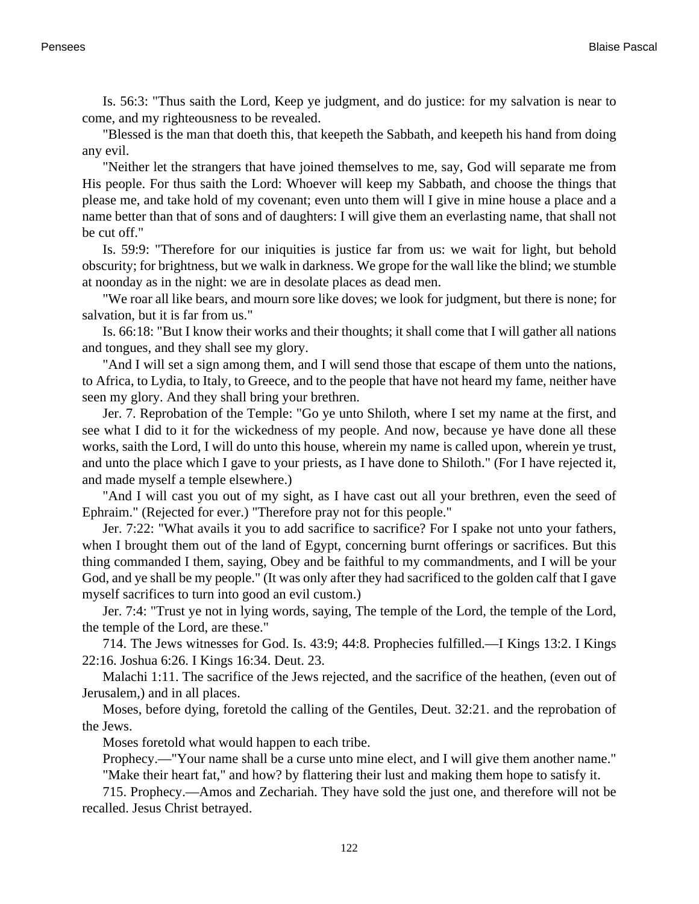Is. 56:3: "Thus saith the Lord, Keep ye judgment, and do justice: for my salvation is near to come, and my righteousness to be revealed.

"Blessed is the man that doeth this, that keepeth the Sabbath, and keepeth his hand from doing any evil.

"Neither let the strangers that have joined themselves to me, say, God will separate me from His people. For thus saith the Lord: Whoever will keep my Sabbath, and choose the things that please me, and take hold of my covenant; even unto them will I give in mine house a place and a name better than that of sons and of daughters: I will give them an everlasting name, that shall not be cut off."

Is. 59:9: "Therefore for our iniquities is justice far from us: we wait for light, but behold obscurity; for brightness, but we walk in darkness. We grope for the wall like the blind; we stumble at noonday as in the night: we are in desolate places as dead men.

"We roar all like bears, and mourn sore like doves; we look for judgment, but there is none; for salvation, but it is far from us."

Is. 66:18: "But I know their works and their thoughts; it shall come that I will gather all nations and tongues, and they shall see my glory.

"And I will set a sign among them, and I will send those that escape of them unto the nations, to Africa, to Lydia, to Italy, to Greece, and to the people that have not heard my fame, neither have seen my glory. And they shall bring your brethren.

Jer. 7. Reprobation of the Temple: "Go ye unto Shiloth, where I set my name at the first, and see what I did to it for the wickedness of my people. And now, because ye have done all these works, saith the Lord, I will do unto this house, wherein my name is called upon, wherein ye trust, and unto the place which I gave to your priests, as I have done to Shiloth." (For I have rejected it, and made myself a temple elsewhere.)

"And I will cast you out of my sight, as I have cast out all your brethren, even the seed of Ephraim." (Rejected for ever.) "Therefore pray not for this people."

Jer. 7:22: "What avails it you to add sacrifice to sacrifice? For I spake not unto your fathers, when I brought them out of the land of Egypt, concerning burnt offerings or sacrifices. But this thing commanded I them, saying, Obey and be faithful to my commandments, and I will be your God, and ye shall be my people." (It was only after they had sacrificed to the golden calf that I gave myself sacrifices to turn into good an evil custom.)

Jer. 7:4: "Trust ye not in lying words, saying, The temple of the Lord, the temple of the Lord, the temple of the Lord, are these."

714. The Jews witnesses for God. Is. 43:9; 44:8. Prophecies fulfilled.—I Kings 13:2. I Kings 22:16. Joshua 6:26. I Kings 16:34. Deut. 23.

Malachi 1:11. The sacrifice of the Jews rejected, and the sacrifice of the heathen, (even out of Jerusalem,) and in all places.

Moses, before dying, foretold the calling of the Gentiles, Deut. 32:21. and the reprobation of the Jews.

Moses foretold what would happen to each tribe.

Prophecy.—"Your name shall be a curse unto mine elect, and I will give them another name."

"Make their heart fat," and how? by flattering their lust and making them hope to satisfy it.

715. Prophecy.—Amos and Zechariah. They have sold the just one, and therefore will not be recalled. Jesus Christ betrayed.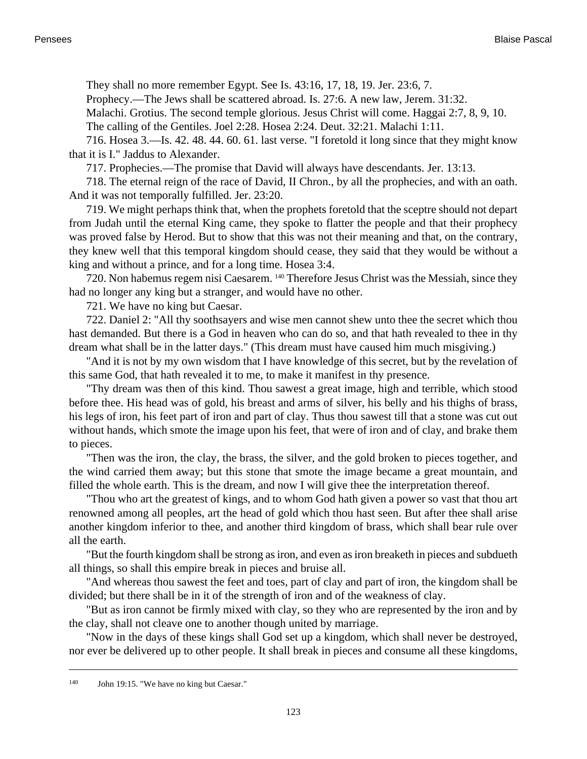They shall no more remember Egypt. See Is. 43:16, 17, 18, 19. Jer. 23:6, 7.

Prophecy.—The Jews shall be scattered abroad. Is. 27:6. A new law, Jerem. 31:32.

Malachi. Grotius. The second temple glorious. Jesus Christ will come. Haggai 2:7, 8, 9, 10.

The calling of the Gentiles. Joel 2:28. Hosea 2:24. Deut. 32:21. Malachi 1:11.

716. Hosea 3.—Is. 42. 48. 44. 60. 61. last verse. "I foretold it long since that they might know that it is I." Jaddus to Alexander.

717. Prophecies.—The promise that David will always have descendants. Jer. 13:13.

718. The eternal reign of the race of David, II Chron., by all the prophecies, and with an oath. And it was not temporally fulfilled. Jer. 23:20.

719. We might perhaps think that, when the prophets foretold that the sceptre should not depart from Judah until the eternal King came, they spoke to flatter the people and that their prophecy was proved false by Herod. But to show that this was not their meaning and that, on the contrary, they knew well that this temporal kingdom should cease, they said that they would be without a king and without a prince, and for a long time. Hosea 3:4.

720. Non habemus regem nisi Caesarem. [140] Therefore Jesus Christ was the Messiah, since they had no longer any king but a stranger, and would have no other.

721. We have no king but Caesar.

722. Daniel 2: "All thy soothsayers and wise men cannot shew unto thee the secret which thou hast demanded. But there is a God in heaven who can do so, and that hath revealed to thee in thy dream what shall be in the latter days." (This dream must have caused him much misgiving.)

"And it is not by my own wisdom that I have knowledge of this secret, but by the revelation of this same God, that hath revealed it to me, to make it manifest in thy presence.

"Thy dream was then of this kind. Thou sawest a great image, high and terrible, which stood before thee. His head was of gold, his breast and arms of silver, his belly and his thighs of brass, his legs of iron, his feet part of iron and part of clay. Thus thou sawest till that a stone was cut out without hands, which smote the image upon his feet, that were of iron and of clay, and brake them to pieces.

"Then was the iron, the clay, the brass, the silver, and the gold broken to pieces together, and the wind carried them away; but this stone that smote the image became a great mountain, and filled the whole earth. This is the dream, and now I will give thee the interpretation thereof.

"Thou who art the greatest of kings, and to whom God hath given a power so vast that thou art renowned among all peoples, art the head of gold which thou hast seen. But after thee shall arise another kingdom inferior to thee, and another third kingdom of brass, which shall bear rule over all the earth.

"But the fourth kingdom shall be strong as iron, and even as iron breaketh in pieces and subdueth all things, so shall this empire break in pieces and bruise all.

"And whereas thou sawest the feet and toes, part of clay and part of iron, the kingdom shall be divided; but there shall be in it of the strength of iron and of the weakness of clay.

"But as iron cannot be firmly mixed with clay, so they who are represented by the iron and by the clay, shall not cleave one to another though united by marriage.

"Now in the days of these kings shall God set up a kingdom, which shall never be destroyed, nor ever be delivered up to other people. It shall break in pieces and consume all these kingdoms,

---

[140] John 19:15. "We have no king but Caesar."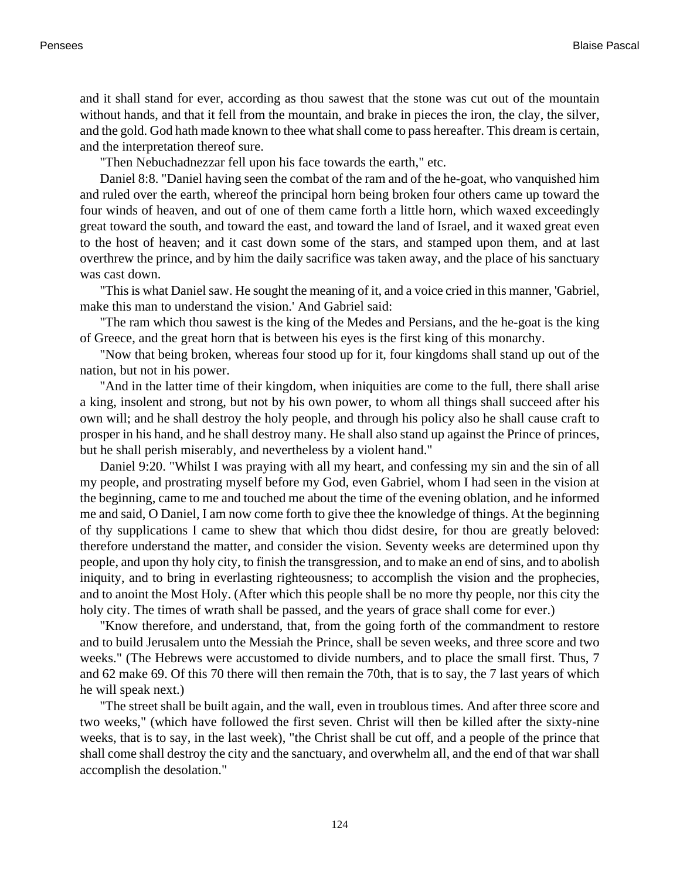and it shall stand for ever, according as thou sawest that the stone was cut out of the mountain without hands, and that it fell from the mountain, and brake in pieces the iron, the clay, the silver, and the gold. God hath made known to thee what shall come to pass hereafter. This dream is certain, and the interpretation thereof sure.

"Then Nebuchadnezzar fell upon his face towards the earth," etc.

Daniel 8:8. "Daniel having seen the combat of the ram and of the he-goat, who vanquished him and ruled over the earth, whereof the principal horn being broken four others came up toward the four winds of heaven, and out of one of them came forth a little horn, which waxed exceedingly great toward the south, and toward the east, and toward the land of Israel, and it waxed great even to the host of heaven; and it cast down some of the stars, and stamped upon them, and at last overthrew the prince, and by him the daily sacrifice was taken away, and the place of his sanctuary was cast down.

"This is what Daniel saw. He sought the meaning of it, and a voice cried in this manner, 'Gabriel, make this man to understand the vision.' And Gabriel said:

"The ram which thou sawest is the king of the Medes and Persians, and the he-goat is the king of Greece, and the great horn that is between his eyes is the first king of this monarchy.

"Now that being broken, whereas four stood up for it, four kingdoms shall stand up out of the nation, but not in his power.

"And in the latter time of their kingdom, when iniquities are come to the full, there shall arise a king, insolent and strong, but not by his own power, to whom all things shall succeed after his own will; and he shall destroy the holy people, and through his policy also he shall cause craft to prosper in his hand, and he shall destroy many. He shall also stand up against the Prince of princes, but he shall perish miserably, and nevertheless by a violent hand."

Daniel 9:20. "Whilst I was praying with all my heart, and confessing my sin and the sin of all my people, and prostrating myself before my God, even Gabriel, whom I had seen in the vision at the beginning, came to me and touched me about the time of the evening oblation, and he informed me and said, O Daniel, I am now come forth to give thee the knowledge of things. At the beginning of thy supplications I came to shew that which thou didst desire, for thou are greatly beloved: therefore understand the matter, and consider the vision. Seventy weeks are determined upon thy people, and upon thy holy city, to finish the transgression, and to make an end of sins, and to abolish iniquity, and to bring in everlasting righteousness; to accomplish the vision and the prophecies, and to anoint the Most Holy. (After which this people shall be no more thy people, nor this city the holy city. The times of wrath shall be passed, and the years of grace shall come for ever.)

"Know therefore, and understand, that, from the going forth of the commandment to restore and to build Jerusalem unto the Messiah the Prince, shall be seven weeks, and three score and two weeks." (The Hebrews were accustomed to divide numbers, and to place the small first. Thus, 7 and 62 make 69. Of this 70 there will then remain the 70th, that is to say, the 7 last years of which he will speak next.)

"The street shall be built again, and the wall, even in troublous times. And after three score and two weeks," (which have followed the first seven. Christ will then be killed after the sixty-nine weeks, that is to say, in the last week), "the Christ shall be cut off, and a people of the prince that shall come shall destroy the city and the sanctuary, and overwhelm all, and the end of that war shall accomplish the desolation."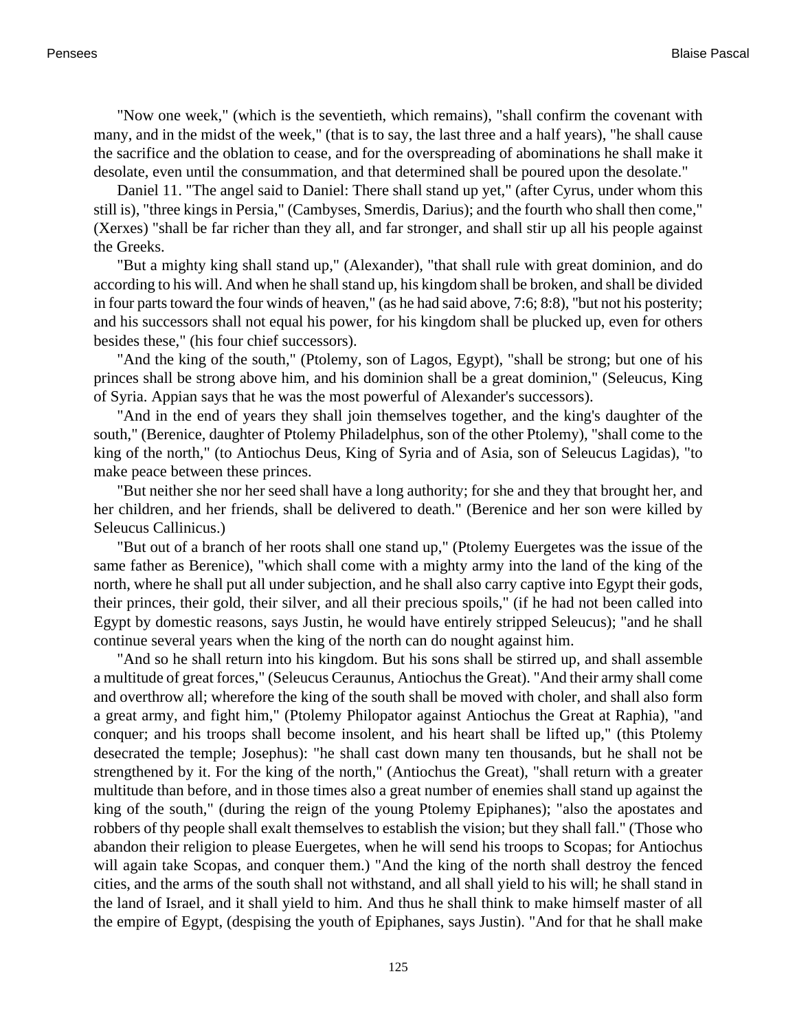"Now one week," (which is the seventieth, which remains), "shall confirm the covenant with many, and in the midst of the week," (that is to say, the last three and a half years), "he shall cause the sacrifice and the oblation to cease, and for the overspreading of abominations he shall make it desolate, even until the consummation, and that determined shall be poured upon the desolate."

Daniel 11. "The angel said to Daniel: There shall stand up yet," (after Cyrus, under whom this still is), "three kings in Persia," (Cambyses, Smerdis, Darius); and the fourth who shall then come," (Xerxes) "shall be far richer than they all, and far stronger, and shall stir up all his people against the Greeks.

"But a mighty king shall stand up," (Alexander), "that shall rule with great dominion, and do according to his will. And when he shall stand up, his kingdom shall be broken, and shall be divided in four parts toward the four winds of heaven," (as he had said above, 7:6; 8:8), "but not his posterity; and his successors shall not equal his power, for his kingdom shall be plucked up, even for others besides these," (his four chief successors).

"And the king of the south," (Ptolemy, son of Lagos, Egypt), "shall be strong; but one of his princes shall be strong above him, and his dominion shall be a great dominion," (Seleucus, King of Syria. Appian says that he was the most powerful of Alexander's successors).

"And in the end of years they shall join themselves together, and the king's daughter of the south," (Berenice, daughter of Ptolemy Philadelphus, son of the other Ptolemy), "shall come to the king of the north," (to Antiochus Deus, King of Syria and of Asia, son of Seleucus Lagidas), "to make peace between these princes.

"But neither she nor her seed shall have a long authority; for she and they that brought her, and her children, and her friends, shall be delivered to death." (Berenice and her son were killed by Seleucus Callinicus.)

"But out of a branch of her roots shall one stand up," (Ptolemy Euergetes was the issue of the same father as Berenice), "which shall come with a mighty army into the land of the king of the north, where he shall put all under subjection, and he shall also carry captive into Egypt their gods, their princes, their gold, their silver, and all their precious spoils," (if he had not been called into Egypt by domestic reasons, says Justin, he would have entirely stripped Seleucus); "and he shall continue several years when the king of the north can do nought against him.

"And so he shall return into his kingdom. But his sons shall be stirred up, and shall assemble a multitude of great forces," (Seleucus Ceraunus, Antiochus the Great). "And their army shall come and overthrow all; wherefore the king of the south shall be moved with choler, and shall also form a great army, and fight him," (Ptolemy Philopator against Antiochus the Great at Raphia), "and conquer; and his troops shall become insolent, and his heart shall be lifted up," (this Ptolemy desecrated the temple; Josephus): "he shall cast down many ten thousands, but he shall not be strengthened by it. For the king of the north," (Antiochus the Great), "shall return with a greater multitude than before, and in those times also a great number of enemies shall stand up against the king of the south," (during the reign of the young Ptolemy Epiphanes); "also the apostates and robbers of thy people shall exalt themselves to establish the vision; but they shall fall." (Those who abandon their religion to please Euergetes, when he will send his troops to Scopas; for Antiochus will again take Scopas, and conquer them.) "And the king of the north shall destroy the fenced cities, and the arms of the south shall not withstand, and all shall yield to his will; he shall stand in the land of Israel, and it shall yield to him. And thus he shall think to make himself master of all the empire of Egypt, (despising the youth of Epiphanes, says Justin). "And for that he shall make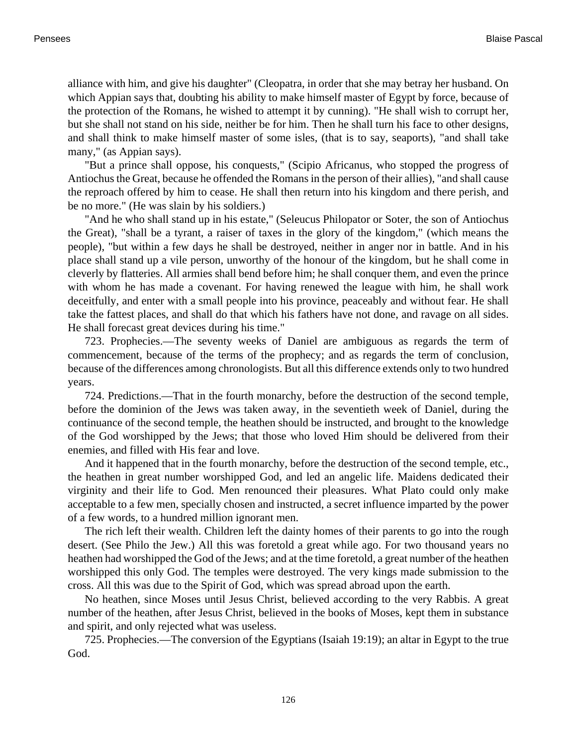alliance with him, and give his daughter" (Cleopatra, in order that she may betray her husband. On which Appian says that, doubting his ability to make himself master of Egypt by force, because of the protection of the Romans, he wished to attempt it by cunning). "He shall wish to corrupt her, but she shall not stand on his side, neither be for him. Then he shall turn his face to other designs, and shall think to make himself master of some isles, (that is to say, seaports), "and shall take many," (as Appian says).

"But a prince shall oppose, his conquests," (Scipio Africanus, who stopped the progress of Antiochus the Great, because he offended the Romans in the person of their allies), "and shall cause the reproach offered by him to cease. He shall then return into his kingdom and there perish, and be no more." (He was slain by his soldiers.)

"And he who shall stand up in his estate," (Seleucus Philopator or Soter, the son of Antiochus the Great), "shall be a tyrant, a raiser of taxes in the glory of the kingdom," (which means the people), "but within a few days he shall be destroyed, neither in anger nor in battle. And in his place shall stand up a vile person, unworthy of the honour of the kingdom, but he shall come in cleverly by flatteries. All armies shall bend before him; he shall conquer them, and even the prince with whom he has made a covenant. For having renewed the league with him, he shall work deceitfully, and enter with a small people into his province, peaceably and without fear. He shall take the fattest places, and shall do that which his fathers have not done, and ravage on all sides. He shall forecast great devices during his time."

723. Prophecies.—The seventy weeks of Daniel are ambiguous as regards the term of commencement, because of the terms of the prophecy; and as regards the term of conclusion, because of the differences among chronologists. But all this difference extends only to two hundred years.

724. Predictions.—That in the fourth monarchy, before the destruction of the second temple, before the dominion of the Jews was taken away, in the seventieth week of Daniel, during the continuance of the second temple, the heathen should be instructed, and brought to the knowledge of the God worshipped by the Jews; that those who loved Him should be delivered from their enemies, and filled with His fear and love.

And it happened that in the fourth monarchy, before the destruction of the second temple, etc., the heathen in great number worshipped God, and led an angelic life. Maidens dedicated their virginity and their life to God. Men renounced their pleasures. What Plato could only make acceptable to a few men, specially chosen and instructed, a secret influence imparted by the power of a few words, to a hundred million ignorant men.

The rich left their wealth. Children left the dainty homes of their parents to go into the rough desert. (See Philo the Jew.) All this was foretold a great while ago. For two thousand years no heathen had worshipped the God of the Jews; and at the time foretold, a great number of the heathen worshipped this only God. The temples were destroyed. The very kings made submission to the cross. All this was due to the Spirit of God, which was spread abroad upon the earth.

No heathen, since Moses until Jesus Christ, believed according to the very Rabbis. A great number of the heathen, after Jesus Christ, believed in the books of Moses, kept them in substance and spirit, and only rejected what was useless.

725. Prophecies.—The conversion of the Egyptians (Isaiah 19:19); an altar in Egypt to the true God.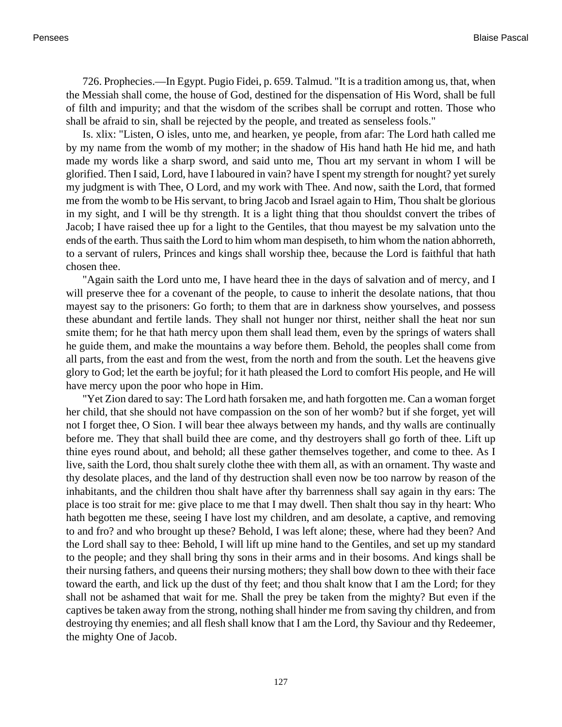726. Prophecies.—In Egypt. Pugio Fidei, p. 659. Talmud. "It is a tradition among us, that, when the Messiah shall come, the house of God, destined for the dispensation of His Word, shall be full of filth and impurity; and that the wisdom of the scribes shall be corrupt and rotten. Those who shall be afraid to sin, shall be rejected by the people, and treated as senseless fools."

Is. xlix: "Listen, O isles, unto me, and hearken, ye people, from afar: The Lord hath called me by my name from the womb of my mother; in the shadow of His hand hath He hid me, and hath made my words like a sharp sword, and said unto me, Thou art my servant in whom I will be glorified. Then I said, Lord, have I laboured in vain? have I spent my strength for nought? yet surely my judgment is with Thee, O Lord, and my work with Thee. And now, saith the Lord, that formed me from the womb to be His servant, to bring Jacob and Israel again to Him, Thou shalt be glorious in my sight, and I will be thy strength. It is a light thing that thou shouldst convert the tribes of Jacob; I have raised thee up for a light to the Gentiles, that thou mayest be my salvation unto the ends of the earth. Thus saith the Lord to him whom man despiseth, to him whom the nation abhorreth, to a servant of rulers, Princes and kings shall worship thee, because the Lord is faithful that hath chosen thee.

"Again saith the Lord unto me, I have heard thee in the days of salvation and of mercy, and I will preserve thee for a covenant of the people, to cause to inherit the desolate nations, that thou mayest say to the prisoners: Go forth; to them that are in darkness show yourselves, and possess these abundant and fertile lands. They shall not hunger nor thirst, neither shall the heat nor sun smite them; for he that hath mercy upon them shall lead them, even by the springs of waters shall he guide them, and make the mountains a way before them. Behold, the peoples shall come from all parts, from the east and from the west, from the north and from the south. Let the heavens give glory to God; let the earth be joyful; for it hath pleased the Lord to comfort His people, and He will have mercy upon the poor who hope in Him.

"Yet Zion dared to say: The Lord hath forsaken me, and hath forgotten me. Can a woman forget her child, that she should not have compassion on the son of her womb? but if she forget, yet will not I forget thee, O Sion. I will bear thee always between my hands, and thy walls are continually before me. They that shall build thee are come, and thy destroyers shall go forth of thee. Lift up thine eyes round about, and behold; all these gather themselves together, and come to thee. As I live, saith the Lord, thou shalt surely clothe thee with them all, as with an ornament. Thy waste and thy desolate places, and the land of thy destruction shall even now be too narrow by reason of the inhabitants, and the children thou shalt have after thy barrenness shall say again in thy ears: The place is too strait for me: give place to me that I may dwell. Then shalt thou say in thy heart: Who hath begotten me these, seeing I have lost my children, and am desolate, a captive, and removing to and fro? and who brought up these? Behold, I was left alone; these, where had they been? And the Lord shall say to thee: Behold, I will lift up mine hand to the Gentiles, and set up my standard to the people; and they shall bring thy sons in their arms and in their bosoms. And kings shall be their nursing fathers, and queens their nursing mothers; they shall bow down to thee with their face toward the earth, and lick up the dust of thy feet; and thou shalt know that I am the Lord; for they shall not be ashamed that wait for me. Shall the prey be taken from the mighty? But even if the captives be taken away from the strong, nothing shall hinder me from saving thy children, and from destroying thy enemies; and all flesh shall know that I am the Lord, thy Saviour and thy Redeemer, the mighty One of Jacob.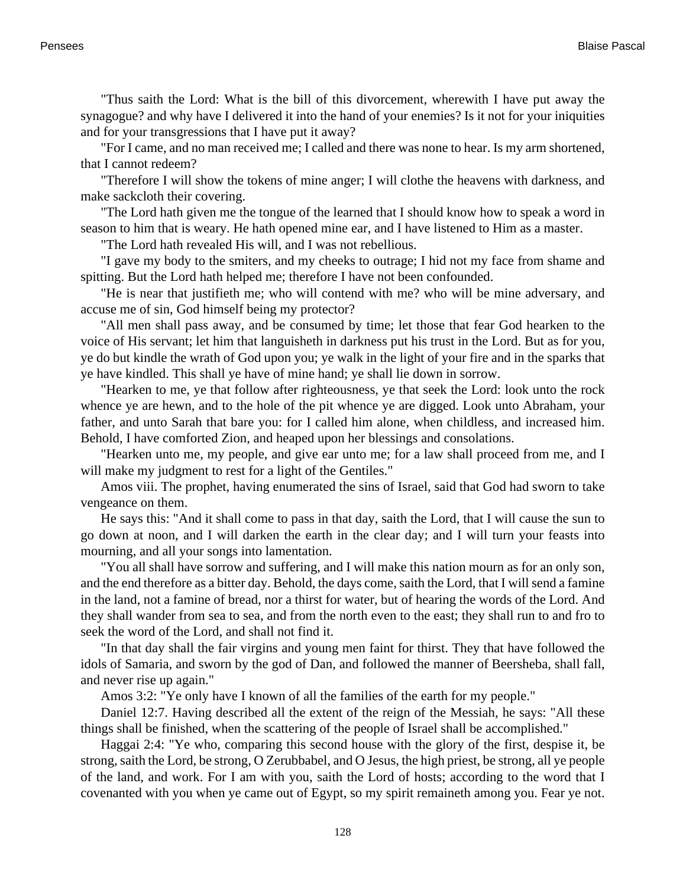"Thus saith the Lord: What is the bill of this divorcement, wherewith I have put away the synagogue? and why have I delivered it into the hand of your enemies? Is it not for your iniquities and for your transgressions that I have put it away?

"For I came, and no man received me; I called and there was none to hear. Is my arm shortened, that I cannot redeem?

"Therefore I will show the tokens of mine anger; I will clothe the heavens with darkness, and make sackcloth their covering.

"The Lord hath given me the tongue of the learned that I should know how to speak a word in season to him that is weary. He hath opened mine ear, and I have listened to Him as a master.

"The Lord hath revealed His will, and I was not rebellious.

"I gave my body to the smiters, and my cheeks to outrage; I hid not my face from shame and spitting. But the Lord hath helped me; therefore I have not been confounded.

"He is near that justifieth me; who will contend with me? who will be mine adversary, and accuse me of sin, God himself being my protector?

"All men shall pass away, and be consumed by time; let those that fear God hearken to the voice of His servant; let him that languisheth in darkness put his trust in the Lord. But as for you, ye do but kindle the wrath of God upon you; ye walk in the light of your fire and in the sparks that ye have kindled. This shall ye have of mine hand; ye shall lie down in sorrow.

"Hearken to me, ye that follow after righteousness, ye that seek the Lord: look unto the rock whence ye are hewn, and to the hole of the pit whence ye are digged. Look unto Abraham, your father, and unto Sarah that bare you: for I called him alone, when childless, and increased him. Behold, I have comforted Zion, and heaped upon her blessings and consolations.

"Hearken unto me, my people, and give ear unto me; for a law shall proceed from me, and I will make my judgment to rest for a light of the Gentiles."

Amos viii. The prophet, having enumerated the sins of Israel, said that God had sworn to take vengeance on them.

He says this: "And it shall come to pass in that day, saith the Lord, that I will cause the sun to go down at noon, and I will darken the earth in the clear day; and I will turn your feasts into mourning, and all your songs into lamentation.

"You all shall have sorrow and suffering, and I will make this nation mourn as for an only son, and the end therefore as a bitter day. Behold, the days come, saith the Lord, that I will send a famine in the land, not a famine of bread, nor a thirst for water, but of hearing the words of the Lord. And they shall wander from sea to sea, and from the north even to the east; they shall run to and fro to seek the word of the Lord, and shall not find it.

"In that day shall the fair virgins and young men faint for thirst. They that have followed the idols of Samaria, and sworn by the god of Dan, and followed the manner of Beersheba, shall fall, and never rise up again."

Amos 3:2: "Ye only have I known of all the families of the earth for my people."

Daniel 12:7. Having described all the extent of the reign of the Messiah, he says: "All these things shall be finished, when the scattering of the people of Israel shall be accomplished."

Haggai 2:4: "Ye who, comparing this second house with the glory of the first, despise it, be strong, saith the Lord, be strong, O Zerubbabel, and O Jesus, the high priest, be strong, all ye people of the land, and work. For I am with you, saith the Lord of hosts; according to the word that I covenanted with you when ye came out of Egypt, so my spirit remaineth among you. Fear ye not.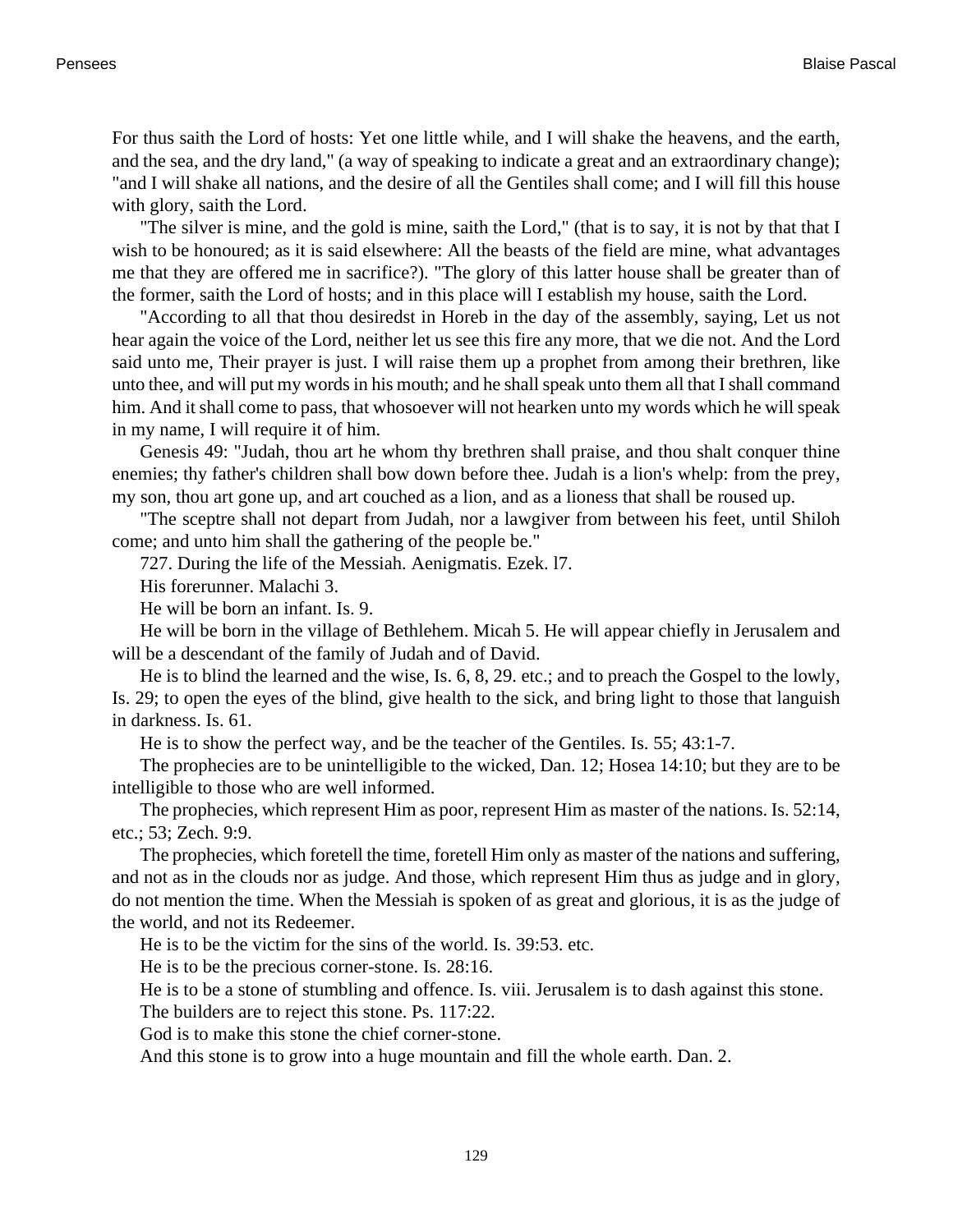For thus saith the Lord of hosts: Yet one little while, and I will shake the heavens, and the earth, and the sea, and the dry land," (a way of speaking to indicate a great and an extraordinary change); "and I will shake all nations, and the desire of all the Gentiles shall come; and I will fill this house with glory, saith the Lord.

"The silver is mine, and the gold is mine, saith the Lord," (that is to say, it is not by that that I wish to be honoured; as it is said elsewhere: All the beasts of the field are mine, what advantages me that they are offered me in sacrifice?). "The glory of this latter house shall be greater than of the former, saith the Lord of hosts; and in this place will I establish my house, saith the Lord.

"According to all that thou desiredst in Horeb in the day of the assembly, saying, Let us not hear again the voice of the Lord, neither let us see this fire any more, that we die not. And the Lord said unto me, Their prayer is just. I will raise them up a prophet from among their brethren, like unto thee, and will put my words in his mouth; and he shall speak unto them all that I shall command him. And it shall come to pass, that whosoever will not hearken unto my words which he will speak in my name, I will require it of him.

Genesis 49: "Judah, thou art he whom thy brethren shall praise, and thou shalt conquer thine enemies; thy father's children shall bow down before thee. Judah is a lion's whelp: from the prey, my son, thou art gone up, and art couched as a lion, and as a lioness that shall be roused up.

"The sceptre shall not depart from Judah, nor a lawgiver from between his feet, until Shiloh come; and unto him shall the gathering of the people be."

727. During the life of the Messiah. Aenigmatis. Ezek. l7.

His forerunner. Malachi 3.

He will be born an infant. Is. 9.

He will be born in the village of Bethlehem. Micah 5. He will appear chiefly in Jerusalem and will be a descendant of the family of Judah and of David.

He is to blind the learned and the wise, Is. 6, 8, 29. etc.; and to preach the Gospel to the lowly, Is. 29; to open the eyes of the blind, give health to the sick, and bring light to those that languish in darkness. Is. 61.

He is to show the perfect way, and be the teacher of the Gentiles. Is. 55; 43:1-7.

The prophecies are to be unintelligible to the wicked, Dan. 12; Hosea 14:10; but they are to be intelligible to those who are well informed.

The prophecies, which represent Him as poor, represent Him as master of the nations. Is. 52:14, etc.; 53; Zech. 9:9.

The prophecies, which foretell the time, foretell Him only as master of the nations and suffering, and not as in the clouds nor as judge. And those, which represent Him thus as judge and in glory, do not mention the time. When the Messiah is spoken of as great and glorious, it is as the judge of the world, and not its Redeemer.

He is to be the victim for the sins of the world. Is. 39:53. etc.

He is to be the precious corner-stone. Is. 28:16.

He is to be a stone of stumbling and offence. Is. viii. Jerusalem is to dash against this stone.

The builders are to reject this stone. Ps. 117:22.

God is to make this stone the chief corner-stone.

And this stone is to grow into a huge mountain and fill the whole earth. Dan. 2.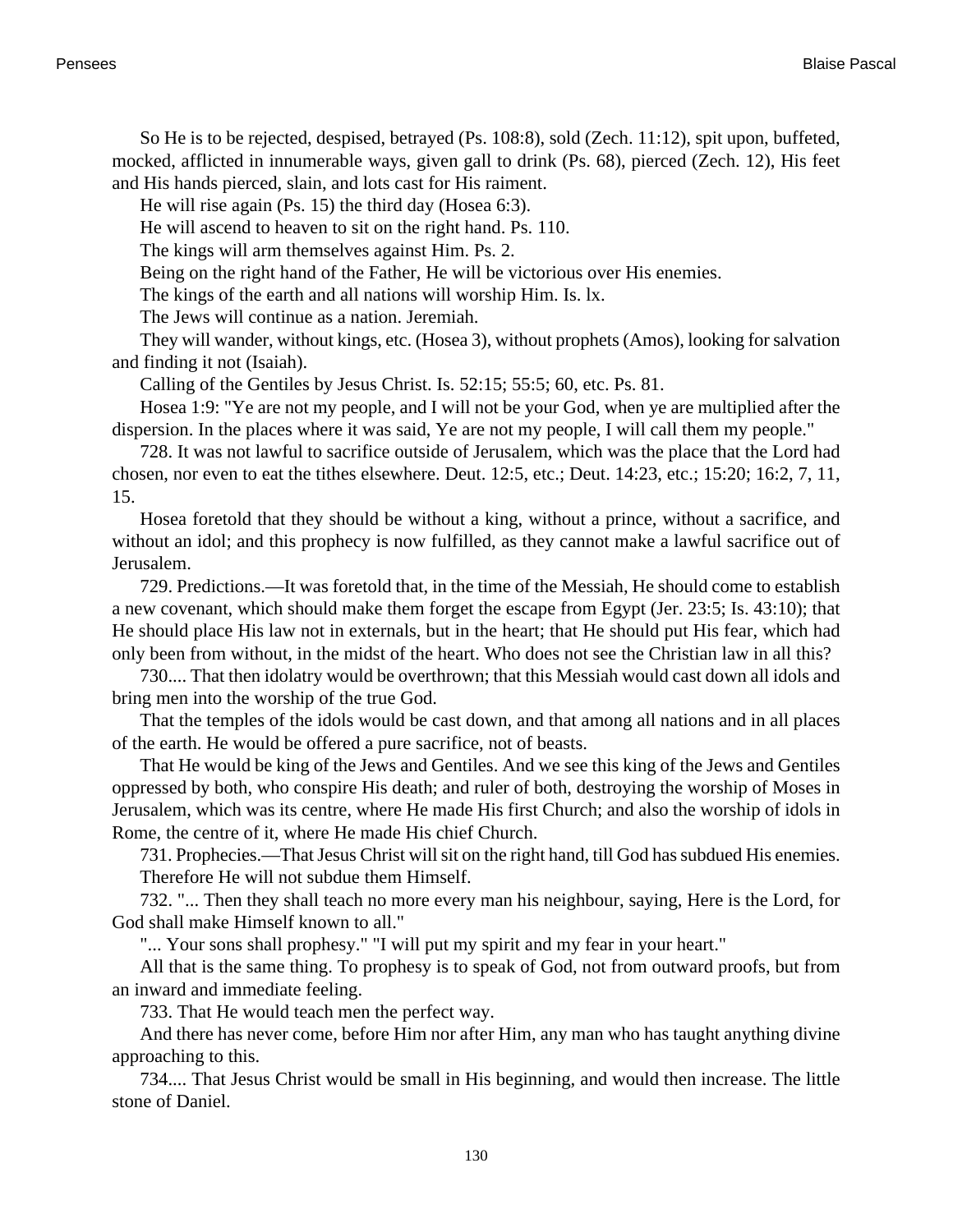So He is to be rejected, despised, betrayed (Ps. 108:8), sold (Zech. 11:12), spit upon, buffeted, mocked, afflicted in innumerable ways, given gall to drink (Ps. 68), pierced (Zech. 12), His feet and His hands pierced, slain, and lots cast for His raiment.

He will rise again (Ps. 15) the third day (Hosea 6:3).

He will ascend to heaven to sit on the right hand. Ps. 110.

The kings will arm themselves against Him. Ps. 2.

Being on the right hand of the Father, He will be victorious over His enemies.

The kings of the earth and all nations will worship Him. Is. lx.

The Jews will continue as a nation. Jeremiah.

They will wander, without kings, etc. (Hosea 3), without prophets (Amos), looking for salvation and finding it not (Isaiah).

Calling of the Gentiles by Jesus Christ. Is. 52:15; 55:5; 60, etc. Ps. 81.

Hosea 1:9: "Ye are not my people, and I will not be your God, when ye are multiplied after the dispersion. In the places where it was said, Ye are not my people, I will call them my people."

728. It was not lawful to sacrifice outside of Jerusalem, which was the place that the Lord had chosen, nor even to eat the tithes elsewhere. Deut. 12:5, etc.; Deut. 14:23, etc.; 15:20; 16:2, 7, 11, 15.

Hosea foretold that they should be without a king, without a prince, without a sacrifice, and without an idol; and this prophecy is now fulfilled, as they cannot make a lawful sacrifice out of Jerusalem.

729. Predictions.—It was foretold that, in the time of the Messiah, He should come to establish a new covenant, which should make them forget the escape from Egypt (Jer. 23:5; Is. 43:10); that He should place His law not in externals, but in the heart; that He should put His fear, which had only been from without, in the midst of the heart. Who does not see the Christian law in all this?

730.... That then idolatry would be overthrown; that this Messiah would cast down all idols and bring men into the worship of the true God.

That the temples of the idols would be cast down, and that among all nations and in all places of the earth. He would be offered a pure sacrifice, not of beasts.

That He would be king of the Jews and Gentiles. And we see this king of the Jews and Gentiles oppressed by both, who conspire His death; and ruler of both, destroying the worship of Moses in Jerusalem, which was its centre, where He made His first Church; and also the worship of idols in Rome, the centre of it, where He made His chief Church.

731. Prophecies.—That Jesus Christ will sit on the right hand, till God has subdued His enemies.

Therefore He will not subdue them Himself.

732. "... Then they shall teach no more every man his neighbour, saying, Here is the Lord, for God shall make Himself known to all."

"... Your sons shall prophesy." "I will put my spirit and my fear in your heart."

All that is the same thing. To prophesy is to speak of God, not from outward proofs, but from an inward and immediate feeling.

733. That He would teach men the perfect way.

And there has never come, before Him nor after Him, any man who has taught anything divine approaching to this.

734.... That Jesus Christ would be small in His beginning, and would then increase. The little stone of Daniel.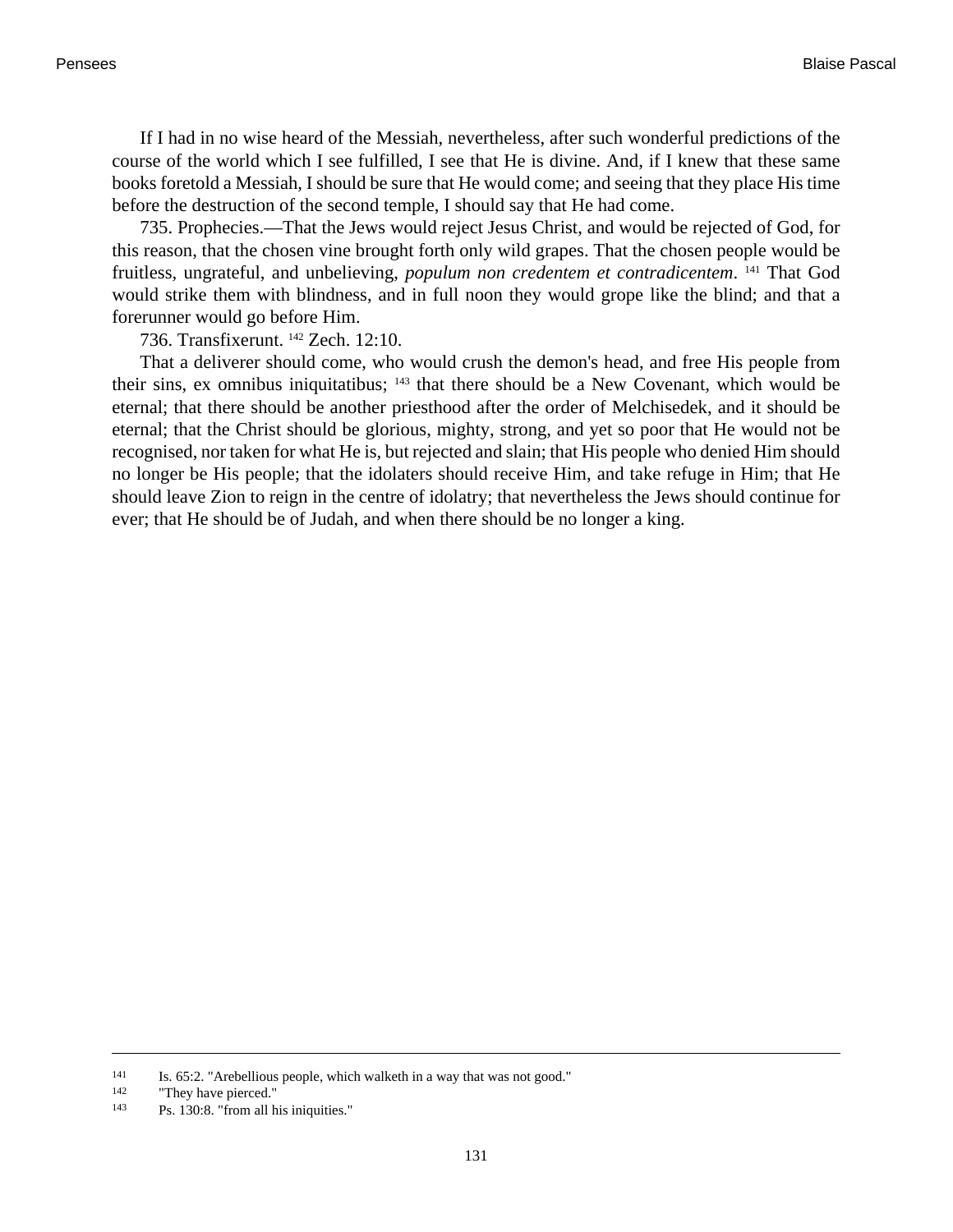If I had in no wise heard of the Messiah, nevertheless, after such wonderful predictions of the course of the world which I see fulfilled, I see that He is divine. And, if I knew that these same books foretold a Messiah, I should be sure that He would come; and seeing that they place His time before the destruction of the second temple, I should say that He had come.

735. Prophecies.—That the Jews would reject Jesus Christ, and would be rejected of God, for this reason, that the chosen vine brought forth only wild grapes. That the chosen people would be fruitless, ungrateful, and unbelieving, *populum non credentem et contradicentem*. [141] That God would strike them with blindness, and in full noon they would grope like the blind; and that a forerunner would go before Him.

736. Transfixerunt. [142] Zech. 12:10.

That a deliverer should come, who would crush the demon's head, and free His people from their sins, ex omnibus iniquitatibus; [143] that there should be a New Covenant, which would be eternal; that there should be another priesthood after the order of Melchisedek, and it should be eternal; that the Christ should be glorious, mighty, strong, and yet so poor that He would not be recognised, nor taken for what He is, but rejected and slain; that His people who denied Him should no longer be His people; that the idolaters should receive Him, and take refuge in Him; that He should leave Zion to reign in the centre of idolatry; that nevertheless the Jews should continue for ever; that He should be of Judah, and when there should be no longer a king.

---

141 Is. 65:2. "Arebellious people, which walketh in a way that was not good."

142 "They have pierced."

143 Ps. 130:8. "from all his iniquities."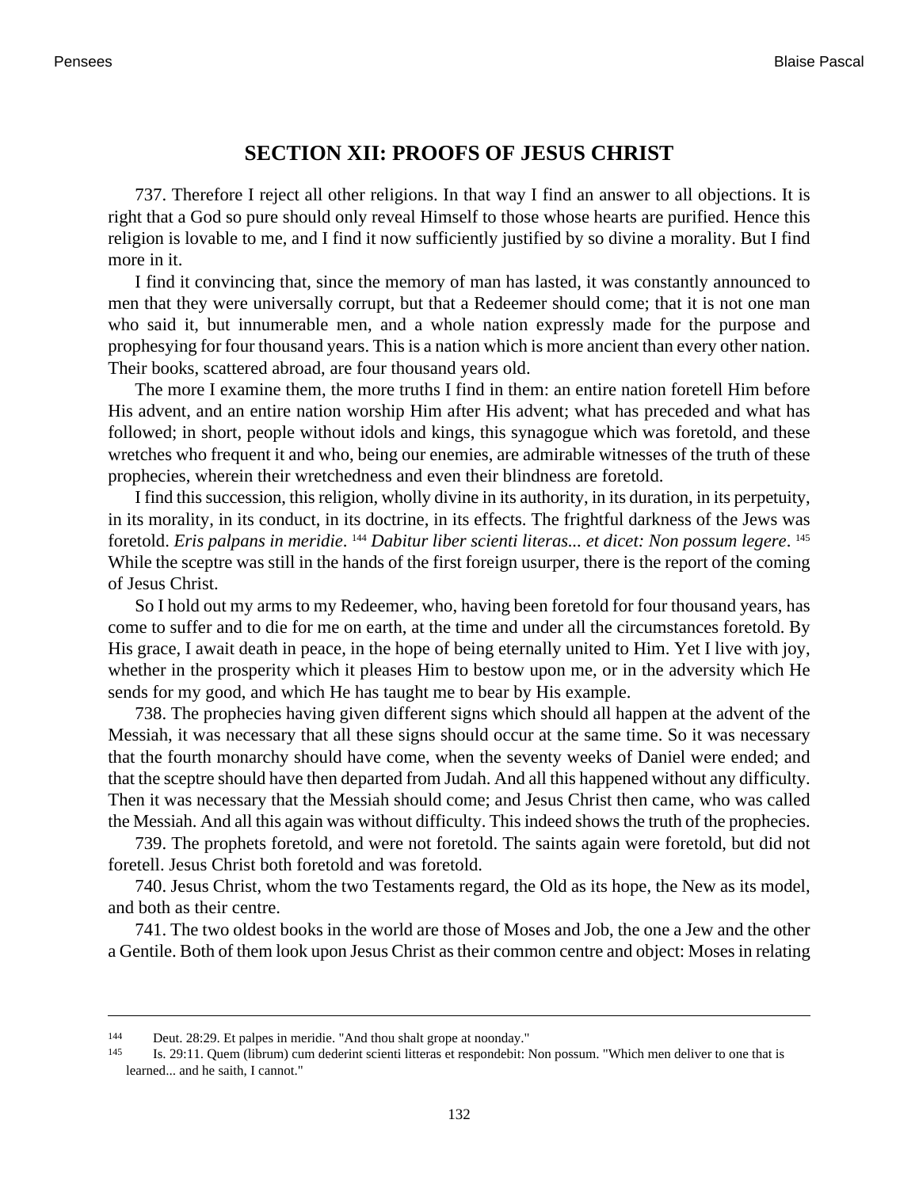## SECTION XII: PROOFS OF JESUS CHRIST

737. Therefore I reject all other religions. In that way I find an answer to all objections. It is right that a God so pure should only reveal Himself to those whose hearts are purified. Hence this religion is lovable to me, and I find it now sufficiently justified by so divine a morality. But I find more in it.

I find it convincing that, since the memory of man has lasted, it was constantly announced to men that they were universally corrupt, but that a Redeemer should come; that it is not one man who said it, but innumerable men, and a whole nation expressly made for the purpose and prophesying for four thousand years. This is a nation which is more ancient than every other nation. Their books, scattered abroad, are four thousand years old.

The more I examine them, the more truths I find in them: an entire nation foretell Him before His advent, and an entire nation worship Him after His advent; what has preceded and what has followed; in short, people without idols and kings, this synagogue which was foretold, and these wretches who frequent it and who, being our enemies, are admirable witnesses of the truth of these prophecies, wherein their wretchedness and even their blindness are foretold.

I find this succession, this religion, wholly divine in its authority, in its duration, in its perpetuity, in its morality, in its conduct, in its doctrine, in its effects. The frightful darkness of the Jews was foretold. *Eris palpans in meridie*. [144] *Dabitur liber scienti literas... et dicet: Non possum legere*. [145] While the sceptre was still in the hands of the first foreign usurper, there is the report of the coming of Jesus Christ.

So I hold out my arms to my Redeemer, who, having been foretold for four thousand years, has come to suffer and to die for me on earth, at the time and under all the circumstances foretold. By His grace, I await death in peace, in the hope of being eternally united to Him. Yet I live with joy, whether in the prosperity which it pleases Him to bestow upon me, or in the adversity which He sends for my good, and which He has taught me to bear by His example.

738. The prophecies having given different signs which should all happen at the advent of the Messiah, it was necessary that all these signs should occur at the same time. So it was necessary that the fourth monarchy should have come, when the seventy weeks of Daniel were ended; and that the sceptre should have then departed from Judah. And all this happened without any difficulty. Then it was necessary that the Messiah should come; and Jesus Christ then came, who was called the Messiah. And all this again was without difficulty. This indeed shows the truth of the prophecies.

739. The prophets foretold, and were not foretold. The saints again were foretold, but did not foretell. Jesus Christ both foretold and was foretold.

740. Jesus Christ, whom the two Testaments regard, the Old as its hope, the New as its model, and both as their centre.

741. The two oldest books in the world are those of Moses and Job, the one a Jew and the other a Gentile. Both of them look upon Jesus Christ as their common centre and object: Moses in relating

---

[144] Deut. 28:29. Et palpes in meridie. "And thou shalt grope at noonday."

[145] Is. 29:11. Quem (librum) cum dederint scienti litteras et respondebit: Non possum. "Which men deliver to one that is learned... and he saith, I cannot."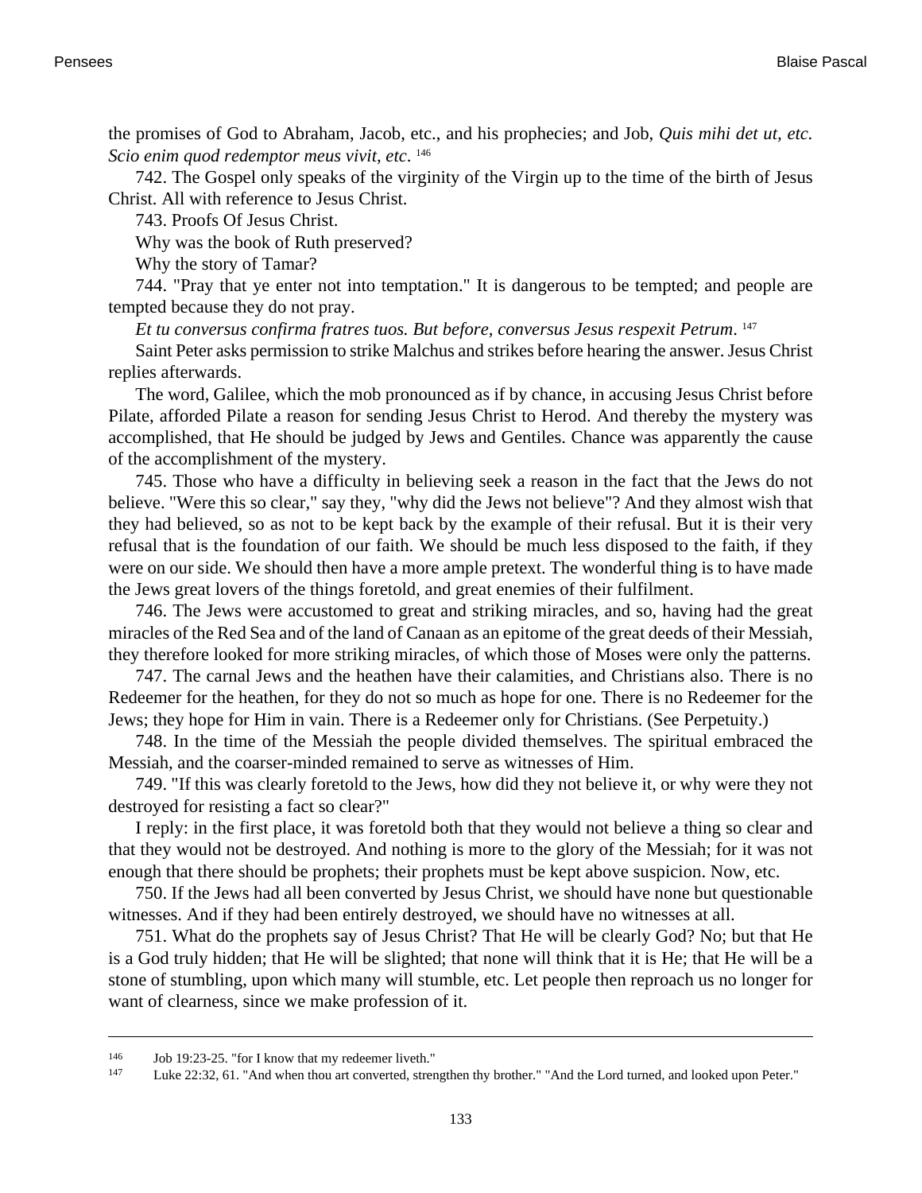the promises of God to Abraham, Jacob, etc., and his prophecies; and Job, *Quis mihi det ut, etc. Scio enim quod redemptor meus vivit, etc*. [146]

742. The Gospel only speaks of the virginity of the Virgin up to the time of the birth of Jesus Christ. All with reference to Jesus Christ.

743. Proofs Of Jesus Christ.

Why was the book of Ruth preserved?

Why the story of Tamar?

744. "Pray that ye enter not into temptation." It is dangerous to be tempted; and people are tempted because they do not pray.

*Et tu conversus confirma fratres tuos. But before, conversus Jesus respexit Petrum*. [147]

Saint Peter asks permission to strike Malchus and strikes before hearing the answer. Jesus Christ replies afterwards.

The word, Galilee, which the mob pronounced as if by chance, in accusing Jesus Christ before Pilate, afforded Pilate a reason for sending Jesus Christ to Herod. And thereby the mystery was accomplished, that He should be judged by Jews and Gentiles. Chance was apparently the cause of the accomplishment of the mystery.

745. Those who have a difficulty in believing seek a reason in the fact that the Jews do not believe. "Were this so clear," say they, "why did the Jews not believe"? And they almost wish that they had believed, so as not to be kept back by the example of their refusal. But it is their very refusal that is the foundation of our faith. We should be much less disposed to the faith, if they were on our side. We should then have a more ample pretext. The wonderful thing is to have made the Jews great lovers of the things foretold, and great enemies of their fulfilment.

746. The Jews were accustomed to great and striking miracles, and so, having had the great miracles of the Red Sea and of the land of Canaan as an epitome of the great deeds of their Messiah, they therefore looked for more striking miracles, of which those of Moses were only the patterns.

747. The carnal Jews and the heathen have their calamities, and Christians also. There is no Redeemer for the heathen, for they do not so much as hope for one. There is no Redeemer for the Jews; they hope for Him in vain. There is a Redeemer only for Christians. (See Perpetuity.)

748. In the time of the Messiah the people divided themselves. The spiritual embraced the Messiah, and the coarser-minded remained to serve as witnesses of Him.

749. "If this was clearly foretold to the Jews, how did they not believe it, or why were they not destroyed for resisting a fact so clear?"

I reply: in the first place, it was foretold both that they would not believe a thing so clear and that they would not be destroyed. And nothing is more to the glory of the Messiah; for it was not enough that there should be prophets; their prophets must be kept above suspicion. Now, etc.

750. If the Jews had all been converted by Jesus Christ, we should have none but questionable witnesses. And if they had been entirely destroyed, we should have no witnesses at all.

751. What do the prophets say of Jesus Christ? That He will be clearly God? No; but that He is a God truly hidden; that He will be slighted; that none will think that it is He; that He will be a stone of stumbling, upon which many will stumble, etc. Let people then reproach us no longer for want of clearness, since we make profession of it.

---

[146] Job 19:23-25. "for I know that my redeemer liveth."

[147] Luke 22:32, 61. "And when thou art converted, strengthen thy brother." "And the Lord turned, and looked upon Peter."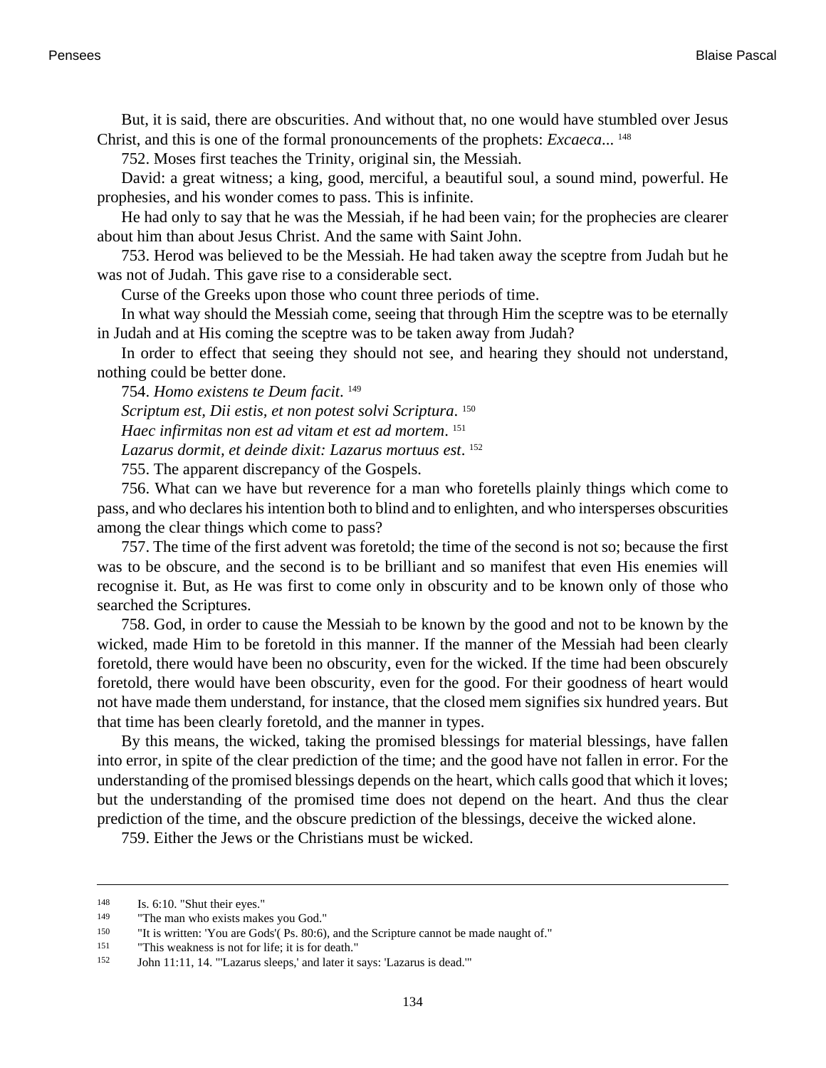But, it is said, there are obscurities. And without that, no one would have stumbled over Jesus Christ, and this is one of the formal pronouncements of the prophets: *Excaeca*... [148]

752. Moses first teaches the Trinity, original sin, the Messiah.

David: a great witness; a king, good, merciful, a beautiful soul, a sound mind, powerful. He prophesies, and his wonder comes to pass. This is infinite.

He had only to say that he was the Messiah, if he had been vain; for the prophecies are clearer about him than about Jesus Christ. And the same with Saint John.

753. Herod was believed to be the Messiah. He had taken away the sceptre from Judah but he was not of Judah. This gave rise to a considerable sect.

Curse of the Greeks upon those who count three periods of time.

In what way should the Messiah come, seeing that through Him the sceptre was to be eternally in Judah and at His coming the sceptre was to be taken away from Judah?

In order to effect that seeing they should not see, and hearing they should not understand, nothing could be better done.

754. *Homo existens te Deum facit*. [149]

*Scriptum est, Dii estis, et non potest solvi Scriptura*. [150]

*Haec infirmitas non est ad vitam et est ad mortem*. [151]

*Lazarus dormit, et deinde dixit: Lazarus mortuus est*. [152]

755. The apparent discrepancy of the Gospels.

756. What can we have but reverence for a man who foretells plainly things which come to pass, and who declares his intention both to blind and to enlighten, and who intersperses obscurities among the clear things which come to pass?

757. The time of the first advent was foretold; the time of the second is not so; because the first was to be obscure, and the second is to be brilliant and so manifest that even His enemies will recognise it. But, as He was first to come only in obscurity and to be known only of those who searched the Scriptures.

758. God, in order to cause the Messiah to be known by the good and not to be known by the wicked, made Him to be foretold in this manner. If the manner of the Messiah had been clearly foretold, there would have been no obscurity, even for the wicked. If the time had been obscurely foretold, there would have been obscurity, even for the good. For their goodness of heart would not have made them understand, for instance, that the closed mem signifies six hundred years. But that time has been clearly foretold, and the manner in types.

By this means, the wicked, taking the promised blessings for material blessings, have fallen into error, in spite of the clear prediction of the time; and the good have not fallen in error. For the understanding of the promised blessings depends on the heart, which calls good that which it loves; but the understanding of the promised time does not depend on the heart. And thus the clear prediction of the time, and the obscure prediction of the blessings, deceive the wicked alone.

759. Either the Jews or the Christians must be wicked.

---

148 Is. 6:10. "Shut their eyes."

149 "The man who exists makes you God."

150 "It is written: 'You are Gods'( Ps. 80:6), and the Scripture cannot be made naught of."

151 "This weakness is not for life; it is for death."

152 John 11:11, 14. "'Lazarus sleeps,' and later it says: 'Lazarus is dead.'"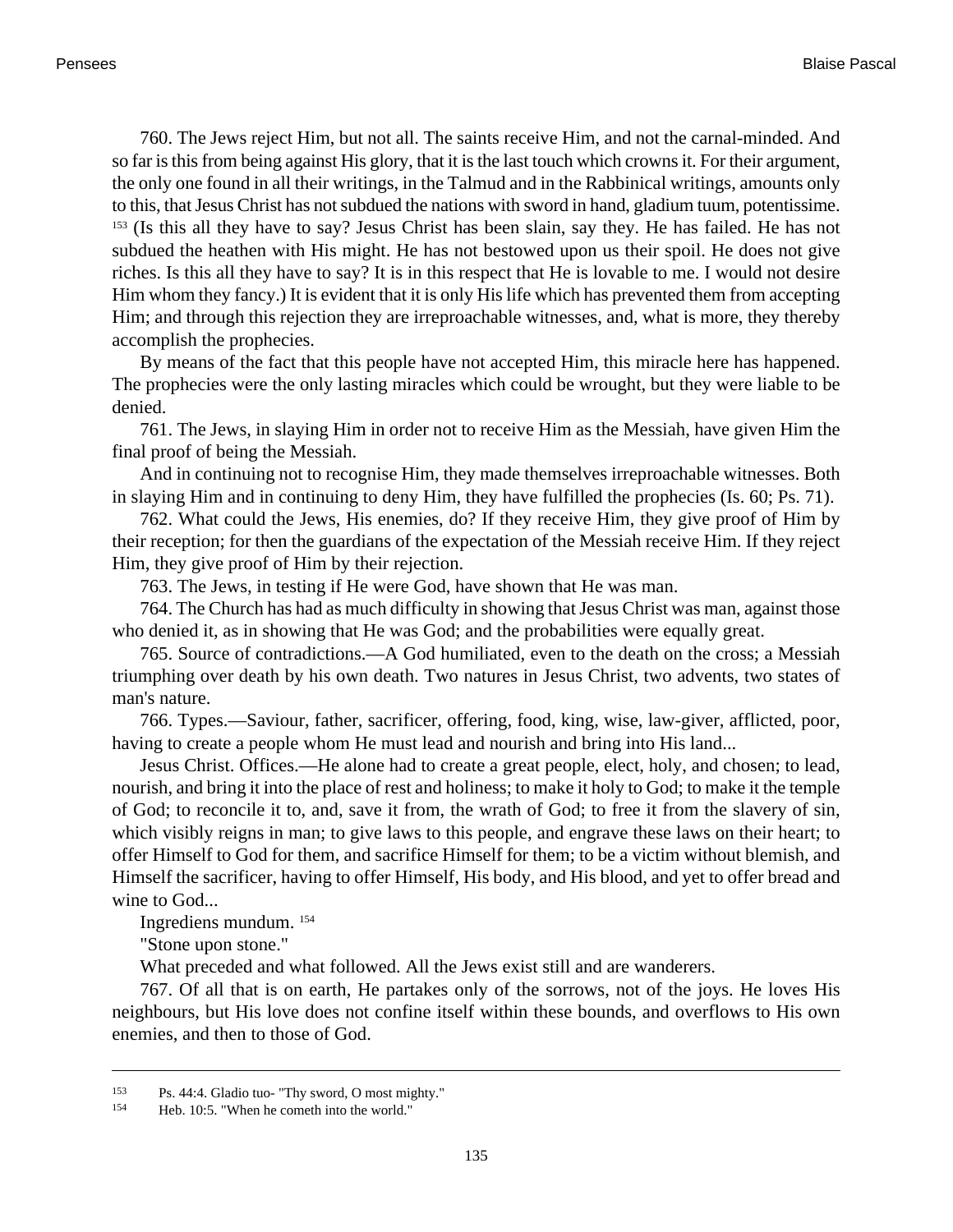760. The Jews reject Him, but not all. The saints receive Him, and not the carnal-minded. And so far is this from being against His glory, that it is the last touch which crowns it. For their argument, the only one found in all their writings, in the Talmud and in the Rabbinical writings, amounts only to this, that Jesus Christ has not subdued the nations with sword in hand, gladium tuum, potentissime. [153] (Is this all they have to say? Jesus Christ has been slain, say they. He has failed. He has not subdued the heathen with His might. He has not bestowed upon us their spoil. He does not give riches. Is this all they have to say? It is in this respect that He is lovable to me. I would not desire Him whom they fancy.) It is evident that it is only His life which has prevented them from accepting Him; and through this rejection they are irreproachable witnesses, and, what is more, they thereby accomplish the prophecies.

By means of the fact that this people have not accepted Him, this miracle here has happened. The prophecies were the only lasting miracles which could be wrought, but they were liable to be denied.

761. The Jews, in slaying Him in order not to receive Him as the Messiah, have given Him the final proof of being the Messiah.

And in continuing not to recognise Him, they made themselves irreproachable witnesses. Both in slaying Him and in continuing to deny Him, they have fulfilled the prophecies (Is. 60; Ps. 71).

762. What could the Jews, His enemies, do? If they receive Him, they give proof of Him by their reception; for then the guardians of the expectation of the Messiah receive Him. If they reject Him, they give proof of Him by their rejection.

763. The Jews, in testing if He were God, have shown that He was man.

764. The Church has had as much difficulty in showing that Jesus Christ was man, against those who denied it, as in showing that He was God; and the probabilities were equally great.

765. Source of contradictions.—A God humiliated, even to the death on the cross; a Messiah triumphing over death by his own death. Two natures in Jesus Christ, two advents, two states of man's nature.

766. Types.—Saviour, father, sacrificer, offering, food, king, wise, law-giver, afflicted, poor, having to create a people whom He must lead and nourish and bring into His land...

Jesus Christ. Offices.—He alone had to create a great people, elect, holy, and chosen; to lead, nourish, and bring it into the place of rest and holiness; to make it holy to God; to make it the temple of God; to reconcile it to, and, save it from, the wrath of God; to free it from the slavery of sin, which visibly reigns in man; to give laws to this people, and engrave these laws on their heart; to offer Himself to God for them, and sacrifice Himself for them; to be a victim without blemish, and Himself the sacrificer, having to offer Himself, His body, and His blood, and yet to offer bread and wine to God...

Ingrediens mundum. [154]

"Stone upon stone."

What preceded and what followed. All the Jews exist still and are wanderers.

767. Of all that is on earth, He partakes only of the sorrows, not of the joys. He loves His neighbours, but His love does not confine itself within these bounds, and overflows to His own enemies, and then to those of God.

---

[153] Ps. 44:4. Gladio tuo- "Thy sword, O most mighty."

[154] Heb. 10:5. "When he cometh into the world."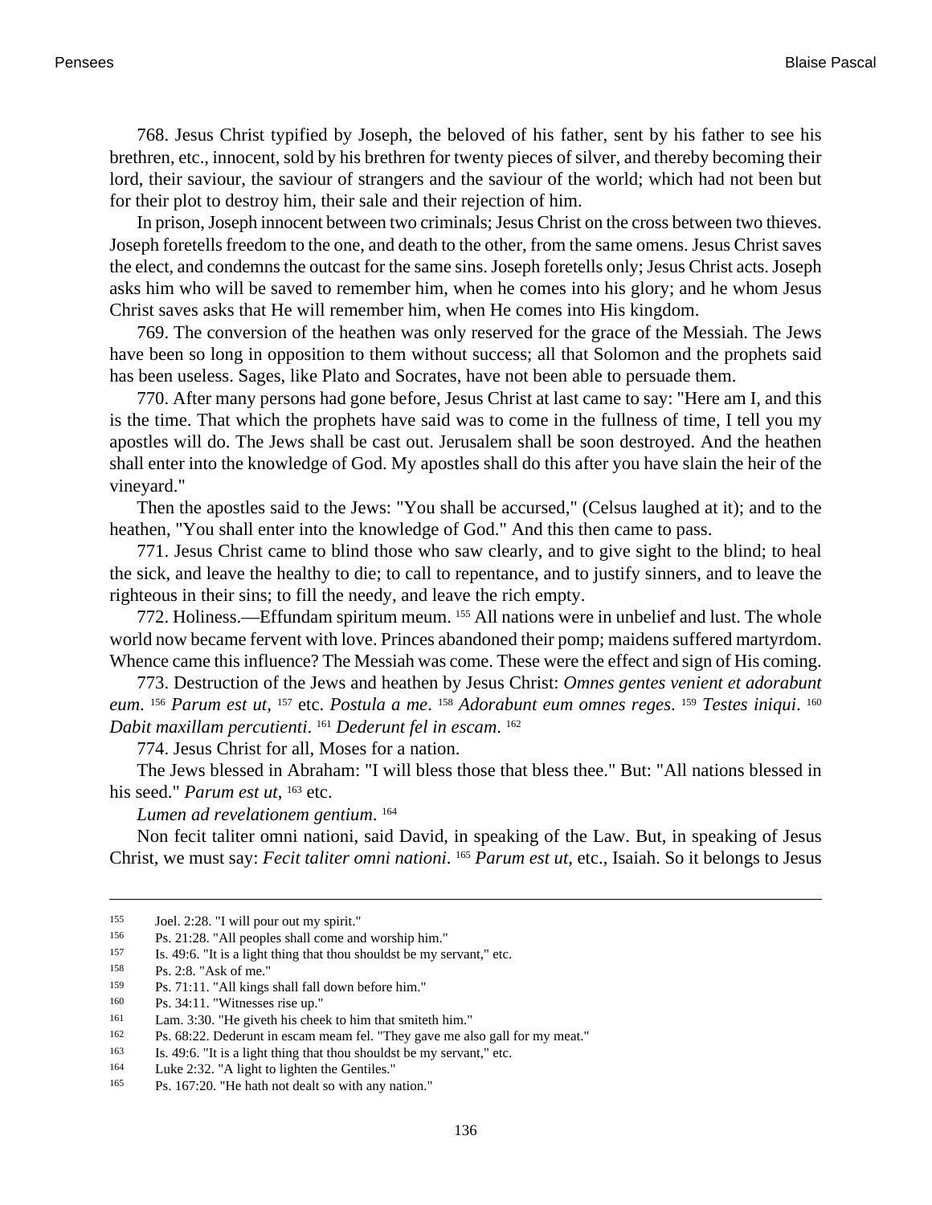768. Jesus Christ typified by Joseph, the beloved of his father, sent by his father to see his brethren, etc., innocent, sold by his brethren for twenty pieces of silver, and thereby becoming their lord, their saviour, the saviour of strangers and the saviour of the world; which had not been but for their plot to destroy him, their sale and their rejection of him.

In prison, Joseph innocent between two criminals; Jesus Christ on the cross between two thieves. Joseph foretells freedom to the one, and death to the other, from the same omens. Jesus Christ saves the elect, and condemns the outcast for the same sins. Joseph foretells only; Jesus Christ acts. Joseph asks him who will be saved to remember him, when he comes into his glory; and he whom Jesus Christ saves asks that He will remember him, when He comes into His kingdom.

769. The conversion of the heathen was only reserved for the grace of the Messiah. The Jews have been so long in opposition to them without success; all that Solomon and the prophets said has been useless. Sages, like Plato and Socrates, have not been able to persuade them.

770. After many persons had gone before, Jesus Christ at last came to say: "Here am I, and this is the time. That which the prophets have said was to come in the fullness of time, I tell you my apostles will do. The Jews shall be cast out. Jerusalem shall be soon destroyed. And the heathen shall enter into the knowledge of God. My apostles shall do this after you have slain the heir of the vineyard."

Then the apostles said to the Jews: "You shall be accursed," (Celsus laughed at it); and to the heathen, "You shall enter into the knowledge of God." And this then came to pass.

771. Jesus Christ came to blind those who saw clearly, and to give sight to the blind; to heal the sick, and leave the healthy to die; to call to repentance, and to justify sinners, and to leave the righteous in their sins; to fill the needy, and leave the rich empty.

772. Holiness.—Effundam spiritum meum. [155] All nations were in unbelief and lust. The whole world now became fervent with love. Princes abandoned their pomp; maidens suffered martyrdom. Whence came this influence? The Messiah was come. These were the effect and sign of His coming.

773. Destruction of the Jews and heathen by Jesus Christ: *Omnes gentes venient et adorabunt eum*. [156] *Parum est ut*, [157] etc. *Postula a me*. [158] *Adorabunt eum omnes reges*. [159] *Testes iniqui*. [160] *Dabit maxillam percutienti*. [161] *Dederunt fel in escam*. [162]

774. Jesus Christ for all, Moses for a nation.

The Jews blessed in Abraham: "I will bless those that bless thee." But: "All nations blessed in his seed." *Parum est ut*, [163] etc.

*Lumen ad revelationem gentium*. [164]

Non fecit taliter omni nationi, said David, in speaking of the Law. But, in speaking of Jesus Christ, we must say: *Fecit taliter omni nationi*. [165] *Parum est ut*, etc., Isaiah. So it belongs to Jesus

---

155 Joel. 2:28. "I will pour out my spirit."

156 Ps. 21:28. "All peoples shall come and worship him."

157 Is. 49:6. "It is a light thing that thou shouldst be my servant," etc.

158 Ps. 2:8. "Ask of me."

159 Ps. 71:11. "All kings shall fall down before him."

160 Ps. 34:11. "Witnesses rise up."

161 Lam. 3:30. "He giveth his cheek to him that smiteth him."

162 Ps. 68:22. Dederunt in escam meam fel. "They gave me also gall for my meat."

163 Is. 49:6. "It is a light thing that thou shouldst be my servant," etc.

164 Luke 2:32. "A light to lighten the Gentiles."

165 Ps. 167:20. "He hath not dealt so with any nation."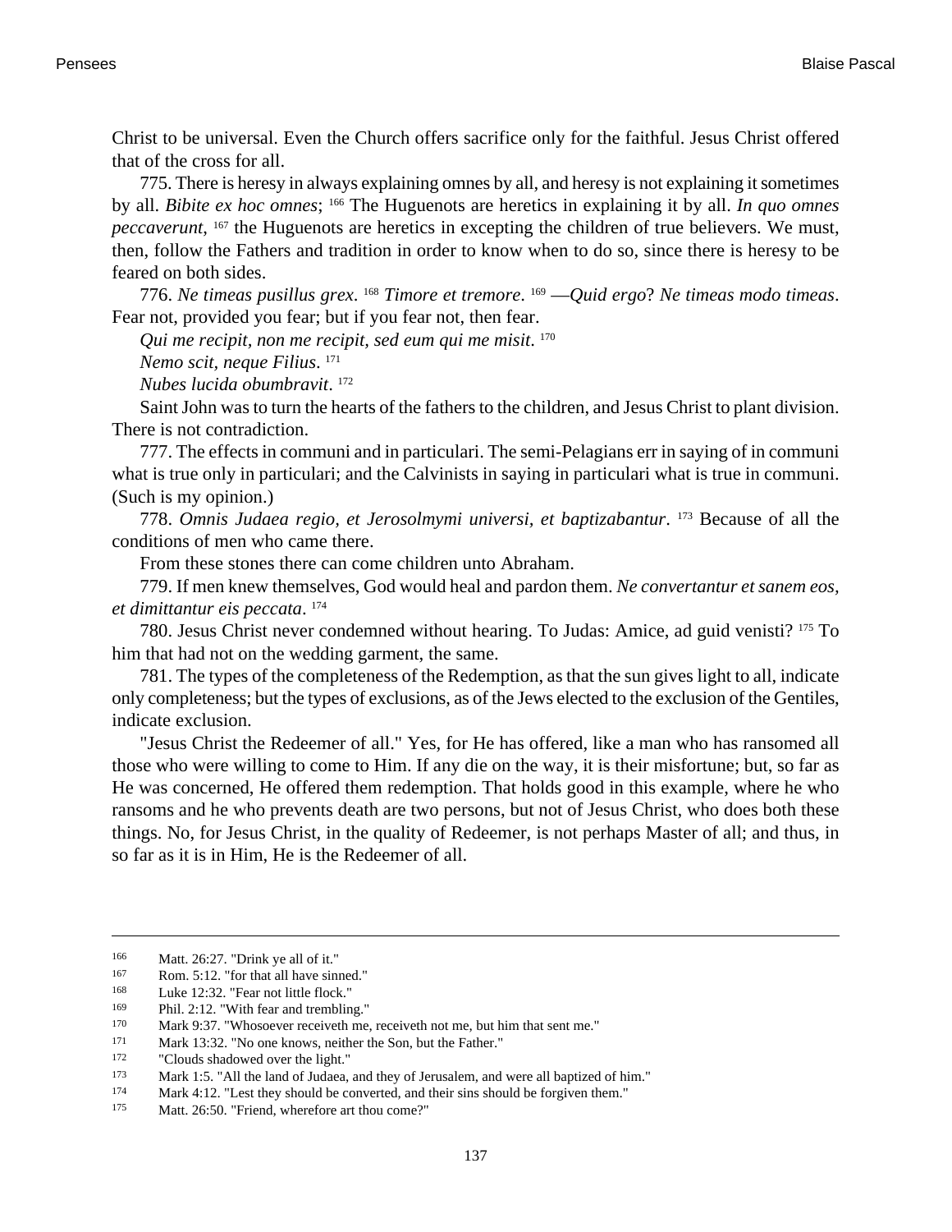Christ to be universal. Even the Church offers sacrifice only for the faithful. Jesus Christ offered that of the cross for all.

775. There is heresy in always explaining omnes by all, and heresy is not explaining it sometimes by all. *Bibite ex hoc omnes*; [166] The Huguenots are heretics in explaining it by all. *In quo omnes peccaverunt*, [167] the Huguenots are heretics in excepting the children of true believers. We must, then, follow the Fathers and tradition in order to know when to do so, since there is heresy to be feared on both sides.

776. *Ne timeas pusillus grex*. [168] *Timore et tremore*. [169] —*Quid ergo*? *Ne timeas modo timeas*. Fear not, provided you fear; but if you fear not, then fear.

*Qui me recipit, non me recipit, sed eum qui me misit*. [170]

*Nemo scit, neque Filius*. [171]

*Nubes lucida obumbravit*. [172]

Saint John was to turn the hearts of the fathers to the children, and Jesus Christ to plant division. There is not contradiction.

777. The effects in communi and in particulari. The semi-Pelagians err in saying of in communi what is true only in particulari; and the Calvinists in saying in particulari what is true in communi. (Such is my opinion.)

778. *Omnis Judaea regio, et Jerosolmymi universi, et baptizabantur*. [173] Because of all the conditions of men who came there.

From these stones there can come children unto Abraham.

779. If men knew themselves, God would heal and pardon them. *Ne convertantur et sanem eos, et dimittantur eis peccata*. [174]

780. Jesus Christ never condemned without hearing. To Judas: Amice, ad guid venisti? [175] To him that had not on the wedding garment, the same.

781. The types of the completeness of the Redemption, as that the sun gives light to all, indicate only completeness; but the types of exclusions, as of the Jews elected to the exclusion of the Gentiles, indicate exclusion.

"Jesus Christ the Redeemer of all." Yes, for He has offered, like a man who has ransomed all those who were willing to come to Him. If any die on the way, it is their misfortune; but, so far as He was concerned, He offered them redemption. That holds good in this example, where he who ransoms and he who prevents death are two persons, but not of Jesus Christ, who does both these things. No, for Jesus Christ, in the quality of Redeemer, is not perhaps Master of all; and thus, in so far as it is in Him, He is the Redeemer of all.

---

166 Matt. 26:27. "Drink ye all of it."

167 Rom. 5:12. "for that all have sinned."

168 Luke 12:32. "Fear not little flock."

169 Phil. 2:12. "With fear and trembling."

170 Mark 9:37. "Whosoever receiveth me, receiveth not me, but him that sent me."

171 Mark 13:32. "No one knows, neither the Son, but the Father."

172 "Clouds shadowed over the light."

173 Mark 1:5. "All the land of Judaea, and they of Jerusalem, and were all baptized of him."

174 Mark 4:12. "Lest they should be converted, and their sins should be forgiven them."

175 Matt. 26:50. "Friend, wherefore art thou come?"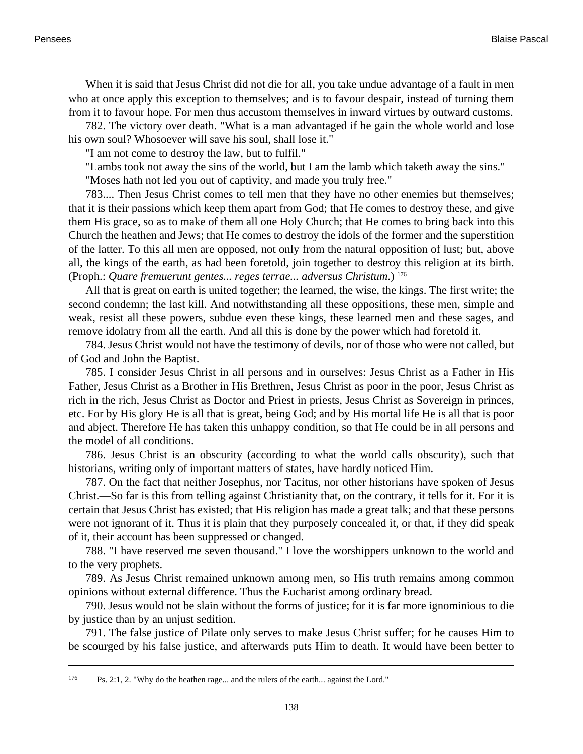When it is said that Jesus Christ did not die for all, you take undue advantage of a fault in men who at once apply this exception to themselves; and is to favour despair, instead of turning them from it to favour hope. For men thus accustom themselves in inward virtues by outward customs.

782. The victory over death. "What is a man advantaged if he gain the whole world and lose his own soul? Whosoever will save his soul, shall lose it."

"I am not come to destroy the law, but to fulfil."

"Lambs took not away the sins of the world, but I am the lamb which taketh away the sins."

"Moses hath not led you out of captivity, and made you truly free."

783.... Then Jesus Christ comes to tell men that they have no other enemies but themselves; that it is their passions which keep them apart from God; that He comes to destroy these, and give them His grace, so as to make of them all one Holy Church; that He comes to bring back into this Church the heathen and Jews; that He comes to destroy the idols of the former and the superstition of the latter. To this all men are opposed, not only from the natural opposition of lust; but, above all, the kings of the earth, as had been foretold, join together to destroy this religion at its birth. (Proph.: *Quare fremuerunt gentes... reges terrae... adversus Christum*.) [176]

All that is great on earth is united together; the learned, the wise, the kings. The first write; the second condemn; the last kill. And notwithstanding all these oppositions, these men, simple and weak, resist all these powers, subdue even these kings, these learned men and these sages, and remove idolatry from all the earth. And all this is done by the power which had foretold it.

784. Jesus Christ would not have the testimony of devils, nor of those who were not called, but of God and John the Baptist.

785. I consider Jesus Christ in all persons and in ourselves: Jesus Christ as a Father in His Father, Jesus Christ as a Brother in His Brethren, Jesus Christ as poor in the poor, Jesus Christ as rich in the rich, Jesus Christ as Doctor and Priest in priests, Jesus Christ as Sovereign in princes, etc. For by His glory He is all that is great, being God; and by His mortal life He is all that is poor and abject. Therefore He has taken this unhappy condition, so that He could be in all persons and the model of all conditions.

786. Jesus Christ is an obscurity (according to what the world calls obscurity), such that historians, writing only of important matters of states, have hardly noticed Him.

787. On the fact that neither Josephus, nor Tacitus, nor other historians have spoken of Jesus Christ.—So far is this from telling against Christianity that, on the contrary, it tells for it. For it is certain that Jesus Christ has existed; that His religion has made a great talk; and that these persons were not ignorant of it. Thus it is plain that they purposely concealed it, or that, if they did speak of it, their account has been suppressed or changed.

788. "I have reserved me seven thousand." I love the worshippers unknown to the world and to the very prophets.

789. As Jesus Christ remained unknown among men, so His truth remains among common opinions without external difference. Thus the Eucharist among ordinary bread.

790. Jesus would not be slain without the forms of justice; for it is far more ignominious to die by justice than by an unjust sedition.

791. The false justice of Pilate only serves to make Jesus Christ suffer; for he causes Him to be scourged by his false justice, and afterwards puts Him to death. It would have been better to

---

[176] Ps. 2:1, 2. "Why do the heathen rage... and the rulers of the earth... against the Lord."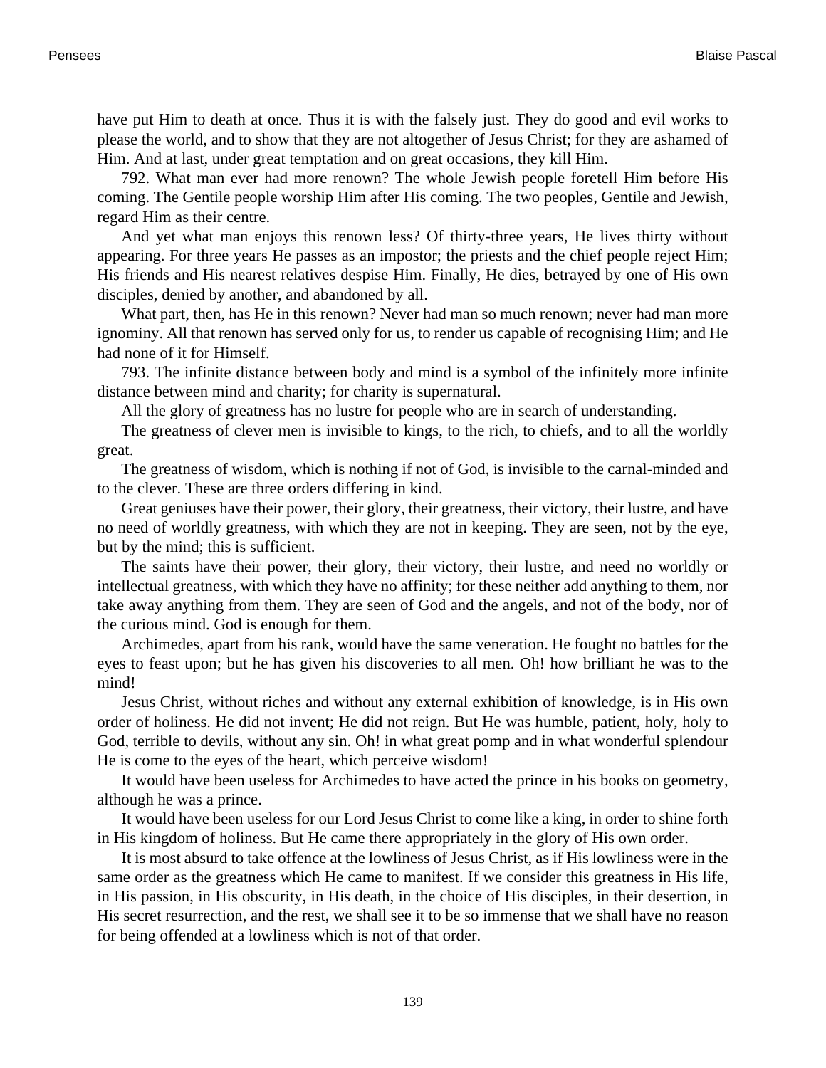have put Him to death at once. Thus it is with the falsely just. They do good and evil works to please the world, and to show that they are not altogether of Jesus Christ; for they are ashamed of Him. And at last, under great temptation and on great occasions, they kill Him.

792. What man ever had more renown? The whole Jewish people foretell Him before His coming. The Gentile people worship Him after His coming. The two peoples, Gentile and Jewish, regard Him as their centre.

And yet what man enjoys this renown less? Of thirty-three years, He lives thirty without appearing. For three years He passes as an impostor; the priests and the chief people reject Him; His friends and His nearest relatives despise Him. Finally, He dies, betrayed by one of His own disciples, denied by another, and abandoned by all.

What part, then, has He in this renown? Never had man so much renown; never had man more ignominy. All that renown has served only for us, to render us capable of recognising Him; and He had none of it for Himself.

793. The infinite distance between body and mind is a symbol of the infinitely more infinite distance between mind and charity; for charity is supernatural.

All the glory of greatness has no lustre for people who are in search of understanding.

The greatness of clever men is invisible to kings, to the rich, to chiefs, and to all the worldly great.

The greatness of wisdom, which is nothing if not of God, is invisible to the carnal-minded and to the clever. These are three orders differing in kind.

Great geniuses have their power, their glory, their greatness, their victory, their lustre, and have no need of worldly greatness, with which they are not in keeping. They are seen, not by the eye, but by the mind; this is sufficient.

The saints have their power, their glory, their victory, their lustre, and need no worldly or intellectual greatness, with which they have no affinity; for these neither add anything to them, nor take away anything from them. They are seen of God and the angels, and not of the body, nor of the curious mind. God is enough for them.

Archimedes, apart from his rank, would have the same veneration. He fought no battles for the eyes to feast upon; but he has given his discoveries to all men. Oh! how brilliant he was to the mind!

Jesus Christ, without riches and without any external exhibition of knowledge, is in His own order of holiness. He did not invent; He did not reign. But He was humble, patient, holy, holy to God, terrible to devils, without any sin. Oh! in what great pomp and in what wonderful splendour He is come to the eyes of the heart, which perceive wisdom!

It would have been useless for Archimedes to have acted the prince in his books on geometry, although he was a prince.

It would have been useless for our Lord Jesus Christ to come like a king, in order to shine forth in His kingdom of holiness. But He came there appropriately in the glory of His own order.

It is most absurd to take offence at the lowliness of Jesus Christ, as if His lowliness were in the same order as the greatness which He came to manifest. If we consider this greatness in His life, in His passion, in His obscurity, in His death, in the choice of His disciples, in their desertion, in His secret resurrection, and the rest, we shall see it to be so immense that we shall have no reason for being offended at a lowliness which is not of that order.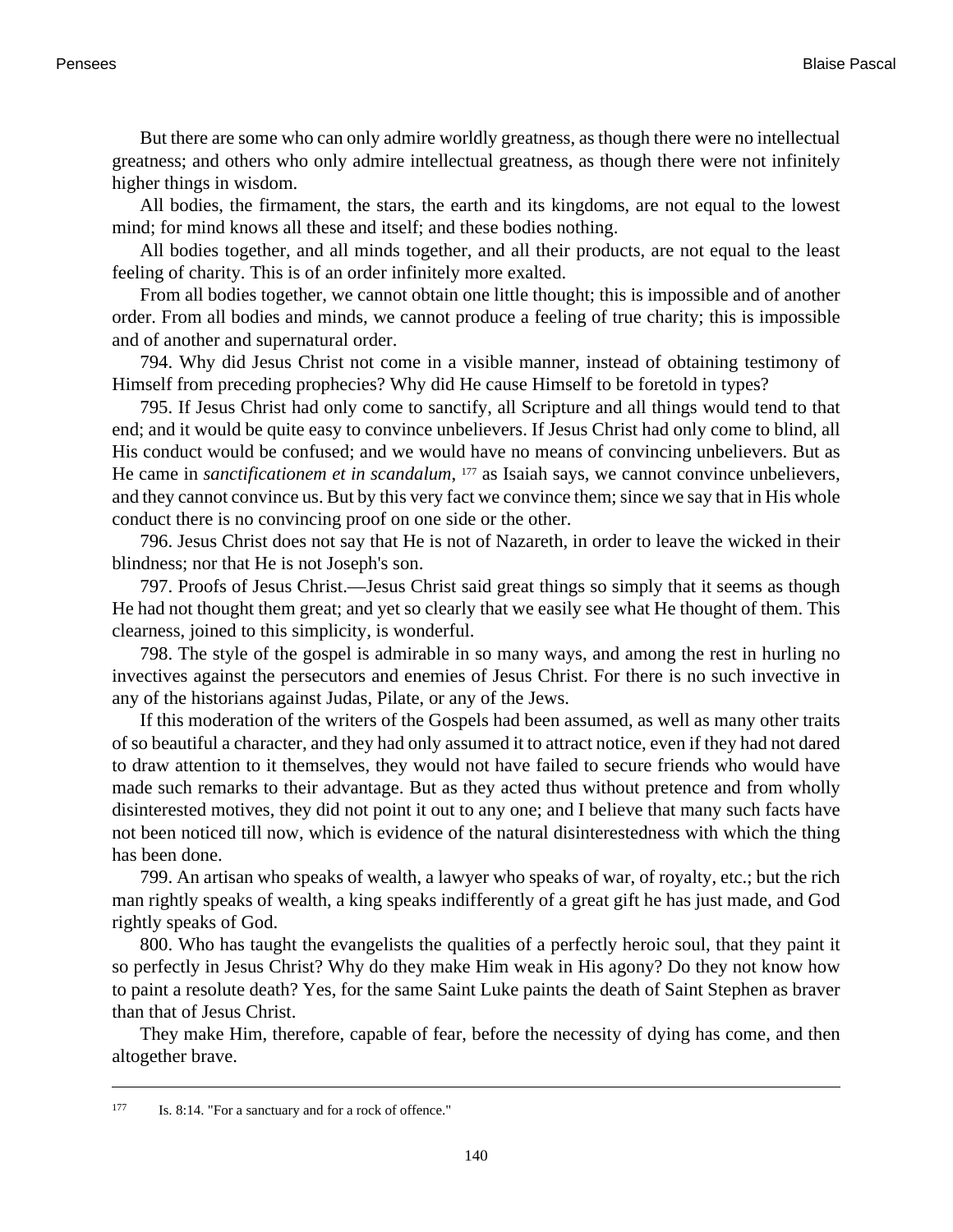But there are some who can only admire worldly greatness, as though there were no intellectual greatness; and others who only admire intellectual greatness, as though there were not infinitely higher things in wisdom.

All bodies, the firmament, the stars, the earth and its kingdoms, are not equal to the lowest mind; for mind knows all these and itself; and these bodies nothing.

All bodies together, and all minds together, and all their products, are not equal to the least feeling of charity. This is of an order infinitely more exalted.

From all bodies together, we cannot obtain one little thought; this is impossible and of another order. From all bodies and minds, we cannot produce a feeling of true charity; this is impossible and of another and supernatural order.

794. Why did Jesus Christ not come in a visible manner, instead of obtaining testimony of Himself from preceding prophecies? Why did He cause Himself to be foretold in types?

795. If Jesus Christ had only come to sanctify, all Scripture and all things would tend to that end; and it would be quite easy to convince unbelievers. If Jesus Christ had only come to blind, all His conduct would be confused; and we would have no means of convincing unbelievers. But as He came in *sanctificationem et in scandalum*, [177] as Isaiah says, we cannot convince unbelievers, and they cannot convince us. But by this very fact we convince them; since we say that in His whole conduct there is no convincing proof on one side or the other.

796. Jesus Christ does not say that He is not of Nazareth, in order to leave the wicked in their blindness; nor that He is not Joseph's son.

797. Proofs of Jesus Christ.—Jesus Christ said great things so simply that it seems as though He had not thought them great; and yet so clearly that we easily see what He thought of them. This clearness, joined to this simplicity, is wonderful.

798. The style of the gospel is admirable in so many ways, and among the rest in hurling no invectives against the persecutors and enemies of Jesus Christ. For there is no such invective in any of the historians against Judas, Pilate, or any of the Jews.

If this moderation of the writers of the Gospels had been assumed, as well as many other traits of so beautiful a character, and they had only assumed it to attract notice, even if they had not dared to draw attention to it themselves, they would not have failed to secure friends who would have made such remarks to their advantage. But as they acted thus without pretence and from wholly disinterested motives, they did not point it out to any one; and I believe that many such facts have not been noticed till now, which is evidence of the natural disinterestedness with which the thing has been done.

799. An artisan who speaks of wealth, a lawyer who speaks of war, of royalty, etc.; but the rich man rightly speaks of wealth, a king speaks indifferently of a great gift he has just made, and God rightly speaks of God.

800. Who has taught the evangelists the qualities of a perfectly heroic soul, that they paint it so perfectly in Jesus Christ? Why do they make Him weak in His agony? Do they not know how to paint a resolute death? Yes, for the same Saint Luke paints the death of Saint Stephen as braver than that of Jesus Christ.

They make Him, therefore, capable of fear, before the necessity of dying has come, and then altogether brave.

---

[177] Is. 8:14. "For a sanctuary and for a rock of offence."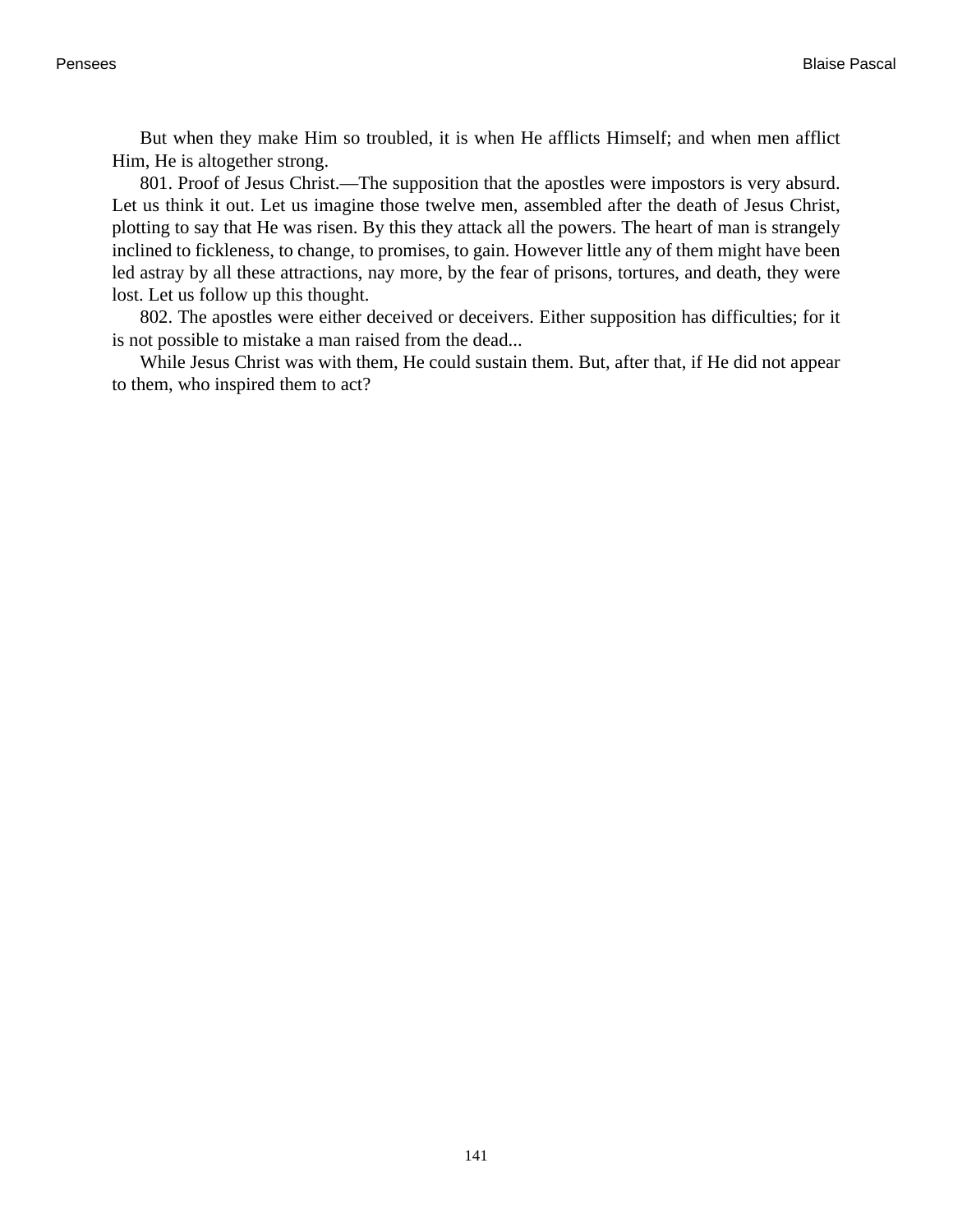But when they make Him so troubled, it is when He afflicts Himself; and when men afflict Him, He is altogether strong.

801. Proof of Jesus Christ.—The supposition that the apostles were impostors is very absurd. Let us think it out. Let us imagine those twelve men, assembled after the death of Jesus Christ, plotting to say that He was risen. By this they attack all the powers. The heart of man is strangely inclined to fickleness, to change, to promises, to gain. However little any of them might have been led astray by all these attractions, nay more, by the fear of prisons, tortures, and death, they were lost. Let us follow up this thought.

802. The apostles were either deceived or deceivers. Either supposition has difficulties; for it is not possible to mistake a man raised from the dead...

While Jesus Christ was with them, He could sustain them. But, after that, if He did not appear to them, who inspired them to act?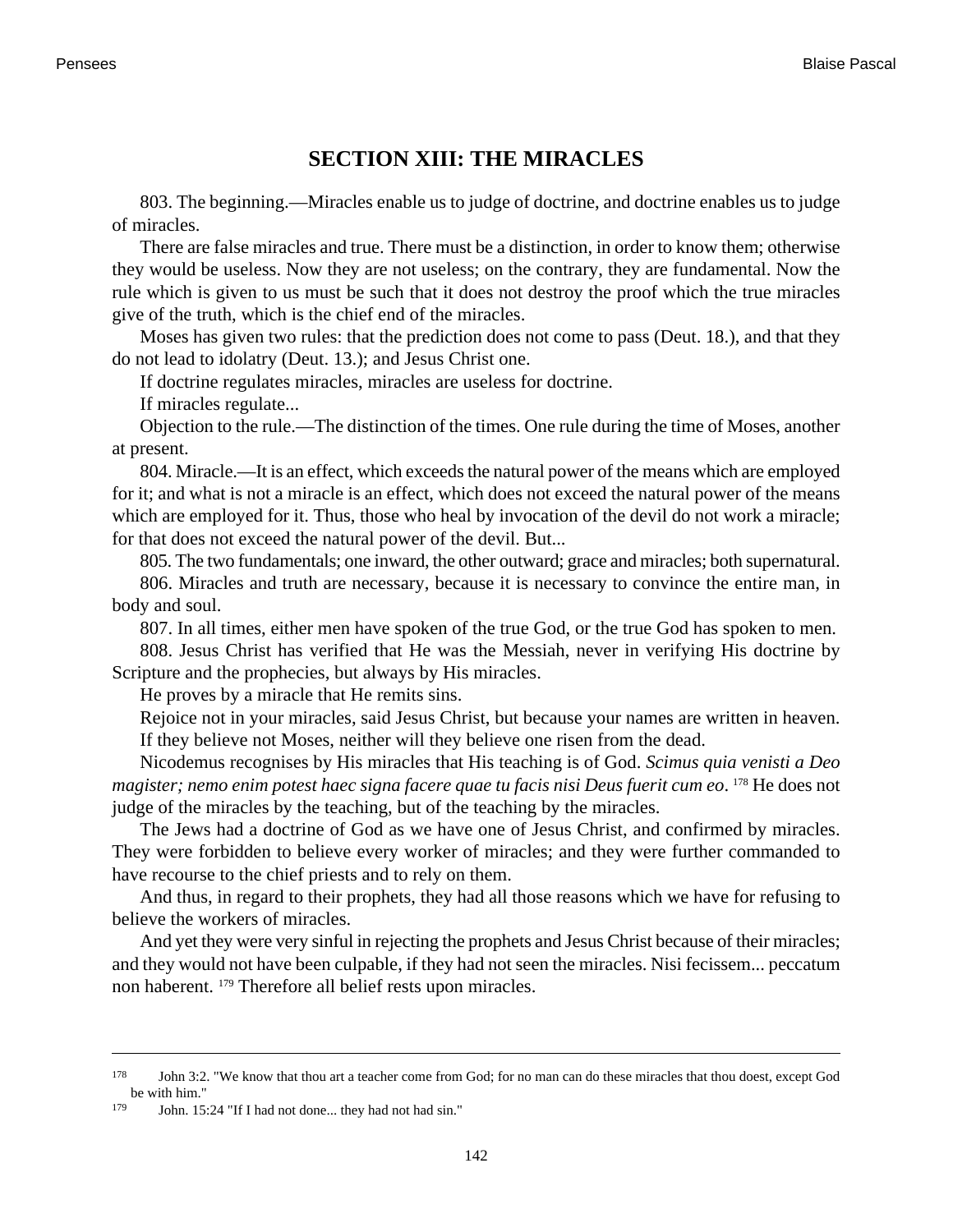# SECTION XIII: THE MIRACLES

803. The beginning.—Miracles enable us to judge of doctrine, and doctrine enables us to judge of miracles.

There are false miracles and true. There must be a distinction, in order to know them; otherwise they would be useless. Now they are not useless; on the contrary, they are fundamental. Now the rule which is given to us must be such that it does not destroy the proof which the true miracles give of the truth, which is the chief end of the miracles.

Moses has given two rules: that the prediction does not come to pass (Deut. 18.), and that they do not lead to idolatry (Deut. 13.); and Jesus Christ one.

If doctrine regulates miracles, miracles are useless for doctrine.

If miracles regulate...

Objection to the rule.—The distinction of the times. One rule during the time of Moses, another at present.

804. Miracle.—It is an effect, which exceeds the natural power of the means which are employed for it; and what is not a miracle is an effect, which does not exceed the natural power of the means which are employed for it. Thus, those who heal by invocation of the devil do not work a miracle; for that does not exceed the natural power of the devil. But...

805. The two fundamentals; one inward, the other outward; grace and miracles; both supernatural.

806. Miracles and truth are necessary, because it is necessary to convince the entire man, in body and soul.

807. In all times, either men have spoken of the true God, or the true God has spoken to men.

808. Jesus Christ has verified that He was the Messiah, never in verifying His doctrine by Scripture and the prophecies, but always by His miracles.

He proves by a miracle that He remits sins.

Rejoice not in your miracles, said Jesus Christ, but because your names are written in heaven.

If they believe not Moses, neither will they believe one risen from the dead.

Nicodemus recognises by His miracles that His teaching is of God. *Scimus quia venisti a Deo magister; nemo enim potest haec signa facere quae tu facis nisi Deus fuerit cum eo*. [178] He does not judge of the miracles by the teaching, but of the teaching by the miracles.

The Jews had a doctrine of God as we have one of Jesus Christ, and confirmed by miracles. They were forbidden to believe every worker of miracles; and they were further commanded to have recourse to the chief priests and to rely on them.

And thus, in regard to their prophets, they had all those reasons which we have for refusing to believe the workers of miracles.

And yet they were very sinful in rejecting the prophets and Jesus Christ because of their miracles; and they would not have been culpable, if they had not seen the miracles. Nisi fecissem... peccatum non haberent. [179] Therefore all belief rests upon miracles.

---

[178] John 3:2. "We know that thou art a teacher come from God; for no man can do these miracles that thou doest, except God be with him."

[179] John. 15:24 "If I had not done... they had not had sin."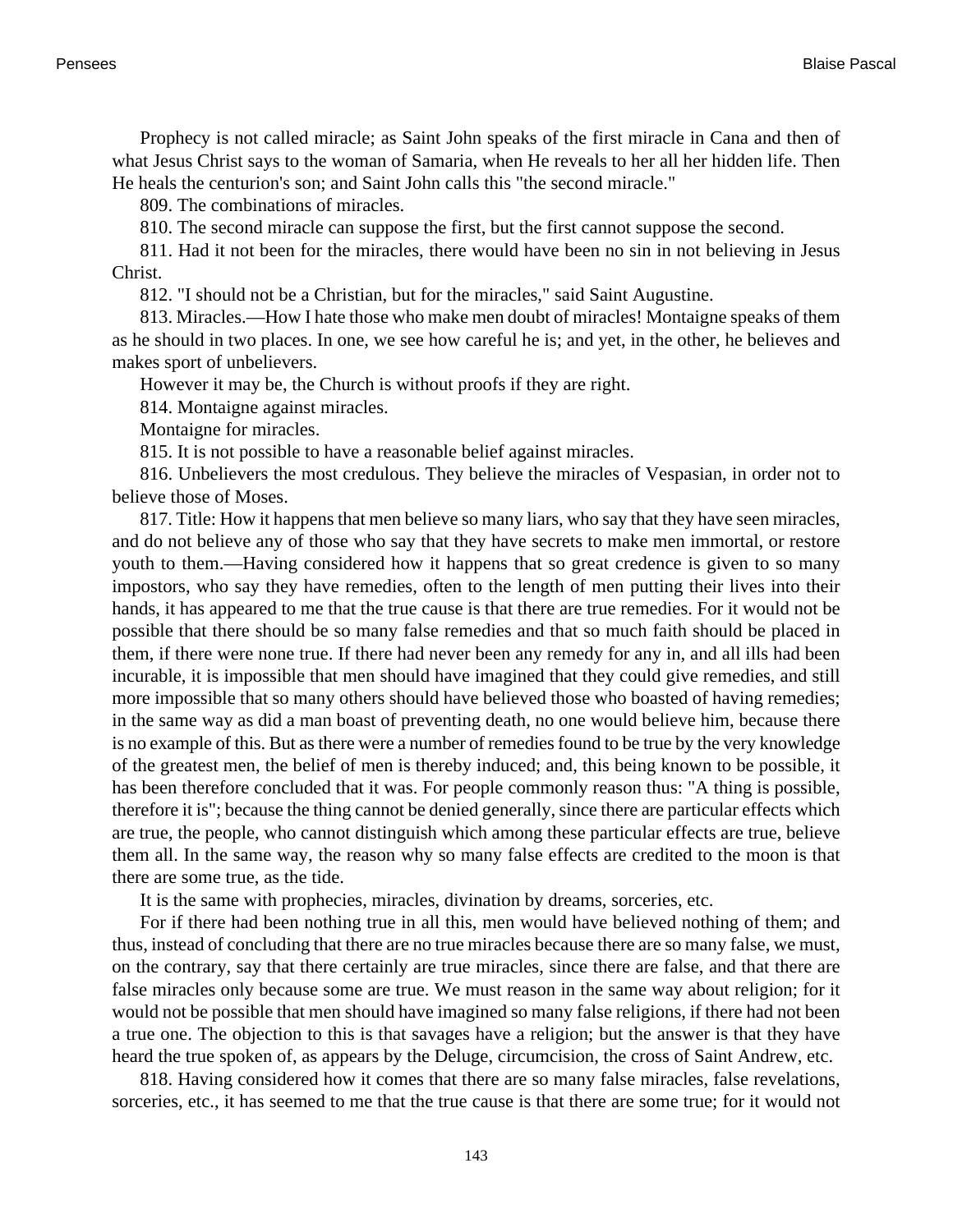Prophecy is not called miracle; as Saint John speaks of the first miracle in Cana and then of what Jesus Christ says to the woman of Samaria, when He reveals to her all her hidden life. Then He heals the centurion's son; and Saint John calls this "the second miracle."

809. The combinations of miracles.

810. The second miracle can suppose the first, but the first cannot suppose the second.

811. Had it not been for the miracles, there would have been no sin in not believing in Jesus Christ.

812. "I should not be a Christian, but for the miracles," said Saint Augustine.

813. Miracles.—How I hate those who make men doubt of miracles! Montaigne speaks of them as he should in two places. In one, we see how careful he is; and yet, in the other, he believes and makes sport of unbelievers.

However it may be, the Church is without proofs if they are right.

814. Montaigne against miracles.

Montaigne for miracles.

815. It is not possible to have a reasonable belief against miracles.

816. Unbelievers the most credulous. They believe the miracles of Vespasian, in order not to believe those of Moses.

817. Title: How it happens that men believe so many liars, who say that they have seen miracles, and do not believe any of those who say that they have secrets to make men immortal, or restore youth to them.—Having considered how it happens that so great credence is given to so many impostors, who say they have remedies, often to the length of men putting their lives into their hands, it has appeared to me that the true cause is that there are true remedies. For it would not be possible that there should be so many false remedies and that so much faith should be placed in them, if there were none true. If there had never been any remedy for any in, and all ills had been incurable, it is impossible that men should have imagined that they could give remedies, and still more impossible that so many others should have believed those who boasted of having remedies; in the same way as did a man boast of preventing death, no one would believe him, because there is no example of this. But as there were a number of remedies found to be true by the very knowledge of the greatest men, the belief of men is thereby induced; and, this being known to be possible, it has been therefore concluded that it was. For people commonly reason thus: "A thing is possible, therefore it is"; because the thing cannot be denied generally, since there are particular effects which are true, the people, who cannot distinguish which among these particular effects are true, believe them all. In the same way, the reason why so many false effects are credited to the moon is that there are some true, as the tide.

It is the same with prophecies, miracles, divination by dreams, sorceries, etc.

For if there had been nothing true in all this, men would have believed nothing of them; and thus, instead of concluding that there are no true miracles because there are so many false, we must, on the contrary, say that there certainly are true miracles, since there are false, and that there are false miracles only because some are true. We must reason in the same way about religion; for it would not be possible that men should have imagined so many false religions, if there had not been a true one. The objection to this is that savages have a religion; but the answer is that they have heard the true spoken of, as appears by the Deluge, circumcision, the cross of Saint Andrew, etc.

818. Having considered how it comes that there are so many false miracles, false revelations, sorceries, etc., it has seemed to me that the true cause is that there are some true; for it would not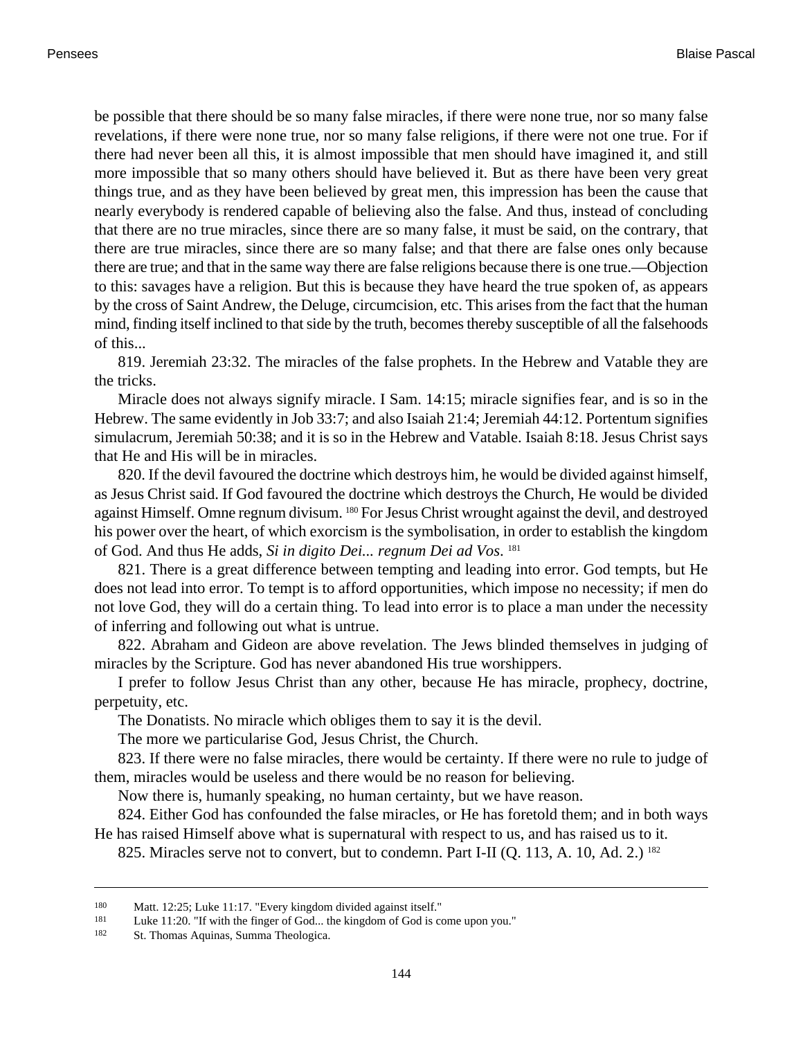be possible that there should be so many false miracles, if there were none true, nor so many false revelations, if there were none true, nor so many false religions, if there were not one true. For if there had never been all this, it is almost impossible that men should have imagined it, and still more impossible that so many others should have believed it. But as there have been very great things true, and as they have been believed by great men, this impression has been the cause that nearly everybody is rendered capable of believing also the false. And thus, instead of concluding that there are no true miracles, since there are so many false, it must be said, on the contrary, that there are true miracles, since there are so many false; and that there are false ones only because there are true; and that in the same way there are false religions because there is one true.—Objection to this: savages have a religion. But this is because they have heard the true spoken of, as appears by the cross of Saint Andrew, the Deluge, circumcision, etc. This arises from the fact that the human mind, finding itself inclined to that side by the truth, becomes thereby susceptible of all the falsehoods of this...

819. Jeremiah 23:32. The miracles of the false prophets. In the Hebrew and Vatable they are the tricks.

Miracle does not always signify miracle. I Sam. 14:15; miracle signifies fear, and is so in the Hebrew. The same evidently in Job 33:7; and also Isaiah 21:4; Jeremiah 44:12. Portentum signifies simulacrum, Jeremiah 50:38; and it is so in the Hebrew and Vatable. Isaiah 8:18. Jesus Christ says that He and His will be in miracles.

820. If the devil favoured the doctrine which destroys him, he would be divided against himself, as Jesus Christ said. If God favoured the doctrine which destroys the Church, He would be divided against Himself. Omne regnum divisum. [180] For Jesus Christ wrought against the devil, and destroyed his power over the heart, of which exorcism is the symbolisation, in order to establish the kingdom of God. And thus He adds, *Si in digito Dei... regnum Dei ad Vos*. [181]

821. There is a great difference between tempting and leading into error. God tempts, but He does not lead into error. To tempt is to afford opportunities, which impose no necessity; if men do not love God, they will do a certain thing. To lead into error is to place a man under the necessity of inferring and following out what is untrue.

822. Abraham and Gideon are above revelation. The Jews blinded themselves in judging of miracles by the Scripture. God has never abandoned His true worshippers.

I prefer to follow Jesus Christ than any other, because He has miracle, prophecy, doctrine, perpetuity, etc.

The Donatists. No miracle which obliges them to say it is the devil.

The more we particularise God, Jesus Christ, the Church.

823. If there were no false miracles, there would be certainty. If there were no rule to judge of them, miracles would be useless and there would be no reason for believing.

Now there is, humanly speaking, no human certainty, but we have reason.

824. Either God has confounded the false miracles, or He has foretold them; and in both ways He has raised Himself above what is supernatural with respect to us, and has raised us to it.

825. Miracles serve not to convert, but to condemn. Part I-II (Q. 113, A. 10, Ad. 2.) [182]

---

[180] Matt. 12:25; Luke 11:17. "Every kingdom divided against itself."

[181] Luke 11:20. "If with the finger of God... the kingdom of God is come upon you."

[182] St. Thomas Aquinas, Summa Theologica.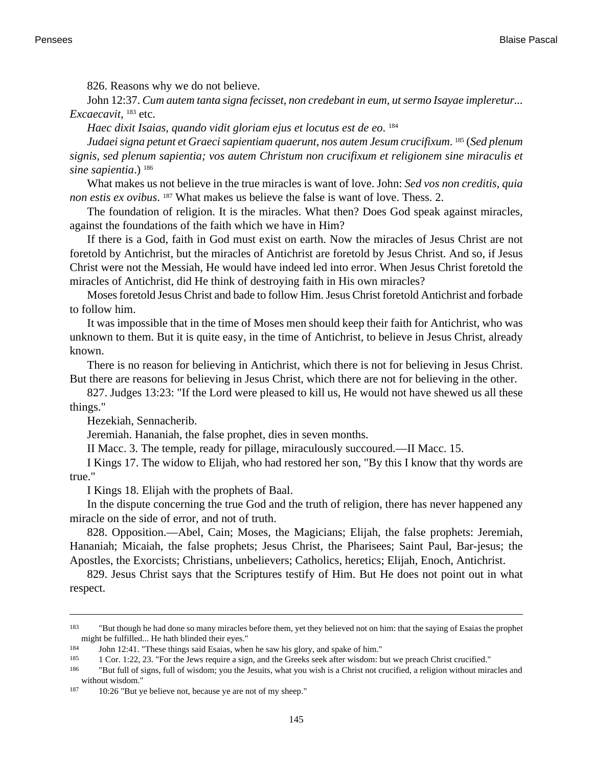826. Reasons why we do not believe.

John 12:37. *Cum autem tanta signa fecisset, non credebant in eum, ut sermo Isayae impleretur... Excaecavit,* [183] etc.

*Haec dixit Isaias, quando vidit gloriam ejus et locutus est de eo.* [184]

*Judaei signa petunt et Graeci sapientiam quaerunt, nos autem Jesum crucifixum.* [185] (*Sed plenum signis, sed plenum sapientia; vos autem Christum non crucifixum et religionem sine miraculis et sine sapientia*.) [186]

What makes us not believe in the true miracles is want of love. John: *Sed vos non creditis, quia non estis ex ovibus.* [187] What makes us believe the false is want of love. Thess. 2.

The foundation of religion. It is the miracles. What then? Does God speak against miracles, against the foundations of the faith which we have in Him?

If there is a God, faith in God must exist on earth. Now the miracles of Jesus Christ are not foretold by Antichrist, but the miracles of Antichrist are foretold by Jesus Christ. And so, if Jesus Christ were not the Messiah, He would have indeed led into error. When Jesus Christ foretold the miracles of Antichrist, did He think of destroying faith in His own miracles?

Moses foretold Jesus Christ and bade to follow Him. Jesus Christ foretold Antichrist and forbade to follow him.

It was impossible that in the time of Moses men should keep their faith for Antichrist, who was unknown to them. But it is quite easy, in the time of Antichrist, to believe in Jesus Christ, already known.

There is no reason for believing in Antichrist, which there is not for believing in Jesus Christ. But there are reasons for believing in Jesus Christ, which there are not for believing in the other.

827. Judges 13:23: "If the Lord were pleased to kill us, He would not have shewed us all these things."

Hezekiah, Sennacherib.

Jeremiah. Hananiah, the false prophet, dies in seven months.

II Macc. 3. The temple, ready for pillage, miraculously succoured.—II Macc. 15.

I Kings 17. The widow to Elijah, who had restored her son, "By this I know that thy words are true."

I Kings 18. Elijah with the prophets of Baal.

In the dispute concerning the true God and the truth of religion, there has never happened any miracle on the side of error, and not of truth.

828. Opposition.—Abel, Cain; Moses, the Magicians; Elijah, the false prophets: Jeremiah, Hananiah; Micaiah, the false prophets; Jesus Christ, the Pharisees; Saint Paul, Bar-jesus; the Apostles, the Exorcists; Christians, unbelievers; Catholics, heretics; Elijah, Enoch, Antichrist.

829. Jesus Christ says that the Scriptures testify of Him. But He does not point out in what respect.

---

[183] "But though he had done so many miracles before them, yet they believed not on him: that the saying of Esaias the prophet might be fulfilled... He hath blinded their eyes."

[184] John 12:41. "These things said Esaias, when he saw his glory, and spake of him."

[185] 1 Cor. 1:22, 23. "For the Jews require a sign, and the Greeks seek after wisdom: but we preach Christ crucified."

[186] "But full of signs, full of wisdom; you the Jesuits, what you wish is a Christ not crucified, a religion without miracles and without wisdom."

[187] 10:26 "But ye believe not, because ye are not of my sheep."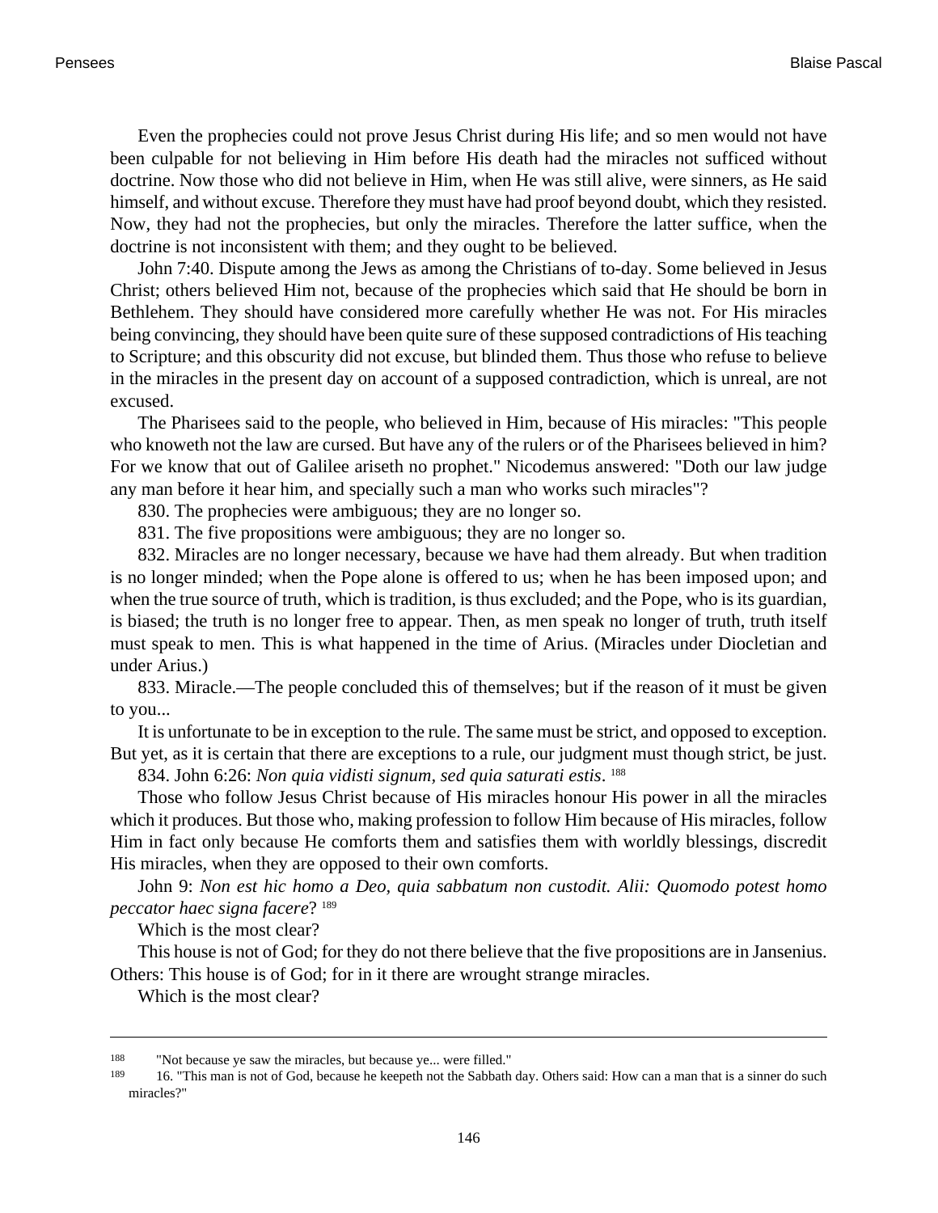Even the prophecies could not prove Jesus Christ during His life; and so men would not have been culpable for not believing in Him before His death had the miracles not sufficed without doctrine. Now those who did not believe in Him, when He was still alive, were sinners, as He said himself, and without excuse. Therefore they must have had proof beyond doubt, which they resisted. Now, they had not the prophecies, but only the miracles. Therefore the latter suffice, when the doctrine is not inconsistent with them; and they ought to be believed.

John 7:40. Dispute among the Jews as among the Christians of to-day. Some believed in Jesus Christ; others believed Him not, because of the prophecies which said that He should be born in Bethlehem. They should have considered more carefully whether He was not. For His miracles being convincing, they should have been quite sure of these supposed contradictions of His teaching to Scripture; and this obscurity did not excuse, but blinded them. Thus those who refuse to believe in the miracles in the present day on account of a supposed contradiction, which is unreal, are not excused.

The Pharisees said to the people, who believed in Him, because of His miracles: "This people who knoweth not the law are cursed. But have any of the rulers or of the Pharisees believed in him? For we know that out of Galilee ariseth no prophet." Nicodemus answered: "Doth our law judge any man before it hear him, and specially such a man who works such miracles"?

830. The prophecies were ambiguous; they are no longer so.

831. The five propositions were ambiguous; they are no longer so.

832. Miracles are no longer necessary, because we have had them already. But when tradition is no longer minded; when the Pope alone is offered to us; when he has been imposed upon; and when the true source of truth, which is tradition, is thus excluded; and the Pope, who is its guardian, is biased; the truth is no longer free to appear. Then, as men speak no longer of truth, truth itself must speak to men. This is what happened in the time of Arius. (Miracles under Diocletian and under Arius.)

833. Miracle.—The people concluded this of themselves; but if the reason of it must be given to you...

It is unfortunate to be in exception to the rule. The same must be strict, and opposed to exception. But yet, as it is certain that there are exceptions to a rule, our judgment must though strict, be just.

834. John 6:26: *Non quia vidisti signum, sed quia saturati estis*. [188]

Those who follow Jesus Christ because of His miracles honour His power in all the miracles which it produces. But those who, making profession to follow Him because of His miracles, follow Him in fact only because He comforts them and satisfies them with worldly blessings, discredit His miracles, when they are opposed to their own comforts.

John 9: *Non est hic homo a Deo, quia sabbatum non custodit. Alii: Quomodo potest homo peccator haec signa facere*? [189]

Which is the most clear?

This house is not of God; for they do not there believe that the five propositions are in Jansenius. Others: This house is of God; for in it there are wrought strange miracles.

Which is the most clear?

---

[188] "Not because ye saw the miracles, but because ye... were filled."

[189] 16. "This man is not of God, because he keepeth not the Sabbath day. Others said: How can a man that is a sinner do such miracles?"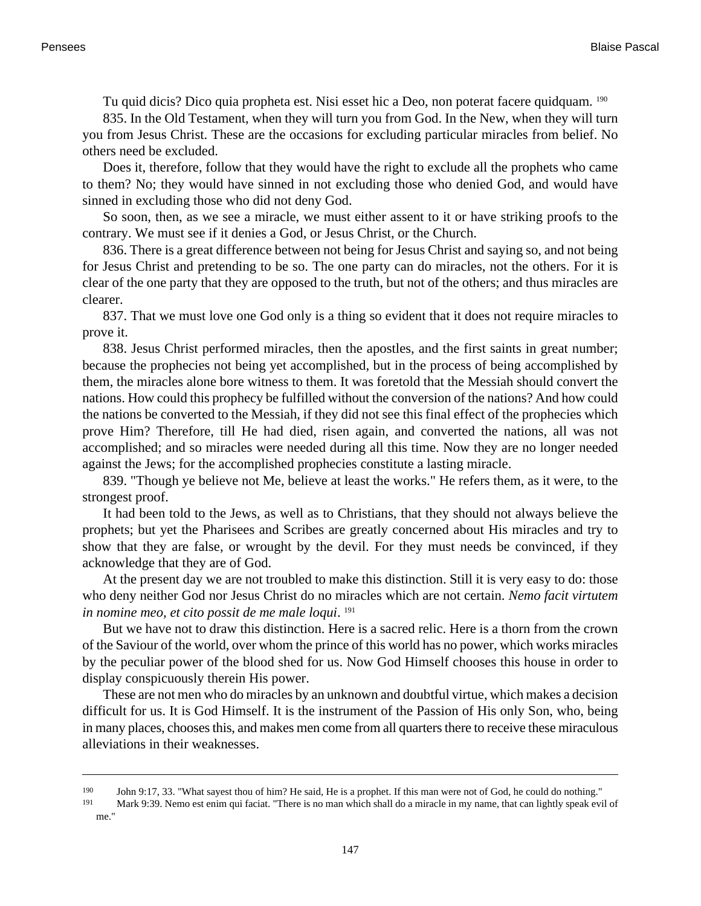Tu quid dicis? Dico quia propheta est. Nisi esset hic a Deo, non poterat facere quidquam. [190]

835. In the Old Testament, when they will turn you from God. In the New, when they will turn you from Jesus Christ. These are the occasions for excluding particular miracles from belief. No others need be excluded.

Does it, therefore, follow that they would have the right to exclude all the prophets who came to them? No; they would have sinned in not excluding those who denied God, and would have sinned in excluding those who did not deny God.

So soon, then, as we see a miracle, we must either assent to it or have striking proofs to the contrary. We must see if it denies a God, or Jesus Christ, or the Church.

836. There is a great difference between not being for Jesus Christ and saying so, and not being for Jesus Christ and pretending to be so. The one party can do miracles, not the others. For it is clear of the one party that they are opposed to the truth, but not of the others; and thus miracles are clearer.

837. That we must love one God only is a thing so evident that it does not require miracles to prove it.

838. Jesus Christ performed miracles, then the apostles, and the first saints in great number; because the prophecies not being yet accomplished, but in the process of being accomplished by them, the miracles alone bore witness to them. It was foretold that the Messiah should convert the nations. How could this prophecy be fulfilled without the conversion of the nations? And how could the nations be converted to the Messiah, if they did not see this final effect of the prophecies which prove Him? Therefore, till He had died, risen again, and converted the nations, all was not accomplished; and so miracles were needed during all this time. Now they are no longer needed against the Jews; for the accomplished prophecies constitute a lasting miracle.

839. "Though ye believe not Me, believe at least the works." He refers them, as it were, to the strongest proof.

It had been told to the Jews, as well as to Christians, that they should not always believe the prophets; but yet the Pharisees and Scribes are greatly concerned about His miracles and try to show that they are false, or wrought by the devil. For they must needs be convinced, if they acknowledge that they are of God.

At the present day we are not troubled to make this distinction. Still it is very easy to do: those who deny neither God nor Jesus Christ do no miracles which are not certain. *Nemo facit virtutem in nomine meo, et cito possit de me male loqui*. [191]

But we have not to draw this distinction. Here is a sacred relic. Here is a thorn from the crown of the Saviour of the world, over whom the prince of this world has no power, which works miracles by the peculiar power of the blood shed for us. Now God Himself chooses this house in order to display conspicuously therein His power.

These are not men who do miracles by an unknown and doubtful virtue, which makes a decision difficult for us. It is God Himself. It is the instrument of the Passion of His only Son, who, being in many places, chooses this, and makes men come from all quarters there to receive these miraculous alleviations in their weaknesses.

---

[190] John 9:17, 33. "What sayest thou of him? He said, He is a prophet. If this man were not of God, he could do nothing."

[191] Mark 9:39. Nemo est enim qui faciat. "There is no man which shall do a miracle in my name, that can lightly speak evil of me."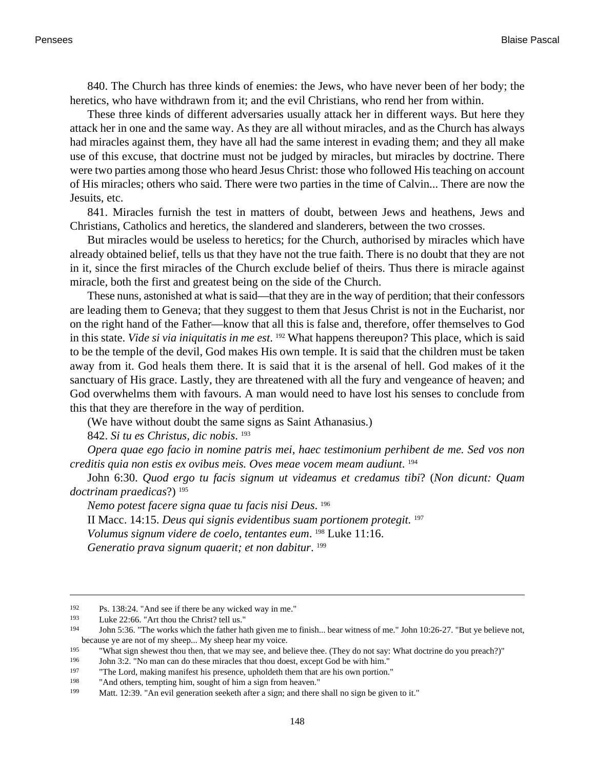840. The Church has three kinds of enemies: the Jews, who have never been of her body; the heretics, who have withdrawn from it; and the evil Christians, who rend her from within.

These three kinds of different adversaries usually attack her in different ways. But here they attack her in one and the same way. As they are all without miracles, and as the Church has always had miracles against them, they have all had the same interest in evading them; and they all make use of this excuse, that doctrine must not be judged by miracles, but miracles by doctrine. There were two parties among those who heard Jesus Christ: those who followed His teaching on account of His miracles; others who said. There were two parties in the time of Calvin... There are now the Jesuits, etc.

841. Miracles furnish the test in matters of doubt, between Jews and heathens, Jews and Christians, Catholics and heretics, the slandered and slanderers, between the two crosses.

But miracles would be useless to heretics; for the Church, authorised by miracles which have already obtained belief, tells us that they have not the true faith. There is no doubt that they are not in it, since the first miracles of the Church exclude belief of theirs. Thus there is miracle against miracle, both the first and greatest being on the side of the Church.

These nuns, astonished at what is said—that they are in the way of perdition; that their confessors are leading them to Geneva; that they suggest to them that Jesus Christ is not in the Eucharist, nor on the right hand of the Father—know that all this is false and, therefore, offer themselves to God in this state. *Vide si via iniquitatis in me est*. [192] What happens thereupon? This place, which is said to be the temple of the devil, God makes His own temple. It is said that the children must be taken away from it. God heals them there. It is said that it is the arsenal of hell. God makes of it the sanctuary of His grace. Lastly, they are threatened with all the fury and vengeance of heaven; and God overwhelms them with favours. A man would need to have lost his senses to conclude from this that they are therefore in the way of perdition.

(We have without doubt the same signs as Saint Athanasius.)

842. *Si tu es Christus, dic nobis*. [193]

*Opera quae ego facio in nomine patris mei, haec testimonium perhibent de me. Sed vos non creditis quia non estis ex ovibus meis. Oves meae vocem meam audiunt*. [194]

John 6:30. *Quod ergo tu facis signum ut videamus et credamus tibi*? (*Non dicunt: Quam doctrinam praedicas*?) [195]

*Nemo potest facere signa quae tu facis nisi Deus*. [196]

II Macc. 14:15. *Deus qui signis evidentibus suam portionem protegit*. [197]

*Volumus signum videre de coelo, tentantes eum*. [198] Luke 11:16.

*Generatio prava signum quaerit; et non dabitur*. [199]

---

192 Ps. 138:24. "And see if there be any wicked way in me."

193 Luke 22:66. "Art thou the Christ? tell us."

194 John 5:36. "The works which the father hath given me to finish... bear witness of me." John 10:26-27. "But ye believe not, because ye are not of my sheep... My sheep hear my voice.

195 "What sign shewest thou then, that we may see, and believe thee. (They do not say: What doctrine do you preach?)"

196 John 3:2. "No man can do these miracles that thou doest, except God be with him."

197 "The Lord, making manifest his presence, upholdeth them that are his own portion."

198 "And others, tempting him, sought of him a sign from heaven."

199 Matt. 12:39. "An evil generation seeketh after a sign; and there shall no sign be given to it."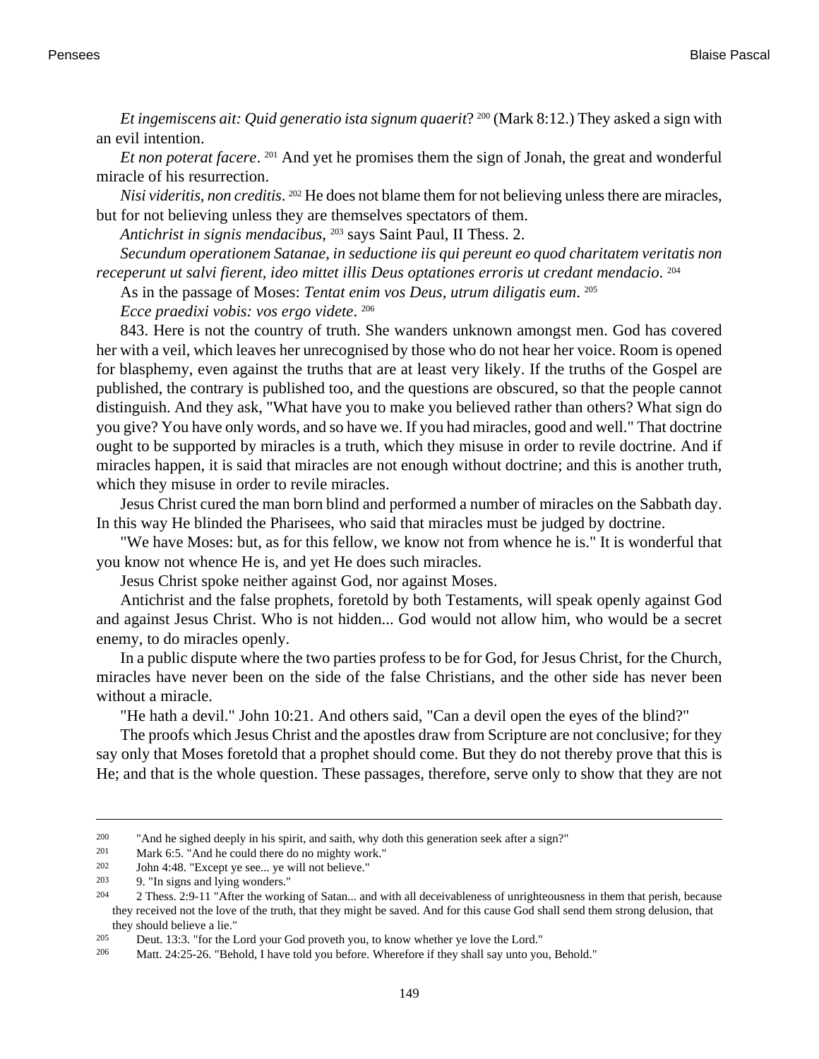*Et ingemiscens ait: Quid generatio ista signum quaerit*? [200] (Mark 8:12.) They asked a sign with an evil intention.

*Et non poterat facere*. [201] And yet he promises them the sign of Jonah, the great and wonderful miracle of his resurrection.

*Nisi videritis, non creditis*. [202] He does not blame them for not believing unless there are miracles, but for not believing unless they are themselves spectators of them.

*Antichrist in signis mendacibus*, [203] says Saint Paul, II Thess. 2.

*Secundum operationem Satanae, in seductione iis qui pereunt eo quod charitatem veritatis non receperunt ut salvi fierent, ideo mittet illis Deus optationes erroris ut credant mendacio*. [204]

As in the passage of Moses: *Tentat enim vos Deus, utrum diligatis eum*. [205]

*Ecce praedixi vobis: vos ergo videte*. [206]

843. Here is not the country of truth. She wanders unknown amongst men. God has covered her with a veil, which leaves her unrecognised by those who do not hear her voice. Room is opened for blasphemy, even against the truths that are at least very likely. If the truths of the Gospel are published, the contrary is published too, and the questions are obscured, so that the people cannot distinguish. And they ask, "What have you to make you believed rather than others? What sign do you give? You have only words, and so have we. If you had miracles, good and well." That doctrine ought to be supported by miracles is a truth, which they misuse in order to revile doctrine. And if miracles happen, it is said that miracles are not enough without doctrine; and this is another truth, which they misuse in order to revile miracles.

Jesus Christ cured the man born blind and performed a number of miracles on the Sabbath day. In this way He blinded the Pharisees, who said that miracles must be judged by doctrine.

"We have Moses: but, as for this fellow, we know not from whence he is." It is wonderful that you know not whence He is, and yet He does such miracles.

Jesus Christ spoke neither against God, nor against Moses.

Antichrist and the false prophets, foretold by both Testaments, will speak openly against God and against Jesus Christ. Who is not hidden... God would not allow him, who would be a secret enemy, to do miracles openly.

In a public dispute where the two parties profess to be for God, for Jesus Christ, for the Church, miracles have never been on the side of the false Christians, and the other side has never been without a miracle.

"He hath a devil." John 10:21. And others said, "Can a devil open the eyes of the blind?"

The proofs which Jesus Christ and the apostles draw from Scripture are not conclusive; for they say only that Moses foretold that a prophet should come. But they do not thereby prove that this is He; and that is the whole question. These passages, therefore, serve only to show that they are not

---

200 "And he sighed deeply in his spirit, and saith, why doth this generation seek after a sign?"

201 Mark 6:5. "And he could there do no mighty work."

202 John 4:48. "Except ye see... ye will not believe."

203 9. "In signs and lying wonders."

204 2 Thess. 2:9-11 "After the working of Satan... and with all deceivableness of unrighteousness in them that perish, because they received not the love of the truth, that they might be saved. And for this cause God shall send them strong delusion, that they should believe a lie."

205 Deut. 13:3. "for the Lord your God proveth you, to know whether ye love the Lord."

206 Matt. 24:25-26. "Behold, I have told you before. Wherefore if they shall say unto you, Behold."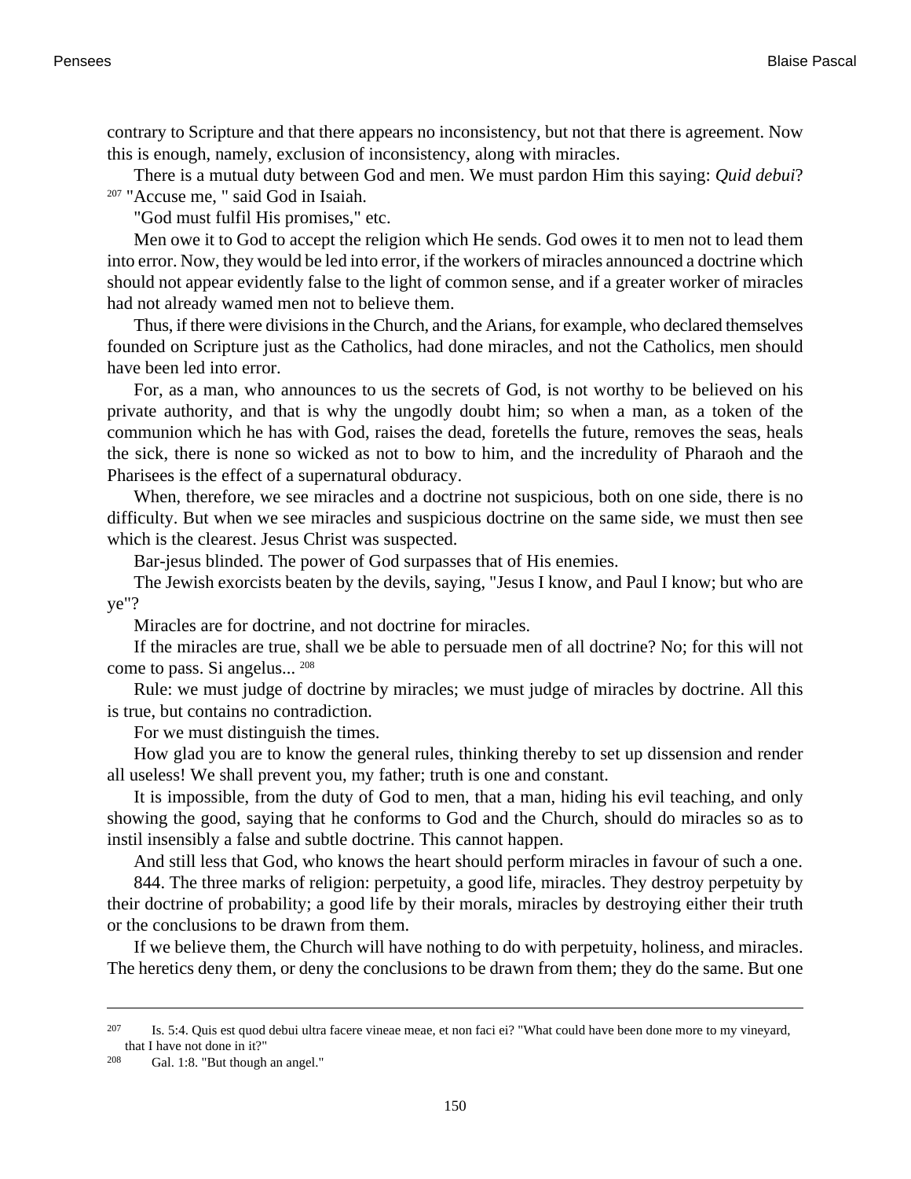contrary to Scripture and that there appears no inconsistency, but not that there is agreement. Now this is enough, namely, exclusion of inconsistency, along with miracles.

There is a mutual duty between God and men. We must pardon Him this saying: *Quid debui*? [207] "Accuse me, " said God in Isaiah.

"God must fulfil His promises," etc.

Men owe it to God to accept the religion which He sends. God owes it to men not to lead them into error. Now, they would be led into error, if the workers of miracles announced a doctrine which should not appear evidently false to the light of common sense, and if a greater worker of miracles had not already wamed men not to believe them.

Thus, if there were divisions in the Church, and the Arians, for example, who declared themselves founded on Scripture just as the Catholics, had done miracles, and not the Catholics, men should have been led into error.

For, as a man, who announces to us the secrets of God, is not worthy to be believed on his private authority, and that is why the ungodly doubt him; so when a man, as a token of the communion which he has with God, raises the dead, foretells the future, removes the seas, heals the sick, there is none so wicked as not to bow to him, and the incredulity of Pharaoh and the Pharisees is the effect of a supernatural obduracy.

When, therefore, we see miracles and a doctrine not suspicious, both on one side, there is no difficulty. But when we see miracles and suspicious doctrine on the same side, we must then see which is the clearest. Jesus Christ was suspected.

Bar-jesus blinded. The power of God surpasses that of His enemies.

The Jewish exorcists beaten by the devils, saying, "Jesus I know, and Paul I know; but who are ye"?

Miracles are for doctrine, and not doctrine for miracles.

If the miracles are true, shall we be able to persuade men of all doctrine? No; for this will not come to pass. Si angelus... [208]

Rule: we must judge of doctrine by miracles; we must judge of miracles by doctrine. All this is true, but contains no contradiction.

For we must distinguish the times.

How glad you are to know the general rules, thinking thereby to set up dissension and render all useless! We shall prevent you, my father; truth is one and constant.

It is impossible, from the duty of God to men, that a man, hiding his evil teaching, and only showing the good, saying that he conforms to God and the Church, should do miracles so as to instil insensibly a false and subtle doctrine. This cannot happen.

And still less that God, who knows the heart should perform miracles in favour of such a one.

844. The three marks of religion: perpetuity, a good life, miracles. They destroy perpetuity by their doctrine of probability; a good life by their morals, miracles by destroying either their truth or the conclusions to be drawn from them.

If we believe them, the Church will have nothing to do with perpetuity, holiness, and miracles. The heretics deny them, or deny the conclusions to be drawn from them; they do the same. But one

---

[207] Is. 5:4. Quis est quod debui ultra facere vineae meae, et non faci ei? "What could have been done more to my vineyard, that I have not done in it?"

[208] Gal. 1:8. "But though an angel."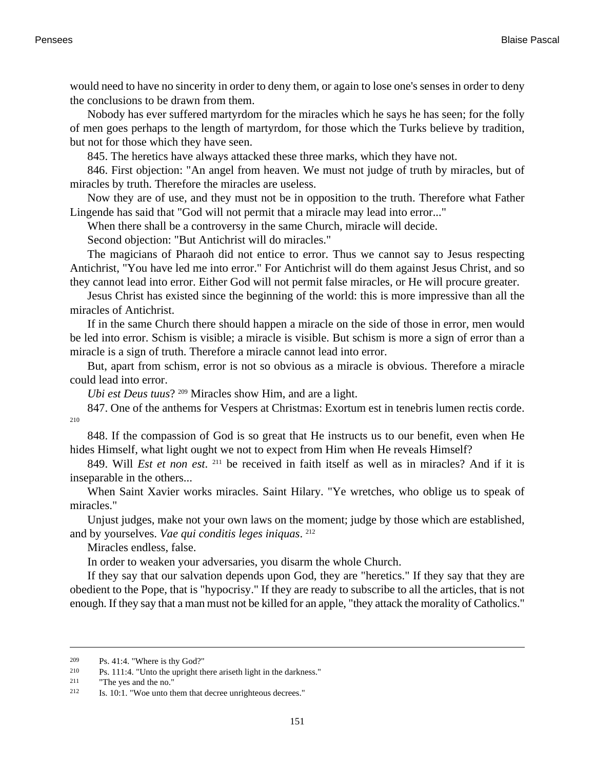would need to have no sincerity in order to deny them, or again to lose one's senses in order to deny the conclusions to be drawn from them.

Nobody has ever suffered martyrdom for the miracles which he says he has seen; for the folly of men goes perhaps to the length of martyrdom, for those which the Turks believe by tradition, but not for those which they have seen.

845. The heretics have always attacked these three marks, which they have not.

846. First objection: "An angel from heaven. We must not judge of truth by miracles, but of miracles by truth. Therefore the miracles are useless.

Now they are of use, and they must not be in opposition to the truth. Therefore what Father Lingende has said that "God will not permit that a miracle may lead into error..."

When there shall be a controversy in the same Church, miracle will decide.

Second objection: "But Antichrist will do miracles."

The magicians of Pharaoh did not entice to error. Thus we cannot say to Jesus respecting Antichrist, "You have led me into error." For Antichrist will do them against Jesus Christ, and so they cannot lead into error. Either God will not permit false miracles, or He will procure greater.

Jesus Christ has existed since the beginning of the world: this is more impressive than all the miracles of Antichrist.

If in the same Church there should happen a miracle on the side of those in error, men would be led into error. Schism is visible; a miracle is visible. But schism is more a sign of error than a miracle is a sign of truth. Therefore a miracle cannot lead into error.

But, apart from schism, error is not so obvious as a miracle is obvious. Therefore a miracle could lead into error.

*Ubi est Deus tuus*? [209] Miracles show Him, and are a light.

847. One of the anthems for Vespers at Christmas: Exortum est in tenebris lumen rectis corde. [210]

848. If the compassion of God is so great that He instructs us to our benefit, even when He hides Himself, what light ought we not to expect from Him when He reveals Himself?

849. Will *Est et non est*. [211] be received in faith itself as well as in miracles? And if it is inseparable in the others...

When Saint Xavier works miracles. Saint Hilary. "Ye wretches, who oblige us to speak of miracles."

Unjust judges, make not your own laws on the moment; judge by those which are established, and by yourselves. *Vae qui conditis leges iniquas*. [212]

Miracles endless, false.

In order to weaken your adversaries, you disarm the whole Church.

If they say that our salvation depends upon God, they are "heretics." If they say that they are obedient to the Pope, that is "hypocrisy." If they are ready to subscribe to all the articles, that is not enough. If they say that a man must not be killed for an apple, "they attack the morality of Catholics."

---

[209] Ps. 41:4. "Where is thy God?"

[210] Ps. 111:4. "Unto the upright there ariseth light in the darkness."

[211] "The yes and the no."

[212] Is. 10:1. "Woe unto them that decree unrighteous decrees."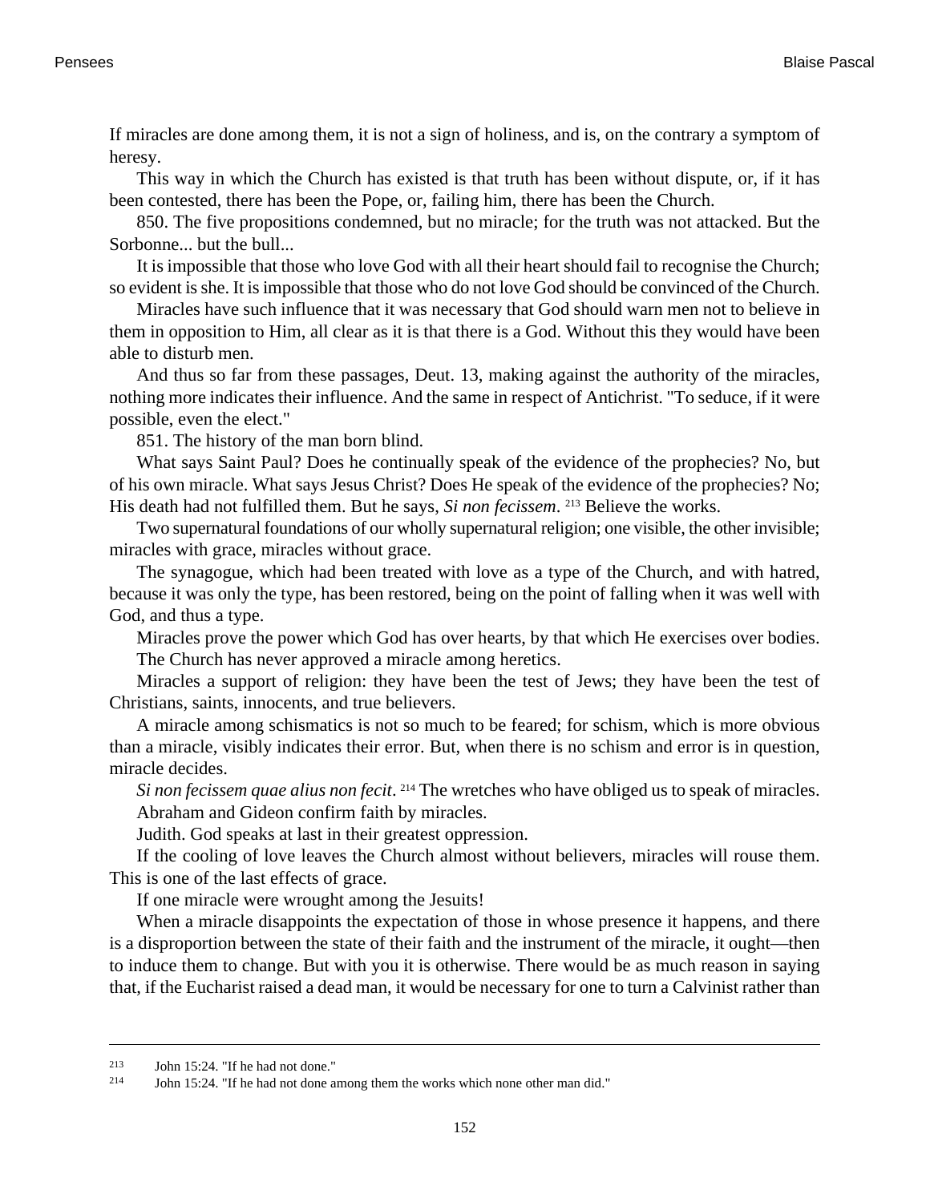If miracles are done among them, it is not a sign of holiness, and is, on the contrary a symptom of heresy.

This way in which the Church has existed is that truth has been without dispute, or, if it has been contested, there has been the Pope, or, failing him, there has been the Church.

850. The five propositions condemned, but no miracle; for the truth was not attacked. But the Sorbonne... but the bull...

It is impossible that those who love God with all their heart should fail to recognise the Church; so evident is she. It is impossible that those who do not love God should be convinced of the Church.

Miracles have such influence that it was necessary that God should warn men not to believe in them in opposition to Him, all clear as it is that there is a God. Without this they would have been able to disturb men.

And thus so far from these passages, Deut. 13, making against the authority of the miracles, nothing more indicates their influence. And the same in respect of Antichrist. "To seduce, if it were possible, even the elect."

851. The history of the man born blind.

What says Saint Paul? Does he continually speak of the evidence of the prophecies? No, but of his own miracle. What says Jesus Christ? Does He speak of the evidence of the prophecies? No; His death had not fulfilled them. But he says, *Si non fecissem*. [213] Believe the works.

Two supernatural foundations of our wholly supernatural religion; one visible, the other invisible; miracles with grace, miracles without grace.

The synagogue, which had been treated with love as a type of the Church, and with hatred, because it was only the type, has been restored, being on the point of falling when it was well with God, and thus a type.

Miracles prove the power which God has over hearts, by that which He exercises over bodies.

The Church has never approved a miracle among heretics.

Miracles a support of religion: they have been the test of Jews; they have been the test of Christians, saints, innocents, and true believers.

A miracle among schismatics is not so much to be feared; for schism, which is more obvious than a miracle, visibly indicates their error. But, when there is no schism and error is in question, miracle decides.

*Si non fecissem quae alius non fecit*. [214] The wretches who have obliged us to speak of miracles.

Abraham and Gideon confirm faith by miracles.

Judith. God speaks at last in their greatest oppression.

If the cooling of love leaves the Church almost without believers, miracles will rouse them. This is one of the last effects of grace.

If one miracle were wrought among the Jesuits!

When a miracle disappoints the expectation of those in whose presence it happens, and there is a disproportion between the state of their faith and the instrument of the miracle, it ought—then to induce them to change. But with you it is otherwise. There would be as much reason in saying that, if the Eucharist raised a dead man, it would be necessary for one to turn a Calvinist rather than

---

[213] John 15:24. "If he had not done."

[214] John 15:24. "If he had not done among them the works which none other man did."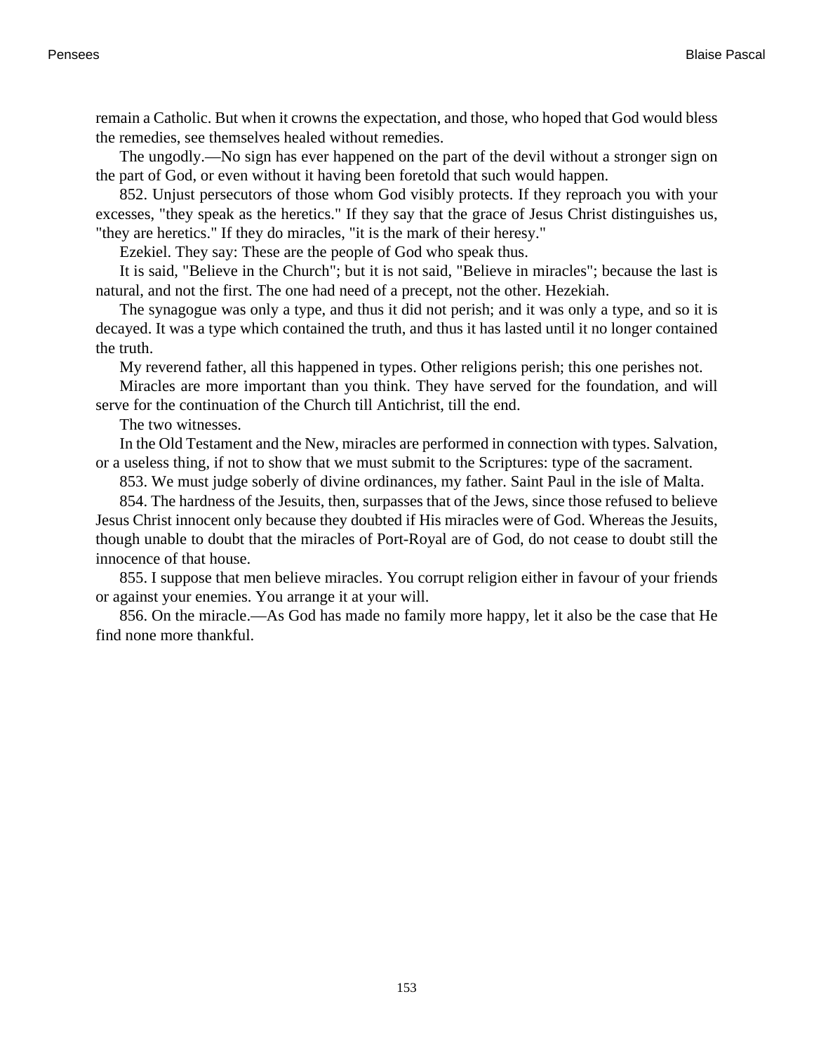remain a Catholic. But when it crowns the expectation, and those, who hoped that God would bless the remedies, see themselves healed without remedies.

The ungodly.—No sign has ever happened on the part of the devil without a stronger sign on the part of God, or even without it having been foretold that such would happen.

852. Unjust persecutors of those whom God visibly protects. If they reproach you with your excesses, "they speak as the heretics." If they say that the grace of Jesus Christ distinguishes us, "they are heretics." If they do miracles, "it is the mark of their heresy."

Ezekiel. They say: These are the people of God who speak thus.

It is said, "Believe in the Church"; but it is not said, "Believe in miracles"; because the last is natural, and not the first. The one had need of a precept, not the other. Hezekiah.

The synagogue was only a type, and thus it did not perish; and it was only a type, and so it is decayed. It was a type which contained the truth, and thus it has lasted until it no longer contained the truth.

My reverend father, all this happened in types. Other religions perish; this one perishes not.

Miracles are more important than you think. They have served for the foundation, and will serve for the continuation of the Church till Antichrist, till the end.

The two witnesses.

In the Old Testament and the New, miracles are performed in connection with types. Salvation, or a useless thing, if not to show that we must submit to the Scriptures: type of the sacrament.

853. We must judge soberly of divine ordinances, my father. Saint Paul in the isle of Malta.

854. The hardness of the Jesuits, then, surpasses that of the Jews, since those refused to believe Jesus Christ innocent only because they doubted if His miracles were of God. Whereas the Jesuits, though unable to doubt that the miracles of Port-Royal are of God, do not cease to doubt still the innocence of that house.

855. I suppose that men believe miracles. You corrupt religion either in favour of your friends or against your enemies. You arrange it at your will.

856. On the miracle.—As God has made no family more happy, let it also be the case that He find none more thankful.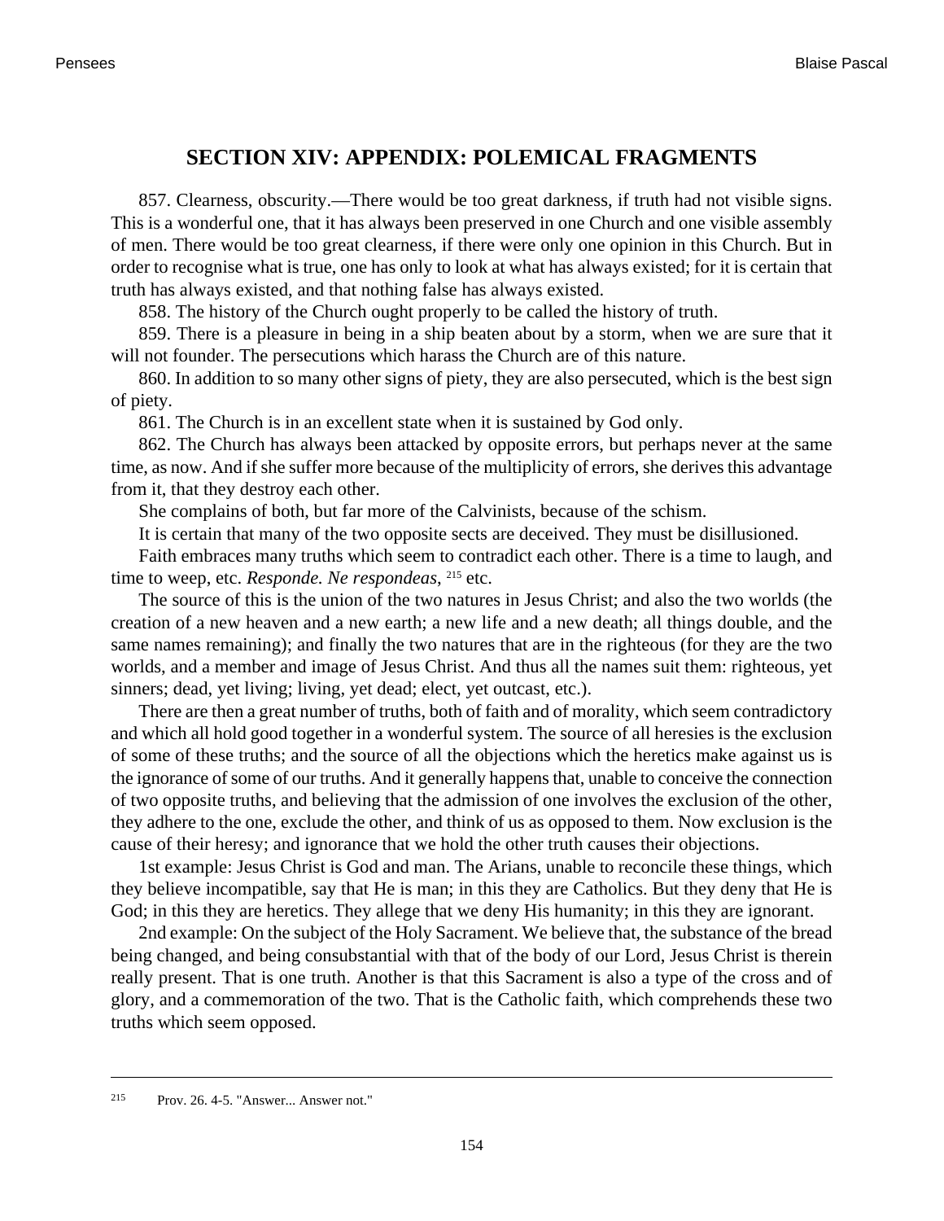## SECTION XIV: APPENDIX: POLEMICAL FRAGMENTS

857. Clearness, obscurity.—There would be too great darkness, if truth had not visible signs. This is a wonderful one, that it has always been preserved in one Church and one visible assembly of men. There would be too great clearness, if there were only one opinion in this Church. But in order to recognise what is true, one has only to look at what has always existed; for it is certain that truth has always existed, and that nothing false has always existed.

858. The history of the Church ought properly to be called the history of truth.

859. There is a pleasure in being in a ship beaten about by a storm, when we are sure that it will not founder. The persecutions which harass the Church are of this nature.

860. In addition to so many other signs of piety, they are also persecuted, which is the best sign of piety.

861. The Church is in an excellent state when it is sustained by God only.

862. The Church has always been attacked by opposite errors, but perhaps never at the same time, as now. And if she suffer more because of the multiplicity of errors, she derives this advantage from it, that they destroy each other.

She complains of both, but far more of the Calvinists, because of the schism.

It is certain that many of the two opposite sects are deceived. They must be disillusioned.

Faith embraces many truths which seem to contradict each other. There is a time to laugh, and time to weep, etc. *Responde. Ne respondeas*, [215] etc.

The source of this is the union of the two natures in Jesus Christ; and also the two worlds (the creation of a new heaven and a new earth; a new life and a new death; all things double, and the same names remaining); and finally the two natures that are in the righteous (for they are the two worlds, and a member and image of Jesus Christ. And thus all the names suit them: righteous, yet sinners; dead, yet living; living, yet dead; elect, yet outcast, etc.).

There are then a great number of truths, both of faith and of morality, which seem contradictory and which all hold good together in a wonderful system. The source of all heresies is the exclusion of some of these truths; and the source of all the objections which the heretics make against us is the ignorance of some of our truths. And it generally happens that, unable to conceive the connection of two opposite truths, and believing that the admission of one involves the exclusion of the other, they adhere to the one, exclude the other, and think of us as opposed to them. Now exclusion is the cause of their heresy; and ignorance that we hold the other truth causes their objections.

1st example: Jesus Christ is God and man. The Arians, unable to reconcile these things, which they believe incompatible, say that He is man; in this they are Catholics. But they deny that He is God; in this they are heretics. They allege that we deny His humanity; in this they are ignorant.

2nd example: On the subject of the Holy Sacrament. We believe that, the substance of the bread being changed, and being consubstantial with that of the body of our Lord, Jesus Christ is therein really present. That is one truth. Another is that this Sacrament is also a type of the cross and of glory, and a commemoration of the two. That is the Catholic faith, which comprehends these two truths which seem opposed.

---

[215] Prov. 26. 4-5. "Answer... Answer not."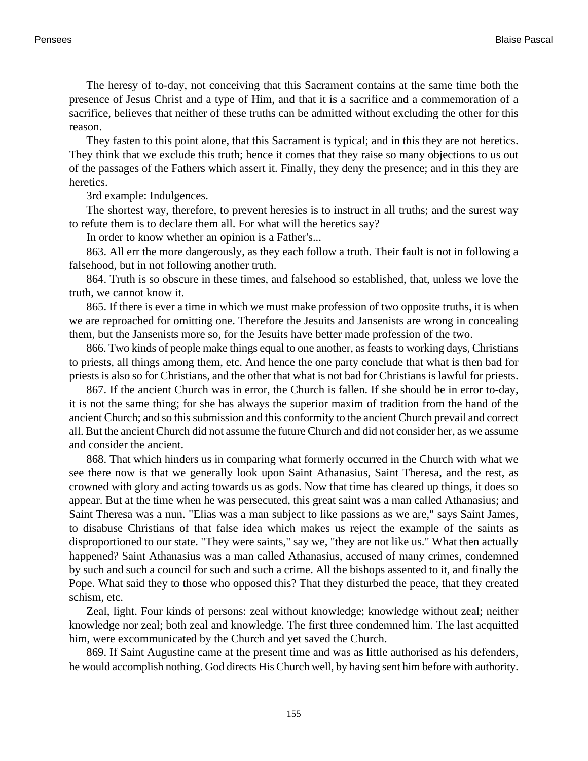The heresy of to-day, not conceiving that this Sacrament contains at the same time both the presence of Jesus Christ and a type of Him, and that it is a sacrifice and a commemoration of a sacrifice, believes that neither of these truths can be admitted without excluding the other for this reason.

They fasten to this point alone, that this Sacrament is typical; and in this they are not heretics. They think that we exclude this truth; hence it comes that they raise so many objections to us out of the passages of the Fathers which assert it. Finally, they deny the presence; and in this they are heretics.

3rd example: Indulgences.

The shortest way, therefore, to prevent heresies is to instruct in all truths; and the surest way to refute them is to declare them all. For what will the heretics say?

In order to know whether an opinion is a Father's...

863. All err the more dangerously, as they each follow a truth. Their fault is not in following a falsehood, but in not following another truth.

864. Truth is so obscure in these times, and falsehood so established, that, unless we love the truth, we cannot know it.

865. If there is ever a time in which we must make profession of two opposite truths, it is when we are reproached for omitting one. Therefore the Jesuits and Jansenists are wrong in concealing them, but the Jansenists more so, for the Jesuits have better made profession of the two.

866. Two kinds of people make things equal to one another, as feasts to working days, Christians to priests, all things among them, etc. And hence the one party conclude that what is then bad for priests is also so for Christians, and the other that what is not bad for Christians is lawful for priests.

867. If the ancient Church was in error, the Church is fallen. If she should be in error to-day, it is not the same thing; for she has always the superior maxim of tradition from the hand of the ancient Church; and so this submission and this conformity to the ancient Church prevail and correct all. But the ancient Church did not assume the future Church and did not consider her, as we assume and consider the ancient.

868. That which hinders us in comparing what formerly occurred in the Church with what we see there now is that we generally look upon Saint Athanasius, Saint Theresa, and the rest, as crowned with glory and acting towards us as gods. Now that time has cleared up things, it does so appear. But at the time when he was persecuted, this great saint was a man called Athanasius; and Saint Theresa was a nun. "Elias was a man subject to like passions as we are," says Saint James, to disabuse Christians of that false idea which makes us reject the example of the saints as disproportioned to our state. "They were saints," say we, "they are not like us." What then actually happened? Saint Athanasius was a man called Athanasius, accused of many crimes, condemned by such and such a council for such and such a crime. All the bishops assented to it, and finally the Pope. What said they to those who opposed this? That they disturbed the peace, that they created schism, etc.

Zeal, light. Four kinds of persons: zeal without knowledge; knowledge without zeal; neither knowledge nor zeal; both zeal and knowledge. The first three condemned him. The last acquitted him, were excommunicated by the Church and yet saved the Church.

869. If Saint Augustine came at the present time and was as little authorised as his defenders, he would accomplish nothing. God directs His Church well, by having sent him before with authority.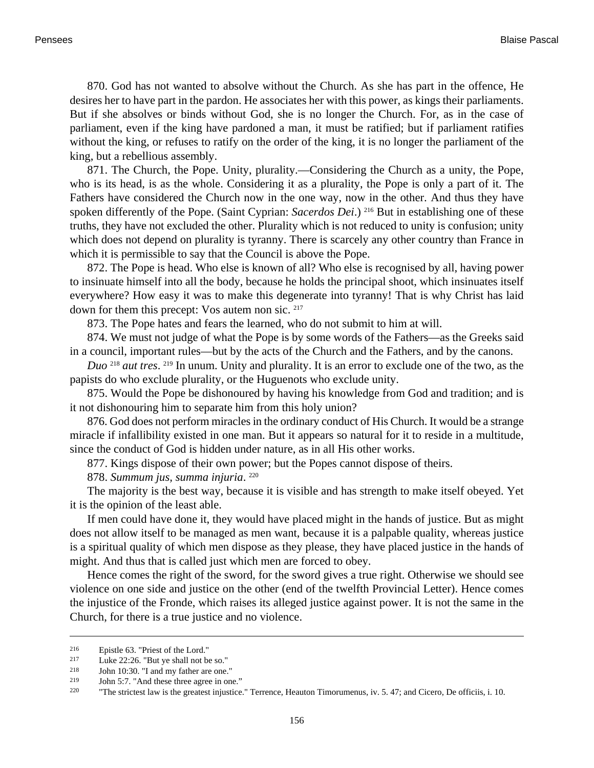870. God has not wanted to absolve without the Church. As she has part in the offence, He desires her to have part in the pardon. He associates her with this power, as kings their parliaments. But if she absolves or binds without God, she is no longer the Church. For, as in the case of parliament, even if the king have pardoned a man, it must be ratified; but if parliament ratifies without the king, or refuses to ratify on the order of the king, it is no longer the parliament of the king, but a rebellious assembly.

871. The Church, the Pope. Unity, plurality.—Considering the Church as a unity, the Pope, who is its head, is as the whole. Considering it as a plurality, the Pope is only a part of it. The Fathers have considered the Church now in the one way, now in the other. And thus they have spoken differently of the Pope. (Saint Cyprian: *Sacerdos Dei*.) [216] But in establishing one of these truths, they have not excluded the other. Plurality which is not reduced to unity is confusion; unity which does not depend on plurality is tyranny. There is scarcely any other country than France in which it is permissible to say that the Council is above the Pope.

872. The Pope is head. Who else is known of all? Who else is recognised by all, having power to insinuate himself into all the body, because he holds the principal shoot, which insinuates itself everywhere? How easy it was to make this degenerate into tyranny! That is why Christ has laid down for them this precept: Vos autem non sic. [217]

873. The Pope hates and fears the learned, who do not submit to him at will.

874. We must not judge of what the Pope is by some words of the Fathers—as the Greeks said in a council, important rules—but by the acts of the Church and the Fathers, and by the canons.

*Duo* [218] *aut tres*. [219] In unum. Unity and plurality. It is an error to exclude one of the two, as the papists do who exclude plurality, or the Huguenots who exclude unity.

875. Would the Pope be dishonoured by having his knowledge from God and tradition; and is it not dishonouring him to separate him from this holy union?

876. God does not perform miracles in the ordinary conduct of His Church. It would be a strange miracle if infallibility existed in one man. But it appears so natural for it to reside in a multitude, since the conduct of God is hidden under nature, as in all His other works.

877. Kings dispose of their own power; but the Popes cannot dispose of theirs.

878. *Summum jus, summa injuria*. [220]

The majority is the best way, because it is visible and has strength to make itself obeyed. Yet it is the opinion of the least able.

If men could have done it, they would have placed might in the hands of justice. But as might does not allow itself to be managed as men want, because it is a palpable quality, whereas justice is a spiritual quality of which men dispose as they please, they have placed justice in the hands of might. And thus that is called just which men are forced to obey.

Hence comes the right of the sword, for the sword gives a true right. Otherwise we should see violence on one side and justice on the other (end of the twelfth Provincial Letter). Hence comes the injustice of the Fronde, which raises its alleged justice against power. It is not the same in the Church, for there is a true justice and no violence.

---

216 Epistle 63. "Priest of the Lord."

217 Luke 22:26. "But ye shall not be so."

218 John 10:30. "I and my father are one."

219 John 5:7. "And these three agree in one."

220 "The strictest law is the greatest injustice." Terrence, Heauton Timorumenus, iv. 5. 47; and Cicero, De officiis, i. 10.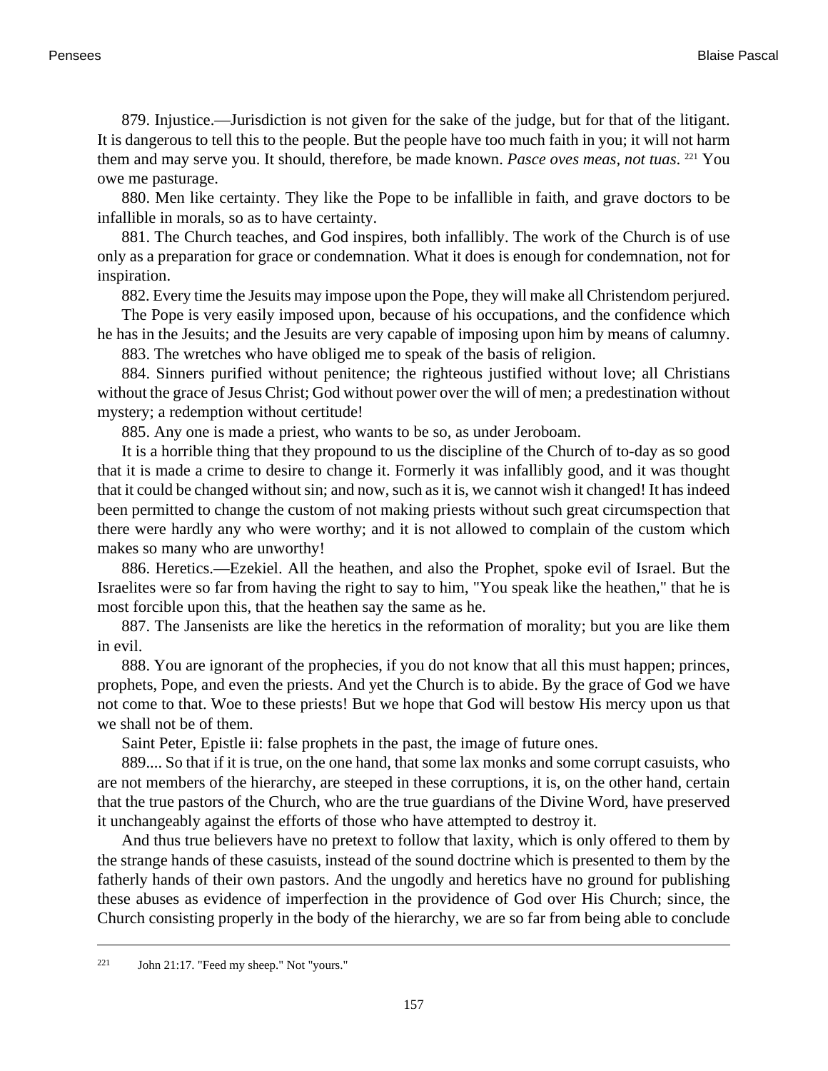879. Injustice.—Jurisdiction is not given for the sake of the judge, but for that of the litigant. It is dangerous to tell this to the people. But the people have too much faith in you; it will not harm them and may serve you. It should, therefore, be made known. *Pasce oves meas, not tuas*. [221] You owe me pasturage.

880. Men like certainty. They like the Pope to be infallible in faith, and grave doctors to be infallible in morals, so as to have certainty.

881. The Church teaches, and God inspires, both infallibly. The work of the Church is of use only as a preparation for grace or condemnation. What it does is enough for condemnation, not for inspiration.

882. Every time the Jesuits may impose upon the Pope, they will make all Christendom perjured.

The Pope is very easily imposed upon, because of his occupations, and the confidence which he has in the Jesuits; and the Jesuits are very capable of imposing upon him by means of calumny.

883. The wretches who have obliged me to speak of the basis of religion.

884. Sinners purified without penitence; the righteous justified without love; all Christians without the grace of Jesus Christ; God without power over the will of men; a predestination without mystery; a redemption without certitude!

885. Any one is made a priest, who wants to be so, as under Jeroboam.

It is a horrible thing that they propound to us the discipline of the Church of to-day as so good that it is made a crime to desire to change it. Formerly it was infallibly good, and it was thought that it could be changed without sin; and now, such as it is, we cannot wish it changed! It has indeed been permitted to change the custom of not making priests without such great circumspection that there were hardly any who were worthy; and it is not allowed to complain of the custom which makes so many who are unworthy!

886. Heretics.—Ezekiel. All the heathen, and also the Prophet, spoke evil of Israel. But the Israelites were so far from having the right to say to him, "You speak like the heathen," that he is most forcible upon this, that the heathen say the same as he.

887. The Jansenists are like the heretics in the reformation of morality; but you are like them in evil.

888. You are ignorant of the prophecies, if you do not know that all this must happen; princes, prophets, Pope, and even the priests. And yet the Church is to abide. By the grace of God we have not come to that. Woe to these priests! But we hope that God will bestow His mercy upon us that we shall not be of them.

Saint Peter, Epistle ii: false prophets in the past, the image of future ones.

889.... So that if it is true, on the one hand, that some lax monks and some corrupt casuists, who are not members of the hierarchy, are steeped in these corruptions, it is, on the other hand, certain that the true pastors of the Church, who are the true guardians of the Divine Word, have preserved it unchangeably against the efforts of those who have attempted to destroy it.

And thus true believers have no pretext to follow that laxity, which is only offered to them by the strange hands of these casuists, instead of the sound doctrine which is presented to them by the fatherly hands of their own pastors. And the ungodly and heretics have no ground for publishing these abuses as evidence of imperfection in the providence of God over His Church; since, the Church consisting properly in the body of the hierarchy, we are so far from being able to conclude

---

[221] John 21:17. "Feed my sheep." Not "yours."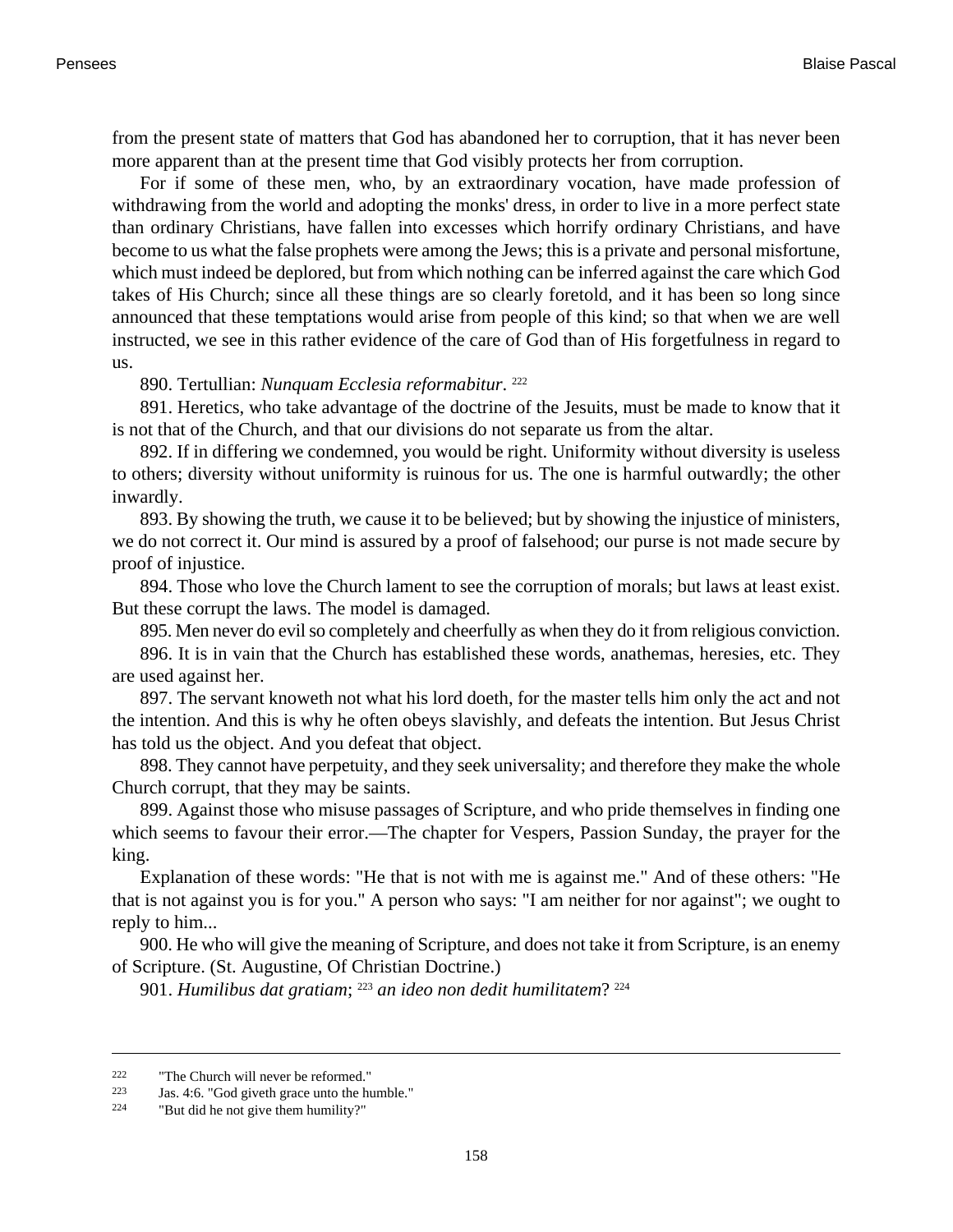from the present state of matters that God has abandoned her to corruption, that it has never been more apparent than at the present time that God visibly protects her from corruption.

For if some of these men, who, by an extraordinary vocation, have made profession of withdrawing from the world and adopting the monks' dress, in order to live in a more perfect state than ordinary Christians, have fallen into excesses which horrify ordinary Christians, and have become to us what the false prophets were among the Jews; this is a private and personal misfortune, which must indeed be deplored, but from which nothing can be inferred against the care which God takes of His Church; since all these things are so clearly foretold, and it has been so long since announced that these temptations would arise from people of this kind; so that when we are well instructed, we see in this rather evidence of the care of God than of His forgetfulness in regard to us.

890. Tertullian: *Nunquam Ecclesia reformabitur*. [222]

891. Heretics, who take advantage of the doctrine of the Jesuits, must be made to know that it is not that of the Church, and that our divisions do not separate us from the altar.

892. If in differing we condemned, you would be right. Uniformity without diversity is useless to others; diversity without uniformity is ruinous for us. The one is harmful outwardly; the other inwardly.

893. By showing the truth, we cause it to be believed; but by showing the injustice of ministers, we do not correct it. Our mind is assured by a proof of falsehood; our purse is not made secure by proof of injustice.

894. Those who love the Church lament to see the corruption of morals; but laws at least exist. But these corrupt the laws. The model is damaged.

895. Men never do evil so completely and cheerfully as when they do it from religious conviction.

896. It is in vain that the Church has established these words, anathemas, heresies, etc. They are used against her.

897. The servant knoweth not what his lord doeth, for the master tells him only the act and not the intention. And this is why he often obeys slavishly, and defeats the intention. But Jesus Christ has told us the object. And you defeat that object.

898. They cannot have perpetuity, and they seek universality; and therefore they make the whole Church corrupt, that they may be saints.

899. Against those who misuse passages of Scripture, and who pride themselves in finding one which seems to favour their error.—The chapter for Vespers, Passion Sunday, the prayer for the king.

Explanation of these words: "He that is not with me is against me." And of these others: "He that is not against you is for you." A person who says: "I am neither for nor against"; we ought to reply to him...

900. He who will give the meaning of Scripture, and does not take it from Scripture, is an enemy of Scripture. (St. Augustine, Of Christian Doctrine.)

901. *Humilibus dat gratiam*; [223] *an ideo non dedit humilitatem*? [224]

---

[222] "The Church will never be reformed."

[223] Jas. 4:6. "God giveth grace unto the humble."

[224] "But did he not give them humility?"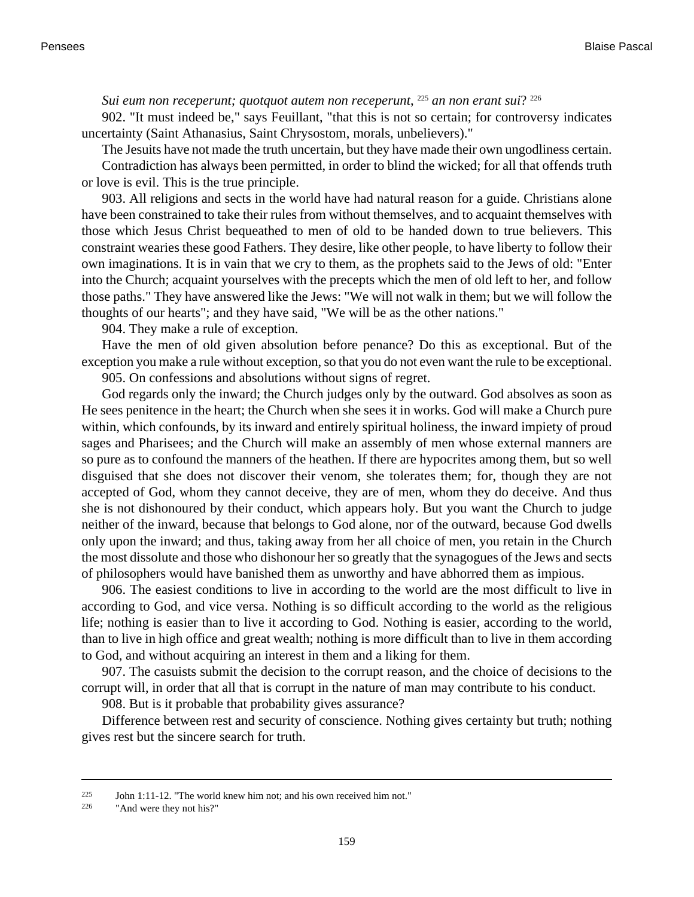*Sui eum non receperunt; quotquot autem non receperunt*, [225] *an non erant sui*? [226]

902. "It must indeed be," says Feuillant, "that this is not so certain; for controversy indicates uncertainty (Saint Athanasius, Saint Chrysostom, morals, unbelievers)."

The Jesuits have not made the truth uncertain, but they have made their own ungodliness certain.

Contradiction has always been permitted, in order to blind the wicked; for all that offends truth or love is evil. This is the true principle.

903. All religions and sects in the world have had natural reason for a guide. Christians alone have been constrained to take their rules from without themselves, and to acquaint themselves with those which Jesus Christ bequeathed to men of old to be handed down to true believers. This constraint wearies these good Fathers. They desire, like other people, to have liberty to follow their own imaginations. It is in vain that we cry to them, as the prophets said to the Jews of old: "Enter into the Church; acquaint yourselves with the precepts which the men of old left to her, and follow those paths." They have answered like the Jews: "We will not walk in them; but we will follow the thoughts of our hearts"; and they have said, "We will be as the other nations."

904. They make a rule of exception.

Have the men of old given absolution before penance? Do this as exceptional. But of the exception you make a rule without exception, so that you do not even want the rule to be exceptional.

905. On confessions and absolutions without signs of regret.

God regards only the inward; the Church judges only by the outward. God absolves as soon as He sees penitence in the heart; the Church when she sees it in works. God will make a Church pure within, which confounds, by its inward and entirely spiritual holiness, the inward impiety of proud sages and Pharisees; and the Church will make an assembly of men whose external manners are so pure as to confound the manners of the heathen. If there are hypocrites among them, but so well disguised that she does not discover their venom, she tolerates them; for, though they are not accepted of God, whom they cannot deceive, they are of men, whom they do deceive. And thus she is not dishonoured by their conduct, which appears holy. But you want the Church to judge neither of the inward, because that belongs to God alone, nor of the outward, because God dwells only upon the inward; and thus, taking away from her all choice of men, you retain in the Church the most dissolute and those who dishonour her so greatly that the synagogues of the Jews and sects of philosophers would have banished them as unworthy and have abhorred them as impious.

906. The easiest conditions to live in according to the world are the most difficult to live in according to God, and vice versa. Nothing is so difficult according to the world as the religious life; nothing is easier than to live it according to God. Nothing is easier, according to the world, than to live in high office and great wealth; nothing is more difficult than to live in them according to God, and without acquiring an interest in them and a liking for them.

907. The casuists submit the decision to the corrupt reason, and the choice of decisions to the corrupt will, in order that all that is corrupt in the nature of man may contribute to his conduct.

908. But is it probable that probability gives assurance?

Difference between rest and security of conscience. Nothing gives certainty but truth; nothing gives rest but the sincere search for truth.

---

[225] John 1:11-12. "The world knew him not; and his own received him not."

[226] "And were they not his?"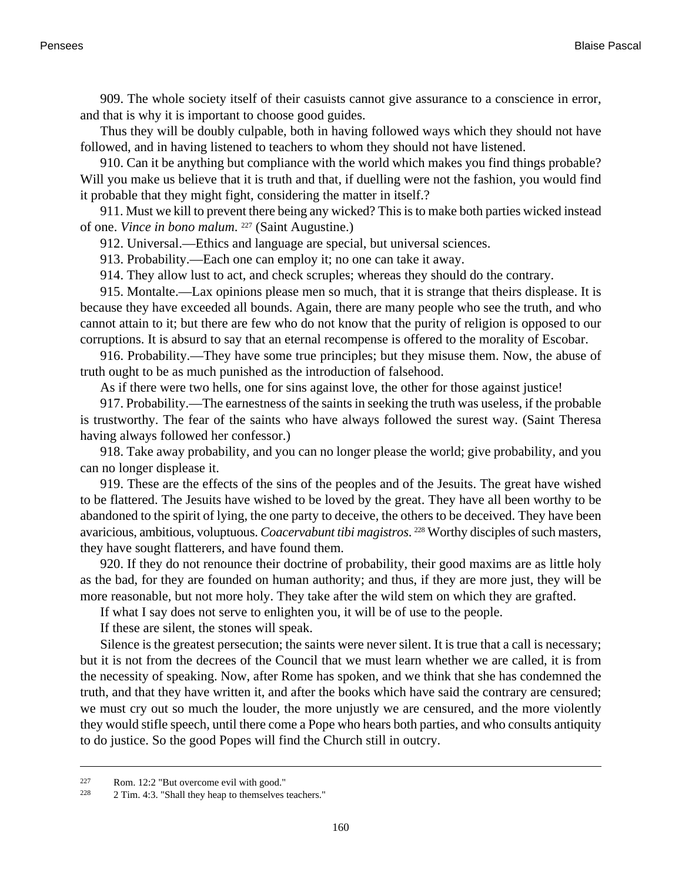909. The whole society itself of their casuists cannot give assurance to a conscience in error, and that is why it is important to choose good guides.

Thus they will be doubly culpable, both in having followed ways which they should not have followed, and in having listened to teachers to whom they should not have listened.

910. Can it be anything but compliance with the world which makes you find things probable? Will you make us believe that it is truth and that, if duelling were not the fashion, you would find it probable that they might fight, considering the matter in itself.?

911. Must we kill to prevent there being any wicked? This is to make both parties wicked instead of one. *Vince in bono malum*. [227] (Saint Augustine.)

912. Universal.—Ethics and language are special, but universal sciences.

913. Probability.—Each one can employ it; no one can take it away.

914. They allow lust to act, and check scruples; whereas they should do the contrary.

915. Montalte.—Lax opinions please men so much, that it is strange that theirs displease. It is because they have exceeded all bounds. Again, there are many people who see the truth, and who cannot attain to it; but there are few who do not know that the purity of religion is opposed to our corruptions. It is absurd to say that an eternal recompense is offered to the morality of Escobar.

916. Probability.—They have some true principles; but they misuse them. Now, the abuse of truth ought to be as much punished as the introduction of falsehood.

As if there were two hells, one for sins against love, the other for those against justice!

917. Probability.—The earnestness of the saints in seeking the truth was useless, if the probable is trustworthy. The fear of the saints who have always followed the surest way. (Saint Theresa having always followed her confessor.)

918. Take away probability, and you can no longer please the world; give probability, and you can no longer displease it.

919. These are the effects of the sins of the peoples and of the Jesuits. The great have wished to be flattered. The Jesuits have wished to be loved by the great. They have all been worthy to be abandoned to the spirit of lying, the one party to deceive, the others to be deceived. They have been avaricious, ambitious, voluptuous. *Coacervabunt tibi magistros*. [228] Worthy disciples of such masters, they have sought flatterers, and have found them.

920. If they do not renounce their doctrine of probability, their good maxims are as little holy as the bad, for they are founded on human authority; and thus, if they are more just, they will be more reasonable, but not more holy. They take after the wild stem on which they are grafted.

If what I say does not serve to enlighten you, it will be of use to the people.

If these are silent, the stones will speak.

Silence is the greatest persecution; the saints were never silent. It is true that a call is necessary; but it is not from the decrees of the Council that we must learn whether we are called, it is from the necessity of speaking. Now, after Rome has spoken, and we think that she has condemned the truth, and that they have written it, and after the books which have said the contrary are censured; we must cry out so much the louder, the more unjustly we are censured, and the more violently they would stifle speech, until there come a Pope who hears both parties, and who consults antiquity to do justice. So the good Popes will find the Church still in outcry.

---

[227] Rom. 12:2 "But overcome evil with good."

[228] 2 Tim. 4:3. "Shall they heap to themselves teachers."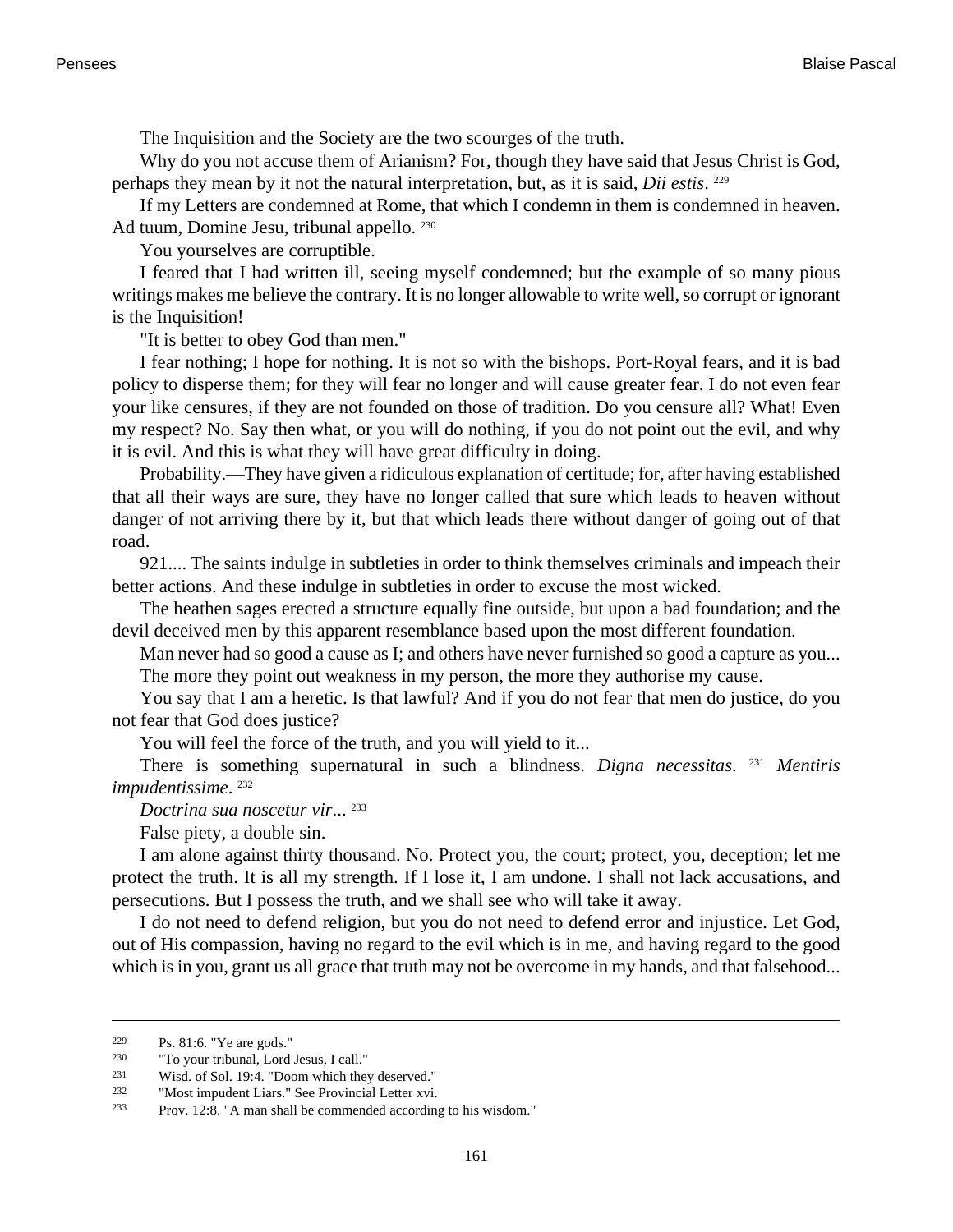The Inquisition and the Society are the two scourges of the truth.

Why do you not accuse them of Arianism? For, though they have said that Jesus Christ is God, perhaps they mean by it not the natural interpretation, but, as it is said, *Dii estis*. [229]

If my Letters are condemned at Rome, that which I condemn in them is condemned in heaven. Ad tuum, Domine Jesu, tribunal appello. [230]

You yourselves are corruptible.

I feared that I had written ill, seeing myself condemned; but the example of so many pious writings makes me believe the contrary. It is no longer allowable to write well, so corrupt or ignorant is the Inquisition!

"It is better to obey God than men."

I fear nothing; I hope for nothing. It is not so with the bishops. Port-Royal fears, and it is bad policy to disperse them; for they will fear no longer and will cause greater fear. I do not even fear your like censures, if they are not founded on those of tradition. Do you censure all? What! Even my respect? No. Say then what, or you will do nothing, if you do not point out the evil, and why it is evil. And this is what they will have great difficulty in doing.

Probability.—They have given a ridiculous explanation of certitude; for, after having established that all their ways are sure, they have no longer called that sure which leads to heaven without danger of not arriving there by it, but that which leads there without danger of going out of that road.

921.... The saints indulge in subtleties in order to think themselves criminals and impeach their better actions. And these indulge in subtleties in order to excuse the most wicked.

The heathen sages erected a structure equally fine outside, but upon a bad foundation; and the devil deceived men by this apparent resemblance based upon the most different foundation.

Man never had so good a cause as I; and others have never furnished so good a capture as you...

The more they point out weakness in my person, the more they authorise my cause.

You say that I am a heretic. Is that lawful? And if you do not fear that men do justice, do you not fear that God does justice?

You will feel the force of the truth, and you will yield to it...

There is something supernatural in such a blindness. *Digna necessitas*. [231] *Mentiris impudentissime*. [232]

*Doctrina sua noscetur vir*... [233]

False piety, a double sin.

I am alone against thirty thousand. No. Protect you, the court; protect, you, deception; let me protect the truth. It is all my strength. If I lose it, I am undone. I shall not lack accusations, and persecutions. But I possess the truth, and we shall see who will take it away.

I do not need to defend religion, but you do not need to defend error and injustice. Let God, out of His compassion, having no regard to the evil which is in me, and having regard to the good which is in you, grant us all grace that truth may not be overcome in my hands, and that falsehood...

---

229 Ps. 81:6. "Ye are gods."

230 "To your tribunal, Lord Jesus, I call."

231 Wisd. of Sol. 19:4. "Doom which they deserved."

232 "Most impudent Liars." See Provincial Letter xvi.

233 Prov. 12:8. "A man shall be commended according to his wisdom."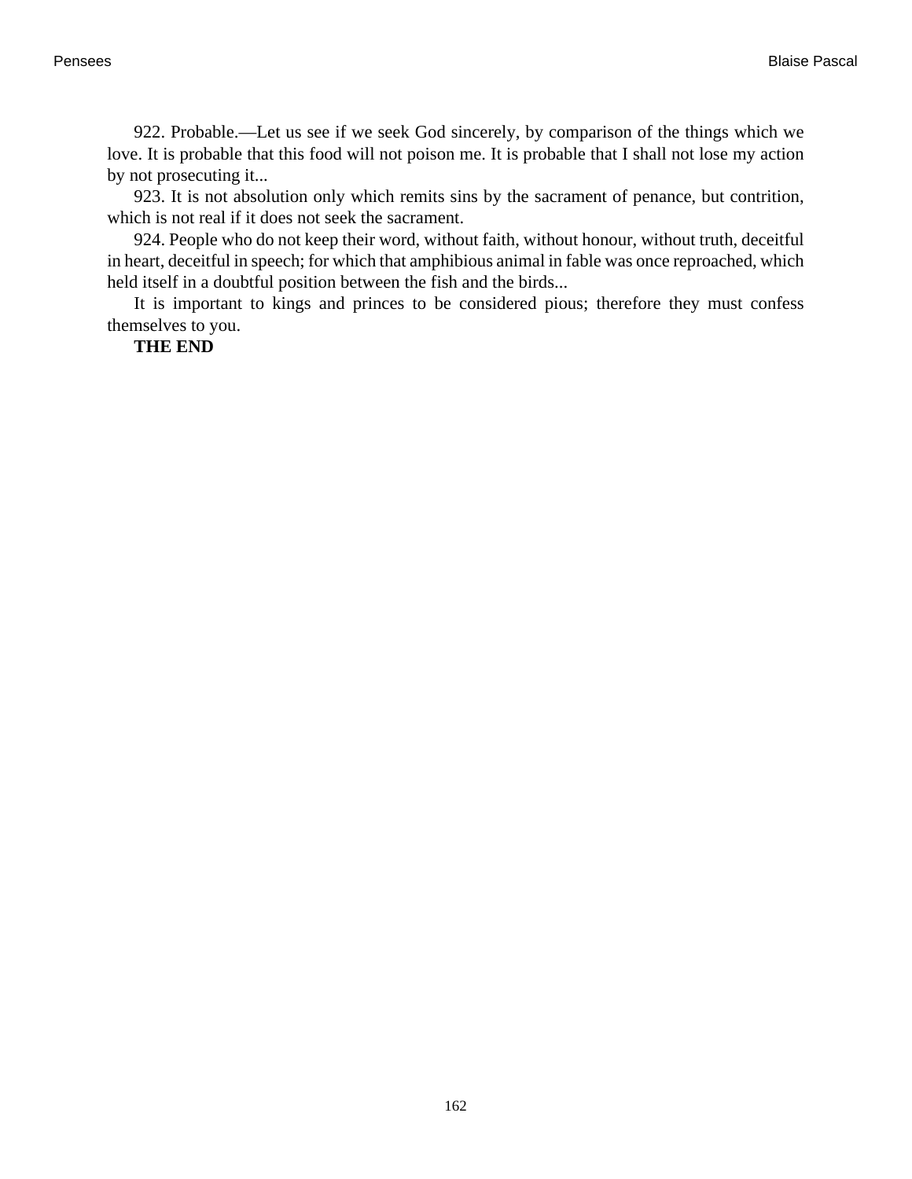922. Probable.—Let us see if we seek God sincerely, by comparison of the things which we love. It is probable that this food will not poison me. It is probable that I shall not lose my action by not prosecuting it...

923. It is not absolution only which remits sins by the sacrament of penance, but contrition, which is not real if it does not seek the sacrament.

924. People who do not keep their word, without faith, without honour, without truth, deceitful in heart, deceitful in speech; for which that amphibious animal in fable was once reproached, which held itself in a doubtful position between the fish and the birds...

It is important to kings and princes to be considered pious; therefore they must confess themselves to you.

**THE END**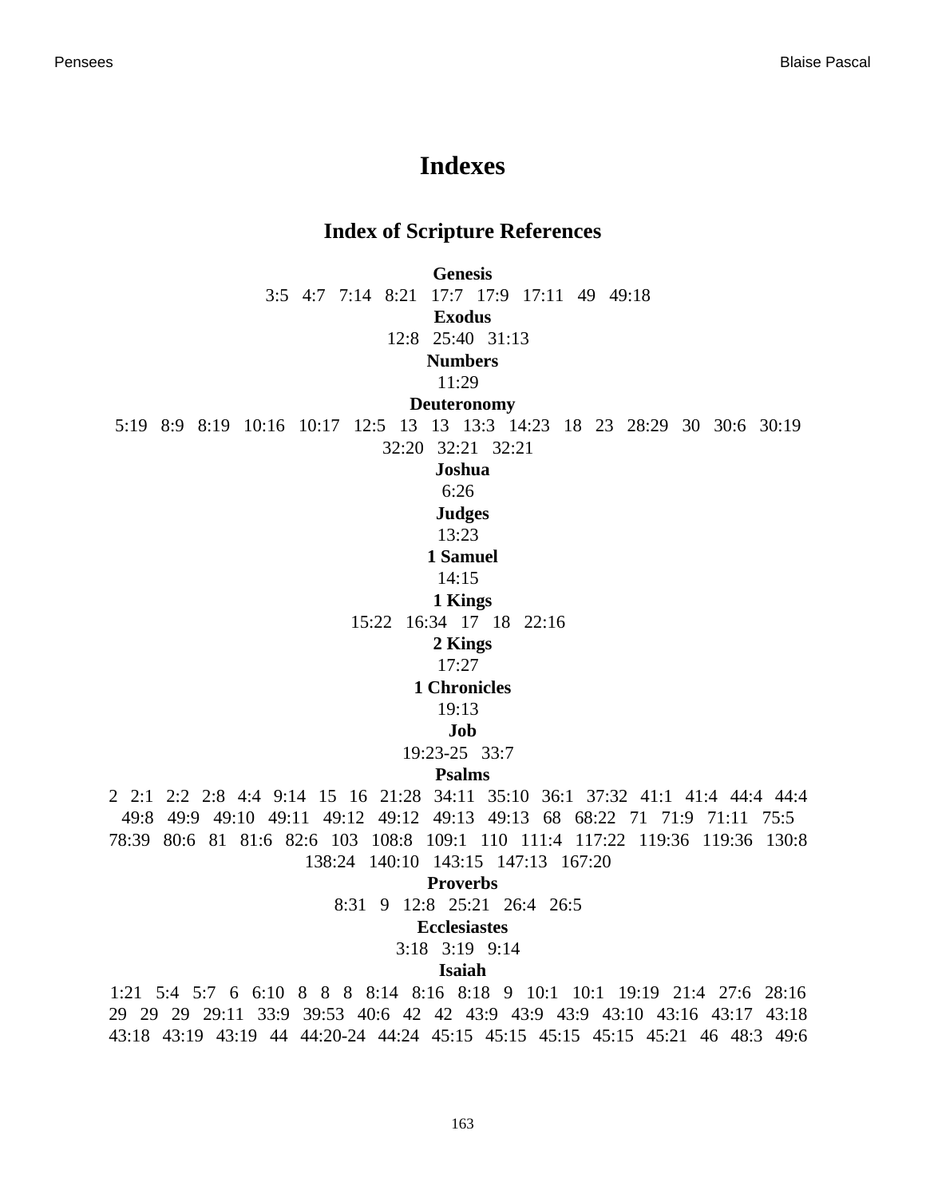# Indexes

## Index of Scripture References

**Genesis**
3:5   4:7   7:14   8:21   17:7   17:9   17:11   49   49:18

**Exodus**
12:8   25:40   31:13

**Numbers**
11:29

**Deuteronomy**
5:19   8:9   8:19   10:16   10:17   12:5   13   13   13:3   14:23   18   23   28:29   30   30:6   30:19   32:20   32:21   32:21

**Joshua**
6:26

**Judges**
13:23

**1 Samuel**
14:15

**1 Kings**
15:22   16:34   17   18   22:16

**2 Kings**
17:27

**1 Chronicles**
19:13

**Job**
19:23-25   33:7

**Psalms**
2   2:1   2:2   2:8   4:4   9:14   15   16   21:28   34:11   35:10   36:1   37:32   41:1   41:4   44:4   44:4   49:8   49:9   49:10   49:11   49:12   49:12   49:13   49:13   68   68:22   71   71:9   71:11   75:5   78:39   80:6   81   81:6   82:6   103   108:8   109:1   110   111:4   117:22   119:36   119:36   130:8   138:24   140:10   143:15   147:13   167:20

**Proverbs**
8:31   9   12:8   25:21   26:4   26:5

**Ecclesiastes**
3:18   3:19   9:14

**Isaiah**
1:21   5:4   5:7   6   6:10   8   8   8   8:14   8:16   8:18   9   10:1   10:1   19:19   21:4   27:6   28:16   29   29   29   29:11   33:9   39:53   40:6   42   42   43:9   43:9   43:9   43:10   43:16   43:17   43:18   43:18   43:19   43:19   44   44:20-24   44:24   45:15   45:15   45:15   45:15   45:21   46   48:3   49:6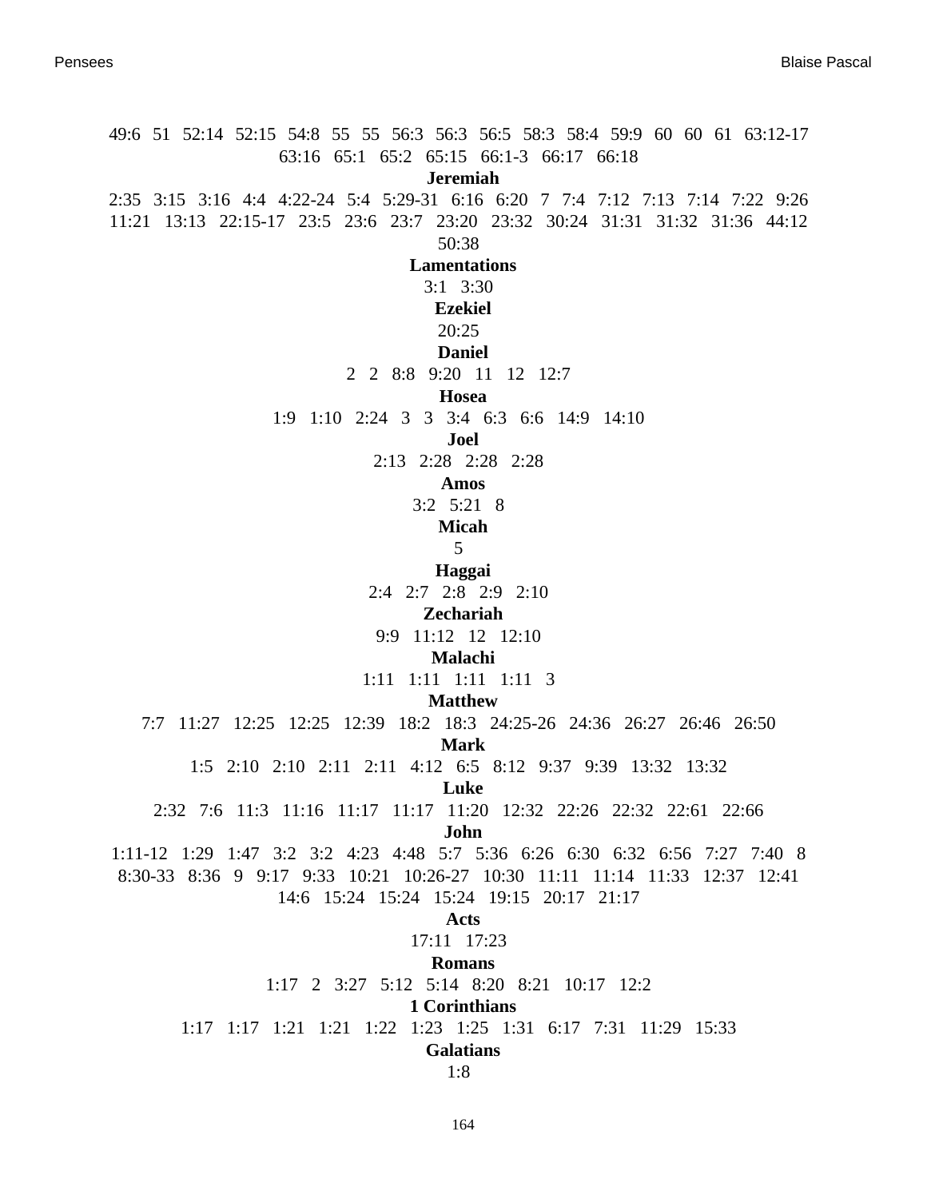49:6 51 52:14 52:15 54:8 55 55 56:3 56:3 56:5 58:3 58:4 59:9 60 60 61 63:12-17 63:16 65:1 65:2 65:15 66:1-3 66:17 66:18

**Jeremiah**

2:35 3:15 3:16 4:4 4:22-24 5:4 5:29-31 6:16 6:20 7 7:4 7:12 7:13 7:14 7:22 9:26 11:21 13:13 22:15-17 23:5 23:6 23:7 23:20 23:32 30:24 31:31 31:32 31:36 44:12 50:38

**Lamentations**

3:1 3:30

**Ezekiel**

20:25

**Daniel**

2 2 8:8 9:20 11 12 12:7

**Hosea**

1:9 1:10 2:24 3 3 3:4 6:3 6:6 14:9 14:10

**Joel**

2:13 2:28 2:28 2:28

**Amos**

3:2 5:21 8

**Micah**

5

**Haggai**

2:4 2:7 2:8 2:9 2:10

**Zechariah**

9:9 11:12 12 12:10

**Malachi**

1:11 1:11 1:11 1:11 3

**Matthew**

7:7 11:27 12:25 12:25 12:39 18:2 18:3 24:25-26 24:36 26:27 26:46 26:50

**Mark**

1:5 2:10 2:10 2:11 2:11 4:12 6:5 8:12 9:37 9:39 13:32 13:32

**Luke**

2:32 7:6 11:3 11:16 11:17 11:17 11:20 12:32 22:26 22:32 22:61 22:66

**John**

1:11-12 1:29 1:47 3:2 3:2 4:23 4:48 5:7 5:36 6:26 6:30 6:32 6:56 7:27 7:40 8 8:30-33 8:36 9 9:17 9:33 10:21 10:26-27 10:30 11:11 11:14 11:33 12:37 12:41 14:6 15:24 15:24 15:24 19:15 20:17 21:17

**Acts**

17:11 17:23

**Romans**

1:17 2 3:27 5:12 5:14 8:20 8:21 10:17 12:2

**1 Corinthians**

1:17 1:17 1:21 1:21 1:22 1:23 1:25 1:31 6:17 7:31 11:29 15:33

**Galatians**

1:8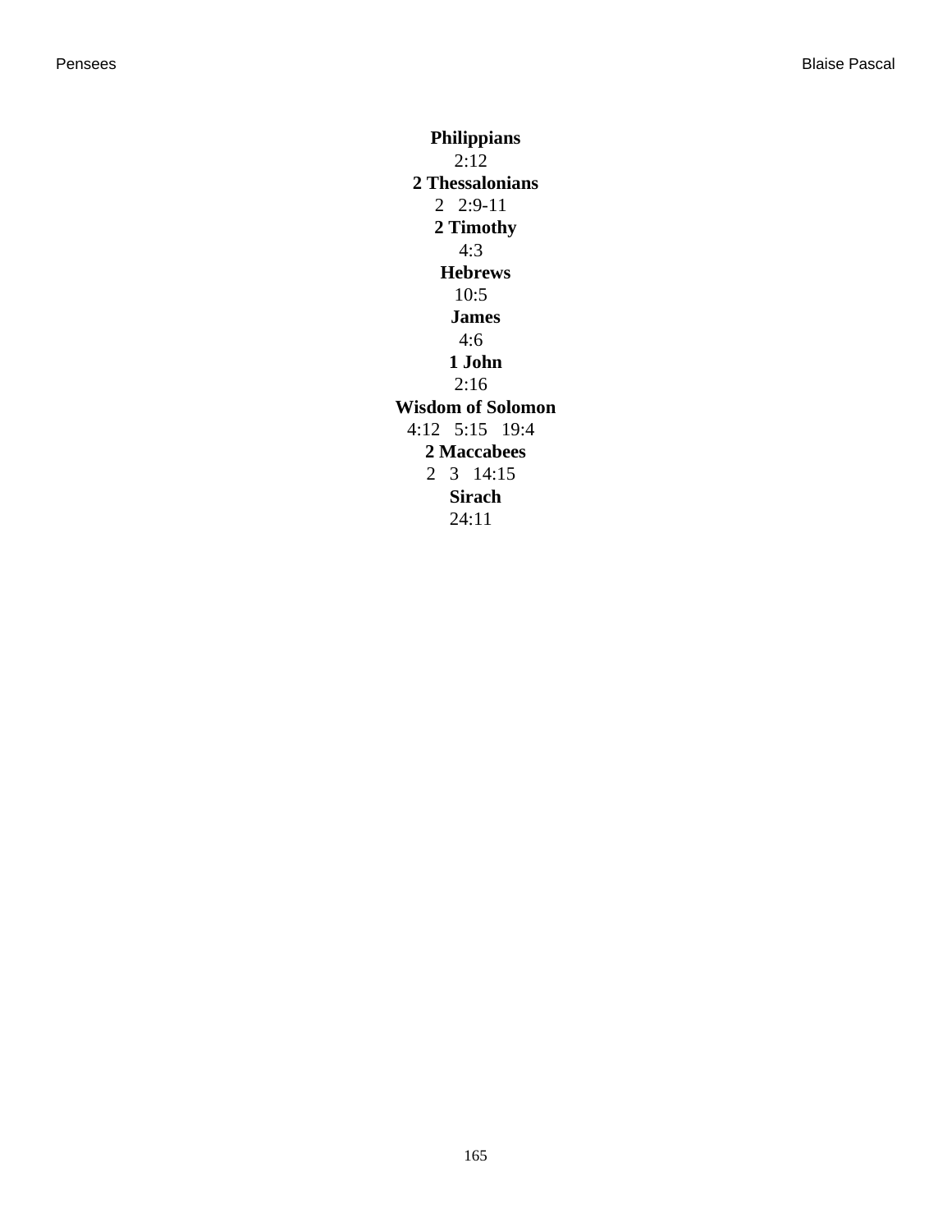**Philippians**

2:12

**2 Thessalonians**

2   2:9-11

**2 Timothy**

4:3

**Hebrews**

10:5

**James**

4:6

**1 John**

2:16

**Wisdom of Solomon**

4:12   5:15   19:4

**2 Maccabees**

2   3   14:15

**Sirach**

24:11